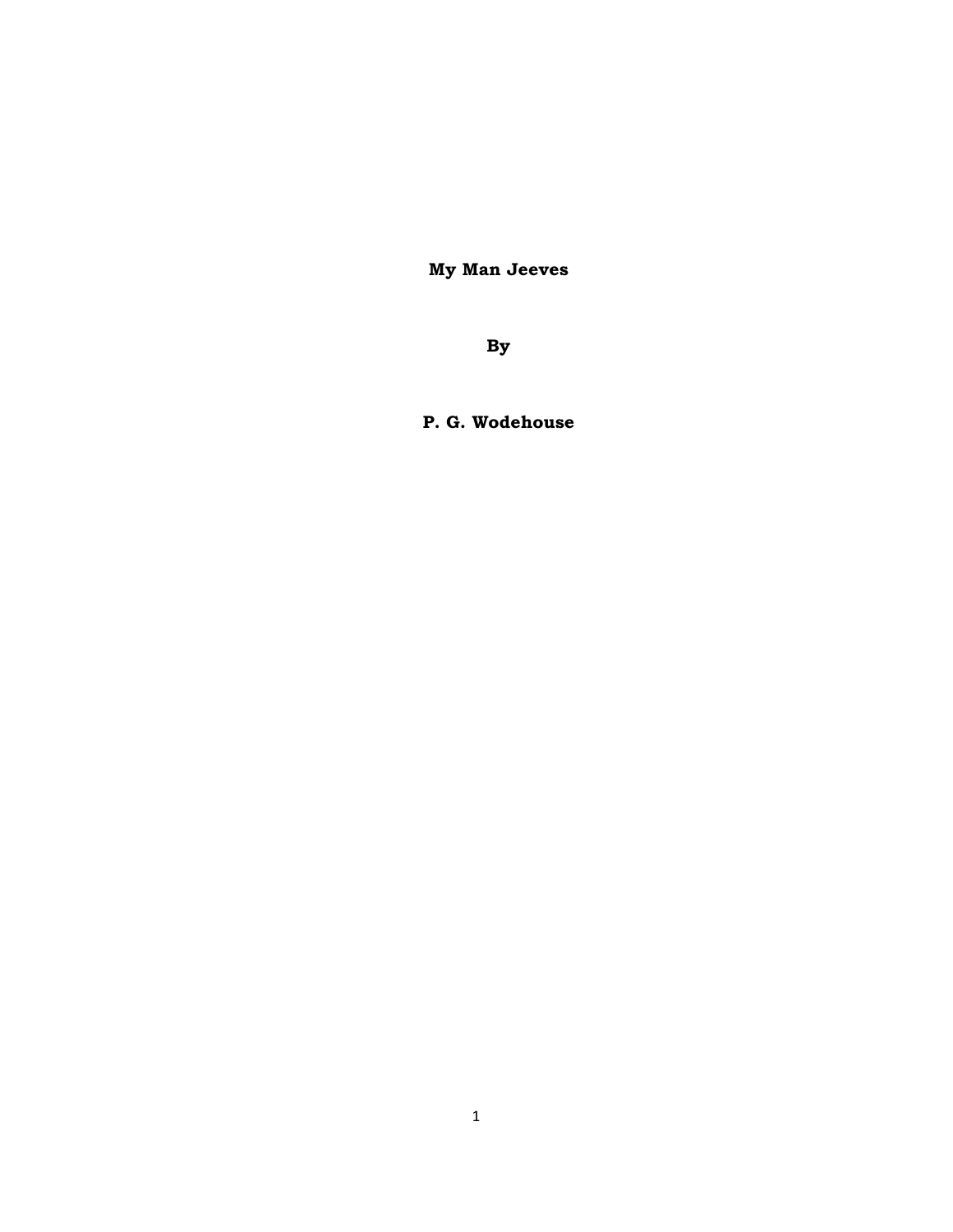# My Man Jeeves

**By**

**P. G. Wodehouse**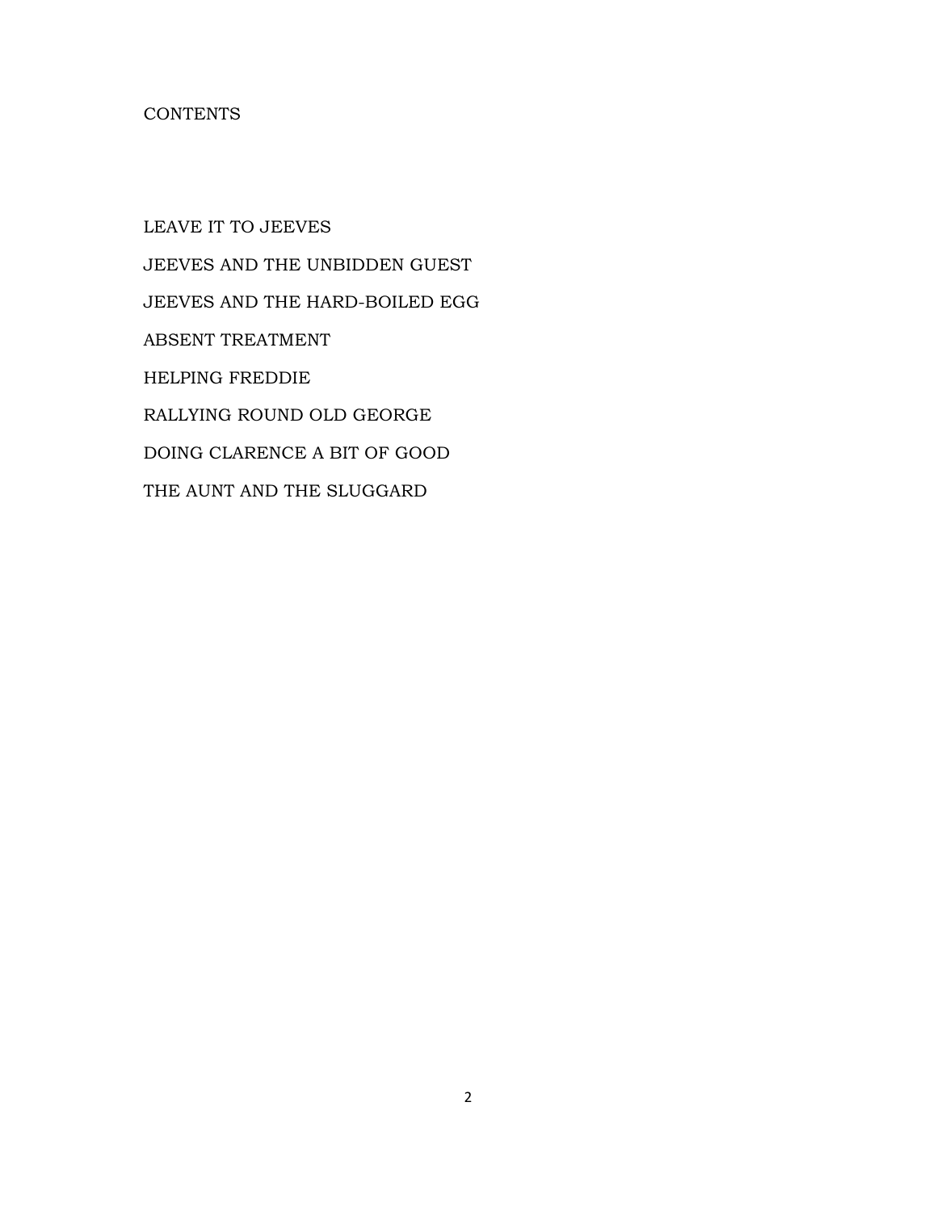# CONTENTS

LEAVE IT TO JEEVES

JEEVES AND THE UNBIDDEN GUEST

JEEVES AND THE HARD-BOILED EGG

ABSENT TREATMENT

HELPING FREDDIE

RALLYING ROUND OLD GEORGE

DOING CLARENCE A BIT OF GOOD

THE AUNT AND THE SLUGGARD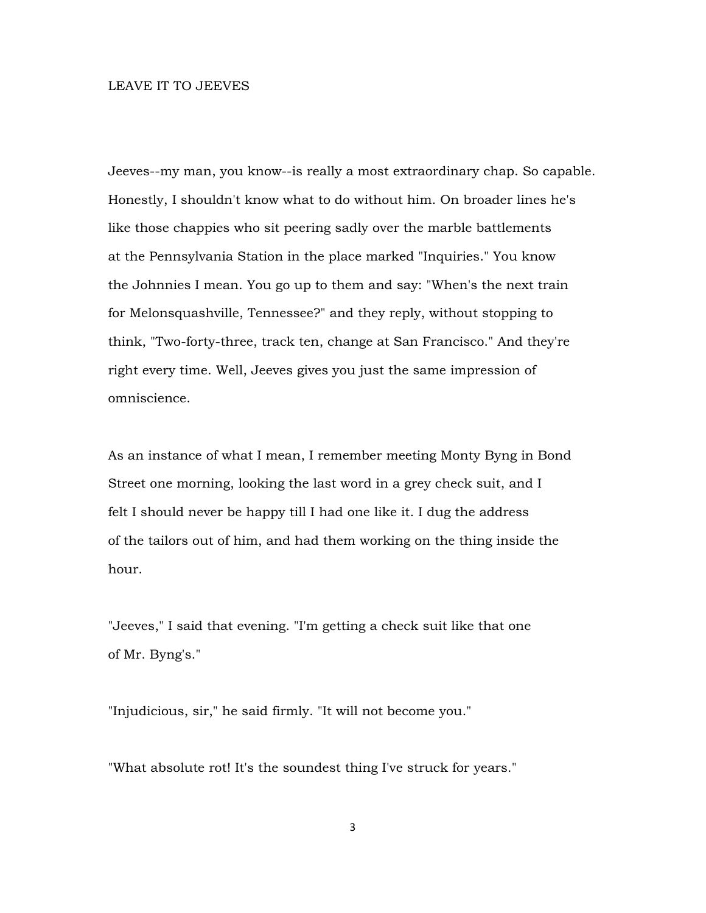# LEAVE IT TO JEEVES

Jeeves--my man, you know--is really a most extraordinary chap. So capable. Honestly, I shouldn't know what to do without him. On broader lines he's like those chappies who sit peering sadly over the marble battlements at the Pennsylvania Station in the place marked "Inquiries." You know the Johnnies I mean. You go up to them and say: "When's the next train for Melonsquashville, Tennessee?" and they reply, without stopping to think, "Two-forty-three, track ten, change at San Francisco." And they're right every time. Well, Jeeves gives you just the same impression of omniscience.

As an instance of what I mean, I remember meeting Monty Byng in Bond Street one morning, looking the last word in a grey check suit, and I felt I should never be happy till I had one like it. I dug the address of the tailors out of him, and had them working on the thing inside the hour.

"Jeeves," I said that evening. "I'm getting a check suit like that one of Mr. Byng's."

"Injudicious, sir," he said firmly. "It will not become you."

"What absolute rot! It's the soundest thing I've struck for years."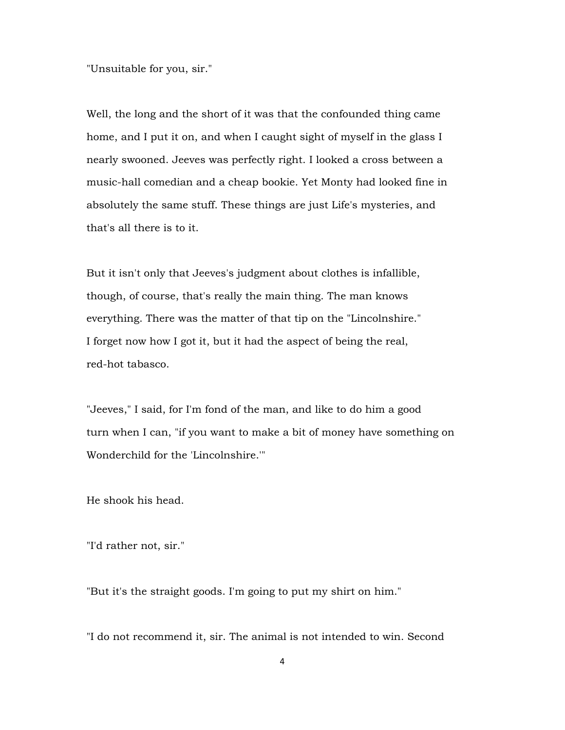"Unsuitable for you, sir."

Well, the long and the short of it was that the confounded thing came home, and I put it on, and when I caught sight of myself in the glass I nearly swooned. Jeeves was perfectly right. I looked a cross between a music-hall comedian and a cheap bookie. Yet Monty had looked fine in absolutely the same stuff. These things are just Life's mysteries, and that's all there is to it.

But it isn't only that Jeeves's judgment about clothes is infallible, though, of course, that's really the main thing. The man knows everything. There was the matter of that tip on the "Lincolnshire." I forget now how I got it, but it had the aspect of being the real, red-hot tabasco.

"Jeeves," I said, for I'm fond of the man, and like to do him a good turn when I can, "if you want to make a bit of money have something on Wonderchild for the 'Lincolnshire.'"

He shook his head.

"I'd rather not, sir."

"But it's the straight goods. I'm going to put my shirt on him."

"I do not recommend it, sir. The animal is not intended to win. Second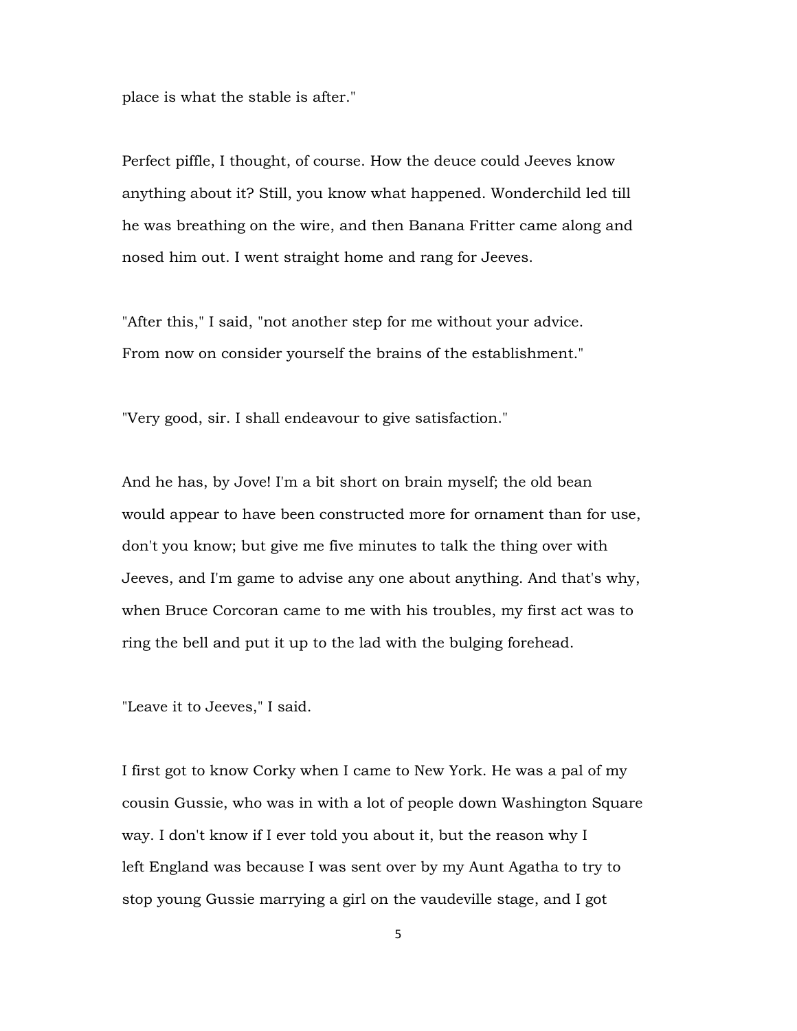place is what the stable is after."

Perfect piffle, I thought, of course. How the deuce could Jeeves know anything about it? Still, you know what happened. Wonderchild led till he was breathing on the wire, and then Banana Fritter came along and nosed him out. I went straight home and rang for Jeeves.

"After this," I said, "not another step for me without your advice. From now on consider yourself the brains of the establishment."

"Very good, sir. I shall endeavour to give satisfaction."

And he has, by Jove! I'm a bit short on brain myself; the old bean would appear to have been constructed more for ornament than for use, don't you know; but give me five minutes to talk the thing over with Jeeves, and I'm game to advise any one about anything. And that's why, when Bruce Corcoran came to me with his troubles, my first act was to ring the bell and put it up to the lad with the bulging forehead.

"Leave it to Jeeves," I said.

I first got to know Corky when I came to New York. He was a pal of my cousin Gussie, who was in with a lot of people down Washington Square way. I don't know if I ever told you about it, but the reason why I left England was because I was sent over by my Aunt Agatha to try to stop young Gussie marrying a girl on the vaudeville stage, and I got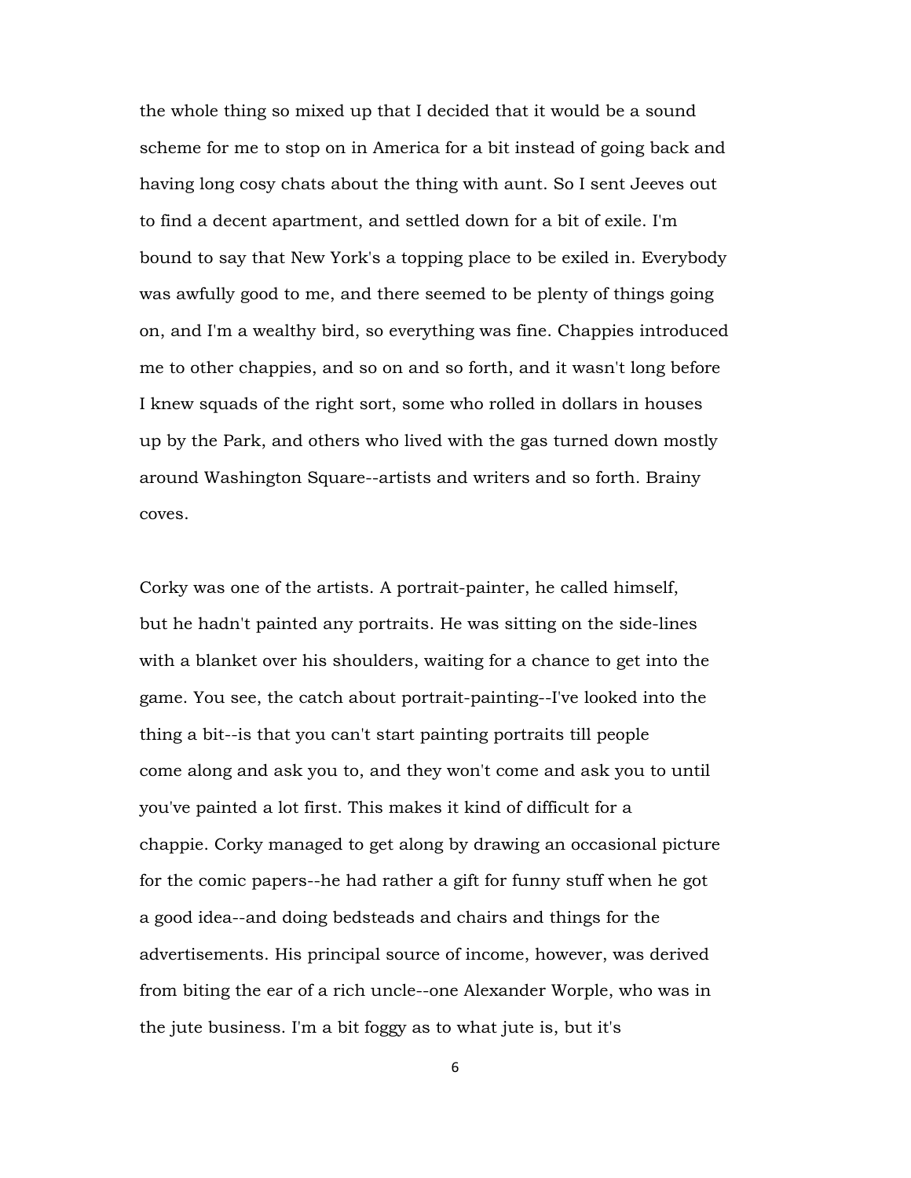the whole thing so mixed up that I decided that it would be a sound scheme for me to stop on in America for a bit instead of going back and having long cosy chats about the thing with aunt. So I sent Jeeves out to find a decent apartment, and settled down for a bit of exile. I'm bound to say that New York's a topping place to be exiled in. Everybody was awfully good to me, and there seemed to be plenty of things going on, and I'm a wealthy bird, so everything was fine. Chappies introduced me to other chappies, and so on and so forth, and it wasn't long before I knew squads of the right sort, some who rolled in dollars in houses up by the Park, and others who lived with the gas turned down mostly around Washington Square--artists and writers and so forth. Brainy coves.

Corky was one of the artists. A portrait-painter, he called himself, but he hadn't painted any portraits. He was sitting on the side-lines with a blanket over his shoulders, waiting for a chance to get into the game. You see, the catch about portrait-painting--I've looked into the thing a bit--is that you can't start painting portraits till people come along and ask you to, and they won't come and ask you to until you've painted a lot first. This makes it kind of difficult for a chappie. Corky managed to get along by drawing an occasional picture for the comic papers--he had rather a gift for funny stuff when he got a good idea--and doing bedsteads and chairs and things for the advertisements. His principal source of income, however, was derived from biting the ear of a rich uncle--one Alexander Worple, who was in the jute business. I'm a bit foggy as to what jute is, but it's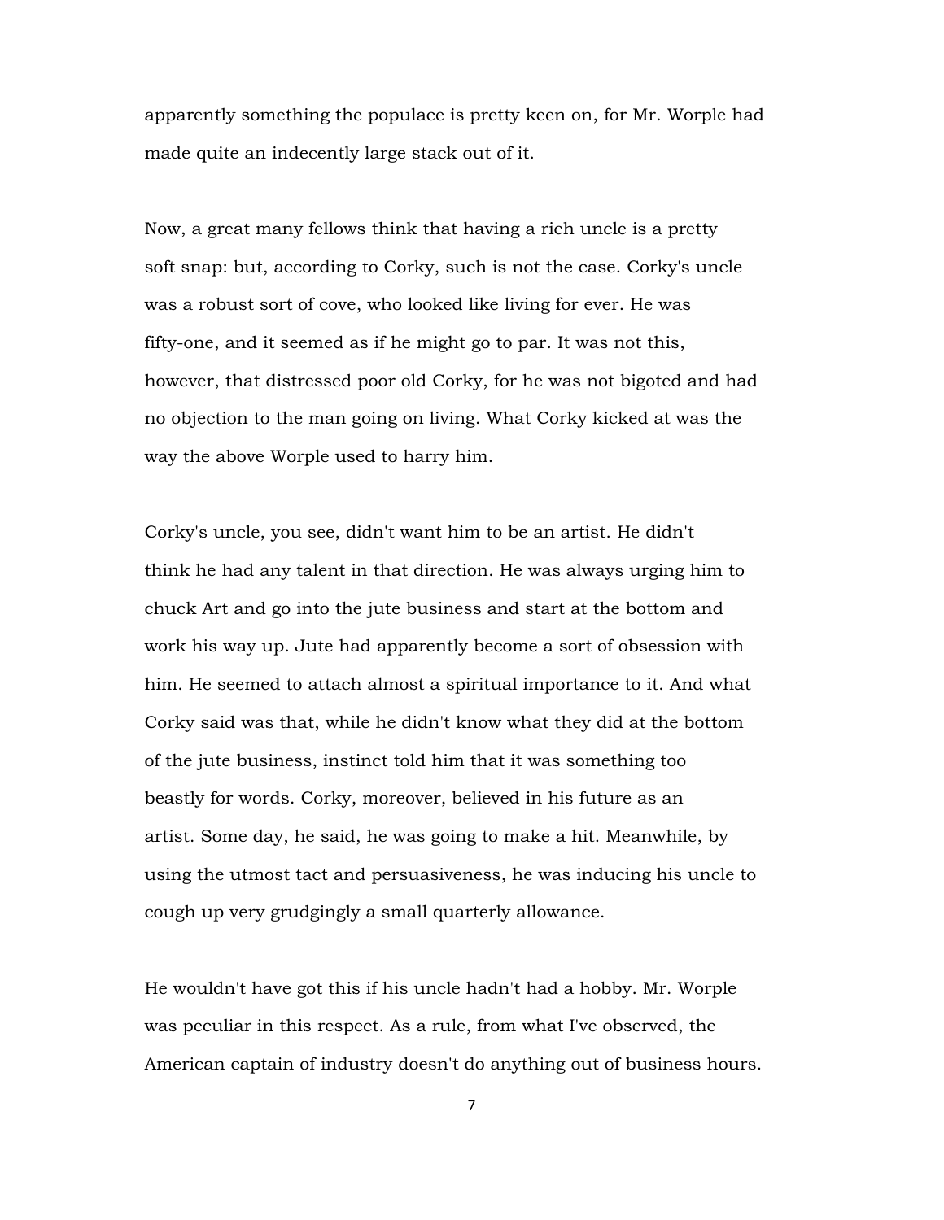apparently something the populace is pretty keen on, for Mr. Worple had made quite an indecently large stack out of it.

Now, a great many fellows think that having a rich uncle is a pretty soft snap: but, according to Corky, such is not the case. Corky's uncle was a robust sort of cove, who looked like living for ever. He was fifty-one, and it seemed as if he might go to par. It was not this, however, that distressed poor old Corky, for he was not bigoted and had no objection to the man going on living. What Corky kicked at was the way the above Worple used to harry him.

Corky's uncle, you see, didn't want him to be an artist. He didn't think he had any talent in that direction. He was always urging him to chuck Art and go into the jute business and start at the bottom and work his way up. Jute had apparently become a sort of obsession with him. He seemed to attach almost a spiritual importance to it. And what Corky said was that, while he didn't know what they did at the bottom of the jute business, instinct told him that it was something too beastly for words. Corky, moreover, believed in his future as an artist. Some day, he said, he was going to make a hit. Meanwhile, by using the utmost tact and persuasiveness, he was inducing his uncle to cough up very grudgingly a small quarterly allowance.

He wouldn't have got this if his uncle hadn't had a hobby. Mr. Worple was peculiar in this respect. As a rule, from what I've observed, the American captain of industry doesn't do anything out of business hours.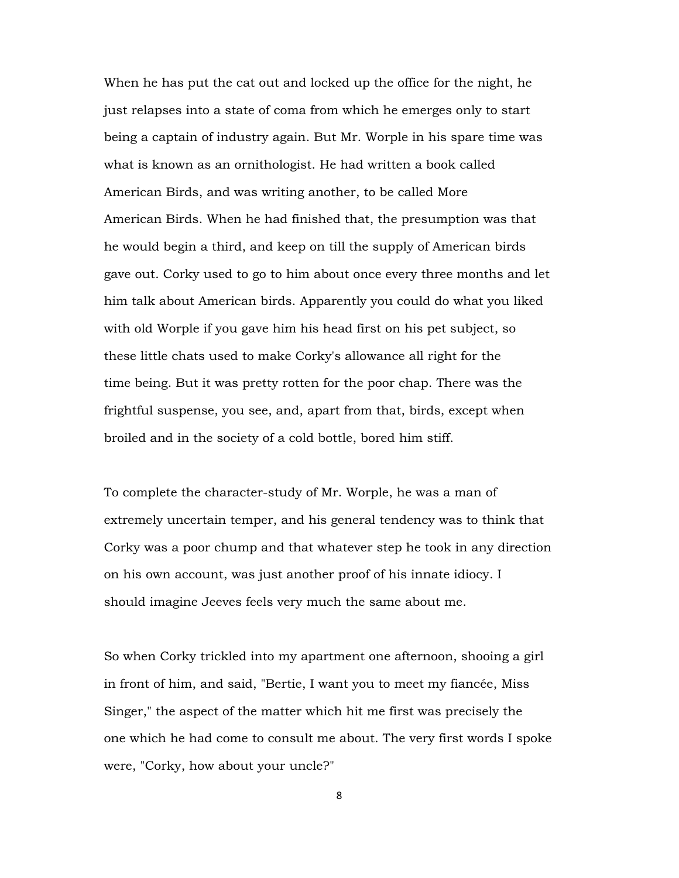When he has put the cat out and locked up the office for the night, he just relapses into a state of coma from which he emerges only to start being a captain of industry again. But Mr. Worple in his spare time was what is known as an ornithologist. He had written a book called American Birds, and was writing another, to be called More American Birds. When he had finished that, the presumption was that he would begin a third, and keep on till the supply of American birds gave out. Corky used to go to him about once every three months and let him talk about American birds. Apparently you could do what you liked with old Worple if you gave him his head first on his pet subject, so these little chats used to make Corky's allowance all right for the time being. But it was pretty rotten for the poor chap. There was the frightful suspense, you see, and, apart from that, birds, except when broiled and in the society of a cold bottle, bored him stiff.

To complete the character-study of Mr. Worple, he was a man of extremely uncertain temper, and his general tendency was to think that Corky was a poor chump and that whatever step he took in any direction on his own account, was just another proof of his innate idiocy. I should imagine Jeeves feels very much the same about me.

So when Corky trickled into my apartment one afternoon, shooing a girl in front of him, and said, "Bertie, I want you to meet my fiancée, Miss Singer," the aspect of the matter which hit me first was precisely the one which he had come to consult me about. The very first words I spoke were, "Corky, how about your uncle?"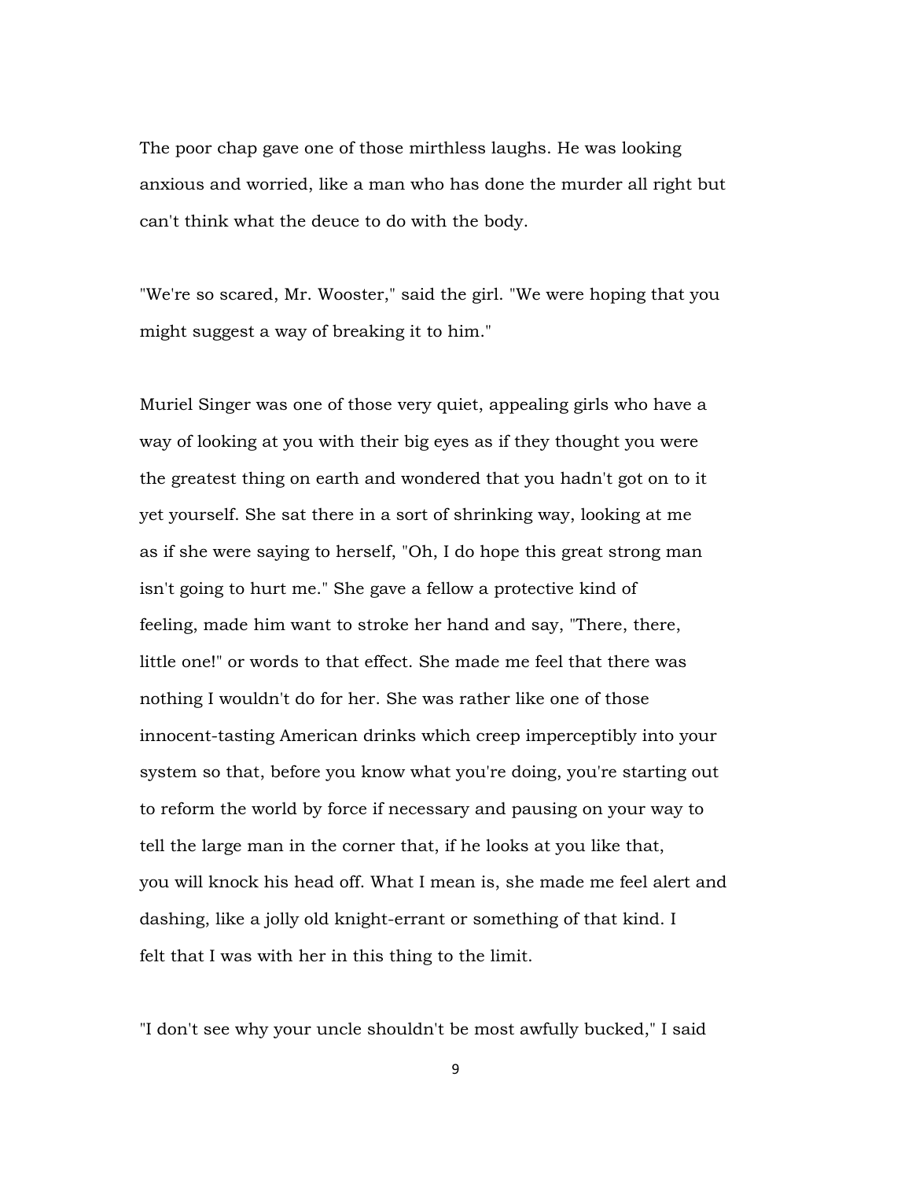The poor chap gave one of those mirthless laughs. He was looking anxious and worried, like a man who has done the murder all right but can't think what the deuce to do with the body.

"We're so scared, Mr. Wooster," said the girl. "We were hoping that you might suggest a way of breaking it to him."

Muriel Singer was one of those very quiet, appealing girls who have a way of looking at you with their big eyes as if they thought you were the greatest thing on earth and wondered that you hadn't got on to it yet yourself. She sat there in a sort of shrinking way, looking at me as if she were saying to herself, "Oh, I do hope this great strong man isn't going to hurt me." She gave a fellow a protective kind of feeling, made him want to stroke her hand and say, "There, there, little one!" or words to that effect. She made me feel that there was nothing I wouldn't do for her. She was rather like one of those innocent-tasting American drinks which creep imperceptibly into your system so that, before you know what you're doing, you're starting out to reform the world by force if necessary and pausing on your way to tell the large man in the corner that, if he looks at you like that, you will knock his head off. What I mean is, she made me feel alert and dashing, like a jolly old knight-errant or something of that kind. I felt that I was with her in this thing to the limit.

"I don't see why your uncle shouldn't be most awfully bucked," I said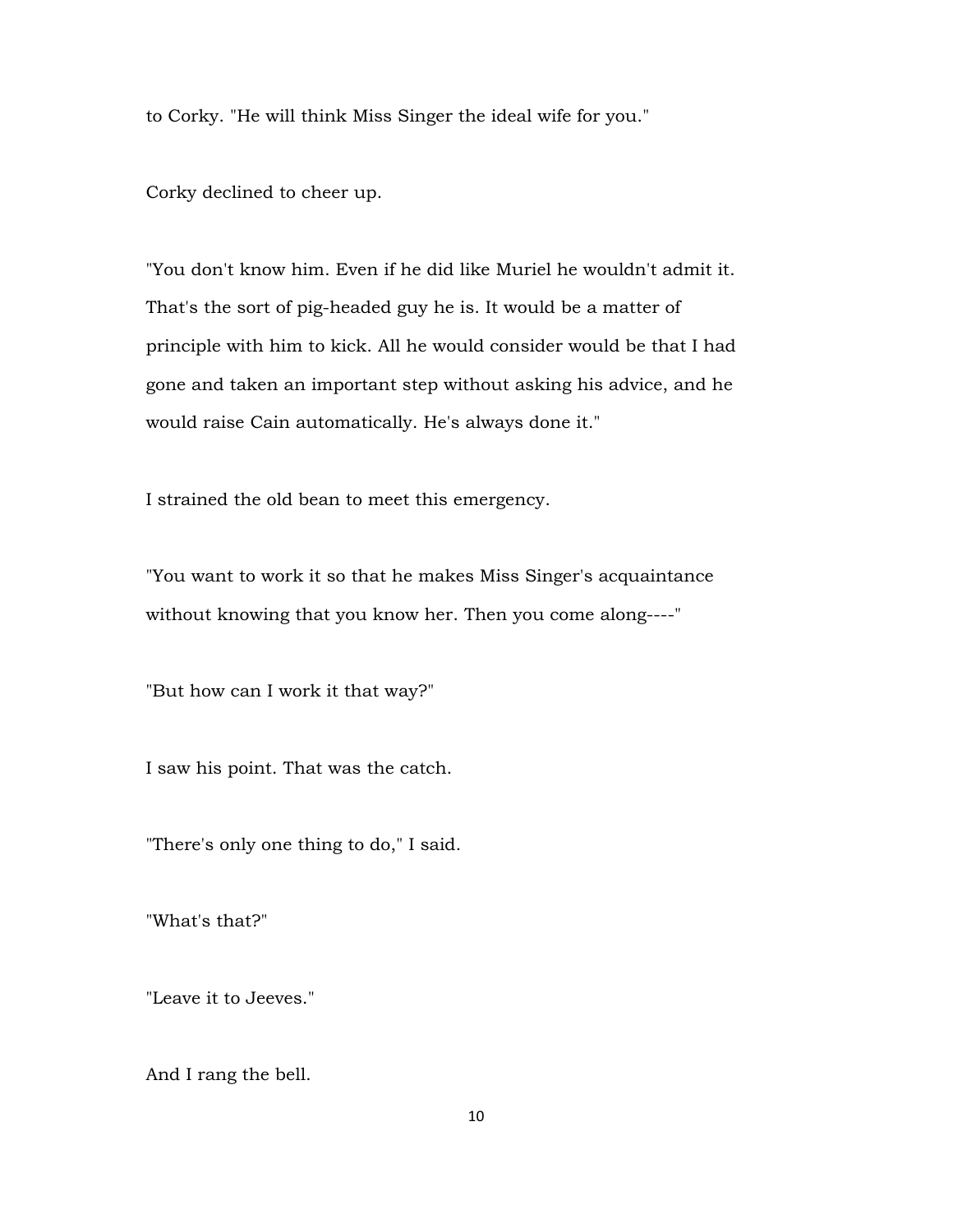to Corky. "He will think Miss Singer the ideal wife for you."

Corky declined to cheer up.

"You don't know him. Even if he did like Muriel he wouldn't admit it. That's the sort of pig-headed guy he is. It would be a matter of principle with him to kick. All he would consider would be that I had gone and taken an important step without asking his advice, and he would raise Cain automatically. He's always done it."

I strained the old bean to meet this emergency.

"You want to work it so that he makes Miss Singer's acquaintance without knowing that you know her. Then you come along----"

"But how can I work it that way?"

I saw his point. That was the catch.

"There's only one thing to do," I said.

"What's that?"

"Leave it to Jeeves."

And I rang the bell.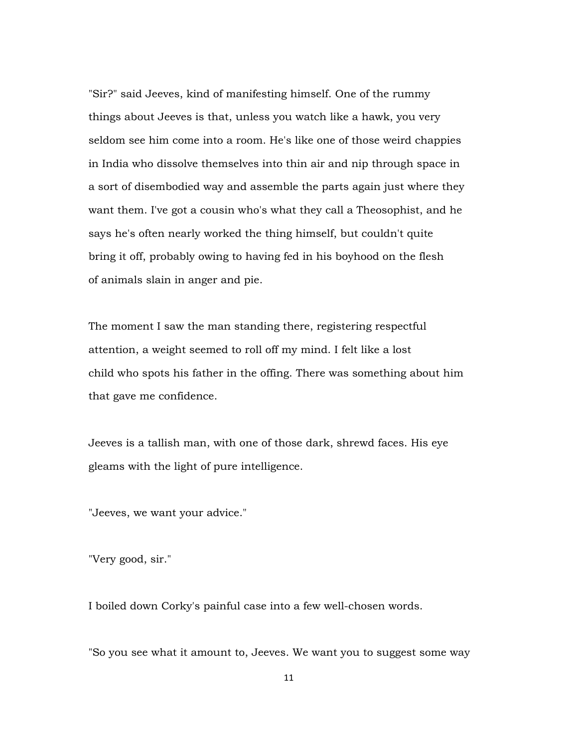"Sir?" said Jeeves, kind of manifesting himself. One of the rummy things about Jeeves is that, unless you watch like a hawk, you very seldom see him come into a room. He's like one of those weird chappies in India who dissolve themselves into thin air and nip through space in a sort of disembodied way and assemble the parts again just where they want them. I've got a cousin who's what they call a Theosophist, and he says he's often nearly worked the thing himself, but couldn't quite bring it off, probably owing to having fed in his boyhood on the flesh of animals slain in anger and pie.

The moment I saw the man standing there, registering respectful attention, a weight seemed to roll off my mind. I felt like a lost child who spots his father in the offing. There was something about him that gave me confidence.

Jeeves is a tallish man, with one of those dark, shrewd faces. His eye gleams with the light of pure intelligence.

"Jeeves, we want your advice."

"Very good, sir."

I boiled down Corky's painful case into a few well-chosen words.

"So you see what it amount to, Jeeves. We want you to suggest some way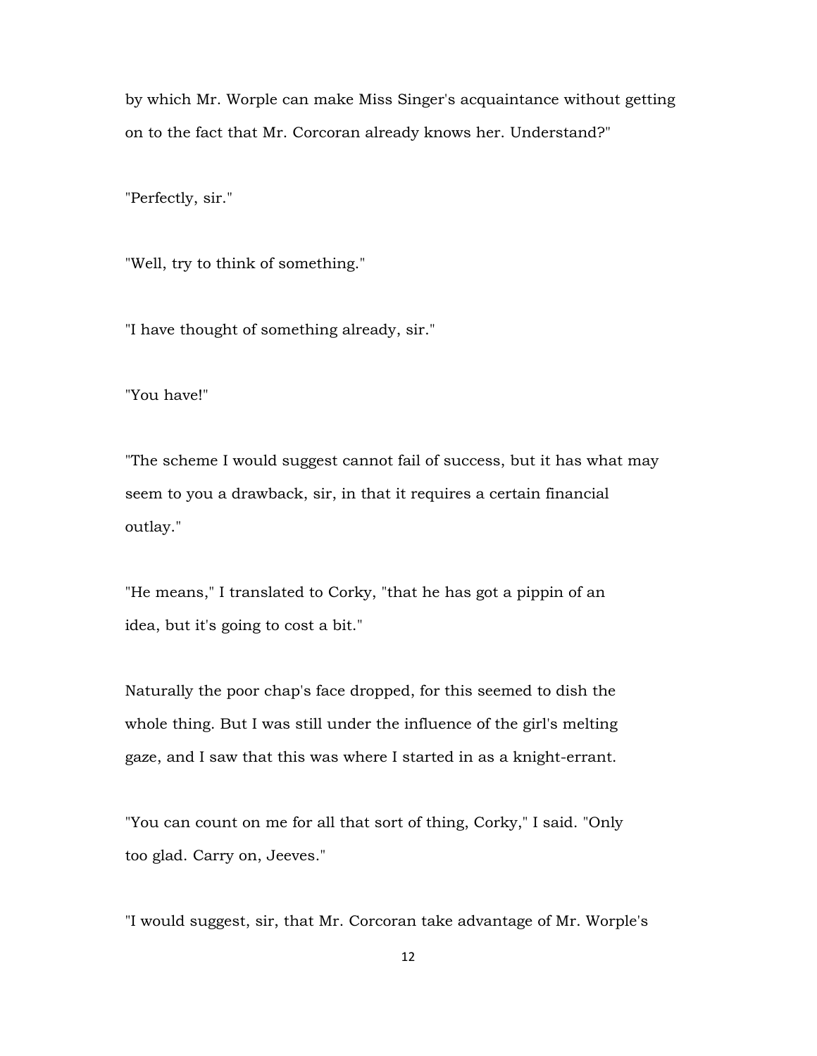by which Mr. Worple can make Miss Singer's acquaintance without getting on to the fact that Mr. Corcoran already knows her. Understand?"

"Perfectly, sir."

"Well, try to think of something."

"I have thought of something already, sir."

"You have!"

"The scheme I would suggest cannot fail of success, but it has what may seem to you a drawback, sir, in that it requires a certain financial outlay."

"He means," I translated to Corky, "that he has got a pippin of an idea, but it's going to cost a bit."

Naturally the poor chap's face dropped, for this seemed to dish the whole thing. But I was still under the influence of the girl's melting gaze, and I saw that this was where I started in as a knight-errant.

"You can count on me for all that sort of thing, Corky," I said. "Only too glad. Carry on, Jeeves."

"I would suggest, sir, that Mr. Corcoran take advantage of Mr. Worple's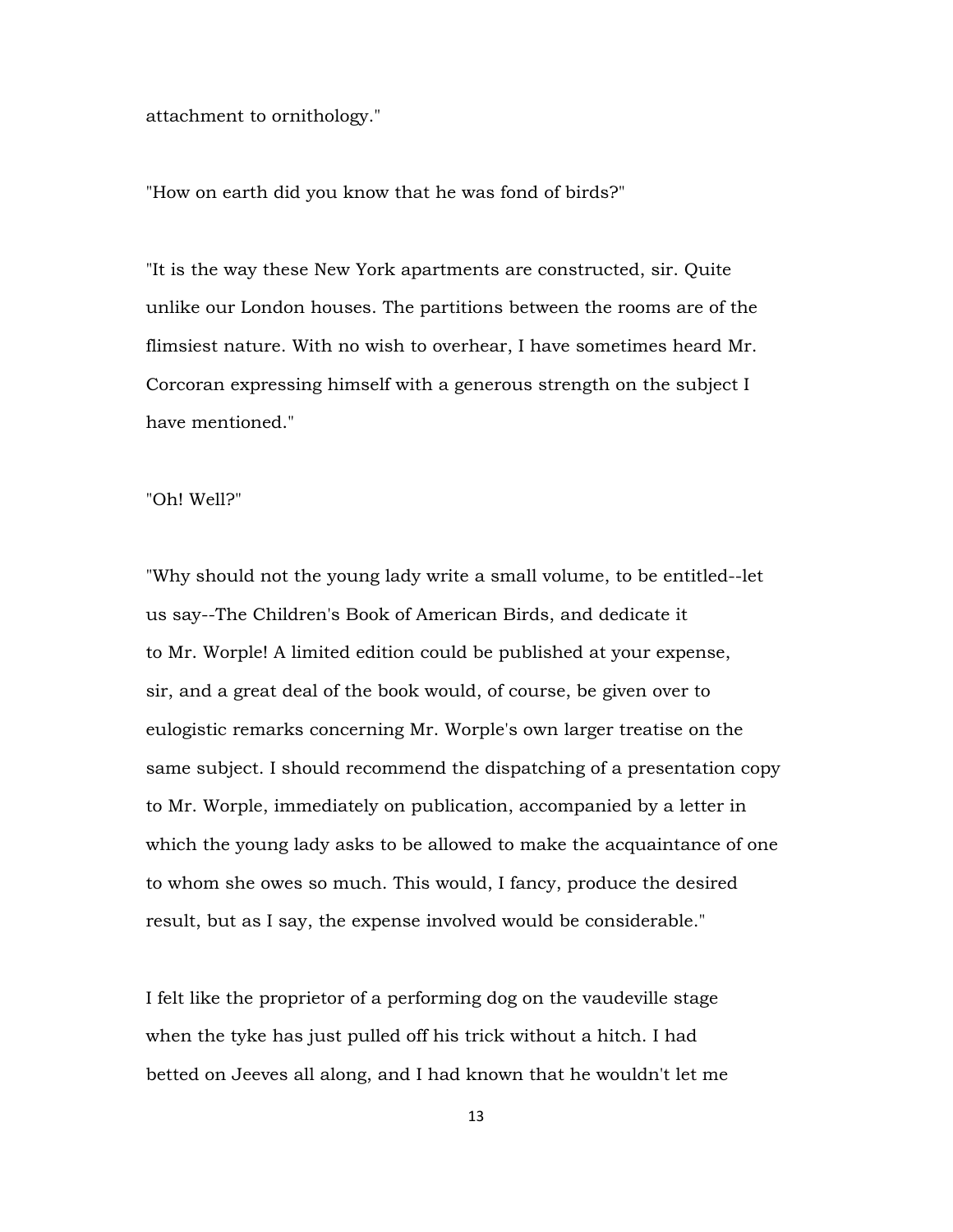attachment to ornithology."

"How on earth did you know that he was fond of birds?"

"It is the way these New York apartments are constructed, sir. Quite unlike our London houses. The partitions between the rooms are of the flimsiest nature. With no wish to overhear, I have sometimes heard Mr. Corcoran expressing himself with a generous strength on the subject I have mentioned."

"Oh! Well?"

"Why should not the young lady write a small volume, to be entitled--let us say--The Children's Book of American Birds, and dedicate it to Mr. Worple! A limited edition could be published at your expense, sir, and a great deal of the book would, of course, be given over to eulogistic remarks concerning Mr. Worple's own larger treatise on the same subject. I should recommend the dispatching of a presentation copy to Mr. Worple, immediately on publication, accompanied by a letter in which the young lady asks to be allowed to make the acquaintance of one to whom she owes so much. This would, I fancy, produce the desired result, but as I say, the expense involved would be considerable."

I felt like the proprietor of a performing dog on the vaudeville stage when the tyke has just pulled off his trick without a hitch. I had betted on Jeeves all along, and I had known that he wouldn't let me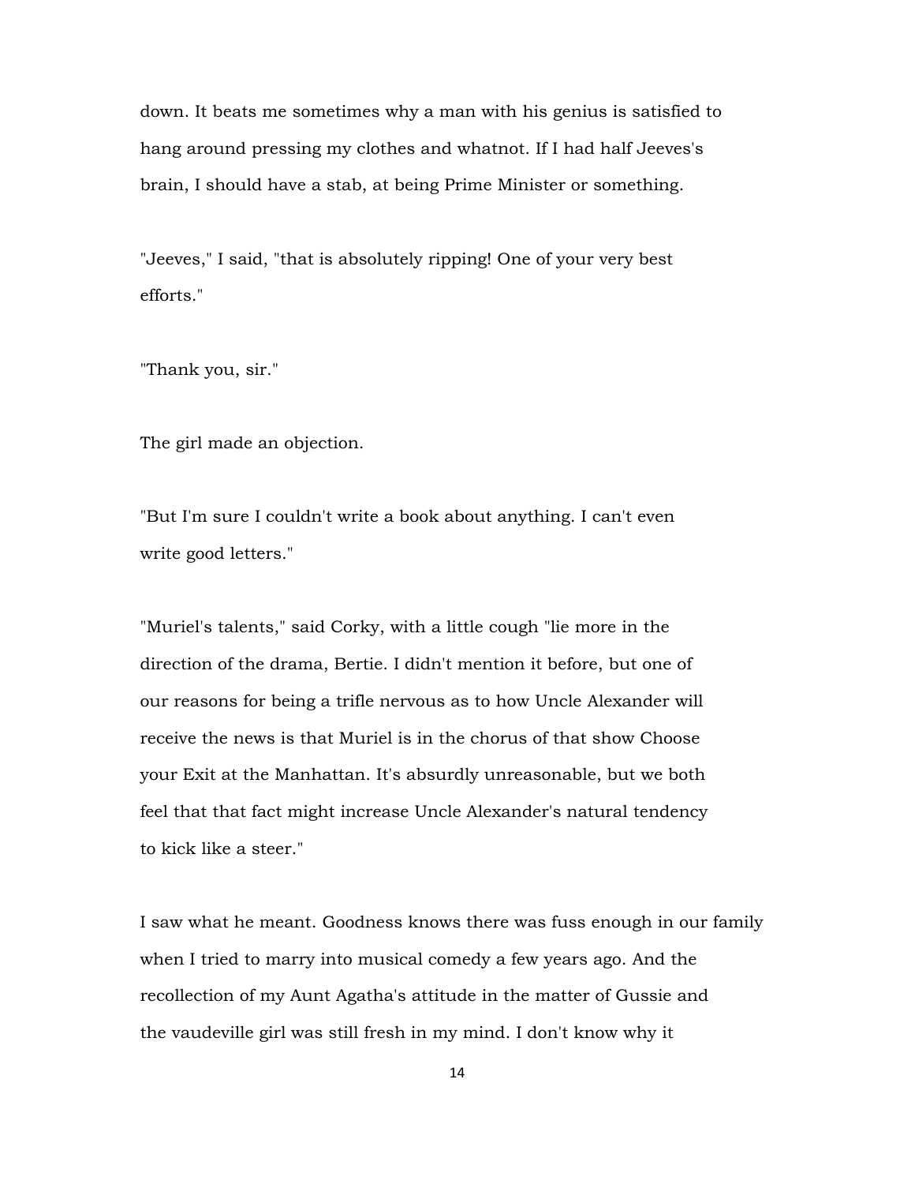down. It beats me sometimes why a man with his genius is satisfied to hang around pressing my clothes and whatnot. If I had half Jeeves's brain, I should have a stab, at being Prime Minister or something.

"Jeeves," I said, "that is absolutely ripping! One of your very best efforts."

"Thank you, sir."

The girl made an objection.

"But I'm sure I couldn't write a book about anything. I can't even write good letters."

"Muriel's talents," said Corky, with a little cough "lie more in the direction of the drama, Bertie. I didn't mention it before, but one of our reasons for being a trifle nervous as to how Uncle Alexander will receive the news is that Muriel is in the chorus of that show Choose your Exit at the Manhattan. It's absurdly unreasonable, but we both feel that that fact might increase Uncle Alexander's natural tendency to kick like a steer."

I saw what he meant. Goodness knows there was fuss enough in our family when I tried to marry into musical comedy a few years ago. And the recollection of my Aunt Agatha's attitude in the matter of Gussie and the vaudeville girl was still fresh in my mind. I don't know why it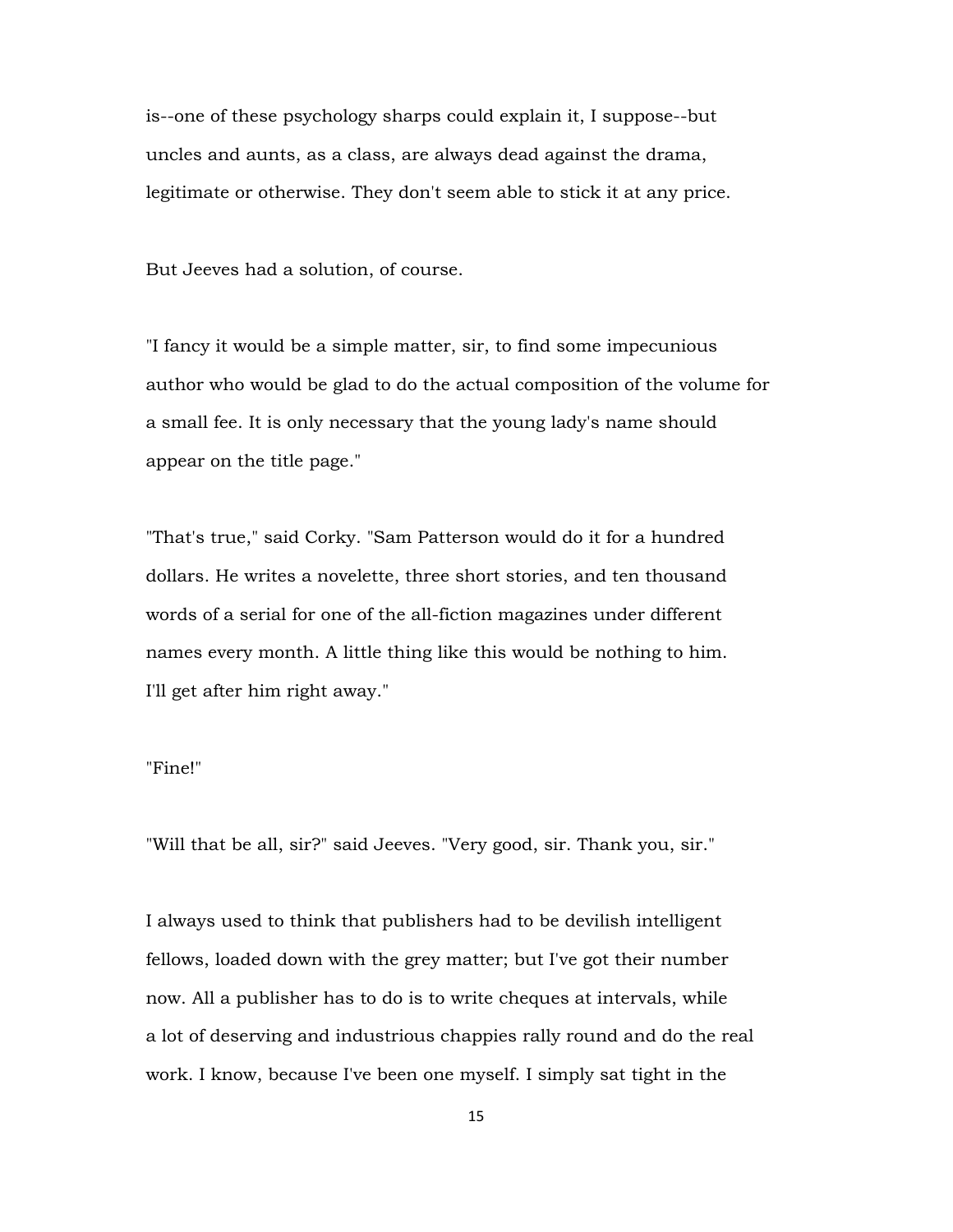is--one of these psychology sharps could explain it, I suppose--but uncles and aunts, as a class, are always dead against the drama, legitimate or otherwise. They don't seem able to stick it at any price.

But Jeeves had a solution, of course.

"I fancy it would be a simple matter, sir, to find some impecunious author who would be glad to do the actual composition of the volume for a small fee. It is only necessary that the young lady's name should appear on the title page."

"That's true," said Corky. "Sam Patterson would do it for a hundred dollars. He writes a novelette, three short stories, and ten thousand words of a serial for one of the all-fiction magazines under different names every month. A little thing like this would be nothing to him. I'll get after him right away."

"Fine!"

"Will that be all, sir?" said Jeeves. "Very good, sir. Thank you, sir."

I always used to think that publishers had to be devilish intelligent fellows, loaded down with the grey matter; but I've got their number now. All a publisher has to do is to write cheques at intervals, while a lot of deserving and industrious chappies rally round and do the real work. I know, because I've been one myself. I simply sat tight in the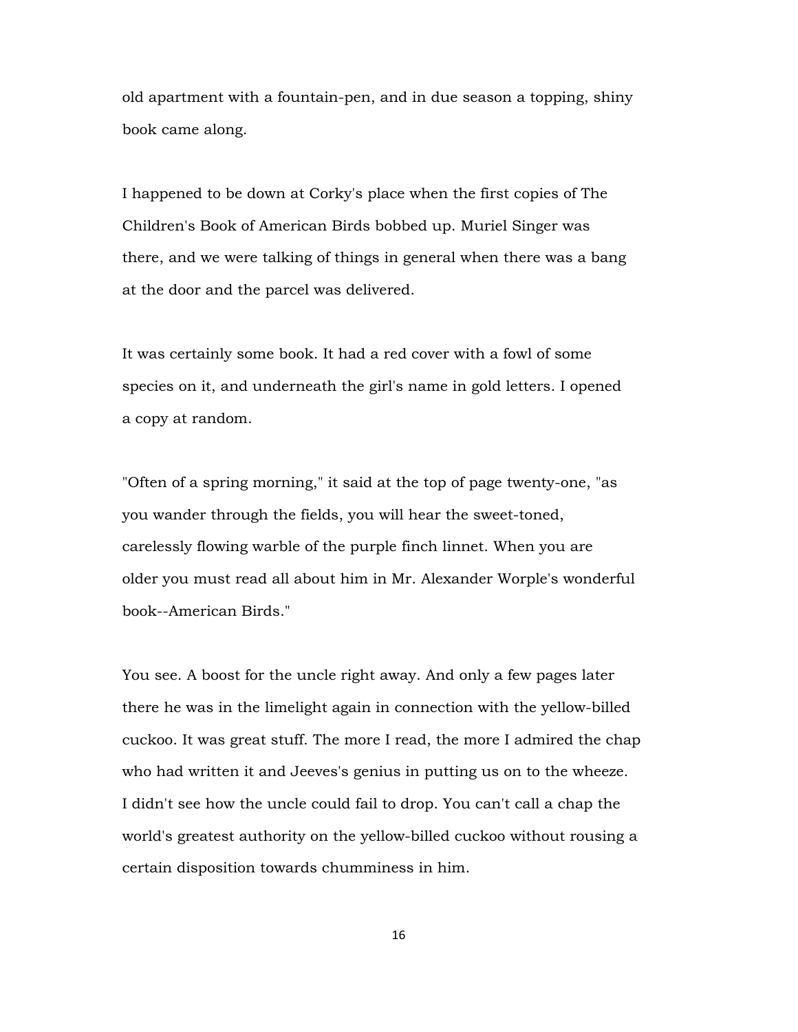old apartment with a fountain-pen, and in due season a topping, shiny book came along.

I happened to be down at Corky's place when the first copies of The Children's Book of American Birds bobbed up. Muriel Singer was there, and we were talking of things in general when there was a bang at the door and the parcel was delivered.

It was certainly some book. It had a red cover with a fowl of some species on it, and underneath the girl's name in gold letters. I opened a copy at random.

"Often of a spring morning," it said at the top of page twenty-one, "as you wander through the fields, you will hear the sweet-toned, carelessly flowing warble of the purple finch linnet. When you are older you must read all about him in Mr. Alexander Worple's wonderful book--American Birds."

You see. A boost for the uncle right away. And only a few pages later there he was in the limelight again in connection with the yellow-billed cuckoo. It was great stuff. The more I read, the more I admired the chap who had written it and Jeeves's genius in putting us on to the wheeze. I didn't see how the uncle could fail to drop. You can't call a chap the world's greatest authority on the yellow-billed cuckoo without rousing a certain disposition towards chumminess in him.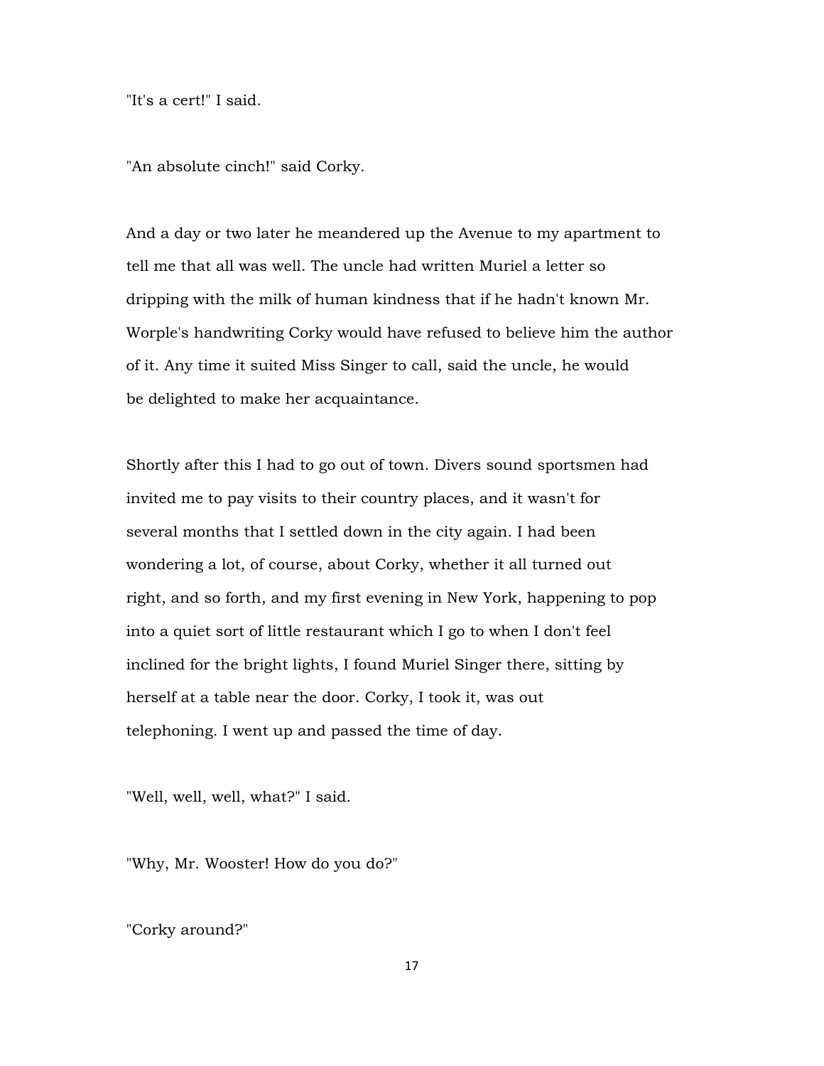"It's a cert!" I said.

"An absolute cinch!" said Corky.

And a day or two later he meandered up the Avenue to my apartment to tell me that all was well. The uncle had written Muriel a letter so dripping with the milk of human kindness that if he hadn't known Mr. Worple's handwriting Corky would have refused to believe him the author of it. Any time it suited Miss Singer to call, said the uncle, he would be delighted to make her acquaintance.

Shortly after this I had to go out of town. Divers sound sportsmen had invited me to pay visits to their country places, and it wasn't for several months that I settled down in the city again. I had been wondering a lot, of course, about Corky, whether it all turned out right, and so forth, and my first evening in New York, happening to pop into a quiet sort of little restaurant which I go to when I don't feel inclined for the bright lights, I found Muriel Singer there, sitting by herself at a table near the door. Corky, I took it, was out telephoning. I went up and passed the time of day.

"Well, well, well, what?" I said.

"Why, Mr. Wooster! How do you do?"

"Corky around?"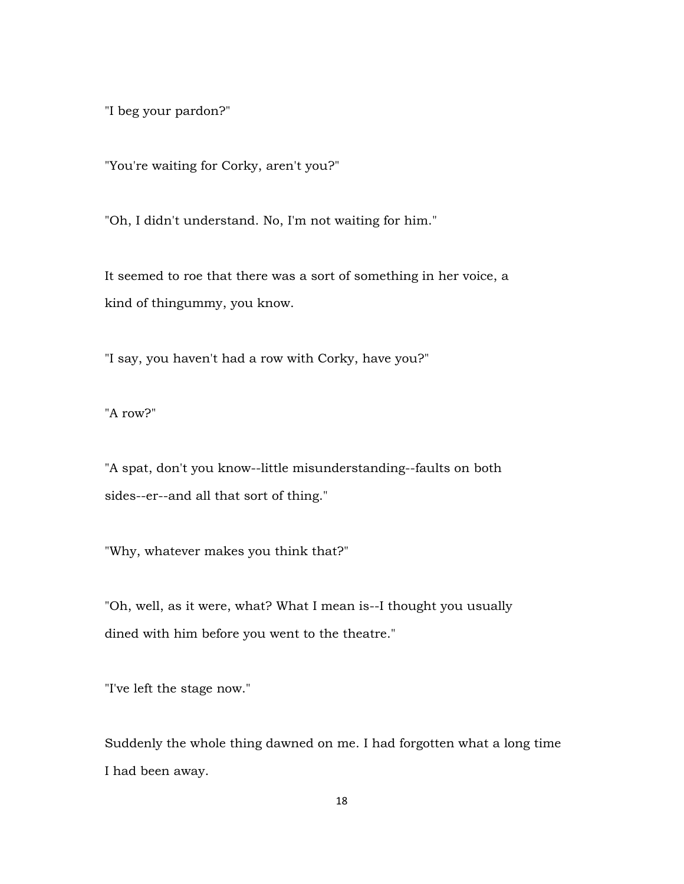"I beg your pardon?"

"You're waiting for Corky, aren't you?"

"Oh, I didn't understand. No, I'm not waiting for him."

It seemed to roe that there was a sort of something in her voice, a kind of thingummy, you know.

"I say, you haven't had a row with Corky, have you?"

"A row?"

"A spat, don't you know--little misunderstanding--faults on both sides--er--and all that sort of thing."

"Why, whatever makes you think that?"

"Oh, well, as it were, what? What I mean is--I thought you usually dined with him before you went to the theatre."

"I've left the stage now."

Suddenly the whole thing dawned on me. I had forgotten what a long time I had been away.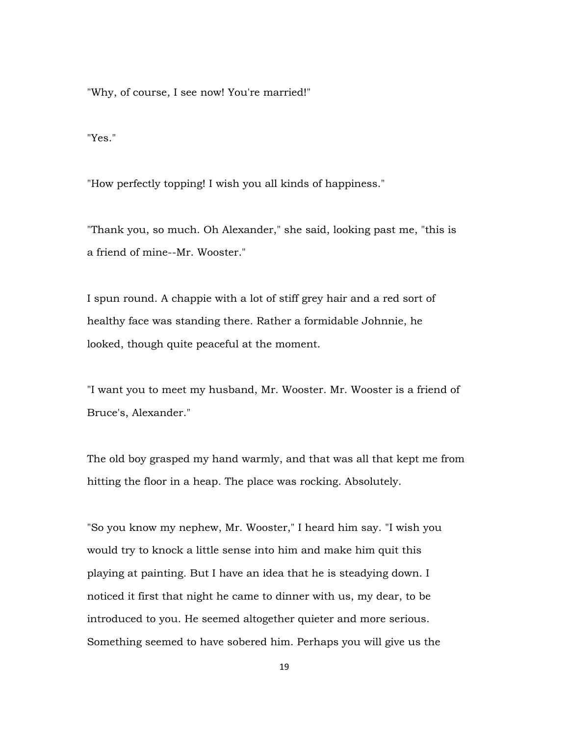"Why, of course, I see now! You're married!"

"Yes."

"How perfectly topping! I wish you all kinds of happiness."

"Thank you, so much. Oh Alexander," she said, looking past me, "this is a friend of mine--Mr. Wooster."

I spun round. A chappie with a lot of stiff grey hair and a red sort of healthy face was standing there. Rather a formidable Johnnie, he looked, though quite peaceful at the moment.

"I want you to meet my husband, Mr. Wooster. Mr. Wooster is a friend of Bruce's, Alexander."

The old boy grasped my hand warmly, and that was all that kept me from hitting the floor in a heap. The place was rocking. Absolutely.

"So you know my nephew, Mr. Wooster," I heard him say. "I wish you would try to knock a little sense into him and make him quit this playing at painting. But I have an idea that he is steadying down. I noticed it first that night he came to dinner with us, my dear, to be introduced to you. He seemed altogether quieter and more serious. Something seemed to have sobered him. Perhaps you will give us the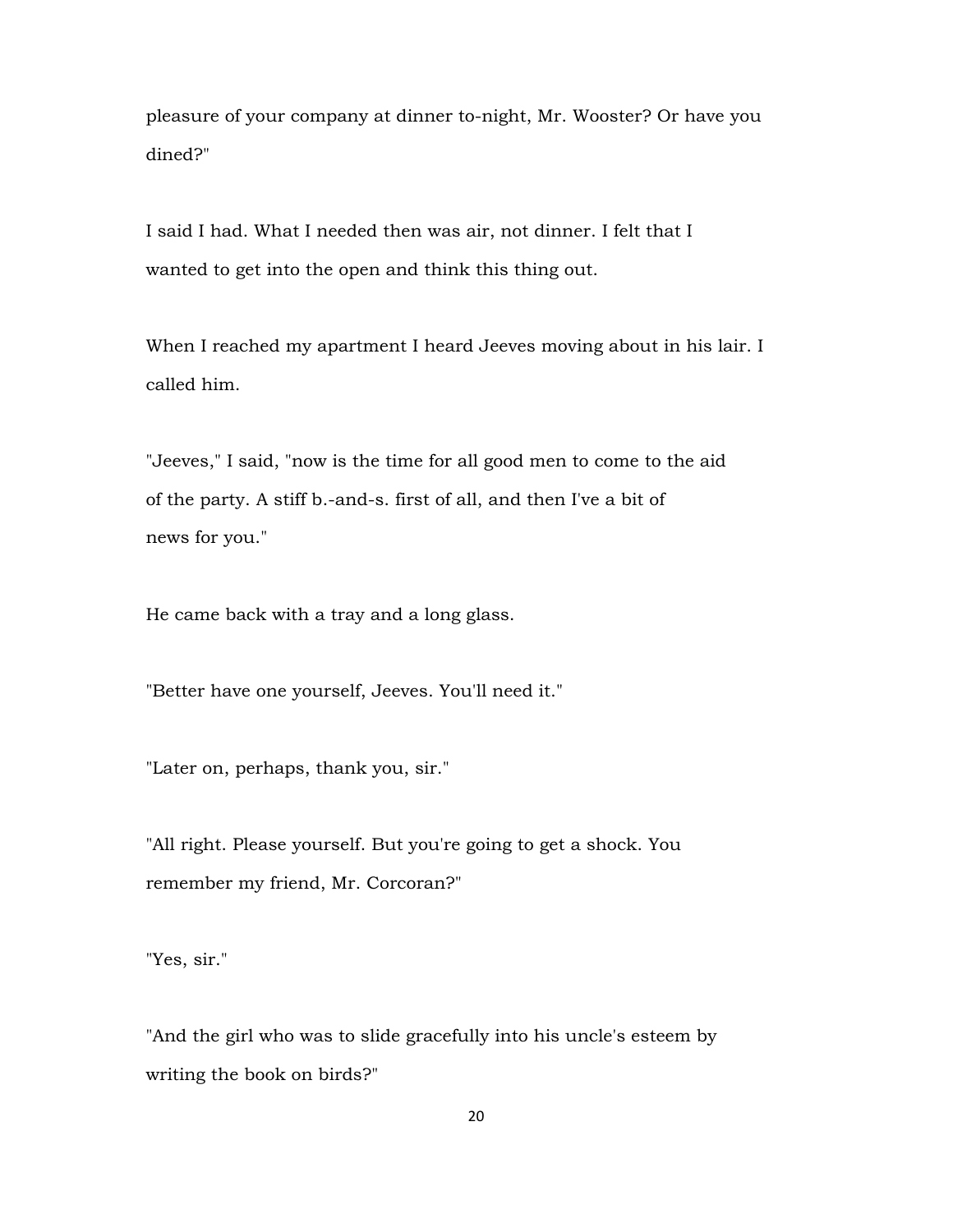pleasure of your company at dinner to-night, Mr. Wooster? Or have you dined?"

I said I had. What I needed then was air, not dinner. I felt that I wanted to get into the open and think this thing out.

When I reached my apartment I heard Jeeves moving about in his lair. I called him.

"Jeeves," I said, "now is the time for all good men to come to the aid of the party. A stiff b.-and-s. first of all, and then I've a bit of news for you."

He came back with a tray and a long glass.

"Better have one yourself, Jeeves. You'll need it."

"Later on, perhaps, thank you, sir."

"All right. Please yourself. But you're going to get a shock. You remember my friend, Mr. Corcoran?"

"Yes, sir."

"And the girl who was to slide gracefully into his uncle's esteem by writing the book on birds?"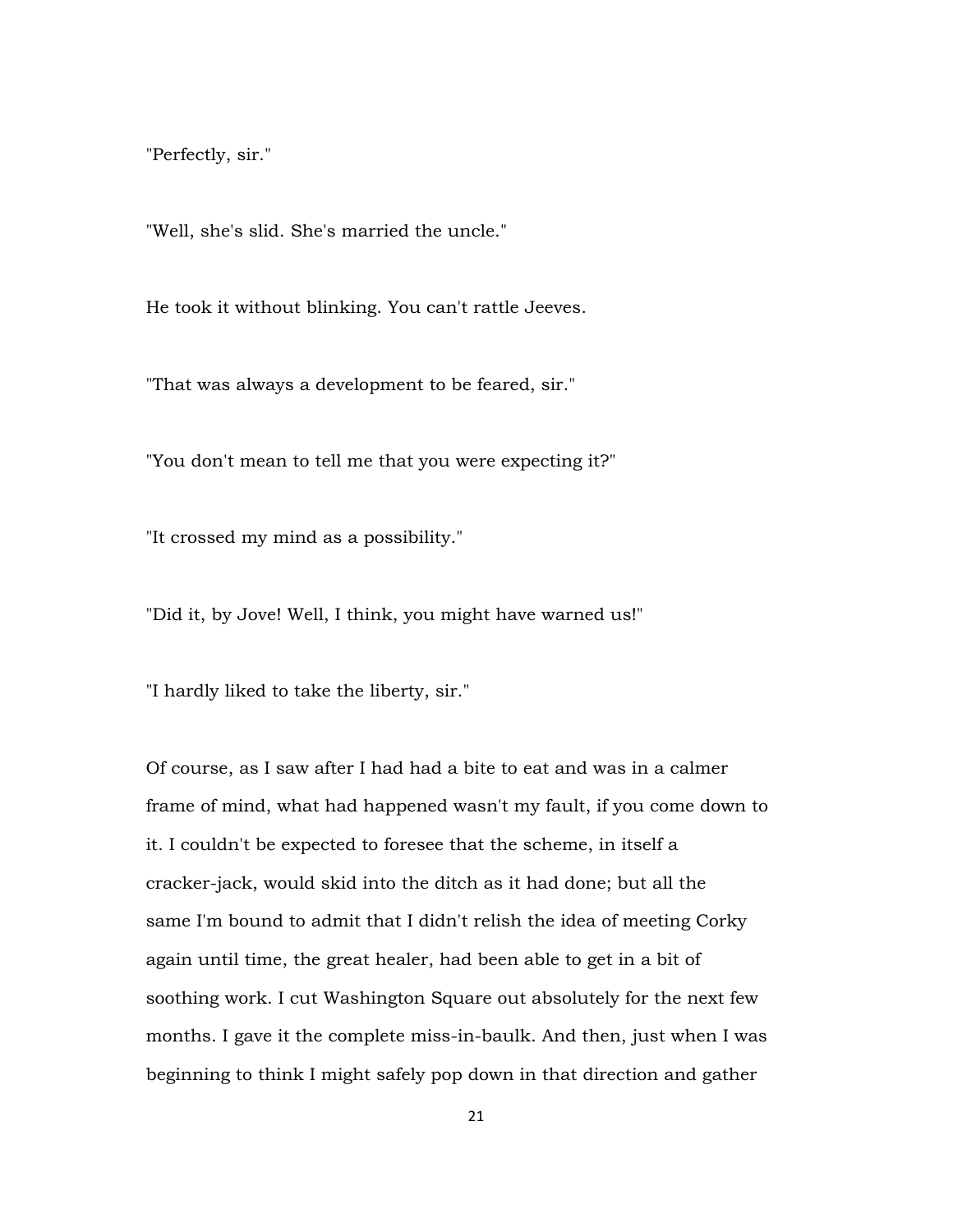"Perfectly, sir."

"Well, she's slid. She's married the uncle."

He took it without blinking. You can't rattle Jeeves.

"That was always a development to be feared, sir."

"You don't mean to tell me that you were expecting it?"

"It crossed my mind as a possibility."

"Did it, by Jove! Well, I think, you might have warned us!"

"I hardly liked to take the liberty, sir."

Of course, as I saw after I had had a bite to eat and was in a calmer frame of mind, what had happened wasn't my fault, if you come down to it. I couldn't be expected to foresee that the scheme, in itself a cracker-jack, would skid into the ditch as it had done; but all the same I'm bound to admit that I didn't relish the idea of meeting Corky again until time, the great healer, had been able to get in a bit of soothing work. I cut Washington Square out absolutely for the next few months. I gave it the complete miss-in-baulk. And then, just when I was beginning to think I might safely pop down in that direction and gather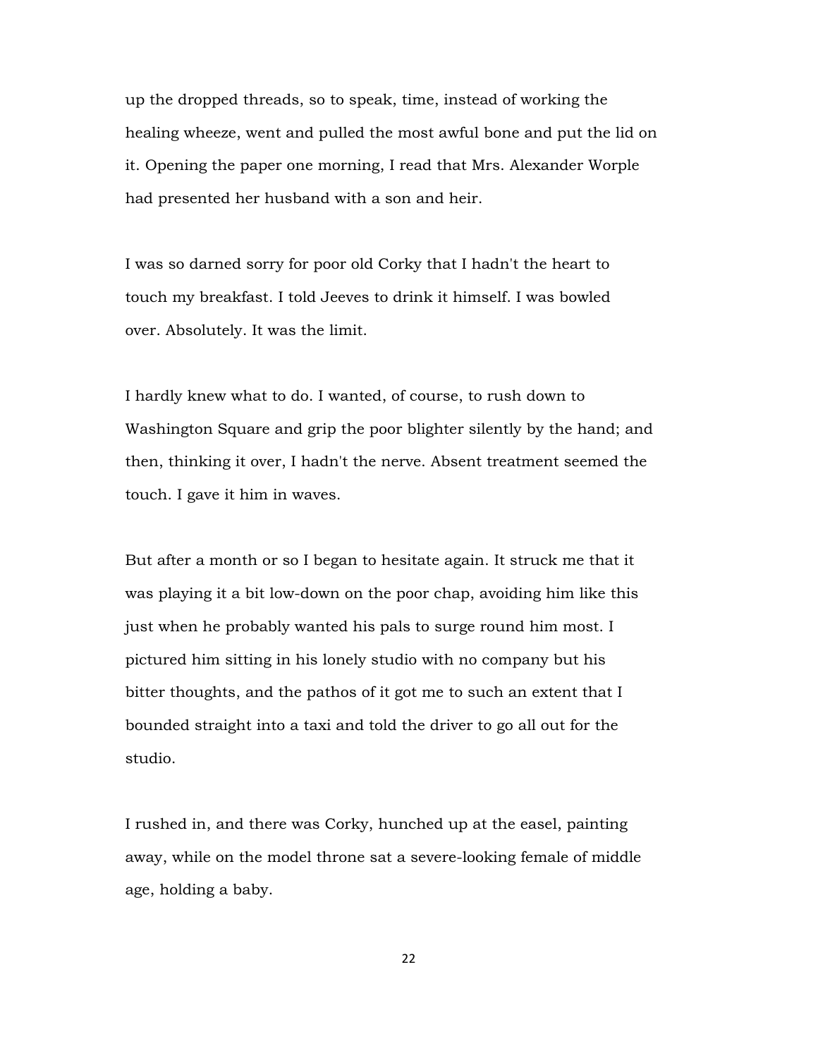up the dropped threads, so to speak, time, instead of working the healing wheeze, went and pulled the most awful bone and put the lid on it. Opening the paper one morning, I read that Mrs. Alexander Worple had presented her husband with a son and heir.

I was so darned sorry for poor old Corky that I hadn't the heart to touch my breakfast. I told Jeeves to drink it himself. I was bowled over. Absolutely. It was the limit.

I hardly knew what to do. I wanted, of course, to rush down to Washington Square and grip the poor blighter silently by the hand; and then, thinking it over, I hadn't the nerve. Absent treatment seemed the touch. I gave it him in waves.

But after a month or so I began to hesitate again. It struck me that it was playing it a bit low-down on the poor chap, avoiding him like this just when he probably wanted his pals to surge round him most. I pictured him sitting in his lonely studio with no company but his bitter thoughts, and the pathos of it got me to such an extent that I bounded straight into a taxi and told the driver to go all out for the studio.

I rushed in, and there was Corky, hunched up at the easel, painting away, while on the model throne sat a severe-looking female of middle age, holding a baby.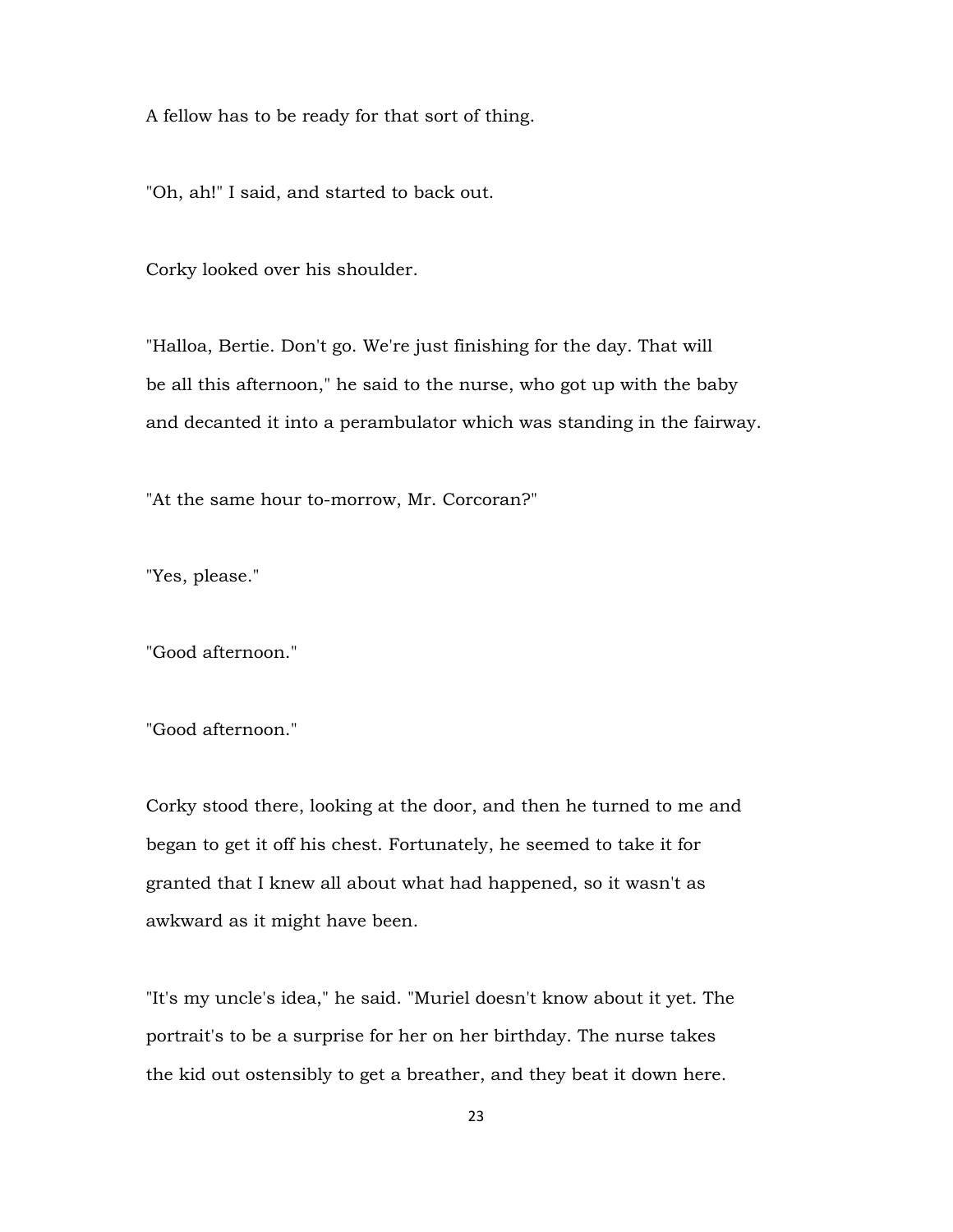A fellow has to be ready for that sort of thing.

"Oh, ah!" I said, and started to back out.

Corky looked over his shoulder.

"Halloa, Bertie. Don't go. We're just finishing for the day. That will be all this afternoon," he said to the nurse, who got up with the baby and decanted it into a perambulator which was standing in the fairway.

"At the same hour to-morrow, Mr. Corcoran?"

"Yes, please."

"Good afternoon."

"Good afternoon."

Corky stood there, looking at the door, and then he turned to me and began to get it off his chest. Fortunately, he seemed to take it for granted that I knew all about what had happened, so it wasn't as awkward as it might have been.

"It's my uncle's idea," he said. "Muriel doesn't know about it yet. The portrait's to be a surprise for her on her birthday. The nurse takes the kid out ostensibly to get a breather, and they beat it down here.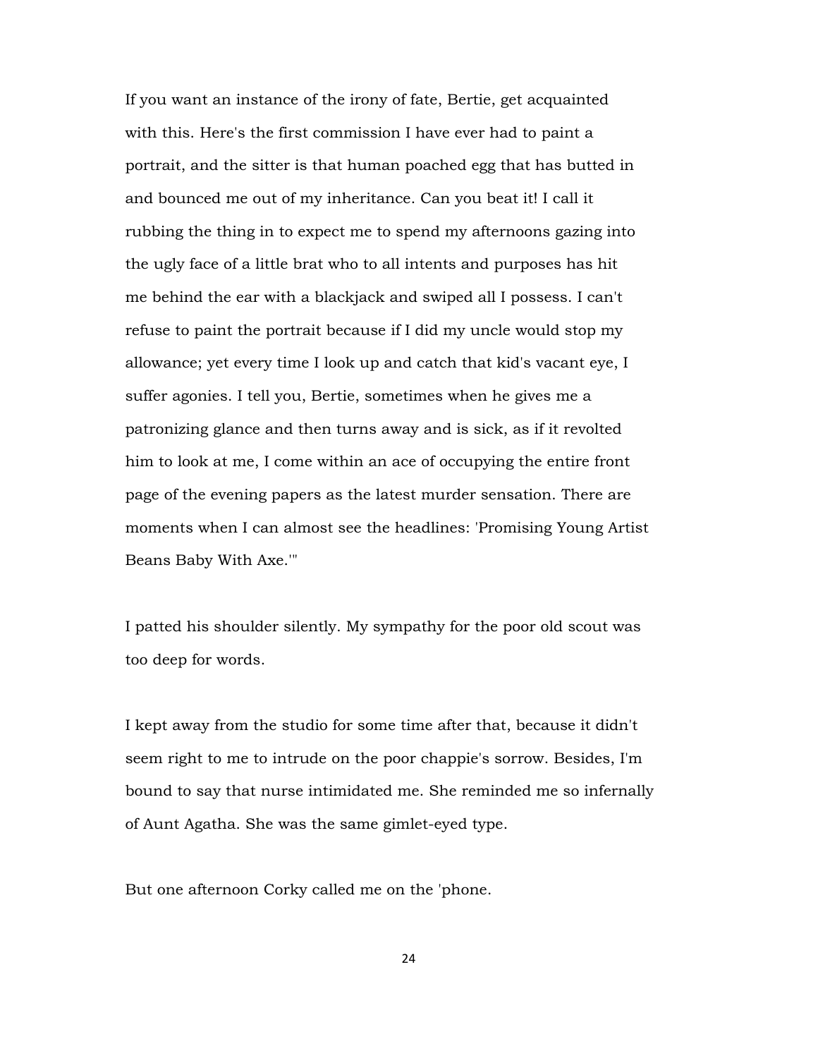If you want an instance of the irony of fate, Bertie, get acquainted with this. Here's the first commission I have ever had to paint a portrait, and the sitter is that human poached egg that has butted in and bounced me out of my inheritance. Can you beat it! I call it rubbing the thing in to expect me to spend my afternoons gazing into the ugly face of a little brat who to all intents and purposes has hit me behind the ear with a blackjack and swiped all I possess. I can't refuse to paint the portrait because if I did my uncle would stop my allowance; yet every time I look up and catch that kid's vacant eye, I suffer agonies. I tell you, Bertie, sometimes when he gives me a patronizing glance and then turns away and is sick, as if it revolted him to look at me, I come within an ace of occupying the entire front page of the evening papers as the latest murder sensation. There are moments when I can almost see the headlines: 'Promising Young Artist Beans Baby With Axe.'"

I patted his shoulder silently. My sympathy for the poor old scout was too deep for words.

I kept away from the studio for some time after that, because it didn't seem right to me to intrude on the poor chappie's sorrow. Besides, I'm bound to say that nurse intimidated me. She reminded me so infernally of Aunt Agatha. She was the same gimlet-eyed type.

But one afternoon Corky called me on the 'phone.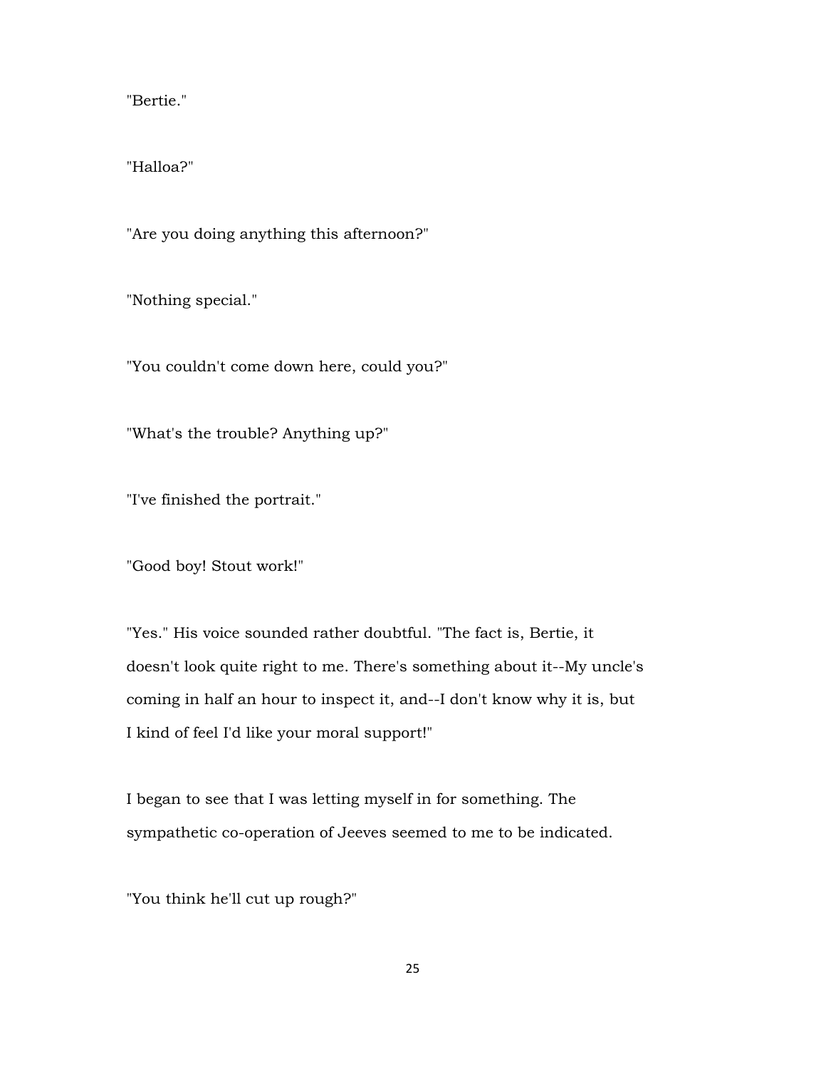"Bertie."

"Halloa?"

"Are you doing anything this afternoon?"

"Nothing special."

"You couldn't come down here, could you?"

"What's the trouble? Anything up?"

"I've finished the portrait."

"Good boy! Stout work!"

"Yes." His voice sounded rather doubtful. "The fact is, Bertie, it doesn't look quite right to me. There's something about it--My uncle's coming in half an hour to inspect it, and--I don't know why it is, but I kind of feel I'd like your moral support!"

I began to see that I was letting myself in for something. The sympathetic co-operation of Jeeves seemed to me to be indicated.

"You think he'll cut up rough?"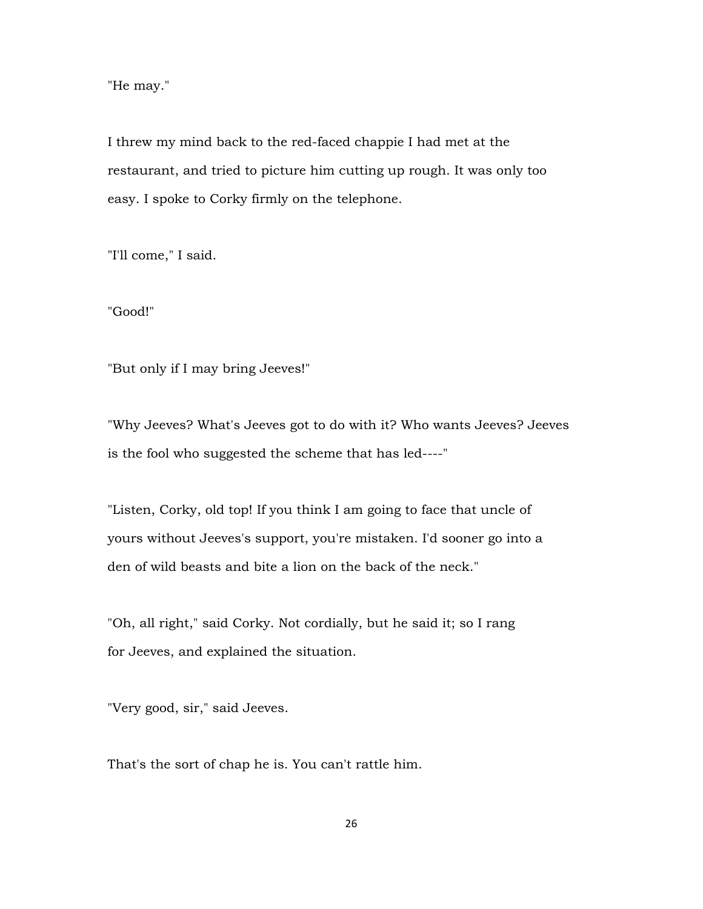"He may."

I threw my mind back to the red-faced chappie I had met at the restaurant, and tried to picture him cutting up rough. It was only too easy. I spoke to Corky firmly on the telephone.

"I'll come," I said.

"Good!"

"But only if I may bring Jeeves!"

"Why Jeeves? What's Jeeves got to do with it? Who wants Jeeves? Jeeves is the fool who suggested the scheme that has led----"

"Listen, Corky, old top! If you think I am going to face that uncle of yours without Jeeves's support, you're mistaken. I'd sooner go into a den of wild beasts and bite a lion on the back of the neck."

"Oh, all right," said Corky. Not cordially, but he said it; so I rang for Jeeves, and explained the situation.

"Very good, sir," said Jeeves.

That's the sort of chap he is. You can't rattle him.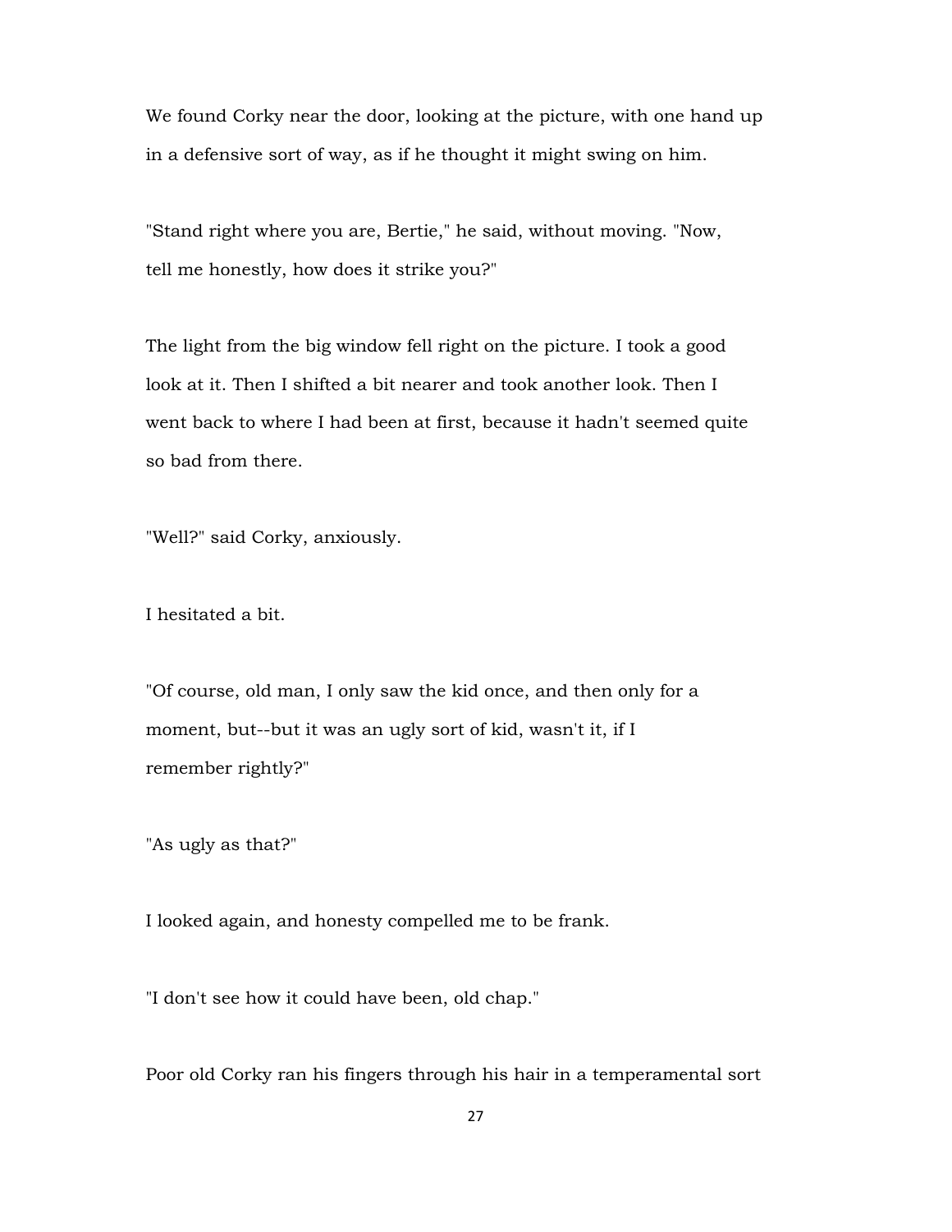We found Corky near the door, looking at the picture, with one hand up in a defensive sort of way, as if he thought it might swing on him.

"Stand right where you are, Bertie," he said, without moving. "Now, tell me honestly, how does it strike you?"

The light from the big window fell right on the picture. I took a good look at it. Then I shifted a bit nearer and took another look. Then I went back to where I had been at first, because it hadn't seemed quite so bad from there.

"Well?" said Corky, anxiously.

I hesitated a bit.

"Of course, old man, I only saw the kid once, and then only for a moment, but--but it was an ugly sort of kid, wasn't it, if I remember rightly?"

"As ugly as that?"

I looked again, and honesty compelled me to be frank.

"I don't see how it could have been, old chap."

Poor old Corky ran his fingers through his hair in a temperamental sort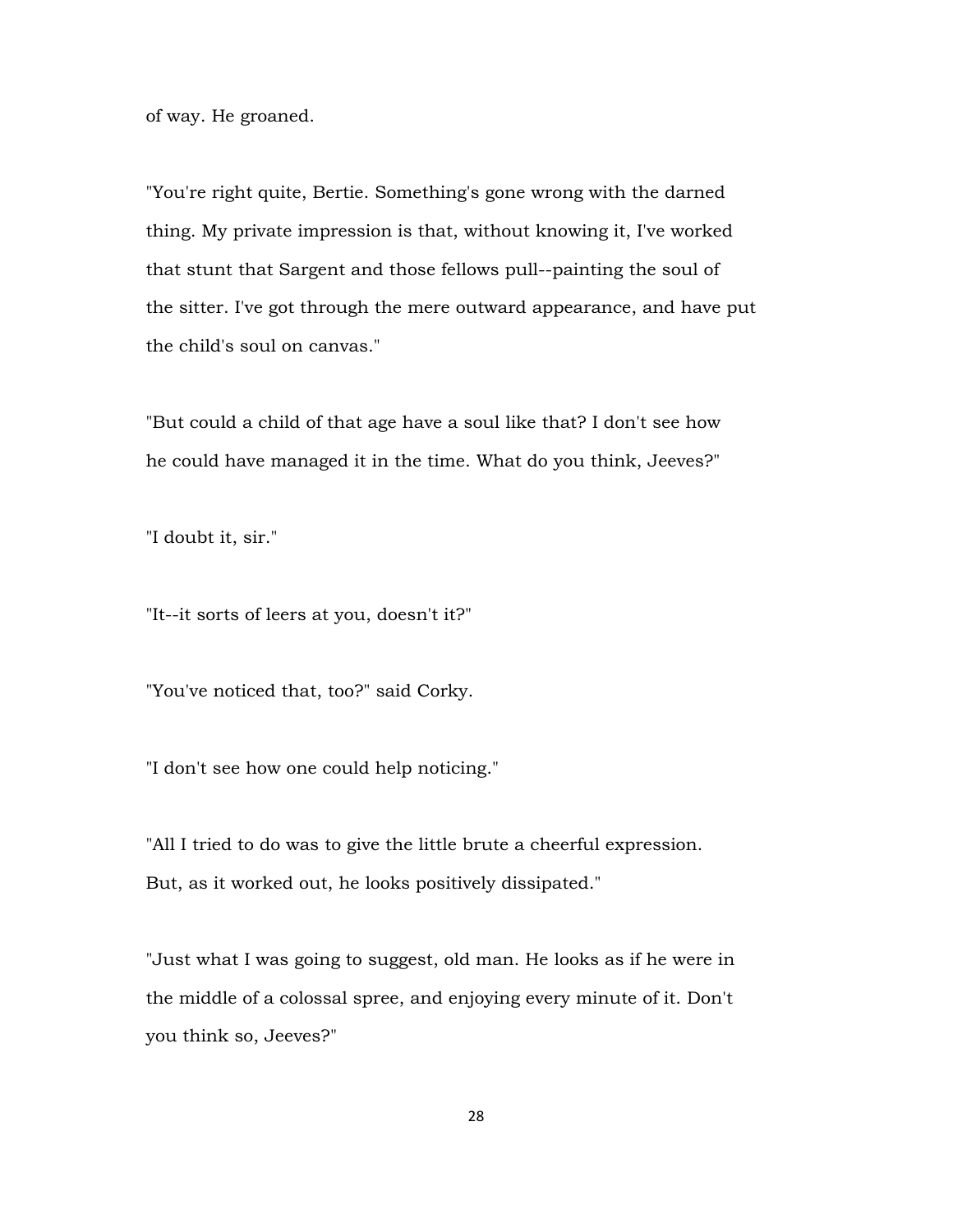of way. He groaned.

"You're right quite, Bertie. Something's gone wrong with the darned thing. My private impression is that, without knowing it, I've worked that stunt that Sargent and those fellows pull--painting the soul of the sitter. I've got through the mere outward appearance, and have put the child's soul on canvas."

"But could a child of that age have a soul like that? I don't see how he could have managed it in the time. What do you think, Jeeves?"

"I doubt it, sir."

"It--it sorts of leers at you, doesn't it?"

"You've noticed that, too?" said Corky.

"I don't see how one could help noticing."

"All I tried to do was to give the little brute a cheerful expression. But, as it worked out, he looks positively dissipated."

"Just what I was going to suggest, old man. He looks as if he were in the middle of a colossal spree, and enjoying every minute of it. Don't you think so, Jeeves?"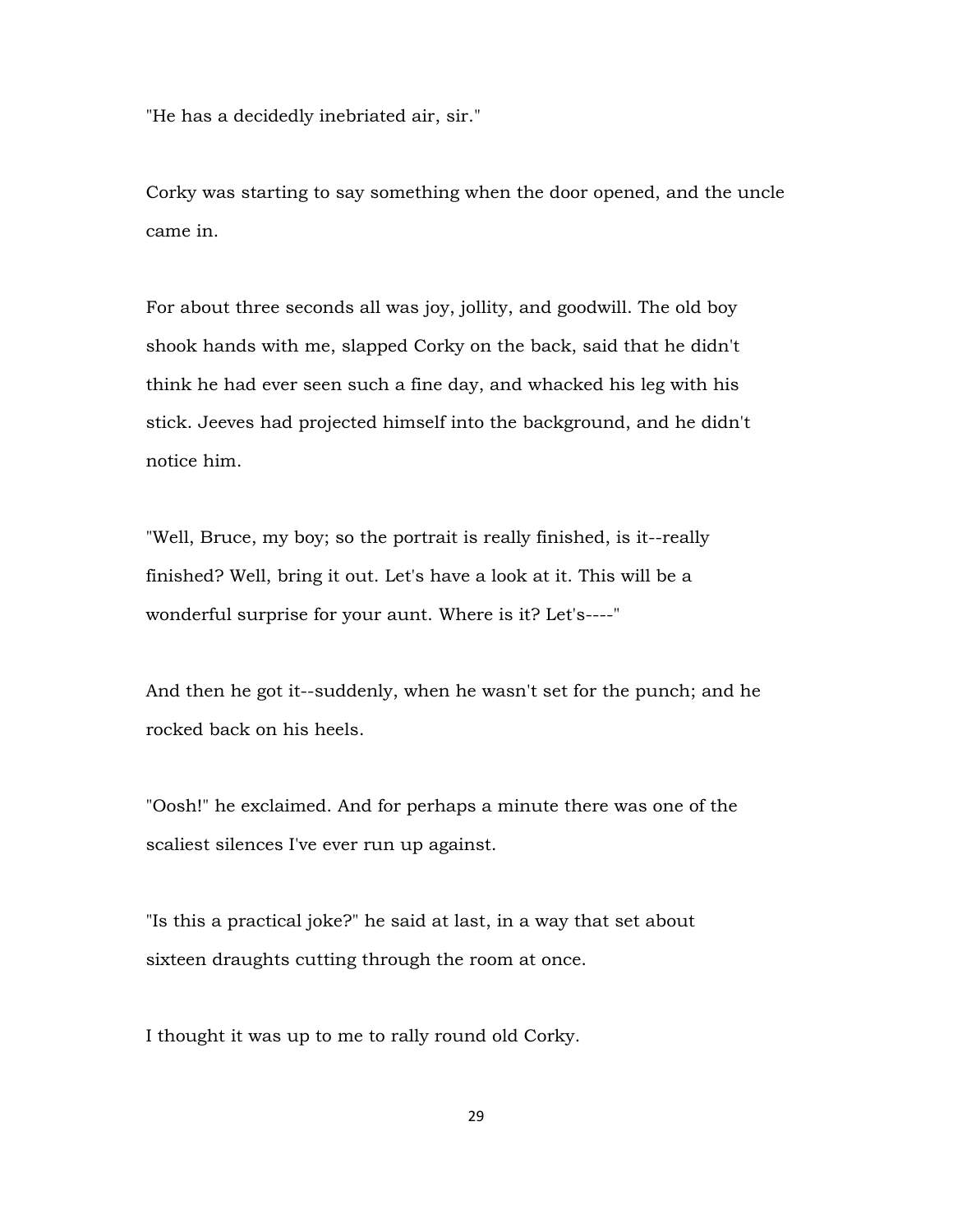"He has a decidedly inebriated air, sir."

Corky was starting to say something when the door opened, and the uncle came in.

For about three seconds all was joy, jollity, and goodwill. The old boy shook hands with me, slapped Corky on the back, said that he didn't think he had ever seen such a fine day, and whacked his leg with his stick. Jeeves had projected himself into the background, and he didn't notice him.

"Well, Bruce, my boy; so the portrait is really finished, is it--really finished? Well, bring it out. Let's have a look at it. This will be a wonderful surprise for your aunt. Where is it? Let's----"

And then he got it--suddenly, when he wasn't set for the punch; and he rocked back on his heels.

"Oosh!" he exclaimed. And for perhaps a minute there was one of the scaliest silences I've ever run up against.

"Is this a practical joke?" he said at last, in a way that set about sixteen draughts cutting through the room at once.

I thought it was up to me to rally round old Corky.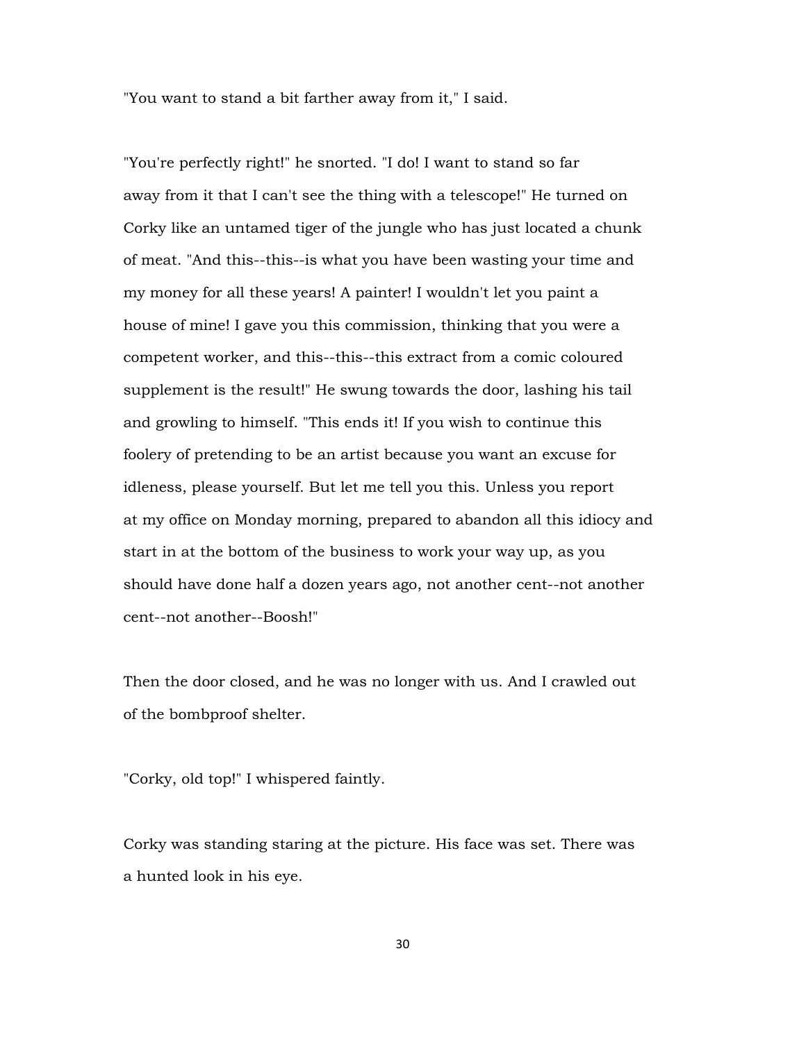"You want to stand a bit farther away from it," I said.

"You're perfectly right!" he snorted. "I do! I want to stand so far away from it that I can't see the thing with a telescope!" He turned on Corky like an untamed tiger of the jungle who has just located a chunk of meat. "And this--this--is what you have been wasting your time and my money for all these years! A painter! I wouldn't let you paint a house of mine! I gave you this commission, thinking that you were a competent worker, and this--this--this extract from a comic coloured supplement is the result!" He swung towards the door, lashing his tail and growling to himself. "This ends it! If you wish to continue this foolery of pretending to be an artist because you want an excuse for idleness, please yourself. But let me tell you this. Unless you report at my office on Monday morning, prepared to abandon all this idiocy and start in at the bottom of the business to work your way up, as you should have done half a dozen years ago, not another cent--not another cent--not another--Boosh!"

Then the door closed, and he was no longer with us. And I crawled out of the bombproof shelter.

"Corky, old top!" I whispered faintly.

Corky was standing staring at the picture. His face was set. There was a hunted look in his eye.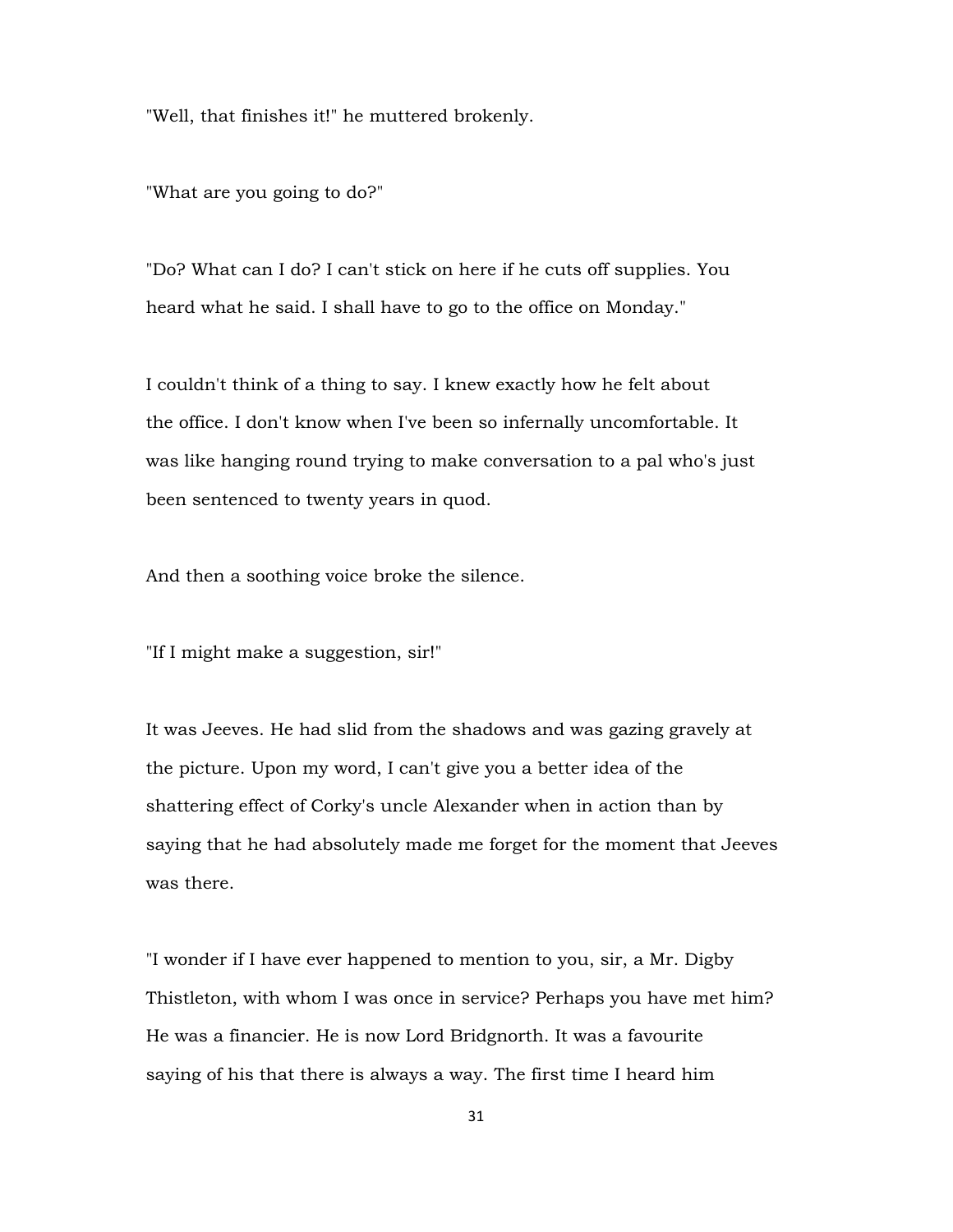"Well, that finishes it!" he muttered brokenly.

"What are you going to do?"

"Do? What can I do? I can't stick on here if he cuts off supplies. You heard what he said. I shall have to go to the office on Monday."

I couldn't think of a thing to say. I knew exactly how he felt about the office. I don't know when I've been so infernally uncomfortable. It was like hanging round trying to make conversation to a pal who's just been sentenced to twenty years in quod.

And then a soothing voice broke the silence.

"If I might make a suggestion, sir!"

It was Jeeves. He had slid from the shadows and was gazing gravely at the picture. Upon my word, I can't give you a better idea of the shattering effect of Corky's uncle Alexander when in action than by saying that he had absolutely made me forget for the moment that Jeeves was there.

"I wonder if I have ever happened to mention to you, sir, a Mr. Digby Thistleton, with whom I was once in service? Perhaps you have met him? He was a financier. He is now Lord Bridgnorth. It was a favourite saying of his that there is always a way. The first time I heard him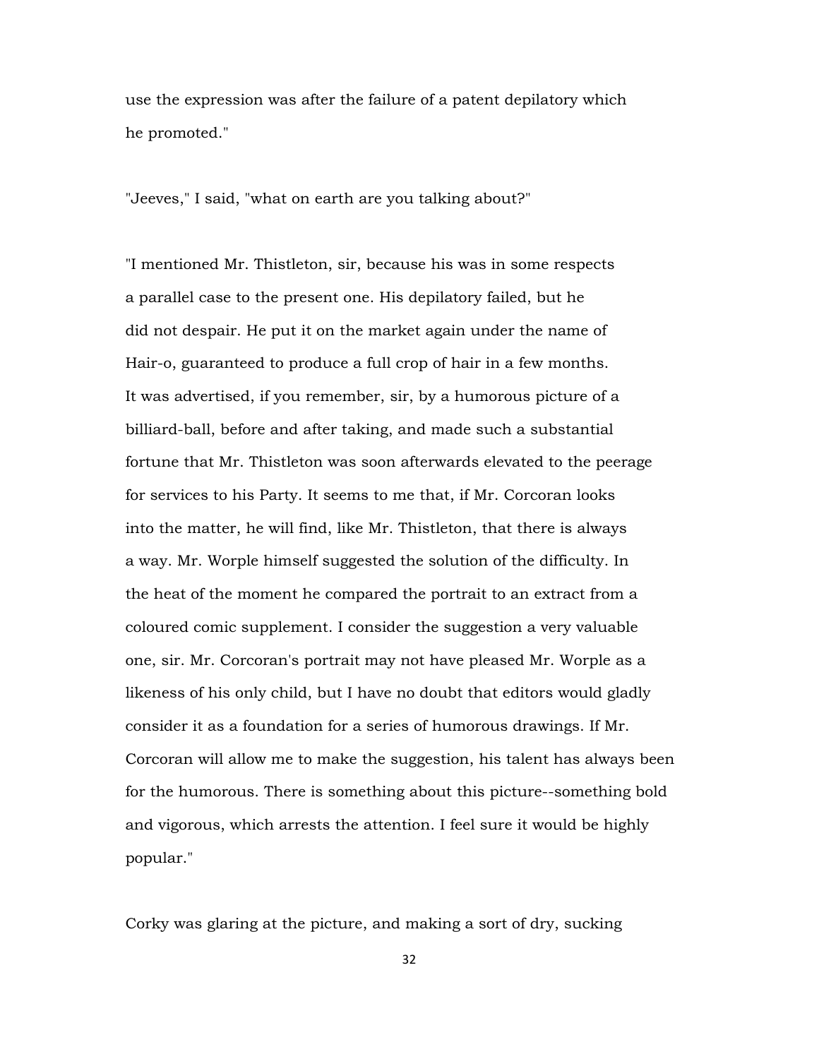use the expression was after the failure of a patent depilatory which he promoted."

"Jeeves," I said, "what on earth are you talking about?"

"I mentioned Mr. Thistleton, sir, because his was in some respects a parallel case to the present one. His depilatory failed, but he did not despair. He put it on the market again under the name of Hair-o, guaranteed to produce a full crop of hair in a few months. It was advertised, if you remember, sir, by a humorous picture of a billiard-ball, before and after taking, and made such a substantial fortune that Mr. Thistleton was soon afterwards elevated to the peerage for services to his Party. It seems to me that, if Mr. Corcoran looks into the matter, he will find, like Mr. Thistleton, that there is always a way. Mr. Worple himself suggested the solution of the difficulty. In the heat of the moment he compared the portrait to an extract from a coloured comic supplement. I consider the suggestion a very valuable one, sir. Mr. Corcoran's portrait may not have pleased Mr. Worple as a likeness of his only child, but I have no doubt that editors would gladly consider it as a foundation for a series of humorous drawings. If Mr. Corcoran will allow me to make the suggestion, his talent has always been for the humorous. There is something about this picture--something bold and vigorous, which arrests the attention. I feel sure it would be highly popular."

Corky was glaring at the picture, and making a sort of dry, sucking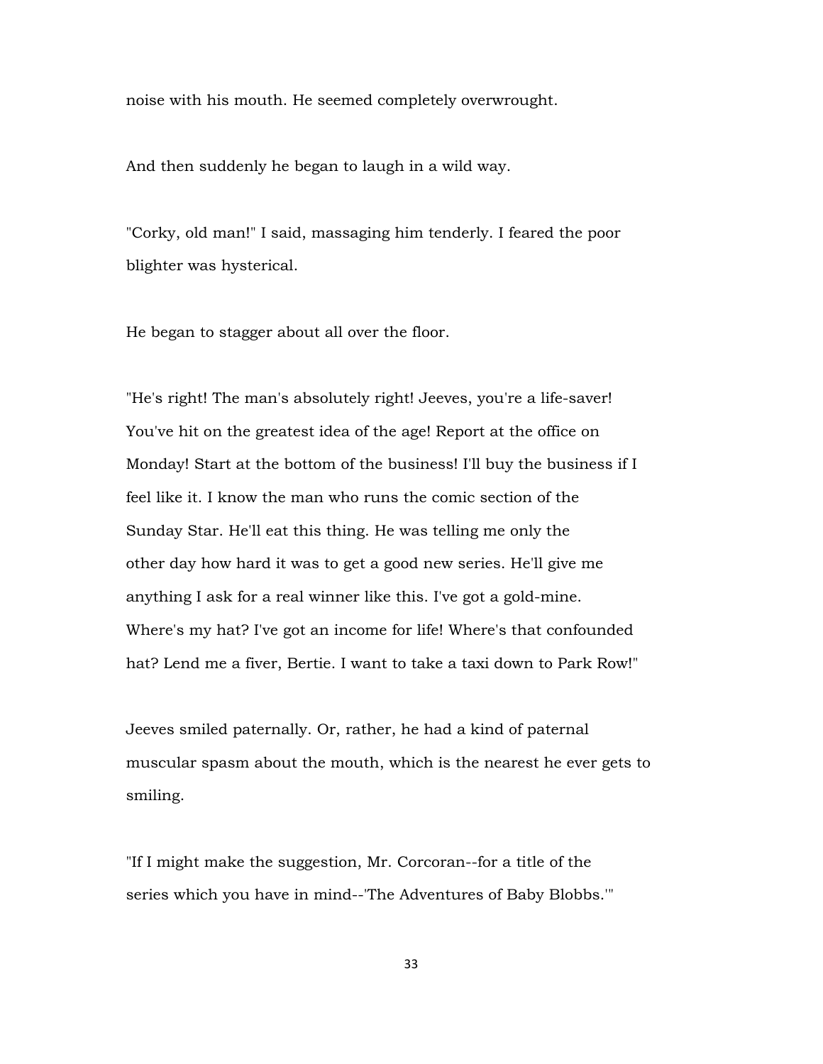noise with his mouth. He seemed completely overwrought.

And then suddenly he began to laugh in a wild way.

"Corky, old man!" I said, massaging him tenderly. I feared the poor blighter was hysterical.

He began to stagger about all over the floor.

"He's right! The man's absolutely right! Jeeves, you're a life-saver! You've hit on the greatest idea of the age! Report at the office on Monday! Start at the bottom of the business! I'll buy the business if I feel like it. I know the man who runs the comic section of the Sunday Star. He'll eat this thing. He was telling me only the other day how hard it was to get a good new series. He'll give me anything I ask for a real winner like this. I've got a gold-mine. Where's my hat? I've got an income for life! Where's that confounded hat? Lend me a fiver, Bertie. I want to take a taxi down to Park Row!"

Jeeves smiled paternally. Or, rather, he had a kind of paternal muscular spasm about the mouth, which is the nearest he ever gets to smiling.

"If I might make the suggestion, Mr. Corcoran--for a title of the series which you have in mind--'The Adventures of Baby Blobbs.'"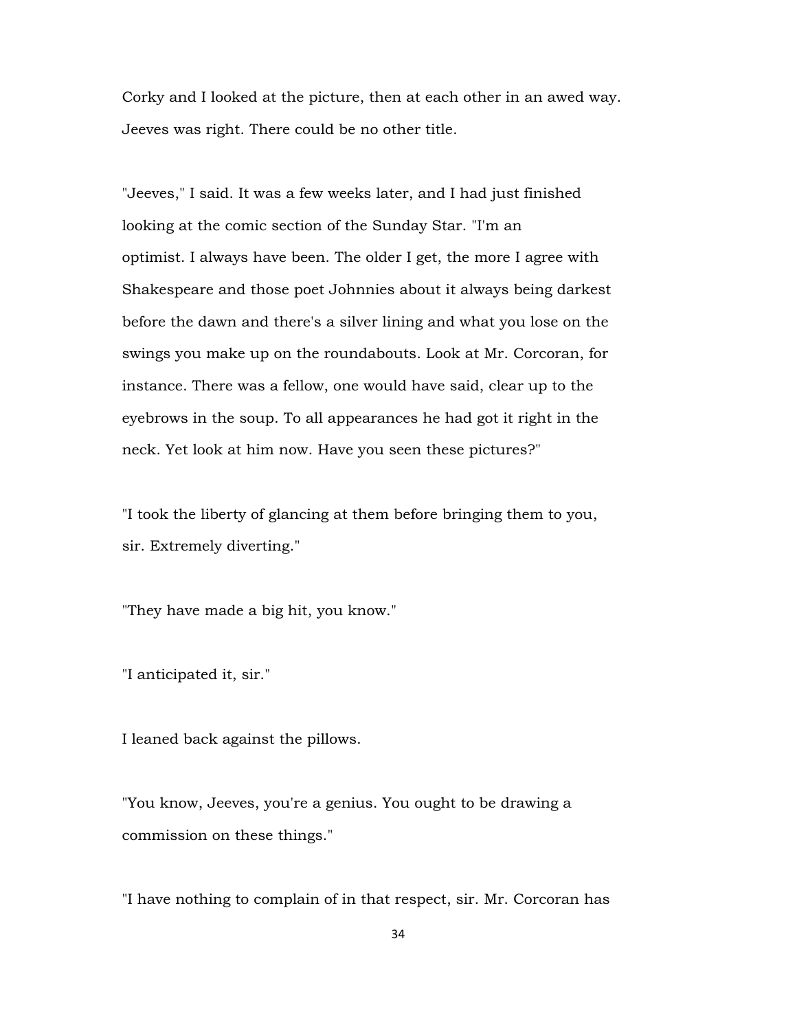Corky and I looked at the picture, then at each other in an awed way. Jeeves was right. There could be no other title.

"Jeeves," I said. It was a few weeks later, and I had just finished looking at the comic section of the Sunday Star. "I'm an optimist. I always have been. The older I get, the more I agree with Shakespeare and those poet Johnnies about it always being darkest before the dawn and there's a silver lining and what you lose on the swings you make up on the roundabouts. Look at Mr. Corcoran, for instance. There was a fellow, one would have said, clear up to the eyebrows in the soup. To all appearances he had got it right in the neck. Yet look at him now. Have you seen these pictures?"

"I took the liberty of glancing at them before bringing them to you, sir. Extremely diverting."

"They have made a big hit, you know."

"I anticipated it, sir."

I leaned back against the pillows.

"You know, Jeeves, you're a genius. You ought to be drawing a commission on these things."

"I have nothing to complain of in that respect, sir. Mr. Corcoran has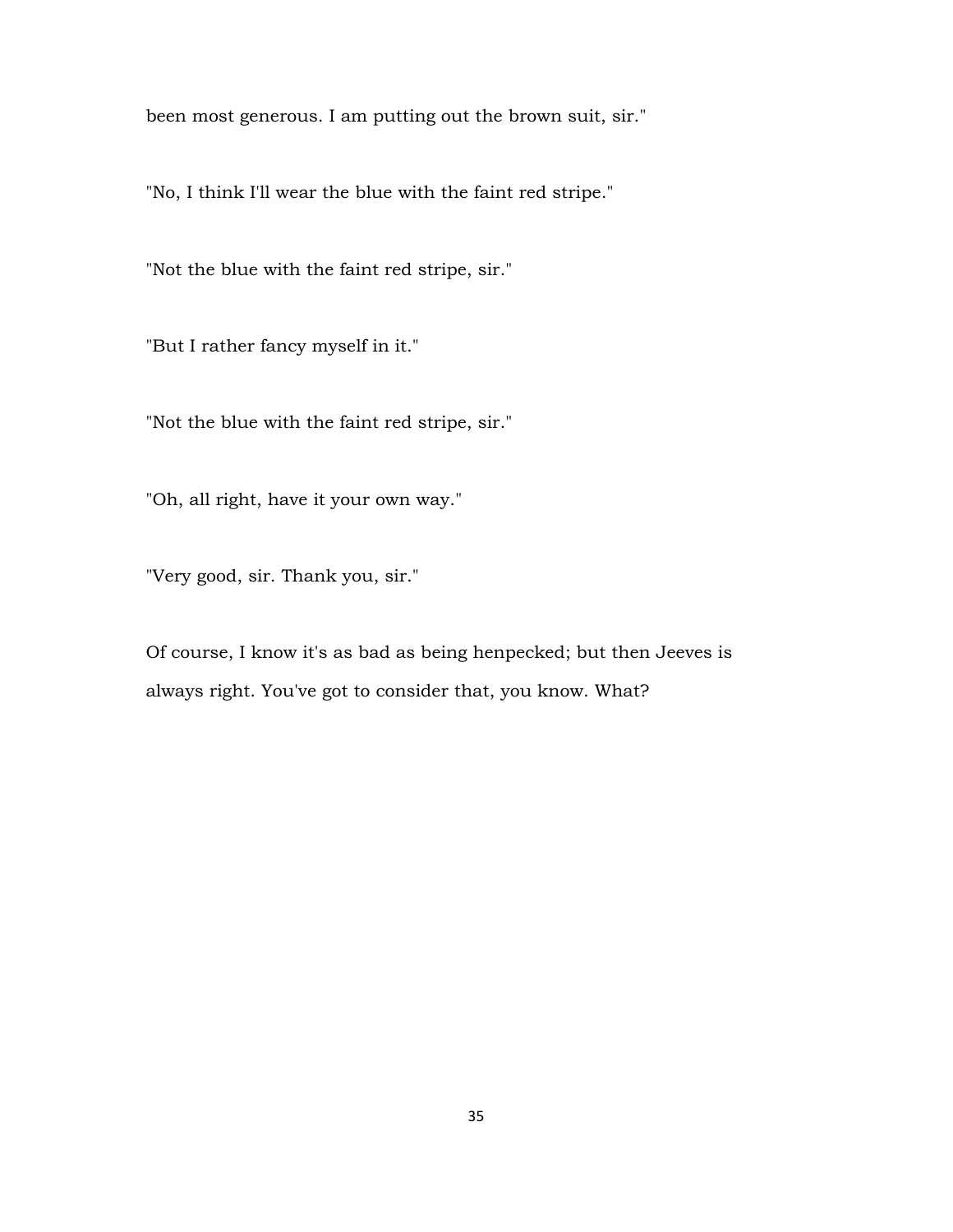been most generous. I am putting out the brown suit, sir."

"No, I think I'll wear the blue with the faint red stripe."

"Not the blue with the faint red stripe, sir."

"But I rather fancy myself in it."

"Not the blue with the faint red stripe, sir."

"Oh, all right, have it your own way."

"Very good, sir. Thank you, sir."

Of course, I know it's as bad as being henpecked; but then Jeeves is always right. You've got to consider that, you know. What?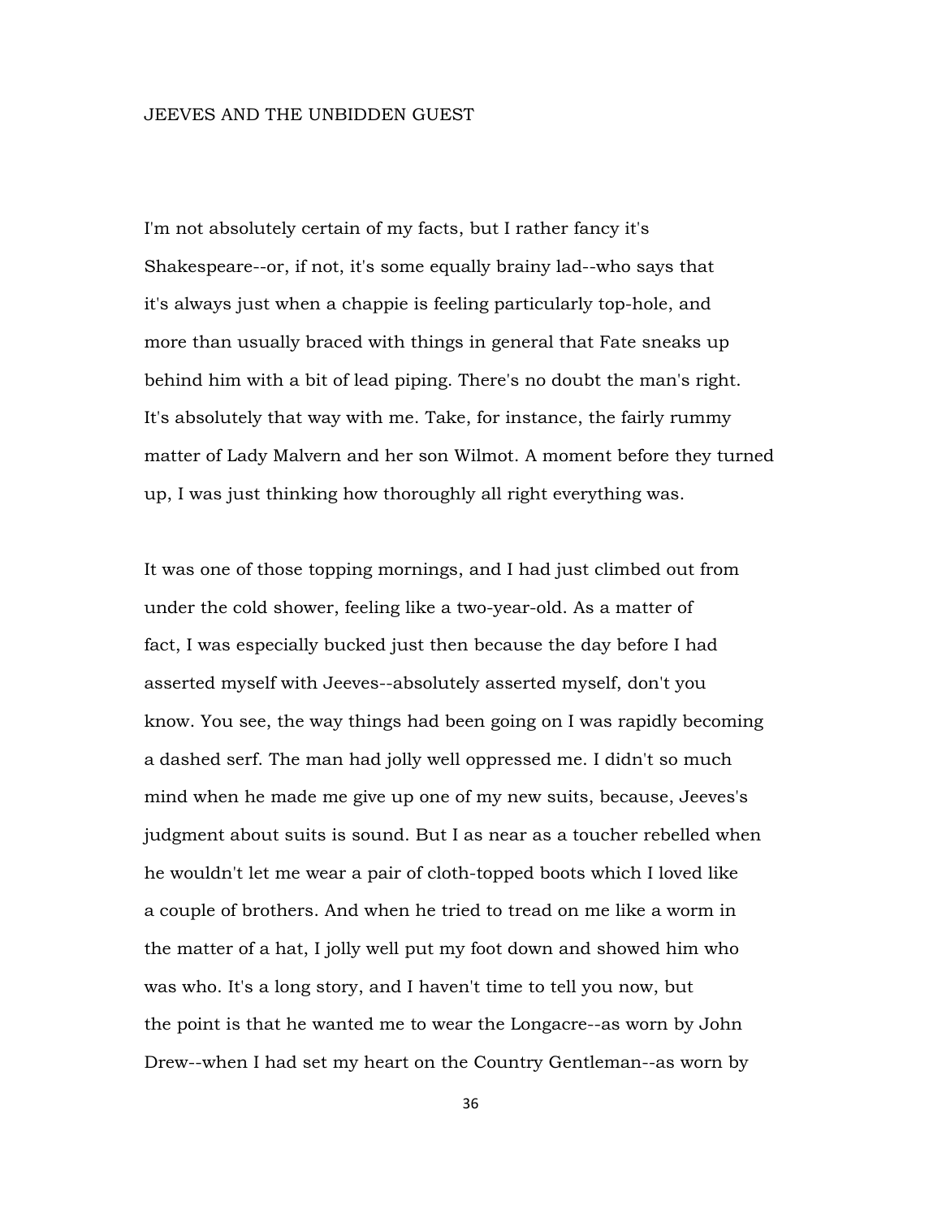# JEEVES AND THE UNBIDDEN GUEST

I'm not absolutely certain of my facts, but I rather fancy it's Shakespeare--or, if not, it's some equally brainy lad--who says that it's always just when a chappie is feeling particularly top-hole, and more than usually braced with things in general that Fate sneaks up behind him with a bit of lead piping. There's no doubt the man's right. It's absolutely that way with me. Take, for instance, the fairly rummy matter of Lady Malvern and her son Wilmot. A moment before they turned up, I was just thinking how thoroughly all right everything was.

It was one of those topping mornings, and I had just climbed out from under the cold shower, feeling like a two-year-old. As a matter of fact, I was especially bucked just then because the day before I had asserted myself with Jeeves--absolutely asserted myself, don't you know. You see, the way things had been going on I was rapidly becoming a dashed serf. The man had jolly well oppressed me. I didn't so much mind when he made me give up one of my new suits, because, Jeeves's judgment about suits is sound. But I as near as a toucher rebelled when he wouldn't let me wear a pair of cloth-topped boots which I loved like a couple of brothers. And when he tried to tread on me like a worm in the matter of a hat, I jolly well put my foot down and showed him who was who. It's a long story, and I haven't time to tell you now, but the point is that he wanted me to wear the Longacre--as worn by John Drew--when I had set my heart on the Country Gentleman--as worn by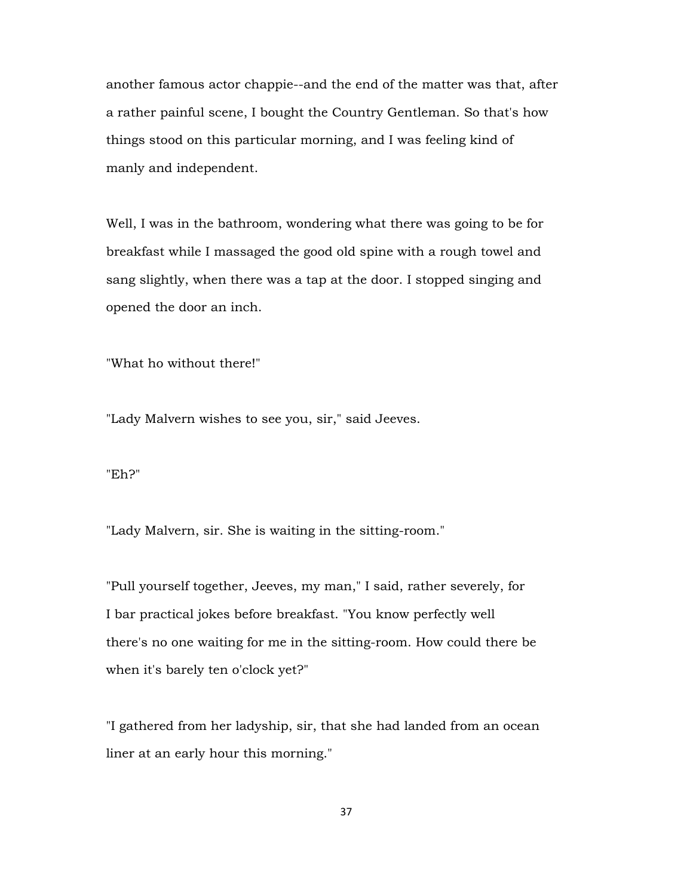another famous actor chappie--and the end of the matter was that, after a rather painful scene, I bought the Country Gentleman. So that's how things stood on this particular morning, and I was feeling kind of manly and independent.

Well, I was in the bathroom, wondering what there was going to be for breakfast while I massaged the good old spine with a rough towel and sang slightly, when there was a tap at the door. I stopped singing and opened the door an inch.

"What ho without there!"

"Lady Malvern wishes to see you, sir," said Jeeves.

"Eh?"

"Lady Malvern, sir. She is waiting in the sitting-room."

"Pull yourself together, Jeeves, my man," I said, rather severely, for I bar practical jokes before breakfast. "You know perfectly well there's no one waiting for me in the sitting-room. How could there be when it's barely ten o'clock yet?"

"I gathered from her ladyship, sir, that she had landed from an ocean liner at an early hour this morning."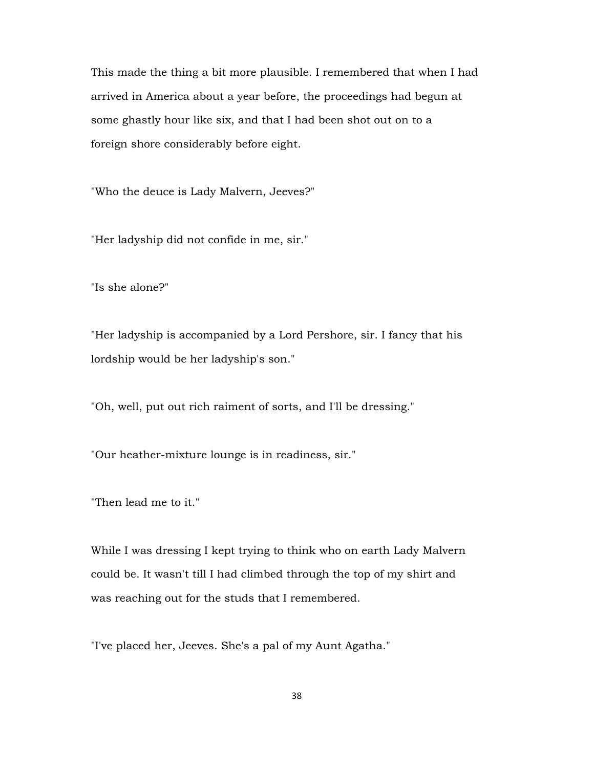This made the thing a bit more plausible. I remembered that when I had arrived in America about a year before, the proceedings had begun at some ghastly hour like six, and that I had been shot out on to a foreign shore considerably before eight.

"Who the deuce is Lady Malvern, Jeeves?"

"Her ladyship did not confide in me, sir."

"Is she alone?"

"Her ladyship is accompanied by a Lord Pershore, sir. I fancy that his lordship would be her ladyship's son."

"Oh, well, put out rich raiment of sorts, and I'll be dressing."

"Our heather-mixture lounge is in readiness, sir."

"Then lead me to it."

While I was dressing I kept trying to think who on earth Lady Malvern could be. It wasn't till I had climbed through the top of my shirt and was reaching out for the studs that I remembered.

"I've placed her, Jeeves. She's a pal of my Aunt Agatha."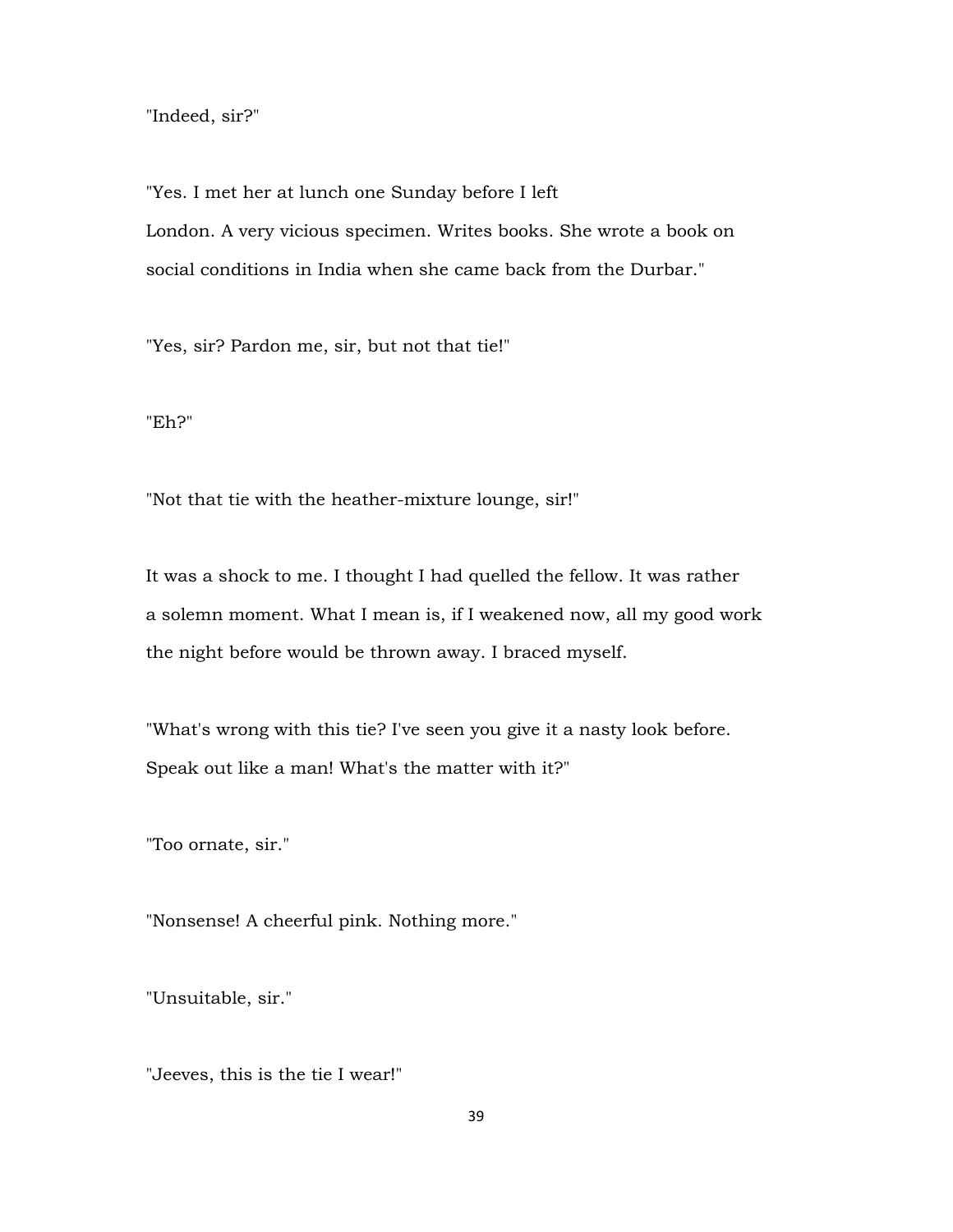"Indeed, sir?"

"Yes. I met her at lunch one Sunday before I left London. A very vicious specimen. Writes books. She wrote a book on social conditions in India when she came back from the Durbar."

"Yes, sir? Pardon me, sir, but not that tie!"

"Eh?"

"Not that tie with the heather-mixture lounge, sir!"

It was a shock to me. I thought I had quelled the fellow. It was rather a solemn moment. What I mean is, if I weakened now, all my good work the night before would be thrown away. I braced myself.

"What's wrong with this tie? I've seen you give it a nasty look before. Speak out like a man! What's the matter with it?"

"Too ornate, sir."

"Nonsense! A cheerful pink. Nothing more."

"Unsuitable, sir."

"Jeeves, this is the tie I wear!"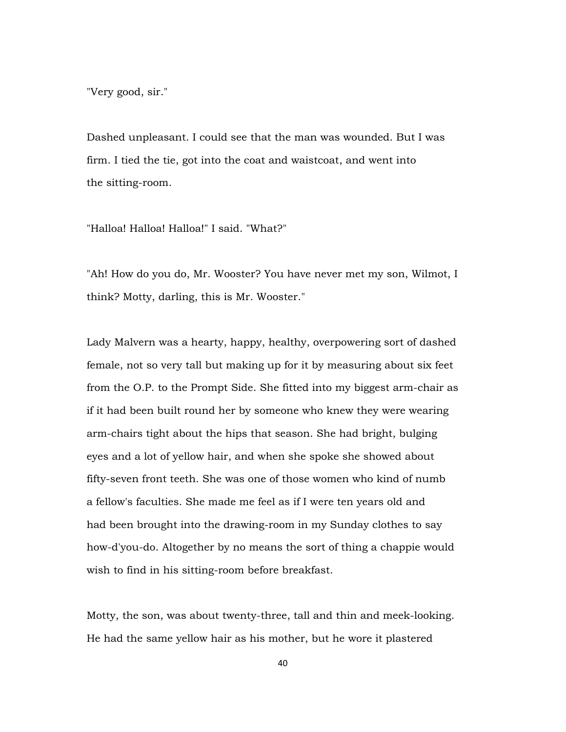"Very good, sir."

Dashed unpleasant. I could see that the man was wounded. But I was firm. I tied the tie, got into the coat and waistcoat, and went into the sitting-room.

"Halloa! Halloa! Halloa!" I said. "What?"

"Ah! How do you do, Mr. Wooster? You have never met my son, Wilmot, I think? Motty, darling, this is Mr. Wooster."

Lady Malvern was a hearty, happy, healthy, overpowering sort of dashed female, not so very tall but making up for it by measuring about six feet from the O.P. to the Prompt Side. She fitted into my biggest arm-chair as if it had been built round her by someone who knew they were wearing arm-chairs tight about the hips that season. She had bright, bulging eyes and a lot of yellow hair, and when she spoke she showed about fifty-seven front teeth. She was one of those women who kind of numb a fellow's faculties. She made me feel as if I were ten years old and had been brought into the drawing-room in my Sunday clothes to say how-d'you-do. Altogether by no means the sort of thing a chappie would wish to find in his sitting-room before breakfast.

Motty, the son, was about twenty-three, tall and thin and meek-looking. He had the same yellow hair as his mother, but he wore it plastered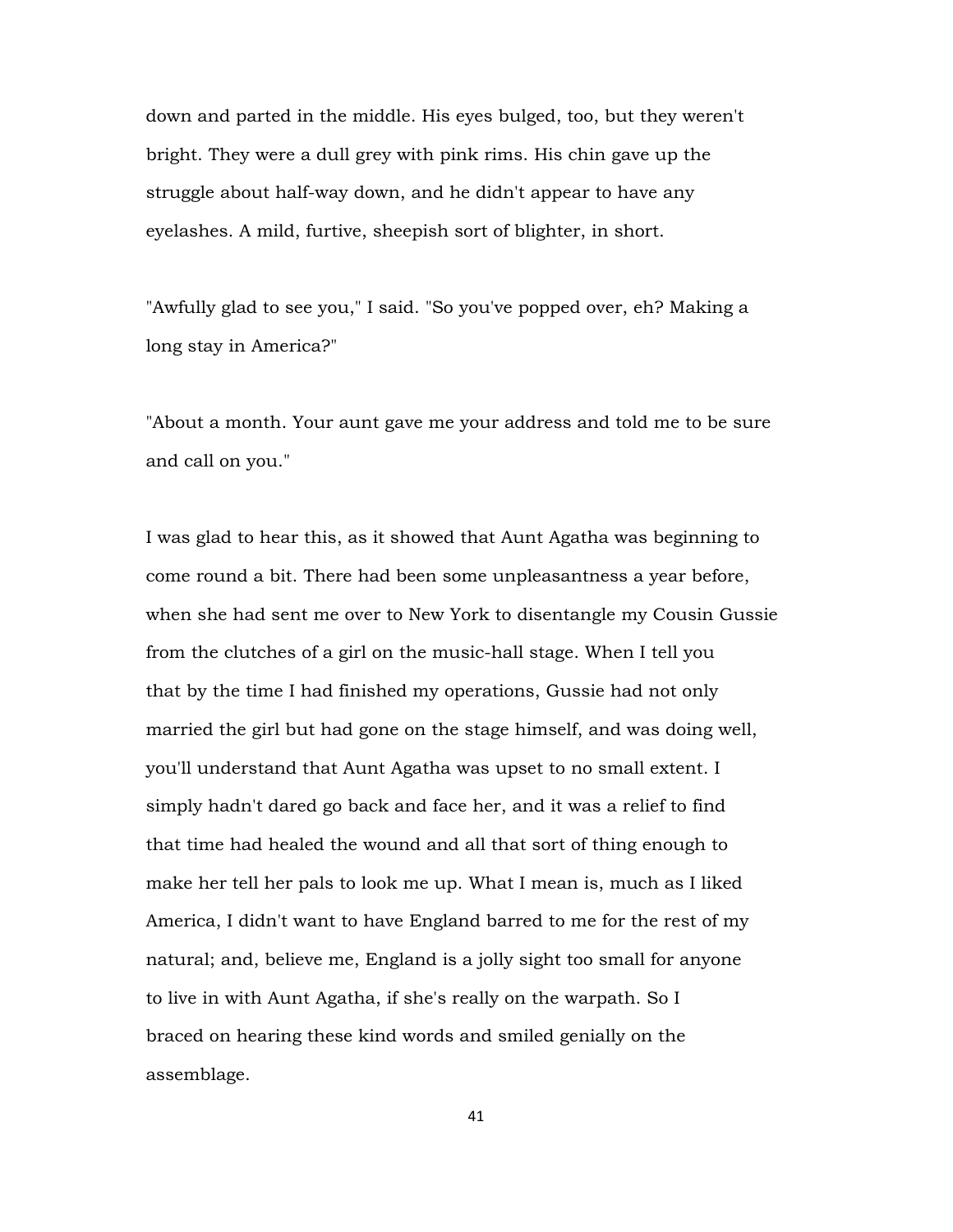down and parted in the middle. His eyes bulged, too, but they weren't bright. They were a dull grey with pink rims. His chin gave up the struggle about half-way down, and he didn't appear to have any eyelashes. A mild, furtive, sheepish sort of blighter, in short.

"Awfully glad to see you," I said. "So you've popped over, eh? Making a long stay in America?"

"About a month. Your aunt gave me your address and told me to be sure and call on you."

I was glad to hear this, as it showed that Aunt Agatha was beginning to come round a bit. There had been some unpleasantness a year before, when she had sent me over to New York to disentangle my Cousin Gussie from the clutches of a girl on the music-hall stage. When I tell you that by the time I had finished my operations, Gussie had not only married the girl but had gone on the stage himself, and was doing well, you'll understand that Aunt Agatha was upset to no small extent. I simply hadn't dared go back and face her, and it was a relief to find that time had healed the wound and all that sort of thing enough to make her tell her pals to look me up. What I mean is, much as I liked America, I didn't want to have England barred to me for the rest of my natural; and, believe me, England is a jolly sight too small for anyone to live in with Aunt Agatha, if she's really on the warpath. So I braced on hearing these kind words and smiled genially on the assemblage.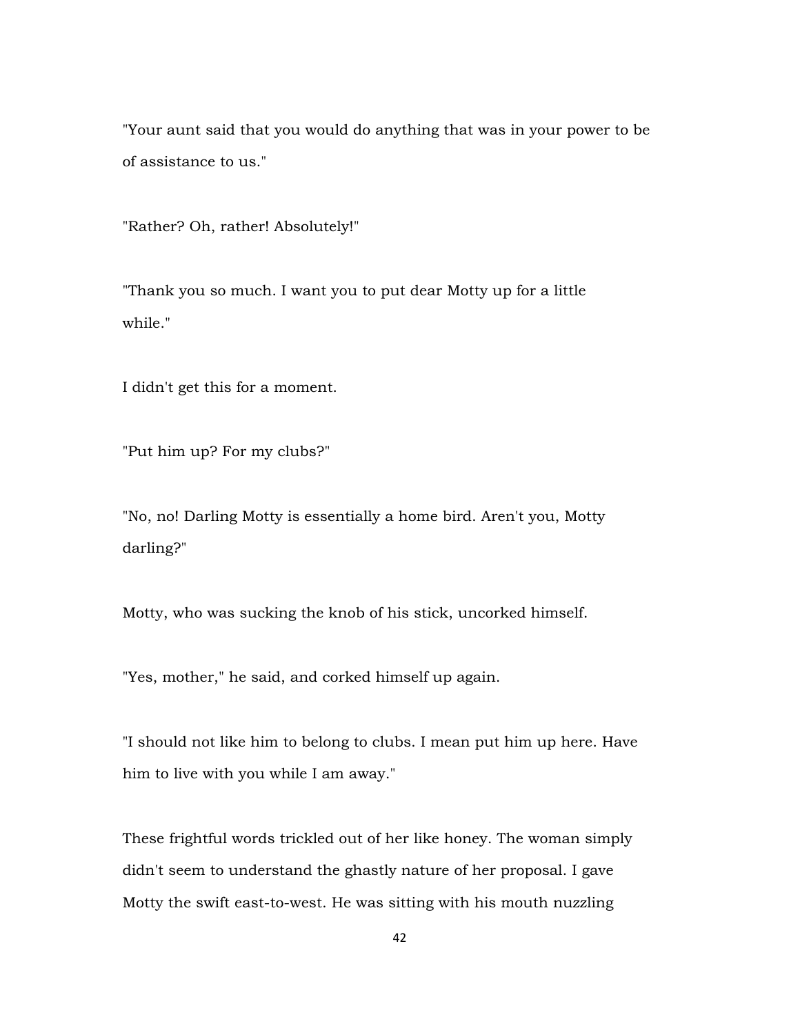"Your aunt said that you would do anything that was in your power to be of assistance to us."

"Rather? Oh, rather! Absolutely!"

"Thank you so much. I want you to put dear Motty up for a little while."

I didn't get this for a moment.

"Put him up? For my clubs?"

"No, no! Darling Motty is essentially a home bird. Aren't you, Motty darling?"

Motty, who was sucking the knob of his stick, uncorked himself.

"Yes, mother," he said, and corked himself up again.

"I should not like him to belong to clubs. I mean put him up here. Have him to live with you while I am away."

These frightful words trickled out of her like honey. The woman simply didn't seem to understand the ghastly nature of her proposal. I gave Motty the swift east-to-west. He was sitting with his mouth nuzzling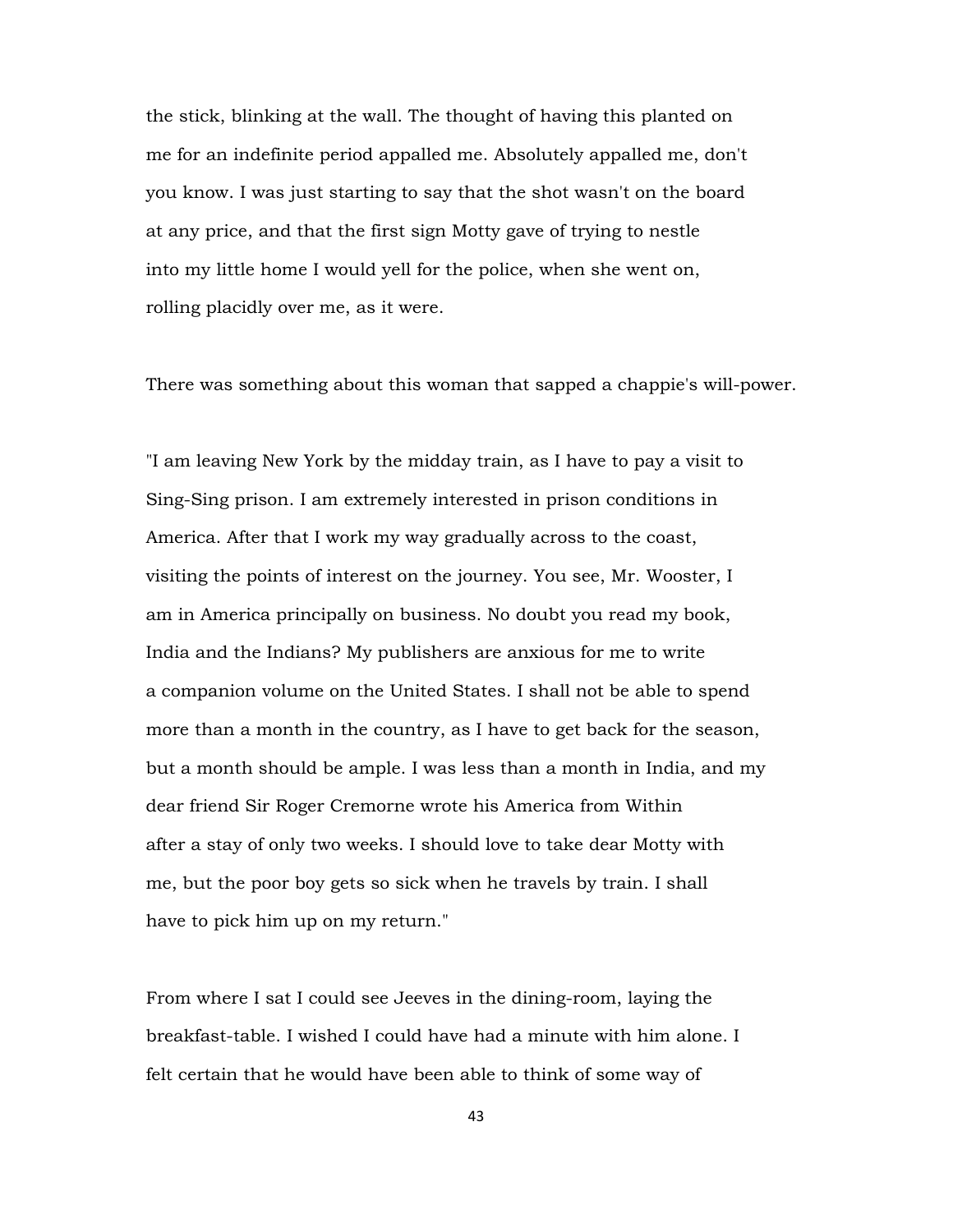the stick, blinking at the wall. The thought of having this planted on me for an indefinite period appalled me. Absolutely appalled me, don't you know. I was just starting to say that the shot wasn't on the board at any price, and that the first sign Motty gave of trying to nestle into my little home I would yell for the police, when she went on, rolling placidly over me, as it were.

There was something about this woman that sapped a chappie's will-power.

"I am leaving New York by the midday train, as I have to pay a visit to Sing-Sing prison. I am extremely interested in prison conditions in America. After that I work my way gradually across to the coast, visiting the points of interest on the journey. You see, Mr. Wooster, I am in America principally on business. No doubt you read my book, India and the Indians? My publishers are anxious for me to write a companion volume on the United States. I shall not be able to spend more than a month in the country, as I have to get back for the season, but a month should be ample. I was less than a month in India, and my dear friend Sir Roger Cremorne wrote his America from Within after a stay of only two weeks. I should love to take dear Motty with me, but the poor boy gets so sick when he travels by train. I shall have to pick him up on my return."

From where I sat I could see Jeeves in the dining-room, laying the breakfast-table. I wished I could have had a minute with him alone. I felt certain that he would have been able to think of some way of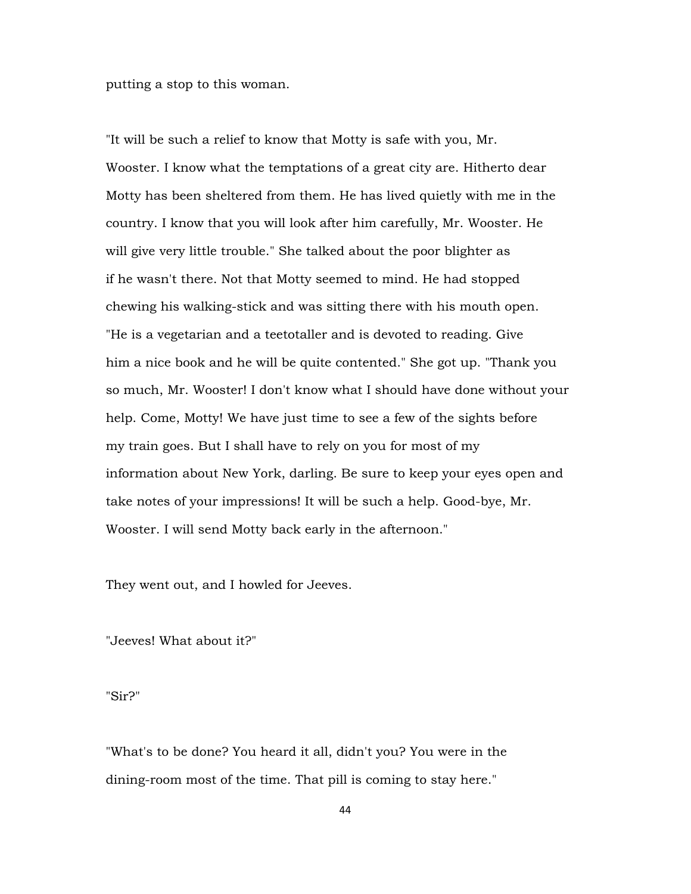putting a stop to this woman.

"It will be such a relief to know that Motty is safe with you, Mr. Wooster. I know what the temptations of a great city are. Hitherto dear Motty has been sheltered from them. He has lived quietly with me in the country. I know that you will look after him carefully, Mr. Wooster. He will give very little trouble." She talked about the poor blighter as if he wasn't there. Not that Motty seemed to mind. He had stopped chewing his walking-stick and was sitting there with his mouth open. "He is a vegetarian and a teetotaller and is devoted to reading. Give him a nice book and he will be quite contented." She got up. "Thank you so much, Mr. Wooster! I don't know what I should have done without your help. Come, Motty! We have just time to see a few of the sights before my train goes. But I shall have to rely on you for most of my information about New York, darling. Be sure to keep your eyes open and take notes of your impressions! It will be such a help. Good-bye, Mr. Wooster. I will send Motty back early in the afternoon."

They went out, and I howled for Jeeves.

"Jeeves! What about it?"

"Sir?"

"What's to be done? You heard it all, didn't you? You were in the dining-room most of the time. That pill is coming to stay here."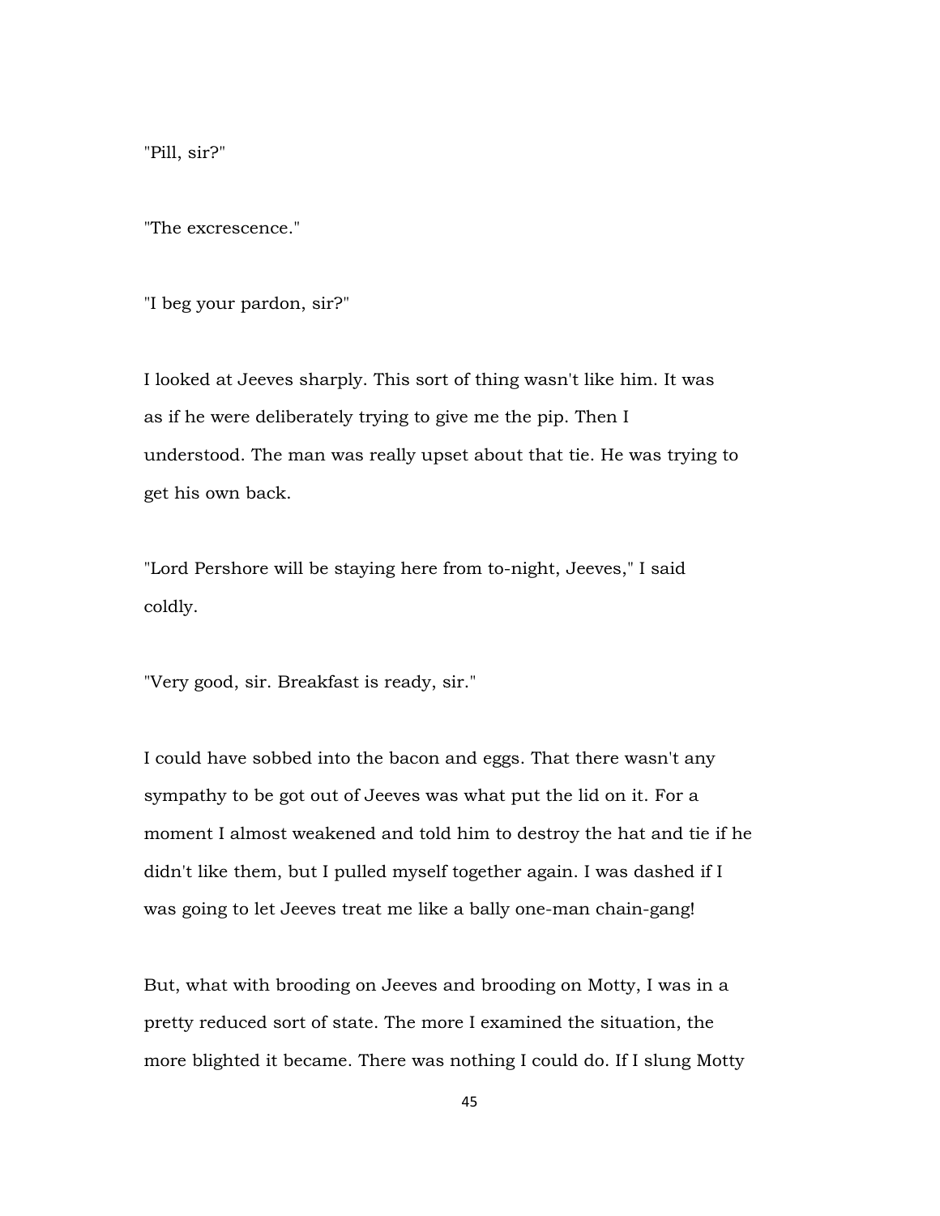"Pill, sir?"

"The excrescence."

"I beg your pardon, sir?"

I looked at Jeeves sharply. This sort of thing wasn't like him. It was as if he were deliberately trying to give me the pip. Then I understood. The man was really upset about that tie. He was trying to get his own back.

"Lord Pershore will be staying here from to-night, Jeeves," I said coldly.

"Very good, sir. Breakfast is ready, sir."

I could have sobbed into the bacon and eggs. That there wasn't any sympathy to be got out of Jeeves was what put the lid on it. For a moment I almost weakened and told him to destroy the hat and tie if he didn't like them, but I pulled myself together again. I was dashed if I was going to let Jeeves treat me like a bally one-man chain-gang!

But, what with brooding on Jeeves and brooding on Motty, I was in a pretty reduced sort of state. The more I examined the situation, the more blighted it became. There was nothing I could do. If I slung Motty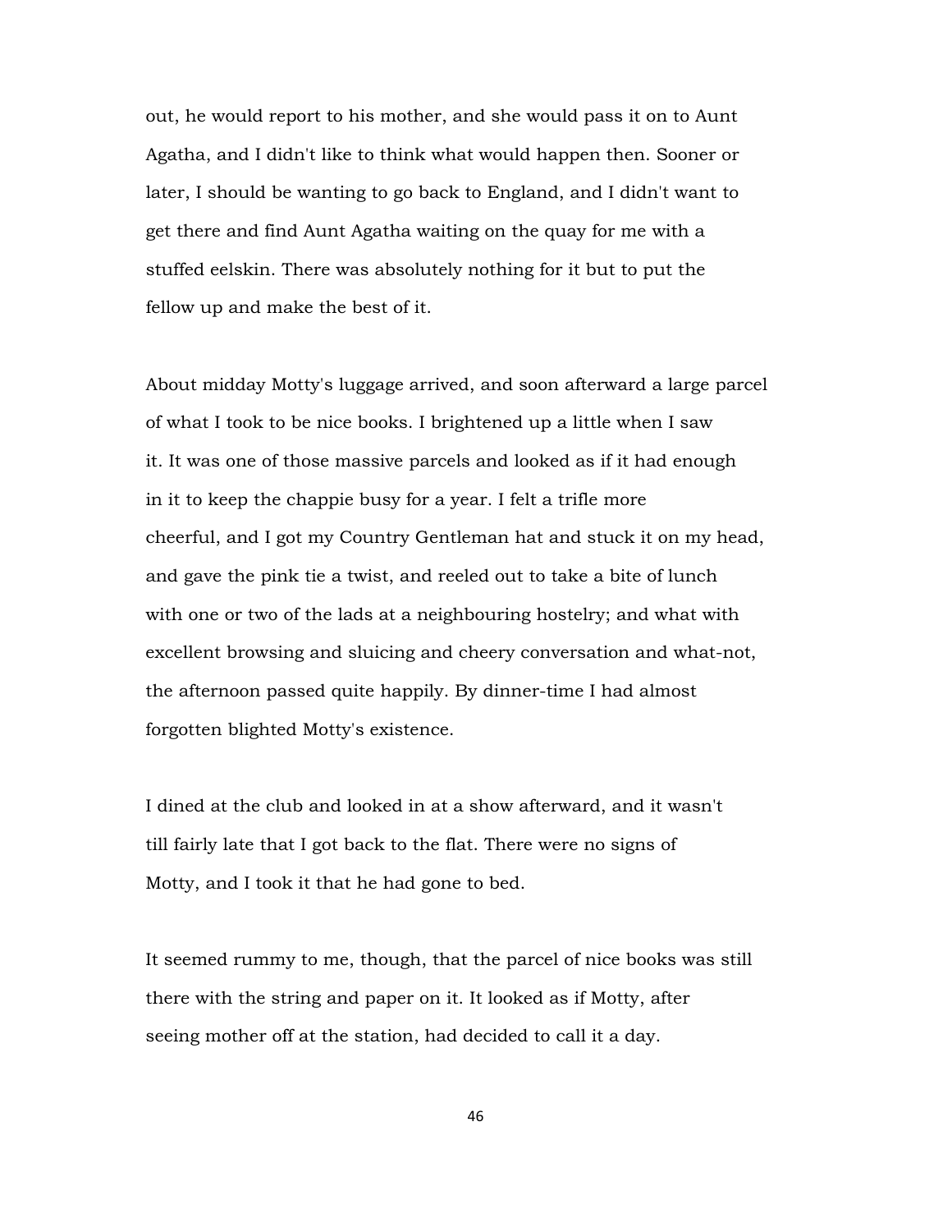out, he would report to his mother, and she would pass it on to Aunt Agatha, and I didn't like to think what would happen then. Sooner or later, I should be wanting to go back to England, and I didn't want to get there and find Aunt Agatha waiting on the quay for me with a stuffed eelskin. There was absolutely nothing for it but to put the fellow up and make the best of it.

About midday Motty's luggage arrived, and soon afterward a large parcel of what I took to be nice books. I brightened up a little when I saw it. It was one of those massive parcels and looked as if it had enough in it to keep the chappie busy for a year. I felt a trifle more cheerful, and I got my Country Gentleman hat and stuck it on my head, and gave the pink tie a twist, and reeled out to take a bite of lunch with one or two of the lads at a neighbouring hostelry; and what with excellent browsing and sluicing and cheery conversation and what-not, the afternoon passed quite happily. By dinner-time I had almost forgotten blighted Motty's existence.

I dined at the club and looked in at a show afterward, and it wasn't till fairly late that I got back to the flat. There were no signs of Motty, and I took it that he had gone to bed.

It seemed rummy to me, though, that the parcel of nice books was still there with the string and paper on it. It looked as if Motty, after seeing mother off at the station, had decided to call it a day.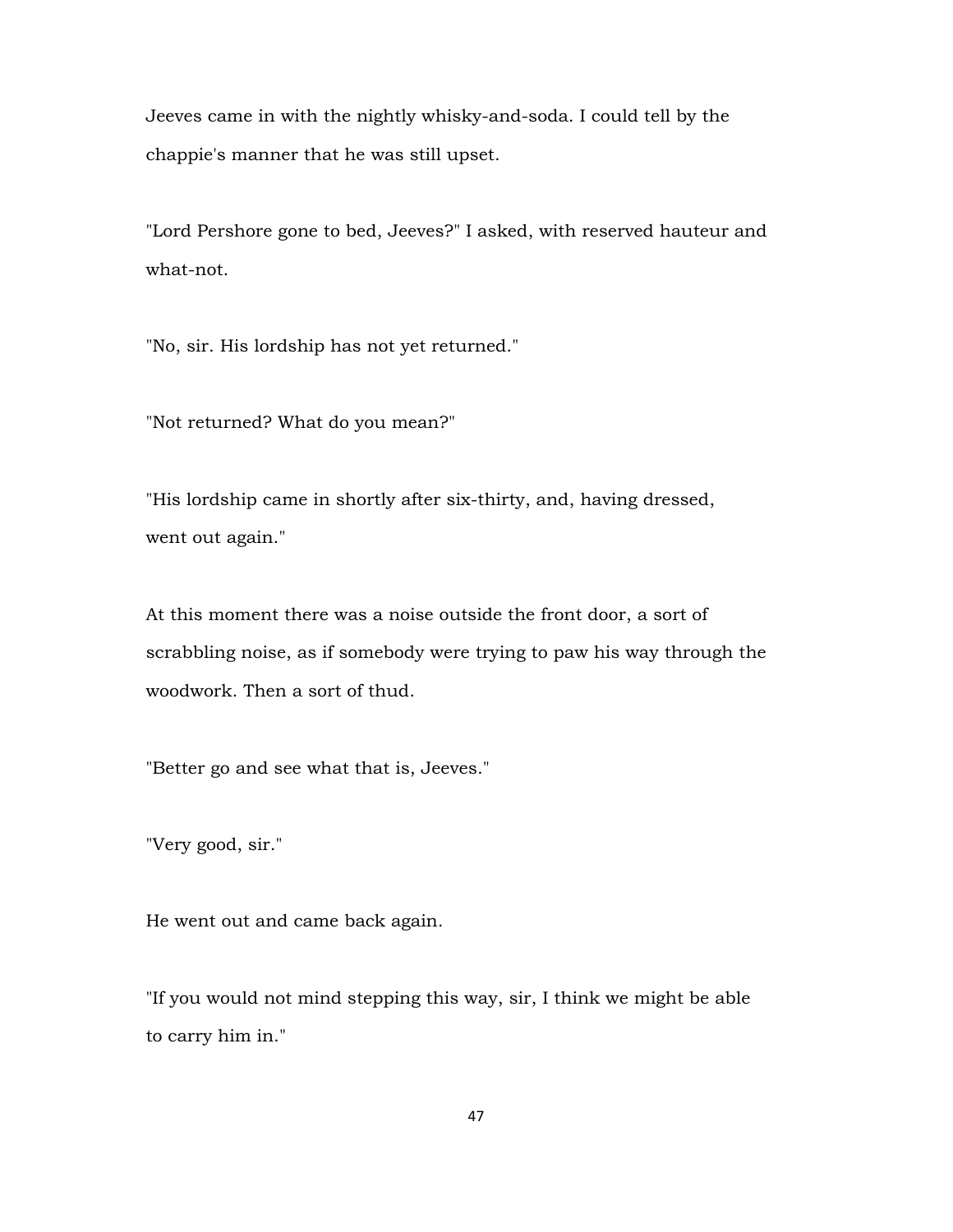Jeeves came in with the nightly whisky-and-soda. I could tell by the chappie's manner that he was still upset.

"Lord Pershore gone to bed, Jeeves?" I asked, with reserved hauteur and what-not.

"No, sir. His lordship has not yet returned."

"Not returned? What do you mean?"

"His lordship came in shortly after six-thirty, and, having dressed, went out again."

At this moment there was a noise outside the front door, a sort of scrabbling noise, as if somebody were trying to paw his way through the woodwork. Then a sort of thud.

"Better go and see what that is, Jeeves."

"Very good, sir."

He went out and came back again.

"If you would not mind stepping this way, sir, I think we might be able to carry him in."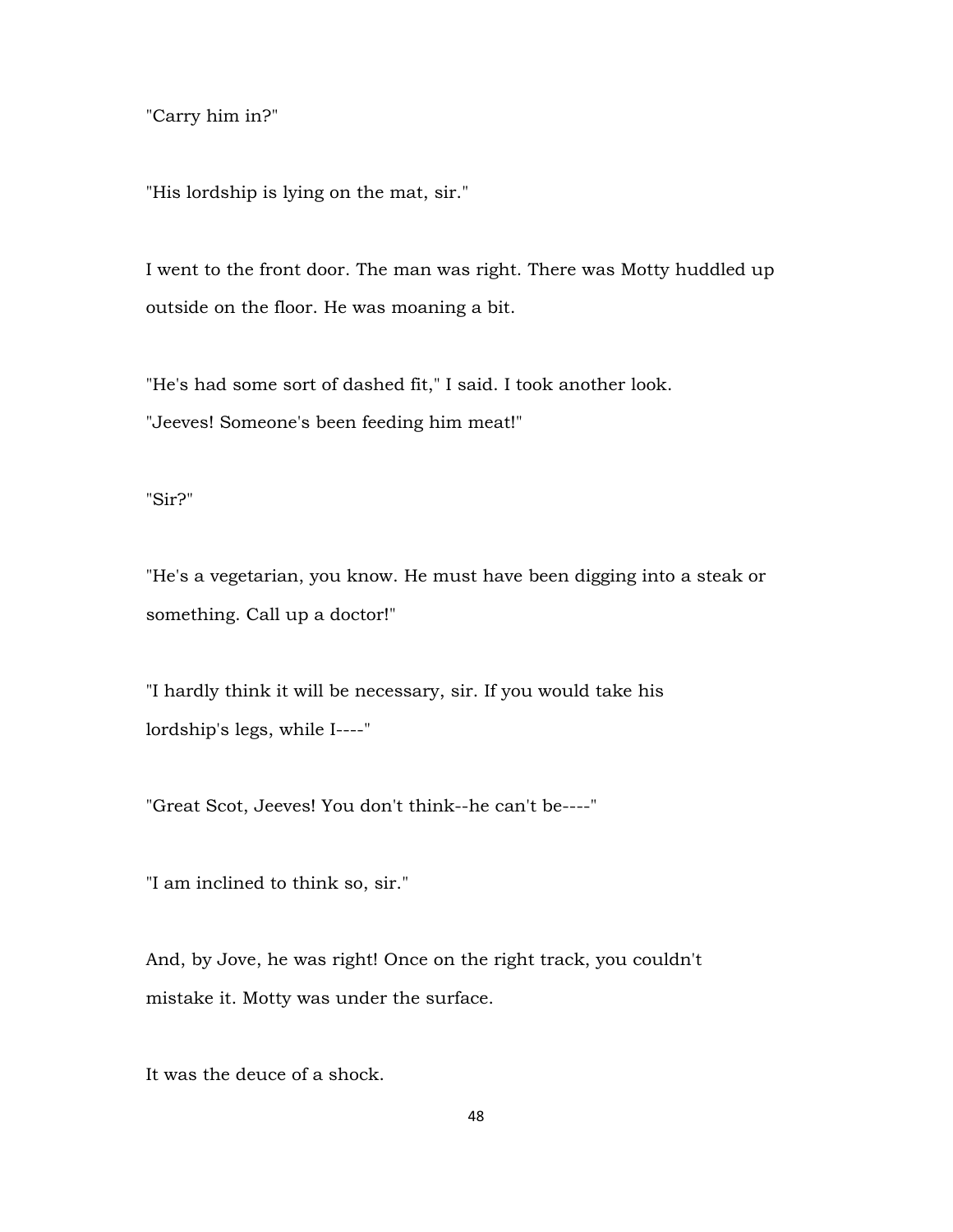"Carry him in?"

"His lordship is lying on the mat, sir."

I went to the front door. The man was right. There was Motty huddled up outside on the floor. He was moaning a bit.

"He's had some sort of dashed fit," I said. I took another look. "Jeeves! Someone's been feeding him meat!"

"Sir?"

"He's a vegetarian, you know. He must have been digging into a steak or something. Call up a doctor!"

"I hardly think it will be necessary, sir. If you would take his lordship's legs, while I----"

"Great Scot, Jeeves! You don't think--he can't be----"

"I am inclined to think so, sir."

And, by Jove, he was right! Once on the right track, you couldn't mistake it. Motty was under the surface.

It was the deuce of a shock.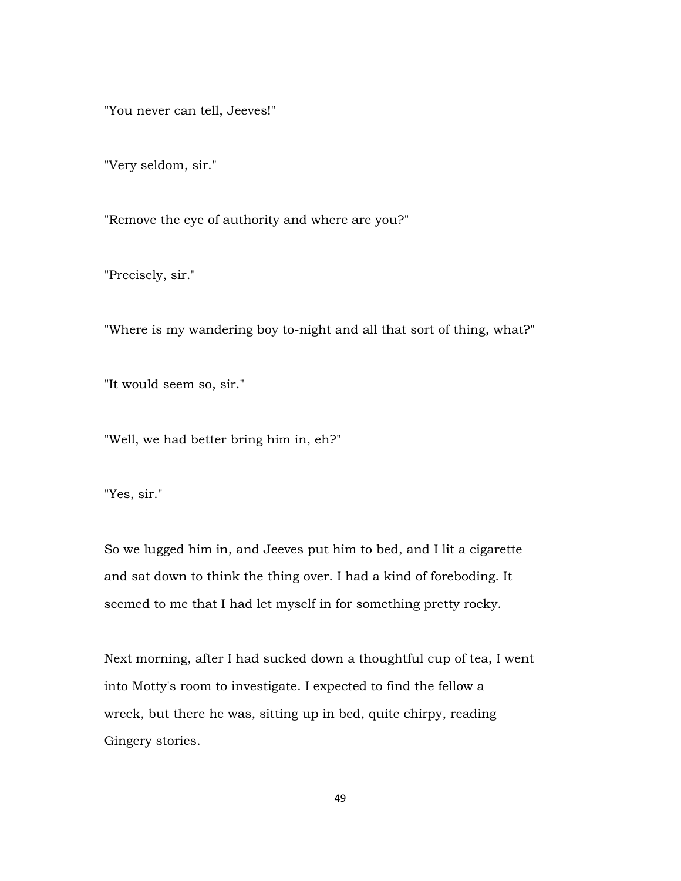"You never can tell, Jeeves!"

"Very seldom, sir."

"Remove the eye of authority and where are you?"

"Precisely, sir."

"Where is my wandering boy to-night and all that sort of thing, what?"

"It would seem so, sir."

"Well, we had better bring him in, eh?"

"Yes, sir."

So we lugged him in, and Jeeves put him to bed, and I lit a cigarette and sat down to think the thing over. I had a kind of foreboding. It seemed to me that I had let myself in for something pretty rocky.

Next morning, after I had sucked down a thoughtful cup of tea, I went into Motty's room to investigate. I expected to find the fellow a wreck, but there he was, sitting up in bed, quite chirpy, reading Gingery stories.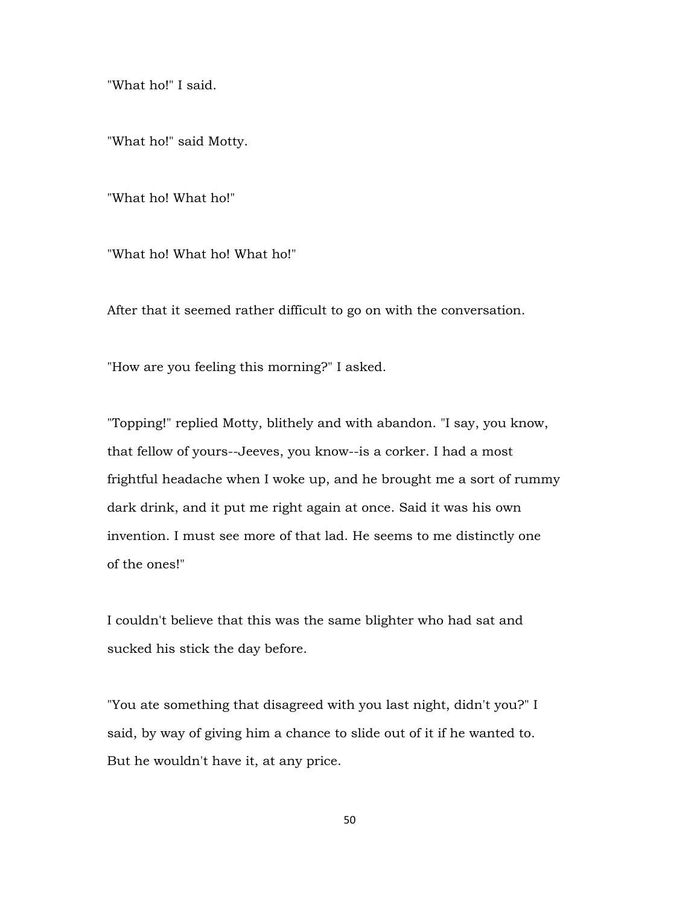"What ho!" I said.

"What ho!" said Motty.

"What ho! What ho!"

"What ho! What ho! What ho!"

After that it seemed rather difficult to go on with the conversation.

"How are you feeling this morning?" I asked.

"Topping!" replied Motty, blithely and with abandon. "I say, you know, that fellow of yours--Jeeves, you know--is a corker. I had a most frightful headache when I woke up, and he brought me a sort of rummy dark drink, and it put me right again at once. Said it was his own invention. I must see more of that lad. He seems to me distinctly one of the ones!"

I couldn't believe that this was the same blighter who had sat and sucked his stick the day before.

"You ate something that disagreed with you last night, didn't you?" I said, by way of giving him a chance to slide out of it if he wanted to. But he wouldn't have it, at any price.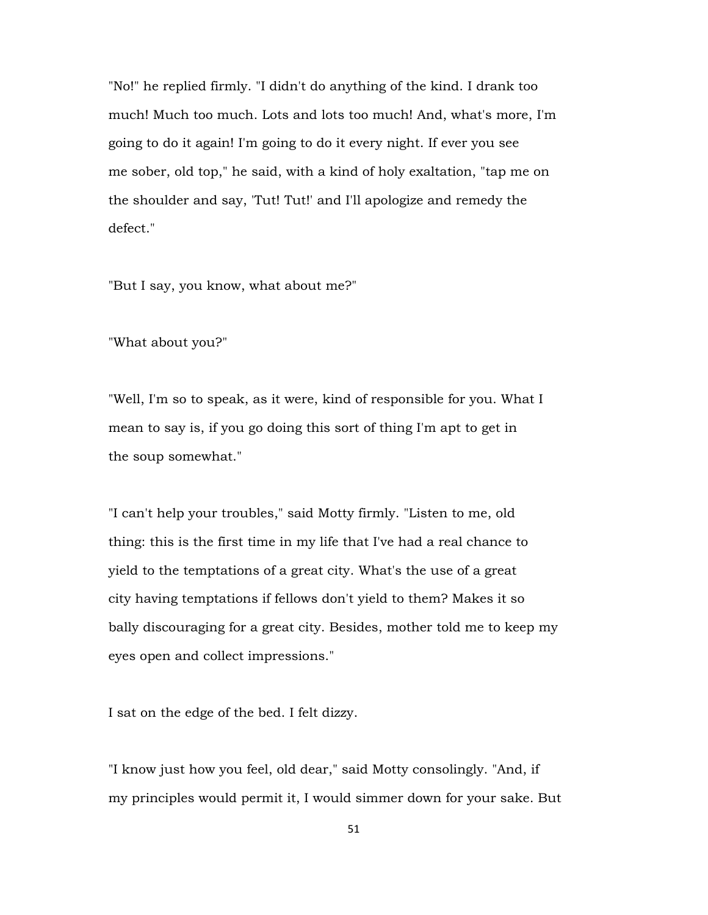"No!" he replied firmly. "I didn't do anything of the kind. I drank too much! Much too much. Lots and lots too much! And, what's more, I'm going to do it again! I'm going to do it every night. If ever you see me sober, old top," he said, with a kind of holy exaltation, "tap me on the shoulder and say, 'Tut! Tut!' and I'll apologize and remedy the defect."

"But I say, you know, what about me?"

"What about you?"

"Well, I'm so to speak, as it were, kind of responsible for you. What I mean to say is, if you go doing this sort of thing I'm apt to get in the soup somewhat."

"I can't help your troubles," said Motty firmly. "Listen to me, old thing: this is the first time in my life that I've had a real chance to yield to the temptations of a great city. What's the use of a great city having temptations if fellows don't yield to them? Makes it so bally discouraging for a great city. Besides, mother told me to keep my eyes open and collect impressions."

I sat on the edge of the bed. I felt dizzy.

"I know just how you feel, old dear," said Motty consolingly. "And, if my principles would permit it, I would simmer down for your sake. But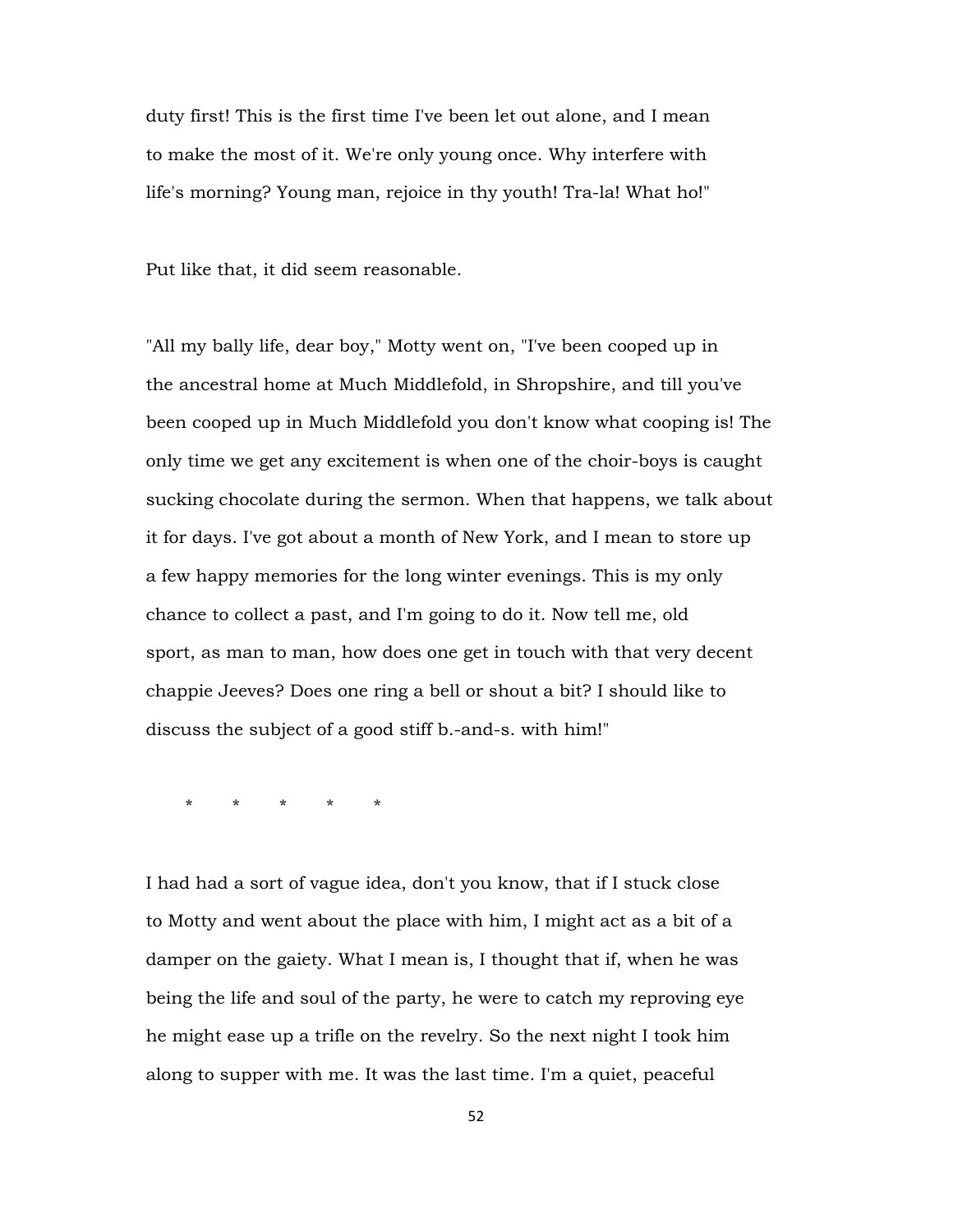duty first! This is the first time I've been let out alone, and I mean to make the most of it. We're only young once. Why interfere with life's morning? Young man, rejoice in thy youth! Tra-la! What ho!"

Put like that, it did seem reasonable.

"All my bally life, dear boy," Motty went on, "I've been cooped up in the ancestral home at Much Middlefold, in Shropshire, and till you've been cooped up in Much Middlefold you don't know what cooping is! The only time we get any excitement is when one of the choir-boys is caught sucking chocolate during the sermon. When that happens, we talk about it for days. I've got about a month of New York, and I mean to store up a few happy memories for the long winter evenings. This is my only chance to collect a past, and I'm going to do it. Now tell me, old sport, as man to man, how does one get in touch with that very decent chappie Jeeves? Does one ring a bell or shout a bit? I should like to discuss the subject of a good stiff b.-and-s. with him!"

\* \* \* \* \*

I had had a sort of vague idea, don't you know, that if I stuck close to Motty and went about the place with him, I might act as a bit of a damper on the gaiety. What I mean is, I thought that if, when he was being the life and soul of the party, he were to catch my reproving eye he might ease up a trifle on the revelry. So the next night I took him along to supper with me. It was the last time. I'm a quiet, peaceful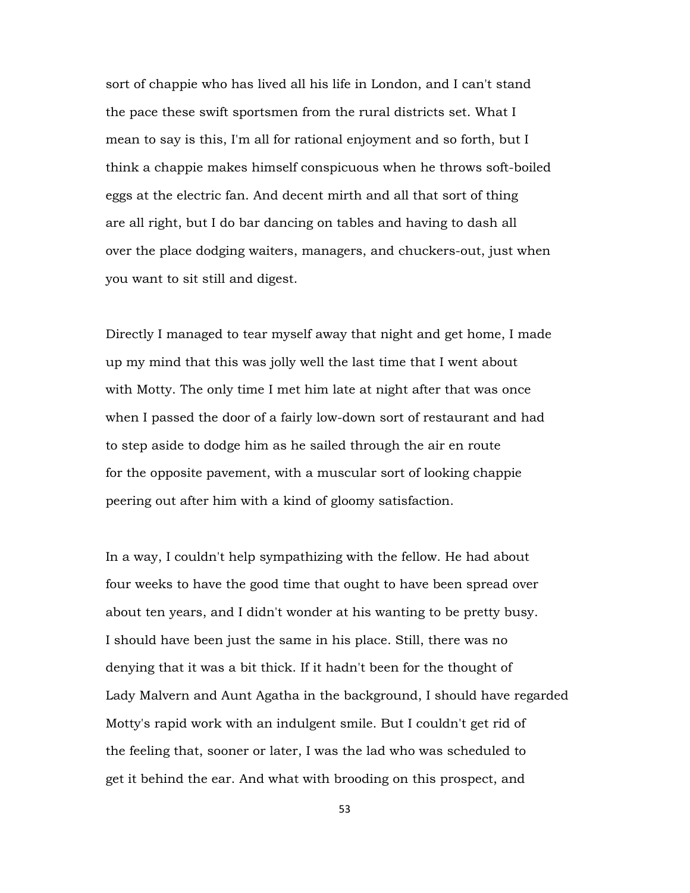sort of chappie who has lived all his life in London, and I can't stand the pace these swift sportsmen from the rural districts set. What I mean to say is this, I'm all for rational enjoyment and so forth, but I think a chappie makes himself conspicuous when he throws soft-boiled eggs at the electric fan. And decent mirth and all that sort of thing are all right, but I do bar dancing on tables and having to dash all over the place dodging waiters, managers, and chuckers-out, just when you want to sit still and digest.

Directly I managed to tear myself away that night and get home, I made up my mind that this was jolly well the last time that I went about with Motty. The only time I met him late at night after that was once when I passed the door of a fairly low-down sort of restaurant and had to step aside to dodge him as he sailed through the air en route for the opposite pavement, with a muscular sort of looking chappie peering out after him with a kind of gloomy satisfaction.

In a way, I couldn't help sympathizing with the fellow. He had about four weeks to have the good time that ought to have been spread over about ten years, and I didn't wonder at his wanting to be pretty busy. I should have been just the same in his place. Still, there was no denying that it was a bit thick. If it hadn't been for the thought of Lady Malvern and Aunt Agatha in the background, I should have regarded Motty's rapid work with an indulgent smile. But I couldn't get rid of the feeling that, sooner or later, I was the lad who was scheduled to get it behind the ear. And what with brooding on this prospect, and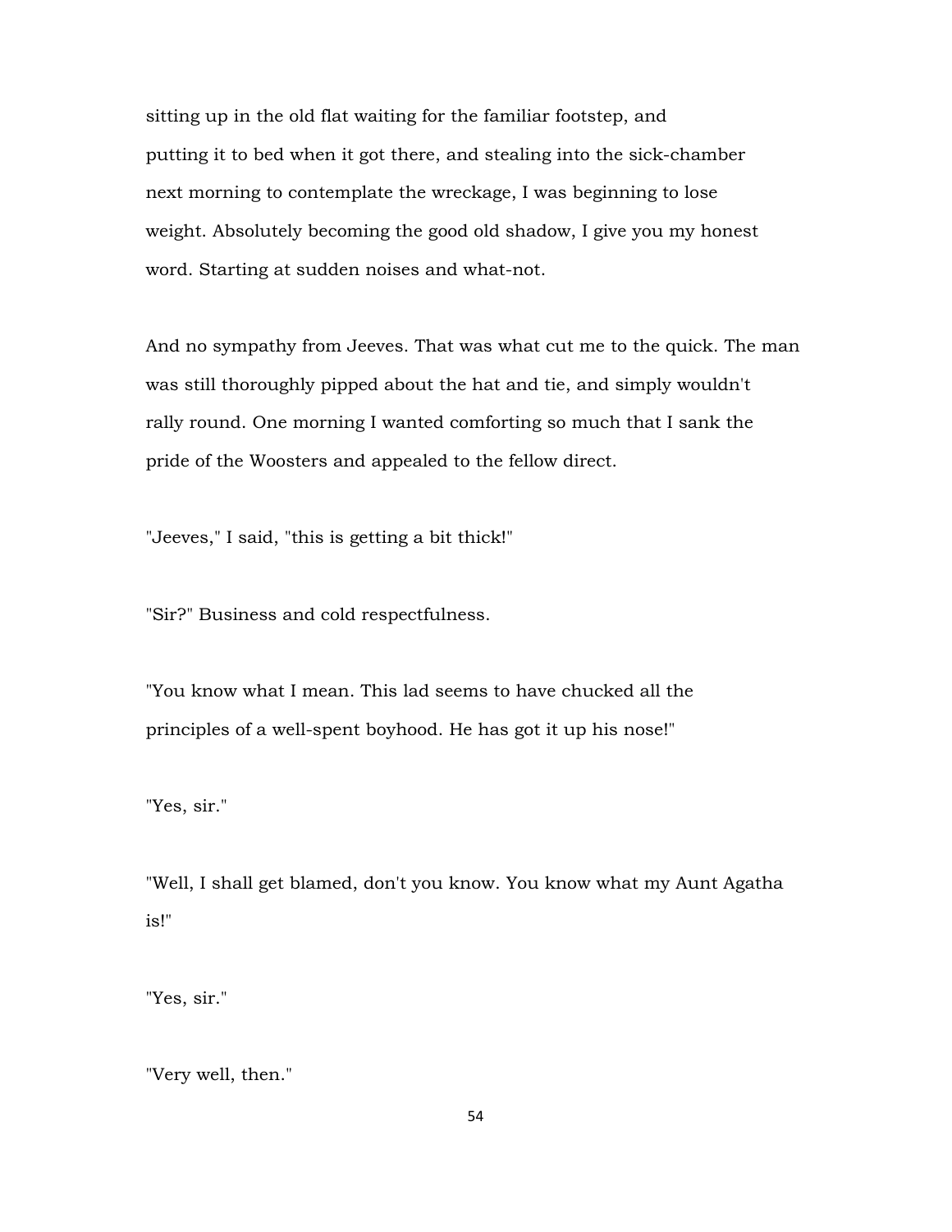sitting up in the old flat waiting for the familiar footstep, and putting it to bed when it got there, and stealing into the sick-chamber next morning to contemplate the wreckage, I was beginning to lose weight. Absolutely becoming the good old shadow, I give you my honest word. Starting at sudden noises and what-not.

And no sympathy from Jeeves. That was what cut me to the quick. The man was still thoroughly pipped about the hat and tie, and simply wouldn't rally round. One morning I wanted comforting so much that I sank the pride of the Woosters and appealed to the fellow direct.

"Jeeves," I said, "this is getting a bit thick!"

"Sir?" Business and cold respectfulness.

"You know what I mean. This lad seems to have chucked all the principles of a well-spent boyhood. He has got it up his nose!"

"Yes, sir."

"Well, I shall get blamed, don't you know. You know what my Aunt Agatha is!"

"Yes, sir."

"Very well, then."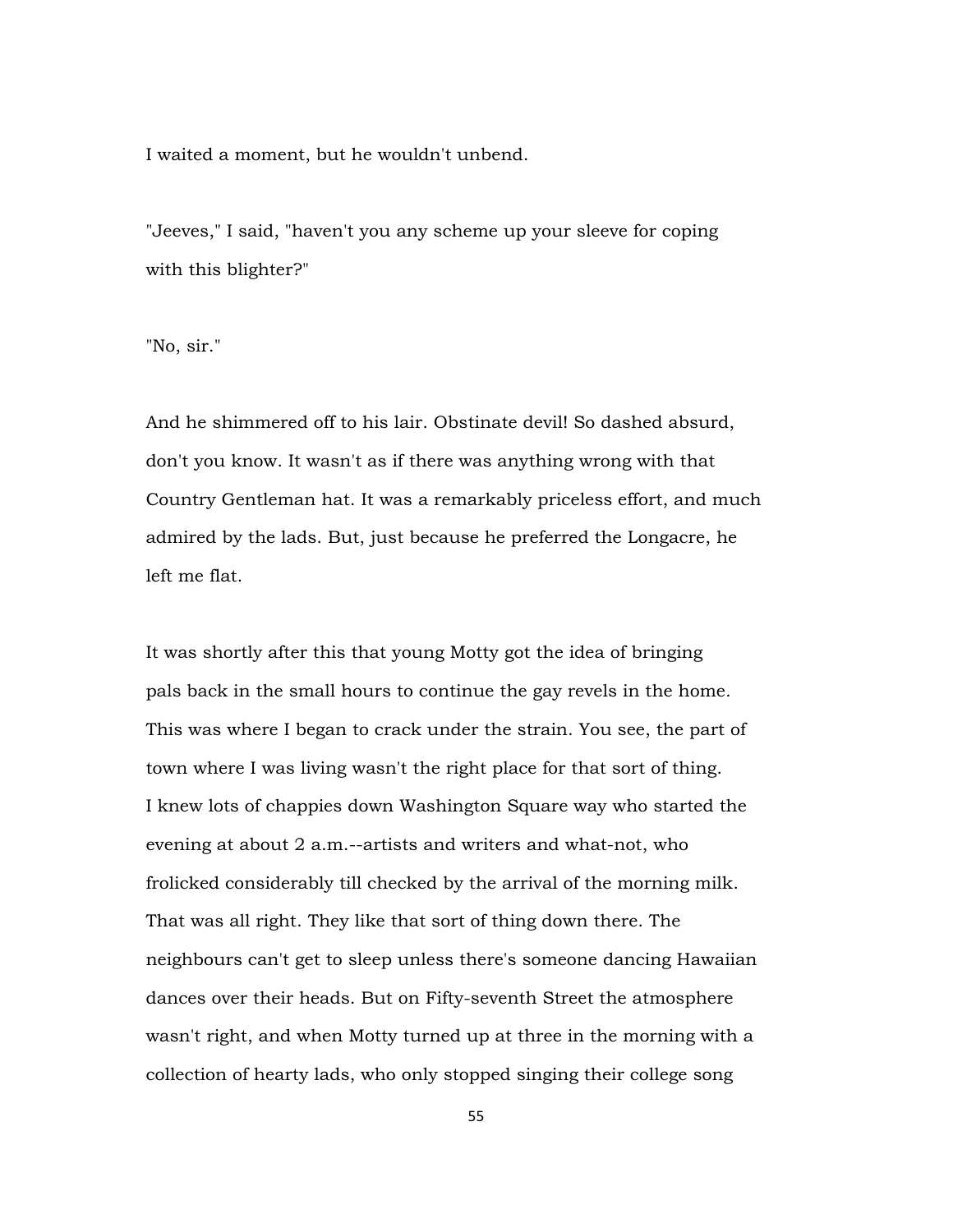I waited a moment, but he wouldn't unbend.

"Jeeves," I said, "haven't you any scheme up your sleeve for coping with this blighter?"

"No, sir."

And he shimmered off to his lair. Obstinate devil! So dashed absurd, don't you know. It wasn't as if there was anything wrong with that Country Gentleman hat. It was a remarkably priceless effort, and much admired by the lads. But, just because he preferred the Longacre, he left me flat.

It was shortly after this that young Motty got the idea of bringing pals back in the small hours to continue the gay revels in the home. This was where I began to crack under the strain. You see, the part of town where I was living wasn't the right place for that sort of thing. I knew lots of chappies down Washington Square way who started the evening at about 2 a.m.--artists and writers and what-not, who frolicked considerably till checked by the arrival of the morning milk. That was all right. They like that sort of thing down there. The neighbours can't get to sleep unless there's someone dancing Hawaiian dances over their heads. But on Fifty-seventh Street the atmosphere wasn't right, and when Motty turned up at three in the morning with a collection of hearty lads, who only stopped singing their college song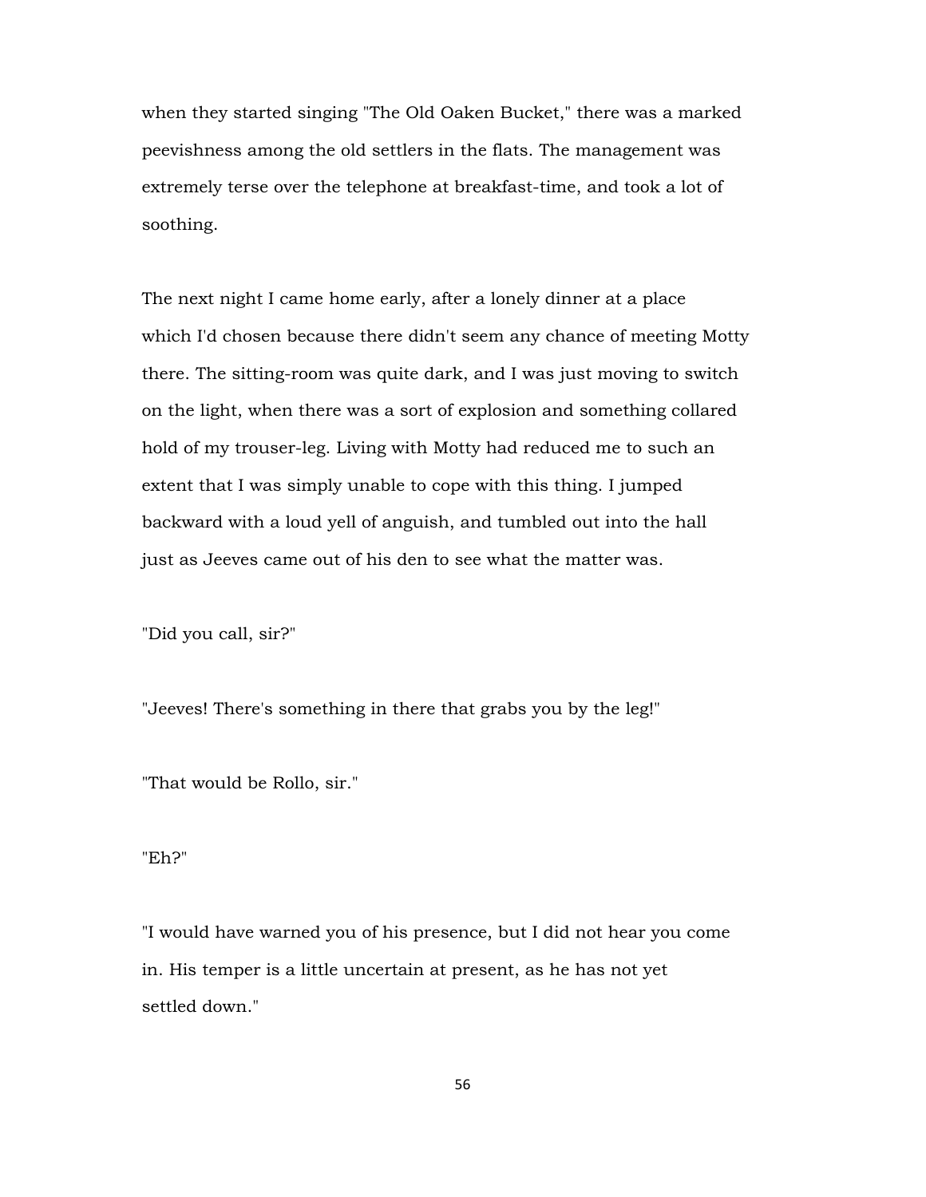when they started singing "The Old Oaken Bucket," there was a marked peevishness among the old settlers in the flats. The management was extremely terse over the telephone at breakfast-time, and took a lot of soothing.

The next night I came home early, after a lonely dinner at a place which I'd chosen because there didn't seem any chance of meeting Motty there. The sitting-room was quite dark, and I was just moving to switch on the light, when there was a sort of explosion and something collared hold of my trouser-leg. Living with Motty had reduced me to such an extent that I was simply unable to cope with this thing. I jumped backward with a loud yell of anguish, and tumbled out into the hall just as Jeeves came out of his den to see what the matter was.

"Did you call, sir?"

"Jeeves! There's something in there that grabs you by the leg!"

"That would be Rollo, sir."

"Eh?"

"I would have warned you of his presence, but I did not hear you come in. His temper is a little uncertain at present, as he has not yet settled down."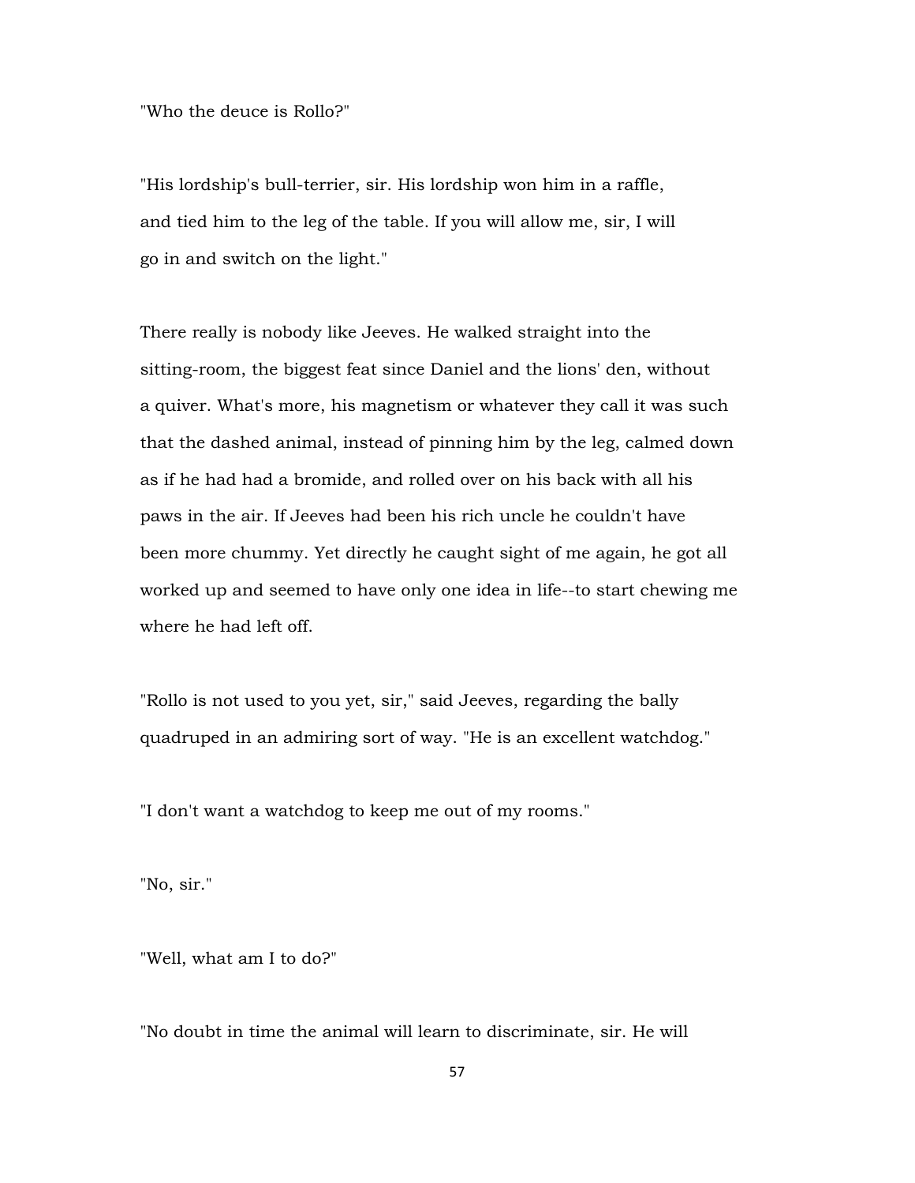"Who the deuce is Rollo?"

"His lordship's bull-terrier, sir. His lordship won him in a raffle, and tied him to the leg of the table. If you will allow me, sir, I will go in and switch on the light."

There really is nobody like Jeeves. He walked straight into the sitting-room, the biggest feat since Daniel and the lions' den, without a quiver. What's more, his magnetism or whatever they call it was such that the dashed animal, instead of pinning him by the leg, calmed down as if he had had a bromide, and rolled over on his back with all his paws in the air. If Jeeves had been his rich uncle he couldn't have been more chummy. Yet directly he caught sight of me again, he got all worked up and seemed to have only one idea in life--to start chewing me where he had left off.

"Rollo is not used to you yet, sir," said Jeeves, regarding the bally quadruped in an admiring sort of way. "He is an excellent watchdog."

"I don't want a watchdog to keep me out of my rooms."

"No, sir."

"Well, what am I to do?"

"No doubt in time the animal will learn to discriminate, sir. He will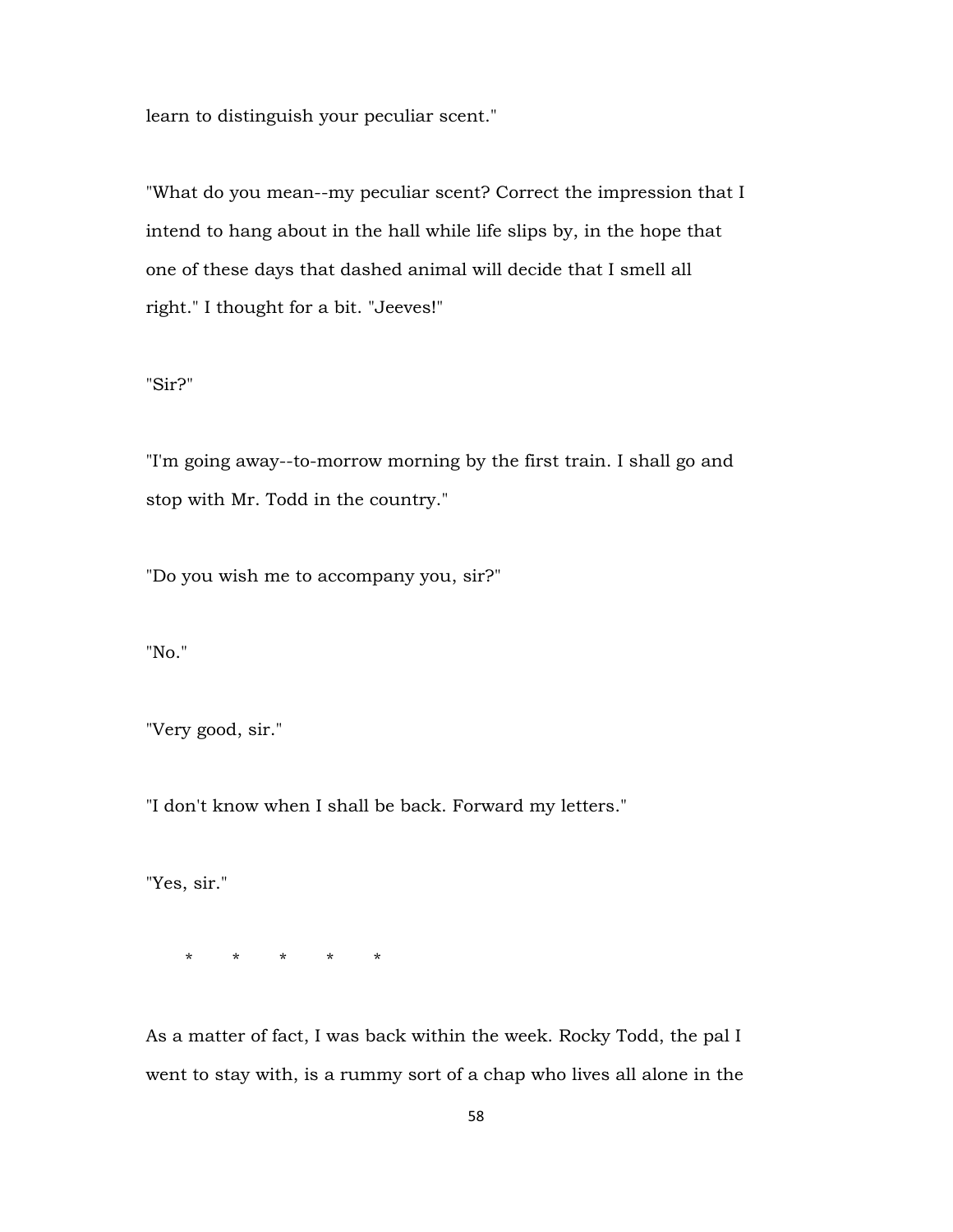learn to distinguish your peculiar scent."

"What do you mean--my peculiar scent? Correct the impression that I intend to hang about in the hall while life slips by, in the hope that one of these days that dashed animal will decide that I smell all right." I thought for a bit. "Jeeves!"

"Sir?"

"I'm going away--to-morrow morning by the first train. I shall go and stop with Mr. Todd in the country."

"Do you wish me to accompany you, sir?"

"No."

"Very good, sir."

"I don't know when I shall be back. Forward my letters."

"Yes, sir."

\*        \*        \*        \*        \*

As a matter of fact, I was back within the week. Rocky Todd, the pal I went to stay with, is a rummy sort of a chap who lives all alone in the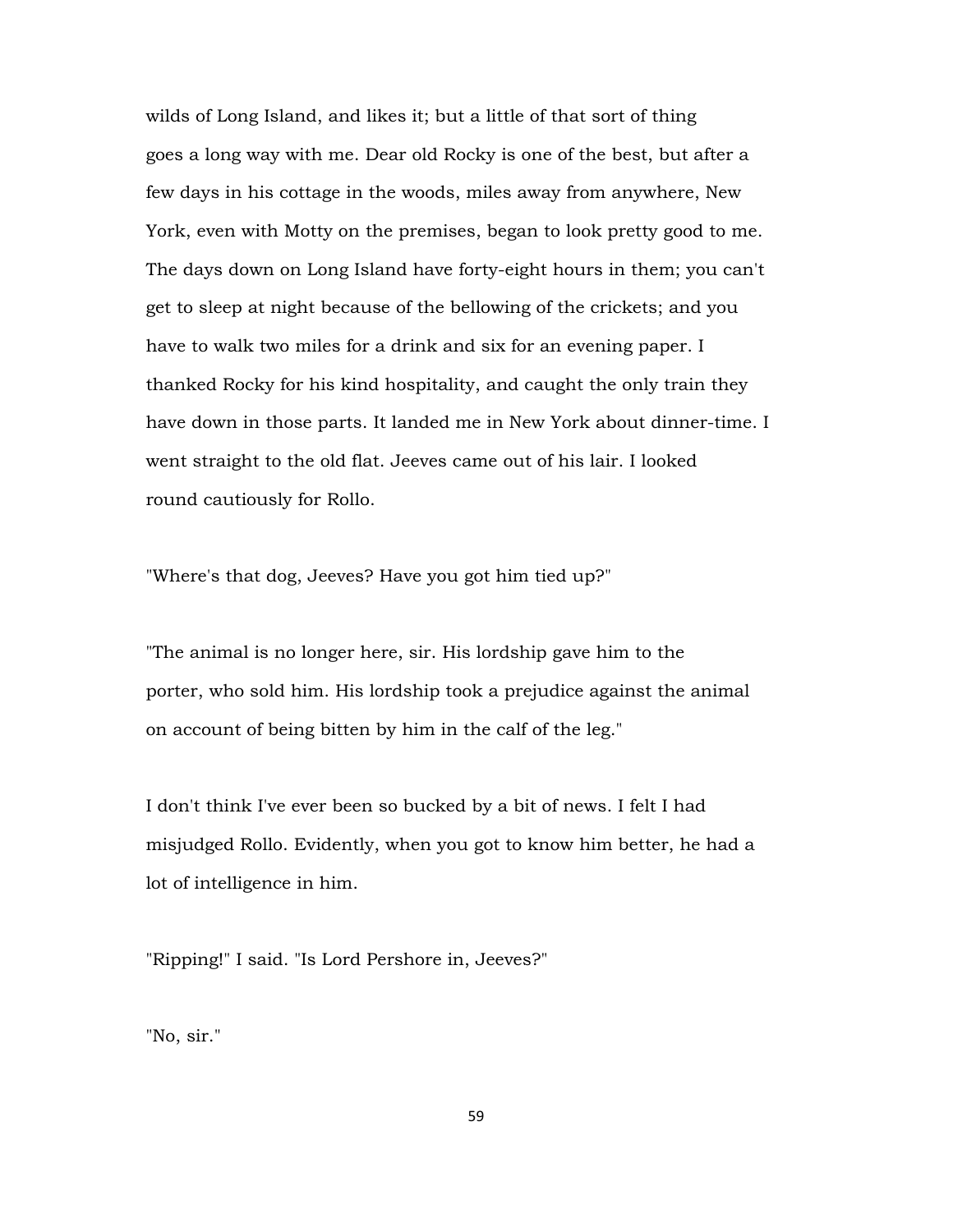wilds of Long Island, and likes it; but a little of that sort of thing goes a long way with me. Dear old Rocky is one of the best, but after a few days in his cottage in the woods, miles away from anywhere, New York, even with Motty on the premises, began to look pretty good to me. The days down on Long Island have forty-eight hours in them; you can't get to sleep at night because of the bellowing of the crickets; and you have to walk two miles for a drink and six for an evening paper. I thanked Rocky for his kind hospitality, and caught the only train they have down in those parts. It landed me in New York about dinner-time. I went straight to the old flat. Jeeves came out of his lair. I looked round cautiously for Rollo.

"Where's that dog, Jeeves? Have you got him tied up?"

"The animal is no longer here, sir. His lordship gave him to the porter, who sold him. His lordship took a prejudice against the animal on account of being bitten by him in the calf of the leg."

I don't think I've ever been so bucked by a bit of news. I felt I had misjudged Rollo. Evidently, when you got to know him better, he had a lot of intelligence in him.

"Ripping!" I said. "Is Lord Pershore in, Jeeves?"

"No, sir."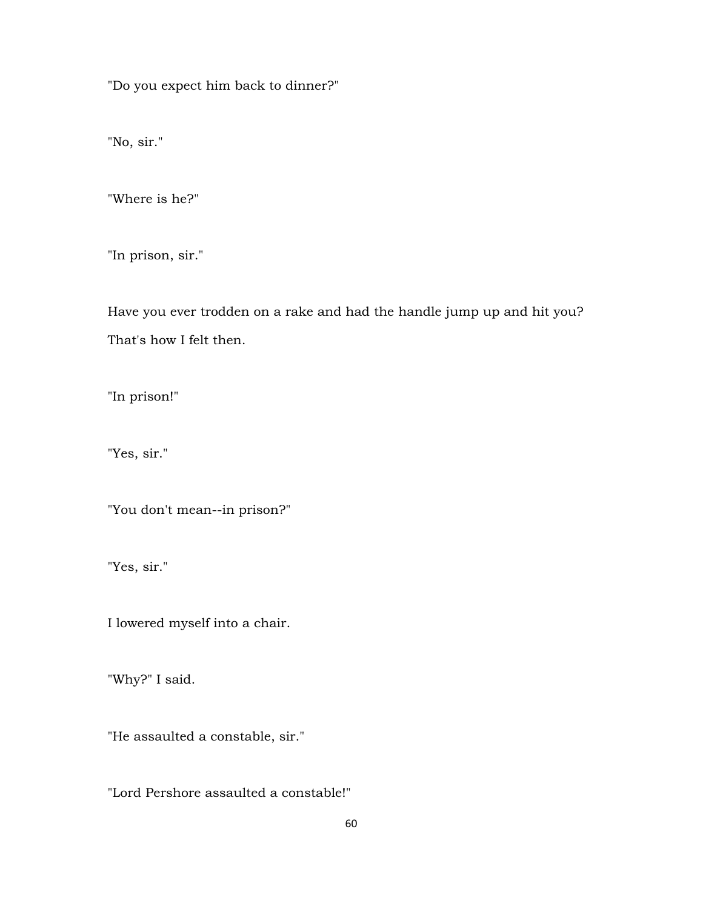"Do you expect him back to dinner?"

"No, sir."

"Where is he?"

"In prison, sir."

Have you ever trodden on a rake and had the handle jump up and hit you? That's how I felt then.

"In prison!"

"Yes, sir."

"You don't mean--in prison?"

"Yes, sir."

I lowered myself into a chair.

"Why?" I said.

"He assaulted a constable, sir."

"Lord Pershore assaulted a constable!"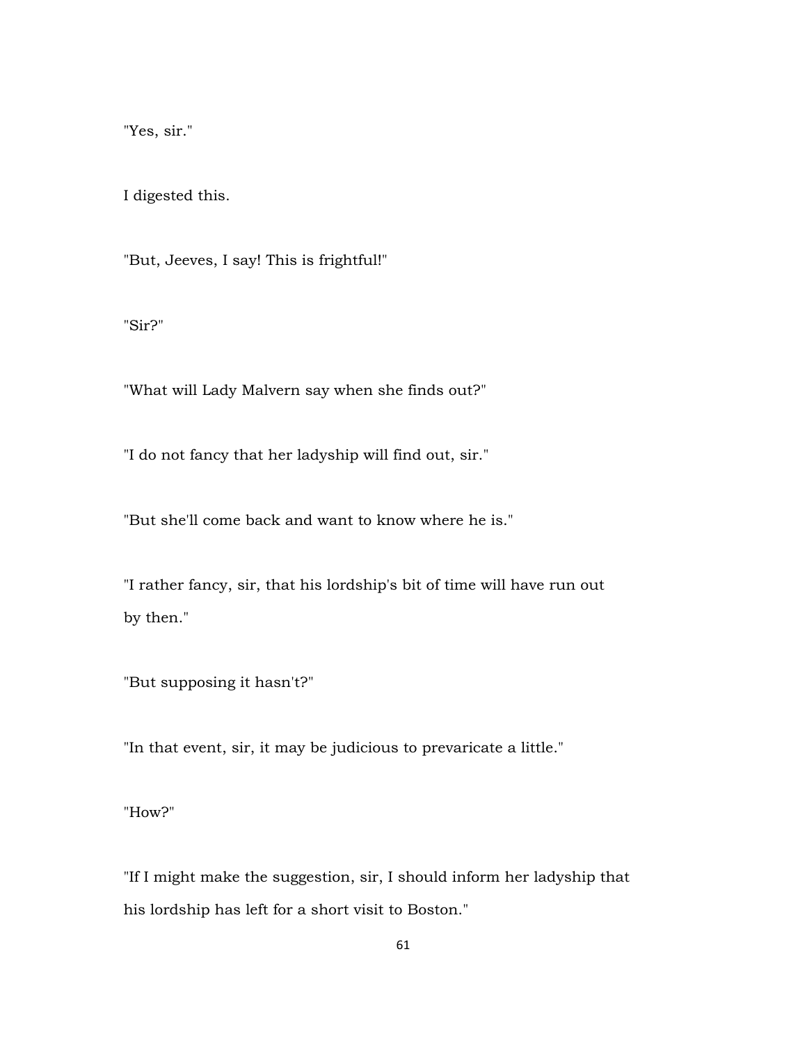"Yes, sir."

I digested this.

"But, Jeeves, I say! This is frightful!"

"Sir?"

"What will Lady Malvern say when she finds out?"

"I do not fancy that her ladyship will find out, sir."

"But she'll come back and want to know where he is."

"I rather fancy, sir, that his lordship's bit of time will have run out by then."

"But supposing it hasn't?"

"In that event, sir, it may be judicious to prevaricate a little."

"How?"

"If I might make the suggestion, sir, I should inform her ladyship that his lordship has left for a short visit to Boston."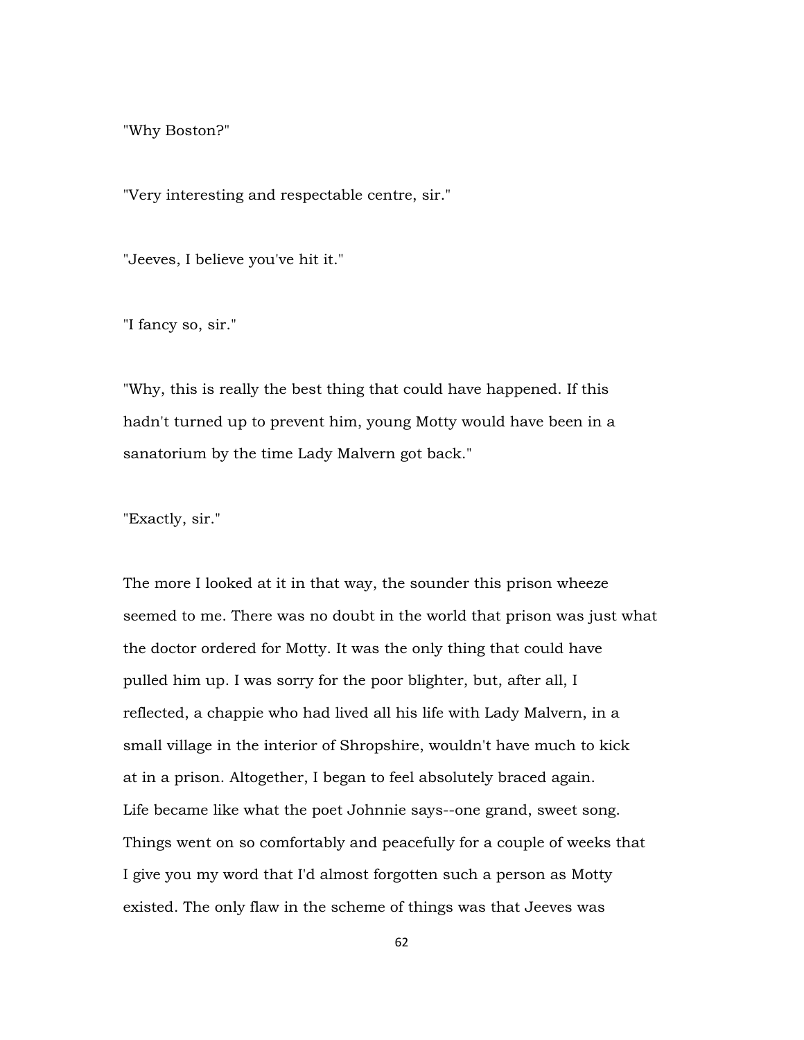"Why Boston?"

"Very interesting and respectable centre, sir."

"Jeeves, I believe you've hit it."

"I fancy so, sir."

"Why, this is really the best thing that could have happened. If this hadn't turned up to prevent him, young Motty would have been in a sanatorium by the time Lady Malvern got back."

"Exactly, sir."

The more I looked at it in that way, the sounder this prison wheeze seemed to me. There was no doubt in the world that prison was just what the doctor ordered for Motty. It was the only thing that could have pulled him up. I was sorry for the poor blighter, but, after all, I reflected, a chappie who had lived all his life with Lady Malvern, in a small village in the interior of Shropshire, wouldn't have much to kick at in a prison. Altogether, I began to feel absolutely braced again. Life became like what the poet Johnnie says--one grand, sweet song. Things went on so comfortably and peacefully for a couple of weeks that I give you my word that I'd almost forgotten such a person as Motty existed. The only flaw in the scheme of things was that Jeeves was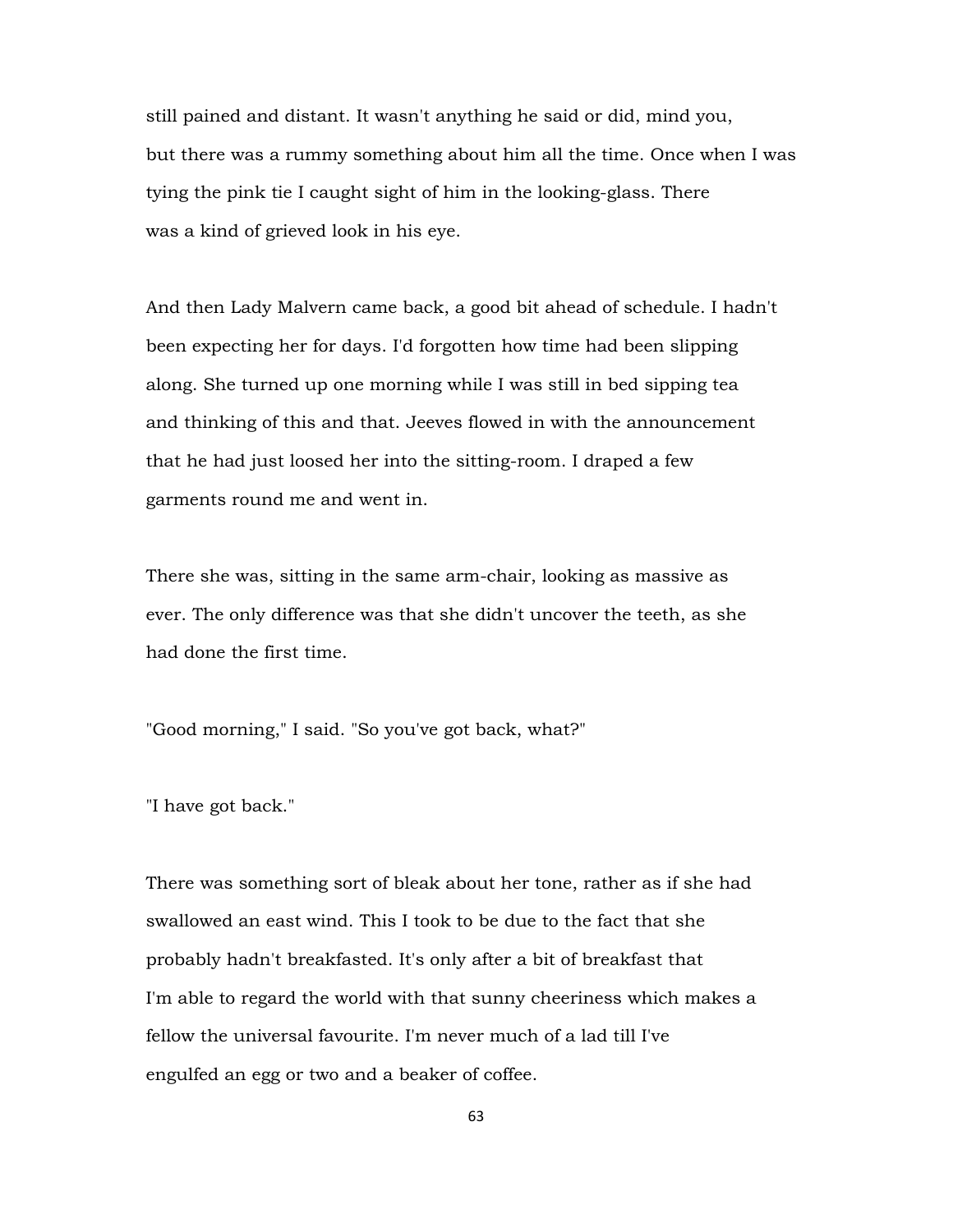still pained and distant. It wasn't anything he said or did, mind you, but there was a rummy something about him all the time. Once when I was tying the pink tie I caught sight of him in the looking-glass. There was a kind of grieved look in his eye.

And then Lady Malvern came back, a good bit ahead of schedule. I hadn't been expecting her for days. I'd forgotten how time had been slipping along. She turned up one morning while I was still in bed sipping tea and thinking of this and that. Jeeves flowed in with the announcement that he had just loosed her into the sitting-room. I draped a few garments round me and went in.

There she was, sitting in the same arm-chair, looking as massive as ever. The only difference was that she didn't uncover the teeth, as she had done the first time.

"Good morning," I said. "So you've got back, what?"

"I have got back."

There was something sort of bleak about her tone, rather as if she had swallowed an east wind. This I took to be due to the fact that she probably hadn't breakfasted. It's only after a bit of breakfast that I'm able to regard the world with that sunny cheeriness which makes a fellow the universal favourite. I'm never much of a lad till I've engulfed an egg or two and a beaker of coffee.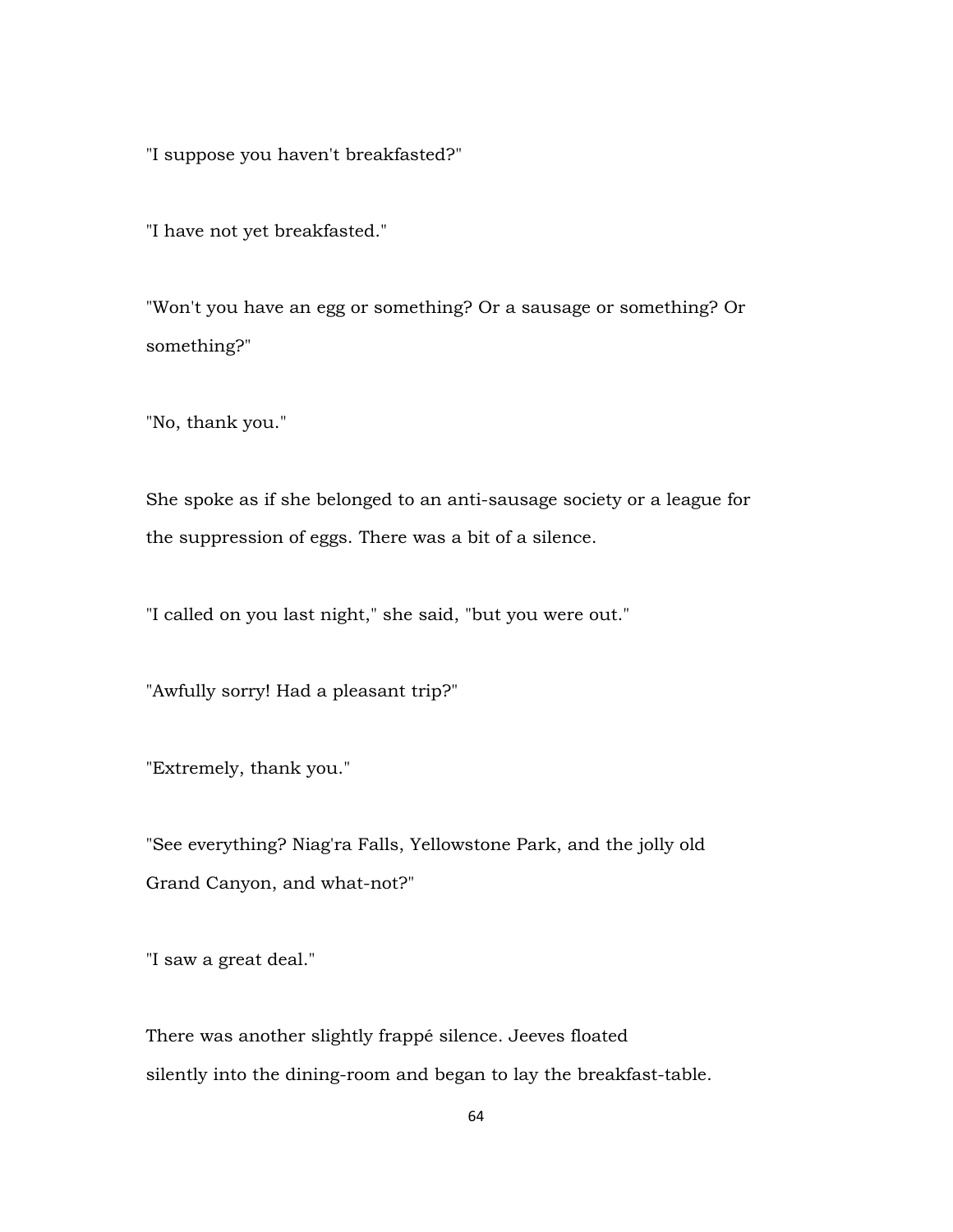"I suppose you haven't breakfasted?"

"I have not yet breakfasted."

"Won't you have an egg or something? Or a sausage or something? Or something?"

"No, thank you."

She spoke as if she belonged to an anti-sausage society or a league for the suppression of eggs. There was a bit of a silence.

"I called on you last night," she said, "but you were out."

"Awfully sorry! Had a pleasant trip?"

"Extremely, thank you."

"See everything? Niag'ra Falls, Yellowstone Park, and the jolly old Grand Canyon, and what-not?"

"I saw a great deal."

There was another slightly frappé silence. Jeeves floated silently into the dining-room and began to lay the breakfast-table.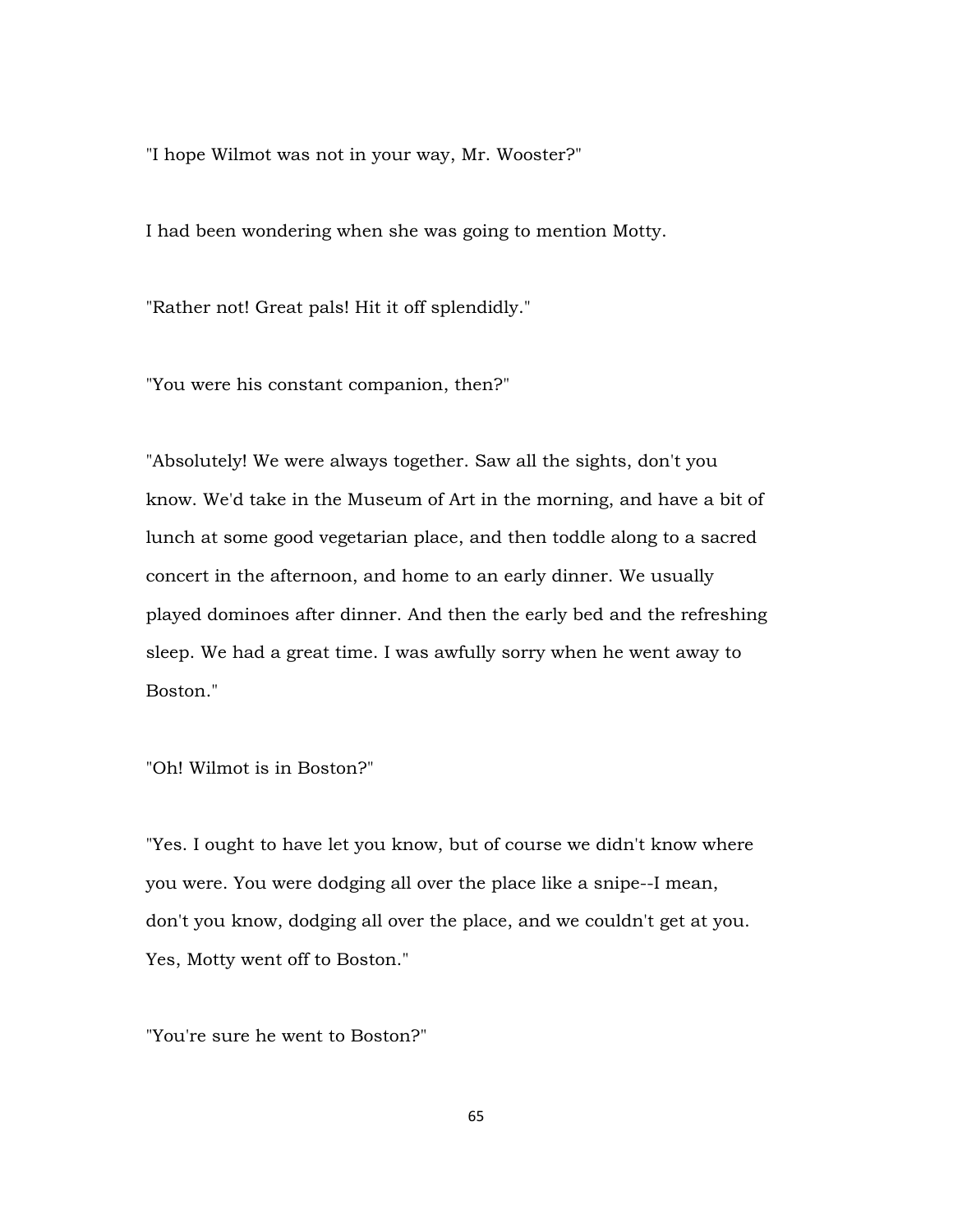"I hope Wilmot was not in your way, Mr. Wooster?"

I had been wondering when she was going to mention Motty.

"Rather not! Great pals! Hit it off splendidly."

"You were his constant companion, then?"

"Absolutely! We were always together. Saw all the sights, don't you know. We'd take in the Museum of Art in the morning, and have a bit of lunch at some good vegetarian place, and then toddle along to a sacred concert in the afternoon, and home to an early dinner. We usually played dominoes after dinner. And then the early bed and the refreshing sleep. We had a great time. I was awfully sorry when he went away to Boston."

"Oh! Wilmot is in Boston?"

"Yes. I ought to have let you know, but of course we didn't know where you were. You were dodging all over the place like a snipe--I mean, don't you know, dodging all over the place, and we couldn't get at you. Yes, Motty went off to Boston."

"You're sure he went to Boston?"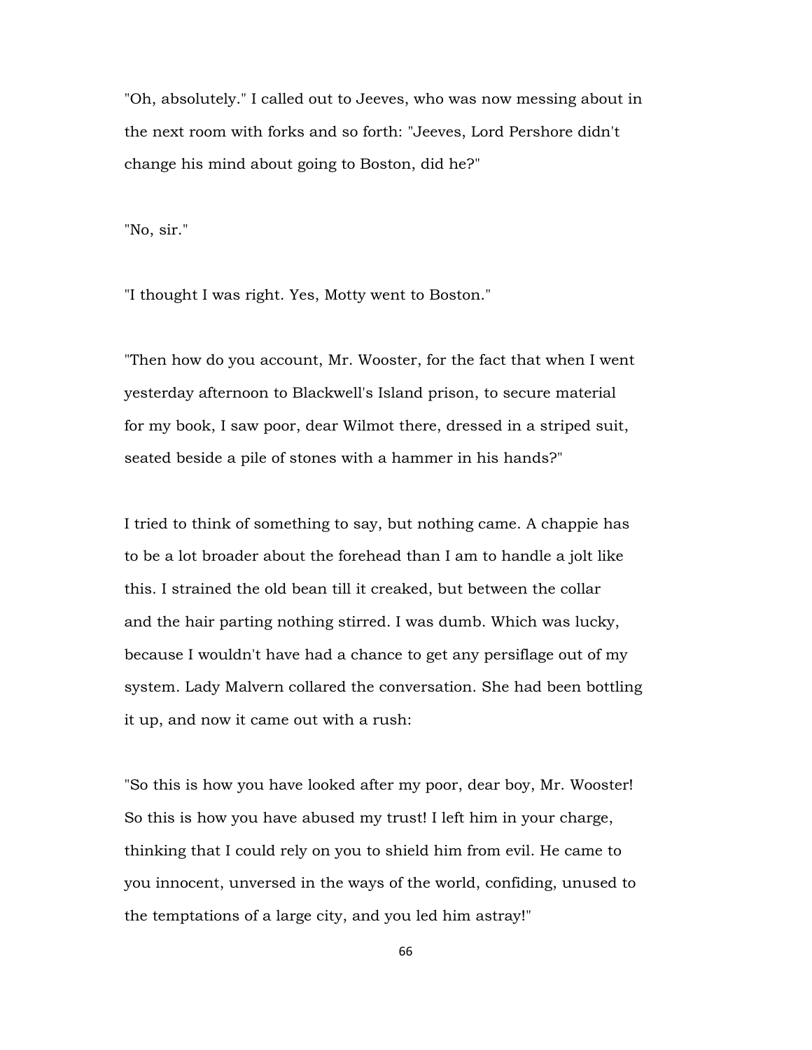"Oh, absolutely." I called out to Jeeves, who was now messing about in the next room with forks and so forth: "Jeeves, Lord Pershore didn't change his mind about going to Boston, did he?"

"No, sir."

"I thought I was right. Yes, Motty went to Boston."

"Then how do you account, Mr. Wooster, for the fact that when I went yesterday afternoon to Blackwell's Island prison, to secure material for my book, I saw poor, dear Wilmot there, dressed in a striped suit, seated beside a pile of stones with a hammer in his hands?"

I tried to think of something to say, but nothing came. A chappie has to be a lot broader about the forehead than I am to handle a jolt like this. I strained the old bean till it creaked, but between the collar and the hair parting nothing stirred. I was dumb. Which was lucky, because I wouldn't have had a chance to get any persiflage out of my system. Lady Malvern collared the conversation. She had been bottling it up, and now it came out with a rush:

"So this is how you have looked after my poor, dear boy, Mr. Wooster! So this is how you have abused my trust! I left him in your charge, thinking that I could rely on you to shield him from evil. He came to you innocent, unversed in the ways of the world, confiding, unused to the temptations of a large city, and you led him astray!"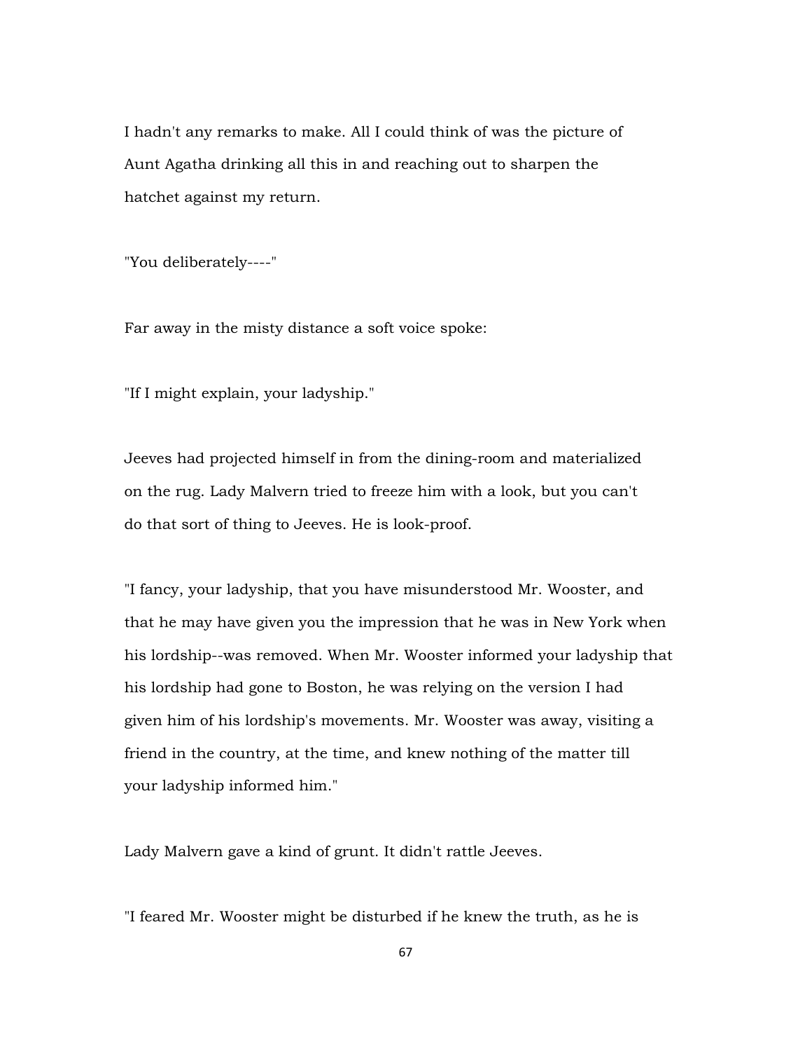I hadn't any remarks to make. All I could think of was the picture of Aunt Agatha drinking all this in and reaching out to sharpen the hatchet against my return.

"You deliberately----"

Far away in the misty distance a soft voice spoke:

"If I might explain, your ladyship."

Jeeves had projected himself in from the dining-room and materialized on the rug. Lady Malvern tried to freeze him with a look, but you can't do that sort of thing to Jeeves. He is look-proof.

"I fancy, your ladyship, that you have misunderstood Mr. Wooster, and that he may have given you the impression that he was in New York when his lordship--was removed. When Mr. Wooster informed your ladyship that his lordship had gone to Boston, he was relying on the version I had given him of his lordship's movements. Mr. Wooster was away, visiting a friend in the country, at the time, and knew nothing of the matter till your ladyship informed him."

Lady Malvern gave a kind of grunt. It didn't rattle Jeeves.

"I feared Mr. Wooster might be disturbed if he knew the truth, as he is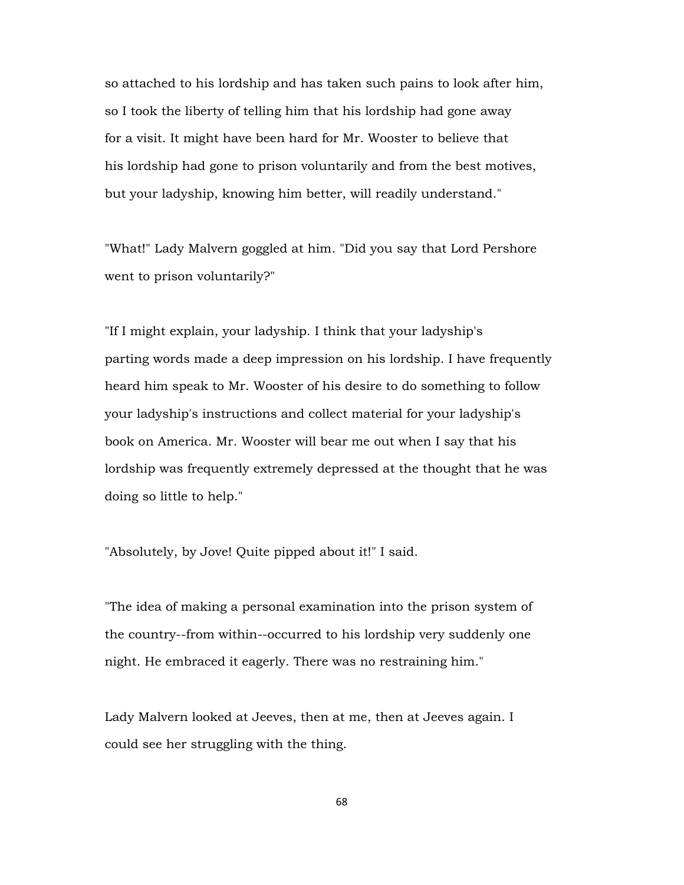so attached to his lordship and has taken such pains to look after him, so I took the liberty of telling him that his lordship had gone away for a visit. It might have been hard for Mr. Wooster to believe that his lordship had gone to prison voluntarily and from the best motives, but your ladyship, knowing him better, will readily understand."

"What!" Lady Malvern goggled at him. "Did you say that Lord Pershore went to prison voluntarily?"

"If I might explain, your ladyship. I think that your ladyship's parting words made a deep impression on his lordship. I have frequently heard him speak to Mr. Wooster of his desire to do something to follow your ladyship's instructions and collect material for your ladyship's book on America. Mr. Wooster will bear me out when I say that his lordship was frequently extremely depressed at the thought that he was doing so little to help."

"Absolutely, by Jove! Quite pipped about it!" I said.

"The idea of making a personal examination into the prison system of the country--from within--occurred to his lordship very suddenly one night. He embraced it eagerly. There was no restraining him."

Lady Malvern looked at Jeeves, then at me, then at Jeeves again. I could see her struggling with the thing.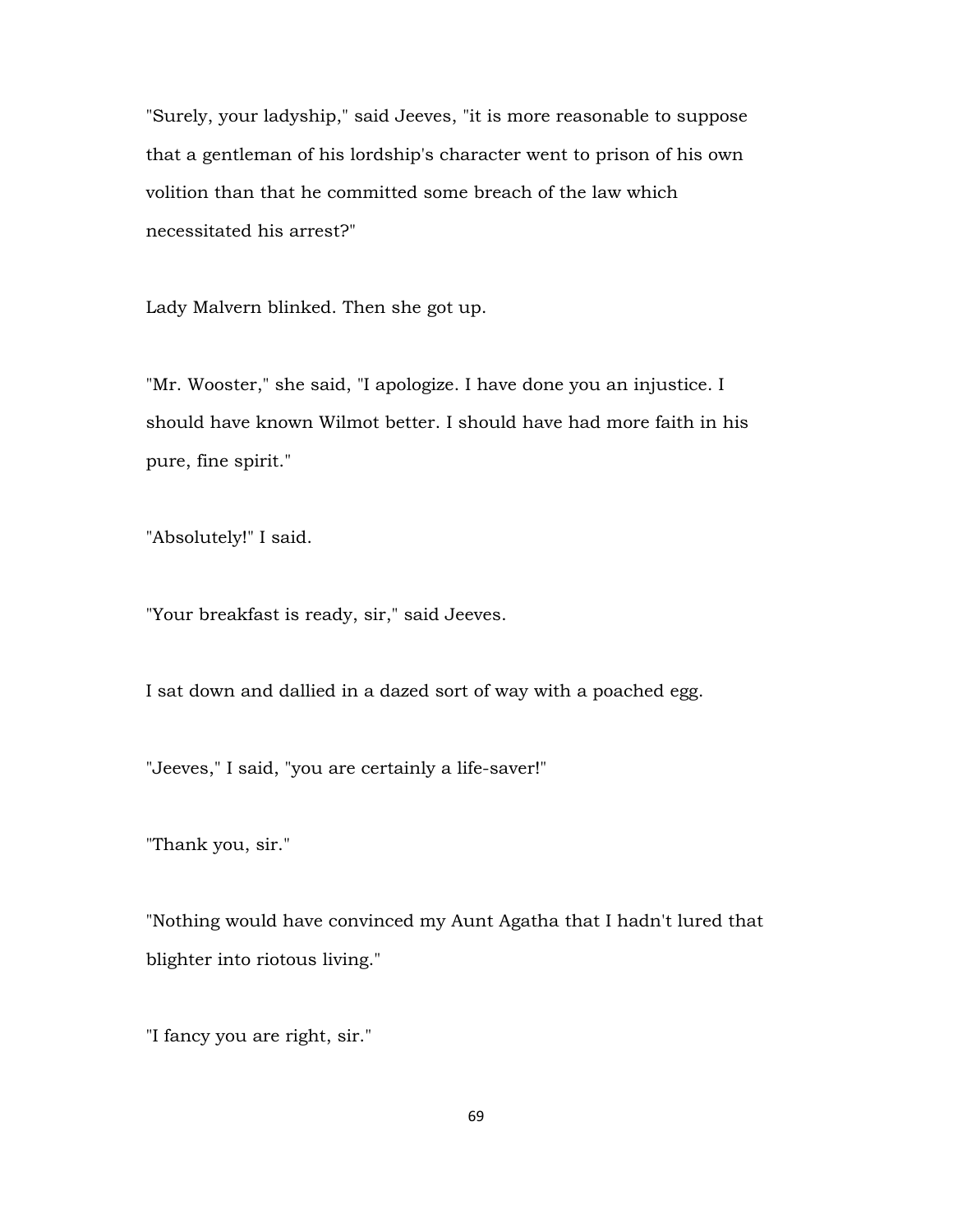"Surely, your ladyship," said Jeeves, "it is more reasonable to suppose that a gentleman of his lordship's character went to prison of his own volition than that he committed some breach of the law which necessitated his arrest?"

Lady Malvern blinked. Then she got up.

"Mr. Wooster," she said, "I apologize. I have done you an injustice. I should have known Wilmot better. I should have had more faith in his pure, fine spirit."

"Absolutely!" I said.

"Your breakfast is ready, sir," said Jeeves.

I sat down and dallied in a dazed sort of way with a poached egg.

"Jeeves," I said, "you are certainly a life-saver!"

"Thank you, sir."

"Nothing would have convinced my Aunt Agatha that I hadn't lured that blighter into riotous living."

"I fancy you are right, sir."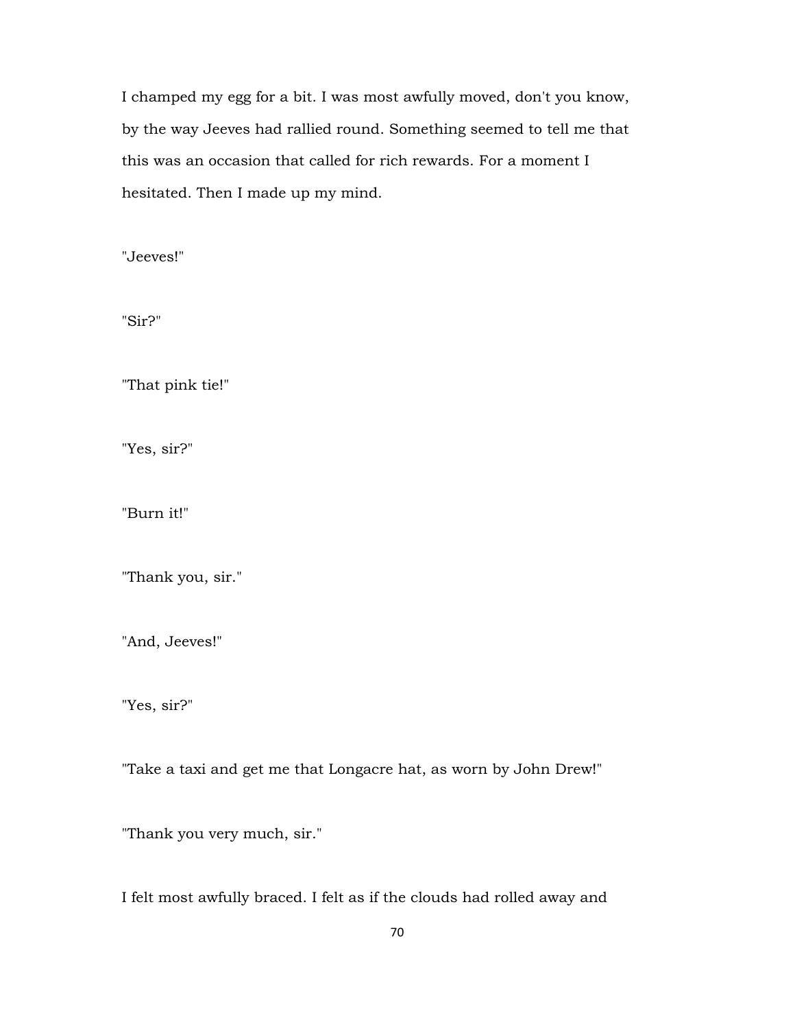I champed my egg for a bit. I was most awfully moved, don't you know, by the way Jeeves had rallied round. Something seemed to tell me that this was an occasion that called for rich rewards. For a moment I hesitated. Then I made up my mind.

"Jeeves!"

"Sir?"

"That pink tie!"

"Yes, sir?"

"Burn it!"

"Thank you, sir."

"And, Jeeves!"

"Yes, sir?"

"Take a taxi and get me that Longacre hat, as worn by John Drew!"

"Thank you very much, sir."

I felt most awfully braced. I felt as if the clouds had rolled away and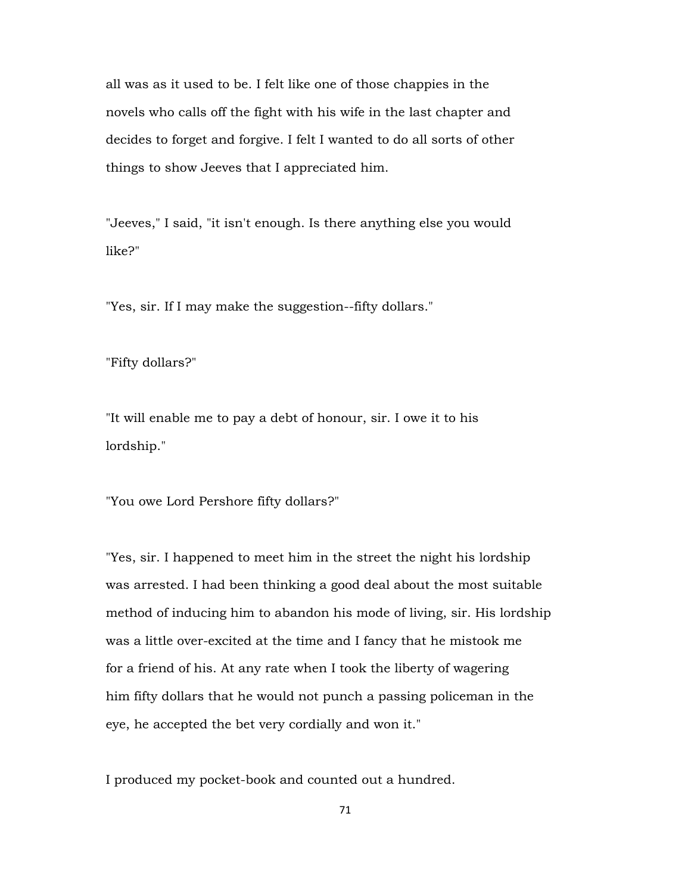all was as it used to be. I felt like one of those chappies in the novels who calls off the fight with his wife in the last chapter and decides to forget and forgive. I felt I wanted to do all sorts of other things to show Jeeves that I appreciated him.

"Jeeves," I said, "it isn't enough. Is there anything else you would like?"

"Yes, sir. If I may make the suggestion--fifty dollars."

"Fifty dollars?"

"It will enable me to pay a debt of honour, sir. I owe it to his lordship."

"You owe Lord Pershore fifty dollars?"

"Yes, sir. I happened to meet him in the street the night his lordship was arrested. I had been thinking a good deal about the most suitable method of inducing him to abandon his mode of living, sir. His lordship was a little over-excited at the time and I fancy that he mistook me for a friend of his. At any rate when I took the liberty of wagering him fifty dollars that he would not punch a passing policeman in the eye, he accepted the bet very cordially and won it."

I produced my pocket-book and counted out a hundred.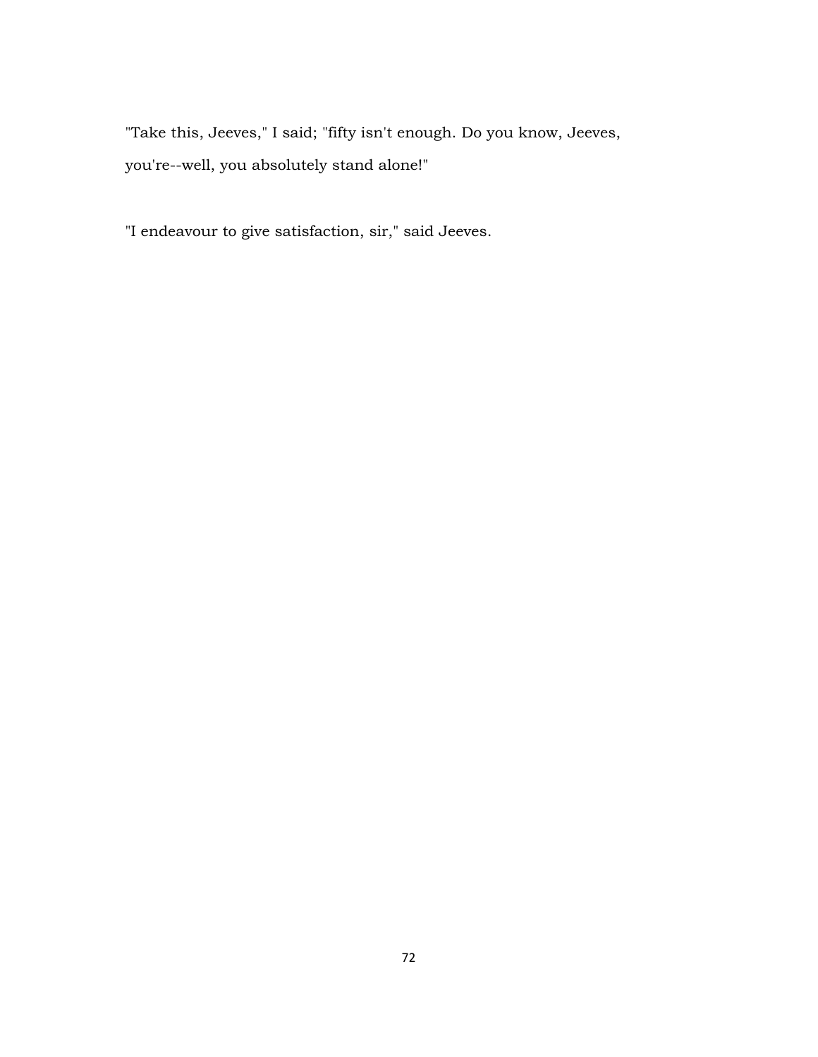"Take this, Jeeves," I said; "fifty isn't enough. Do you know, Jeeves, you're--well, you absolutely stand alone!"

"I endeavour to give satisfaction, sir," said Jeeves.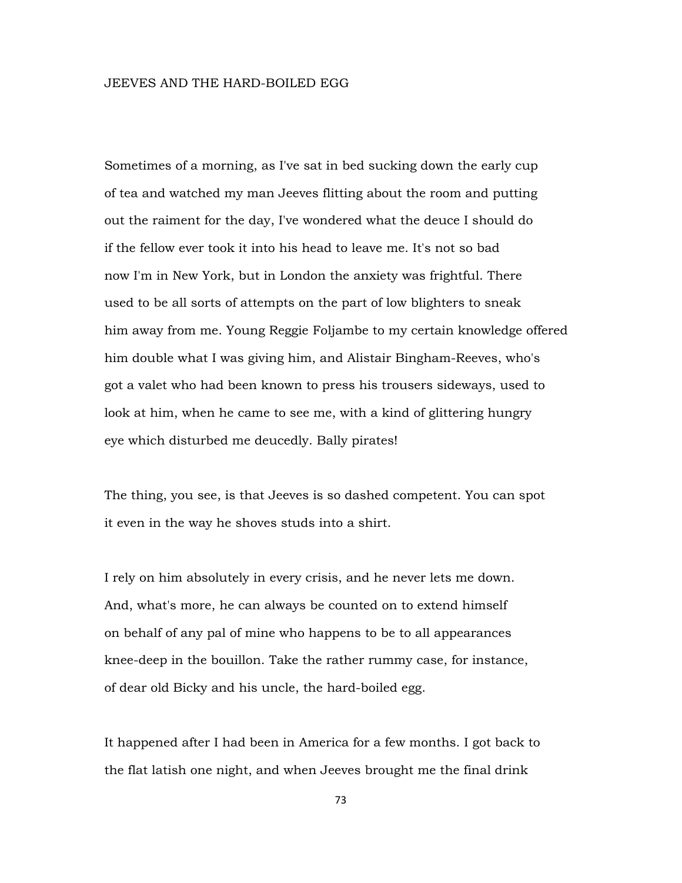# JEEVES AND THE HARD-BOILED EGG

Sometimes of a morning, as I've sat in bed sucking down the early cup of tea and watched my man Jeeves flitting about the room and putting out the raiment for the day, I've wondered what the deuce I should do if the fellow ever took it into his head to leave me. It's not so bad now I'm in New York, but in London the anxiety was frightful. There used to be all sorts of attempts on the part of low blighters to sneak him away from me. Young Reggie Foljambe to my certain knowledge offered him double what I was giving him, and Alistair Bingham-Reeves, who's got a valet who had been known to press his trousers sideways, used to look at him, when he came to see me, with a kind of glittering hungry eye which disturbed me deucedly. Bally pirates!

The thing, you see, is that Jeeves is so dashed competent. You can spot it even in the way he shoves studs into a shirt.

I rely on him absolutely in every crisis, and he never lets me down. And, what's more, he can always be counted on to extend himself on behalf of any pal of mine who happens to be to all appearances knee-deep in the bouillon. Take the rather rummy case, for instance, of dear old Bicky and his uncle, the hard-boiled egg.

It happened after I had been in America for a few months. I got back to the flat latish one night, and when Jeeves brought me the final drink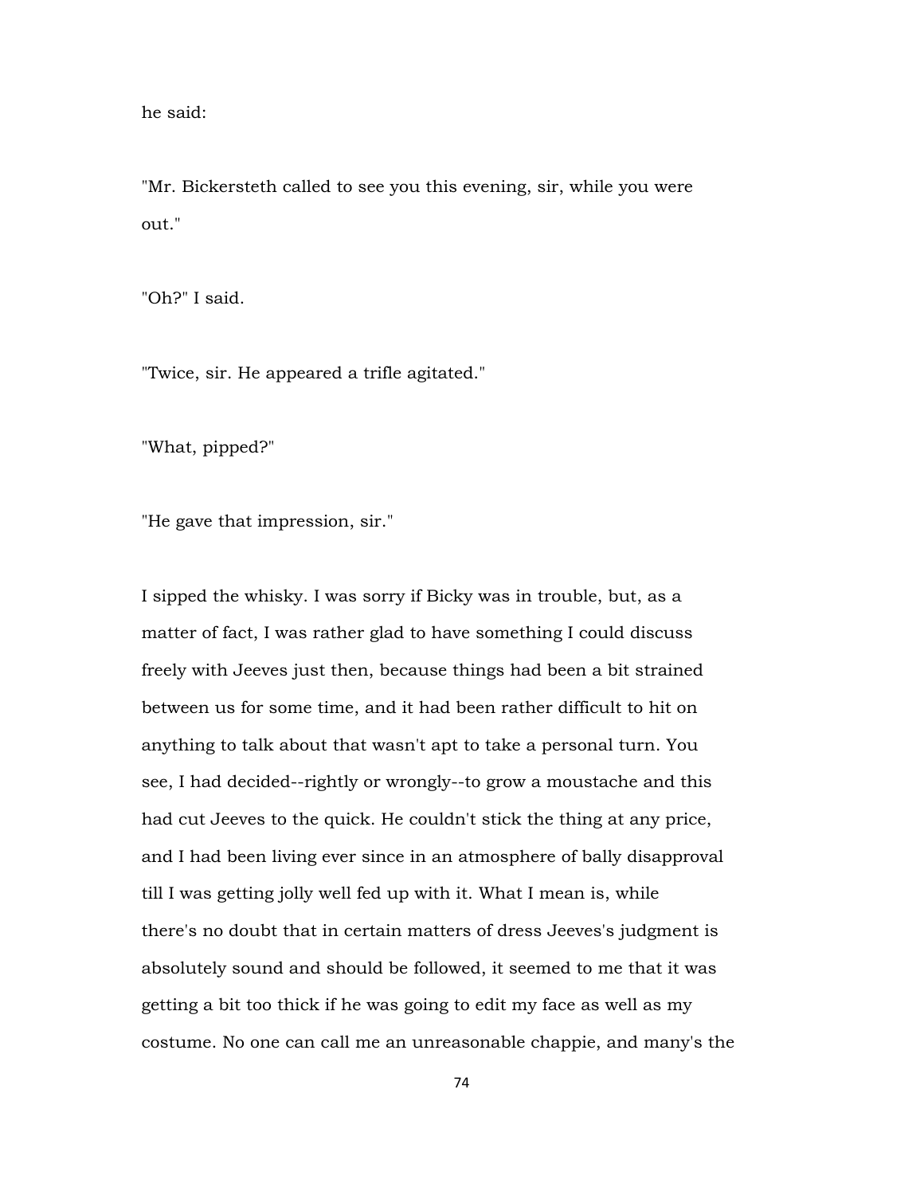he said:

"Mr. Bickersteth called to see you this evening, sir, while you were out."

"Oh?" I said.

"Twice, sir. He appeared a trifle agitated."

"What, pipped?"

"He gave that impression, sir."

I sipped the whisky. I was sorry if Bicky was in trouble, but, as a matter of fact, I was rather glad to have something I could discuss freely with Jeeves just then, because things had been a bit strained between us for some time, and it had been rather difficult to hit on anything to talk about that wasn't apt to take a personal turn. You see, I had decided--rightly or wrongly--to grow a moustache and this had cut Jeeves to the quick. He couldn't stick the thing at any price, and I had been living ever since in an atmosphere of bally disapproval till I was getting jolly well fed up with it. What I mean is, while there's no doubt that in certain matters of dress Jeeves's judgment is absolutely sound and should be followed, it seemed to me that it was getting a bit too thick if he was going to edit my face as well as my costume. No one can call me an unreasonable chappie, and many's the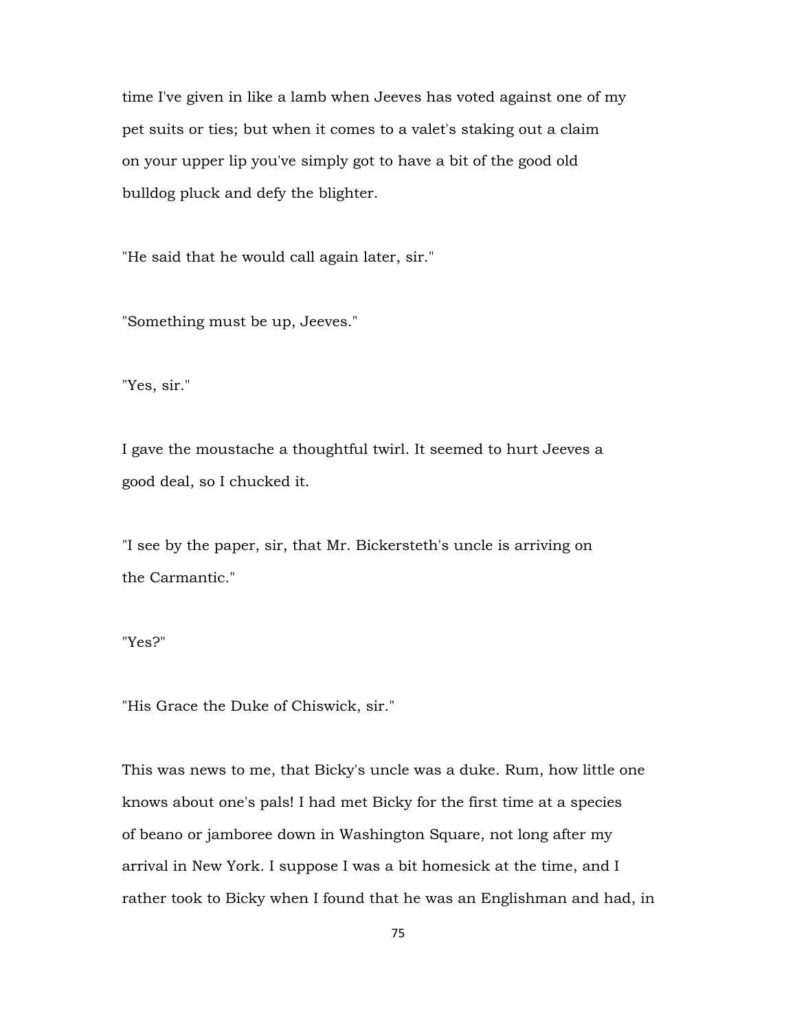time I've given in like a lamb when Jeeves has voted against one of my pet suits or ties; but when it comes to a valet's staking out a claim on your upper lip you've simply got to have a bit of the good old bulldog pluck and defy the blighter.

"He said that he would call again later, sir."

"Something must be up, Jeeves."

"Yes, sir."

I gave the moustache a thoughtful twirl. It seemed to hurt Jeeves a good deal, so I chucked it.

"I see by the paper, sir, that Mr. Bickersteth's uncle is arriving on the Carmantic."

"Yes?"

"His Grace the Duke of Chiswick, sir."

This was news to me, that Bicky's uncle was a duke. Rum, how little one knows about one's pals! I had met Bicky for the first time at a species of beano or jamboree down in Washington Square, not long after my arrival in New York. I suppose I was a bit homesick at the time, and I rather took to Bicky when I found that he was an Englishman and had, in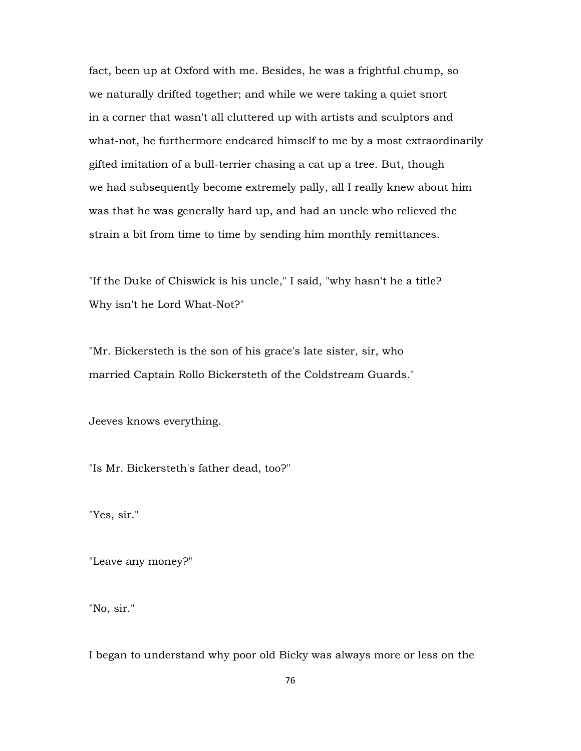fact, been up at Oxford with me. Besides, he was a frightful chump, so we naturally drifted together; and while we were taking a quiet snort in a corner that wasn't all cluttered up with artists and sculptors and what-not, he furthermore endeared himself to me by a most extraordinarily gifted imitation of a bull-terrier chasing a cat up a tree. But, though we had subsequently become extremely pally, all I really knew about him was that he was generally hard up, and had an uncle who relieved the strain a bit from time to time by sending him monthly remittances.

"If the Duke of Chiswick is his uncle," I said, "why hasn't he a title? Why isn't he Lord What-Not?"

"Mr. Bickersteth is the son of his grace's late sister, sir, who married Captain Rollo Bickersteth of the Coldstream Guards."

Jeeves knows everything.

"Is Mr. Bickersteth's father dead, too?"

"Yes, sir."

"Leave any money?"

"No, sir."

I began to understand why poor old Bicky was always more or less on the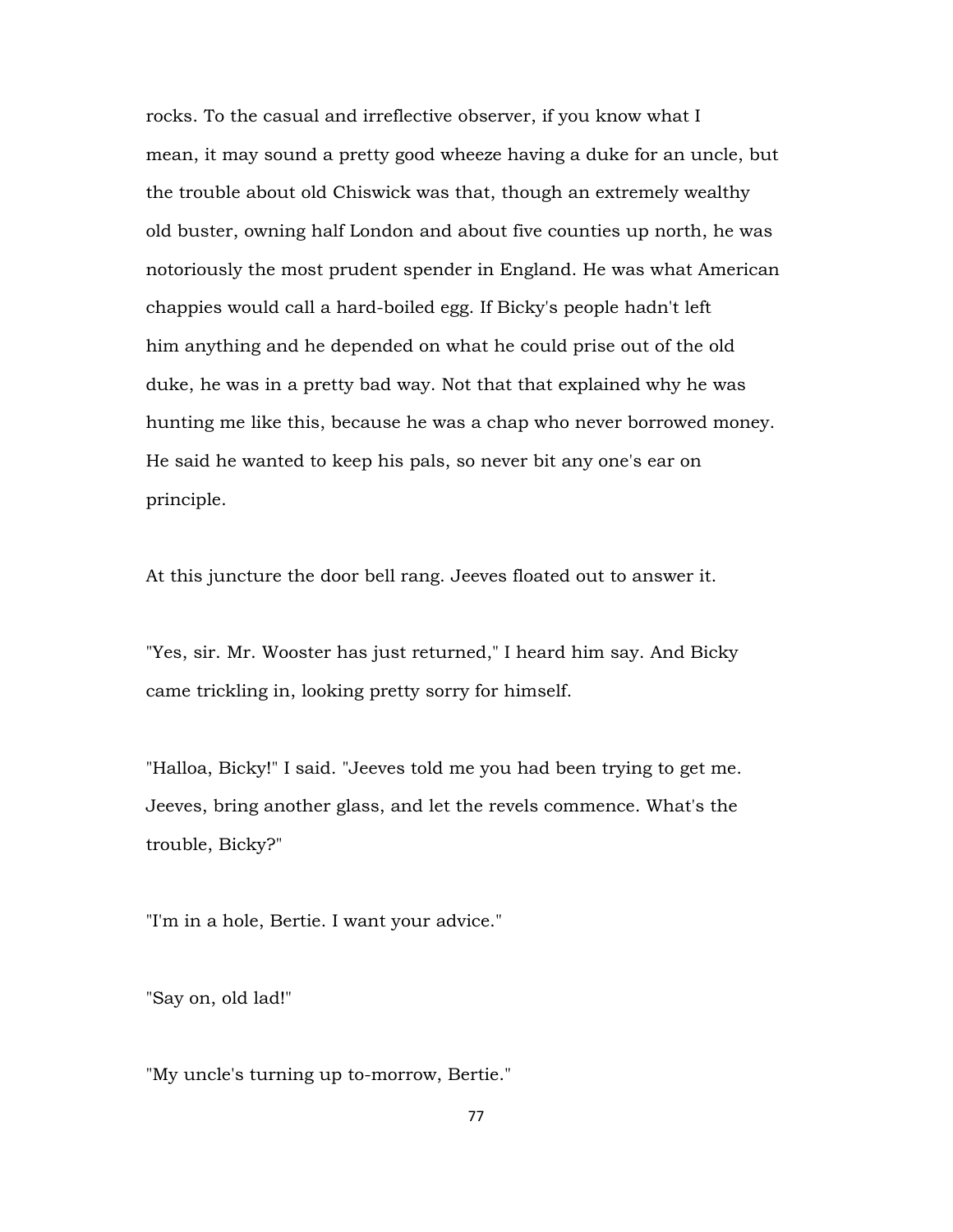rocks. To the casual and irreflective observer, if you know what I mean, it may sound a pretty good wheeze having a duke for an uncle, but the trouble about old Chiswick was that, though an extremely wealthy old buster, owning half London and about five counties up north, he was notoriously the most prudent spender in England. He was what American chappies would call a hard-boiled egg. If Bicky's people hadn't left him anything and he depended on what he could prise out of the old duke, he was in a pretty bad way. Not that that explained why he was hunting me like this, because he was a chap who never borrowed money. He said he wanted to keep his pals, so never bit any one's ear on principle.

At this juncture the door bell rang. Jeeves floated out to answer it.

"Yes, sir. Mr. Wooster has just returned," I heard him say. And Bicky came trickling in, looking pretty sorry for himself.

"Halloa, Bicky!" I said. "Jeeves told me you had been trying to get me. Jeeves, bring another glass, and let the revels commence. What's the trouble, Bicky?"

"I'm in a hole, Bertie. I want your advice."

"Say on, old lad!"

"My uncle's turning up to-morrow, Bertie."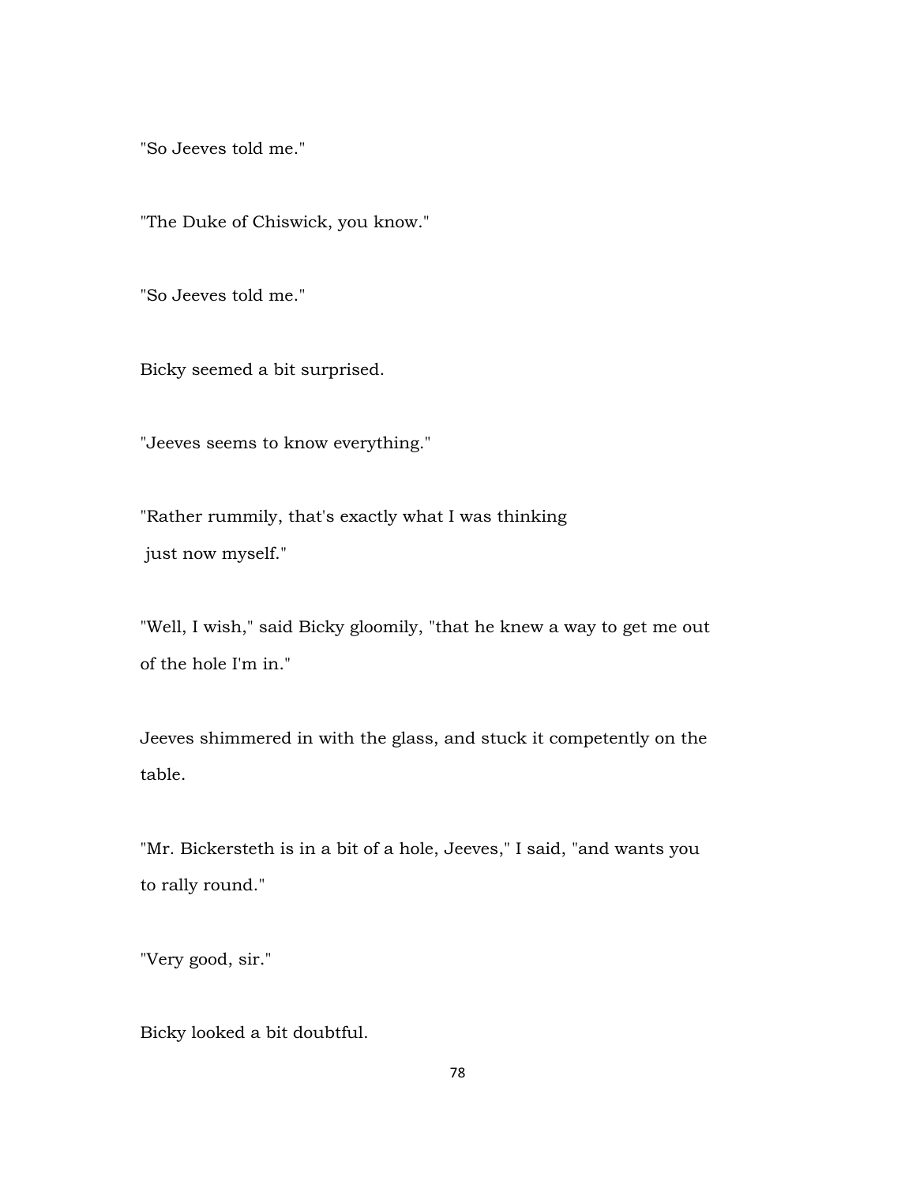"So Jeeves told me."

"The Duke of Chiswick, you know."

"So Jeeves told me."

Bicky seemed a bit surprised.

"Jeeves seems to know everything."

"Rather rummily, that's exactly what I was thinking just now myself."

"Well, I wish," said Bicky gloomily, "that he knew a way to get me out of the hole I'm in."

Jeeves shimmered in with the glass, and stuck it competently on the table.

"Mr. Bickersteth is in a bit of a hole, Jeeves," I said, "and wants you to rally round."

"Very good, sir."

Bicky looked a bit doubtful.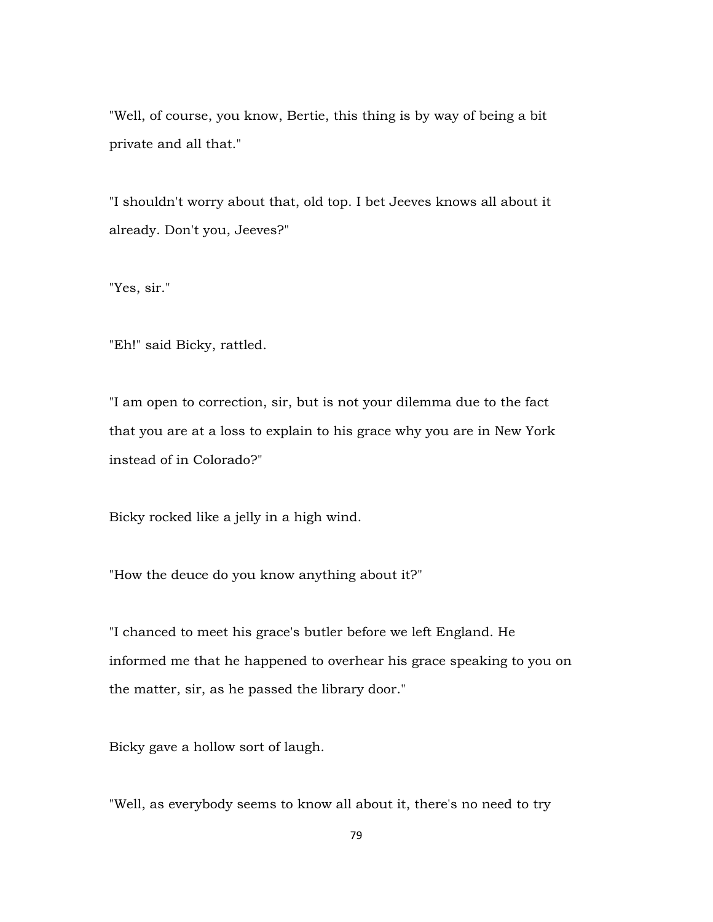"Well, of course, you know, Bertie, this thing is by way of being a bit private and all that."

"I shouldn't worry about that, old top. I bet Jeeves knows all about it already. Don't you, Jeeves?"

"Yes, sir."

"Eh!" said Bicky, rattled.

"I am open to correction, sir, but is not your dilemma due to the fact that you are at a loss to explain to his grace why you are in New York instead of in Colorado?"

Bicky rocked like a jelly in a high wind.

"How the deuce do you know anything about it?"

"I chanced to meet his grace's butler before we left England. He informed me that he happened to overhear his grace speaking to you on the matter, sir, as he passed the library door."

Bicky gave a hollow sort of laugh.

"Well, as everybody seems to know all about it, there's no need to try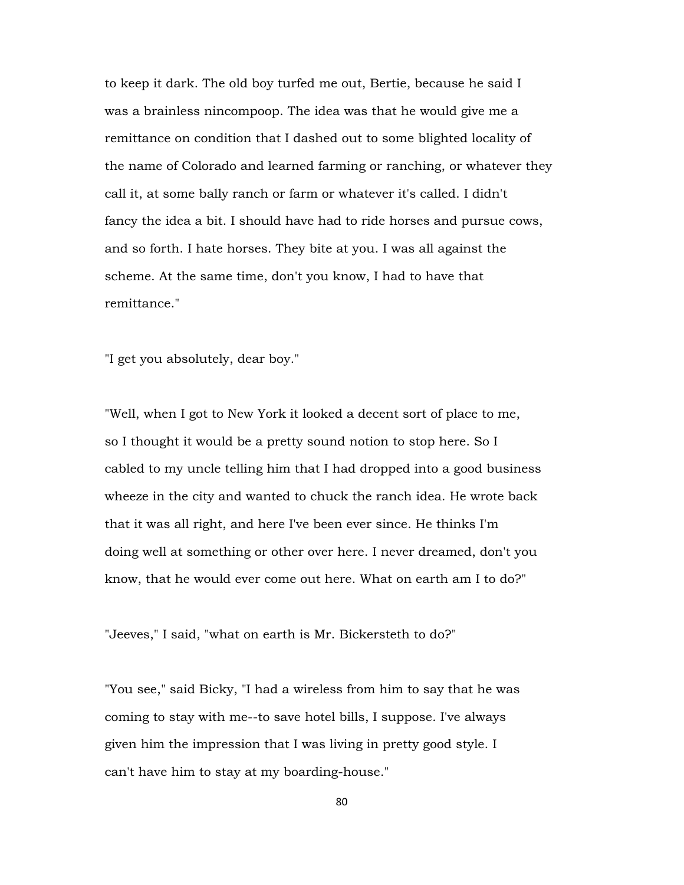to keep it dark. The old boy turfed me out, Bertie, because he said I was a brainless nincompoop. The idea was that he would give me a remittance on condition that I dashed out to some blighted locality of the name of Colorado and learned farming or ranching, or whatever they call it, at some bally ranch or farm or whatever it's called. I didn't fancy the idea a bit. I should have had to ride horses and pursue cows, and so forth. I hate horses. They bite at you. I was all against the scheme. At the same time, don't you know, I had to have that remittance."

"I get you absolutely, dear boy."

"Well, when I got to New York it looked a decent sort of place to me, so I thought it would be a pretty sound notion to stop here. So I cabled to my uncle telling him that I had dropped into a good business wheeze in the city and wanted to chuck the ranch idea. He wrote back that it was all right, and here I've been ever since. He thinks I'm doing well at something or other over here. I never dreamed, don't you know, that he would ever come out here. What on earth am I to do?"

"Jeeves," I said, "what on earth is Mr. Bickersteth to do?"

"You see," said Bicky, "I had a wireless from him to say that he was coming to stay with me--to save hotel bills, I suppose. I've always given him the impression that I was living in pretty good style. I can't have him to stay at my boarding-house."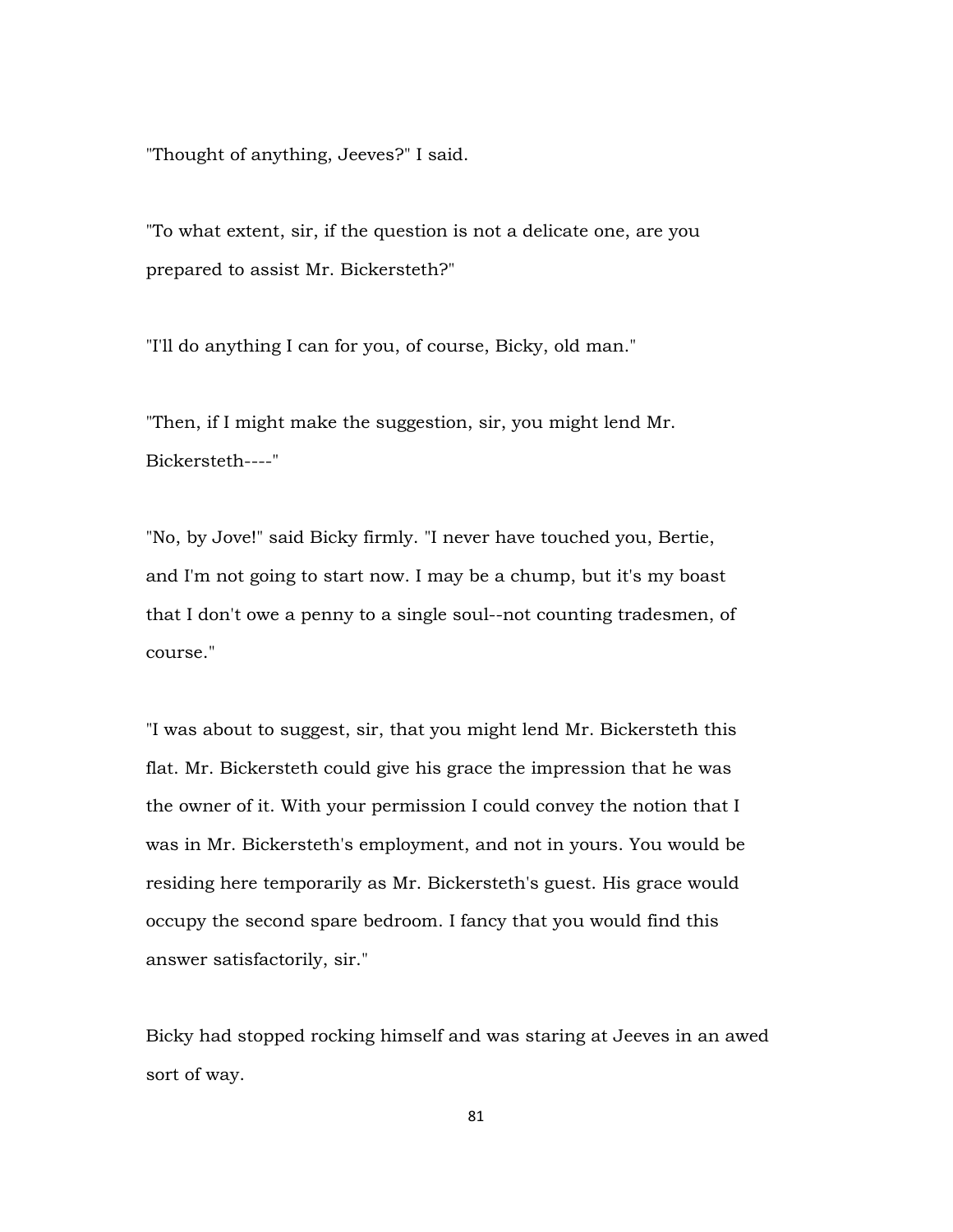"Thought of anything, Jeeves?" I said.

"To what extent, sir, if the question is not a delicate one, are you prepared to assist Mr. Bickersteth?"

"I'll do anything I can for you, of course, Bicky, old man."

"Then, if I might make the suggestion, sir, you might lend Mr. Bickersteth----"

"No, by Jove!" said Bicky firmly. "I never have touched you, Bertie, and I'm not going to start now. I may be a chump, but it's my boast that I don't owe a penny to a single soul--not counting tradesmen, of course."

"I was about to suggest, sir, that you might lend Mr. Bickersteth this flat. Mr. Bickersteth could give his grace the impression that he was the owner of it. With your permission I could convey the notion that I was in Mr. Bickersteth's employment, and not in yours. You would be residing here temporarily as Mr. Bickersteth's guest. His grace would occupy the second spare bedroom. I fancy that you would find this answer satisfactorily, sir."

Bicky had stopped rocking himself and was staring at Jeeves in an awed sort of way.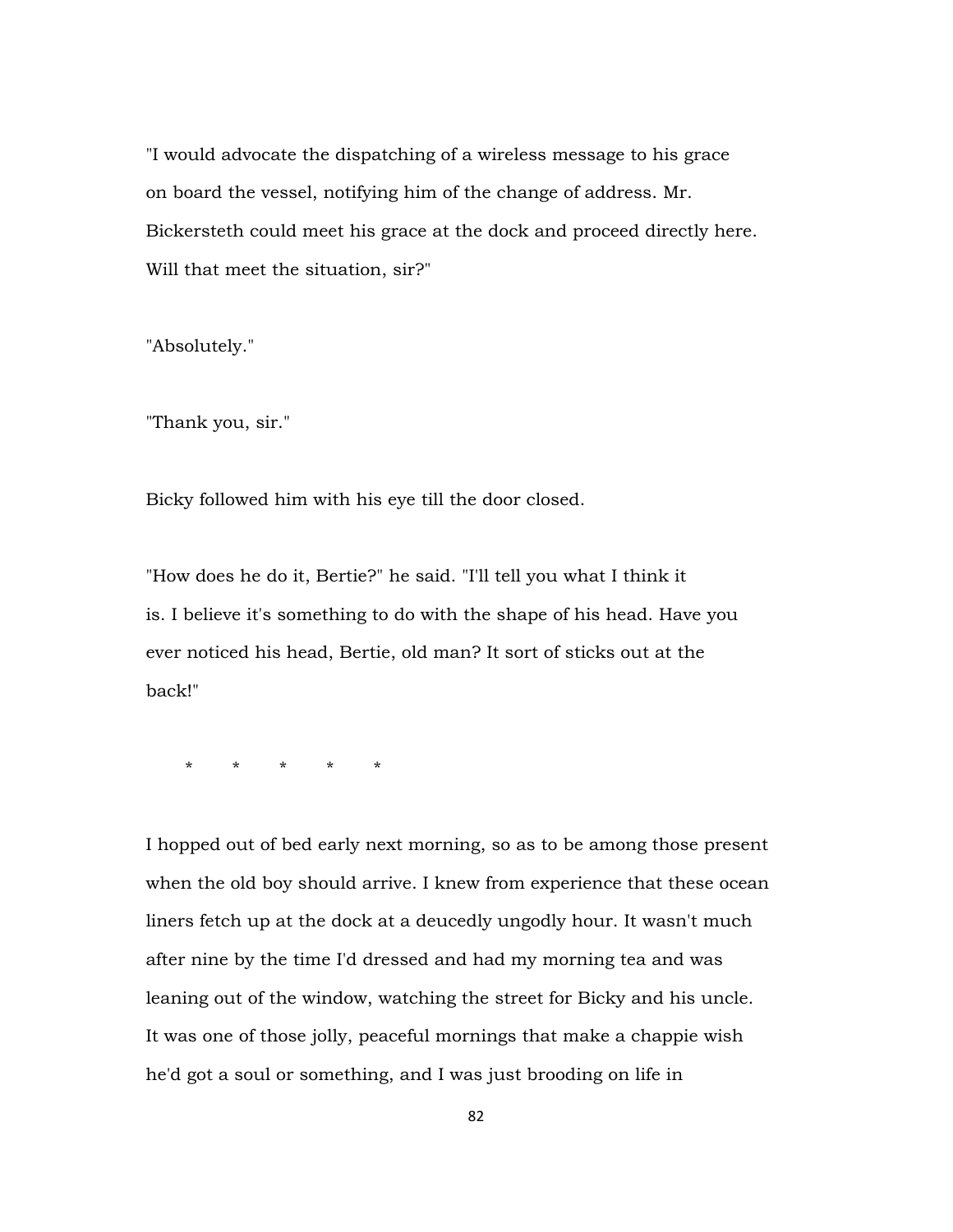"I would advocate the dispatching of a wireless message to his grace on board the vessel, notifying him of the change of address. Mr. Bickersteth could meet his grace at the dock and proceed directly here. Will that meet the situation, sir?"

"Absolutely."

"Thank you, sir."

Bicky followed him with his eye till the door closed.

"How does he do it, Bertie?" he said. "I'll tell you what I think it is. I believe it's something to do with the shape of his head. Have you ever noticed his head, Bertie, old man? It sort of sticks out at the back!"

\* \* \* \* \*

I hopped out of bed early next morning, so as to be among those present when the old boy should arrive. I knew from experience that these ocean liners fetch up at the dock at a deucedly ungodly hour. It wasn't much after nine by the time I'd dressed and had my morning tea and was leaning out of the window, watching the street for Bicky and his uncle. It was one of those jolly, peaceful mornings that make a chappie wish he'd got a soul or something, and I was just brooding on life in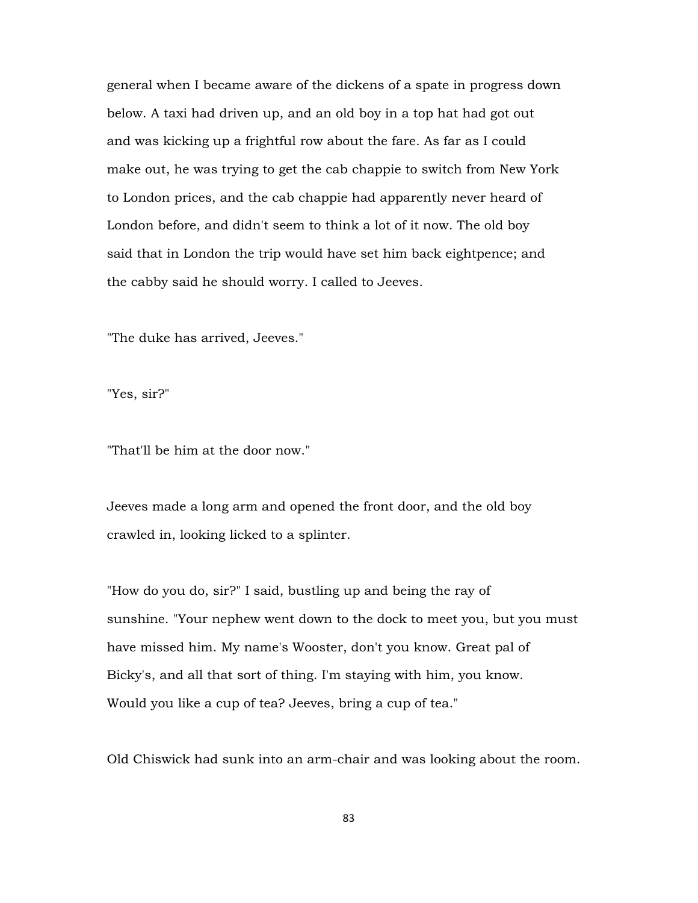general when I became aware of the dickens of a spate in progress down below. A taxi had driven up, and an old boy in a top hat had got out and was kicking up a frightful row about the fare. As far as I could make out, he was trying to get the cab chappie to switch from New York to London prices, and the cab chappie had apparently never heard of London before, and didn't seem to think a lot of it now. The old boy said that in London the trip would have set him back eightpence; and the cabby said he should worry. I called to Jeeves.

"The duke has arrived, Jeeves."

"Yes, sir?"

"That'll be him at the door now."

Jeeves made a long arm and opened the front door, and the old boy crawled in, looking licked to a splinter.

"How do you do, sir?" I said, bustling up and being the ray of sunshine. "Your nephew went down to the dock to meet you, but you must have missed him. My name's Wooster, don't you know. Great pal of Bicky's, and all that sort of thing. I'm staying with him, you know. Would you like a cup of tea? Jeeves, bring a cup of tea."

Old Chiswick had sunk into an arm-chair and was looking about the room.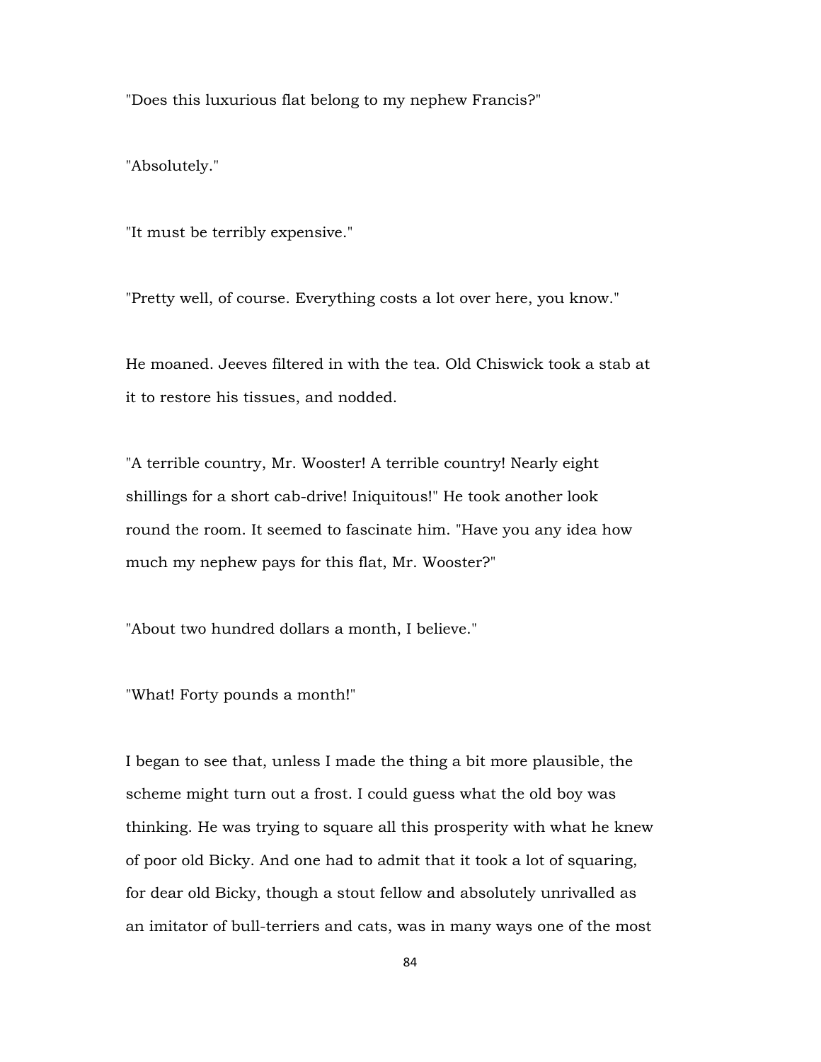"Does this luxurious flat belong to my nephew Francis?"

"Absolutely."

"It must be terribly expensive."

"Pretty well, of course. Everything costs a lot over here, you know."

He moaned. Jeeves filtered in with the tea. Old Chiswick took a stab at it to restore his tissues, and nodded.

"A terrible country, Mr. Wooster! A terrible country! Nearly eight shillings for a short cab-drive! Iniquitous!" He took another look round the room. It seemed to fascinate him. "Have you any idea how much my nephew pays for this flat, Mr. Wooster?"

"About two hundred dollars a month, I believe."

"What! Forty pounds a month!"

I began to see that, unless I made the thing a bit more plausible, the scheme might turn out a frost. I could guess what the old boy was thinking. He was trying to square all this prosperity with what he knew of poor old Bicky. And one had to admit that it took a lot of squaring, for dear old Bicky, though a stout fellow and absolutely unrivalled as an imitator of bull-terriers and cats, was in many ways one of the most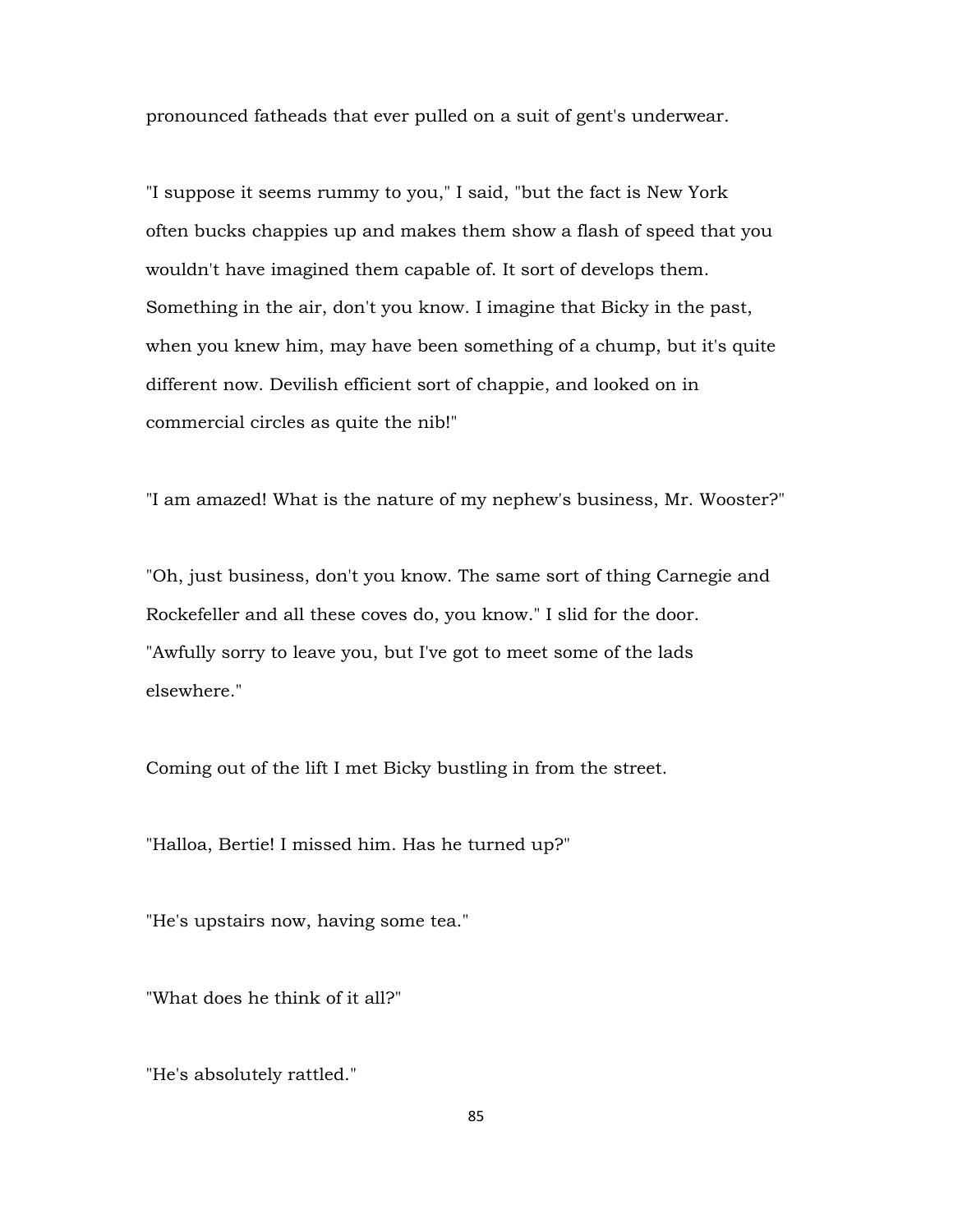pronounced fatheads that ever pulled on a suit of gent's underwear.

"I suppose it seems rummy to you," I said, "but the fact is New York often bucks chappies up and makes them show a flash of speed that you wouldn't have imagined them capable of. It sort of develops them. Something in the air, don't you know. I imagine that Bicky in the past, when you knew him, may have been something of a chump, but it's quite different now. Devilish efficient sort of chappie, and looked on in commercial circles as quite the nib!"

"I am amazed! What is the nature of my nephew's business, Mr. Wooster?"

"Oh, just business, don't you know. The same sort of thing Carnegie and Rockefeller and all these coves do, you know." I slid for the door. "Awfully sorry to leave you, but I've got to meet some of the lads elsewhere."

Coming out of the lift I met Bicky bustling in from the street.

"Halloa, Bertie! I missed him. Has he turned up?"

"He's upstairs now, having some tea."

"What does he think of it all?"

"He's absolutely rattled."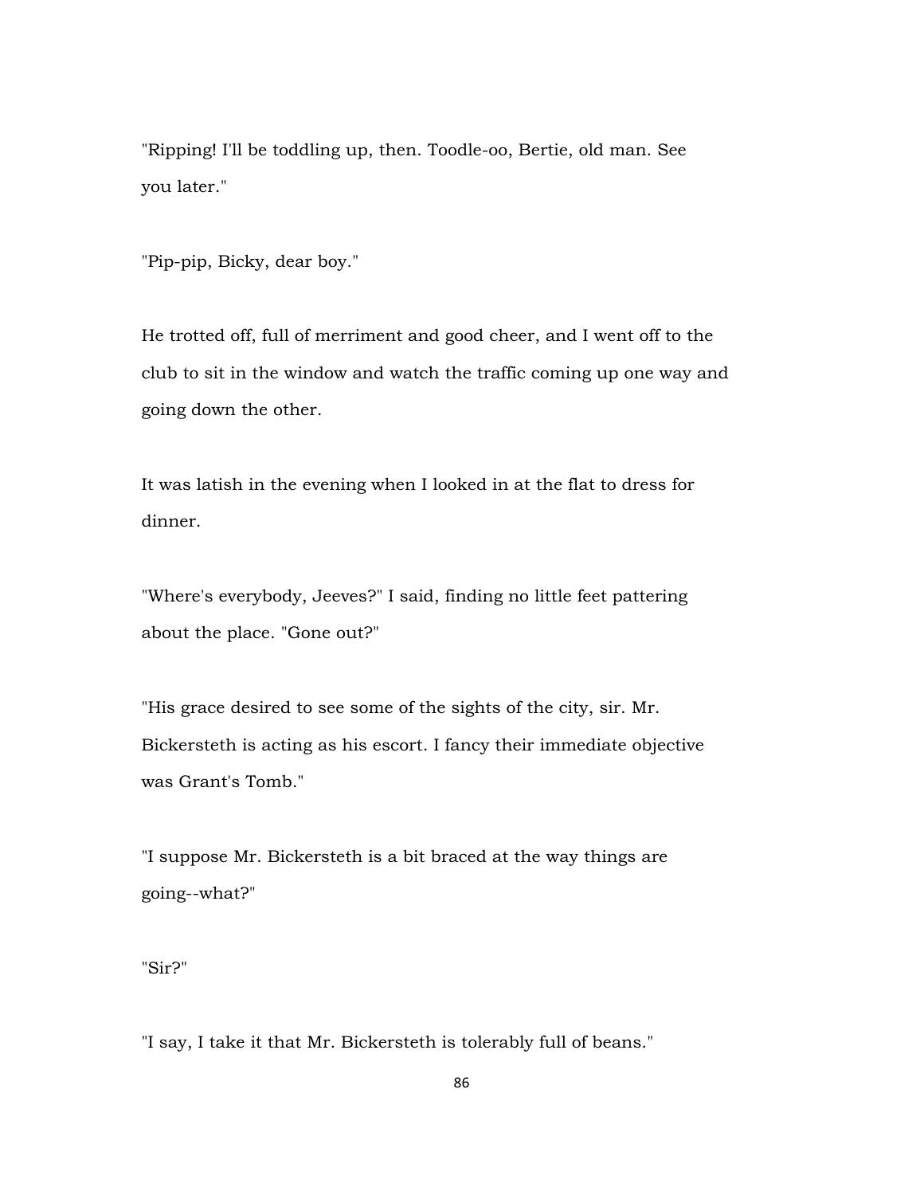"Ripping! I'll be toddling up, then. Toodle-oo, Bertie, old man. See you later."

"Pip-pip, Bicky, dear boy."

He trotted off, full of merriment and good cheer, and I went off to the club to sit in the window and watch the traffic coming up one way and going down the other.

It was latish in the evening when I looked in at the flat to dress for dinner.

"Where's everybody, Jeeves?" I said, finding no little feet pattering about the place. "Gone out?"

"His grace desired to see some of the sights of the city, sir. Mr. Bickersteth is acting as his escort. I fancy their immediate objective was Grant's Tomb."

"I suppose Mr. Bickersteth is a bit braced at the way things are going--what?"

"Sir?"

"I say, I take it that Mr. Bickersteth is tolerably full of beans."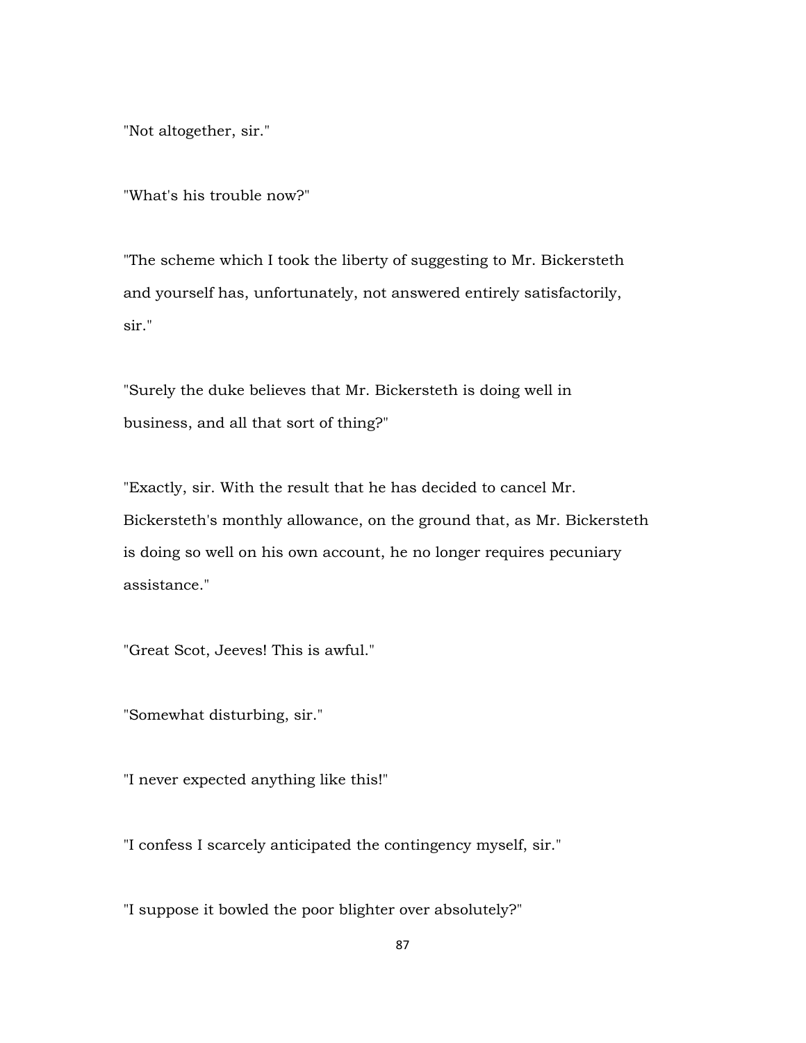"Not altogether, sir."

"What's his trouble now?"

"The scheme which I took the liberty of suggesting to Mr. Bickersteth and yourself has, unfortunately, not answered entirely satisfactorily, sir."

"Surely the duke believes that Mr. Bickersteth is doing well in business, and all that sort of thing?"

"Exactly, sir. With the result that he has decided to cancel Mr. Bickersteth's monthly allowance, on the ground that, as Mr. Bickersteth is doing so well on his own account, he no longer requires pecuniary assistance."

"Great Scot, Jeeves! This is awful."

"Somewhat disturbing, sir."

"I never expected anything like this!"

"I confess I scarcely anticipated the contingency myself, sir."

"I suppose it bowled the poor blighter over absolutely?"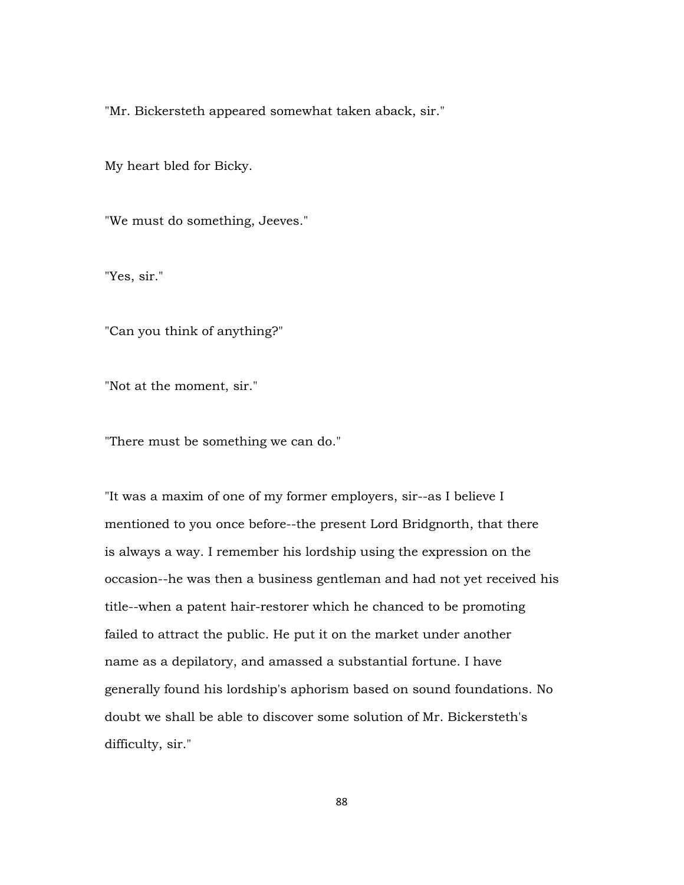"Mr. Bickersteth appeared somewhat taken aback, sir."

My heart bled for Bicky.

"We must do something, Jeeves."

"Yes, sir."

"Can you think of anything?"

"Not at the moment, sir."

"There must be something we can do."

"It was a maxim of one of my former employers, sir--as I believe I mentioned to you once before--the present Lord Bridgnorth, that there is always a way. I remember his lordship using the expression on the occasion--he was then a business gentleman and had not yet received his title--when a patent hair-restorer which he chanced to be promoting failed to attract the public. He put it on the market under another name as a depilatory, and amassed a substantial fortune. I have generally found his lordship's aphorism based on sound foundations. No doubt we shall be able to discover some solution of Mr. Bickersteth's difficulty, sir."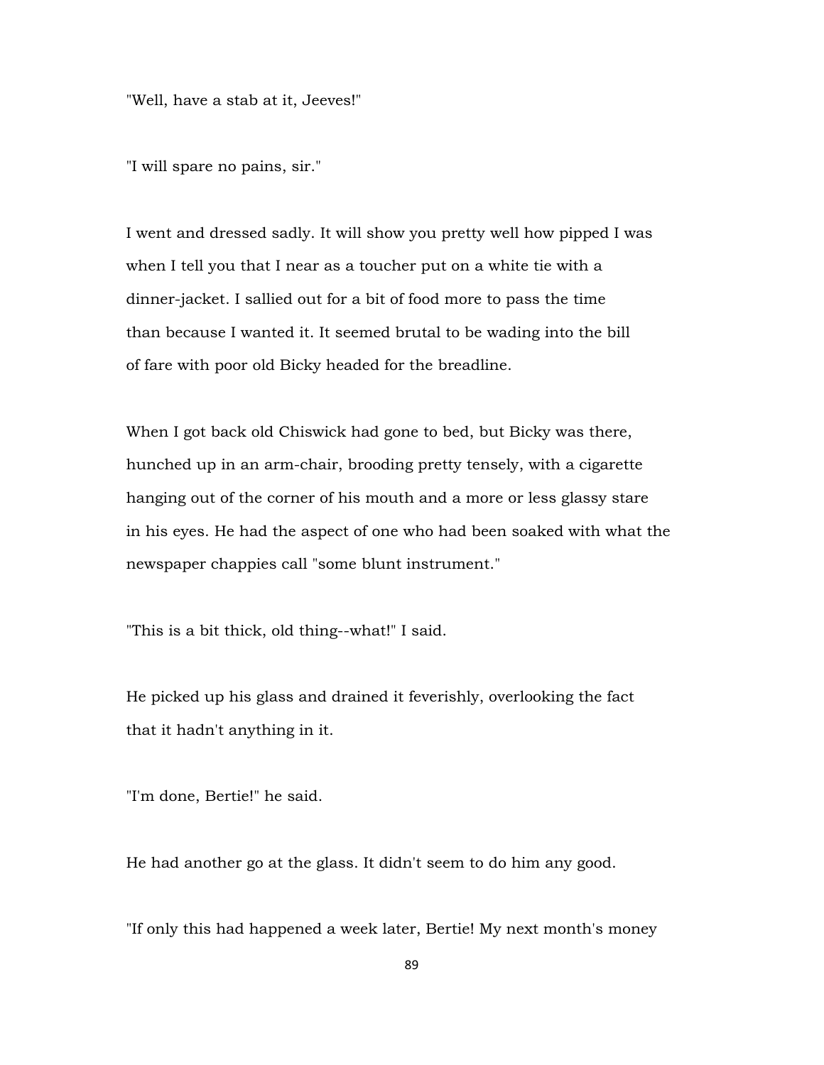"Well, have a stab at it, Jeeves!"

"I will spare no pains, sir."

I went and dressed sadly. It will show you pretty well how pipped I was when I tell you that I near as a toucher put on a white tie with a dinner-jacket. I sallied out for a bit of food more to pass the time than because I wanted it. It seemed brutal to be wading into the bill of fare with poor old Bicky headed for the breadline.

When I got back old Chiswick had gone to bed, but Bicky was there, hunched up in an arm-chair, brooding pretty tensely, with a cigarette hanging out of the corner of his mouth and a more or less glassy stare in his eyes. He had the aspect of one who had been soaked with what the newspaper chappies call "some blunt instrument."

"This is a bit thick, old thing--what!" I said.

He picked up his glass and drained it feverishly, overlooking the fact that it hadn't anything in it.

"I'm done, Bertie!" he said.

He had another go at the glass. It didn't seem to do him any good.

"If only this had happened a week later, Bertie! My next month's money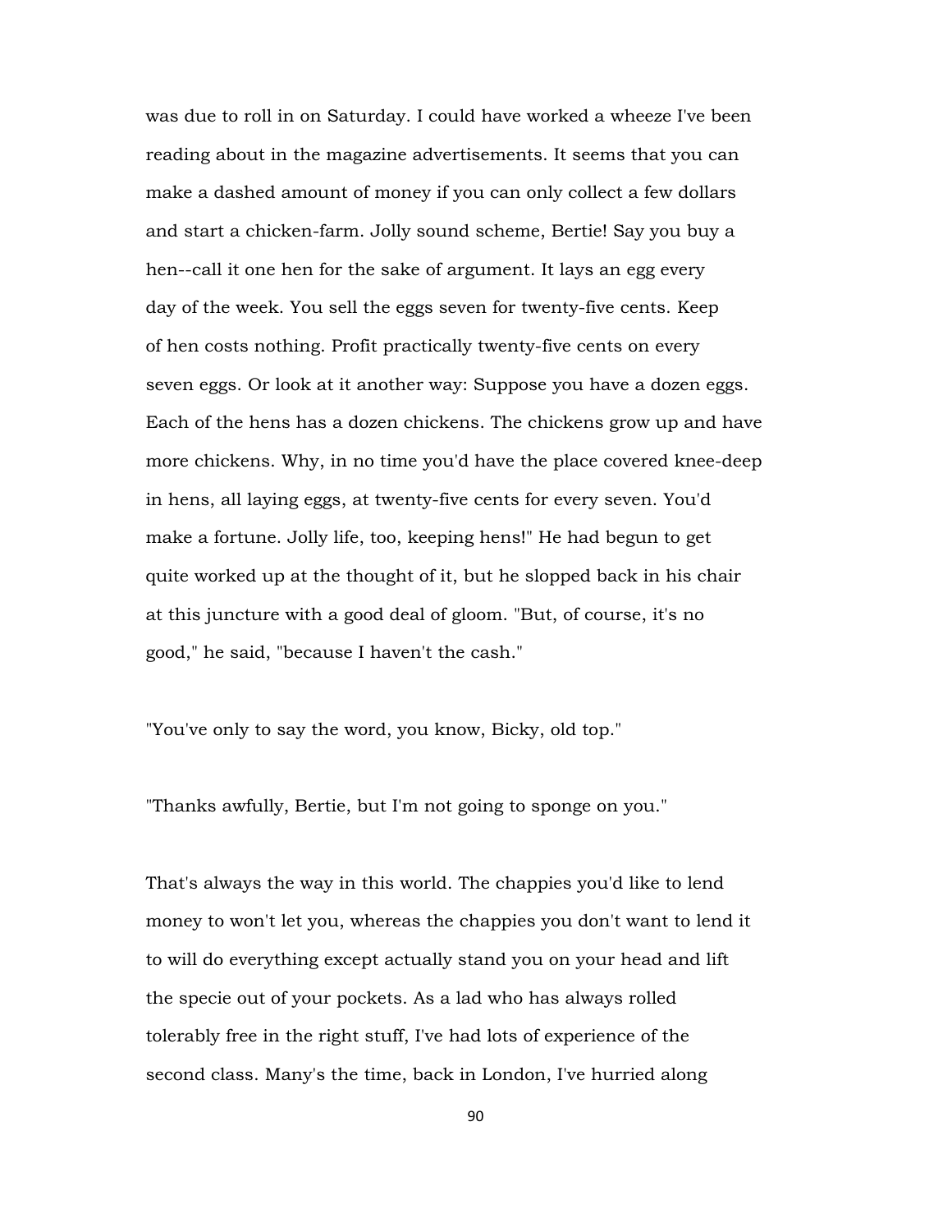was due to roll in on Saturday. I could have worked a wheeze I've been reading about in the magazine advertisements. It seems that you can make a dashed amount of money if you can only collect a few dollars and start a chicken-farm. Jolly sound scheme, Bertie! Say you buy a hen--call it one hen for the sake of argument. It lays an egg every day of the week. You sell the eggs seven for twenty-five cents. Keep of hen costs nothing. Profit practically twenty-five cents on every seven eggs. Or look at it another way: Suppose you have a dozen eggs. Each of the hens has a dozen chickens. The chickens grow up and have more chickens. Why, in no time you'd have the place covered knee-deep in hens, all laying eggs, at twenty-five cents for every seven. You'd make a fortune. Jolly life, too, keeping hens!" He had begun to get quite worked up at the thought of it, but he slopped back in his chair at this juncture with a good deal of gloom. "But, of course, it's no good," he said, "because I haven't the cash."

"You've only to say the word, you know, Bicky, old top."

"Thanks awfully, Bertie, but I'm not going to sponge on you."

That's always the way in this world. The chappies you'd like to lend money to won't let you, whereas the chappies you don't want to lend it to will do everything except actually stand you on your head and lift the specie out of your pockets. As a lad who has always rolled tolerably free in the right stuff, I've had lots of experience of the second class. Many's the time, back in London, I've hurried along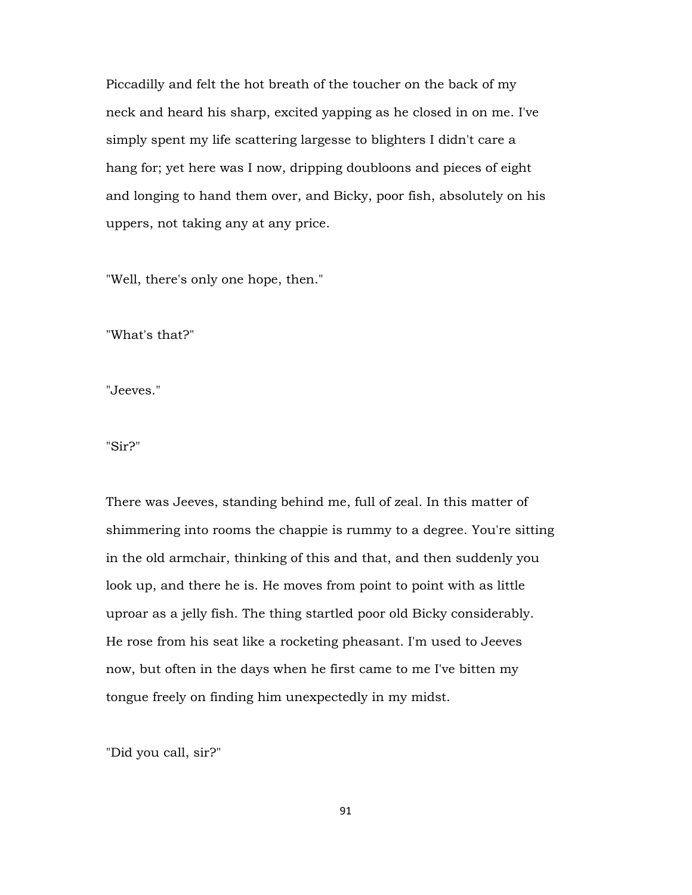Piccadilly and felt the hot breath of the toucher on the back of my neck and heard his sharp, excited yapping as he closed in on me. I've simply spent my life scattering largesse to blighters I didn't care a hang for; yet here was I now, dripping doubloons and pieces of eight and longing to hand them over, and Bicky, poor fish, absolutely on his uppers, not taking any at any price.

"Well, there's only one hope, then."

"What's that?"

"Jeeves."

"Sir?"

There was Jeeves, standing behind me, full of zeal. In this matter of shimmering into rooms the chappie is rummy to a degree. You're sitting in the old armchair, thinking of this and that, and then suddenly you look up, and there he is. He moves from point to point with as little uproar as a jelly fish. The thing startled poor old Bicky considerably. He rose from his seat like a rocketing pheasant. I'm used to Jeeves now, but often in the days when he first came to me I've bitten my tongue freely on finding him unexpectedly in my midst.

"Did you call, sir?"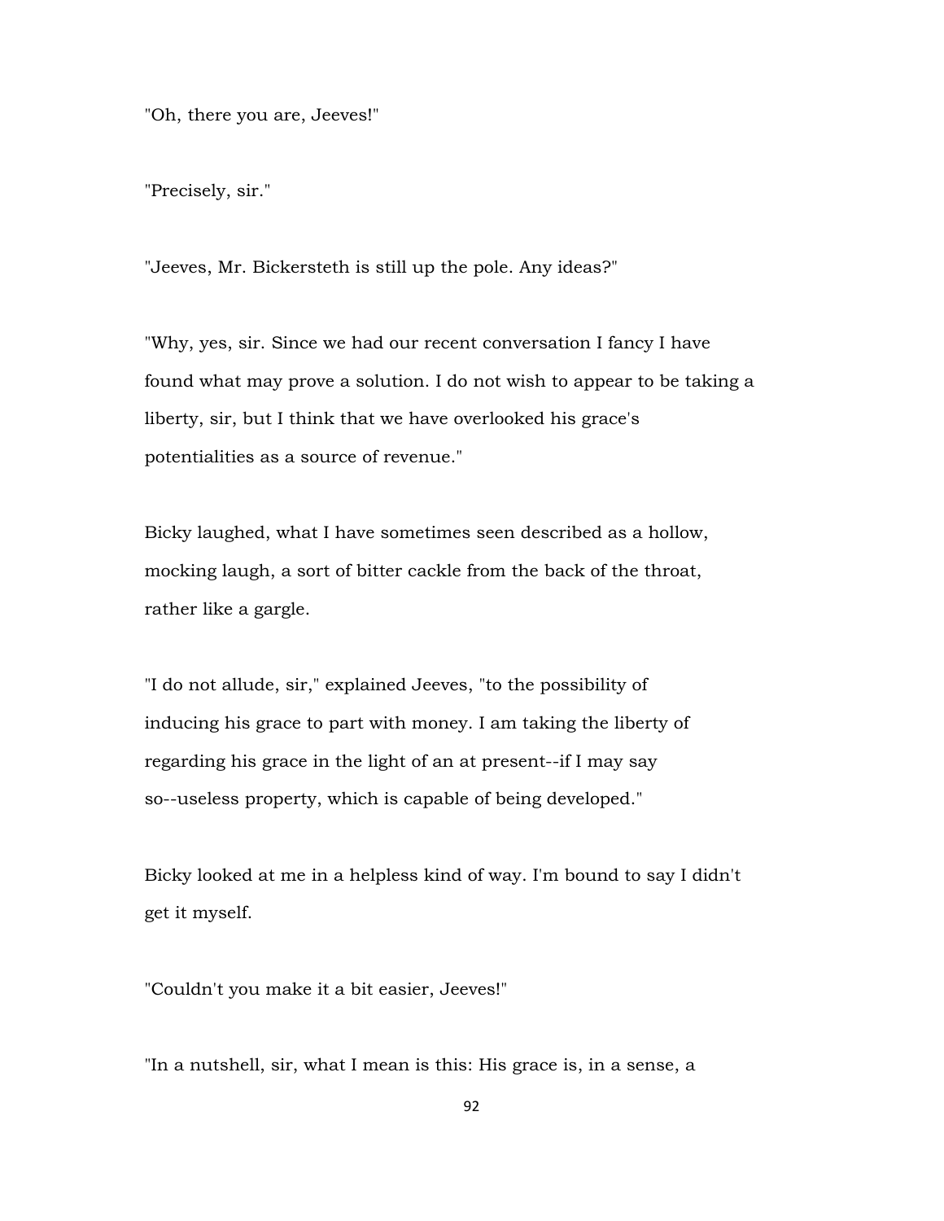"Oh, there you are, Jeeves!"

"Precisely, sir."

"Jeeves, Mr. Bickersteth is still up the pole. Any ideas?"

"Why, yes, sir. Since we had our recent conversation I fancy I have found what may prove a solution. I do not wish to appear to be taking a liberty, sir, but I think that we have overlooked his grace's potentialities as a source of revenue."

Bicky laughed, what I have sometimes seen described as a hollow, mocking laugh, a sort of bitter cackle from the back of the throat, rather like a gargle.

"I do not allude, sir," explained Jeeves, "to the possibility of inducing his grace to part with money. I am taking the liberty of regarding his grace in the light of an at present--if I may say so--useless property, which is capable of being developed."

Bicky looked at me in a helpless kind of way. I'm bound to say I didn't get it myself.

"Couldn't you make it a bit easier, Jeeves!"

"In a nutshell, sir, what I mean is this: His grace is, in a sense, a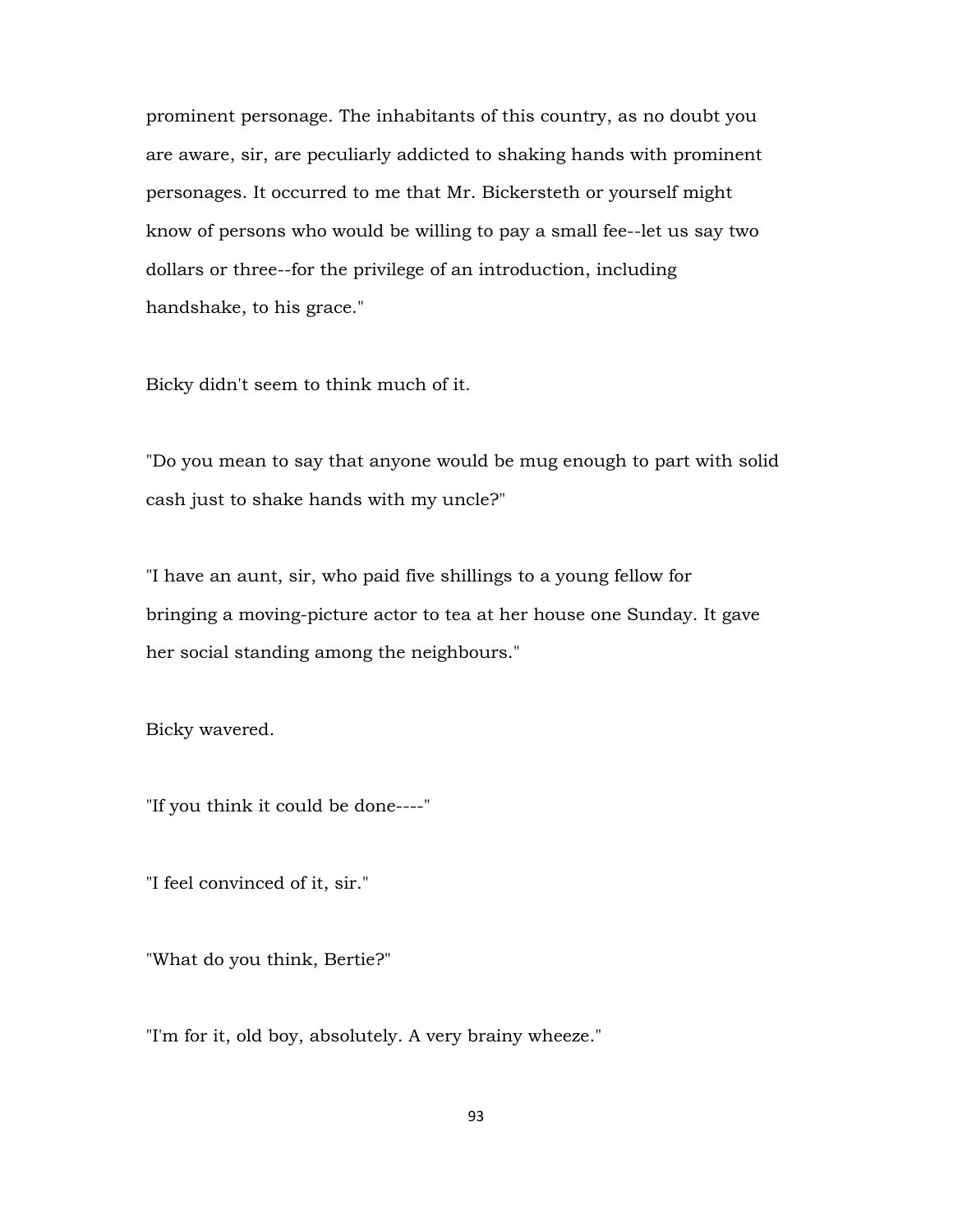prominent personage. The inhabitants of this country, as no doubt you are aware, sir, are peculiarly addicted to shaking hands with prominent personages. It occurred to me that Mr. Bickersteth or yourself might know of persons who would be willing to pay a small fee--let us say two dollars or three--for the privilege of an introduction, including handshake, to his grace."

Bicky didn't seem to think much of it.

"Do you mean to say that anyone would be mug enough to part with solid cash just to shake hands with my uncle?"

"I have an aunt, sir, who paid five shillings to a young fellow for bringing a moving-picture actor to tea at her house one Sunday. It gave her social standing among the neighbours."

Bicky wavered.

"If you think it could be done----"

"I feel convinced of it, sir."

"What do you think, Bertie?"

"I'm for it, old boy, absolutely. A very brainy wheeze."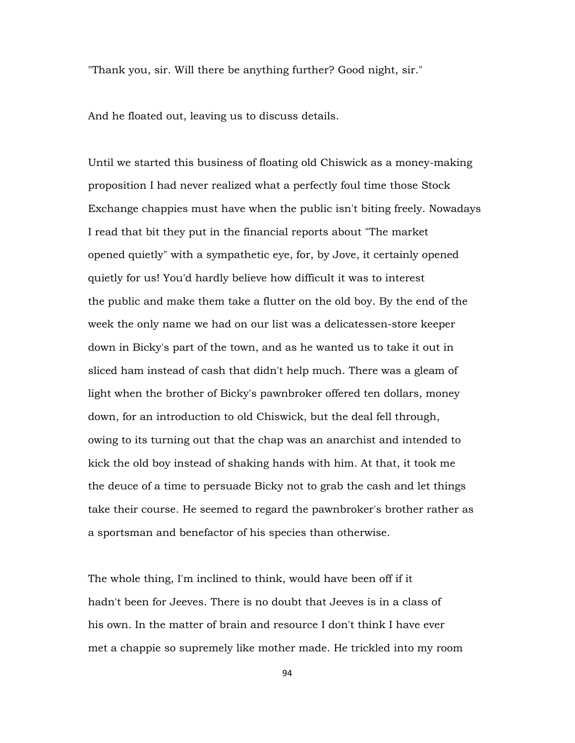"Thank you, sir. Will there be anything further? Good night, sir."

And he floated out, leaving us to discuss details.

Until we started this business of floating old Chiswick as a money-making proposition I had never realized what a perfectly foul time those Stock Exchange chappies must have when the public isn't biting freely. Nowadays I read that bit they put in the financial reports about "The market opened quietly" with a sympathetic eye, for, by Jove, it certainly opened quietly for us! You'd hardly believe how difficult it was to interest the public and make them take a flutter on the old boy. By the end of the week the only name we had on our list was a delicatessen-store keeper down in Bicky's part of the town, and as he wanted us to take it out in sliced ham instead of cash that didn't help much. There was a gleam of light when the brother of Bicky's pawnbroker offered ten dollars, money down, for an introduction to old Chiswick, but the deal fell through, owing to its turning out that the chap was an anarchist and intended to kick the old boy instead of shaking hands with him. At that, it took me the deuce of a time to persuade Bicky not to grab the cash and let things take their course. He seemed to regard the pawnbroker's brother rather as a sportsman and benefactor of his species than otherwise.

The whole thing, I'm inclined to think, would have been off if it hadn't been for Jeeves. There is no doubt that Jeeves is in a class of his own. In the matter of brain and resource I don't think I have ever met a chappie so supremely like mother made. He trickled into my room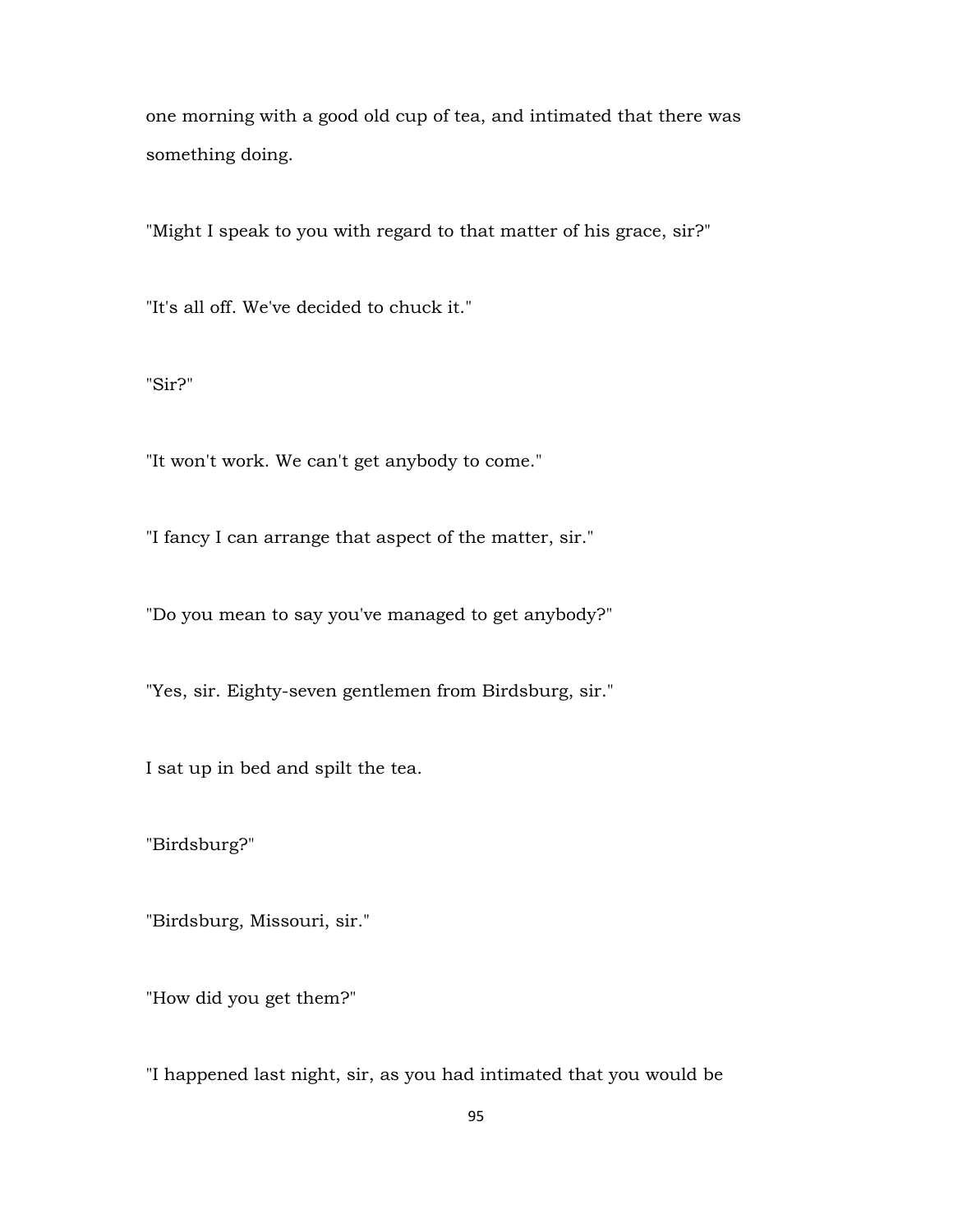one morning with a good old cup of tea, and intimated that there was something doing.

"Might I speak to you with regard to that matter of his grace, sir?"

"It's all off. We've decided to chuck it."

"Sir?"

"It won't work. We can't get anybody to come."

"I fancy I can arrange that aspect of the matter, sir."

"Do you mean to say you've managed to get anybody?"

"Yes, sir. Eighty-seven gentlemen from Birdsburg, sir."

I sat up in bed and spilt the tea.

"Birdsburg?"

"Birdsburg, Missouri, sir."

"How did you get them?"

"I happened last night, sir, as you had intimated that you would be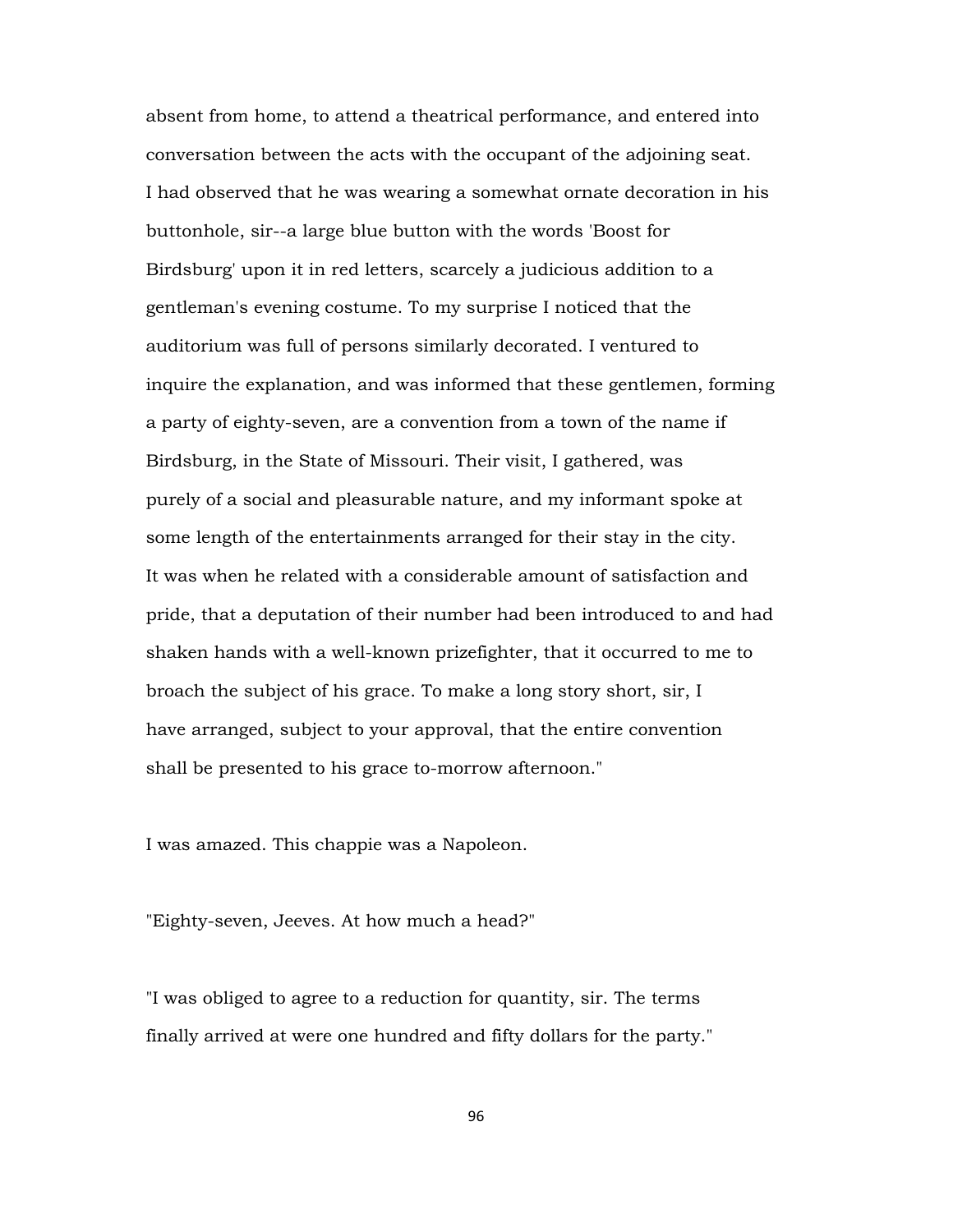absent from home, to attend a theatrical performance, and entered into conversation between the acts with the occupant of the adjoining seat. I had observed that he was wearing a somewhat ornate decoration in his buttonhole, sir--a large blue button with the words 'Boost for Birdsburg' upon it in red letters, scarcely a judicious addition to a gentleman's evening costume. To my surprise I noticed that the auditorium was full of persons similarly decorated. I ventured to inquire the explanation, and was informed that these gentlemen, forming a party of eighty-seven, are a convention from a town of the name if Birdsburg, in the State of Missouri. Their visit, I gathered, was purely of a social and pleasurable nature, and my informant spoke at some length of the entertainments arranged for their stay in the city. It was when he related with a considerable amount of satisfaction and pride, that a deputation of their number had been introduced to and had shaken hands with a well-known prizefighter, that it occurred to me to broach the subject of his grace. To make a long story short, sir, I have arranged, subject to your approval, that the entire convention shall be presented to his grace to-morrow afternoon."

I was amazed. This chappie was a Napoleon.

"Eighty-seven, Jeeves. At how much a head?"

"I was obliged to agree to a reduction for quantity, sir. The terms finally arrived at were one hundred and fifty dollars for the party."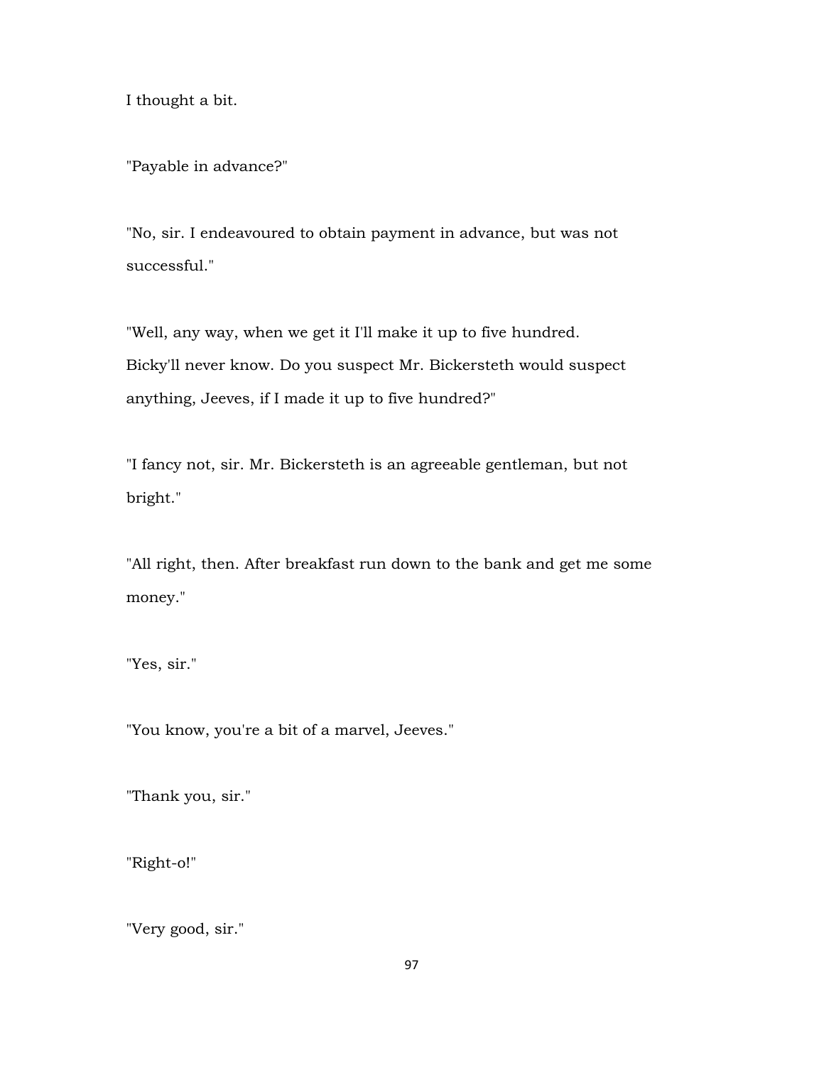I thought a bit.

"Payable in advance?"

"No, sir. I endeavoured to obtain payment in advance, but was not successful."

"Well, any way, when we get it I'll make it up to five hundred. Bicky'll never know. Do you suspect Mr. Bickersteth would suspect anything, Jeeves, if I made it up to five hundred?"

"I fancy not, sir. Mr. Bickersteth is an agreeable gentleman, but not bright."

"All right, then. After breakfast run down to the bank and get me some money."

"Yes, sir."

"You know, you're a bit of a marvel, Jeeves."

"Thank you, sir."

"Right-o!"

"Very good, sir."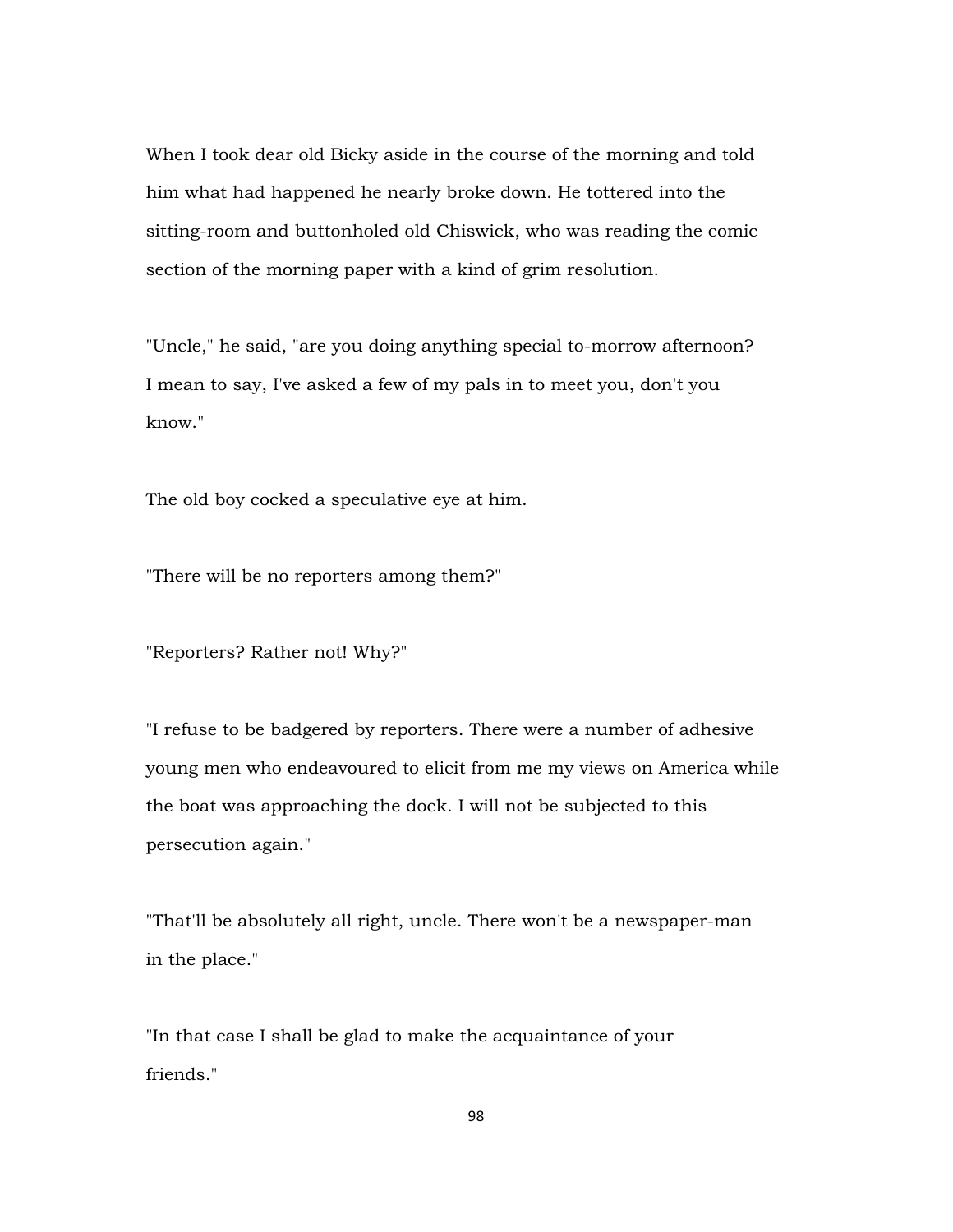When I took dear old Bicky aside in the course of the morning and told him what had happened he nearly broke down. He tottered into the sitting-room and buttonholed old Chiswick, who was reading the comic section of the morning paper with a kind of grim resolution.

"Uncle," he said, "are you doing anything special to-morrow afternoon? I mean to say, I've asked a few of my pals in to meet you, don't you know."

The old boy cocked a speculative eye at him.

"There will be no reporters among them?"

"Reporters? Rather not! Why?"

"I refuse to be badgered by reporters. There were a number of adhesive young men who endeavoured to elicit from me my views on America while the boat was approaching the dock. I will not be subjected to this persecution again."

"That'll be absolutely all right, uncle. There won't be a newspaper-man in the place."

"In that case I shall be glad to make the acquaintance of your friends."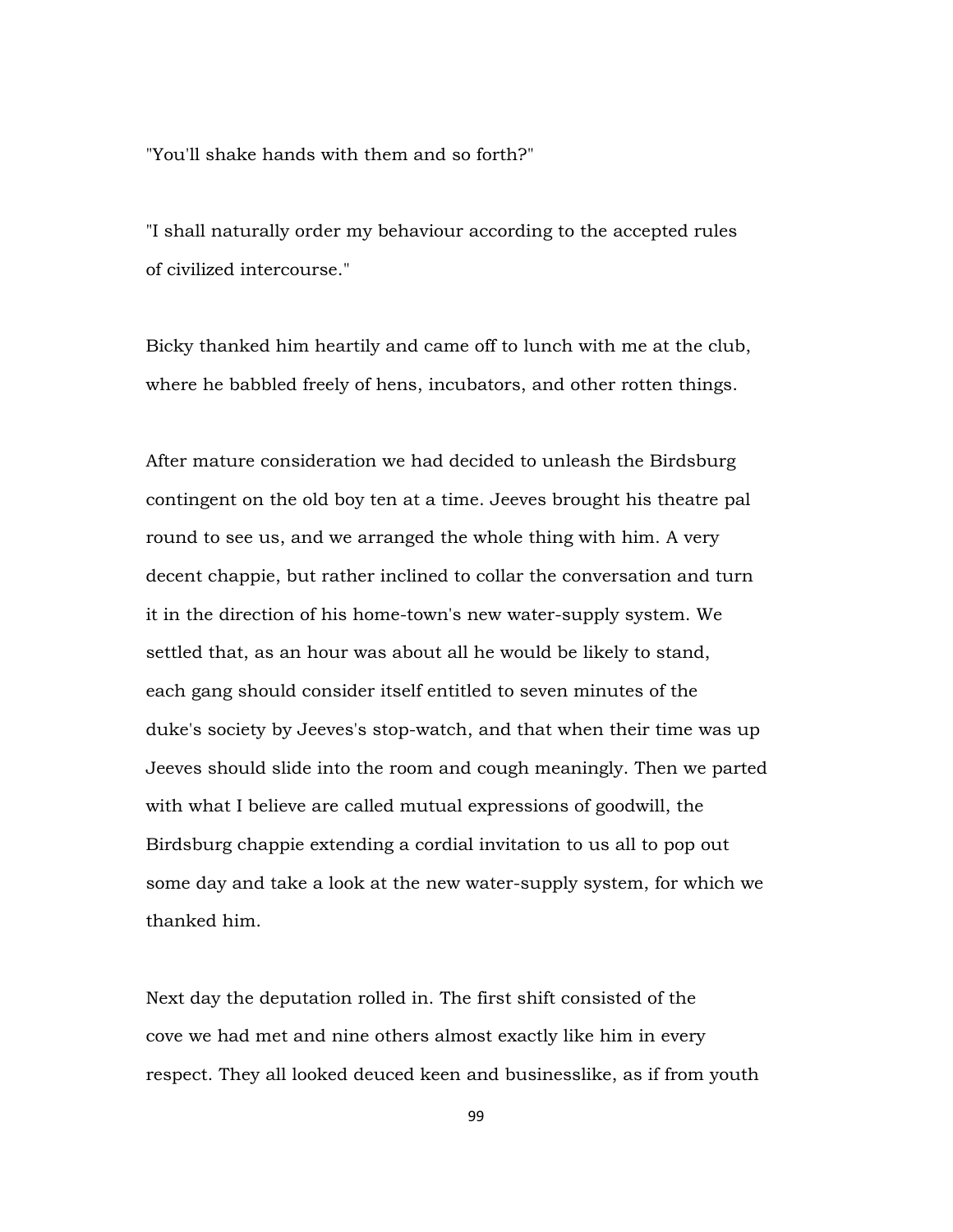"You'll shake hands with them and so forth?"

"I shall naturally order my behaviour according to the accepted rules of civilized intercourse."

Bicky thanked him heartily and came off to lunch with me at the club, where he babbled freely of hens, incubators, and other rotten things.

After mature consideration we had decided to unleash the Birdsburg contingent on the old boy ten at a time. Jeeves brought his theatre pal round to see us, and we arranged the whole thing with him. A very decent chappie, but rather inclined to collar the conversation and turn it in the direction of his home-town's new water-supply system. We settled that, as an hour was about all he would be likely to stand, each gang should consider itself entitled to seven minutes of the duke's society by Jeeves's stop-watch, and that when their time was up Jeeves should slide into the room and cough meaningly. Then we parted with what I believe are called mutual expressions of goodwill, the Birdsburg chappie extending a cordial invitation to us all to pop out some day and take a look at the new water-supply system, for which we thanked him.

Next day the deputation rolled in. The first shift consisted of the cove we had met and nine others almost exactly like him in every respect. They all looked deuced keen and businesslike, as if from youth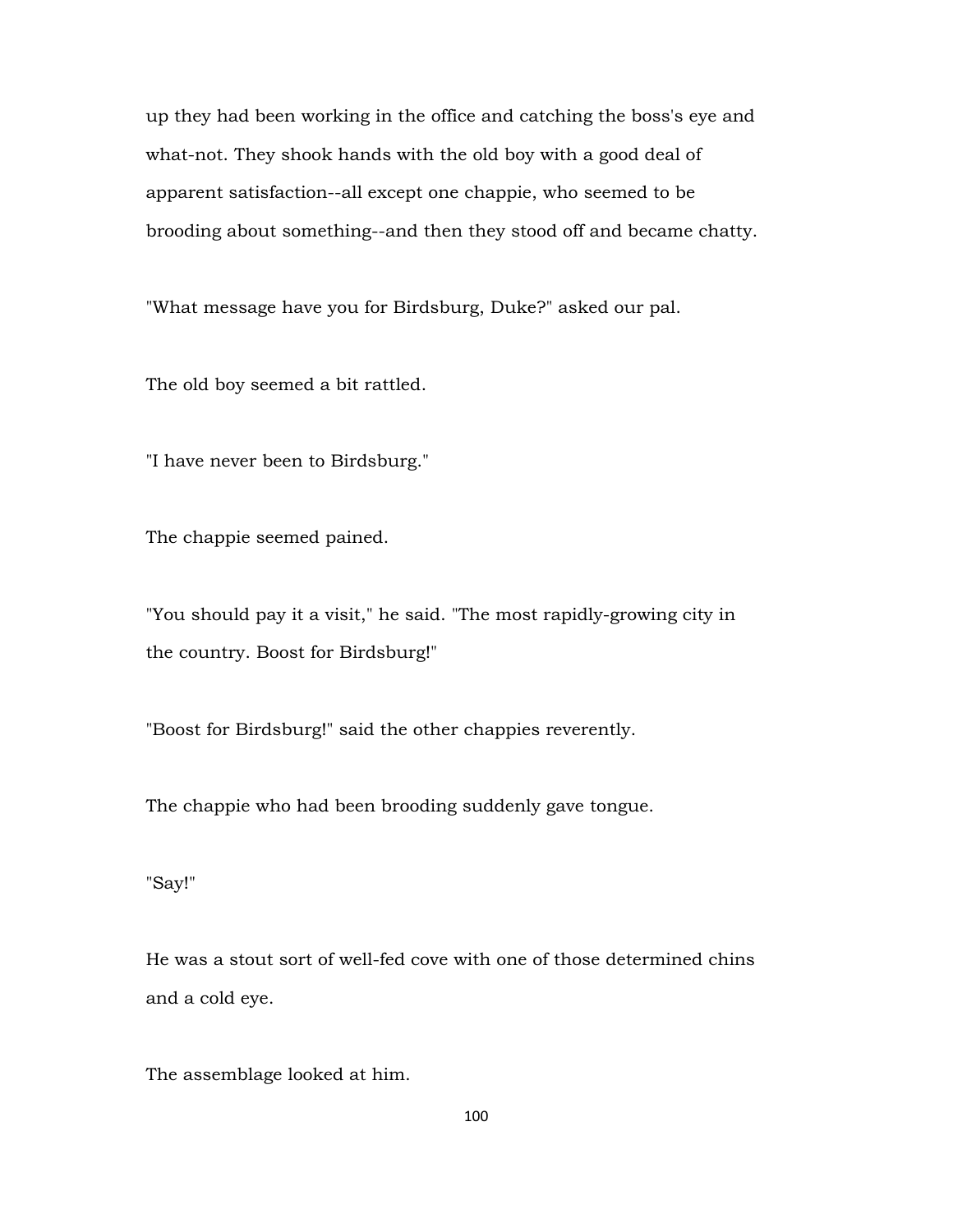up they had been working in the office and catching the boss's eye and what-not. They shook hands with the old boy with a good deal of apparent satisfaction--all except one chappie, who seemed to be brooding about something--and then they stood off and became chatty.

"What message have you for Birdsburg, Duke?" asked our pal.

The old boy seemed a bit rattled.

"I have never been to Birdsburg."

The chappie seemed pained.

"You should pay it a visit," he said. "The most rapidly-growing city in the country. Boost for Birdsburg!"

"Boost for Birdsburg!" said the other chappies reverently.

The chappie who had been brooding suddenly gave tongue.

"Say!"

He was a stout sort of well-fed cove with one of those determined chins and a cold eye.

The assemblage looked at him.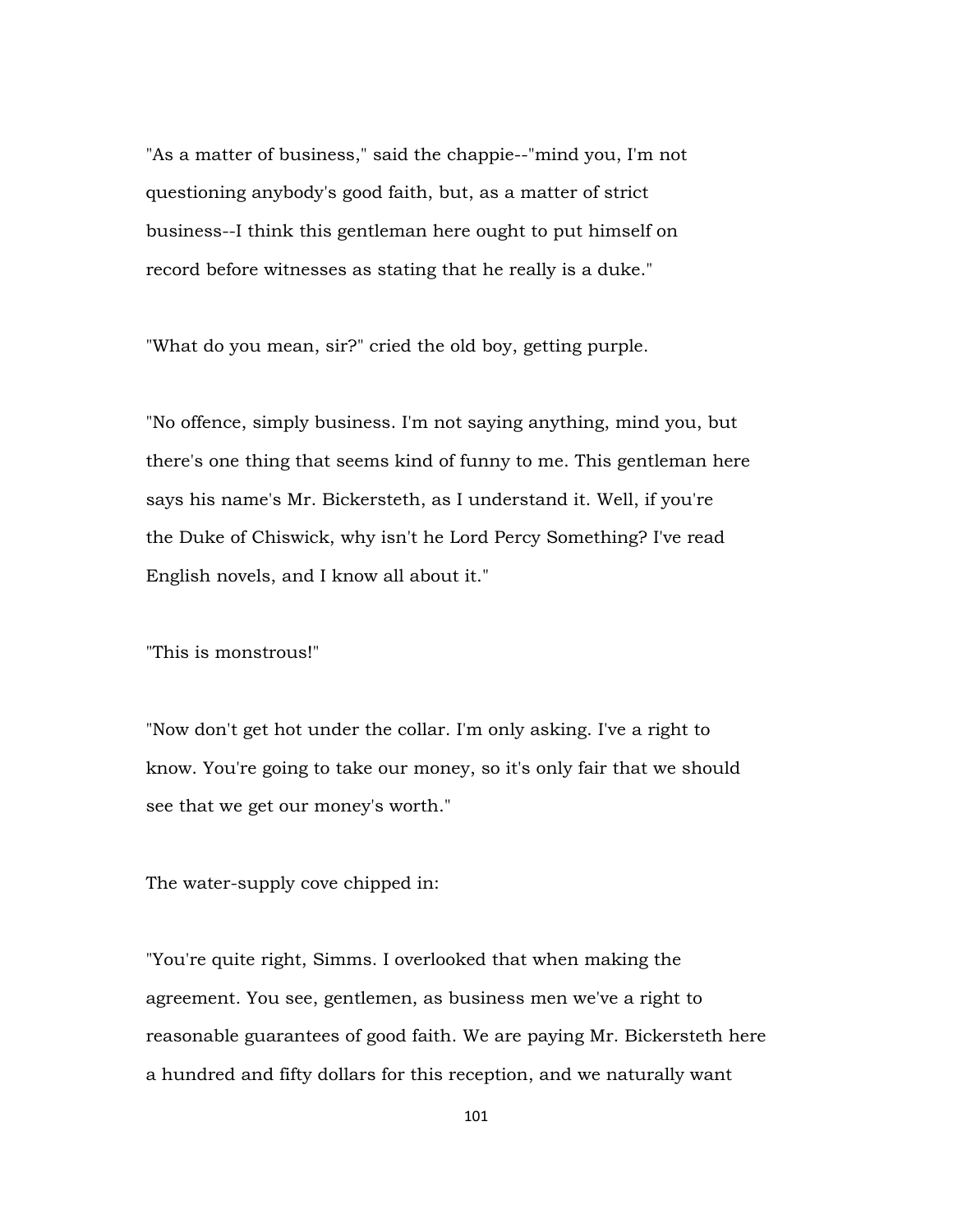"As a matter of business," said the chappie--"mind you, I'm not questioning anybody's good faith, but, as a matter of strict business--I think this gentleman here ought to put himself on record before witnesses as stating that he really is a duke."

"What do you mean, sir?" cried the old boy, getting purple.

"No offence, simply business. I'm not saying anything, mind you, but there's one thing that seems kind of funny to me. This gentleman here says his name's Mr. Bickersteth, as I understand it. Well, if you're the Duke of Chiswick, why isn't he Lord Percy Something? I've read English novels, and I know all about it."

"This is monstrous!"

"Now don't get hot under the collar. I'm only asking. I've a right to know. You're going to take our money, so it's only fair that we should see that we get our money's worth."

The water-supply cove chipped in:

"You're quite right, Simms. I overlooked that when making the agreement. You see, gentlemen, as business men we've a right to reasonable guarantees of good faith. We are paying Mr. Bickersteth here a hundred and fifty dollars for this reception, and we naturally want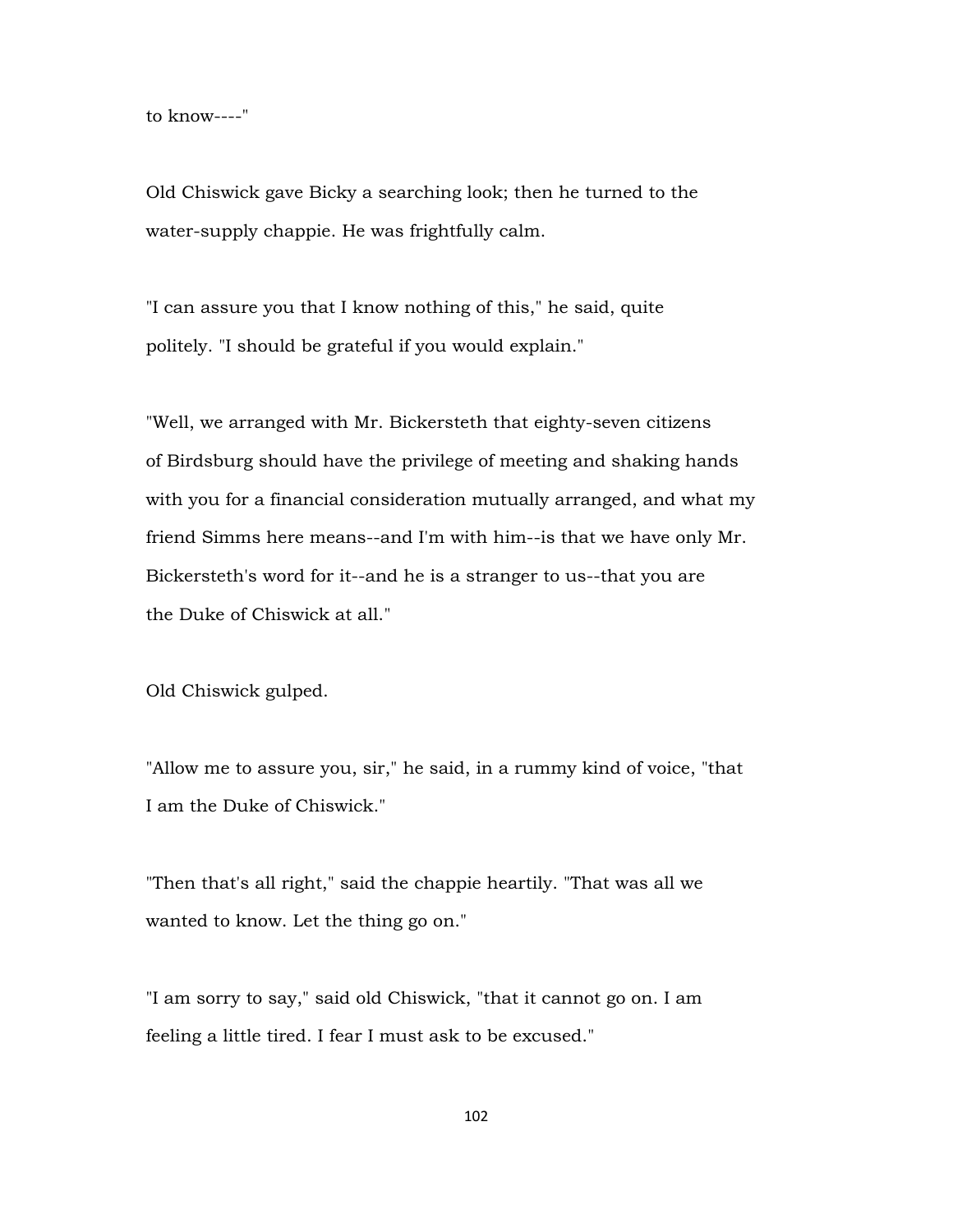to know----"

Old Chiswick gave Bicky a searching look; then he turned to the water-supply chappie. He was frightfully calm.

"I can assure you that I know nothing of this," he said, quite politely. "I should be grateful if you would explain."

"Well, we arranged with Mr. Bickersteth that eighty-seven citizens of Birdsburg should have the privilege of meeting and shaking hands with you for a financial consideration mutually arranged, and what my friend Simms here means--and I'm with him--is that we have only Mr. Bickersteth's word for it--and he is a stranger to us--that you are the Duke of Chiswick at all."

Old Chiswick gulped.

"Allow me to assure you, sir," he said, in a rummy kind of voice, "that I am the Duke of Chiswick."

"Then that's all right," said the chappie heartily. "That was all we wanted to know. Let the thing go on."

"I am sorry to say," said old Chiswick, "that it cannot go on. I am feeling a little tired. I fear I must ask to be excused."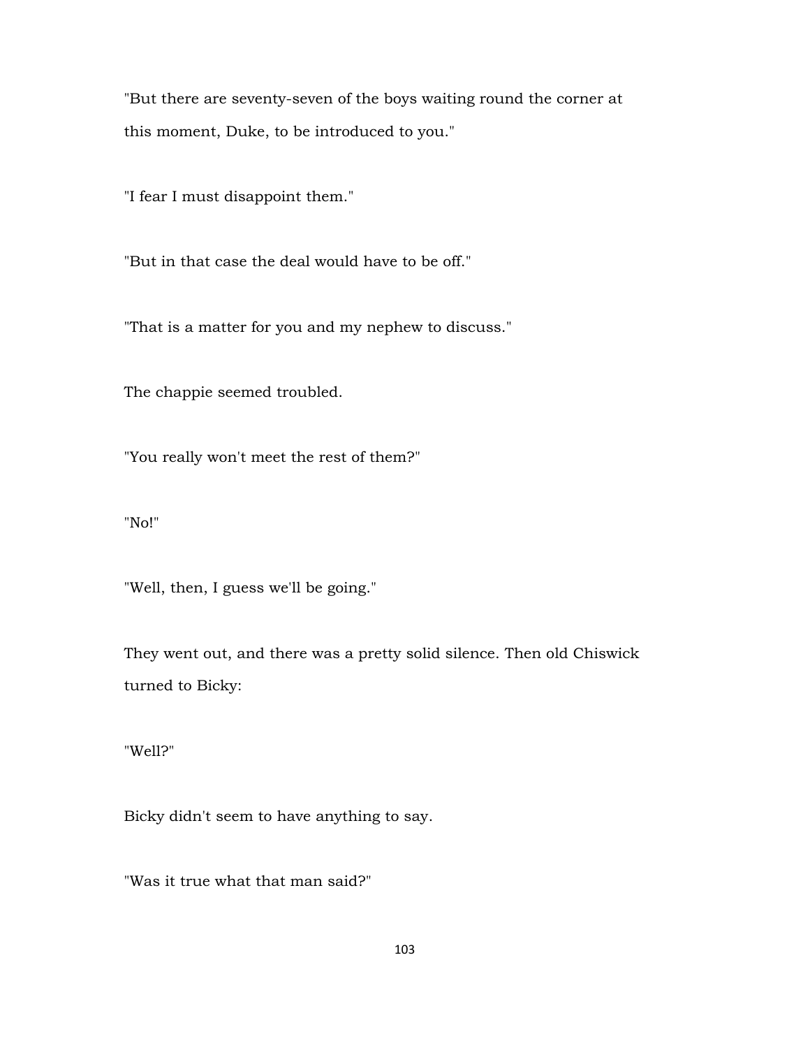"But there are seventy-seven of the boys waiting round the corner at this moment, Duke, to be introduced to you."

"I fear I must disappoint them."

"But in that case the deal would have to be off."

"That is a matter for you and my nephew to discuss."

The chappie seemed troubled.

"You really won't meet the rest of them?"

"No!"

"Well, then, I guess we'll be going."

They went out, and there was a pretty solid silence. Then old Chiswick turned to Bicky:

"Well?"

Bicky didn't seem to have anything to say.

"Was it true what that man said?"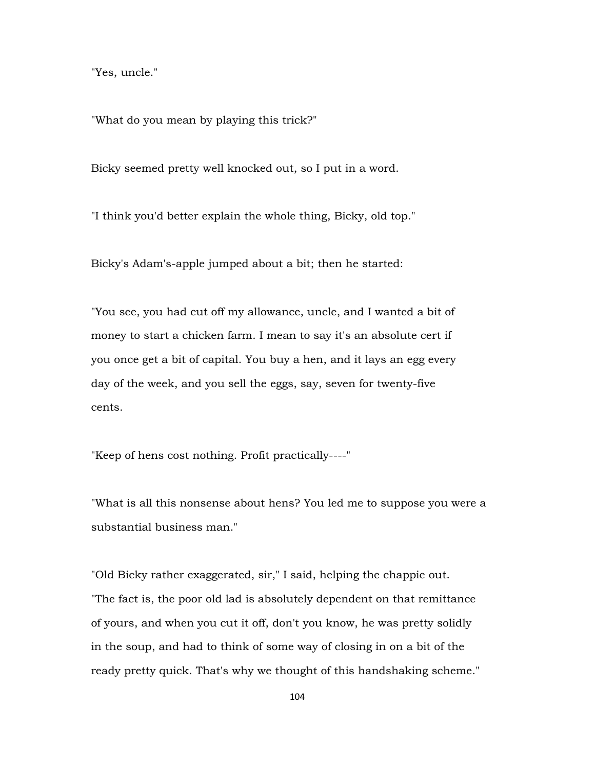"Yes, uncle."

"What do you mean by playing this trick?"

Bicky seemed pretty well knocked out, so I put in a word.

"I think you'd better explain the whole thing, Bicky, old top."

Bicky's Adam's-apple jumped about a bit; then he started:

"You see, you had cut off my allowance, uncle, and I wanted a bit of money to start a chicken farm. I mean to say it's an absolute cert if you once get a bit of capital. You buy a hen, and it lays an egg every day of the week, and you sell the eggs, say, seven for twenty-five cents.

"Keep of hens cost nothing. Profit practically----"

"What is all this nonsense about hens? You led me to suppose you were a substantial business man."

"Old Bicky rather exaggerated, sir," I said, helping the chappie out. "The fact is, the poor old lad is absolutely dependent on that remittance of yours, and when you cut it off, don't you know, he was pretty solidly in the soup, and had to think of some way of closing in on a bit of the ready pretty quick. That's why we thought of this handshaking scheme."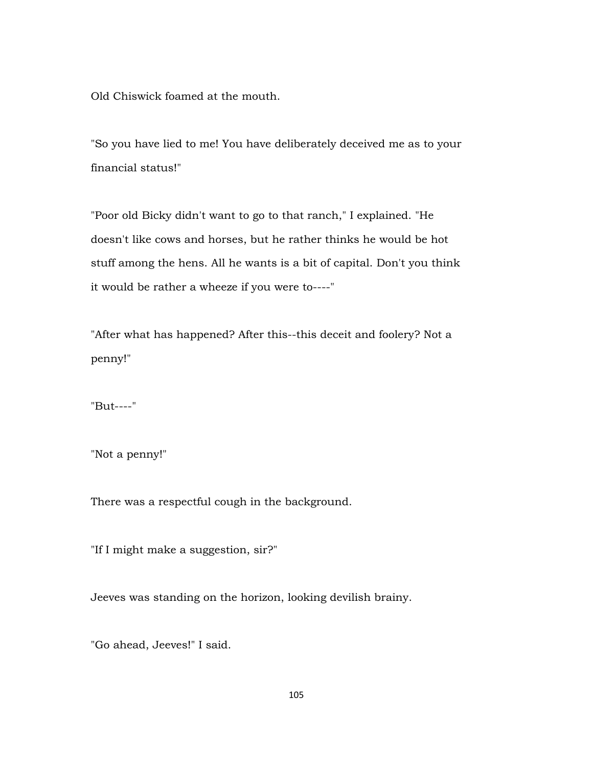Old Chiswick foamed at the mouth.

"So you have lied to me! You have deliberately deceived me as to your financial status!"

"Poor old Bicky didn't want to go to that ranch," I explained. "He doesn't like cows and horses, but he rather thinks he would be hot stuff among the hens. All he wants is a bit of capital. Don't you think it would be rather a wheeze if you were to----"

"After what has happened? After this--this deceit and foolery? Not a penny!"

"But----"

"Not a penny!"

There was a respectful cough in the background.

"If I might make a suggestion, sir?"

Jeeves was standing on the horizon, looking devilish brainy.

"Go ahead, Jeeves!" I said.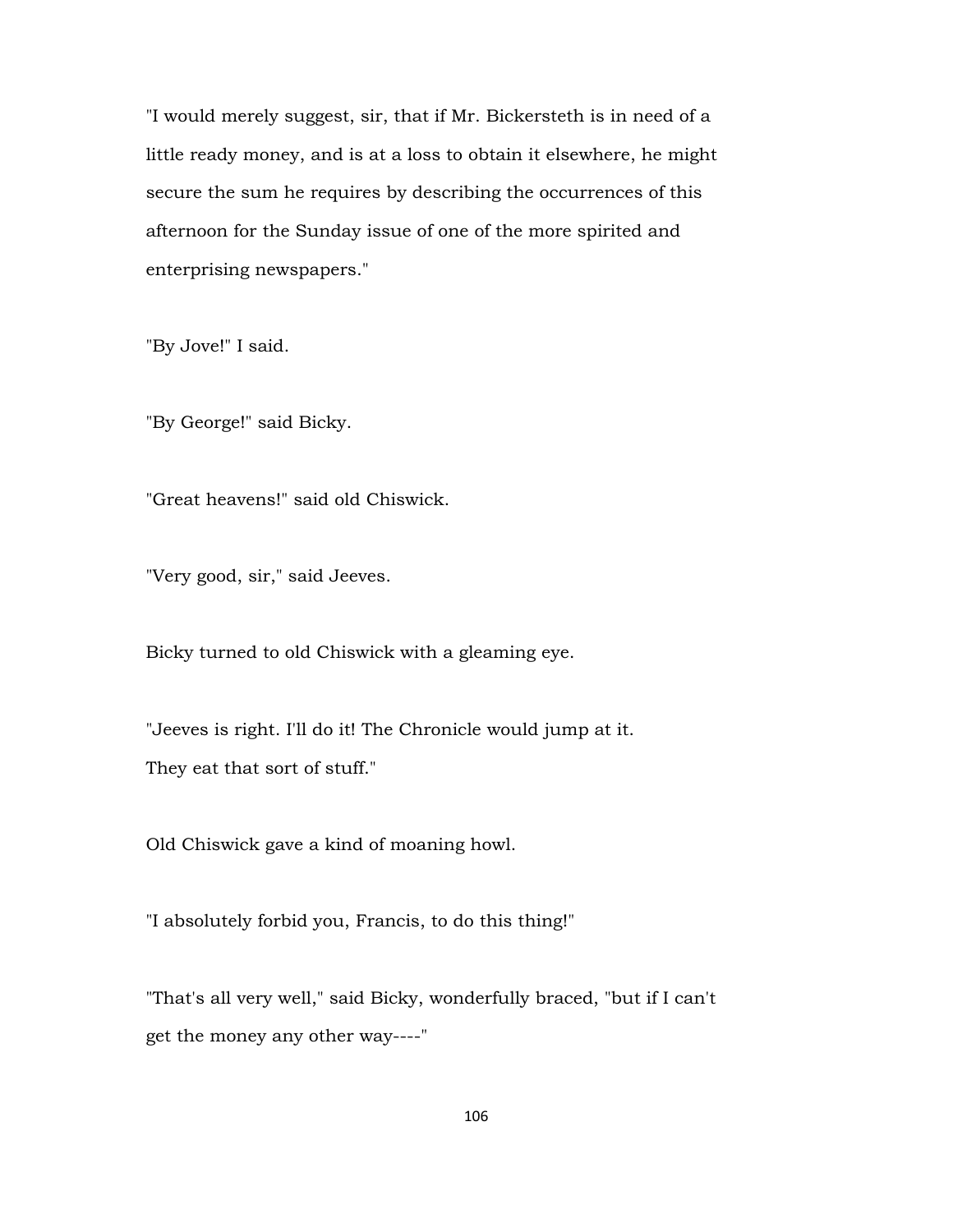"I would merely suggest, sir, that if Mr. Bickersteth is in need of a little ready money, and is at a loss to obtain it elsewhere, he might secure the sum he requires by describing the occurrences of this afternoon for the Sunday issue of one of the more spirited and enterprising newspapers."

"By Jove!" I said.

"By George!" said Bicky.

"Great heavens!" said old Chiswick.

"Very good, sir," said Jeeves.

Bicky turned to old Chiswick with a gleaming eye.

"Jeeves is right. I'll do it! The Chronicle would jump at it. They eat that sort of stuff."

Old Chiswick gave a kind of moaning howl.

"I absolutely forbid you, Francis, to do this thing!"

"That's all very well," said Bicky, wonderfully braced, "but if I can't get the money any other way----"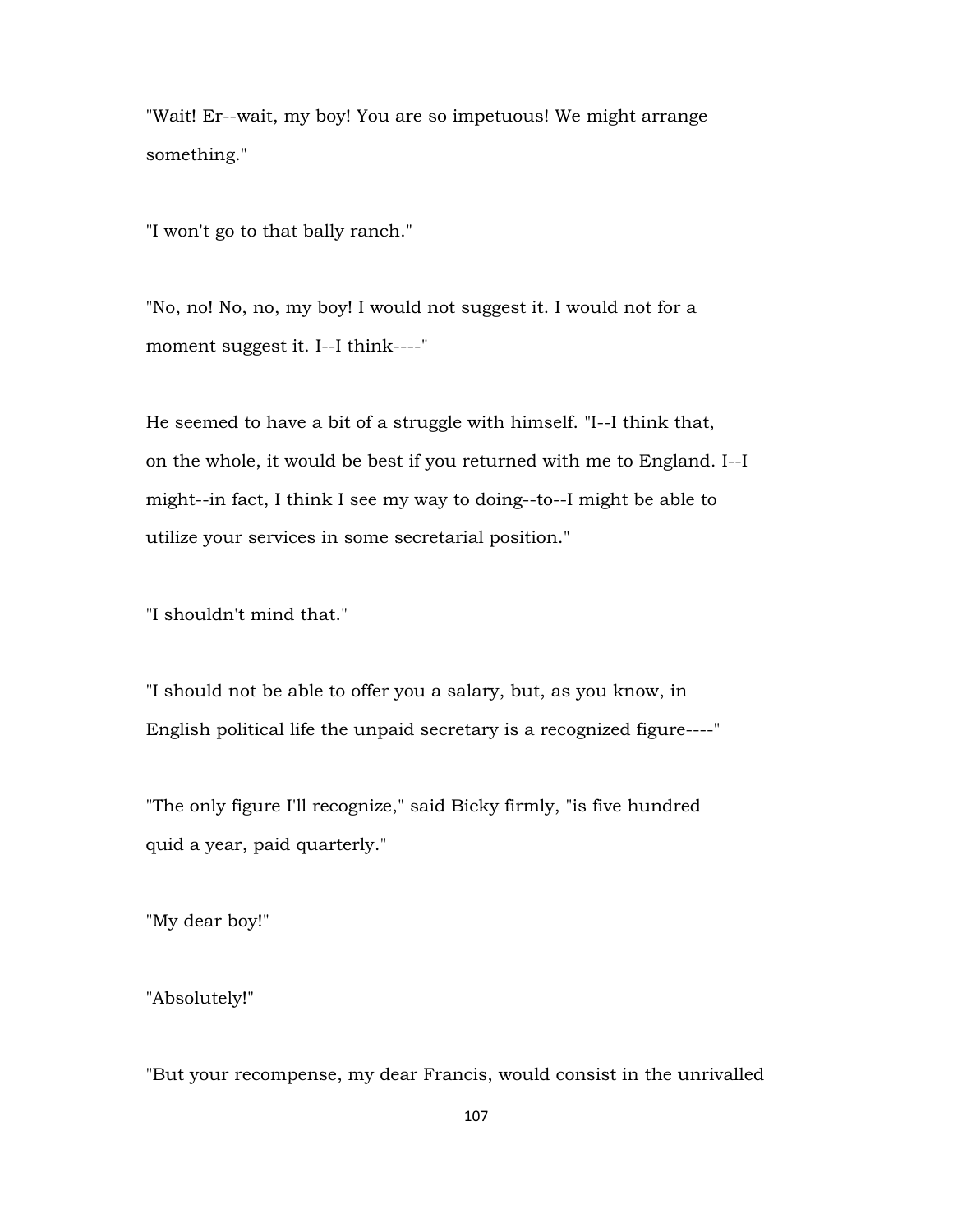"Wait! Er--wait, my boy! You are so impetuous! We might arrange something."

"I won't go to that bally ranch."

"No, no! No, no, my boy! I would not suggest it. I would not for a moment suggest it. I--I think----"

He seemed to have a bit of a struggle with himself. "I--I think that, on the whole, it would be best if you returned with me to England. I--I might--in fact, I think I see my way to doing--to--I might be able to utilize your services in some secretarial position."

"I shouldn't mind that."

"I should not be able to offer you a salary, but, as you know, in English political life the unpaid secretary is a recognized figure----"

"The only figure I'll recognize," said Bicky firmly, "is five hundred quid a year, paid quarterly."

"My dear boy!"

"Absolutely!"

"But your recompense, my dear Francis, would consist in the unrivalled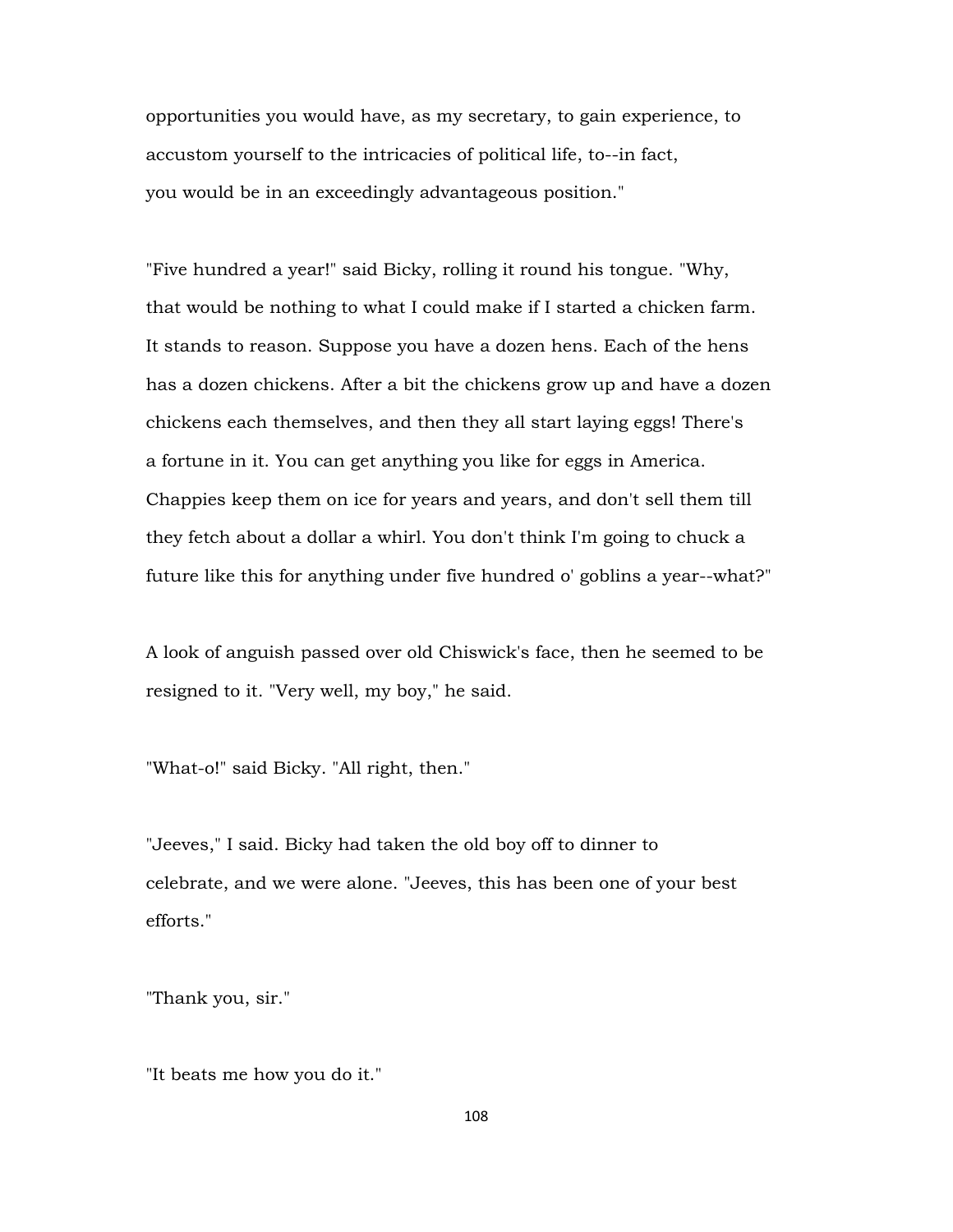opportunities you would have, as my secretary, to gain experience, to accustom yourself to the intricacies of political life, to--in fact, you would be in an exceedingly advantageous position."

"Five hundred a year!" said Bicky, rolling it round his tongue. "Why, that would be nothing to what I could make if I started a chicken farm. It stands to reason. Suppose you have a dozen hens. Each of the hens has a dozen chickens. After a bit the chickens grow up and have a dozen chickens each themselves, and then they all start laying eggs! There's a fortune in it. You can get anything you like for eggs in America. Chappies keep them on ice for years and years, and don't sell them till they fetch about a dollar a whirl. You don't think I'm going to chuck a future like this for anything under five hundred o' goblins a year--what?"

A look of anguish passed over old Chiswick's face, then he seemed to be resigned to it. "Very well, my boy," he said.

"What-o!" said Bicky. "All right, then."

"Jeeves," I said. Bicky had taken the old boy off to dinner to celebrate, and we were alone. "Jeeves, this has been one of your best efforts."

"Thank you, sir."

"It beats me how you do it."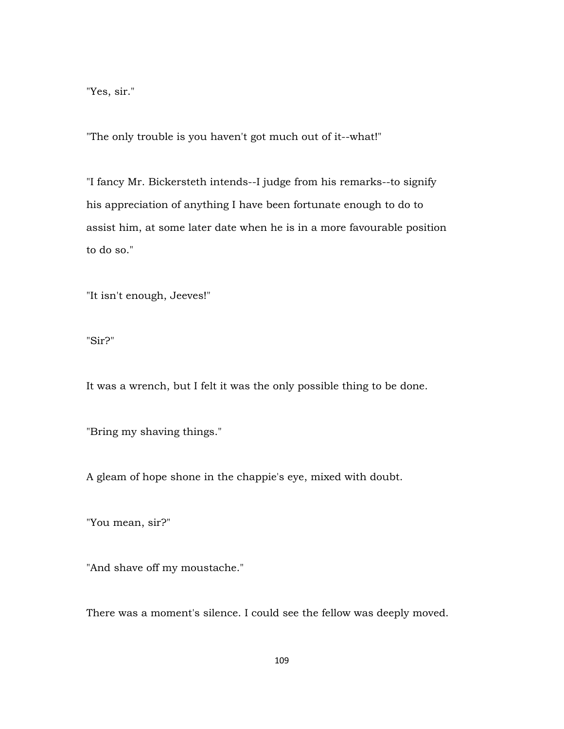"Yes, sir."

"The only trouble is you haven't got much out of it--what!"

"I fancy Mr. Bickersteth intends--I judge from his remarks--to signify his appreciation of anything I have been fortunate enough to do to assist him, at some later date when he is in a more favourable position to do so."

"It isn't enough, Jeeves!"

"Sir?"

It was a wrench, but I felt it was the only possible thing to be done.

"Bring my shaving things."

A gleam of hope shone in the chappie's eye, mixed with doubt.

"You mean, sir?"

"And shave off my moustache."

There was a moment's silence. I could see the fellow was deeply moved.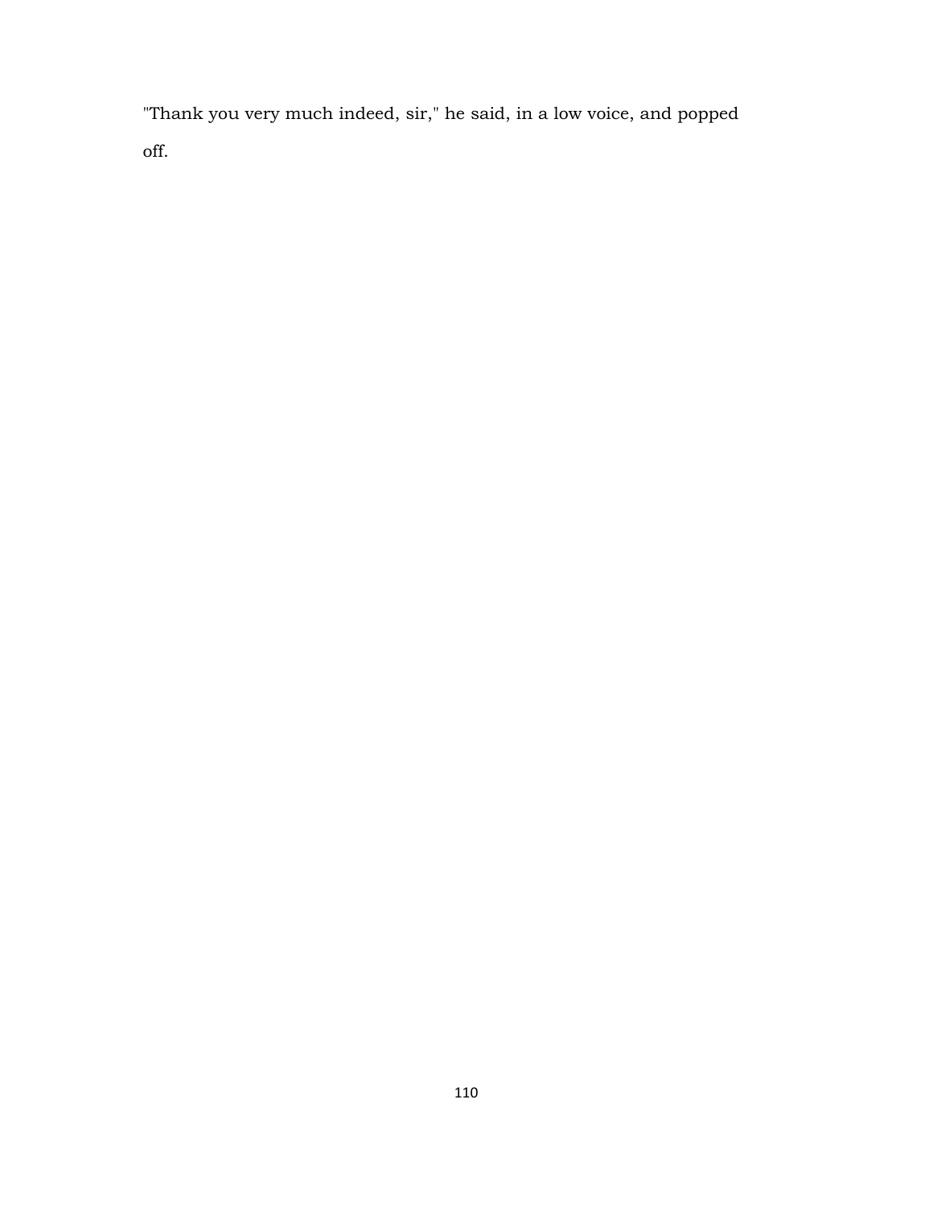"Thank you very much indeed, sir," he said, in a low voice, and popped off.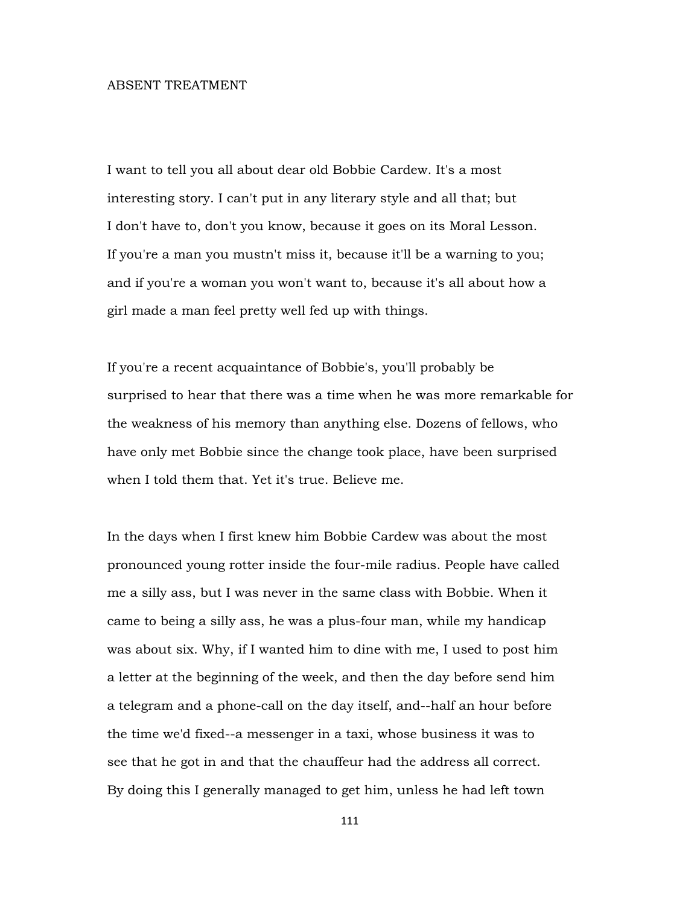# ABSENT TREATMENT

I want to tell you all about dear old Bobbie Cardew. It's a most interesting story. I can't put in any literary style and all that; but I don't have to, don't you know, because it goes on its Moral Lesson. If you're a man you mustn't miss it, because it'll be a warning to you; and if you're a woman you won't want to, because it's all about how a girl made a man feel pretty well fed up with things.

If you're a recent acquaintance of Bobbie's, you'll probably be surprised to hear that there was a time when he was more remarkable for the weakness of his memory than anything else. Dozens of fellows, who have only met Bobbie since the change took place, have been surprised when I told them that. Yet it's true. Believe me.

In the days when I first knew him Bobbie Cardew was about the most pronounced young rotter inside the four-mile radius. People have called me a silly ass, but I was never in the same class with Bobbie. When it came to being a silly ass, he was a plus-four man, while my handicap was about six. Why, if I wanted him to dine with me, I used to post him a letter at the beginning of the week, and then the day before send him a telegram and a phone-call on the day itself, and--half an hour before the time we'd fixed--a messenger in a taxi, whose business it was to see that he got in and that the chauffeur had the address all correct. By doing this I generally managed to get him, unless he had left town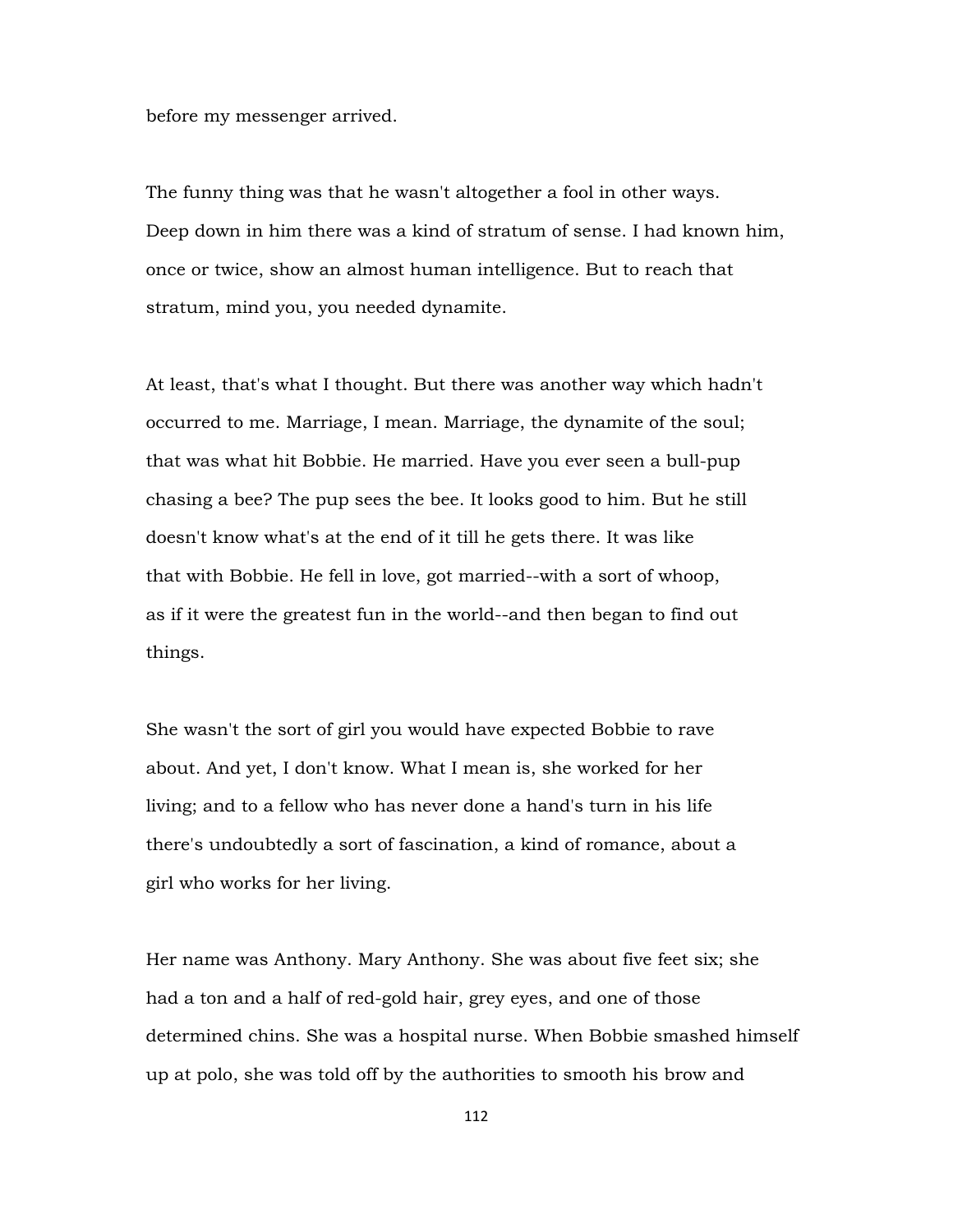before my messenger arrived.

The funny thing was that he wasn't altogether a fool in other ways. Deep down in him there was a kind of stratum of sense. I had known him, once or twice, show an almost human intelligence. But to reach that stratum, mind you, you needed dynamite.

At least, that's what I thought. But there was another way which hadn't occurred to me. Marriage, I mean. Marriage, the dynamite of the soul; that was what hit Bobbie. He married. Have you ever seen a bull-pup chasing a bee? The pup sees the bee. It looks good to him. But he still doesn't know what's at the end of it till he gets there. It was like that with Bobbie. He fell in love, got married--with a sort of whoop, as if it were the greatest fun in the world--and then began to find out things.

She wasn't the sort of girl you would have expected Bobbie to rave about. And yet, I don't know. What I mean is, she worked for her living; and to a fellow who has never done a hand's turn in his life there's undoubtedly a sort of fascination, a kind of romance, about a girl who works for her living.

Her name was Anthony. Mary Anthony. She was about five feet six; she had a ton and a half of red-gold hair, grey eyes, and one of those determined chins. She was a hospital nurse. When Bobbie smashed himself up at polo, she was told off by the authorities to smooth his brow and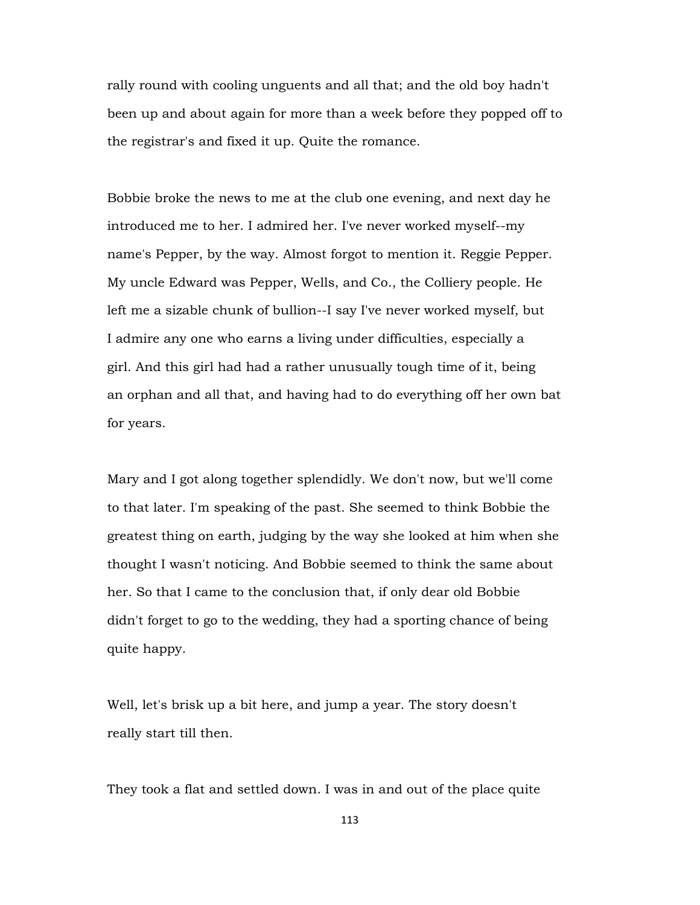rally round with cooling unguents and all that; and the old boy hadn't been up and about again for more than a week before they popped off to the registrar's and fixed it up. Quite the romance.

Bobbie broke the news to me at the club one evening, and next day he introduced me to her. I admired her. I've never worked myself--my name's Pepper, by the way. Almost forgot to mention it. Reggie Pepper. My uncle Edward was Pepper, Wells, and Co., the Colliery people. He left me a sizable chunk of bullion--I say I've never worked myself, but I admire any one who earns a living under difficulties, especially a girl. And this girl had had a rather unusually tough time of it, being an orphan and all that, and having had to do everything off her own bat for years.

Mary and I got along together splendidly. We don't now, but we'll come to that later. I'm speaking of the past. She seemed to think Bobbie the greatest thing on earth, judging by the way she looked at him when she thought I wasn't noticing. And Bobbie seemed to think the same about her. So that I came to the conclusion that, if only dear old Bobbie didn't forget to go to the wedding, they had a sporting chance of being quite happy.

Well, let's brisk up a bit here, and jump a year. The story doesn't really start till then.

They took a flat and settled down. I was in and out of the place quite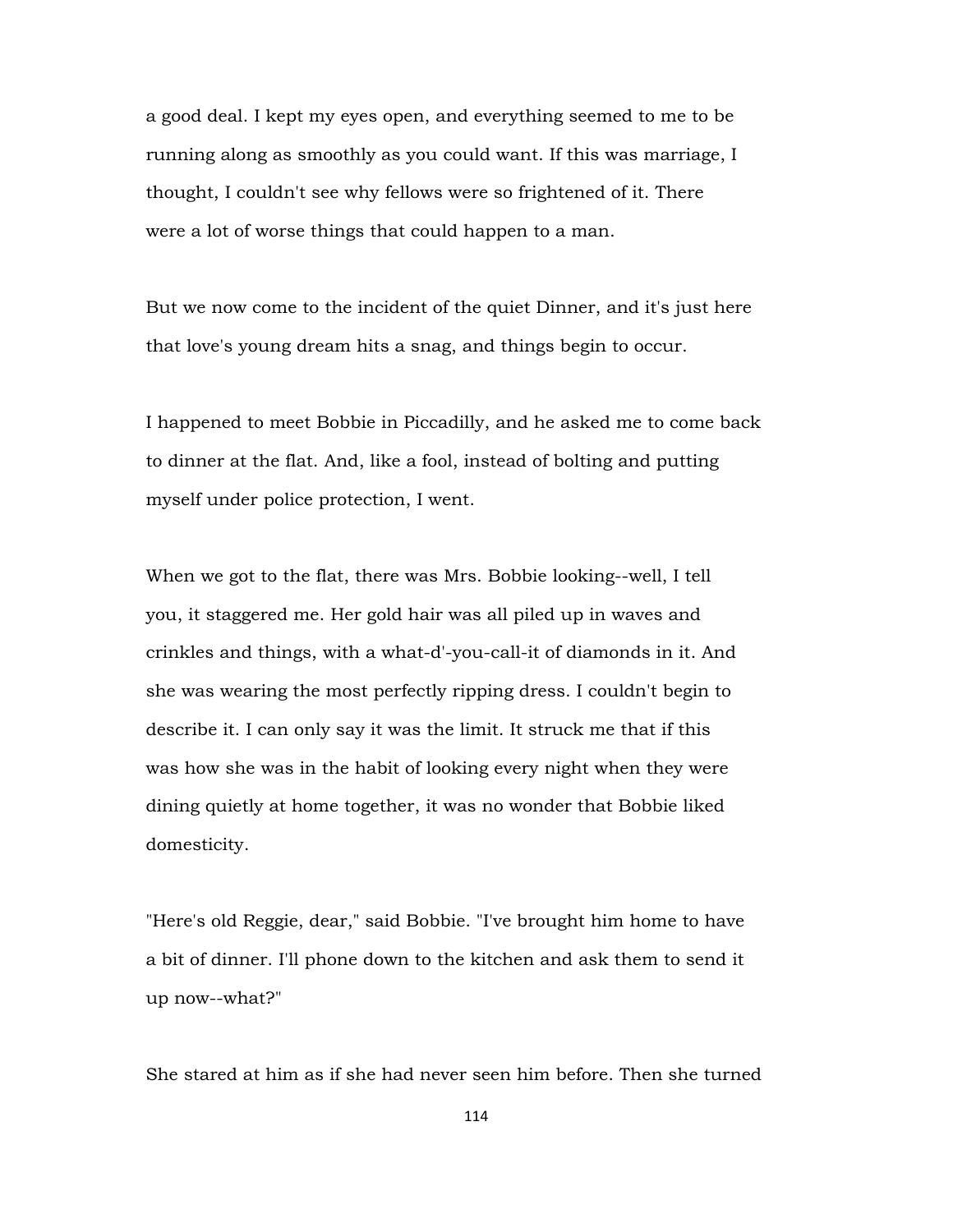a good deal. I kept my eyes open, and everything seemed to me to be running along as smoothly as you could want. If this was marriage, I thought, I couldn't see why fellows were so frightened of it. There were a lot of worse things that could happen to a man.

But we now come to the incident of the quiet Dinner, and it's just here that love's young dream hits a snag, and things begin to occur.

I happened to meet Bobbie in Piccadilly, and he asked me to come back to dinner at the flat. And, like a fool, instead of bolting and putting myself under police protection, I went.

When we got to the flat, there was Mrs. Bobbie looking--well, I tell you, it staggered me. Her gold hair was all piled up in waves and crinkles and things, with a what-d'-you-call-it of diamonds in it. And she was wearing the most perfectly ripping dress. I couldn't begin to describe it. I can only say it was the limit. It struck me that if this was how she was in the habit of looking every night when they were dining quietly at home together, it was no wonder that Bobbie liked domesticity.

"Here's old Reggie, dear," said Bobbie. "I've brought him home to have a bit of dinner. I'll phone down to the kitchen and ask them to send it up now--what?"

She stared at him as if she had never seen him before. Then she turned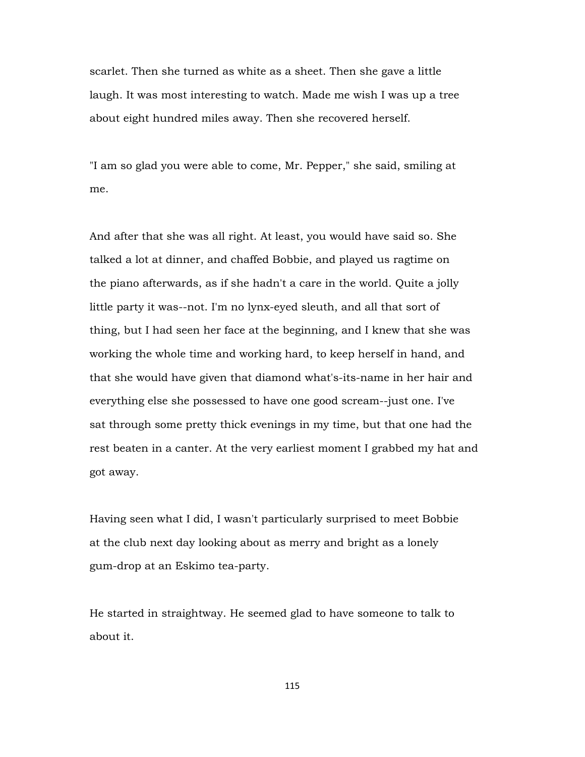scarlet. Then she turned as white as a sheet. Then she gave a little laugh. It was most interesting to watch. Made me wish I was up a tree about eight hundred miles away. Then she recovered herself.

"I am so glad you were able to come, Mr. Pepper," she said, smiling at me.

And after that she was all right. At least, you would have said so. She talked a lot at dinner, and chaffed Bobbie, and played us ragtime on the piano afterwards, as if she hadn't a care in the world. Quite a jolly little party it was--not. I'm no lynx-eyed sleuth, and all that sort of thing, but I had seen her face at the beginning, and I knew that she was working the whole time and working hard, to keep herself in hand, and that she would have given that diamond what's-its-name in her hair and everything else she possessed to have one good scream--just one. I've sat through some pretty thick evenings in my time, but that one had the rest beaten in a canter. At the very earliest moment I grabbed my hat and got away.

Having seen what I did, I wasn't particularly surprised to meet Bobbie at the club next day looking about as merry and bright as a lonely gum-drop at an Eskimo tea-party.

He started in straightway. He seemed glad to have someone to talk to about it.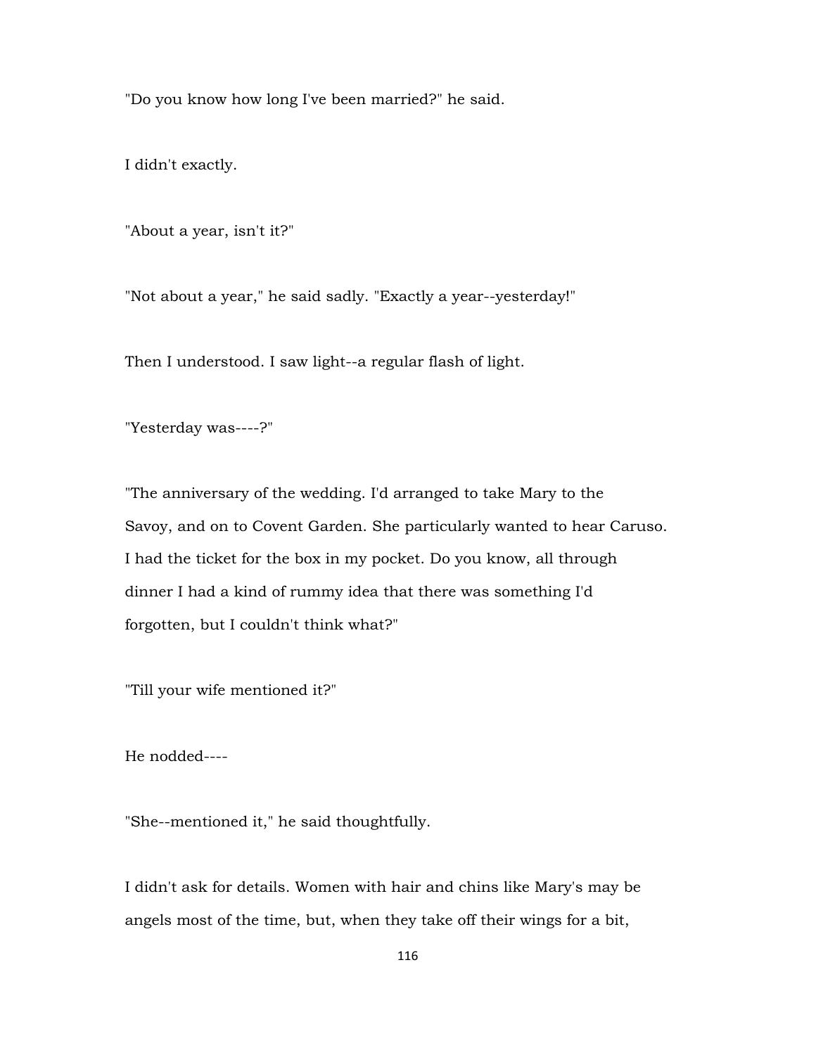"Do you know how long I've been married?" he said.

I didn't exactly.

"About a year, isn't it?"

"Not about a year," he said sadly. "Exactly a year--yesterday!"

Then I understood. I saw light--a regular flash of light.

"Yesterday was----?"

"The anniversary of the wedding. I'd arranged to take Mary to the Savoy, and on to Covent Garden. She particularly wanted to hear Caruso. I had the ticket for the box in my pocket. Do you know, all through dinner I had a kind of rummy idea that there was something I'd forgotten, but I couldn't think what?"

"Till your wife mentioned it?"

He nodded----

"She--mentioned it," he said thoughtfully.

I didn't ask for details. Women with hair and chins like Mary's may be angels most of the time, but, when they take off their wings for a bit,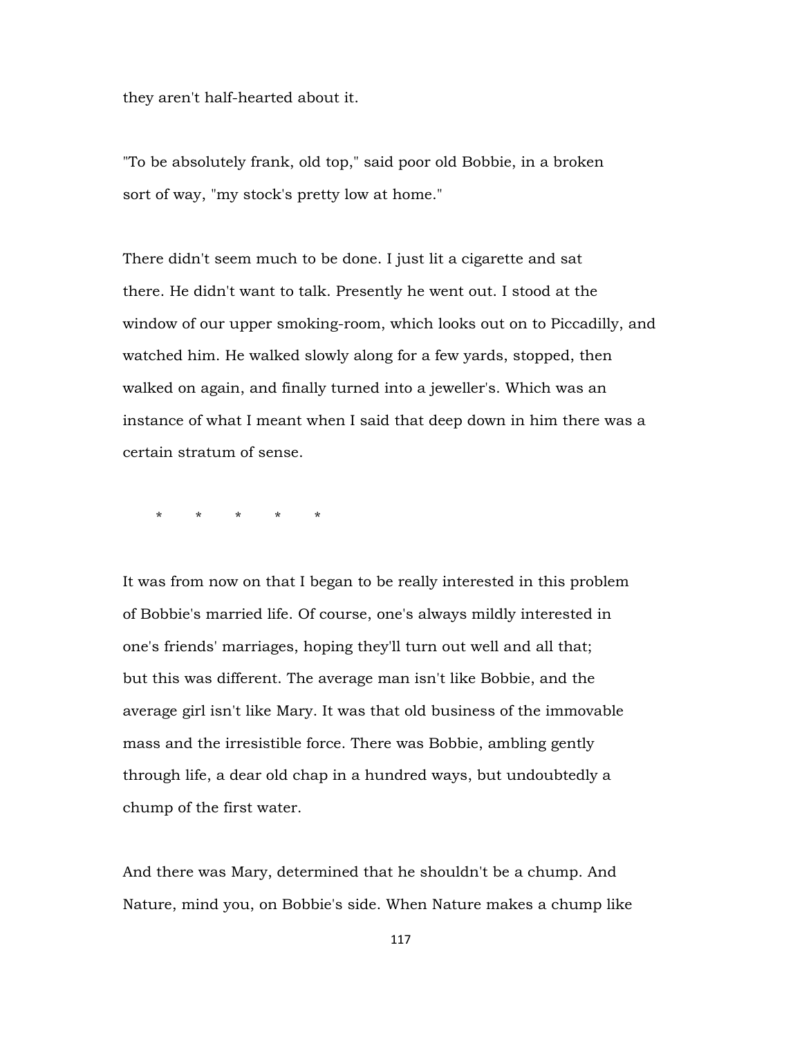they aren't half-hearted about it.

"To be absolutely frank, old top," said poor old Bobbie, in a broken sort of way, "my stock's pretty low at home."

There didn't seem much to be done. I just lit a cigarette and sat there. He didn't want to talk. Presently he went out. I stood at the window of our upper smoking-room, which looks out on to Piccadilly, and watched him. He walked slowly along for a few yards, stopped, then walked on again, and finally turned into a jeweller's. Which was an instance of what I meant when I said that deep down in him there was a certain stratum of sense.

\*       \*       \*       \*       \*

It was from now on that I began to be really interested in this problem of Bobbie's married life. Of course, one's always mildly interested in one's friends' marriages, hoping they'll turn out well and all that; but this was different. The average man isn't like Bobbie, and the average girl isn't like Mary. It was that old business of the immovable mass and the irresistible force. There was Bobbie, ambling gently through life, a dear old chap in a hundred ways, but undoubtedly a chump of the first water.

And there was Mary, determined that he shouldn't be a chump. And Nature, mind you, on Bobbie's side. When Nature makes a chump like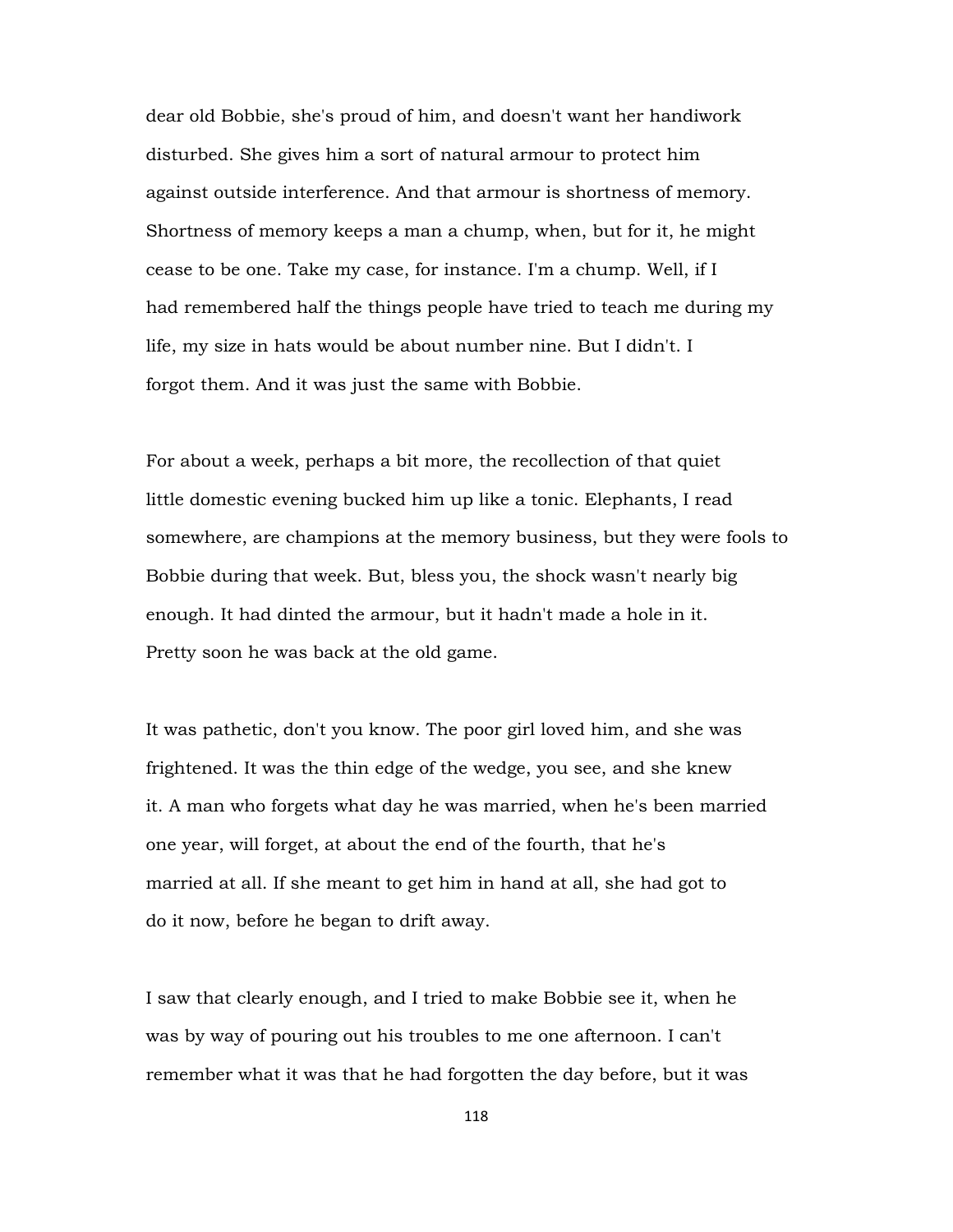dear old Bobbie, she's proud of him, and doesn't want her handiwork disturbed. She gives him a sort of natural armour to protect him against outside interference. And that armour is shortness of memory. Shortness of memory keeps a man a chump, when, but for it, he might cease to be one. Take my case, for instance. I'm a chump. Well, if I had remembered half the things people have tried to teach me during my life, my size in hats would be about number nine. But I didn't. I forgot them. And it was just the same with Bobbie.

For about a week, perhaps a bit more, the recollection of that quiet little domestic evening bucked him up like a tonic. Elephants, I read somewhere, are champions at the memory business, but they were fools to Bobbie during that week. But, bless you, the shock wasn't nearly big enough. It had dinted the armour, but it hadn't made a hole in it. Pretty soon he was back at the old game.

It was pathetic, don't you know. The poor girl loved him, and she was frightened. It was the thin edge of the wedge, you see, and she knew it. A man who forgets what day he was married, when he's been married one year, will forget, at about the end of the fourth, that he's married at all. If she meant to get him in hand at all, she had got to do it now, before he began to drift away.

I saw that clearly enough, and I tried to make Bobbie see it, when he was by way of pouring out his troubles to me one afternoon. I can't remember what it was that he had forgotten the day before, but it was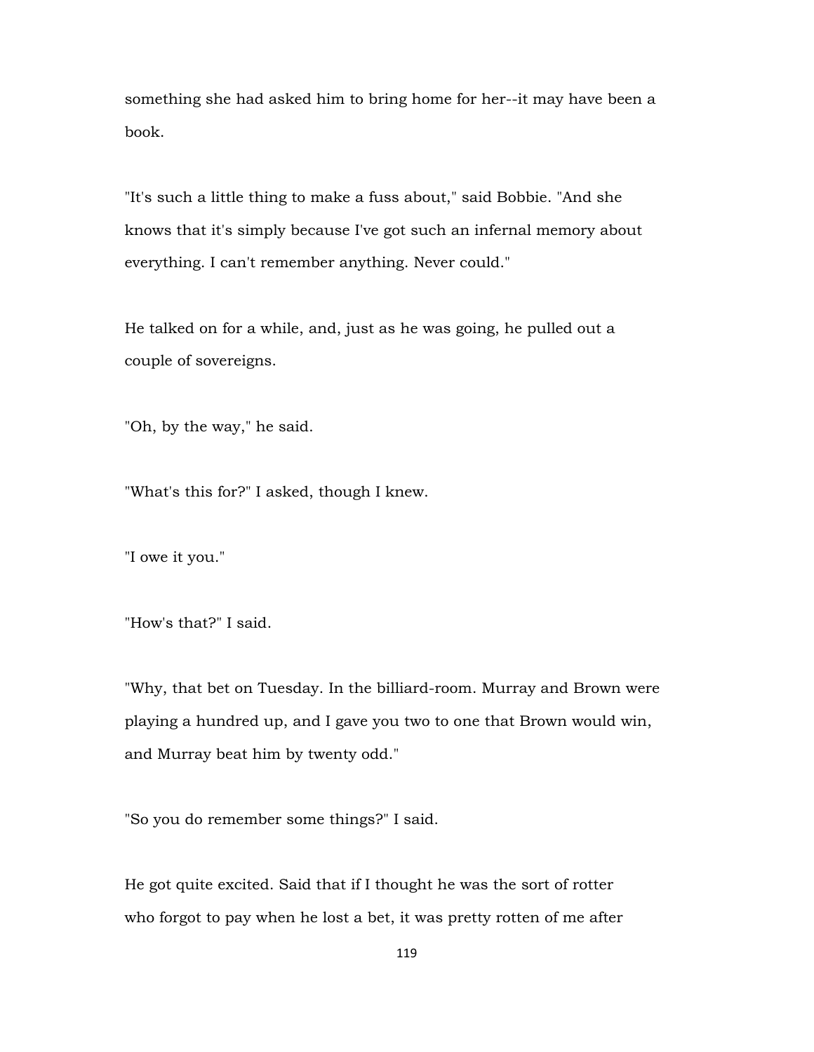something she had asked him to bring home for her--it may have been a book.

"It's such a little thing to make a fuss about," said Bobbie. "And she knows that it's simply because I've got such an infernal memory about everything. I can't remember anything. Never could."

He talked on for a while, and, just as he was going, he pulled out a couple of sovereigns.

"Oh, by the way," he said.

"What's this for?" I asked, though I knew.

"I owe it you."

"How's that?" I said.

"Why, that bet on Tuesday. In the billiard-room. Murray and Brown were playing a hundred up, and I gave you two to one that Brown would win, and Murray beat him by twenty odd."

"So you do remember some things?" I said.

He got quite excited. Said that if I thought he was the sort of rotter who forgot to pay when he lost a bet, it was pretty rotten of me after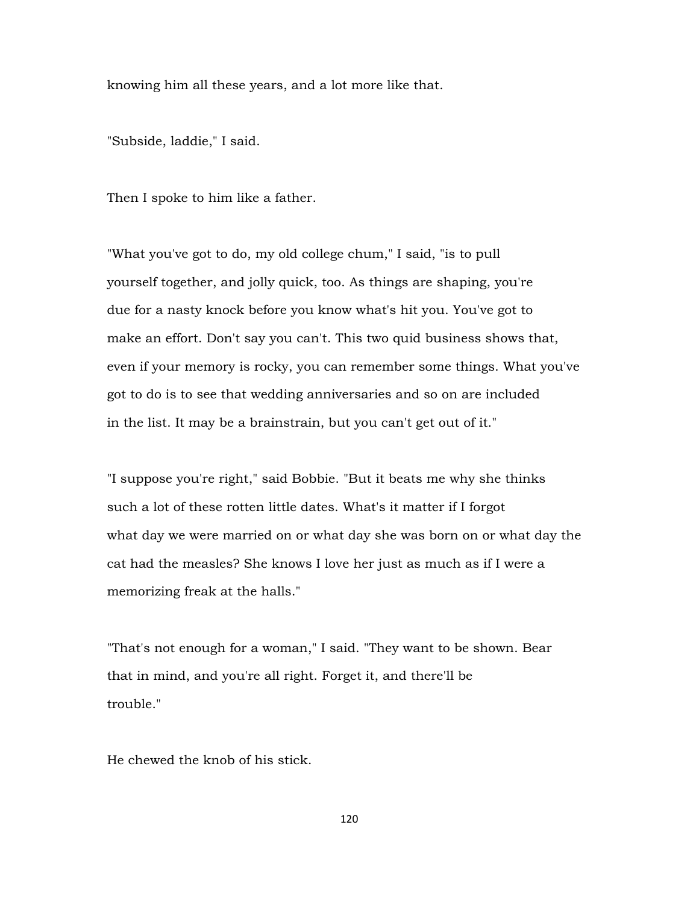knowing him all these years, and a lot more like that.

"Subside, laddie," I said.

Then I spoke to him like a father.

"What you've got to do, my old college chum," I said, "is to pull yourself together, and jolly quick, too. As things are shaping, you're due for a nasty knock before you know what's hit you. You've got to make an effort. Don't say you can't. This two quid business shows that, even if your memory is rocky, you can remember some things. What you've got to do is to see that wedding anniversaries and so on are included in the list. It may be a brainstrain, but you can't get out of it."

"I suppose you're right," said Bobbie. "But it beats me why she thinks such a lot of these rotten little dates. What's it matter if I forgot what day we were married on or what day she was born on or what day the cat had the measles? She knows I love her just as much as if I were a memorizing freak at the halls."

"That's not enough for a woman," I said. "They want to be shown. Bear that in mind, and you're all right. Forget it, and there'll be trouble."

He chewed the knob of his stick.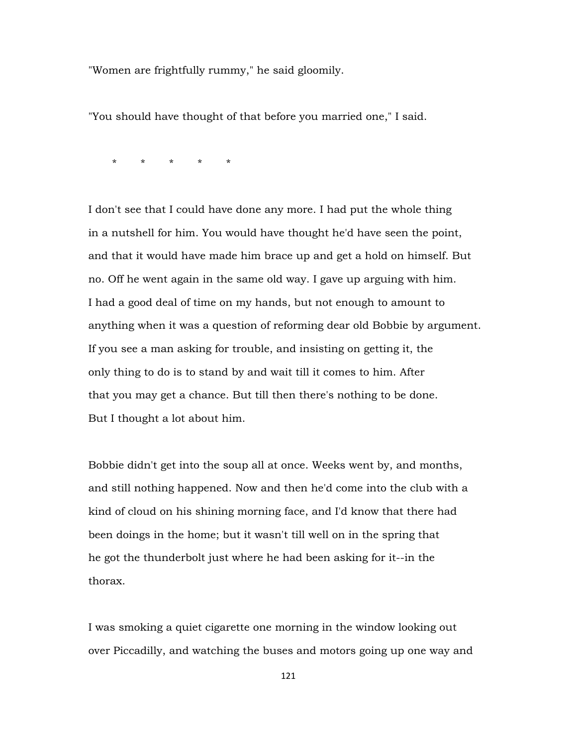"Women are frightfully rummy," he said gloomily.

"You should have thought of that before you married one," I said.

\*       \*       \*       \*       \*

I don't see that I could have done any more. I had put the whole thing in a nutshell for him. You would have thought he'd have seen the point, and that it would have made him brace up and get a hold on himself. But no. Off he went again in the same old way. I gave up arguing with him. I had a good deal of time on my hands, but not enough to amount to anything when it was a question of reforming dear old Bobbie by argument. If you see a man asking for trouble, and insisting on getting it, the only thing to do is to stand by and wait till it comes to him. After that you may get a chance. But till then there's nothing to be done. But I thought a lot about him.

Bobbie didn't get into the soup all at once. Weeks went by, and months, and still nothing happened. Now and then he'd come into the club with a kind of cloud on his shining morning face, and I'd know that there had been doings in the home; but it wasn't till well on in the spring that he got the thunderbolt just where he had been asking for it--in the thorax.

I was smoking a quiet cigarette one morning in the window looking out over Piccadilly, and watching the buses and motors going up one way and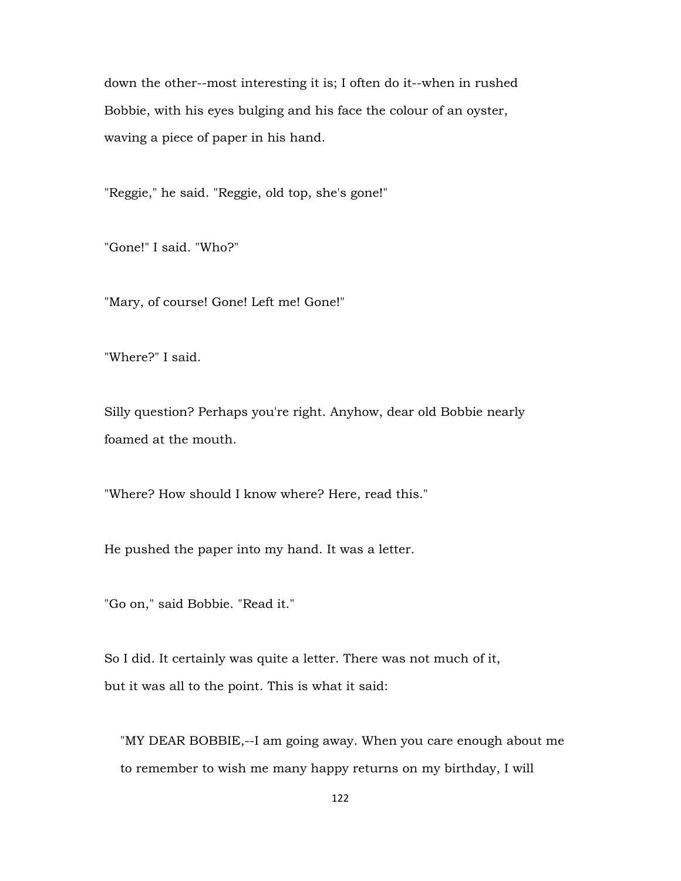down the other--most interesting it is; I often do it--when in rushed Bobbie, with his eyes bulging and his face the colour of an oyster, waving a piece of paper in his hand.

"Reggie," he said. "Reggie, old top, she's gone!"

"Gone!" I said. "Who?"

"Mary, of course! Gone! Left me! Gone!"

"Where?" I said.

Silly question? Perhaps you're right. Anyhow, dear old Bobbie nearly foamed at the mouth.

"Where? How should I know where? Here, read this."

He pushed the paper into my hand. It was a letter.

"Go on," said Bobbie. "Read it."

So I did. It certainly was quite a letter. There was not much of it, but it was all to the point. This is what it said:

> "MY DEAR BOBBIE,--I am going away. When you care enough about me to remember to wish me many happy returns on my birthday, I will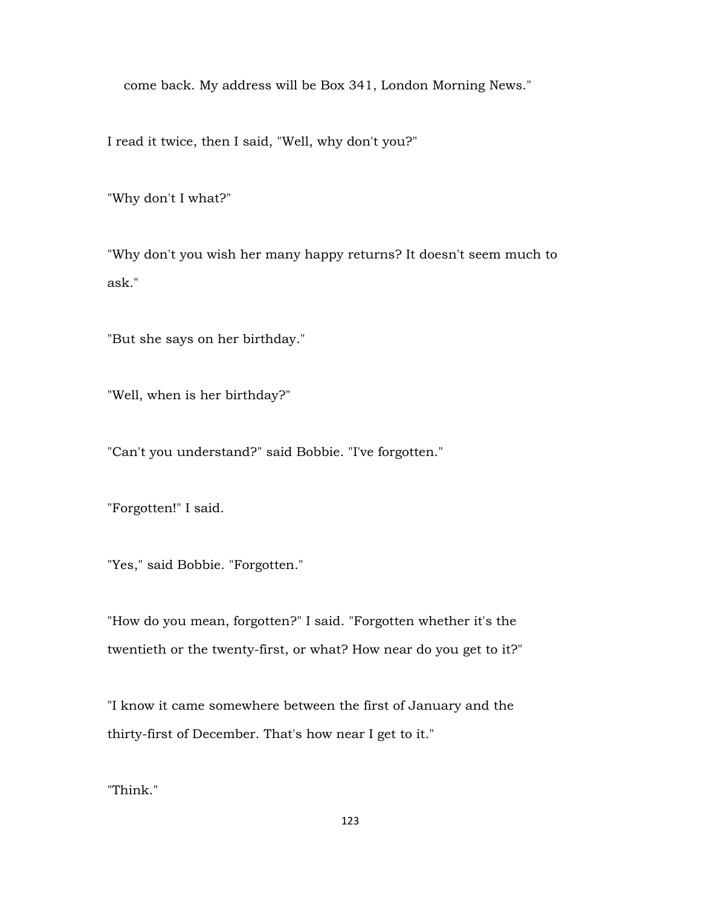come back. My address will be Box 341, London Morning News."

I read it twice, then I said, "Well, why don't you?"

"Why don't I what?"

"Why don't you wish her many happy returns? It doesn't seem much to ask."

"But she says on her birthday."

"Well, when is her birthday?"

"Can't you understand?" said Bobbie. "I've forgotten."

"Forgotten!" I said.

"Yes," said Bobbie. "Forgotten."

"How do you mean, forgotten?" I said. "Forgotten whether it's the twentieth or the twenty-first, or what? How near do you get to it?"

"I know it came somewhere between the first of January and the thirty-first of December. That's how near I get to it."

"Think."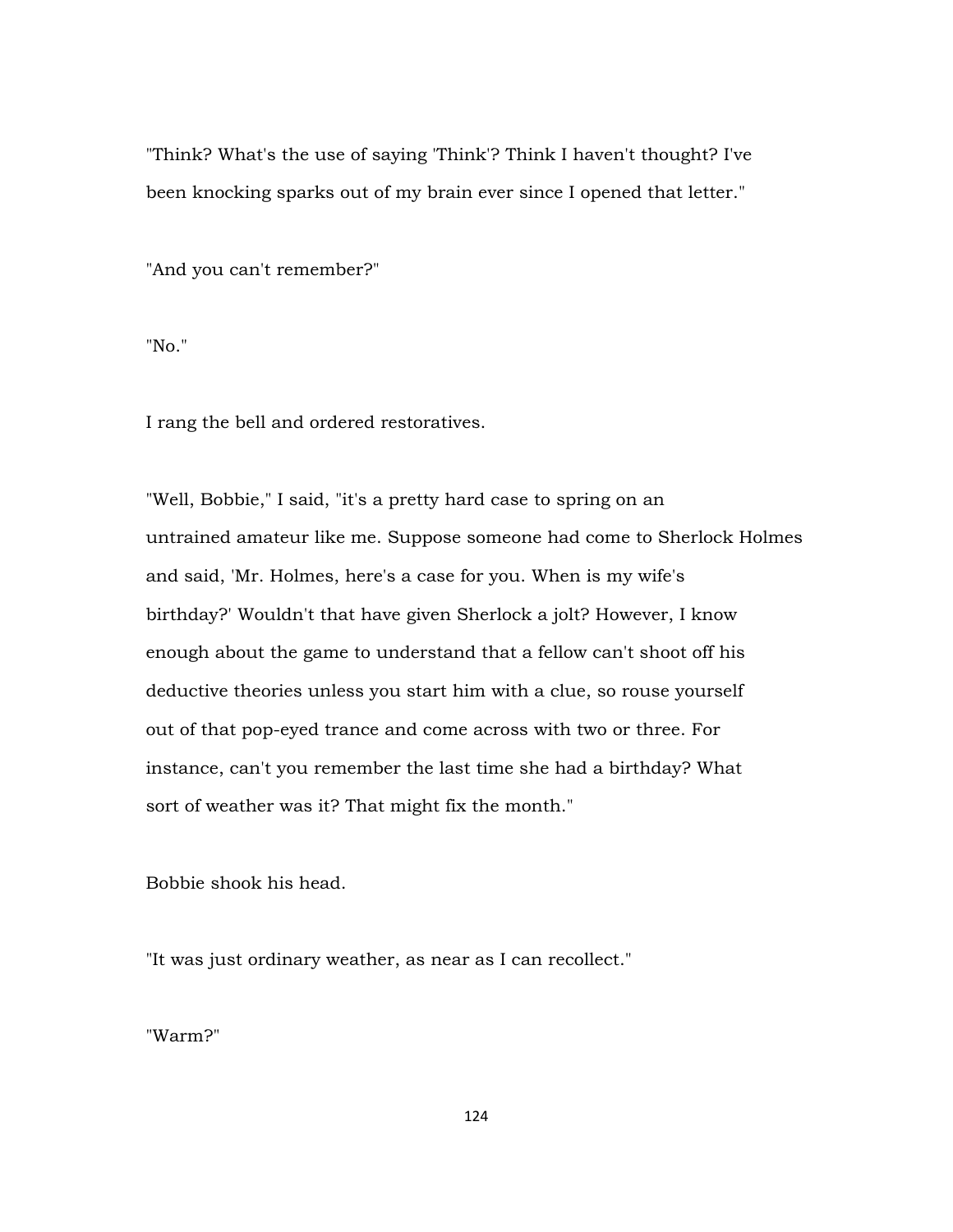"Think? What's the use of saying 'Think'? Think I haven't thought? I've been knocking sparks out of my brain ever since I opened that letter."

"And you can't remember?"

"No."

I rang the bell and ordered restoratives.

"Well, Bobbie," I said, "it's a pretty hard case to spring on an untrained amateur like me. Suppose someone had come to Sherlock Holmes and said, 'Mr. Holmes, here's a case for you. When is my wife's birthday?' Wouldn't that have given Sherlock a jolt? However, I know enough about the game to understand that a fellow can't shoot off his deductive theories unless you start him with a clue, so rouse yourself out of that pop-eyed trance and come across with two or three. For instance, can't you remember the last time she had a birthday? What sort of weather was it? That might fix the month."

Bobbie shook his head.

"It was just ordinary weather, as near as I can recollect."

"Warm?"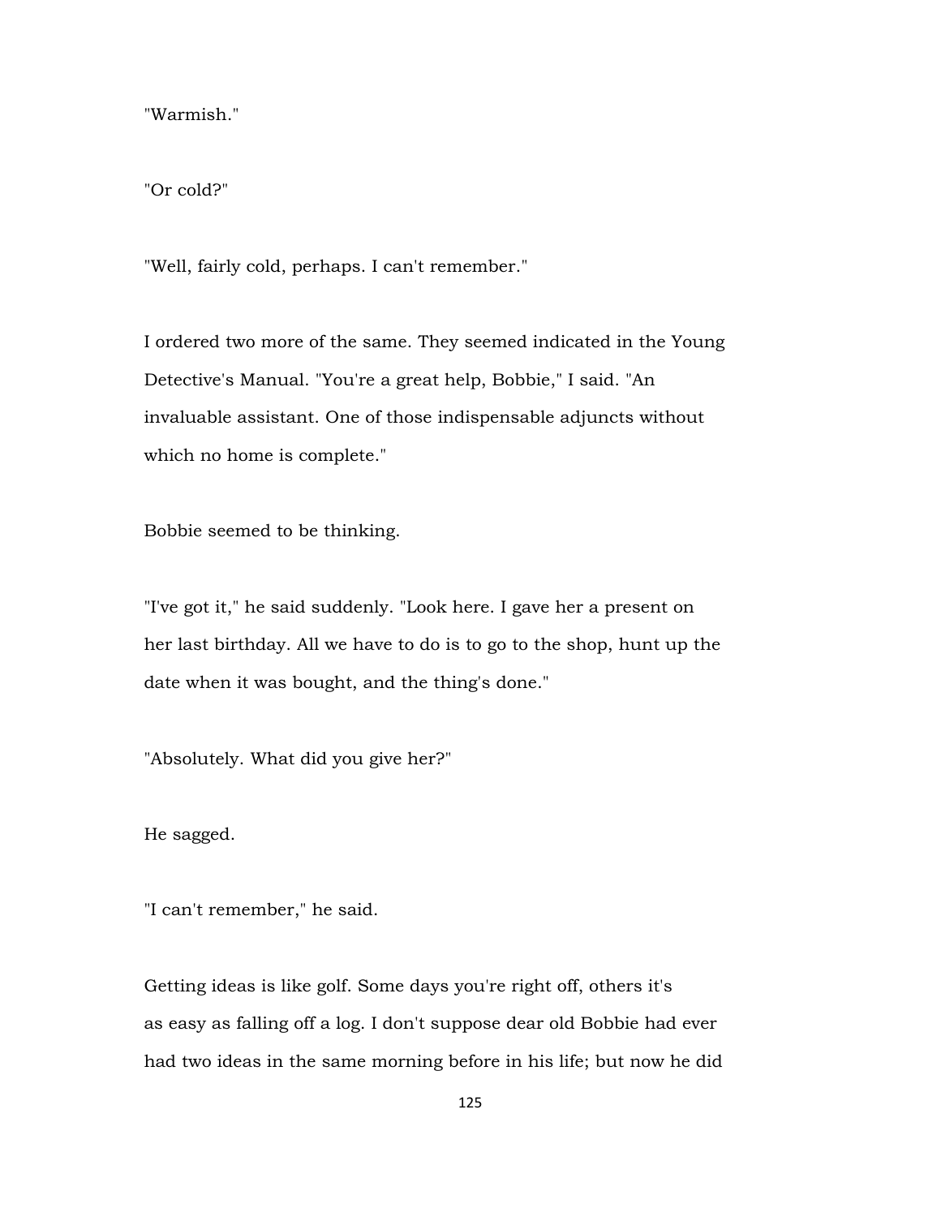"Warmish."

"Or cold?"

"Well, fairly cold, perhaps. I can't remember."

I ordered two more of the same. They seemed indicated in the Young Detective's Manual. "You're a great help, Bobbie," I said. "An invaluable assistant. One of those indispensable adjuncts without which no home is complete."

Bobbie seemed to be thinking.

"I've got it," he said suddenly. "Look here. I gave her a present on her last birthday. All we have to do is to go to the shop, hunt up the date when it was bought, and the thing's done."

"Absolutely. What did you give her?"

He sagged.

"I can't remember," he said.

Getting ideas is like golf. Some days you're right off, others it's as easy as falling off a log. I don't suppose dear old Bobbie had ever had two ideas in the same morning before in his life; but now he did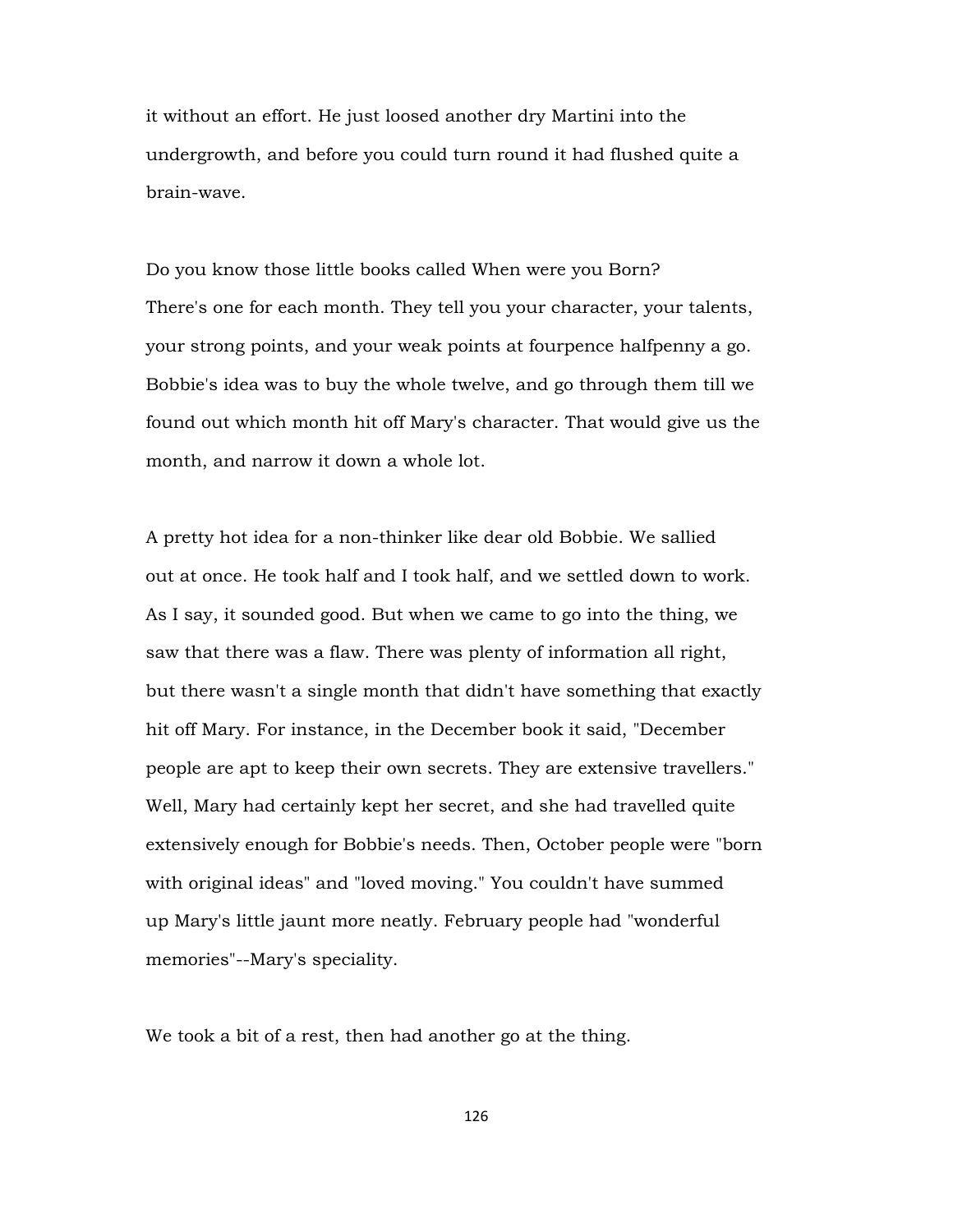it without an effort. He just loosed another dry Martini into the undergrowth, and before you could turn round it had flushed quite a brain-wave.

Do you know those little books called When were you Born? There's one for each month. They tell you your character, your talents, your strong points, and your weak points at fourpence halfpenny a go. Bobbie's idea was to buy the whole twelve, and go through them till we found out which month hit off Mary's character. That would give us the month, and narrow it down a whole lot.

A pretty hot idea for a non-thinker like dear old Bobbie. We sallied out at once. He took half and I took half, and we settled down to work. As I say, it sounded good. But when we came to go into the thing, we saw that there was a flaw. There was plenty of information all right, but there wasn't a single month that didn't have something that exactly hit off Mary. For instance, in the December book it said, "December people are apt to keep their own secrets. They are extensive travellers." Well, Mary had certainly kept her secret, and she had travelled quite extensively enough for Bobbie's needs. Then, October people were "born with original ideas" and "loved moving." You couldn't have summed up Mary's little jaunt more neatly. February people had "wonderful memories"--Mary's speciality.

We took a bit of a rest, then had another go at the thing.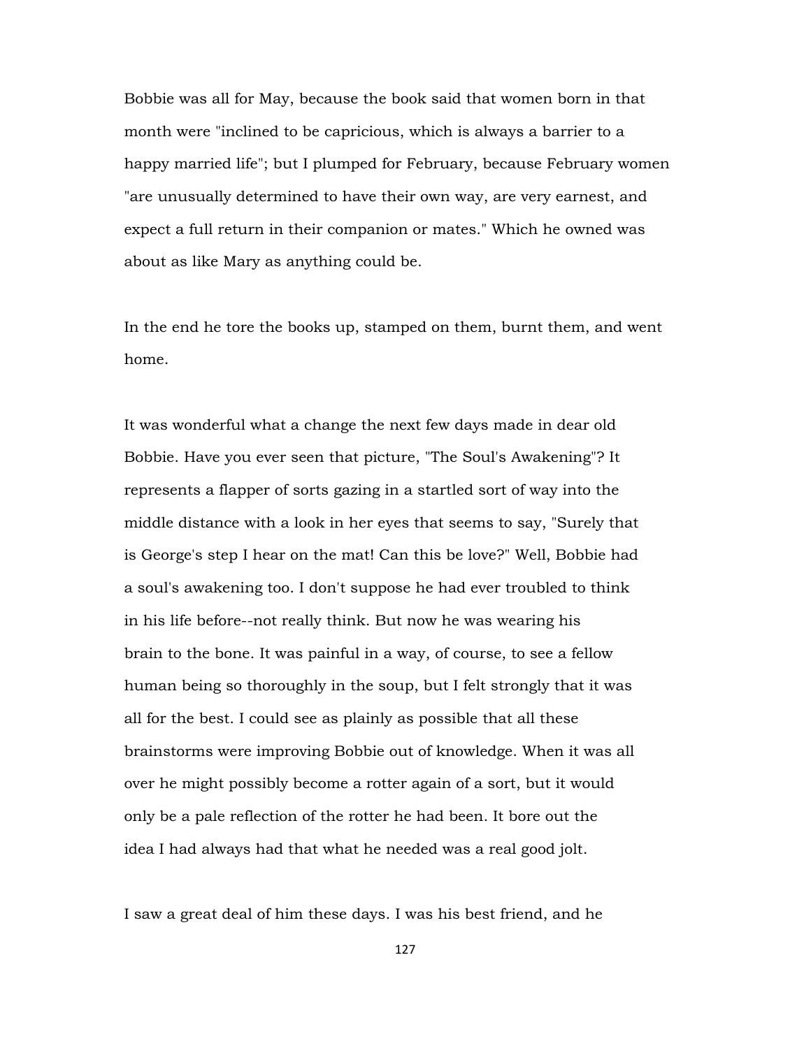Bobbie was all for May, because the book said that women born in that month were "inclined to be capricious, which is always a barrier to a happy married life"; but I plumped for February, because February women "are unusually determined to have their own way, are very earnest, and expect a full return in their companion or mates." Which he owned was about as like Mary as anything could be.

In the end he tore the books up, stamped on them, burnt them, and went home.

It was wonderful what a change the next few days made in dear old Bobbie. Have you ever seen that picture, "The Soul's Awakening"? It represents a flapper of sorts gazing in a startled sort of way into the middle distance with a look in her eyes that seems to say, "Surely that is George's step I hear on the mat! Can this be love?" Well, Bobbie had a soul's awakening too. I don't suppose he had ever troubled to think in his life before--not really think. But now he was wearing his brain to the bone. It was painful in a way, of course, to see a fellow human being so thoroughly in the soup, but I felt strongly that it was all for the best. I could see as plainly as possible that all these brainstorms were improving Bobbie out of knowledge. When it was all over he might possibly become a rotter again of a sort, but it would only be a pale reflection of the rotter he had been. It bore out the idea I had always had that what he needed was a real good jolt.

I saw a great deal of him these days. I was his best friend, and he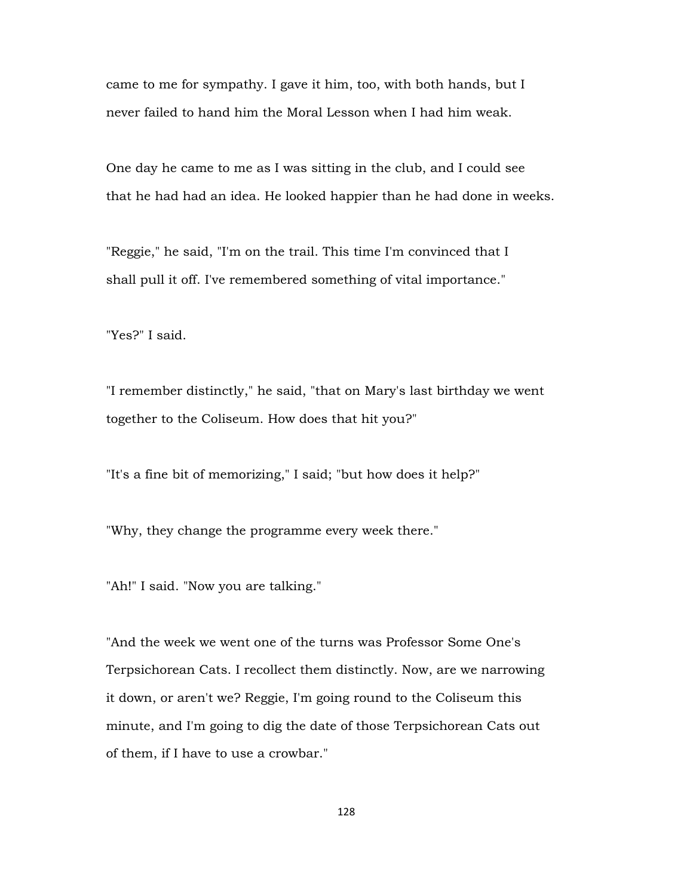came to me for sympathy. I gave it him, too, with both hands, but I never failed to hand him the Moral Lesson when I had him weak.

One day he came to me as I was sitting in the club, and I could see that he had had an idea. He looked happier than he had done in weeks.

"Reggie," he said, "I'm on the trail. This time I'm convinced that I shall pull it off. I've remembered something of vital importance."

"Yes?" I said.

"I remember distinctly," he said, "that on Mary's last birthday we went together to the Coliseum. How does that hit you?"

"It's a fine bit of memorizing," I said; "but how does it help?"

"Why, they change the programme every week there."

"Ah!" I said. "Now you are talking."

"And the week we went one of the turns was Professor Some One's Terpsichorean Cats. I recollect them distinctly. Now, are we narrowing it down, or aren't we? Reggie, I'm going round to the Coliseum this minute, and I'm going to dig the date of those Terpsichorean Cats out of them, if I have to use a crowbar."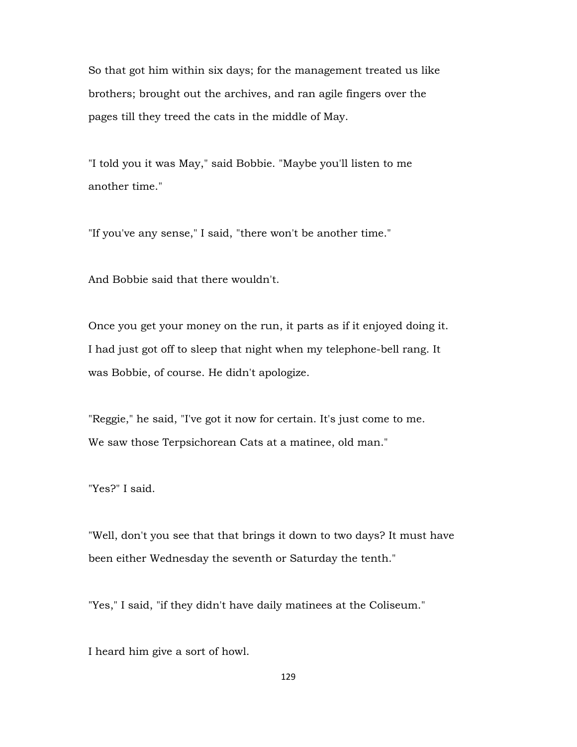So that got him within six days; for the management treated us like brothers; brought out the archives, and ran agile fingers over the pages till they treed the cats in the middle of May.

"I told you it was May," said Bobbie. "Maybe you'll listen to me another time."

"If you've any sense," I said, "there won't be another time."

And Bobbie said that there wouldn't.

Once you get your money on the run, it parts as if it enjoyed doing it. I had just got off to sleep that night when my telephone-bell rang. It was Bobbie, of course. He didn't apologize.

"Reggie," he said, "I've got it now for certain. It's just come to me. We saw those Terpsichorean Cats at a matinee, old man."

"Yes?" I said.

"Well, don't you see that that brings it down to two days? It must have been either Wednesday the seventh or Saturday the tenth."

"Yes," I said, "if they didn't have daily matinees at the Coliseum."

I heard him give a sort of howl.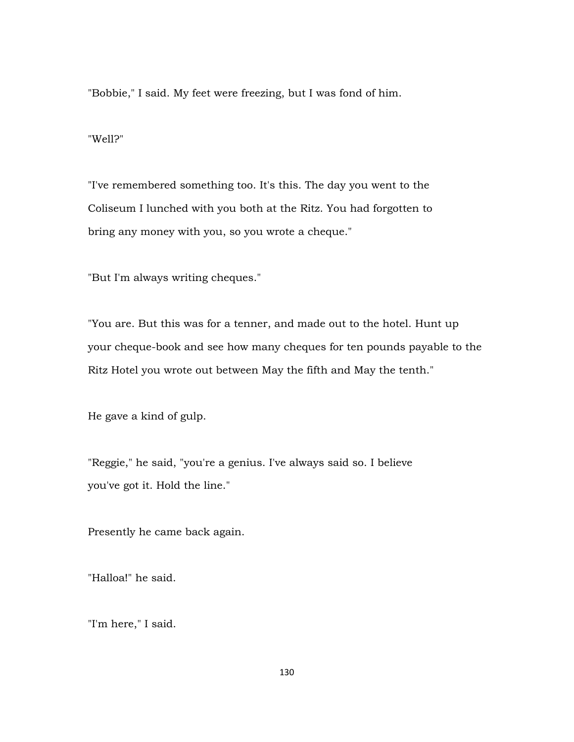"Bobbie," I said. My feet were freezing, but I was fond of him.

"Well?"

"I've remembered something too. It's this. The day you went to the Coliseum I lunched with you both at the Ritz. You had forgotten to bring any money with you, so you wrote a cheque."

"But I'm always writing cheques."

"You are. But this was for a tenner, and made out to the hotel. Hunt up your cheque-book and see how many cheques for ten pounds payable to the Ritz Hotel you wrote out between May the fifth and May the tenth."

He gave a kind of gulp.

"Reggie," he said, "you're a genius. I've always said so. I believe you've got it. Hold the line."

Presently he came back again.

"Halloa!" he said.

"I'm here," I said.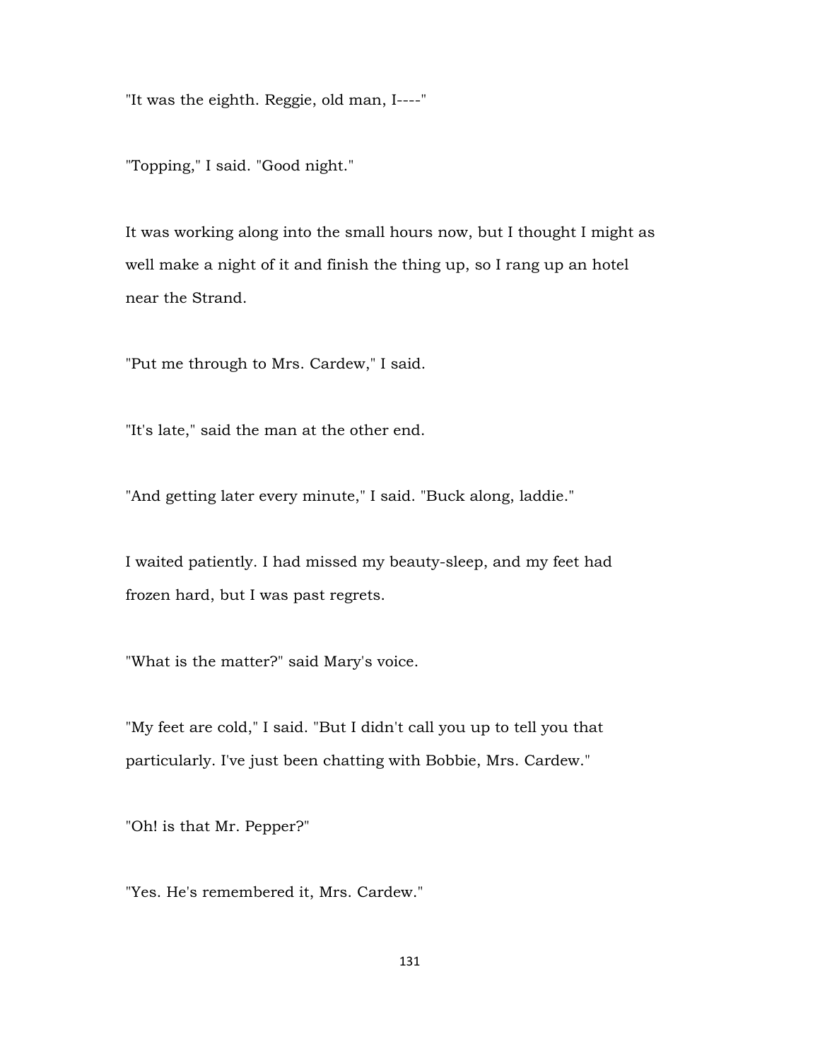"It was the eighth. Reggie, old man, I----"

"Topping," I said. "Good night."

It was working along into the small hours now, but I thought I might as well make a night of it and finish the thing up, so I rang up an hotel near the Strand.

"Put me through to Mrs. Cardew," I said.

"It's late," said the man at the other end.

"And getting later every minute," I said. "Buck along, laddie."

I waited patiently. I had missed my beauty-sleep, and my feet had frozen hard, but I was past regrets.

"What is the matter?" said Mary's voice.

"My feet are cold," I said. "But I didn't call you up to tell you that particularly. I've just been chatting with Bobbie, Mrs. Cardew."

"Oh! is that Mr. Pepper?"

"Yes. He's remembered it, Mrs. Cardew."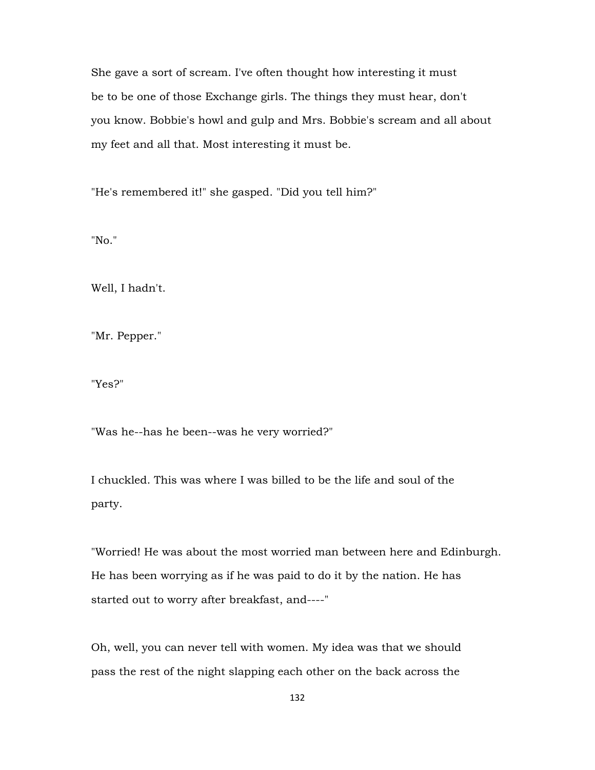She gave a sort of scream. I've often thought how interesting it must be to be one of those Exchange girls. The things they must hear, don't you know. Bobbie's howl and gulp and Mrs. Bobbie's scream and all about my feet and all that. Most interesting it must be.

"He's remembered it!" she gasped. "Did you tell him?"

"No."

Well, I hadn't.

"Mr. Pepper."

"Yes?"

"Was he--has he been--was he very worried?"

I chuckled. This was where I was billed to be the life and soul of the party.

"Worried! He was about the most worried man between here and Edinburgh. He has been worrying as if he was paid to do it by the nation. He has started out to worry after breakfast, and----"

Oh, well, you can never tell with women. My idea was that we should pass the rest of the night slapping each other on the back across the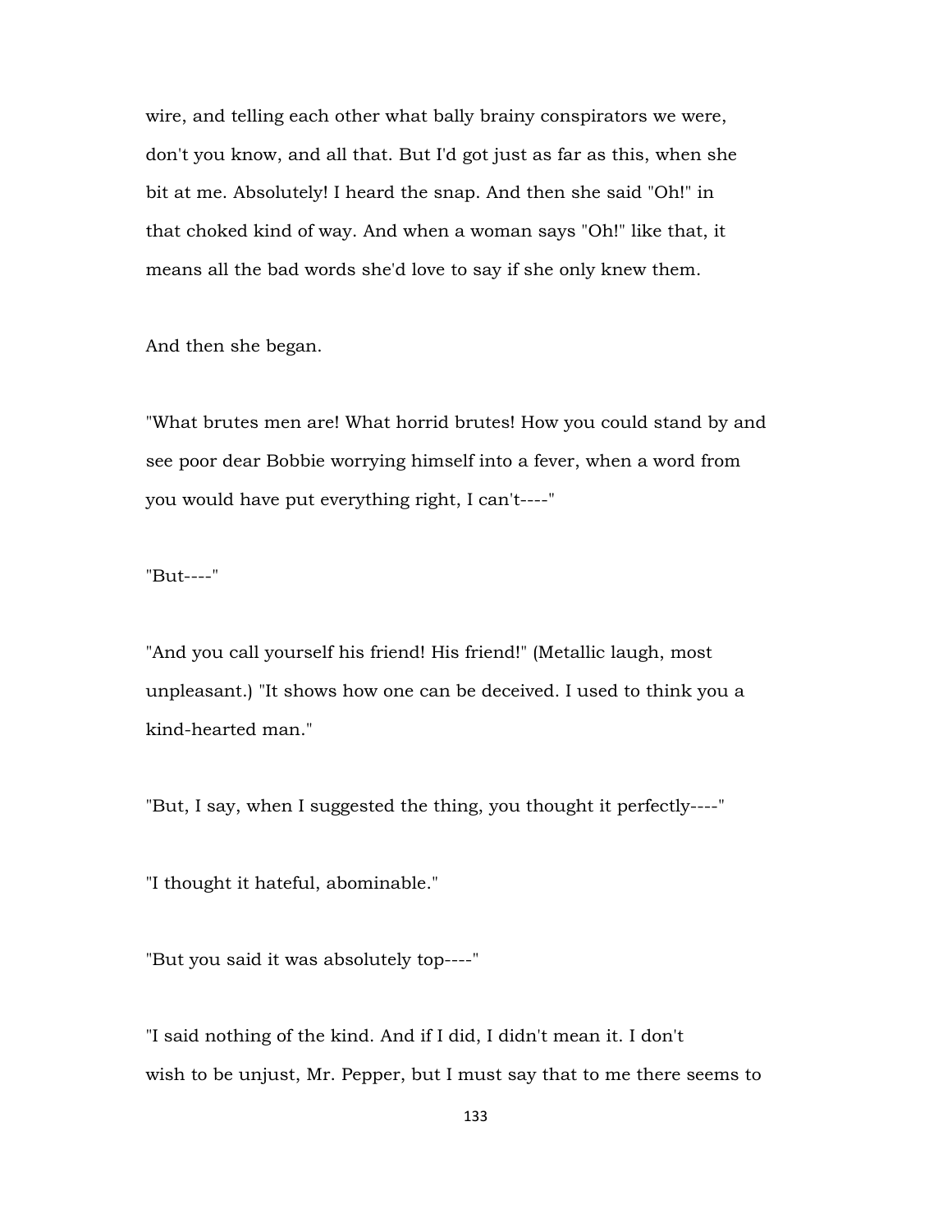wire, and telling each other what bally brainy conspirators we were, don't you know, and all that. But I'd got just as far as this, when she bit at me. Absolutely! I heard the snap. And then she said "Oh!" in that choked kind of way. And when a woman says "Oh!" like that, it means all the bad words she'd love to say if she only knew them.

And then she began.

"What brutes men are! What horrid brutes! How you could stand by and see poor dear Bobbie worrying himself into a fever, when a word from you would have put everything right, I can't----"

"But----"

"And you call yourself his friend! His friend!" (Metallic laugh, most unpleasant.) "It shows how one can be deceived. I used to think you a kind-hearted man."

"But, I say, when I suggested the thing, you thought it perfectly----"

"I thought it hateful, abominable."

"But you said it was absolutely top----"

"I said nothing of the kind. And if I did, I didn't mean it. I don't wish to be unjust, Mr. Pepper, but I must say that to me there seems to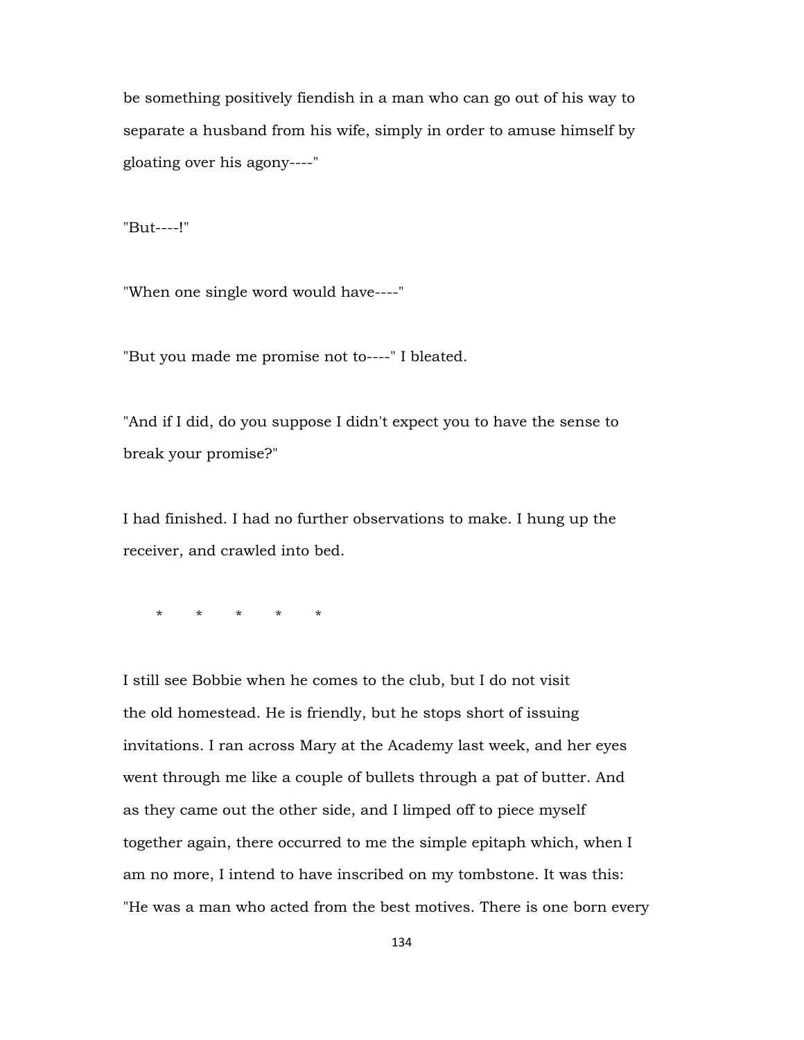be something positively fiendish in a man who can go out of his way to separate a husband from his wife, simply in order to amuse himself by gloating over his agony----"

"But----!"

"When one single word would have----"

"But you made me promise not to----" I bleated.

"And if I did, do you suppose I didn't expect you to have the sense to break your promise?"

I had finished. I had no further observations to make. I hung up the receiver, and crawled into bed.

\* \* \* \* \*

I still see Bobbie when he comes to the club, but I do not visit the old homestead. He is friendly, but he stops short of issuing invitations. I ran across Mary at the Academy last week, and her eyes went through me like a couple of bullets through a pat of butter. And as they came out the other side, and I limped off to piece myself together again, there occurred to me the simple epitaph which, when I am no more, I intend to have inscribed on my tombstone. It was this: "He was a man who acted from the best motives. There is one born every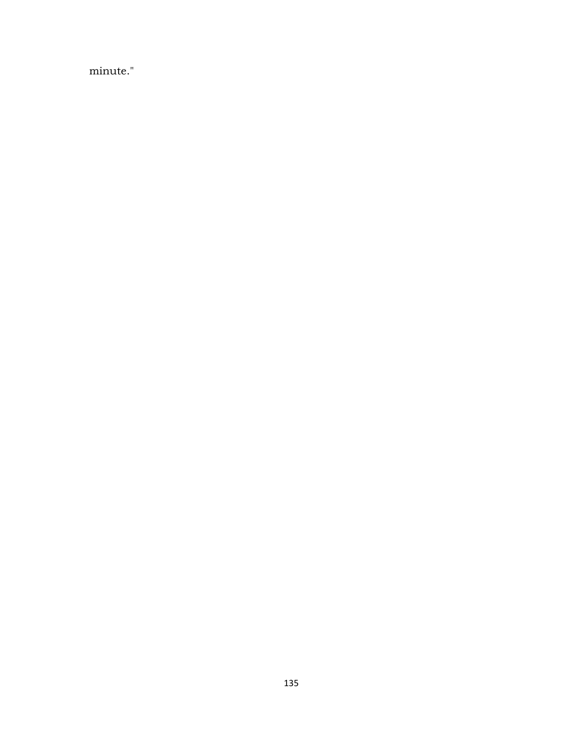minute."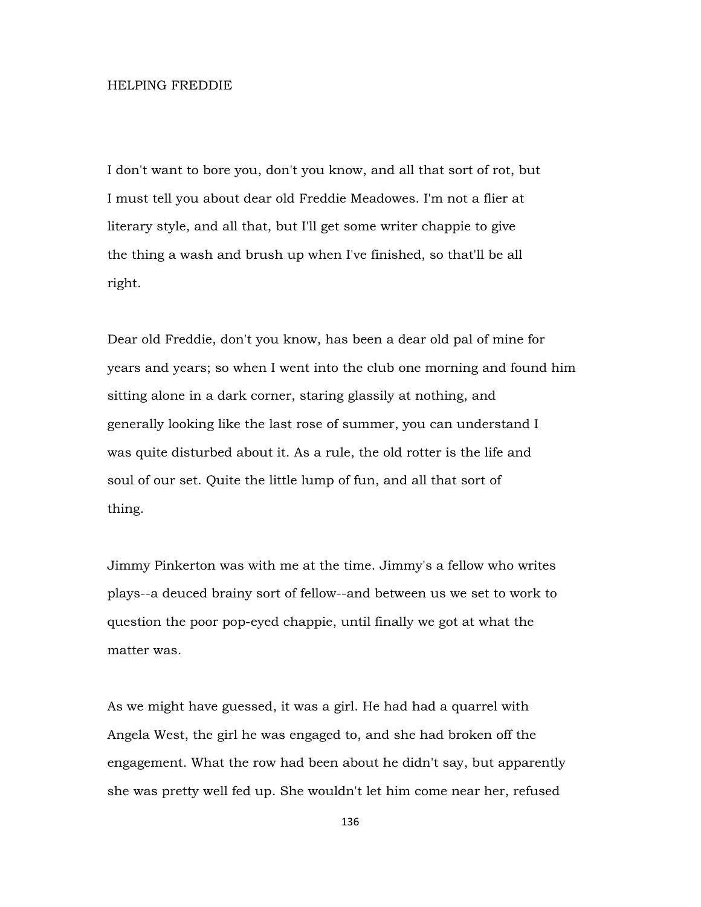## HELPING FREDDIE

I don't want to bore you, don't you know, and all that sort of rot, but I must tell you about dear old Freddie Meadowes. I'm not a flier at literary style, and all that, but I'll get some writer chappie to give the thing a wash and brush up when I've finished, so that'll be all right.

Dear old Freddie, don't you know, has been a dear old pal of mine for years and years; so when I went into the club one morning and found him sitting alone in a dark corner, staring glassily at nothing, and generally looking like the last rose of summer, you can understand I was quite disturbed about it. As a rule, the old rotter is the life and soul of our set. Quite the little lump of fun, and all that sort of thing.

Jimmy Pinkerton was with me at the time. Jimmy's a fellow who writes plays--a deuced brainy sort of fellow--and between us we set to work to question the poor pop-eyed chappie, until finally we got at what the matter was.

As we might have guessed, it was a girl. He had had a quarrel with Angela West, the girl he was engaged to, and she had broken off the engagement. What the row had been about he didn't say, but apparently she was pretty well fed up. She wouldn't let him come near her, refused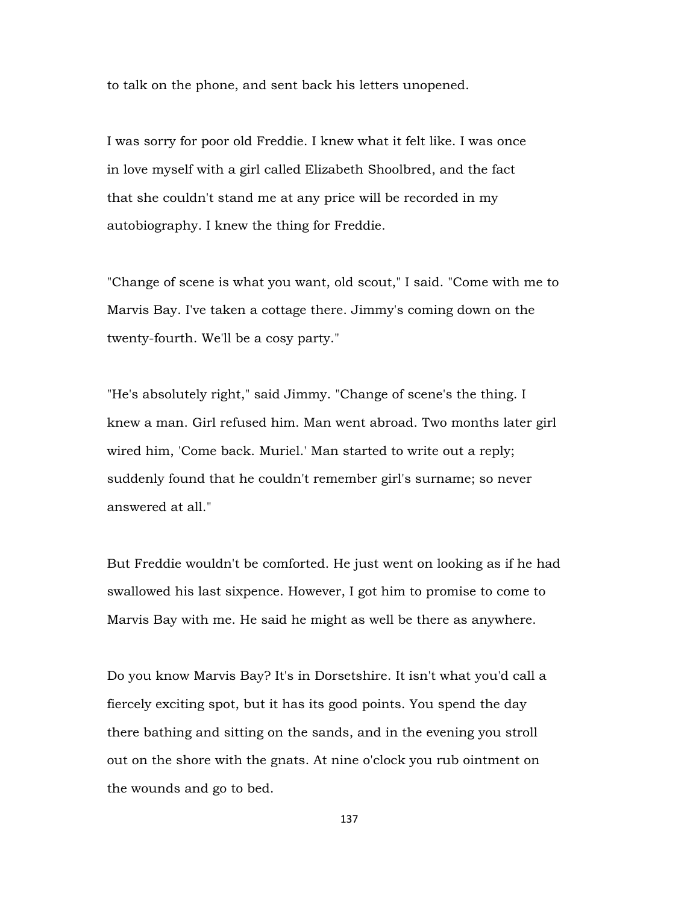to talk on the phone, and sent back his letters unopened.

I was sorry for poor old Freddie. I knew what it felt like. I was once in love myself with a girl called Elizabeth Shoolbred, and the fact that she couldn't stand me at any price will be recorded in my autobiography. I knew the thing for Freddie.

"Change of scene is what you want, old scout," I said. "Come with me to Marvis Bay. I've taken a cottage there. Jimmy's coming down on the twenty-fourth. We'll be a cosy party."

"He's absolutely right," said Jimmy. "Change of scene's the thing. I knew a man. Girl refused him. Man went abroad. Two months later girl wired him, 'Come back. Muriel.' Man started to write out a reply; suddenly found that he couldn't remember girl's surname; so never answered at all."

But Freddie wouldn't be comforted. He just went on looking as if he had swallowed his last sixpence. However, I got him to promise to come to Marvis Bay with me. He said he might as well be there as anywhere.

Do you know Marvis Bay? It's in Dorsetshire. It isn't what you'd call a fiercely exciting spot, but it has its good points. You spend the day there bathing and sitting on the sands, and in the evening you stroll out on the shore with the gnats. At nine o'clock you rub ointment on the wounds and go to bed.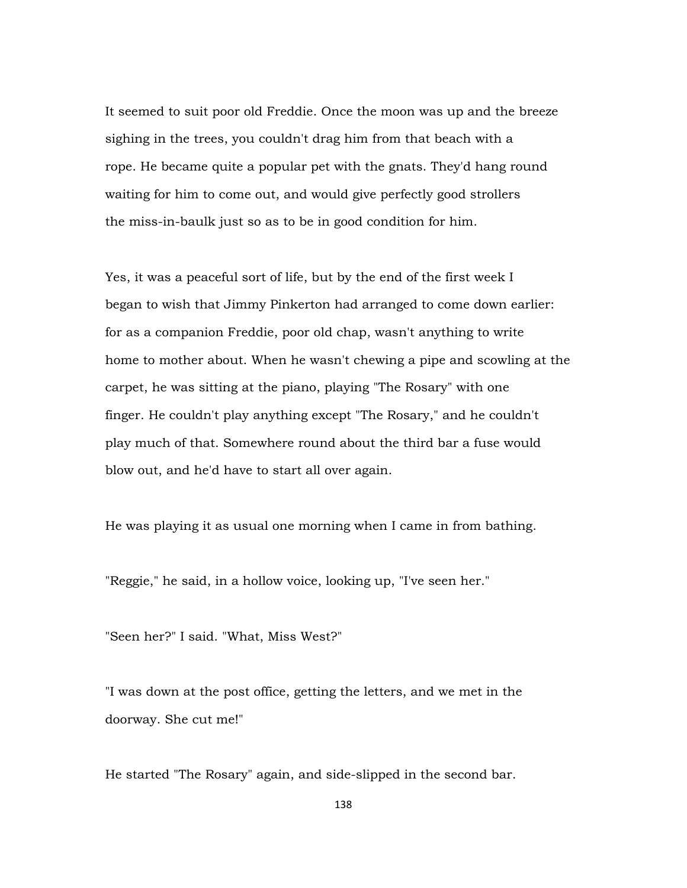It seemed to suit poor old Freddie. Once the moon was up and the breeze sighing in the trees, you couldn't drag him from that beach with a rope. He became quite a popular pet with the gnats. They'd hang round waiting for him to come out, and would give perfectly good strollers the miss-in-baulk just so as to be in good condition for him.

Yes, it was a peaceful sort of life, but by the end of the first week I began to wish that Jimmy Pinkerton had arranged to come down earlier: for as a companion Freddie, poor old chap, wasn't anything to write home to mother about. When he wasn't chewing a pipe and scowling at the carpet, he was sitting at the piano, playing "The Rosary" with one finger. He couldn't play anything except "The Rosary," and he couldn't play much of that. Somewhere round about the third bar a fuse would blow out, and he'd have to start all over again.

He was playing it as usual one morning when I came in from bathing.

"Reggie," he said, in a hollow voice, looking up, "I've seen her."

"Seen her?" I said. "What, Miss West?"

"I was down at the post office, getting the letters, and we met in the doorway. She cut me!"

He started "The Rosary" again, and side-slipped in the second bar.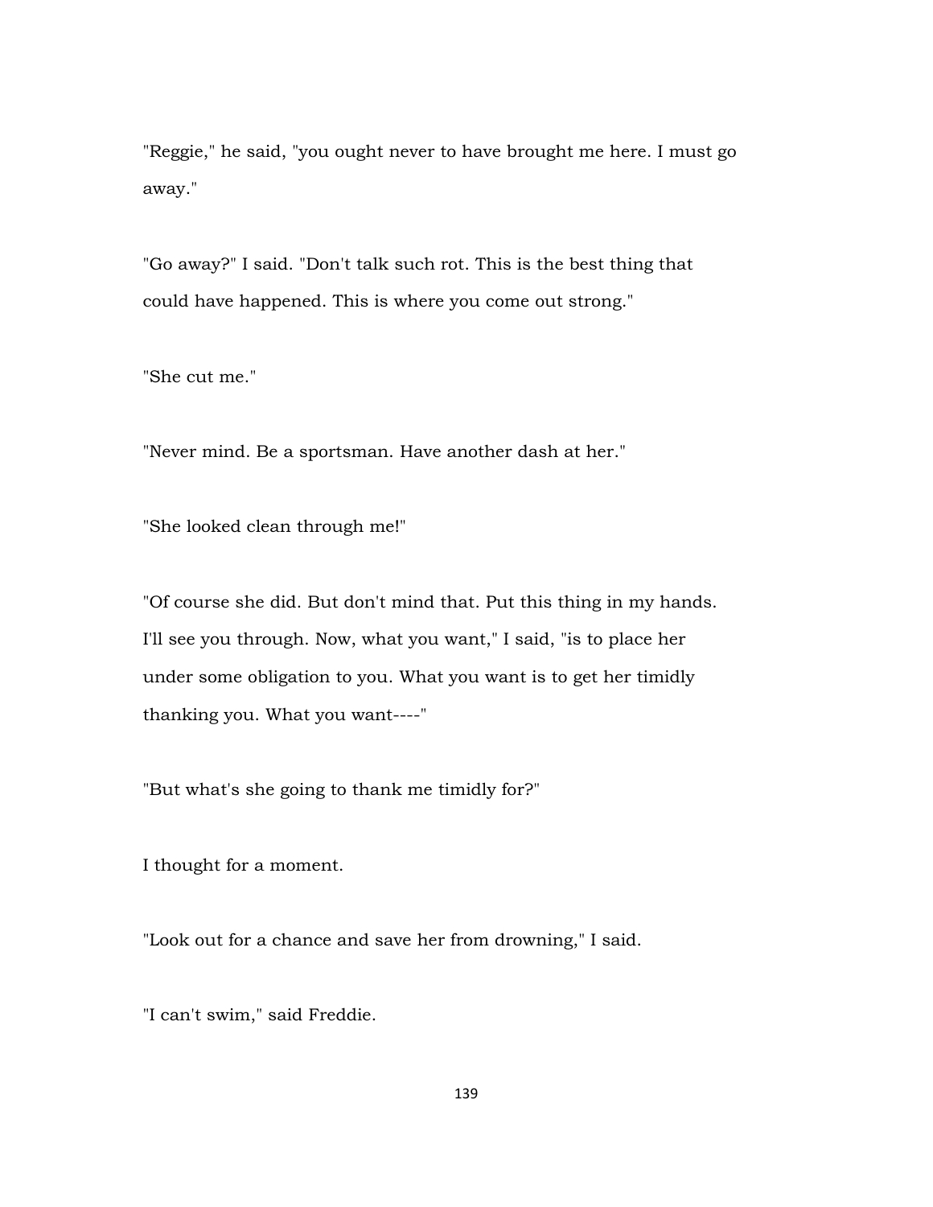"Reggie," he said, "you ought never to have brought me here. I must go away."

"Go away?" I said. "Don't talk such rot. This is the best thing that could have happened. This is where you come out strong."

"She cut me."

"Never mind. Be a sportsman. Have another dash at her."

"She looked clean through me!"

"Of course she did. But don't mind that. Put this thing in my hands. I'll see you through. Now, what you want," I said, "is to place her under some obligation to you. What you want is to get her timidly thanking you. What you want----"

"But what's she going to thank me timidly for?"

I thought for a moment.

"Look out for a chance and save her from drowning," I said.

"I can't swim," said Freddie.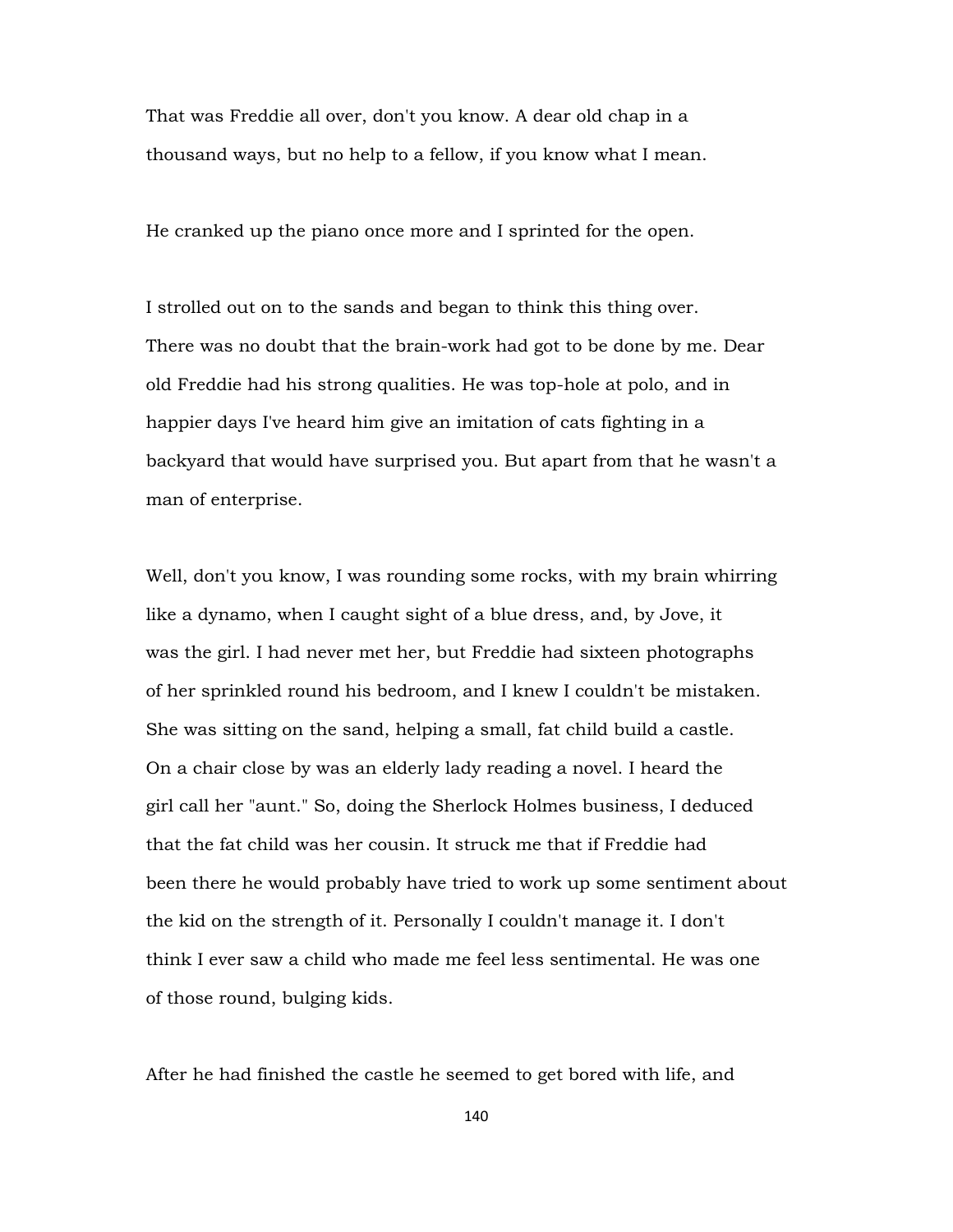That was Freddie all over, don't you know. A dear old chap in a thousand ways, but no help to a fellow, if you know what I mean.

He cranked up the piano once more and I sprinted for the open.

I strolled out on to the sands and began to think this thing over. There was no doubt that the brain-work had got to be done by me. Dear old Freddie had his strong qualities. He was top-hole at polo, and in happier days I've heard him give an imitation of cats fighting in a backyard that would have surprised you. But apart from that he wasn't a man of enterprise.

Well, don't you know, I was rounding some rocks, with my brain whirring like a dynamo, when I caught sight of a blue dress, and, by Jove, it was the girl. I had never met her, but Freddie had sixteen photographs of her sprinkled round his bedroom, and I knew I couldn't be mistaken. She was sitting on the sand, helping a small, fat child build a castle. On a chair close by was an elderly lady reading a novel. I heard the girl call her "aunt." So, doing the Sherlock Holmes business, I deduced that the fat child was her cousin. It struck me that if Freddie had been there he would probably have tried to work up some sentiment about the kid on the strength of it. Personally I couldn't manage it. I don't think I ever saw a child who made me feel less sentimental. He was one of those round, bulging kids.

After he had finished the castle he seemed to get bored with life, and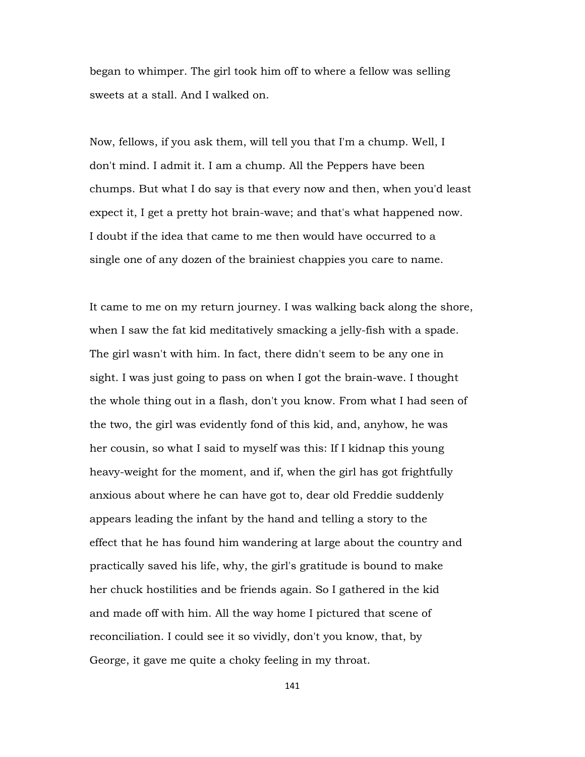began to whimper. The girl took him off to where a fellow was selling sweets at a stall. And I walked on.

Now, fellows, if you ask them, will tell you that I'm a chump. Well, I don't mind. I admit it. I am a chump. All the Peppers have been chumps. But what I do say is that every now and then, when you'd least expect it, I get a pretty hot brain-wave; and that's what happened now. I doubt if the idea that came to me then would have occurred to a single one of any dozen of the brainiest chappies you care to name.

It came to me on my return journey. I was walking back along the shore, when I saw the fat kid meditatively smacking a jelly-fish with a spade. The girl wasn't with him. In fact, there didn't seem to be any one in sight. I was just going to pass on when I got the brain-wave. I thought the whole thing out in a flash, don't you know. From what I had seen of the two, the girl was evidently fond of this kid, and, anyhow, he was her cousin, so what I said to myself was this: If I kidnap this young heavy-weight for the moment, and if, when the girl has got frightfully anxious about where he can have got to, dear old Freddie suddenly appears leading the infant by the hand and telling a story to the effect that he has found him wandering at large about the country and practically saved his life, why, the girl's gratitude is bound to make her chuck hostilities and be friends again. So I gathered in the kid and made off with him. All the way home I pictured that scene of reconciliation. I could see it so vividly, don't you know, that, by George, it gave me quite a choky feeling in my throat.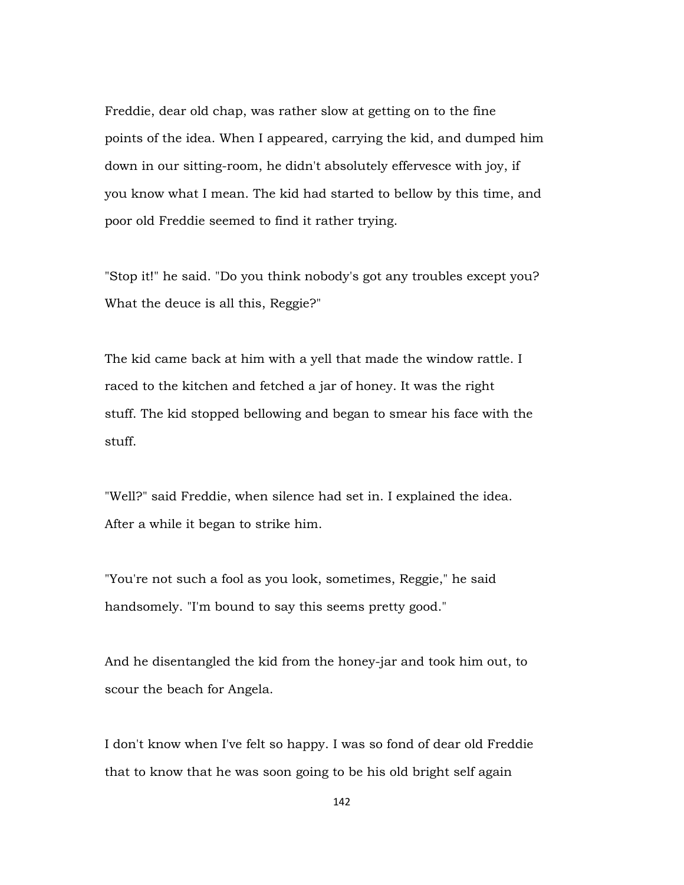Freddie, dear old chap, was rather slow at getting on to the fine points of the idea. When I appeared, carrying the kid, and dumped him down in our sitting-room, he didn't absolutely effervesce with joy, if you know what I mean. The kid had started to bellow by this time, and poor old Freddie seemed to find it rather trying.

"Stop it!" he said. "Do you think nobody's got any troubles except you? What the deuce is all this, Reggie?"

The kid came back at him with a yell that made the window rattle. I raced to the kitchen and fetched a jar of honey. It was the right stuff. The kid stopped bellowing and began to smear his face with the stuff.

"Well?" said Freddie, when silence had set in. I explained the idea. After a while it began to strike him.

"You're not such a fool as you look, sometimes, Reggie," he said handsomely. "I'm bound to say this seems pretty good."

And he disentangled the kid from the honey-jar and took him out, to scour the beach for Angela.

I don't know when I've felt so happy. I was so fond of dear old Freddie that to know that he was soon going to be his old bright self again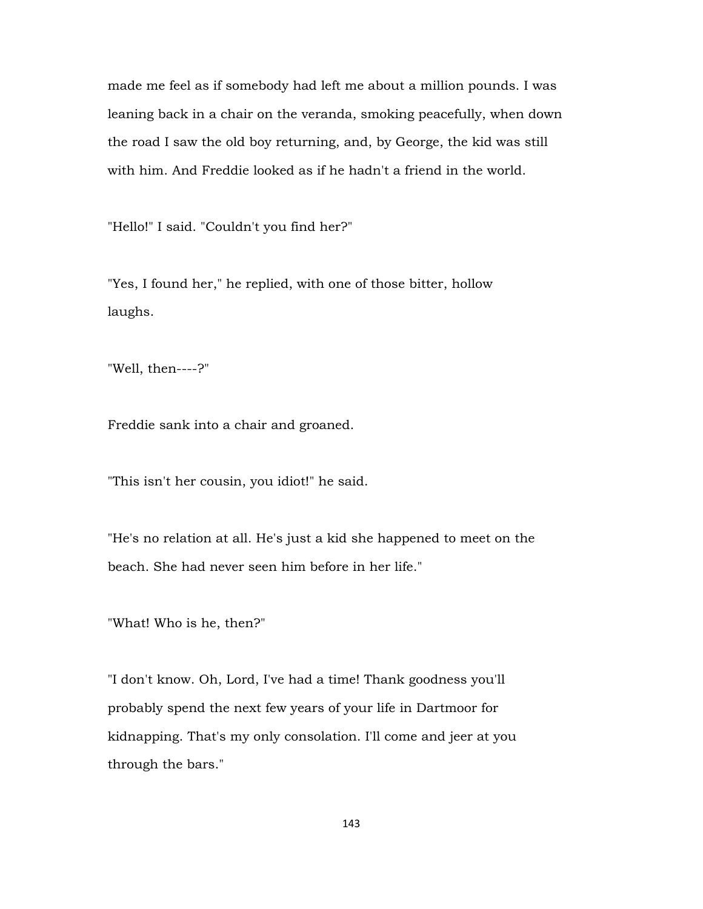made me feel as if somebody had left me about a million pounds. I was leaning back in a chair on the veranda, smoking peacefully, when down the road I saw the old boy returning, and, by George, the kid was still with him. And Freddie looked as if he hadn't a friend in the world.

"Hello!" I said. "Couldn't you find her?"

"Yes, I found her," he replied, with one of those bitter, hollow laughs.

"Well, then----?"

Freddie sank into a chair and groaned.

"This isn't her cousin, you idiot!" he said.

"He's no relation at all. He's just a kid she happened to meet on the beach. She had never seen him before in her life."

"What! Who is he, then?"

"I don't know. Oh, Lord, I've had a time! Thank goodness you'll probably spend the next few years of your life in Dartmoor for kidnapping. That's my only consolation. I'll come and jeer at you through the bars."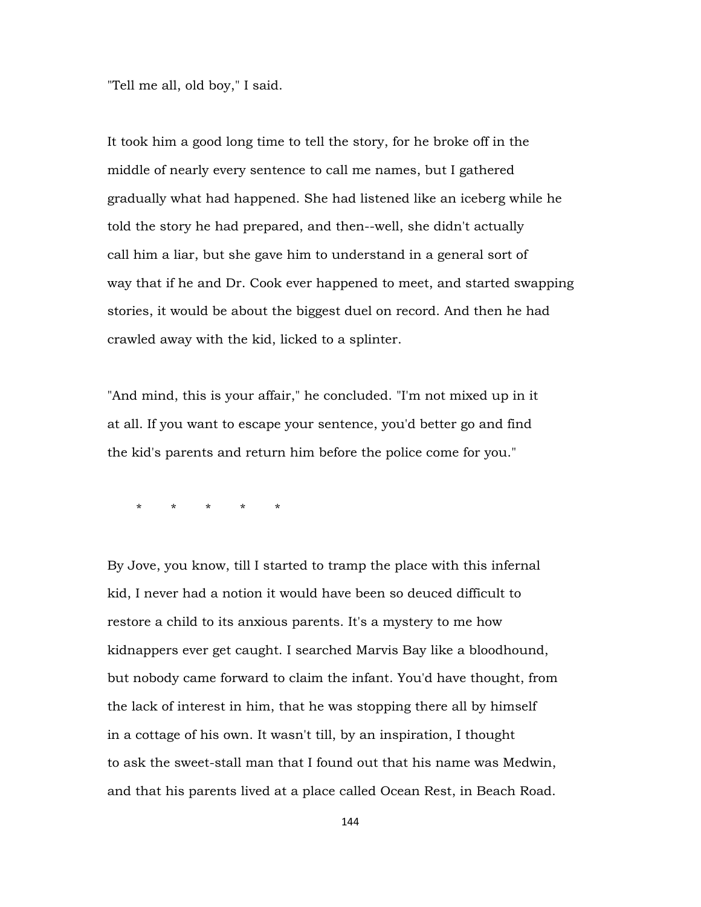"Tell me all, old boy," I said.

It took him a good long time to tell the story, for he broke off in the middle of nearly every sentence to call me names, but I gathered gradually what had happened. She had listened like an iceberg while he told the story he had prepared, and then--well, she didn't actually call him a liar, but she gave him to understand in a general sort of way that if he and Dr. Cook ever happened to meet, and started swapping stories, it would be about the biggest duel on record. And then he had crawled away with the kid, licked to a splinter.

"And mind, this is your affair," he concluded. "I'm not mixed up in it at all. If you want to escape your sentence, you'd better go and find the kid's parents and return him before the police come for you."

\*       \*       \*       \*       \*

By Jove, you know, till I started to tramp the place with this infernal kid, I never had a notion it would have been so deuced difficult to restore a child to its anxious parents. It's a mystery to me how kidnappers ever get caught. I searched Marvis Bay like a bloodhound, but nobody came forward to claim the infant. You'd have thought, from the lack of interest in him, that he was stopping there all by himself in a cottage of his own. It wasn't till, by an inspiration, I thought to ask the sweet-stall man that I found out that his name was Medwin, and that his parents lived at a place called Ocean Rest, in Beach Road.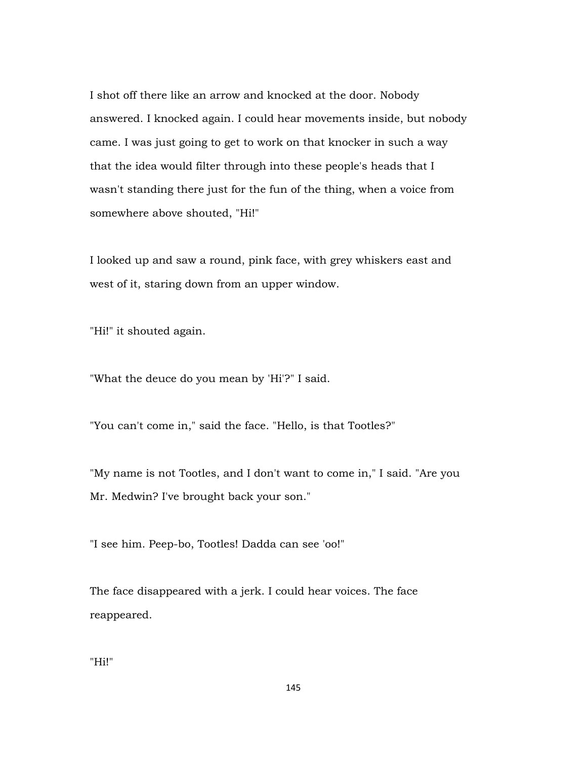I shot off there like an arrow and knocked at the door. Nobody answered. I knocked again. I could hear movements inside, but nobody came. I was just going to get to work on that knocker in such a way that the idea would filter through into these people's heads that I wasn't standing there just for the fun of the thing, when a voice from somewhere above shouted, "Hi!"

I looked up and saw a round, pink face, with grey whiskers east and west of it, staring down from an upper window.

"Hi!" it shouted again.

"What the deuce do you mean by 'Hi'?" I said.

"You can't come in," said the face. "Hello, is that Tootles?"

"My name is not Tootles, and I don't want to come in," I said. "Are you Mr. Medwin? I've brought back your son."

"I see him. Peep-bo, Tootles! Dadda can see 'oo!"

The face disappeared with a jerk. I could hear voices. The face reappeared.

"Hi!"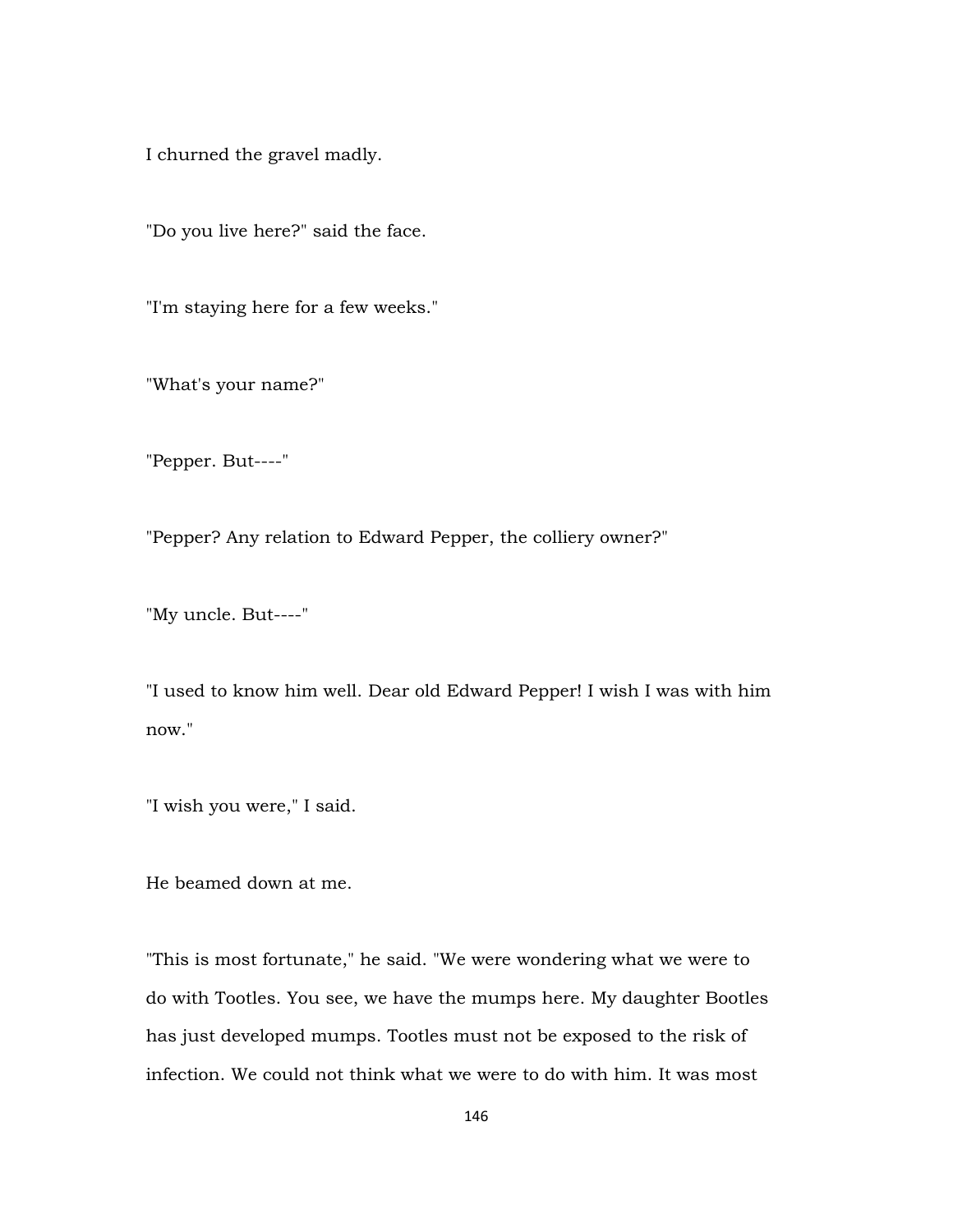I churned the gravel madly.

"Do you live here?" said the face.

"I'm staying here for a few weeks."

"What's your name?"

"Pepper. But----"

"Pepper? Any relation to Edward Pepper, the colliery owner?"

"My uncle. But----"

"I used to know him well. Dear old Edward Pepper! I wish I was with him now."

"I wish you were," I said.

He beamed down at me.

"This is most fortunate," he said. "We were wondering what we were to do with Tootles. You see, we have the mumps here. My daughter Bootles has just developed mumps. Tootles must not be exposed to the risk of infection. We could not think what we were to do with him. It was most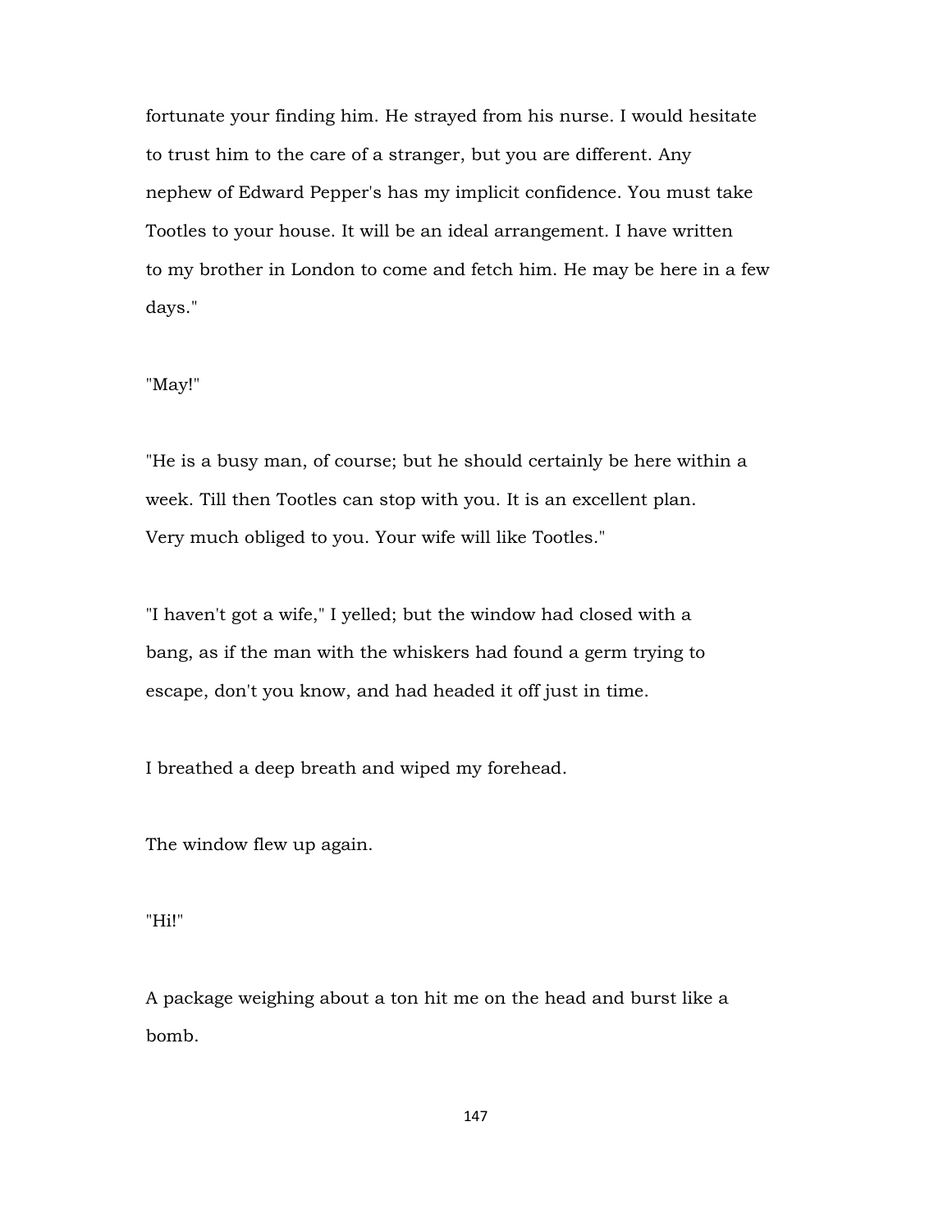fortunate your finding him. He strayed from his nurse. I would hesitate to trust him to the care of a stranger, but you are different. Any nephew of Edward Pepper's has my implicit confidence. You must take Tootles to your house. It will be an ideal arrangement. I have written to my brother in London to come and fetch him. He may be here in a few days."

"May!"

"He is a busy man, of course; but he should certainly be here within a week. Till then Tootles can stop with you. It is an excellent plan. Very much obliged to you. Your wife will like Tootles."

"I haven't got a wife," I yelled; but the window had closed with a bang, as if the man with the whiskers had found a germ trying to escape, don't you know, and had headed it off just in time.

I breathed a deep breath and wiped my forehead.

The window flew up again.

"Hi!"

A package weighing about a ton hit me on the head and burst like a bomb.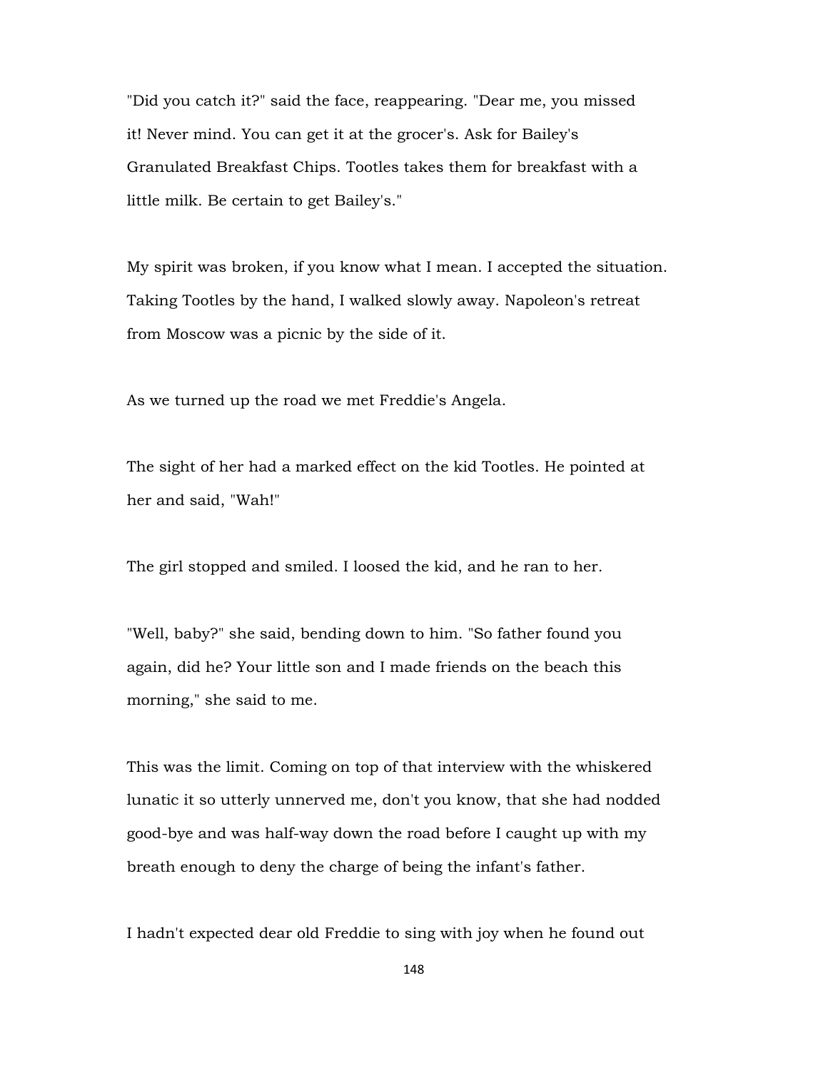"Did you catch it?" said the face, reappearing. "Dear me, you missed it! Never mind. You can get it at the grocer's. Ask for Bailey's Granulated Breakfast Chips. Tootles takes them for breakfast with a little milk. Be certain to get Bailey's."

My spirit was broken, if you know what I mean. I accepted the situation. Taking Tootles by the hand, I walked slowly away. Napoleon's retreat from Moscow was a picnic by the side of it.

As we turned up the road we met Freddie's Angela.

The sight of her had a marked effect on the kid Tootles. He pointed at her and said, "Wah!"

The girl stopped and smiled. I loosed the kid, and he ran to her.

"Well, baby?" she said, bending down to him. "So father found you again, did he? Your little son and I made friends on the beach this morning," she said to me.

This was the limit. Coming on top of that interview with the whiskered lunatic it so utterly unnerved me, don't you know, that she had nodded good-bye and was half-way down the road before I caught up with my breath enough to deny the charge of being the infant's father.

I hadn't expected dear old Freddie to sing with joy when he found out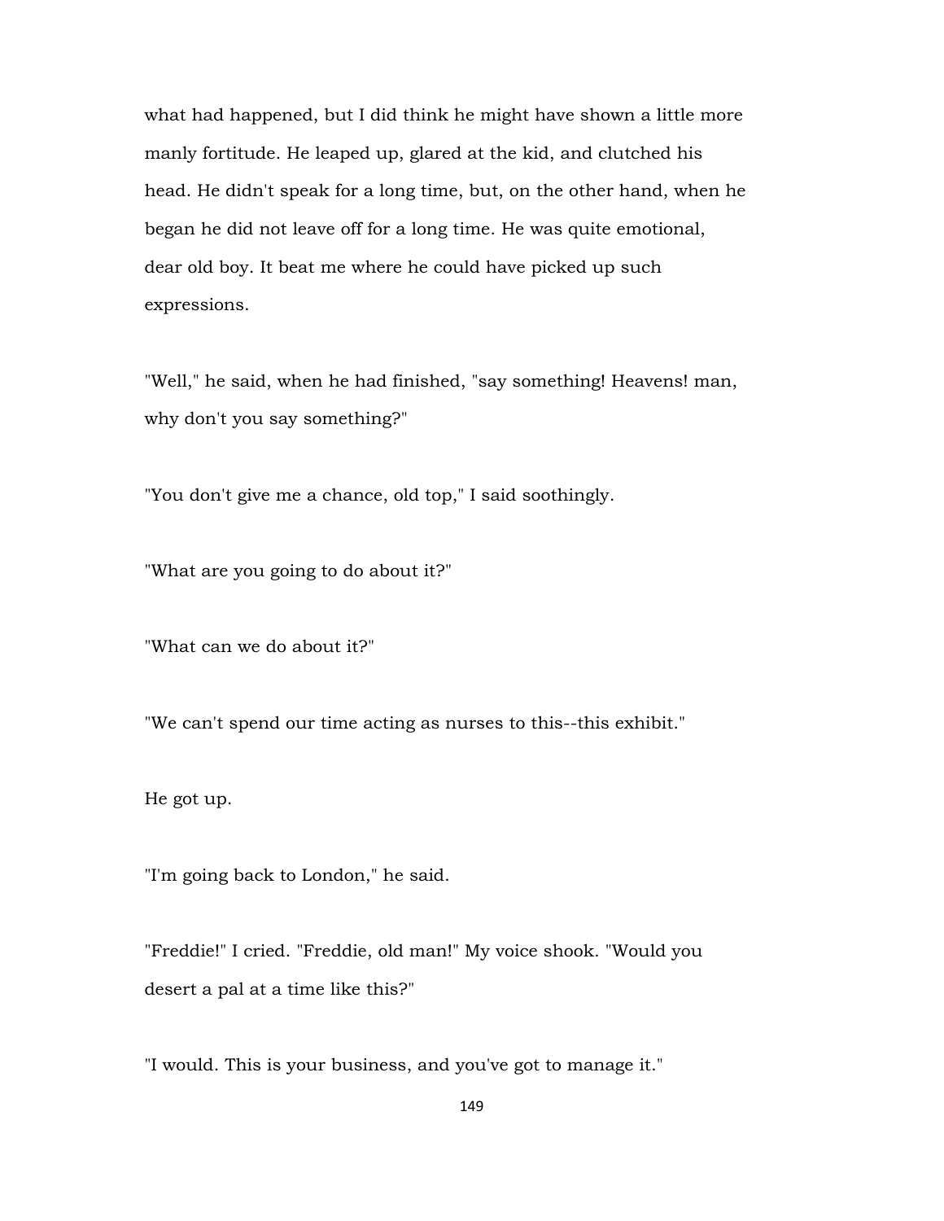what had happened, but I did think he might have shown a little more manly fortitude. He leaped up, glared at the kid, and clutched his head. He didn't speak for a long time, but, on the other hand, when he began he did not leave off for a long time. He was quite emotional, dear old boy. It beat me where he could have picked up such expressions.

"Well," he said, when he had finished, "say something! Heavens! man, why don't you say something?"

"You don't give me a chance, old top," I said soothingly.

"What are you going to do about it?"

"What can we do about it?"

"We can't spend our time acting as nurses to this--this exhibit."

He got up.

"I'm going back to London," he said.

"Freddie!" I cried. "Freddie, old man!" My voice shook. "Would you desert a pal at a time like this?"

"I would. This is your business, and you've got to manage it."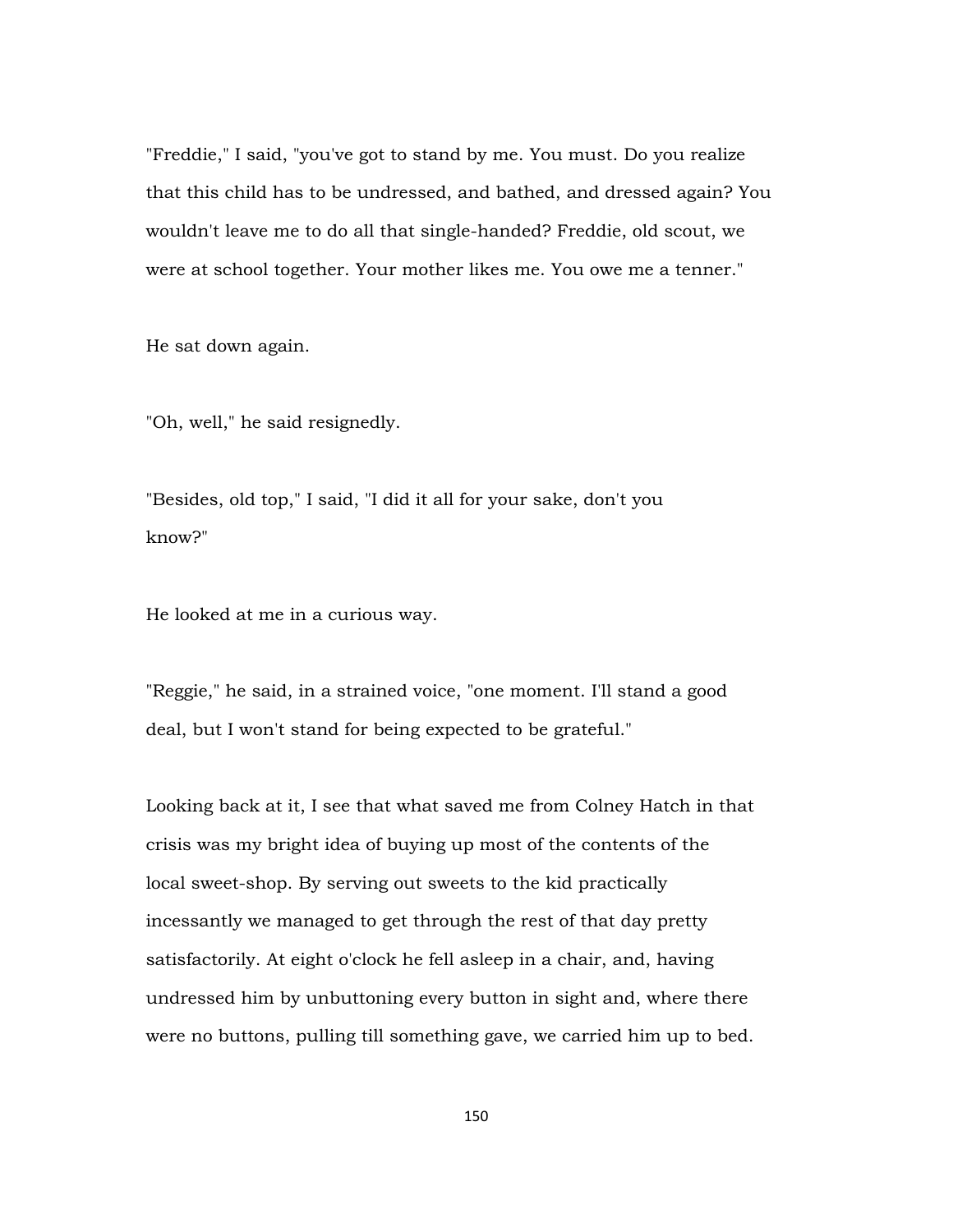"Freddie," I said, "you've got to stand by me. You must. Do you realize that this child has to be undressed, and bathed, and dressed again? You wouldn't leave me to do all that single-handed? Freddie, old scout, we were at school together. Your mother likes me. You owe me a tenner."

He sat down again.

"Oh, well," he said resignedly.

"Besides, old top," I said, "I did it all for your sake, don't you know?"

He looked at me in a curious way.

"Reggie," he said, in a strained voice, "one moment. I'll stand a good deal, but I won't stand for being expected to be grateful."

Looking back at it, I see that what saved me from Colney Hatch in that crisis was my bright idea of buying up most of the contents of the local sweet-shop. By serving out sweets to the kid practically incessantly we managed to get through the rest of that day pretty satisfactorily. At eight o'clock he fell asleep in a chair, and, having undressed him by unbuttoning every button in sight and, where there were no buttons, pulling till something gave, we carried him up to bed.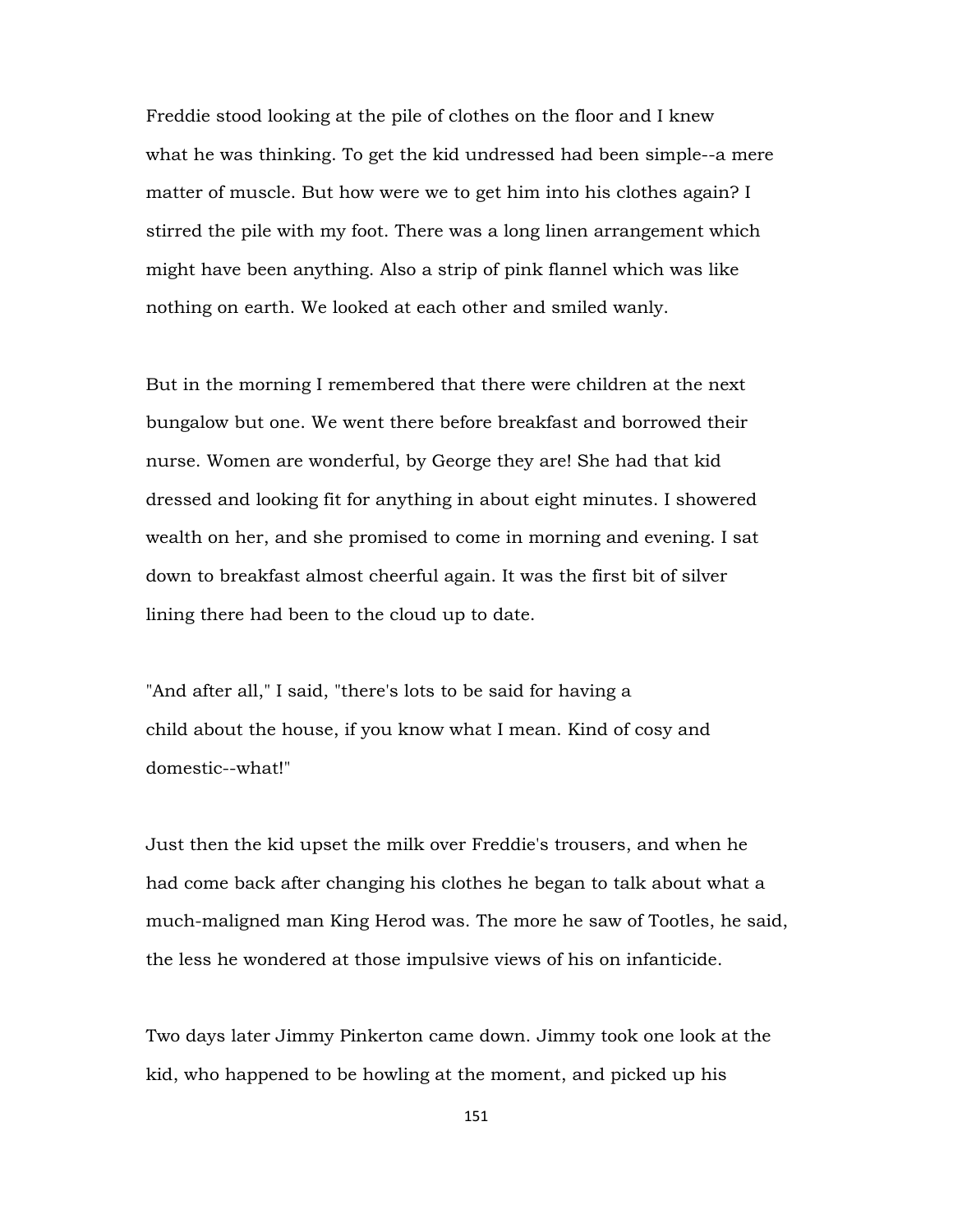Freddie stood looking at the pile of clothes on the floor and I knew what he was thinking. To get the kid undressed had been simple--a mere matter of muscle. But how were we to get him into his clothes again? I stirred the pile with my foot. There was a long linen arrangement which might have been anything. Also a strip of pink flannel which was like nothing on earth. We looked at each other and smiled wanly.

But in the morning I remembered that there were children at the next bungalow but one. We went there before breakfast and borrowed their nurse. Women are wonderful, by George they are! She had that kid dressed and looking fit for anything in about eight minutes. I showered wealth on her, and she promised to come in morning and evening. I sat down to breakfast almost cheerful again. It was the first bit of silver lining there had been to the cloud up to date.

"And after all," I said, "there's lots to be said for having a child about the house, if you know what I mean. Kind of cosy and domestic--what!"

Just then the kid upset the milk over Freddie's trousers, and when he had come back after changing his clothes he began to talk about what a much-maligned man King Herod was. The more he saw of Tootles, he said, the less he wondered at those impulsive views of his on infanticide.

Two days later Jimmy Pinkerton came down. Jimmy took one look at the kid, who happened to be howling at the moment, and picked up his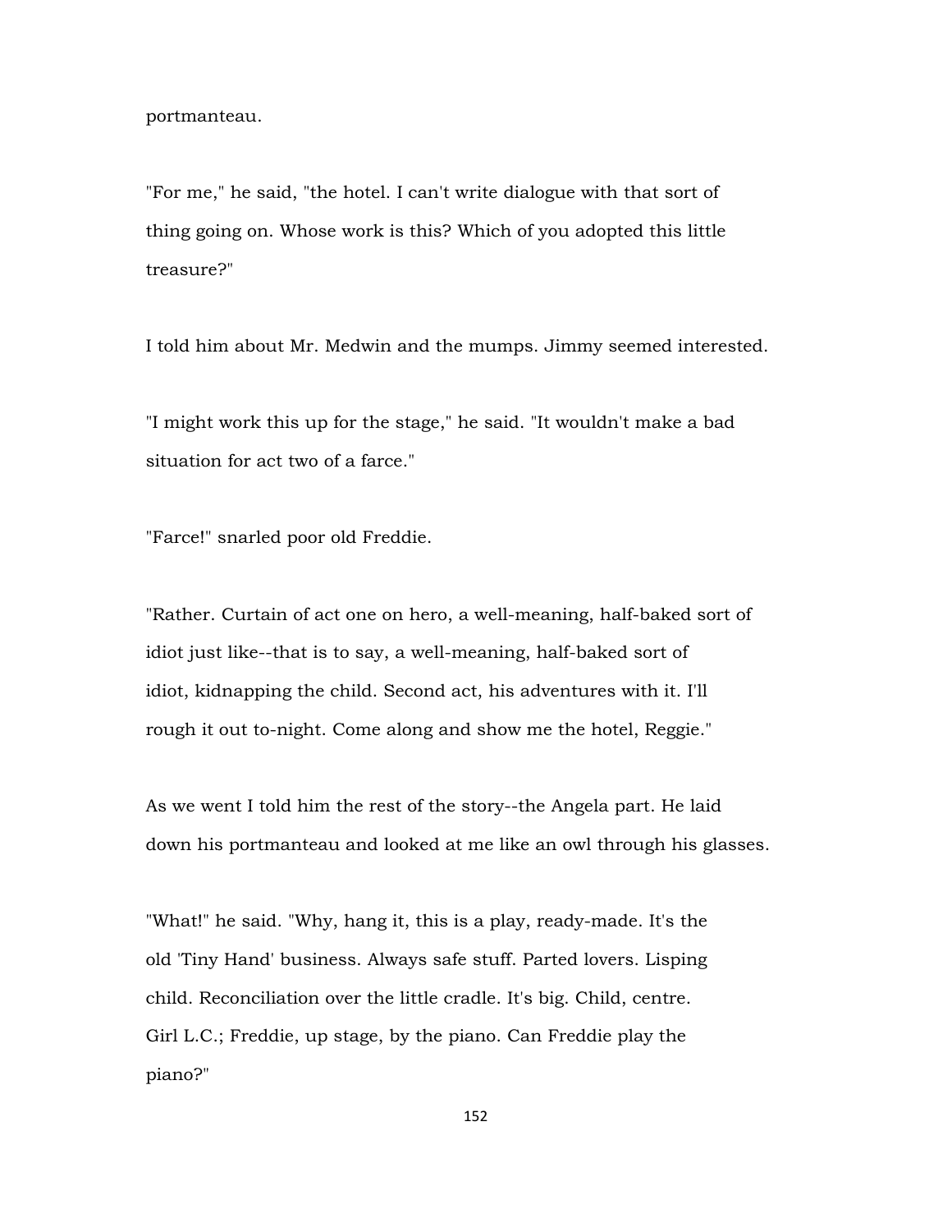portmanteau.

"For me," he said, "the hotel. I can't write dialogue with that sort of thing going on. Whose work is this? Which of you adopted this little treasure?"

I told him about Mr. Medwin and the mumps. Jimmy seemed interested.

"I might work this up for the stage," he said. "It wouldn't make a bad situation for act two of a farce."

"Farce!" snarled poor old Freddie.

"Rather. Curtain of act one on hero, a well-meaning, half-baked sort of idiot just like--that is to say, a well-meaning, half-baked sort of idiot, kidnapping the child. Second act, his adventures with it. I'll rough it out to-night. Come along and show me the hotel, Reggie."

As we went I told him the rest of the story--the Angela part. He laid down his portmanteau and looked at me like an owl through his glasses.

"What!" he said. "Why, hang it, this is a play, ready-made. It's the old 'Tiny Hand' business. Always safe stuff. Parted lovers. Lisping child. Reconciliation over the little cradle. It's big. Child, centre. Girl L.C.; Freddie, up stage, by the piano. Can Freddie play the piano?"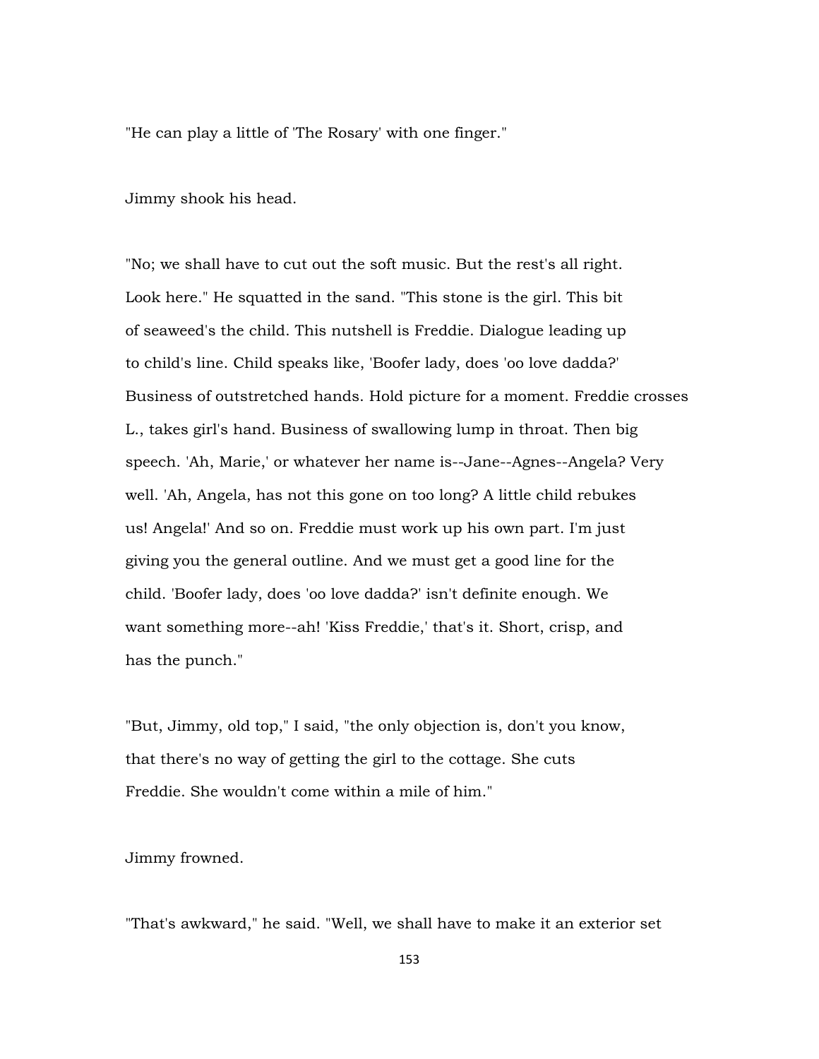"He can play a little of 'The Rosary' with one finger."

Jimmy shook his head.

"No; we shall have to cut out the soft music. But the rest's all right. Look here." He squatted in the sand. "This stone is the girl. This bit of seaweed's the child. This nutshell is Freddie. Dialogue leading up to child's line. Child speaks like, 'Boofer lady, does 'oo love dadda?' Business of outstretched hands. Hold picture for a moment. Freddie crosses L., takes girl's hand. Business of swallowing lump in throat. Then big speech. 'Ah, Marie,' or whatever her name is--Jane--Agnes--Angela? Very well. 'Ah, Angela, has not this gone on too long? A little child rebukes us! Angela!' And so on. Freddie must work up his own part. I'm just giving you the general outline. And we must get a good line for the child. 'Boofer lady, does 'oo love dadda?' isn't definite enough. We want something more--ah! 'Kiss Freddie,' that's it. Short, crisp, and has the punch."

"But, Jimmy, old top," I said, "the only objection is, don't you know, that there's no way of getting the girl to the cottage. She cuts Freddie. She wouldn't come within a mile of him."

Jimmy frowned.

"That's awkward," he said. "Well, we shall have to make it an exterior set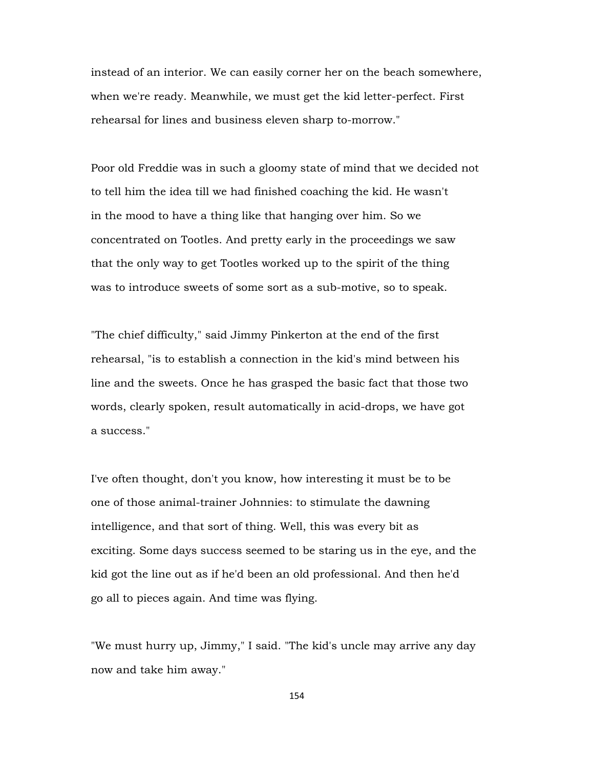instead of an interior. We can easily corner her on the beach somewhere, when we're ready. Meanwhile, we must get the kid letter-perfect. First rehearsal for lines and business eleven sharp to-morrow."

Poor old Freddie was in such a gloomy state of mind that we decided not to tell him the idea till we had finished coaching the kid. He wasn't in the mood to have a thing like that hanging over him. So we concentrated on Tootles. And pretty early in the proceedings we saw that the only way to get Tootles worked up to the spirit of the thing was to introduce sweets of some sort as a sub-motive, so to speak.

"The chief difficulty," said Jimmy Pinkerton at the end of the first rehearsal, "is to establish a connection in the kid's mind between his line and the sweets. Once he has grasped the basic fact that those two words, clearly spoken, result automatically in acid-drops, we have got a success."

I've often thought, don't you know, how interesting it must be to be one of those animal-trainer Johnnies: to stimulate the dawning intelligence, and that sort of thing. Well, this was every bit as exciting. Some days success seemed to be staring us in the eye, and the kid got the line out as if he'd been an old professional. And then he'd go all to pieces again. And time was flying.

"We must hurry up, Jimmy," I said. "The kid's uncle may arrive any day now and take him away."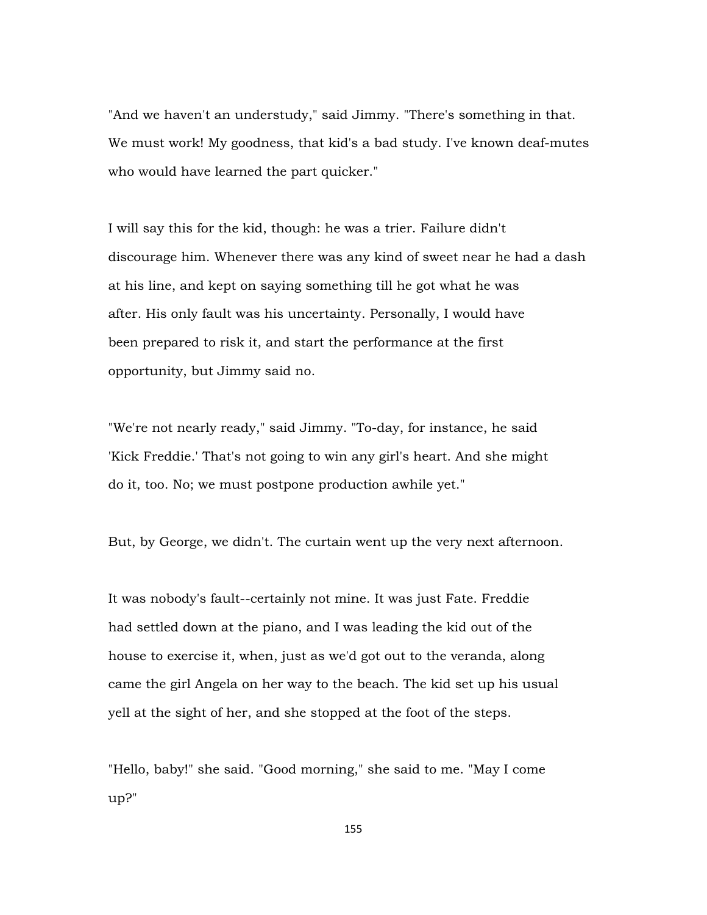"And we haven't an understudy," said Jimmy. "There's something in that. We must work! My goodness, that kid's a bad study. I've known deaf-mutes who would have learned the part quicker."

I will say this for the kid, though: he was a trier. Failure didn't discourage him. Whenever there was any kind of sweet near he had a dash at his line, and kept on saying something till he got what he was after. His only fault was his uncertainty. Personally, I would have been prepared to risk it, and start the performance at the first opportunity, but Jimmy said no.

"We're not nearly ready," said Jimmy. "To-day, for instance, he said 'Kick Freddie.' That's not going to win any girl's heart. And she might do it, too. No; we must postpone production awhile yet."

But, by George, we didn't. The curtain went up the very next afternoon.

It was nobody's fault--certainly not mine. It was just Fate. Freddie had settled down at the piano, and I was leading the kid out of the house to exercise it, when, just as we'd got out to the veranda, along came the girl Angela on her way to the beach. The kid set up his usual yell at the sight of her, and she stopped at the foot of the steps.

"Hello, baby!" she said. "Good morning," she said to me. "May I come up?"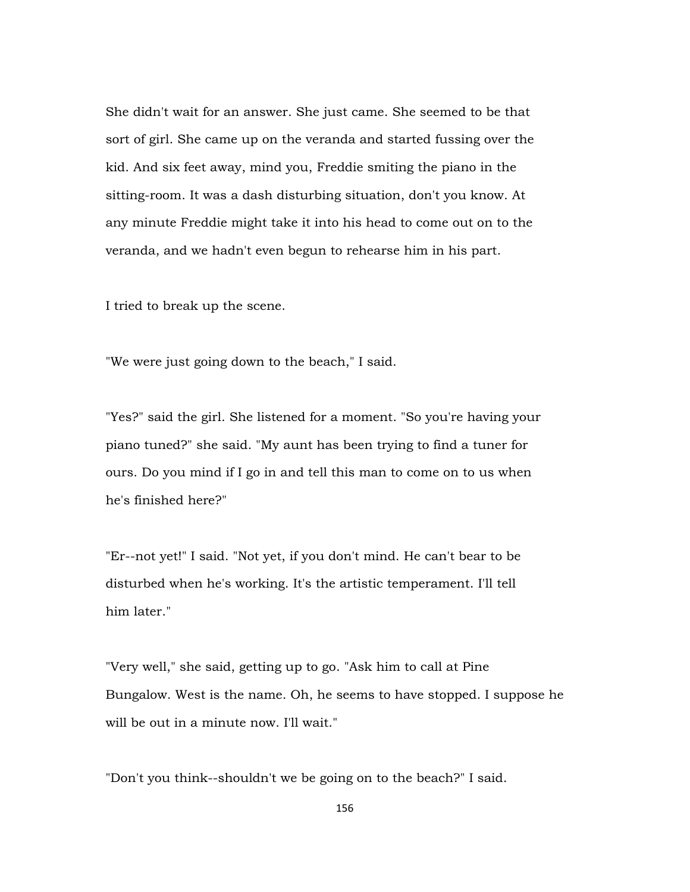She didn't wait for an answer. She just came. She seemed to be that sort of girl. She came up on the veranda and started fussing over the kid. And six feet away, mind you, Freddie smiting the piano in the sitting-room. It was a dash disturbing situation, don't you know. At any minute Freddie might take it into his head to come out on to the veranda, and we hadn't even begun to rehearse him in his part.

I tried to break up the scene.

"We were just going down to the beach," I said.

"Yes?" said the girl. She listened for a moment. "So you're having your piano tuned?" she said. "My aunt has been trying to find a tuner for ours. Do you mind if I go in and tell this man to come on to us when he's finished here?"

"Er--not yet!" I said. "Not yet, if you don't mind. He can't bear to be disturbed when he's working. It's the artistic temperament. I'll tell him later."

"Very well," she said, getting up to go. "Ask him to call at Pine Bungalow. West is the name. Oh, he seems to have stopped. I suppose he will be out in a minute now. I'll wait."

"Don't you think--shouldn't we be going on to the beach?" I said.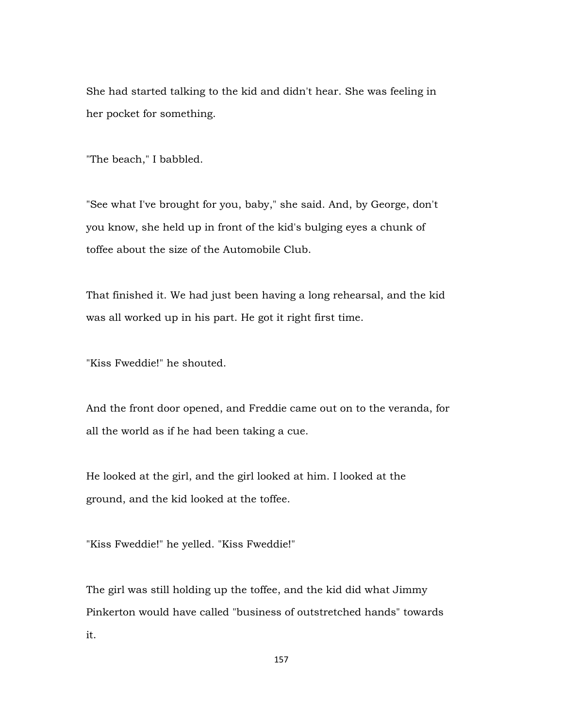She had started talking to the kid and didn't hear. She was feeling in her pocket for something.

"The beach," I babbled.

"See what I've brought for you, baby," she said. And, by George, don't you know, she held up in front of the kid's bulging eyes a chunk of toffee about the size of the Automobile Club.

That finished it. We had just been having a long rehearsal, and the kid was all worked up in his part. He got it right first time.

"Kiss Fweddie!" he shouted.

And the front door opened, and Freddie came out on to the veranda, for all the world as if he had been taking a cue.

He looked at the girl, and the girl looked at him. I looked at the ground, and the kid looked at the toffee.

"Kiss Fweddie!" he yelled. "Kiss Fweddie!"

The girl was still holding up the toffee, and the kid did what Jimmy Pinkerton would have called "business of outstretched hands" towards it.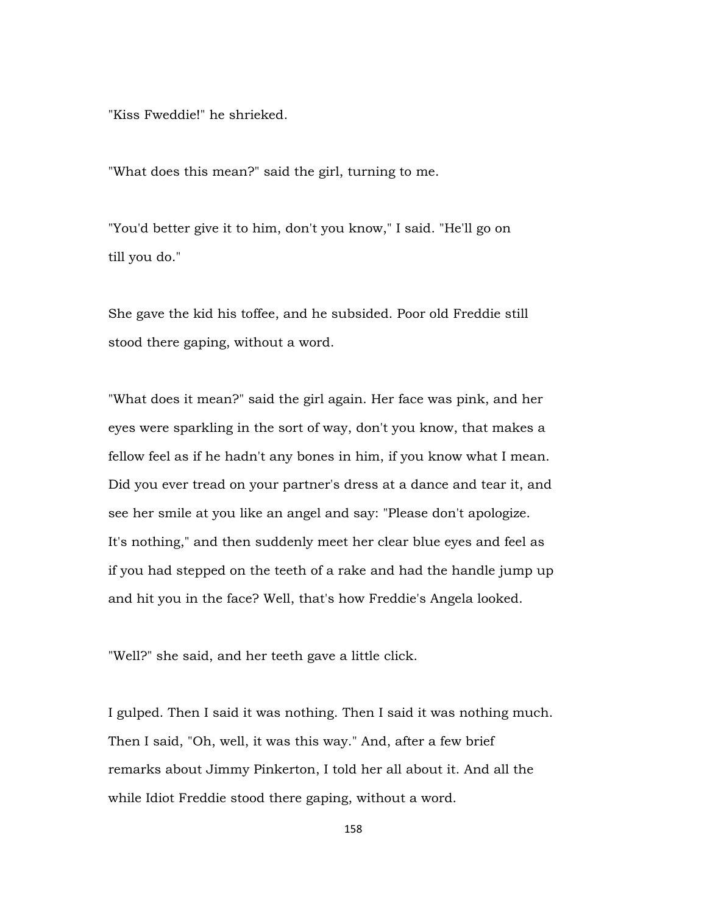"Kiss Fweddie!" he shrieked.

"What does this mean?" said the girl, turning to me.

"You'd better give it to him, don't you know," I said. "He'll go on till you do."

She gave the kid his toffee, and he subsided. Poor old Freddie still stood there gaping, without a word.

"What does it mean?" said the girl again. Her face was pink, and her eyes were sparkling in the sort of way, don't you know, that makes a fellow feel as if he hadn't any bones in him, if you know what I mean. Did you ever tread on your partner's dress at a dance and tear it, and see her smile at you like an angel and say: "Please don't apologize. It's nothing," and then suddenly meet her clear blue eyes and feel as if you had stepped on the teeth of a rake and had the handle jump up and hit you in the face? Well, that's how Freddie's Angela looked.

"Well?" she said, and her teeth gave a little click.

I gulped. Then I said it was nothing. Then I said it was nothing much. Then I said, "Oh, well, it was this way." And, after a few brief remarks about Jimmy Pinkerton, I told her all about it. And all the while Idiot Freddie stood there gaping, without a word.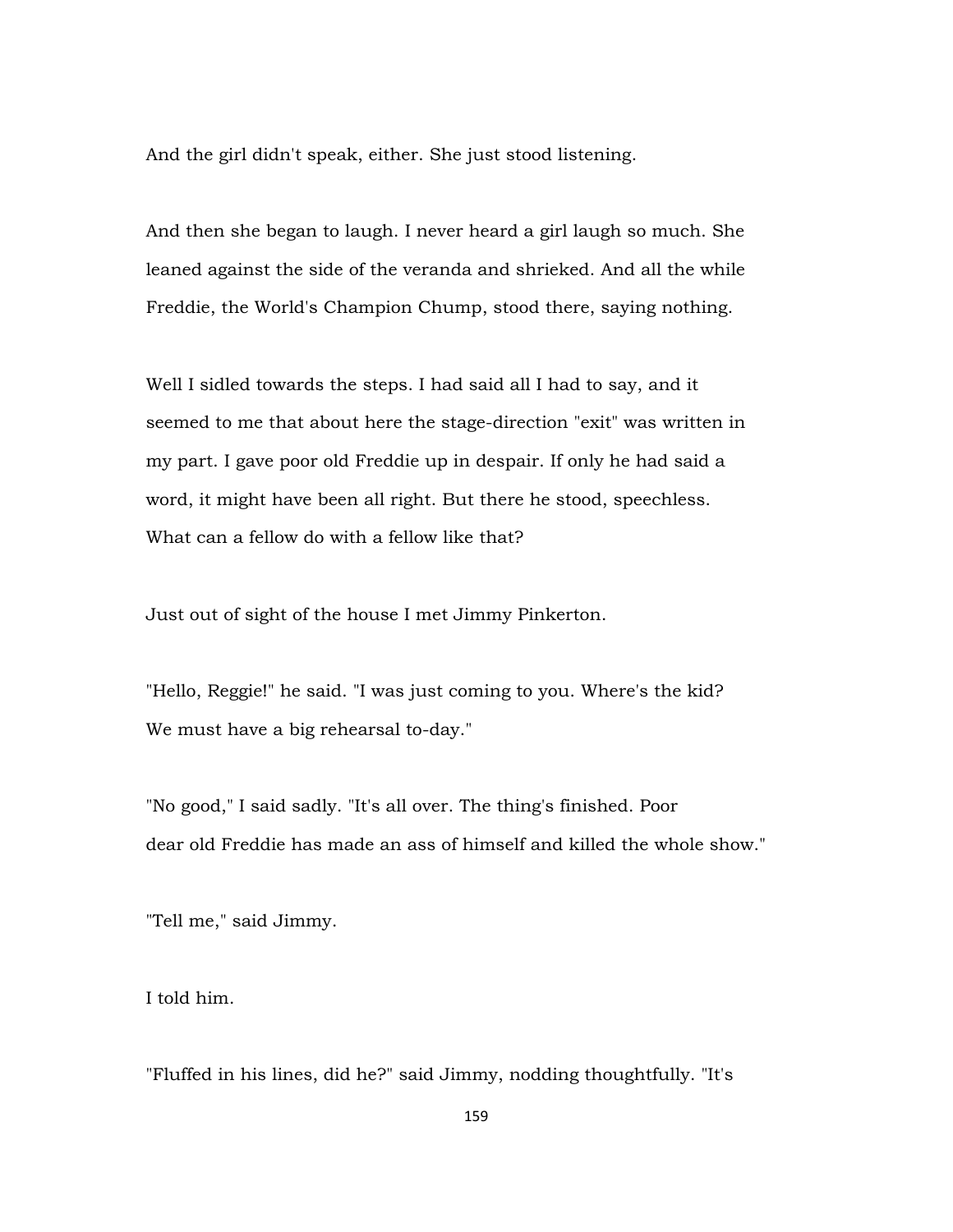And the girl didn't speak, either. She just stood listening.

And then she began to laugh. I never heard a girl laugh so much. She leaned against the side of the veranda and shrieked. And all the while Freddie, the World's Champion Chump, stood there, saying nothing.

Well I sidled towards the steps. I had said all I had to say, and it seemed to me that about here the stage-direction "exit" was written in my part. I gave poor old Freddie up in despair. If only he had said a word, it might have been all right. But there he stood, speechless. What can a fellow do with a fellow like that?

Just out of sight of the house I met Jimmy Pinkerton.

"Hello, Reggie!" he said. "I was just coming to you. Where's the kid? We must have a big rehearsal to-day."

"No good," I said sadly. "It's all over. The thing's finished. Poor dear old Freddie has made an ass of himself and killed the whole show."

"Tell me," said Jimmy.

I told him.

"Fluffed in his lines, did he?" said Jimmy, nodding thoughtfully. "It's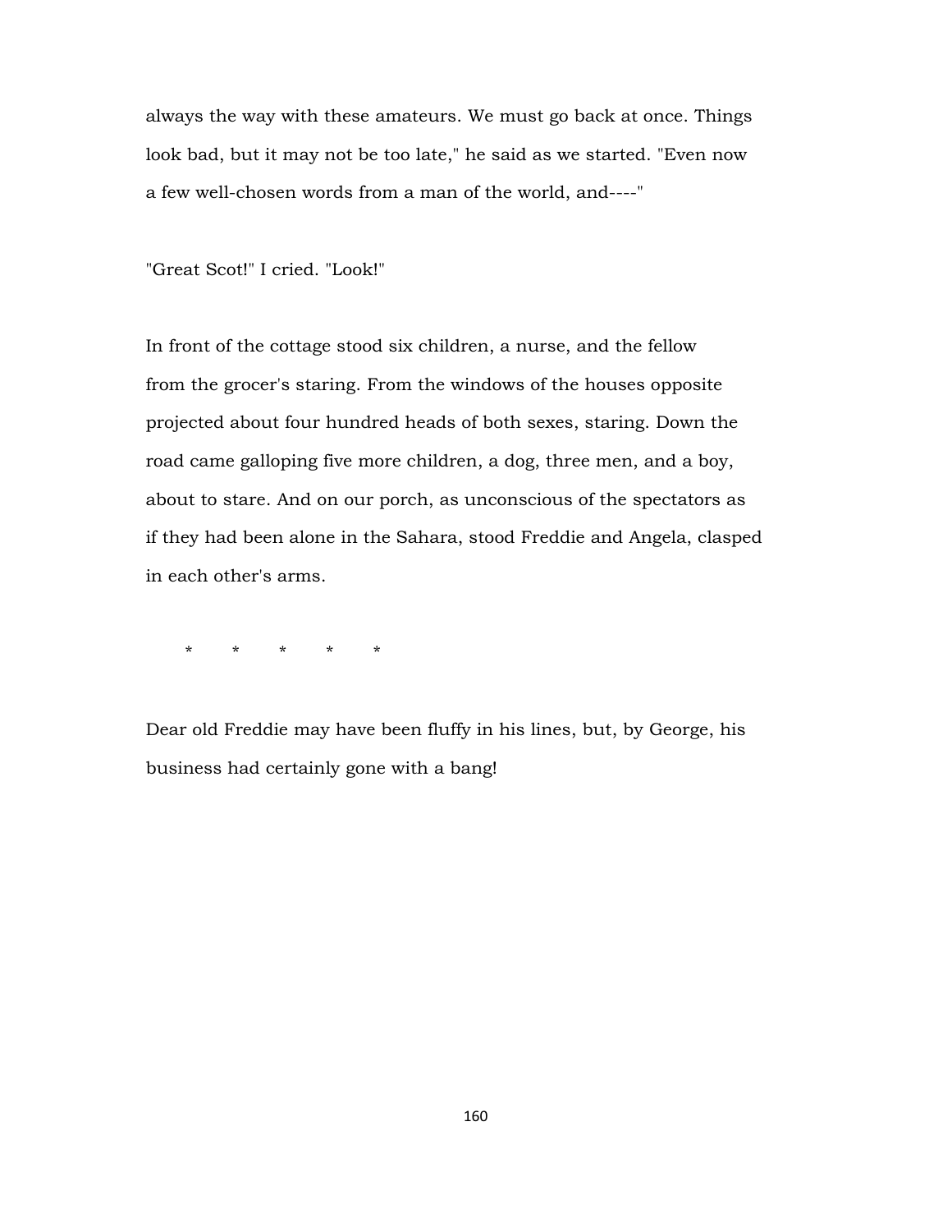always the way with these amateurs. We must go back at once. Things look bad, but it may not be too late," he said as we started. "Even now a few well-chosen words from a man of the world, and----"

"Great Scot!" I cried. "Look!"

In front of the cottage stood six children, a nurse, and the fellow from the grocer's staring. From the windows of the houses opposite projected about four hundred heads of both sexes, staring. Down the road came galloping five more children, a dog, three men, and a boy, about to stare. And on our porch, as unconscious of the spectators as if they had been alone in the Sahara, stood Freddie and Angela, clasped in each other's arms.

\*       \*       \*       \*       \*

Dear old Freddie may have been fluffy in his lines, but, by George, his business had certainly gone with a bang!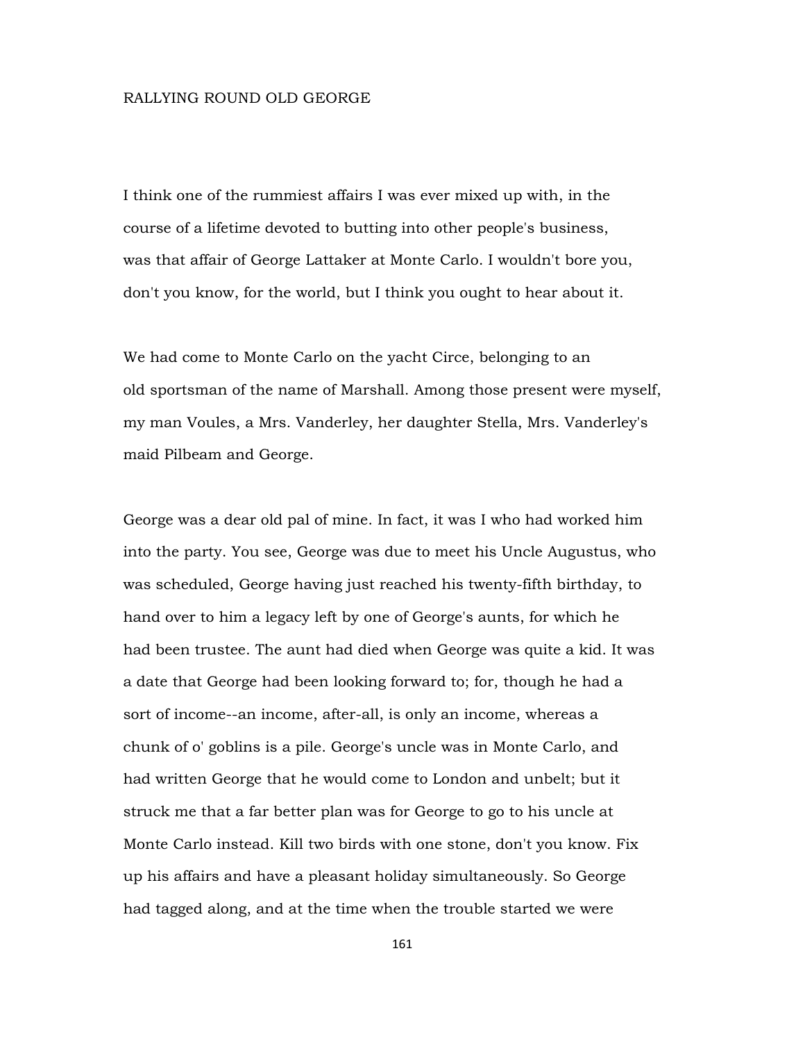# RALLYING ROUND OLD GEORGE

I think one of the rummiest affairs I was ever mixed up with, in the course of a lifetime devoted to butting into other people's business, was that affair of George Lattaker at Monte Carlo. I wouldn't bore you, don't you know, for the world, but I think you ought to hear about it.

We had come to Monte Carlo on the yacht Circe, belonging to an old sportsman of the name of Marshall. Among those present were myself, my man Voules, a Mrs. Vanderley, her daughter Stella, Mrs. Vanderley's maid Pilbeam and George.

George was a dear old pal of mine. In fact, it was I who had worked him into the party. You see, George was due to meet his Uncle Augustus, who was scheduled, George having just reached his twenty-fifth birthday, to hand over to him a legacy left by one of George's aunts, for which he had been trustee. The aunt had died when George was quite a kid. It was a date that George had been looking forward to; for, though he had a sort of income--an income, after-all, is only an income, whereas a chunk of o' goblins is a pile. George's uncle was in Monte Carlo, and had written George that he would come to London and unbelt; but it struck me that a far better plan was for George to go to his uncle at Monte Carlo instead. Kill two birds with one stone, don't you know. Fix up his affairs and have a pleasant holiday simultaneously. So George had tagged along, and at the time when the trouble started we were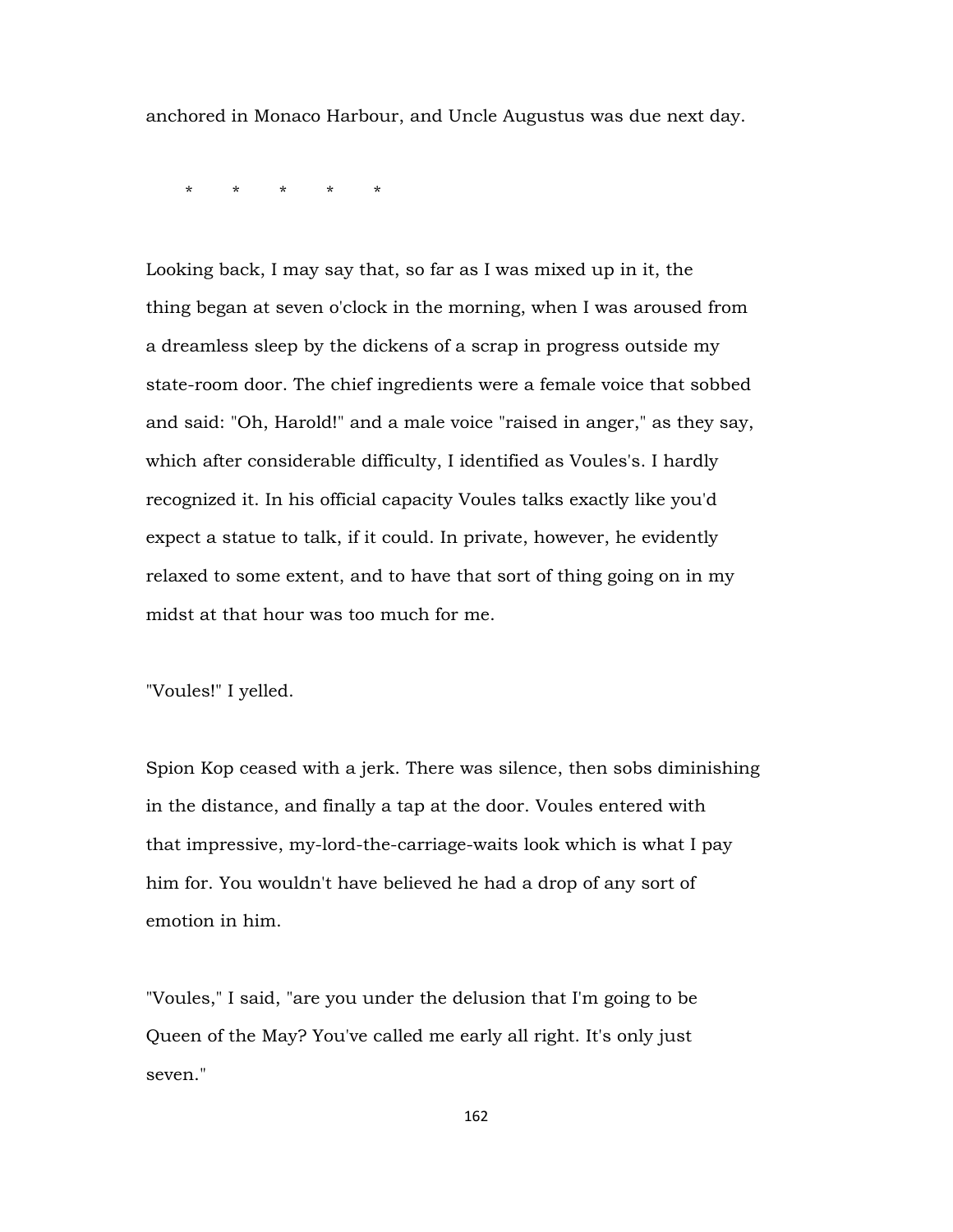anchored in Monaco Harbour, and Uncle Augustus was due next day.

\*        \*        \*        \*        \*

Looking back, I may say that, so far as I was mixed up in it, the thing began at seven o'clock in the morning, when I was aroused from a dreamless sleep by the dickens of a scrap in progress outside my state-room door. The chief ingredients were a female voice that sobbed and said: "Oh, Harold!" and a male voice "raised in anger," as they say, which after considerable difficulty, I identified as Voules's. I hardly recognized it. In his official capacity Voules talks exactly like you'd expect a statue to talk, if it could. In private, however, he evidently relaxed to some extent, and to have that sort of thing going on in my midst at that hour was too much for me.

"Voules!" I yelled.

Spion Kop ceased with a jerk. There was silence, then sobs diminishing in the distance, and finally a tap at the door. Voules entered with that impressive, my-lord-the-carriage-waits look which is what I pay him for. You wouldn't have believed he had a drop of any sort of emotion in him.

"Voules," I said, "are you under the delusion that I'm going to be Queen of the May? You've called me early all right. It's only just seven."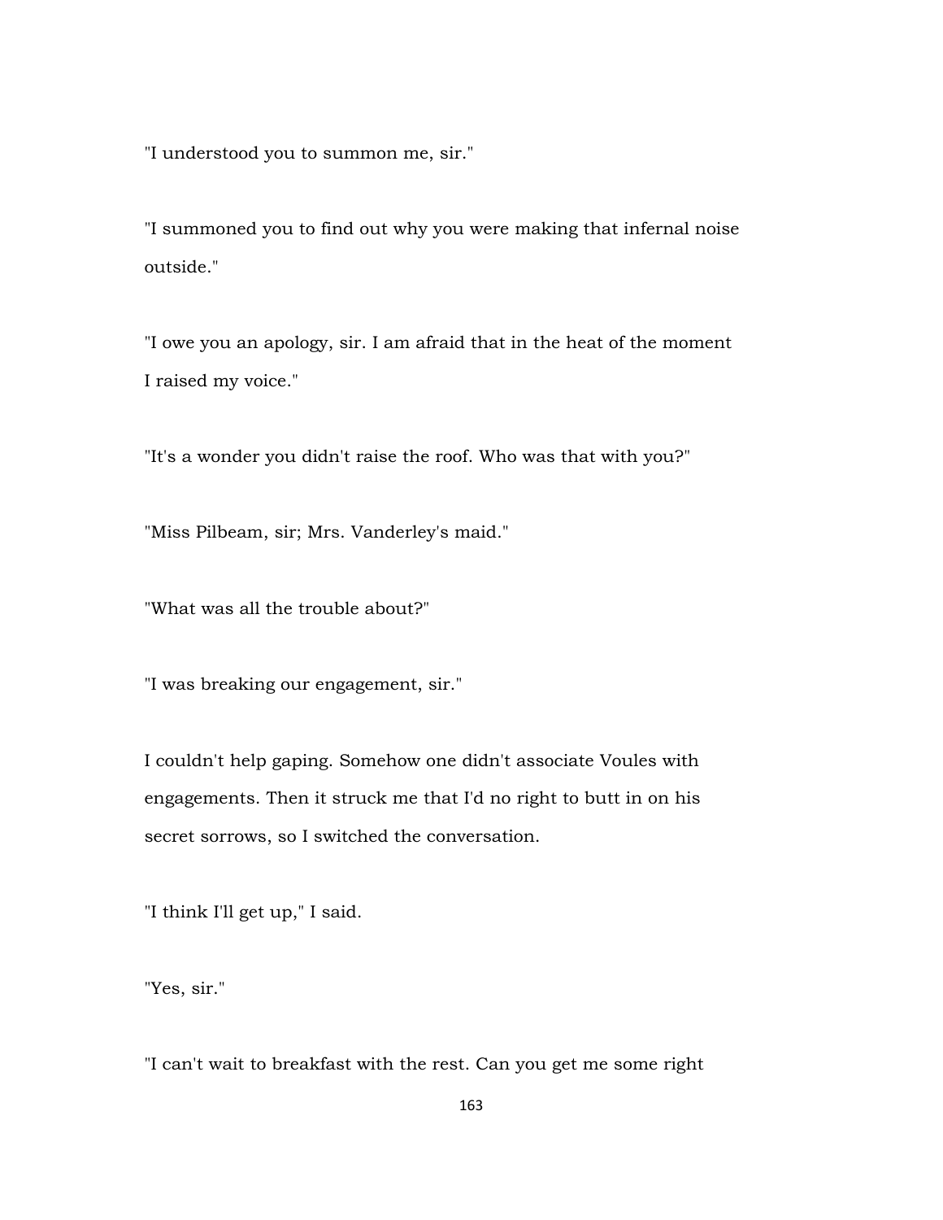"I understood you to summon me, sir."

"I summoned you to find out why you were making that infernal noise outside."

"I owe you an apology, sir. I am afraid that in the heat of the moment I raised my voice."

"It's a wonder you didn't raise the roof. Who was that with you?"

"Miss Pilbeam, sir; Mrs. Vanderley's maid."

"What was all the trouble about?"

"I was breaking our engagement, sir."

I couldn't help gaping. Somehow one didn't associate Voules with engagements. Then it struck me that I'd no right to butt in on his secret sorrows, so I switched the conversation.

"I think I'll get up," I said.

"Yes, sir."

"I can't wait to breakfast with the rest. Can you get me some right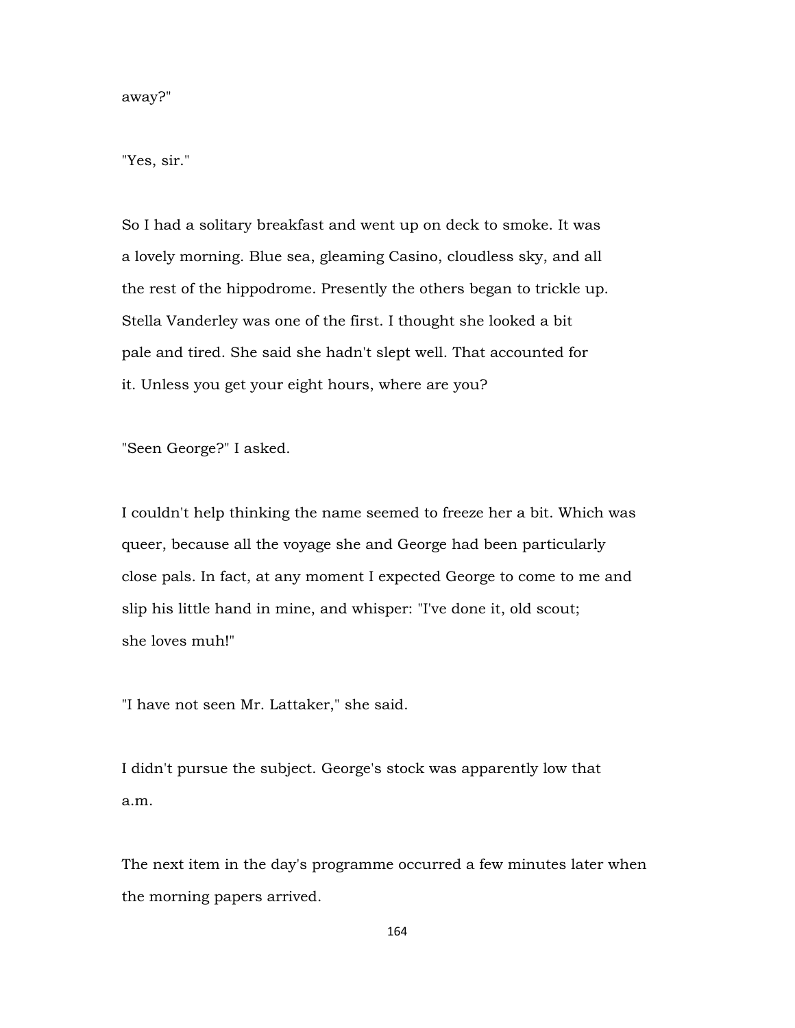away?"

"Yes, sir."

So I had a solitary breakfast and went up on deck to smoke. It was a lovely morning. Blue sea, gleaming Casino, cloudless sky, and all the rest of the hippodrome. Presently the others began to trickle up. Stella Vanderley was one of the first. I thought she looked a bit pale and tired. She said she hadn't slept well. That accounted for it. Unless you get your eight hours, where are you?

"Seen George?" I asked.

I couldn't help thinking the name seemed to freeze her a bit. Which was queer, because all the voyage she and George had been particularly close pals. In fact, at any moment I expected George to come to me and slip his little hand in mine, and whisper: "I've done it, old scout; she loves muh!"

"I have not seen Mr. Lattaker," she said.

I didn't pursue the subject. George's stock was apparently low that a.m.

The next item in the day's programme occurred a few minutes later when the morning papers arrived.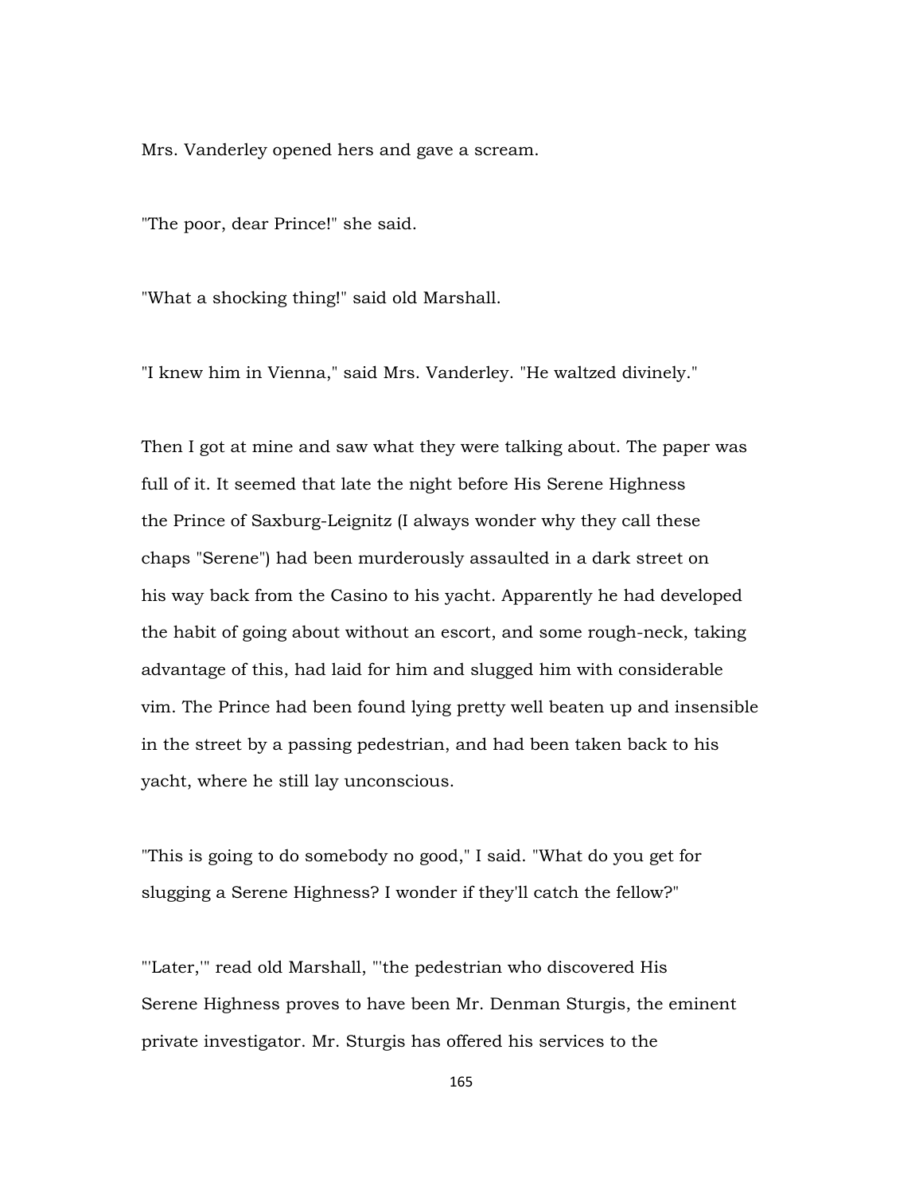Mrs. Vanderley opened hers and gave a scream.

"The poor, dear Prince!" she said.

"What a shocking thing!" said old Marshall.

"I knew him in Vienna," said Mrs. Vanderley. "He waltzed divinely."

Then I got at mine and saw what they were talking about. The paper was full of it. It seemed that late the night before His Serene Highness the Prince of Saxburg-Leignitz (I always wonder why they call these chaps "Serene") had been murderously assaulted in a dark street on his way back from the Casino to his yacht. Apparently he had developed the habit of going about without an escort, and some rough-neck, taking advantage of this, had laid for him and slugged him with considerable vim. The Prince had been found lying pretty well beaten up and insensible in the street by a passing pedestrian, and had been taken back to his yacht, where he still lay unconscious.

"This is going to do somebody no good," I said. "What do you get for slugging a Serene Highness? I wonder if they'll catch the fellow?"

"'Later,'" read old Marshall, "'the pedestrian who discovered His Serene Highness proves to have been Mr. Denman Sturgis, the eminent private investigator. Mr. Sturgis has offered his services to the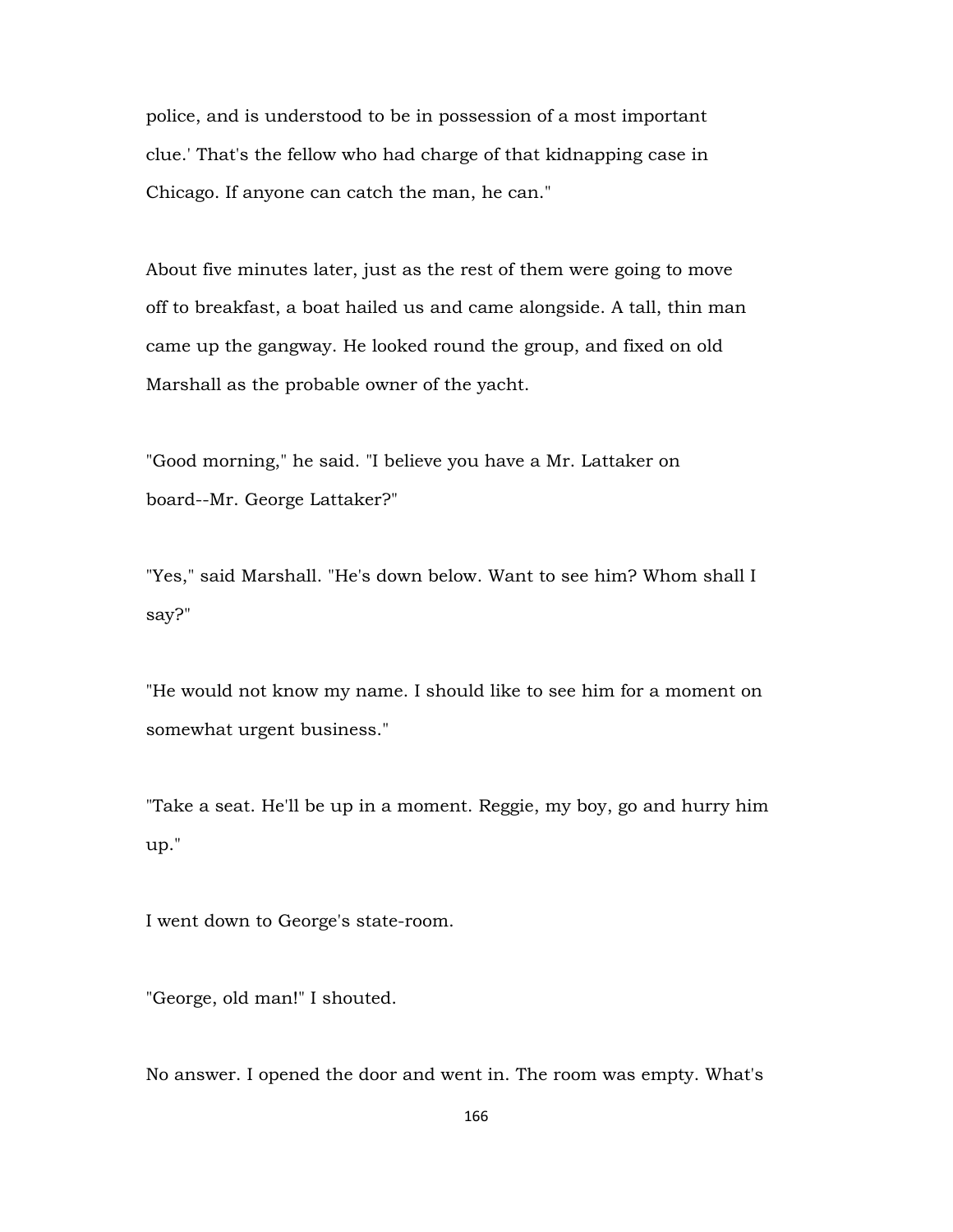police, and is understood to be in possession of a most important clue.' That's the fellow who had charge of that kidnapping case in Chicago. If anyone can catch the man, he can."

About five minutes later, just as the rest of them were going to move off to breakfast, a boat hailed us and came alongside. A tall, thin man came up the gangway. He looked round the group, and fixed on old Marshall as the probable owner of the yacht.

"Good morning," he said. "I believe you have a Mr. Lattaker on board--Mr. George Lattaker?"

"Yes," said Marshall. "He's down below. Want to see him? Whom shall I say?"

"He would not know my name. I should like to see him for a moment on somewhat urgent business."

"Take a seat. He'll be up in a moment. Reggie, my boy, go and hurry him up."

I went down to George's state-room.

"George, old man!" I shouted.

No answer. I opened the door and went in. The room was empty. What's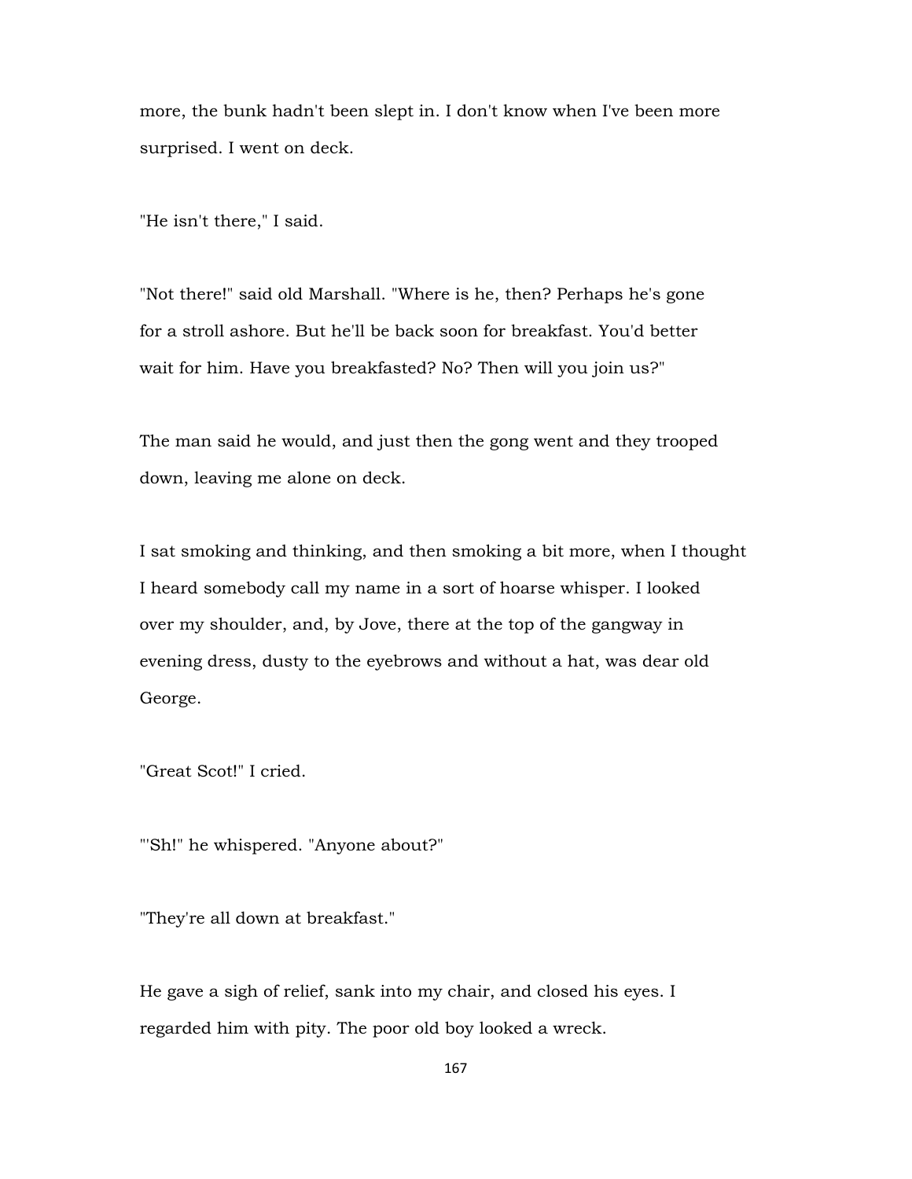more, the bunk hadn't been slept in. I don't know when I've been more surprised. I went on deck.

"He isn't there," I said.

"Not there!" said old Marshall. "Where is he, then? Perhaps he's gone for a stroll ashore. But he'll be back soon for breakfast. You'd better wait for him. Have you breakfasted? No? Then will you join us?"

The man said he would, and just then the gong went and they trooped down, leaving me alone on deck.

I sat smoking and thinking, and then smoking a bit more, when I thought I heard somebody call my name in a sort of hoarse whisper. I looked over my shoulder, and, by Jove, there at the top of the gangway in evening dress, dusty to the eyebrows and without a hat, was dear old George.

"Great Scot!" I cried.

"'Sh!" he whispered. "Anyone about?"

"They're all down at breakfast."

He gave a sigh of relief, sank into my chair, and closed his eyes. I regarded him with pity. The poor old boy looked a wreck.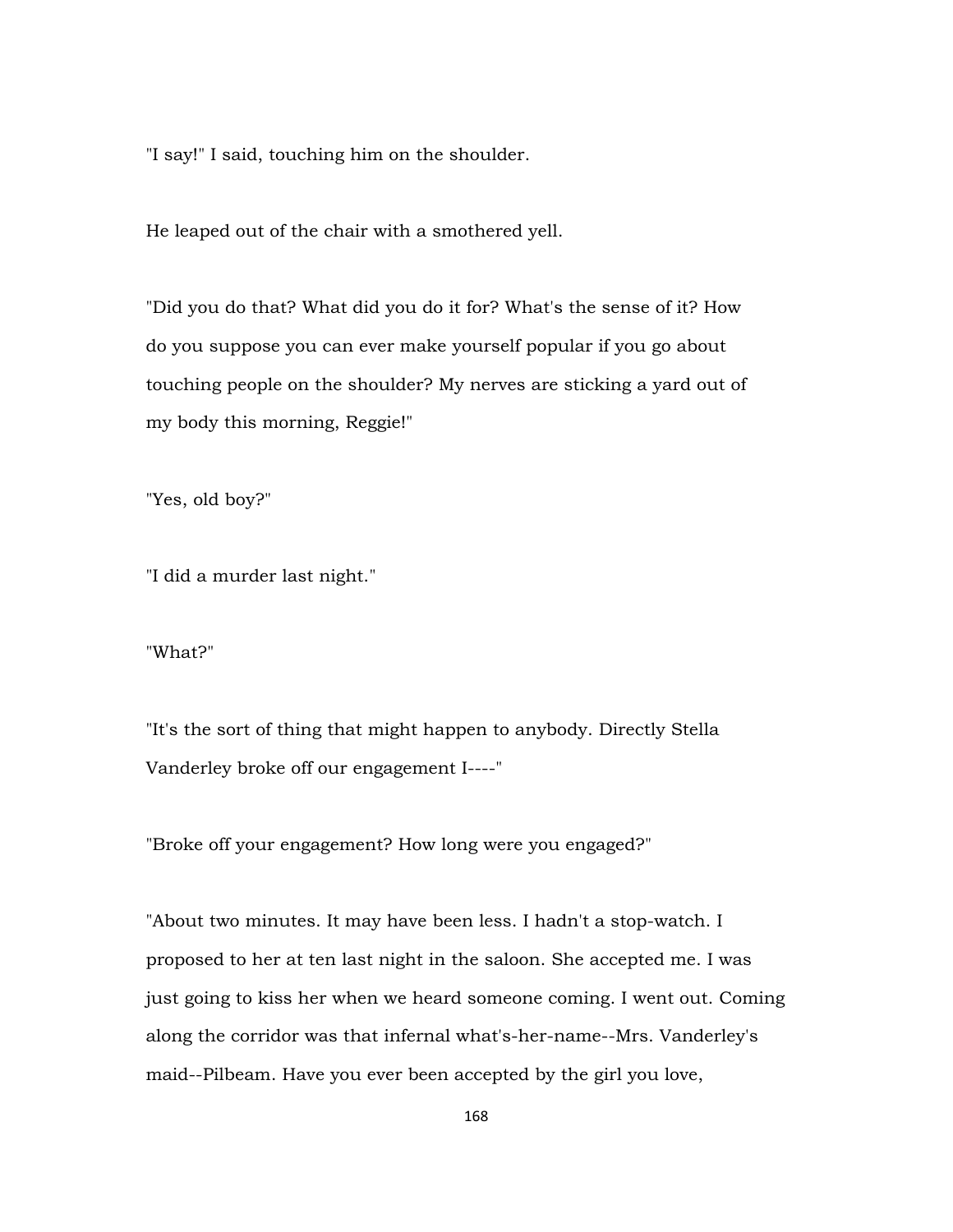"I say!" I said, touching him on the shoulder.

He leaped out of the chair with a smothered yell.

"Did you do that? What did you do it for? What's the sense of it? How do you suppose you can ever make yourself popular if you go about touching people on the shoulder? My nerves are sticking a yard out of my body this morning, Reggie!"

"Yes, old boy?"

"I did a murder last night."

"What?"

"It's the sort of thing that might happen to anybody. Directly Stella Vanderley broke off our engagement I----"

"Broke off your engagement? How long were you engaged?"

"About two minutes. It may have been less. I hadn't a stop-watch. I proposed to her at ten last night in the saloon. She accepted me. I was just going to kiss her when we heard someone coming. I went out. Coming along the corridor was that infernal what's-her-name--Mrs. Vanderley's maid--Pilbeam. Have you ever been accepted by the girl you love,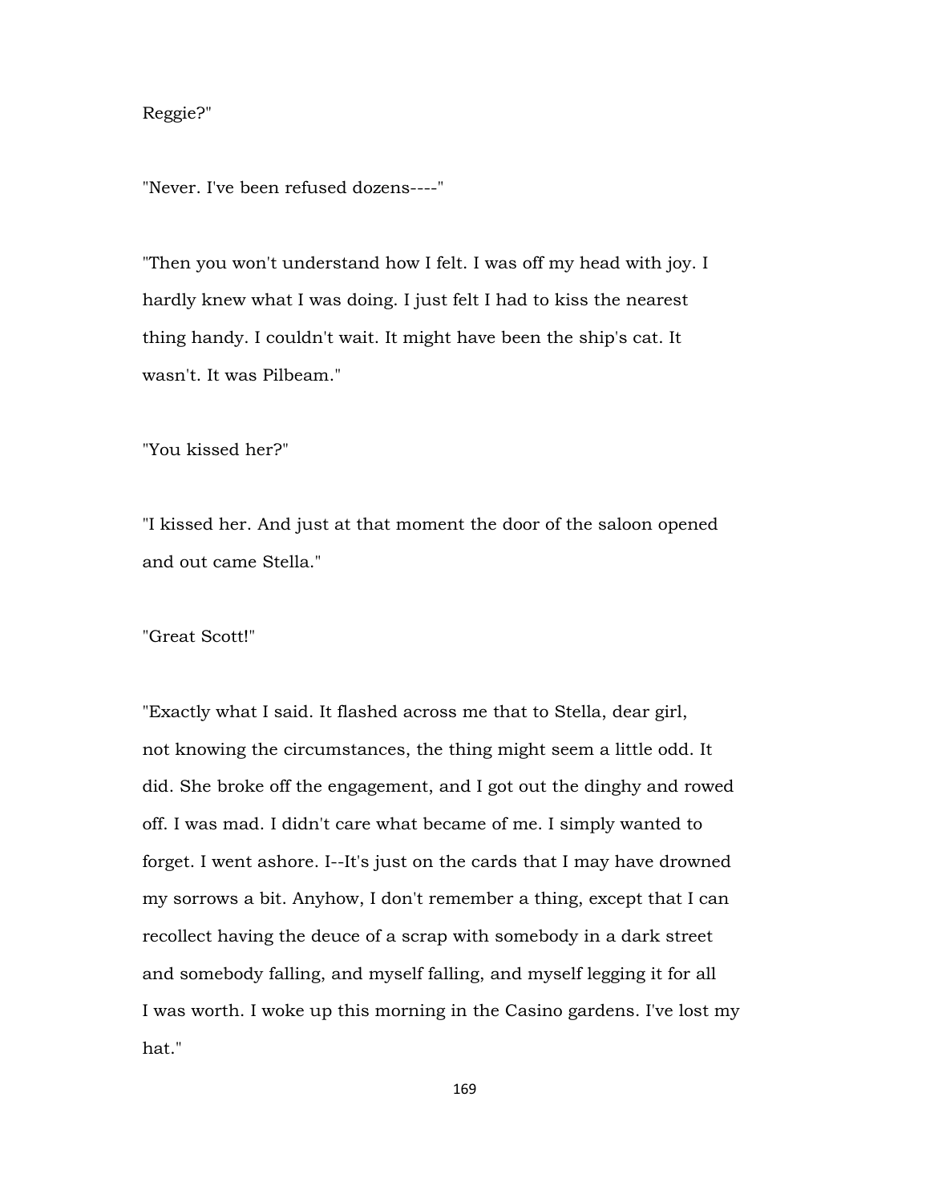Reggie?"

"Never. I've been refused dozens----"

"Then you won't understand how I felt. I was off my head with joy. I hardly knew what I was doing. I just felt I had to kiss the nearest thing handy. I couldn't wait. It might have been the ship's cat. It wasn't. It was Pilbeam."

"You kissed her?"

"I kissed her. And just at that moment the door of the saloon opened and out came Stella."

"Great Scott!"

"Exactly what I said. It flashed across me that to Stella, dear girl, not knowing the circumstances, the thing might seem a little odd. It did. She broke off the engagement, and I got out the dinghy and rowed off. I was mad. I didn't care what became of me. I simply wanted to forget. I went ashore. I--It's just on the cards that I may have drowned my sorrows a bit. Anyhow, I don't remember a thing, except that I can recollect having the deuce of a scrap with somebody in a dark street and somebody falling, and myself falling, and myself legging it for all I was worth. I woke up this morning in the Casino gardens. I've lost my hat."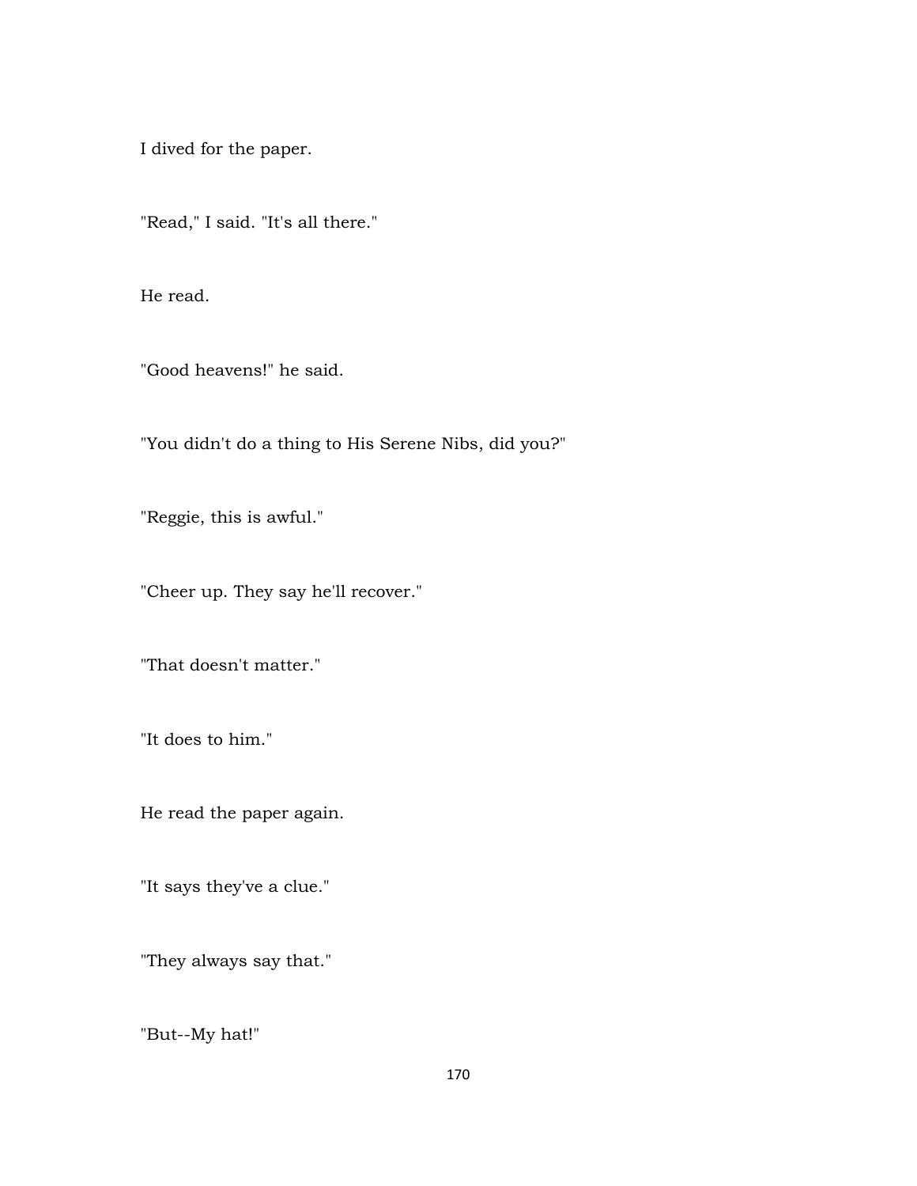I dived for the paper.

"Read," I said. "It's all there."

He read.

"Good heavens!" he said.

"You didn't do a thing to His Serene Nibs, did you?"

"Reggie, this is awful."

"Cheer up. They say he'll recover."

"That doesn't matter."

"It does to him."

He read the paper again.

"It says they've a clue."

"They always say that."

"But--My hat!"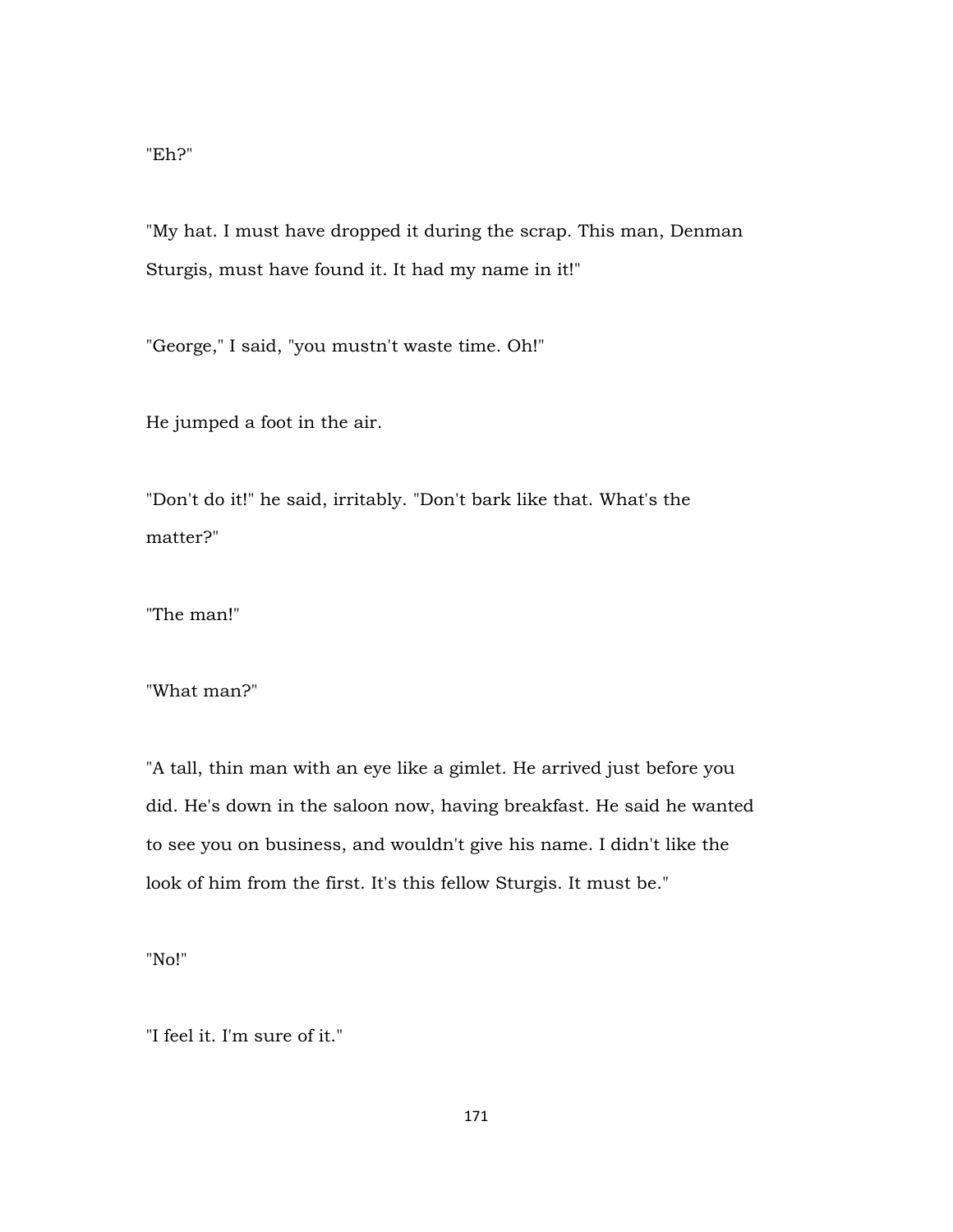"Eh?"

"My hat. I must have dropped it during the scrap. This man, Denman Sturgis, must have found it. It had my name in it!"

"George," I said, "you mustn't waste time. Oh!"

He jumped a foot in the air.

"Don't do it!" he said, irritably. "Don't bark like that. What's the matter?"

"The man!"

"What man?"

"A tall, thin man with an eye like a gimlet. He arrived just before you did. He's down in the saloon now, having breakfast. He said he wanted to see you on business, and wouldn't give his name. I didn't like the look of him from the first. It's this fellow Sturgis. It must be."

"No!"

"I feel it. I'm sure of it."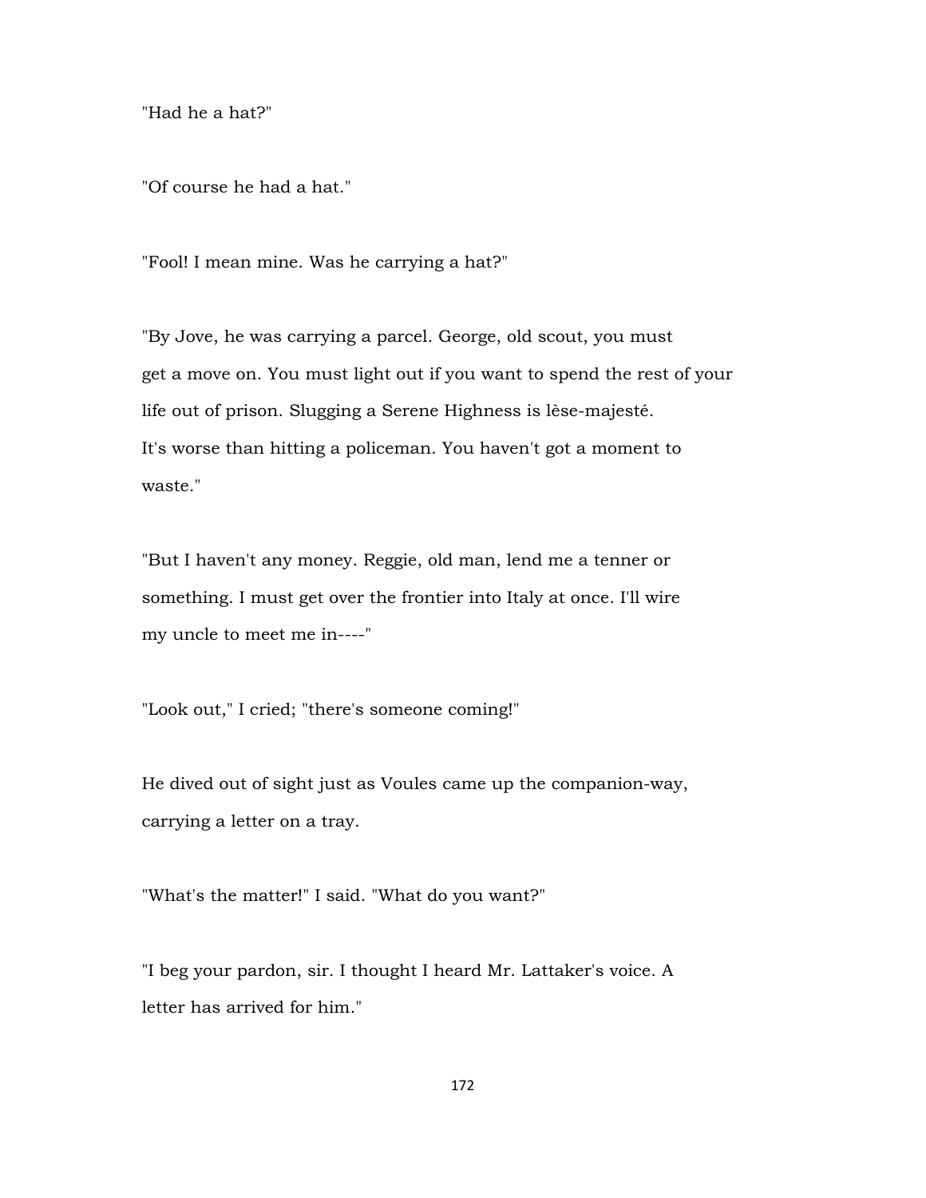"Had he a hat?"

"Of course he had a hat."

"Fool! I mean mine. Was he carrying a hat?"

"By Jove, he was carrying a parcel. George, old scout, you must get a move on. You must light out if you want to spend the rest of your life out of prison. Slugging a Serene Highness is lèse-majesté. It's worse than hitting a policeman. You haven't got a moment to waste."

"But I haven't any money. Reggie, old man, lend me a tenner or something. I must get over the frontier into Italy at once. I'll wire my uncle to meet me in----"

"Look out," I cried; "there's someone coming!"

He dived out of sight just as Voules came up the companion-way, carrying a letter on a tray.

"What's the matter!" I said. "What do you want?"

"I beg your pardon, sir. I thought I heard Mr. Lattaker's voice. A letter has arrived for him."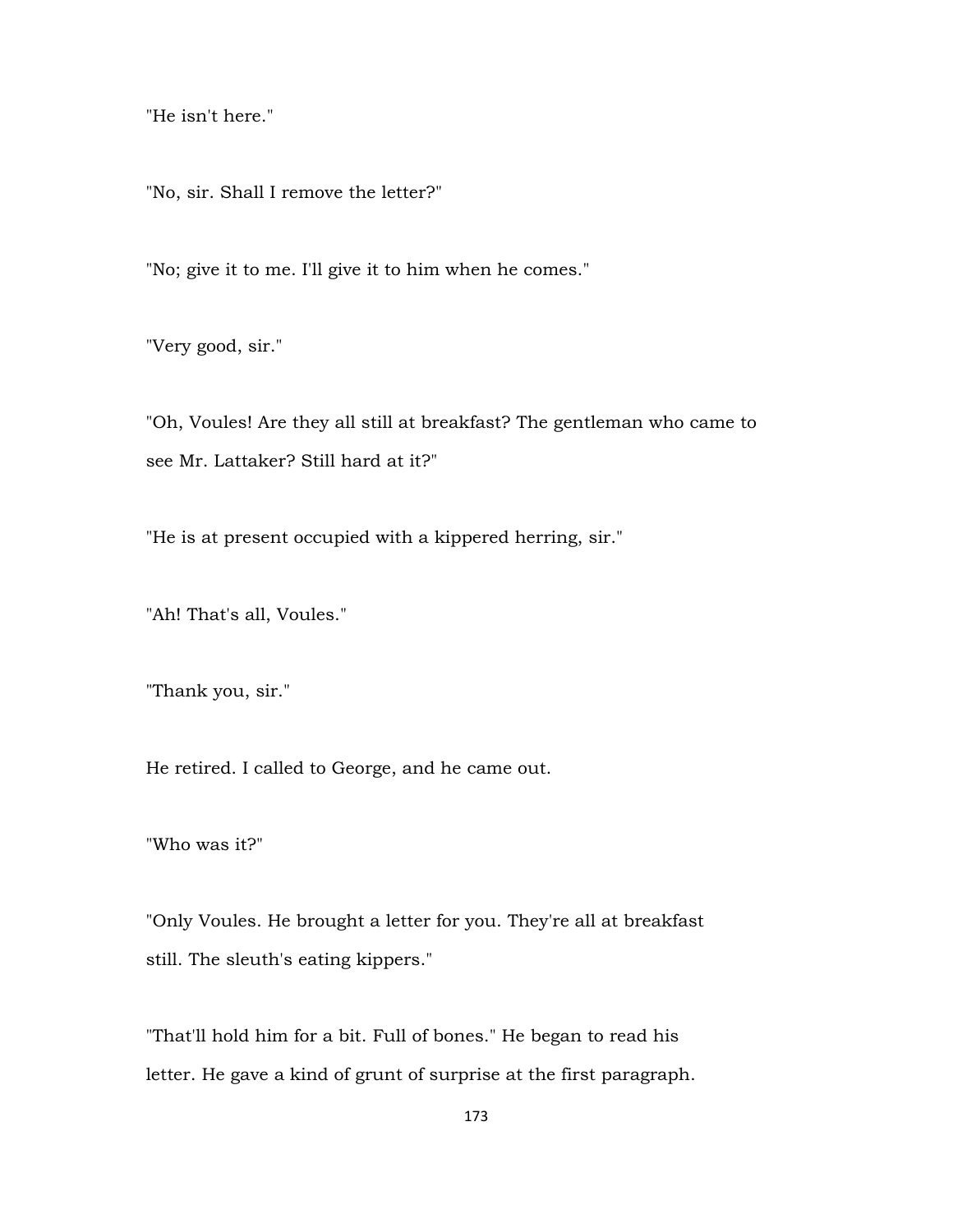"He isn't here."

"No, sir. Shall I remove the letter?"

"No; give it to me. I'll give it to him when he comes."

"Very good, sir."

"Oh, Voules! Are they all still at breakfast? The gentleman who came to see Mr. Lattaker? Still hard at it?"

"He is at present occupied with a kippered herring, sir."

"Ah! That's all, Voules."

"Thank you, sir."

He retired. I called to George, and he came out.

"Who was it?"

"Only Voules. He brought a letter for you. They're all at breakfast still. The sleuth's eating kippers."

"That'll hold him for a bit. Full of bones." He began to read his letter. He gave a kind of grunt of surprise at the first paragraph.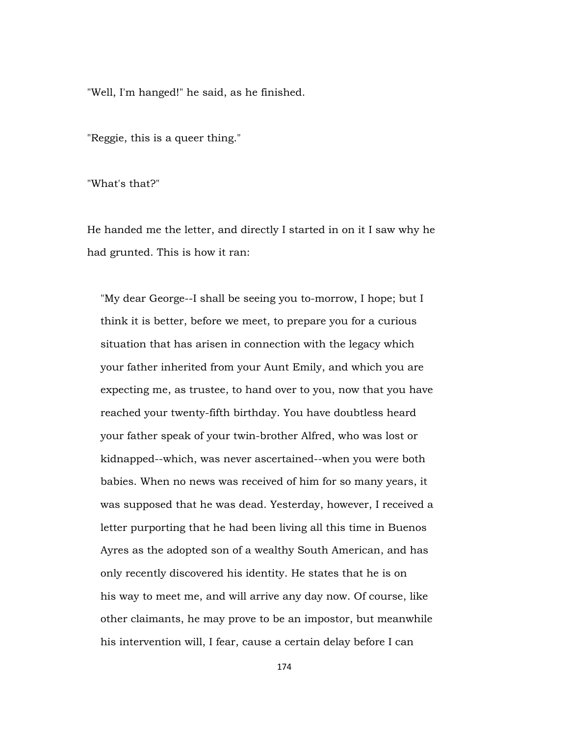"Well, I'm hanged!" he said, as he finished.

"Reggie, this is a queer thing."

"What's that?"

He handed me the letter, and directly I started in on it I saw why he had grunted. This is how it ran:

> "My dear George--I shall be seeing you to-morrow, I hope; but I think it is better, before we meet, to prepare you for a curious situation that has arisen in connection with the legacy which your father inherited from your Aunt Emily, and which you are expecting me, as trustee, to hand over to you, now that you have reached your twenty-fifth birthday. You have doubtless heard your father speak of your twin-brother Alfred, who was lost or kidnapped--which, was never ascertained--when you were both babies. When no news was received of him for so many years, it was supposed that he was dead. Yesterday, however, I received a letter purporting that he had been living all this time in Buenos Ayres as the adopted son of a wealthy South American, and has only recently discovered his identity. He states that he is on his way to meet me, and will arrive any day now. Of course, like other claimants, he may prove to be an impostor, but meanwhile his intervention will, I fear, cause a certain delay before I can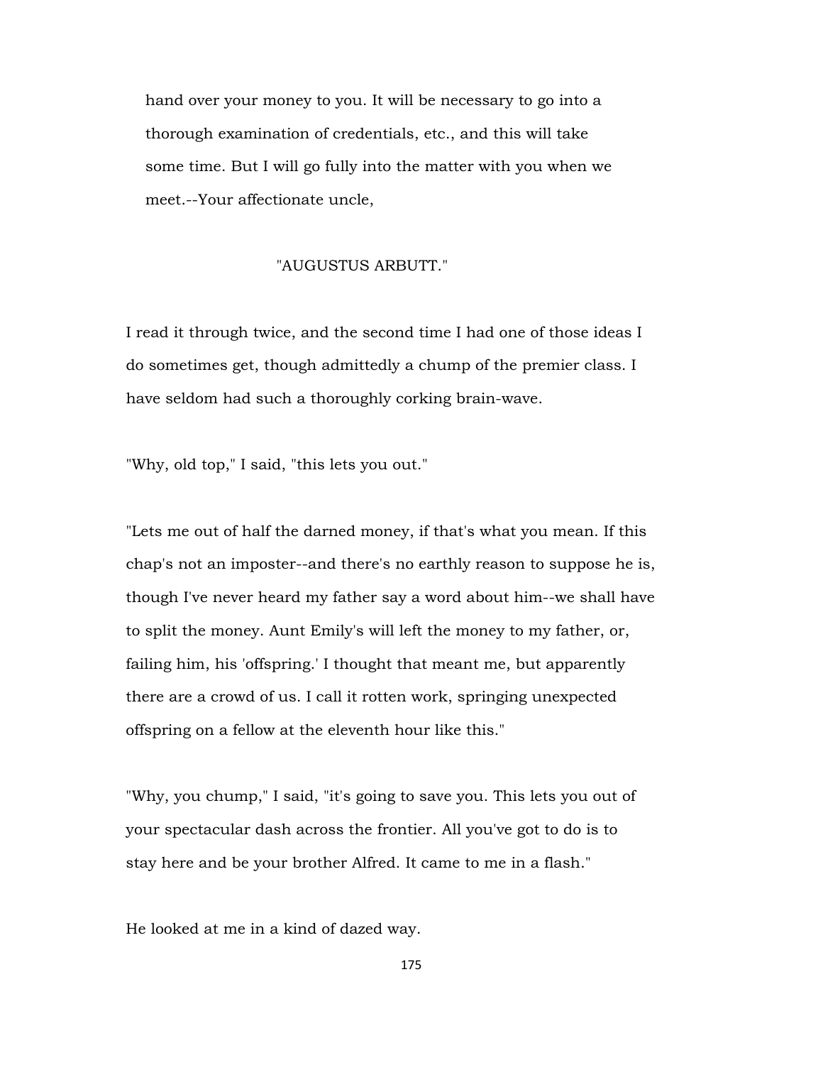hand over your money to you. It will be necessary to go into a thorough examination of credentials, etc., and this will take some time. But I will go fully into the matter with you when we meet.--Your affectionate uncle,

"AUGUSTUS ARBUTT."

I read it through twice, and the second time I had one of those ideas I do sometimes get, though admittedly a chump of the premier class. I have seldom had such a thoroughly corking brain-wave.

"Why, old top," I said, "this lets you out."

"Lets me out of half the darned money, if that's what you mean. If this chap's not an imposter--and there's no earthly reason to suppose he is, though I've never heard my father say a word about him--we shall have to split the money. Aunt Emily's will left the money to my father, or, failing him, his 'offspring.' I thought that meant me, but apparently there are a crowd of us. I call it rotten work, springing unexpected offspring on a fellow at the eleventh hour like this."

"Why, you chump," I said, "it's going to save you. This lets you out of your spectacular dash across the frontier. All you've got to do is to stay here and be your brother Alfred. It came to me in a flash."

He looked at me in a kind of dazed way.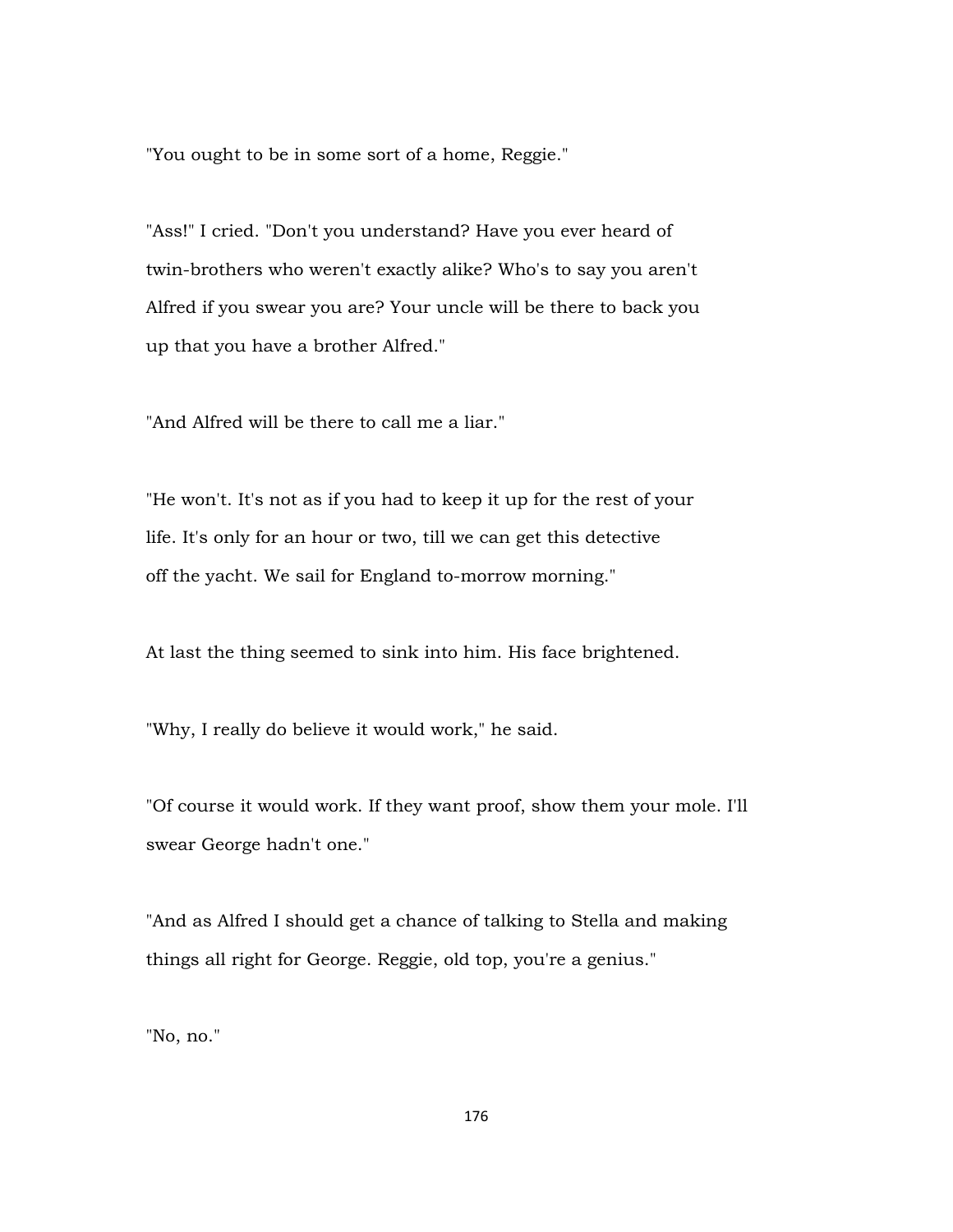"You ought to be in some sort of a home, Reggie."

"Ass!" I cried. "Don't you understand? Have you ever heard of twin-brothers who weren't exactly alike? Who's to say you aren't Alfred if you swear you are? Your uncle will be there to back you up that you have a brother Alfred."

"And Alfred will be there to call me a liar."

"He won't. It's not as if you had to keep it up for the rest of your life. It's only for an hour or two, till we can get this detective off the yacht. We sail for England to-morrow morning."

At last the thing seemed to sink into him. His face brightened.

"Why, I really do believe it would work," he said.

"Of course it would work. If they want proof, show them your mole. I'll swear George hadn't one."

"And as Alfred I should get a chance of talking to Stella and making things all right for George. Reggie, old top, you're a genius."

"No, no."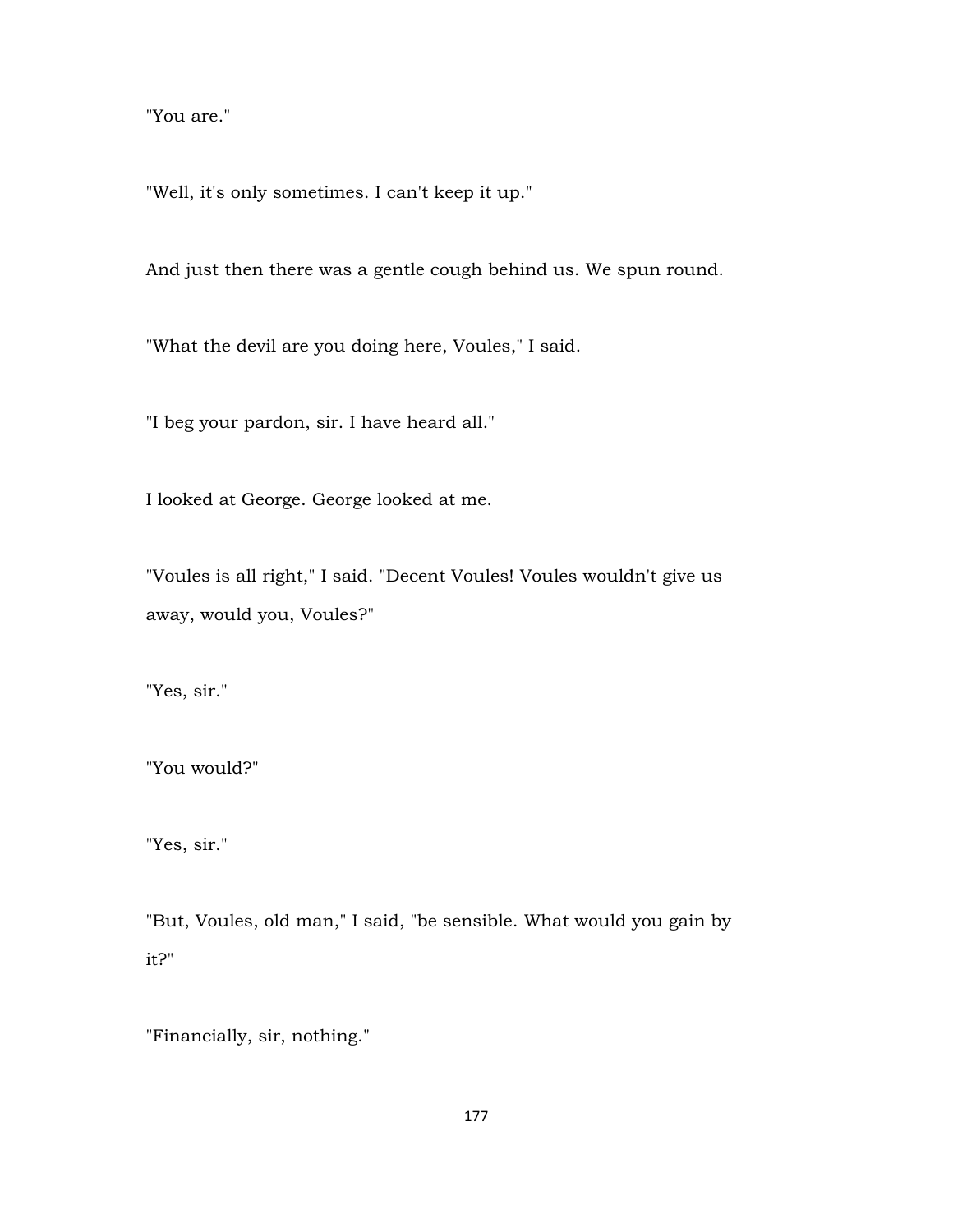"You are."

"Well, it's only sometimes. I can't keep it up."

And just then there was a gentle cough behind us. We spun round.

"What the devil are you doing here, Voules," I said.

"I beg your pardon, sir. I have heard all."

I looked at George. George looked at me.

"Voules is all right," I said. "Decent Voules! Voules wouldn't give us away, would you, Voules?"

"Yes, sir."

"You would?"

"Yes, sir."

"But, Voules, old man," I said, "be sensible. What would you gain by it?"

"Financially, sir, nothing."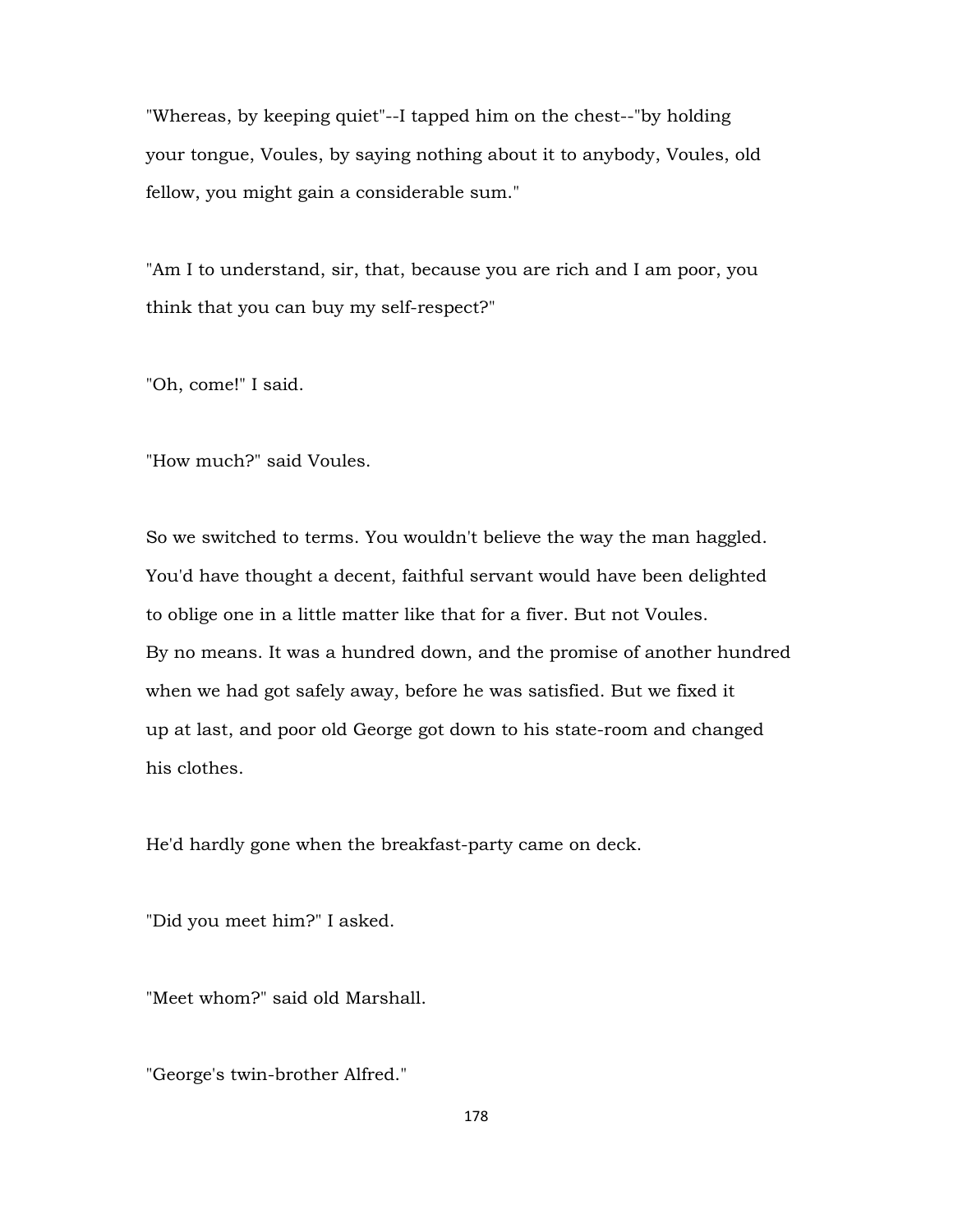"Whereas, by keeping quiet"--I tapped him on the chest--"by holding your tongue, Voules, by saying nothing about it to anybody, Voules, old fellow, you might gain a considerable sum."

"Am I to understand, sir, that, because you are rich and I am poor, you think that you can buy my self-respect?"

"Oh, come!" I said.

"How much?" said Voules.

So we switched to terms. You wouldn't believe the way the man haggled. You'd have thought a decent, faithful servant would have been delighted to oblige one in a little matter like that for a fiver. But not Voules. By no means. It was a hundred down, and the promise of another hundred when we had got safely away, before he was satisfied. But we fixed it up at last, and poor old George got down to his state-room and changed his clothes.

He'd hardly gone when the breakfast-party came on deck.

"Did you meet him?" I asked.

"Meet whom?" said old Marshall.

"George's twin-brother Alfred."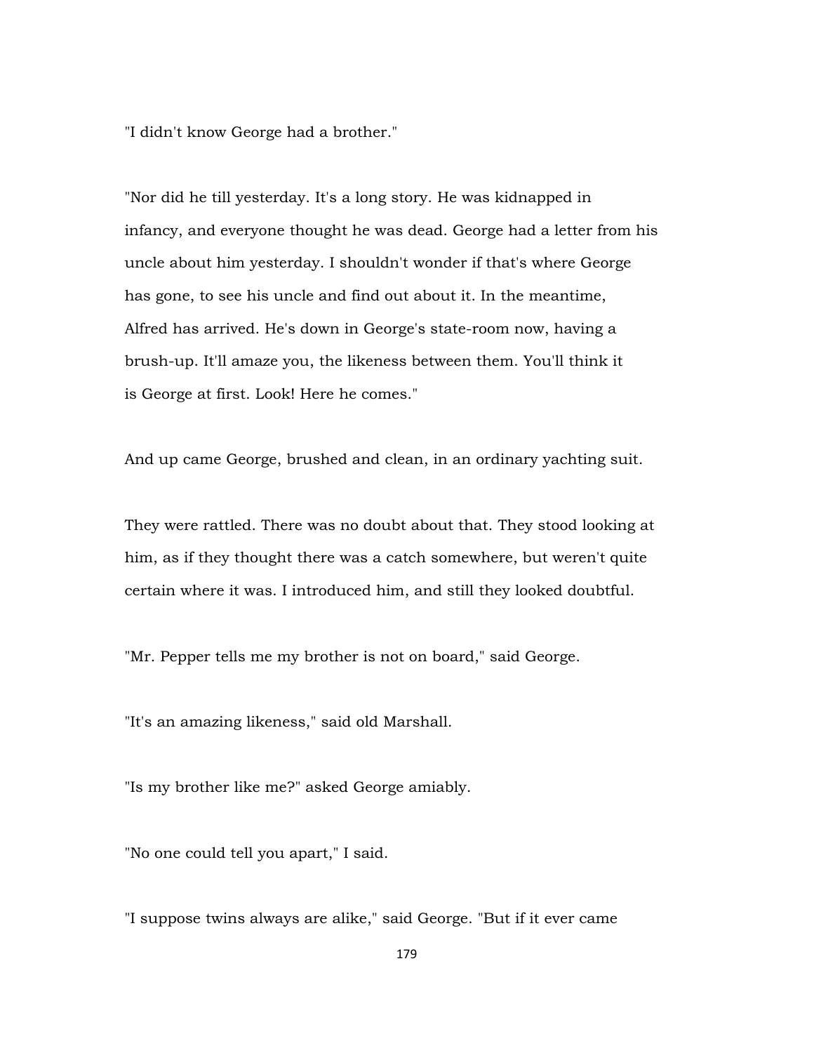"I didn't know George had a brother."

"Nor did he till yesterday. It's a long story. He was kidnapped in infancy, and everyone thought he was dead. George had a letter from his uncle about him yesterday. I shouldn't wonder if that's where George has gone, to see his uncle and find out about it. In the meantime, Alfred has arrived. He's down in George's state-room now, having a brush-up. It'll amaze you, the likeness between them. You'll think it is George at first. Look! Here he comes."

And up came George, brushed and clean, in an ordinary yachting suit.

They were rattled. There was no doubt about that. They stood looking at him, as if they thought there was a catch somewhere, but weren't quite certain where it was. I introduced him, and still they looked doubtful.

"Mr. Pepper tells me my brother is not on board," said George.

"It's an amazing likeness," said old Marshall.

"Is my brother like me?" asked George amiably.

"No one could tell you apart," I said.

"I suppose twins always are alike," said George. "But if it ever came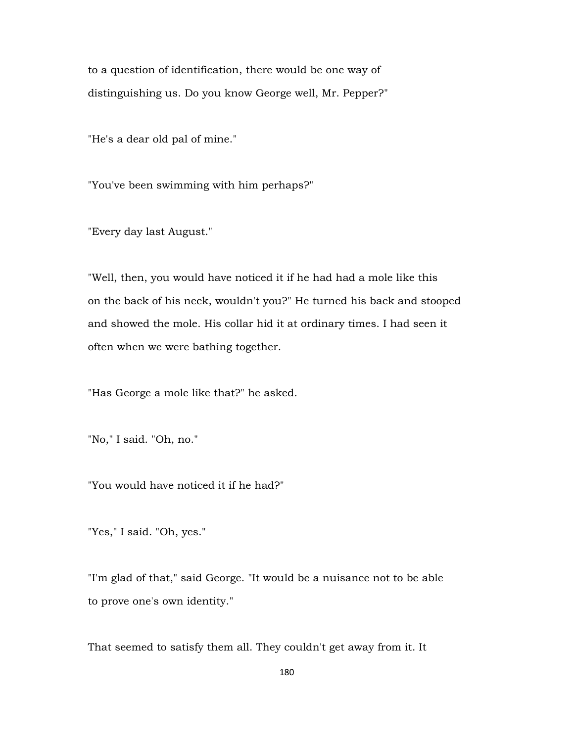to a question of identification, there would be one way of distinguishing us. Do you know George well, Mr. Pepper?"

"He's a dear old pal of mine."

"You've been swimming with him perhaps?"

"Every day last August."

"Well, then, you would have noticed it if he had had a mole like this on the back of his neck, wouldn't you?" He turned his back and stooped and showed the mole. His collar hid it at ordinary times. I had seen it often when we were bathing together.

"Has George a mole like that?" he asked.

"No," I said. "Oh, no."

"You would have noticed it if he had?"

"Yes," I said. "Oh, yes."

"I'm glad of that," said George. "It would be a nuisance not to be able to prove one's own identity."

That seemed to satisfy them all. They couldn't get away from it. It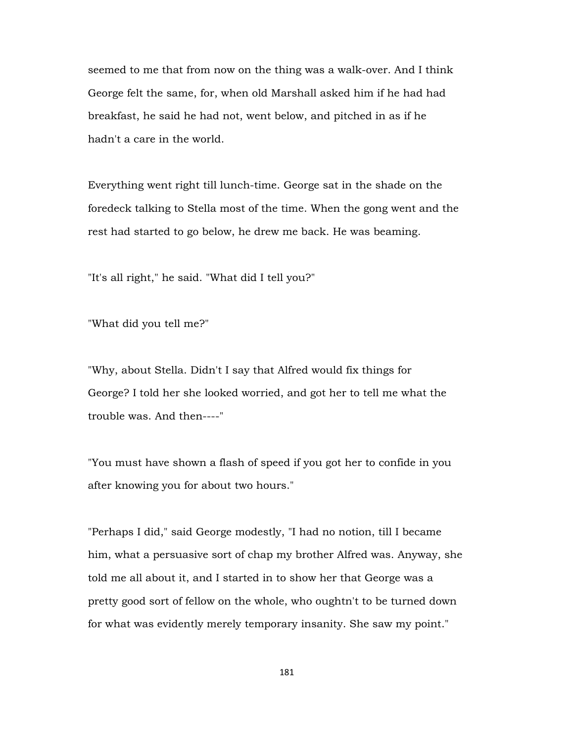seemed to me that from now on the thing was a walk-over. And I think George felt the same, for, when old Marshall asked him if he had had breakfast, he said he had not, went below, and pitched in as if he hadn't a care in the world.

Everything went right till lunch-time. George sat in the shade on the foredeck talking to Stella most of the time. When the gong went and the rest had started to go below, he drew me back. He was beaming.

"It's all right," he said. "What did I tell you?"

"What did you tell me?"

"Why, about Stella. Didn't I say that Alfred would fix things for George? I told her she looked worried, and got her to tell me what the trouble was. And then----"

"You must have shown a flash of speed if you got her to confide in you after knowing you for about two hours."

"Perhaps I did," said George modestly, "I had no notion, till I became him, what a persuasive sort of chap my brother Alfred was. Anyway, she told me all about it, and I started in to show her that George was a pretty good sort of fellow on the whole, who oughtn't to be turned down for what was evidently merely temporary insanity. She saw my point."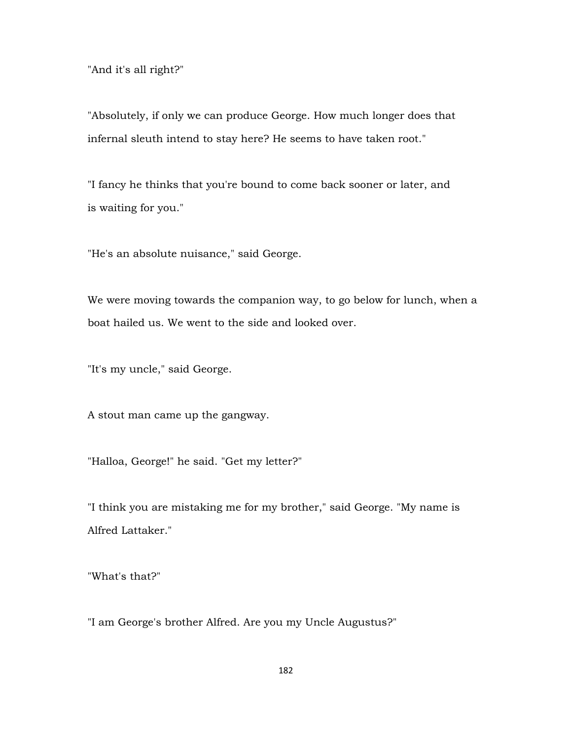"And it's all right?"

"Absolutely, if only we can produce George. How much longer does that infernal sleuth intend to stay here? He seems to have taken root."

"I fancy he thinks that you're bound to come back sooner or later, and is waiting for you."

"He's an absolute nuisance," said George.

We were moving towards the companion way, to go below for lunch, when a boat hailed us. We went to the side and looked over.

"It's my uncle," said George.

A stout man came up the gangway.

"Halloa, George!" he said. "Get my letter?"

"I think you are mistaking me for my brother," said George. "My name is Alfred Lattaker."

"What's that?"

"I am George's brother Alfred. Are you my Uncle Augustus?"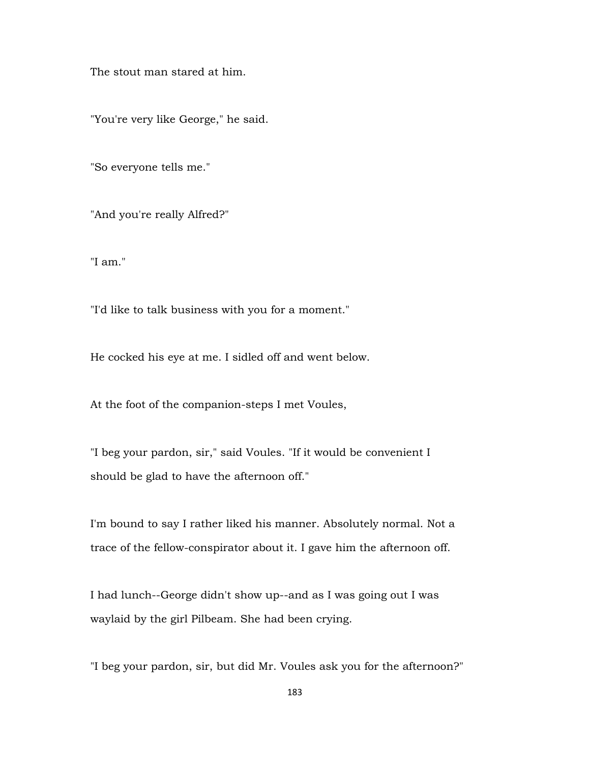The stout man stared at him.

"You're very like George," he said.

"So everyone tells me."

"And you're really Alfred?"

"I am."

"I'd like to talk business with you for a moment."

He cocked his eye at me. I sidled off and went below.

At the foot of the companion-steps I met Voules,

"I beg your pardon, sir," said Voules. "If it would be convenient I should be glad to have the afternoon off."

I'm bound to say I rather liked his manner. Absolutely normal. Not a trace of the fellow-conspirator about it. I gave him the afternoon off.

I had lunch--George didn't show up--and as I was going out I was waylaid by the girl Pilbeam. She had been crying.

"I beg your pardon, sir, but did Mr. Voules ask you for the afternoon?"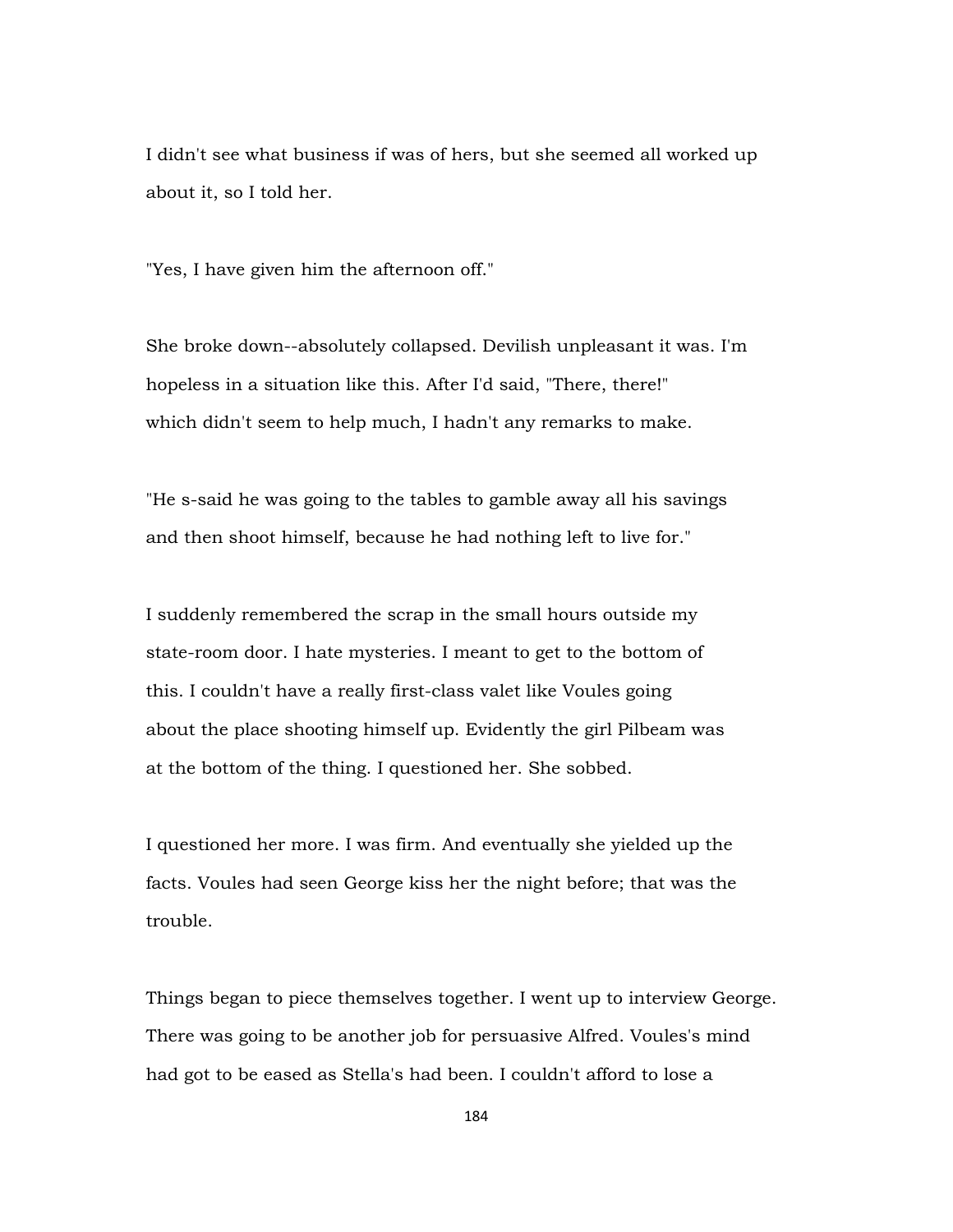I didn't see what business if was of hers, but she seemed all worked up about it, so I told her.

"Yes, I have given him the afternoon off."

She broke down--absolutely collapsed. Devilish unpleasant it was. I'm hopeless in a situation like this. After I'd said, "There, there!" which didn't seem to help much, I hadn't any remarks to make.

"He s-said he was going to the tables to gamble away all his savings and then shoot himself, because he had nothing left to live for."

I suddenly remembered the scrap in the small hours outside my state-room door. I hate mysteries. I meant to get to the bottom of this. I couldn't have a really first-class valet like Voules going about the place shooting himself up. Evidently the girl Pilbeam was at the bottom of the thing. I questioned her. She sobbed.

I questioned her more. I was firm. And eventually she yielded up the facts. Voules had seen George kiss her the night before; that was the trouble.

Things began to piece themselves together. I went up to interview George. There was going to be another job for persuasive Alfred. Voules's mind had got to be eased as Stella's had been. I couldn't afford to lose a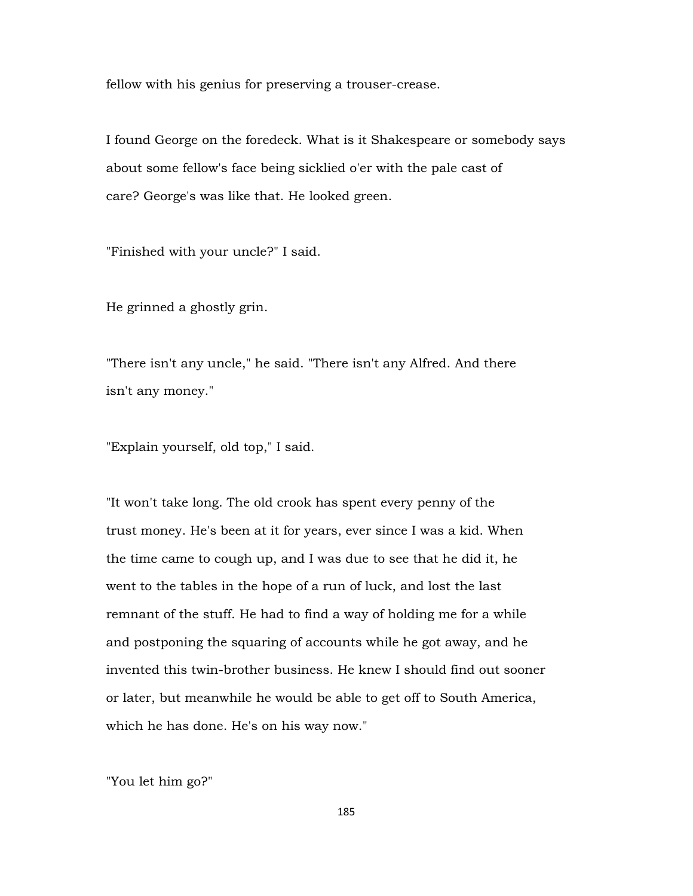fellow with his genius for preserving a trouser-crease.

I found George on the foredeck. What is it Shakespeare or somebody says about some fellow's face being sicklied o'er with the pale cast of care? George's was like that. He looked green.

"Finished with your uncle?" I said.

He grinned a ghostly grin.

"There isn't any uncle," he said. "There isn't any Alfred. And there isn't any money."

"Explain yourself, old top," I said.

"It won't take long. The old crook has spent every penny of the trust money. He's been at it for years, ever since I was a kid. When the time came to cough up, and I was due to see that he did it, he went to the tables in the hope of a run of luck, and lost the last remnant of the stuff. He had to find a way of holding me for a while and postponing the squaring of accounts while he got away, and he invented this twin-brother business. He knew I should find out sooner or later, but meanwhile he would be able to get off to South America, which he has done. He's on his way now."

"You let him go?"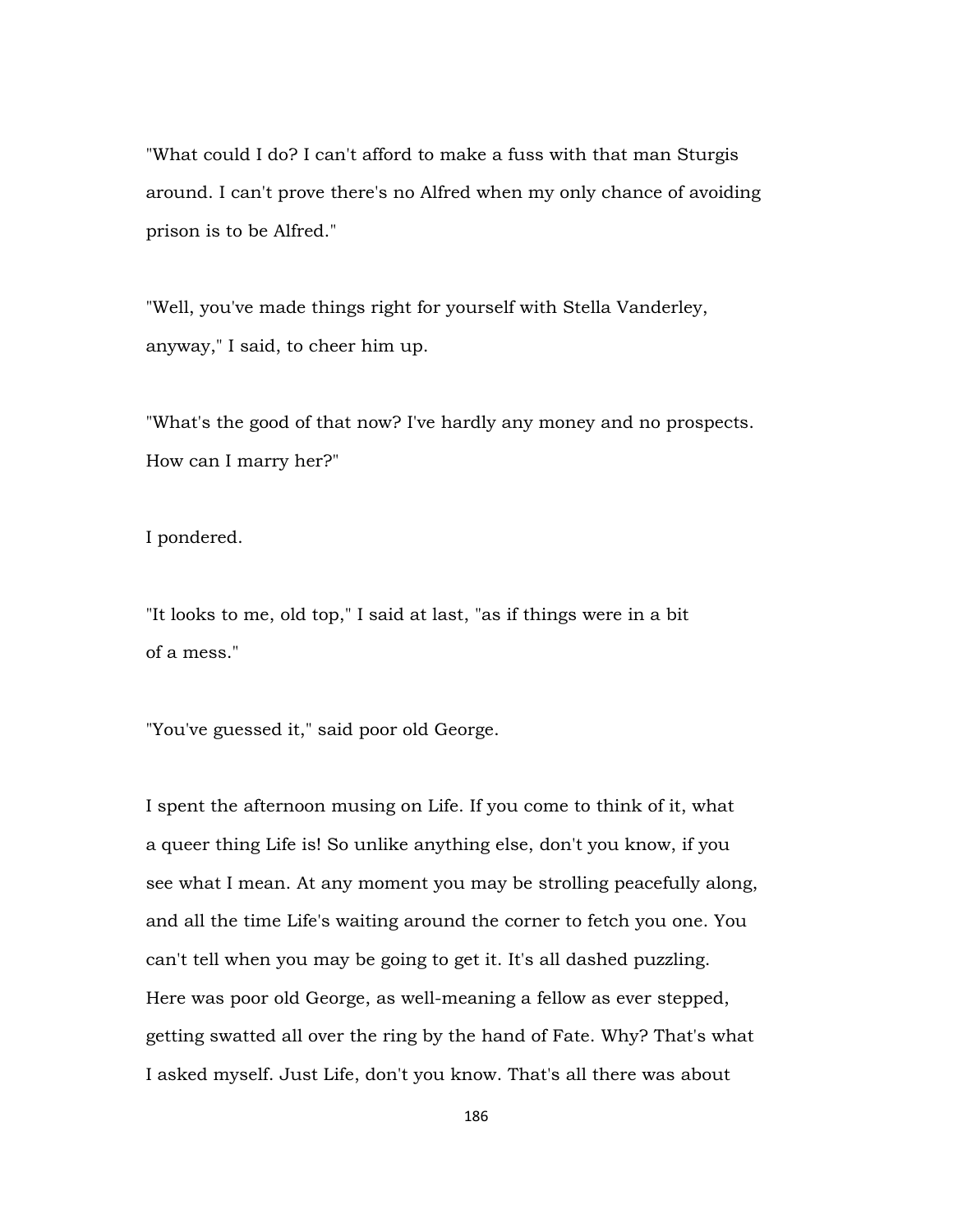"What could I do? I can't afford to make a fuss with that man Sturgis around. I can't prove there's no Alfred when my only chance of avoiding prison is to be Alfred."

"Well, you've made things right for yourself with Stella Vanderley, anyway," I said, to cheer him up.

"What's the good of that now? I've hardly any money and no prospects. How can I marry her?"

I pondered.

"It looks to me, old top," I said at last, "as if things were in a bit of a mess."

"You've guessed it," said poor old George.

I spent the afternoon musing on Life. If you come to think of it, what a queer thing Life is! So unlike anything else, don't you know, if you see what I mean. At any moment you may be strolling peacefully along, and all the time Life's waiting around the corner to fetch you one. You can't tell when you may be going to get it. It's all dashed puzzling. Here was poor old George, as well-meaning a fellow as ever stepped, getting swatted all over the ring by the hand of Fate. Why? That's what I asked myself. Just Life, don't you know. That's all there was about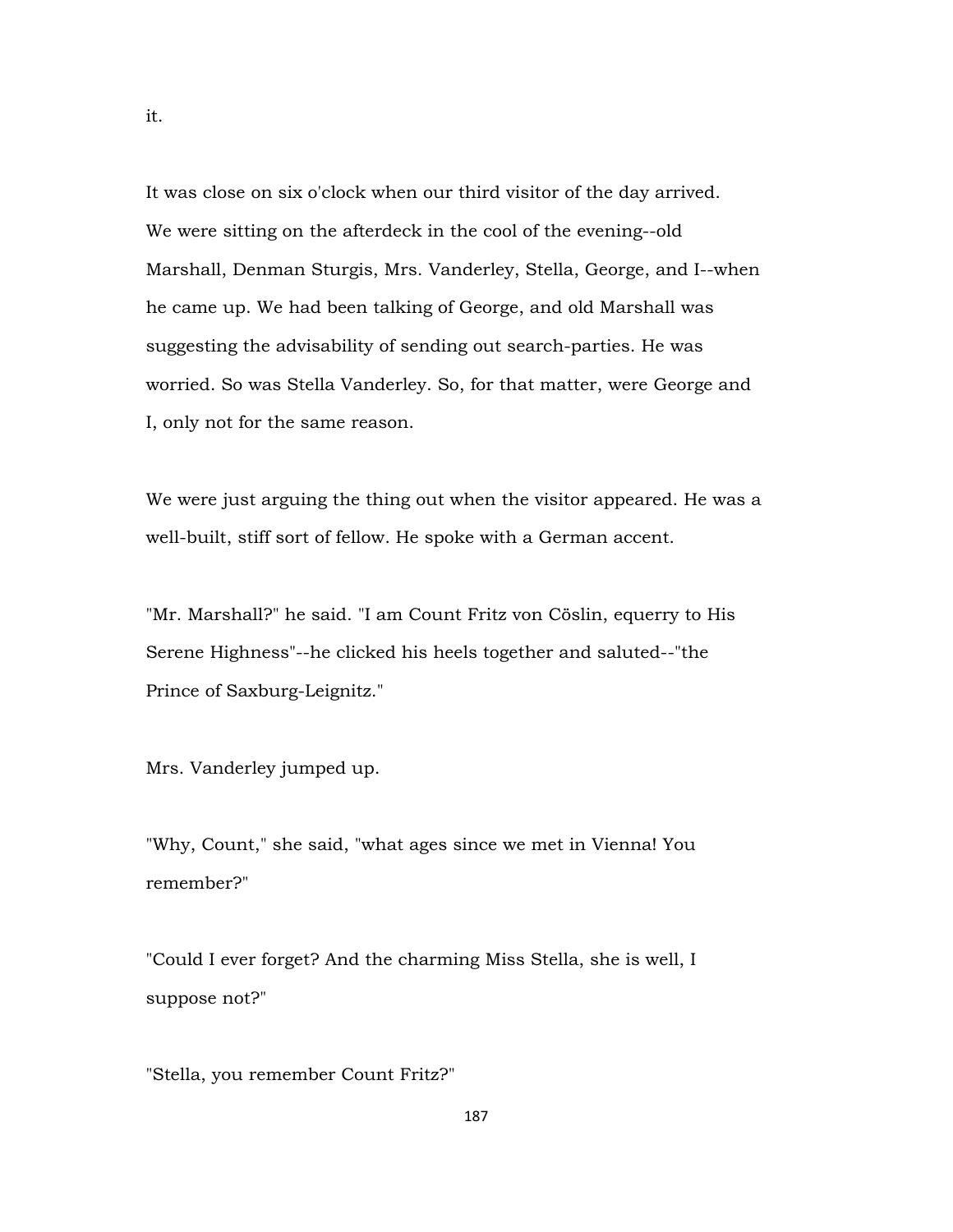it.

It was close on six o'clock when our third visitor of the day arrived. We were sitting on the afterdeck in the cool of the evening--old Marshall, Denman Sturgis, Mrs. Vanderley, Stella, George, and I--when he came up. We had been talking of George, and old Marshall was suggesting the advisability of sending out search-parties. He was worried. So was Stella Vanderley. So, for that matter, were George and I, only not for the same reason.

We were just arguing the thing out when the visitor appeared. He was a well-built, stiff sort of fellow. He spoke with a German accent.

"Mr. Marshall?" he said. "I am Count Fritz von Cöslin, equerry to His Serene Highness"--he clicked his heels together and saluted--"the Prince of Saxburg-Leignitz."

Mrs. Vanderley jumped up.

"Why, Count," she said, "what ages since we met in Vienna! You remember?"

"Could I ever forget? And the charming Miss Stella, she is well, I suppose not?"

"Stella, you remember Count Fritz?"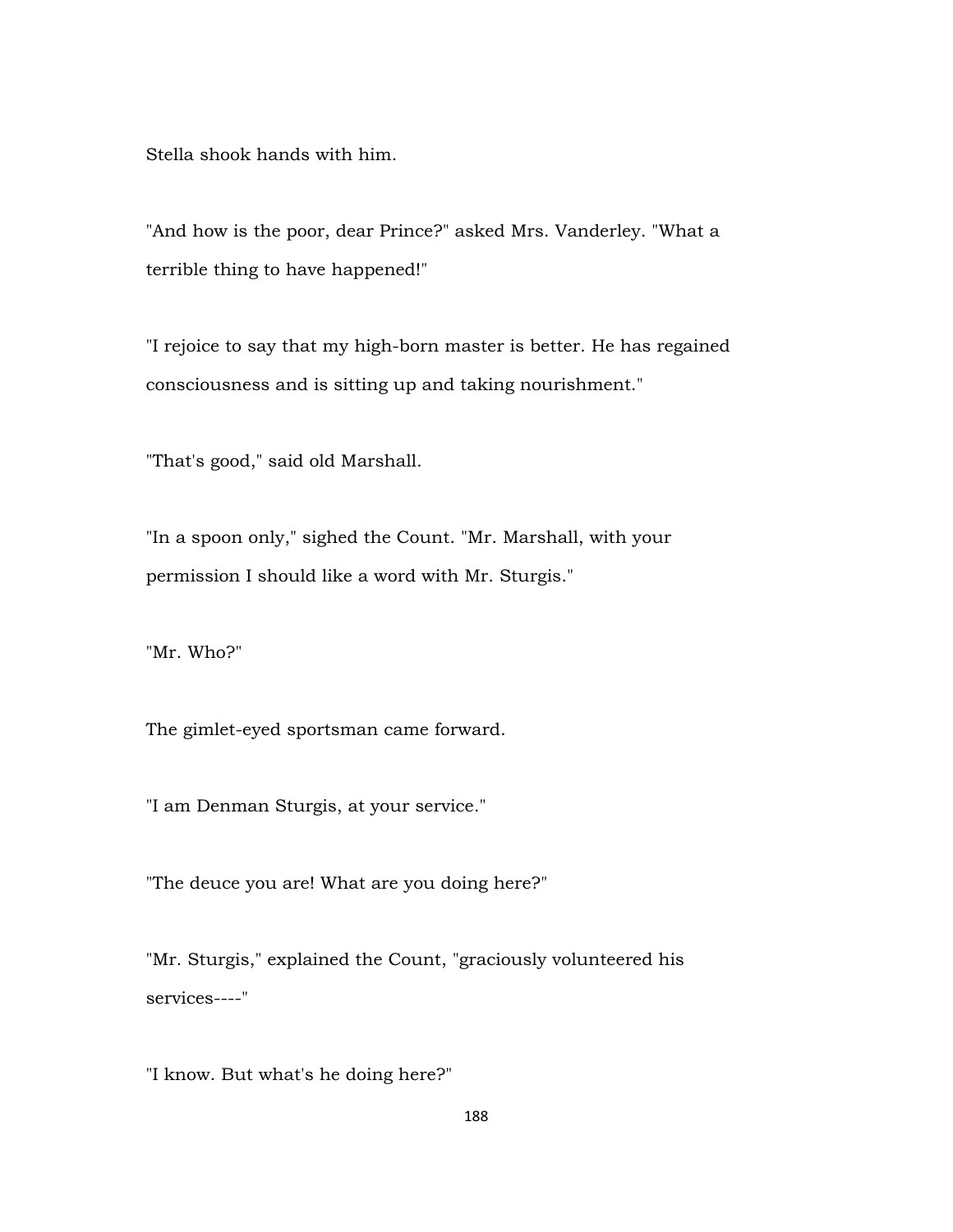Stella shook hands with him.

"And how is the poor, dear Prince?" asked Mrs. Vanderley. "What a terrible thing to have happened!"

"I rejoice to say that my high-born master is better. He has regained consciousness and is sitting up and taking nourishment."

"That's good," said old Marshall.

"In a spoon only," sighed the Count. "Mr. Marshall, with your permission I should like a word with Mr. Sturgis."

"Mr. Who?"

The gimlet-eyed sportsman came forward.

"I am Denman Sturgis, at your service."

"The deuce you are! What are you doing here?"

"Mr. Sturgis," explained the Count, "graciously volunteered his services----"

"I know. But what's he doing here?"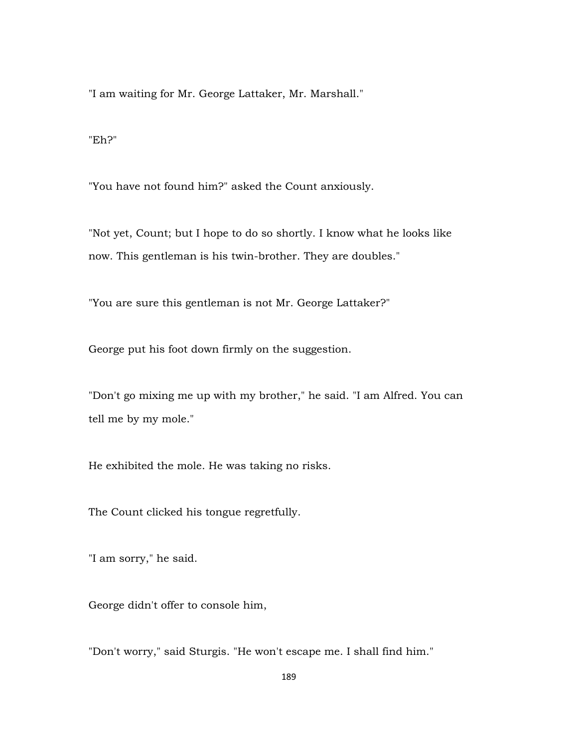"I am waiting for Mr. George Lattaker, Mr. Marshall."

"Eh?"

"You have not found him?" asked the Count anxiously.

"Not yet, Count; but I hope to do so shortly. I know what he looks like now. This gentleman is his twin-brother. They are doubles."

"You are sure this gentleman is not Mr. George Lattaker?"

George put his foot down firmly on the suggestion.

"Don't go mixing me up with my brother," he said. "I am Alfred. You can tell me by my mole."

He exhibited the mole. He was taking no risks.

The Count clicked his tongue regretfully.

"I am sorry," he said.

George didn't offer to console him,

"Don't worry," said Sturgis. "He won't escape me. I shall find him."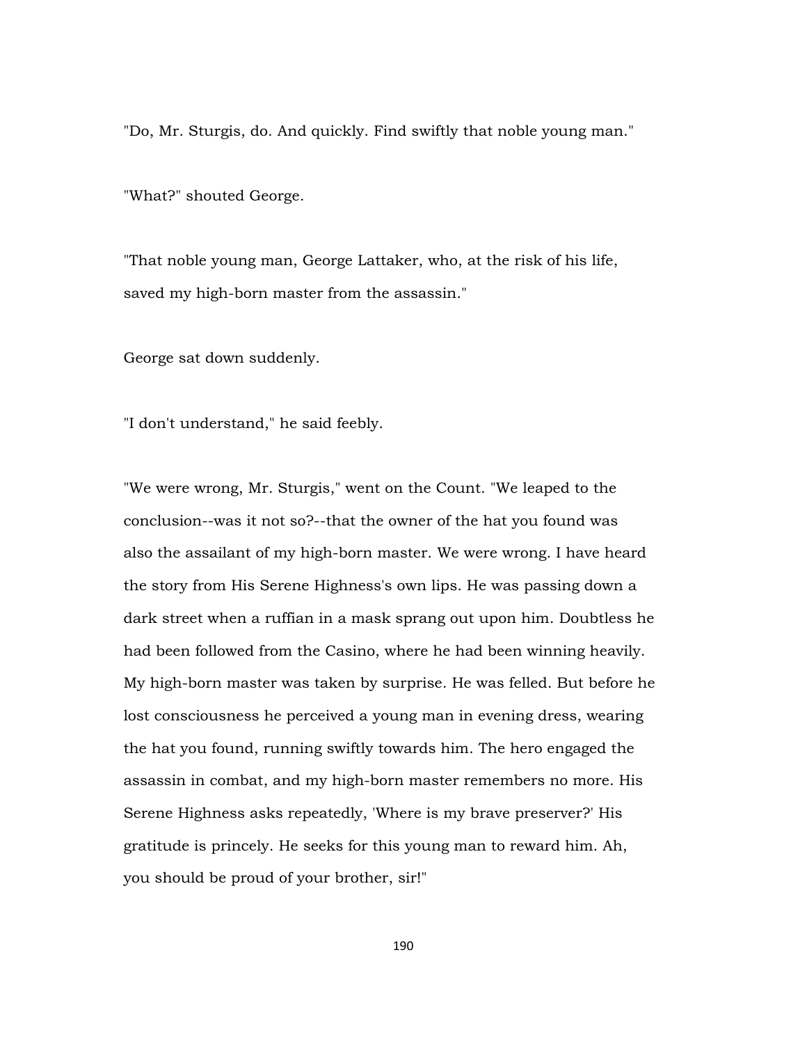"Do, Mr. Sturgis, do. And quickly. Find swiftly that noble young man."

"What?" shouted George.

"That noble young man, George Lattaker, who, at the risk of his life, saved my high-born master from the assassin."

George sat down suddenly.

"I don't understand," he said feebly.

"We were wrong, Mr. Sturgis," went on the Count. "We leaped to the conclusion--was it not so?--that the owner of the hat you found was also the assailant of my high-born master. We were wrong. I have heard the story from His Serene Highness's own lips. He was passing down a dark street when a ruffian in a mask sprang out upon him. Doubtless he had been followed from the Casino, where he had been winning heavily. My high-born master was taken by surprise. He was felled. But before he lost consciousness he perceived a young man in evening dress, wearing the hat you found, running swiftly towards him. The hero engaged the assassin in combat, and my high-born master remembers no more. His Serene Highness asks repeatedly, 'Where is my brave preserver?' His gratitude is princely. He seeks for this young man to reward him. Ah, you should be proud of your brother, sir!"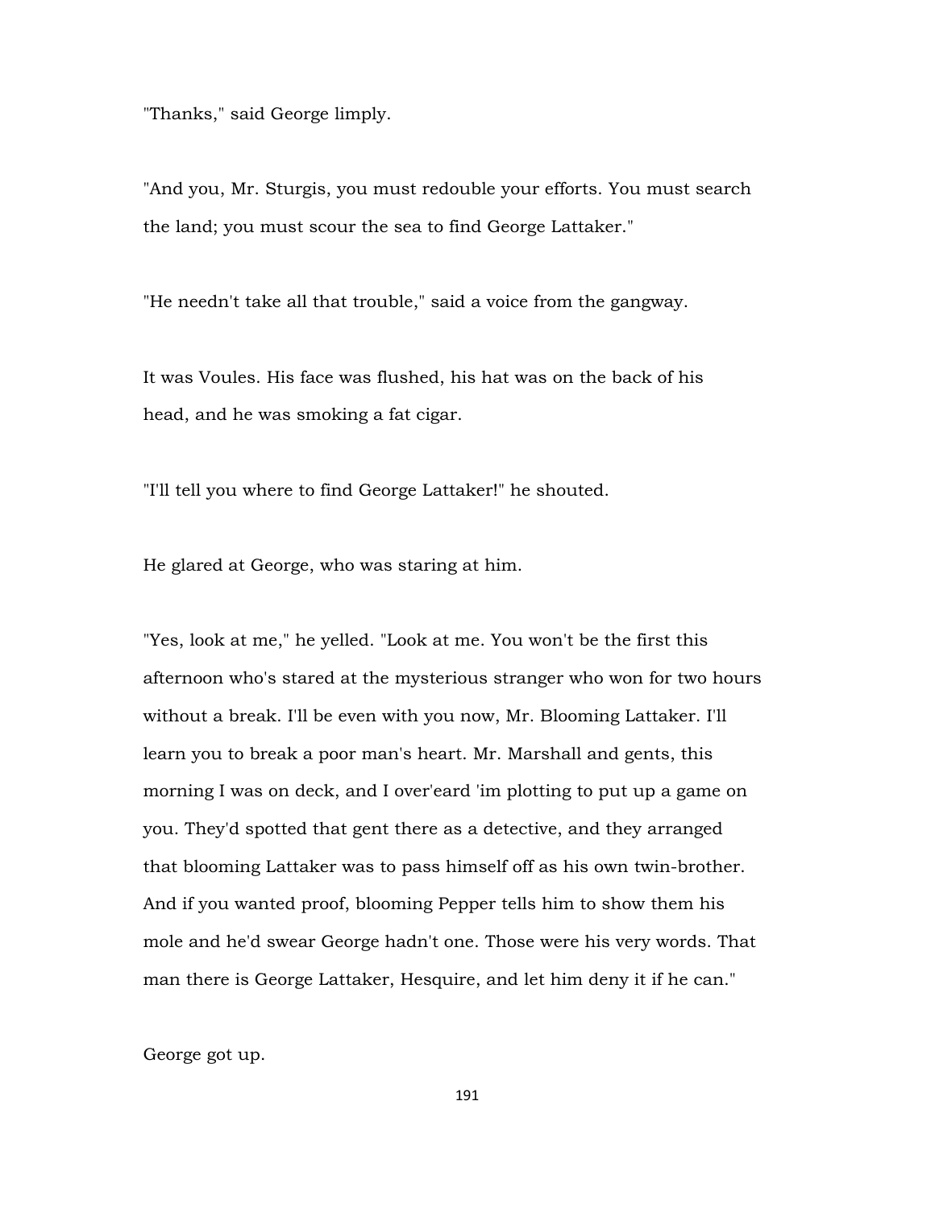"Thanks," said George limply.

"And you, Mr. Sturgis, you must redouble your efforts. You must search the land; you must scour the sea to find George Lattaker."

"He needn't take all that trouble," said a voice from the gangway.

It was Voules. His face was flushed, his hat was on the back of his head, and he was smoking a fat cigar.

"I'll tell you where to find George Lattaker!" he shouted.

He glared at George, who was staring at him.

"Yes, look at me," he yelled. "Look at me. You won't be the first this afternoon who's stared at the mysterious stranger who won for two hours without a break. I'll be even with you now, Mr. Blooming Lattaker. I'll learn you to break a poor man's heart. Mr. Marshall and gents, this morning I was on deck, and I over'eard 'im plotting to put up a game on you. They'd spotted that gent there as a detective, and they arranged that blooming Lattaker was to pass himself off as his own twin-brother. And if you wanted proof, blooming Pepper tells him to show them his mole and he'd swear George hadn't one. Those were his very words. That man there is George Lattaker, Hesquire, and let him deny it if he can."

George got up.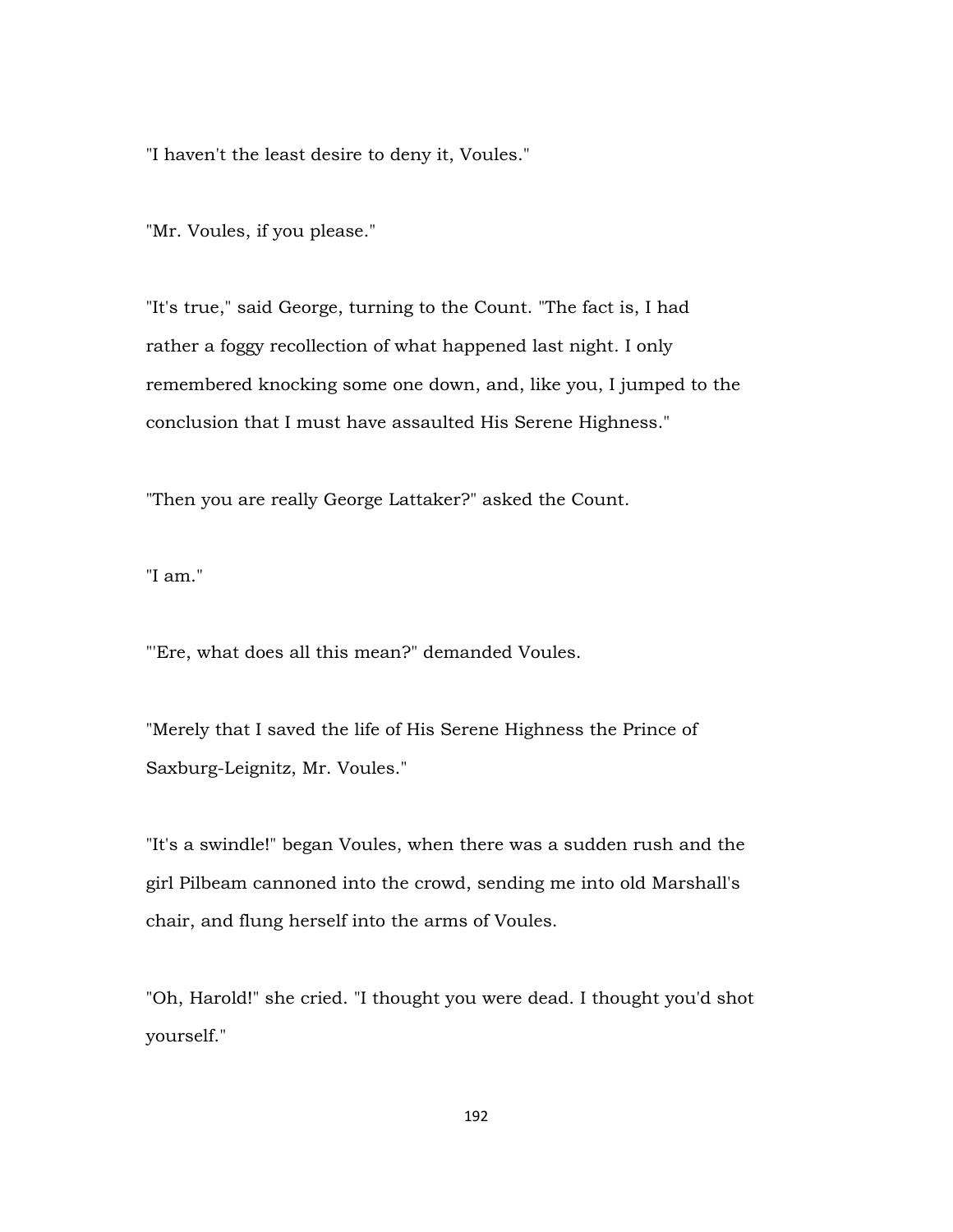"I haven't the least desire to deny it, Voules."

"Mr. Voules, if you please."

"It's true," said George, turning to the Count. "The fact is, I had rather a foggy recollection of what happened last night. I only remembered knocking some one down, and, like you, I jumped to the conclusion that I must have assaulted His Serene Highness."

"Then you are really George Lattaker?" asked the Count.

"I am."

"'Ere, what does all this mean?" demanded Voules.

"Merely that I saved the life of His Serene Highness the Prince of Saxburg-Leignitz, Mr. Voules."

"It's a swindle!" began Voules, when there was a sudden rush and the girl Pilbeam cannoned into the crowd, sending me into old Marshall's chair, and flung herself into the arms of Voules.

"Oh, Harold!" she cried. "I thought you were dead. I thought you'd shot yourself."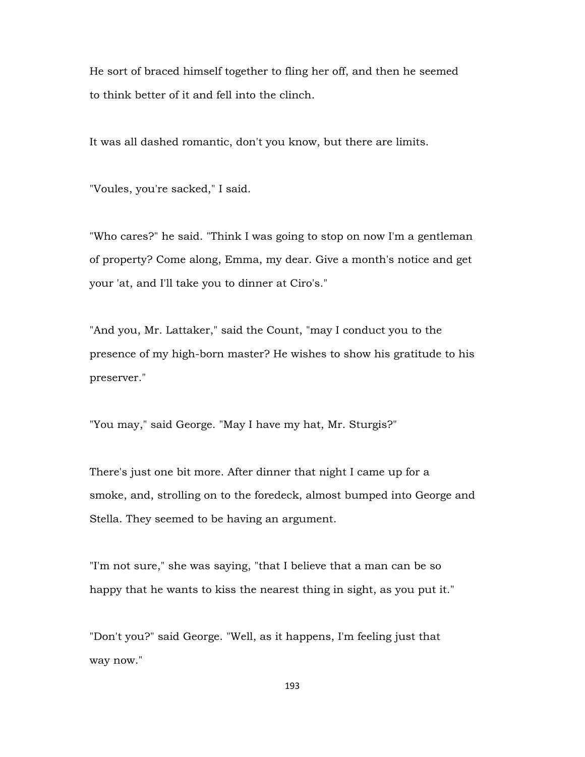He sort of braced himself together to fling her off, and then he seemed to think better of it and fell into the clinch.

It was all dashed romantic, don't you know, but there are limits.

"Voules, you're sacked," I said.

"Who cares?" he said. "Think I was going to stop on now I'm a gentleman of property? Come along, Emma, my dear. Give a month's notice and get your 'at, and I'll take you to dinner at Ciro's."

"And you, Mr. Lattaker," said the Count, "may I conduct you to the presence of my high-born master? He wishes to show his gratitude to his preserver."

"You may," said George. "May I have my hat, Mr. Sturgis?"

There's just one bit more. After dinner that night I came up for a smoke, and, strolling on to the foredeck, almost bumped into George and Stella. They seemed to be having an argument.

"I'm not sure," she was saying, "that I believe that a man can be so happy that he wants to kiss the nearest thing in sight, as you put it."

"Don't you?" said George. "Well, as it happens, I'm feeling just that way now."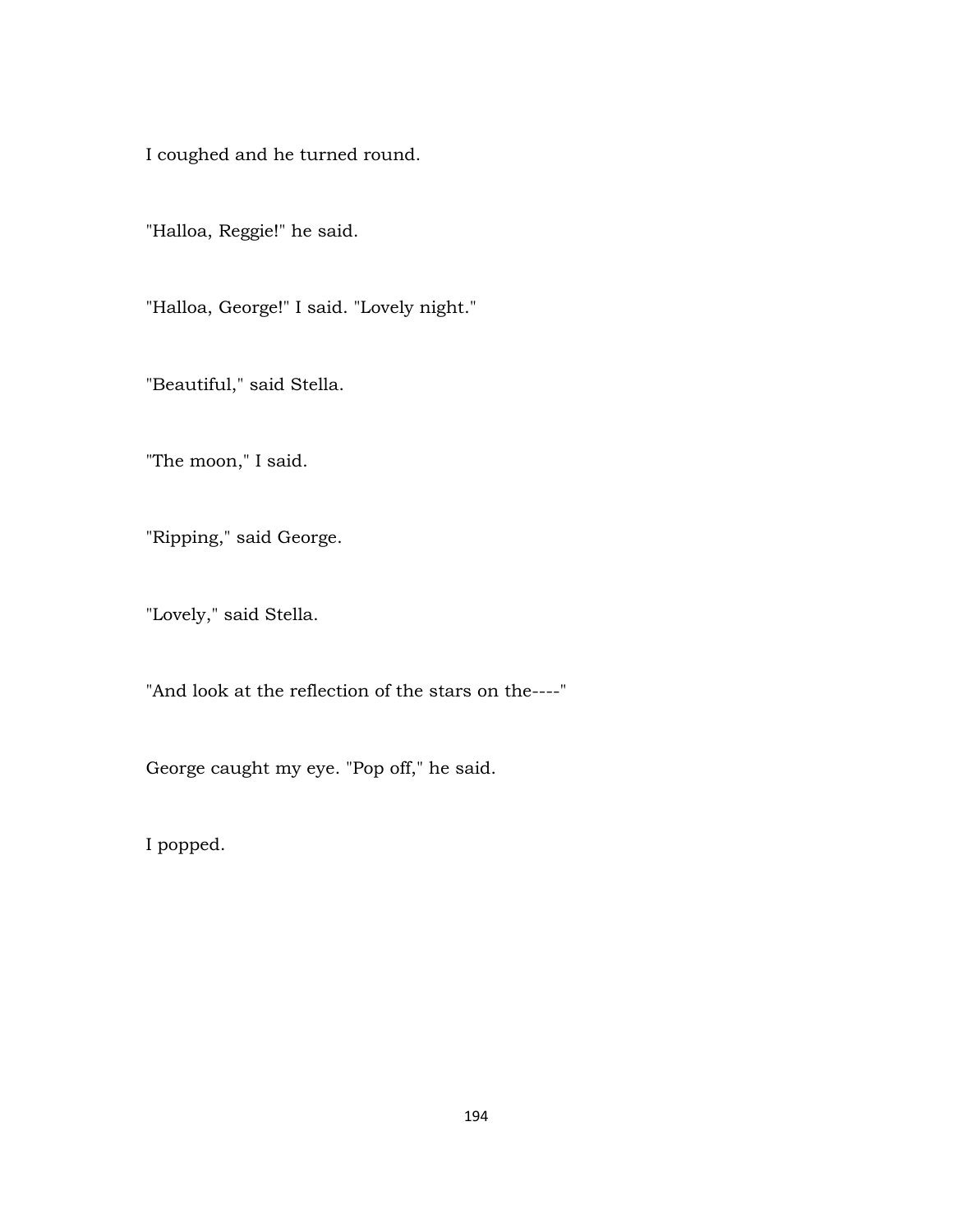I coughed and he turned round.

"Halloa, Reggie!" he said.

"Halloa, George!" I said. "Lovely night."

"Beautiful," said Stella.

"The moon," I said.

"Ripping," said George.

"Lovely," said Stella.

"And look at the reflection of the stars on the----"

George caught my eye. "Pop off," he said.

I popped.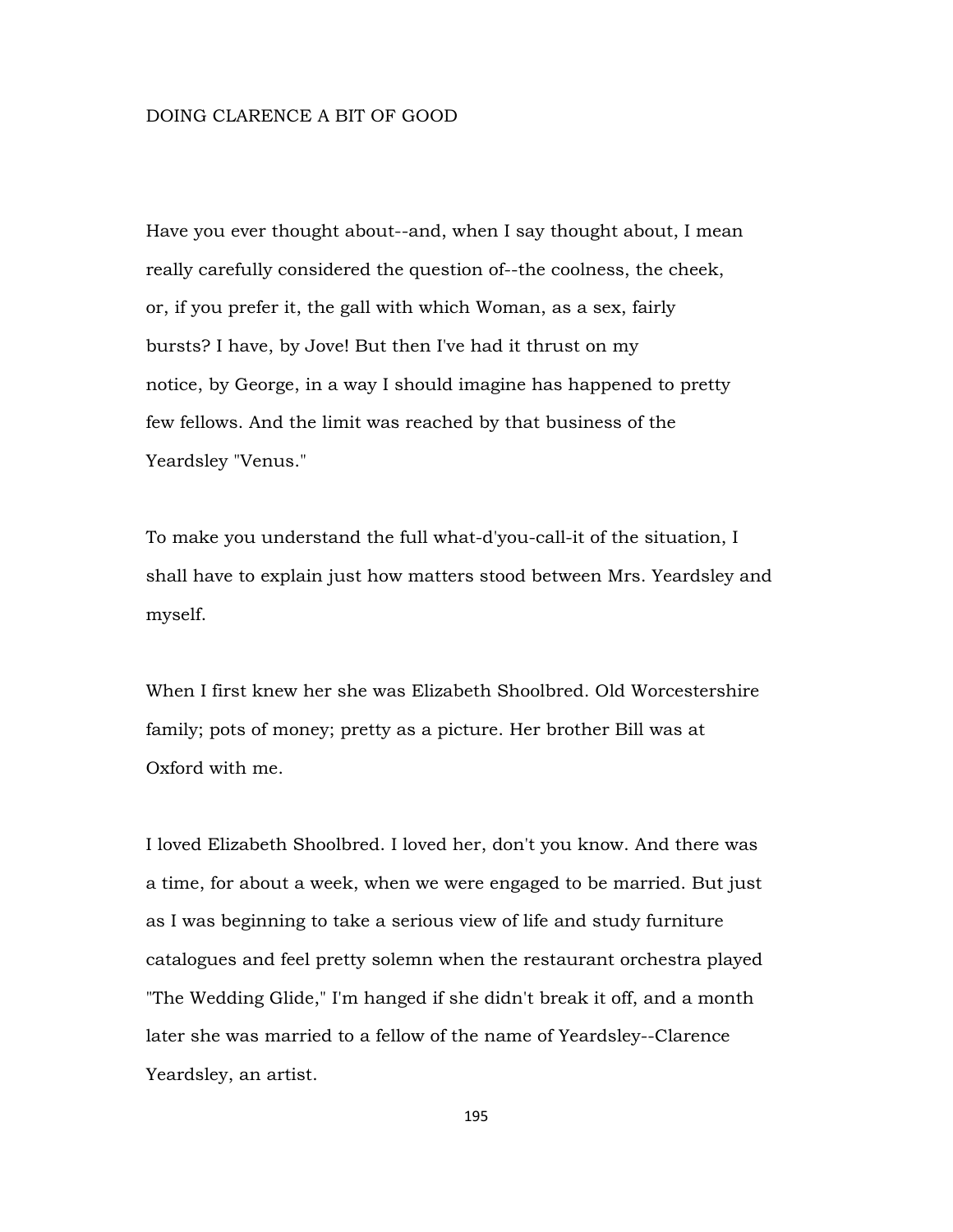# DOING CLARENCE A BIT OF GOOD

Have you ever thought about--and, when I say thought about, I mean really carefully considered the question of--the coolness, the cheek, or, if you prefer it, the gall with which Woman, as a sex, fairly bursts? I have, by Jove! But then I've had it thrust on my notice, by George, in a way I should imagine has happened to pretty few fellows. And the limit was reached by that business of the Yeardsley "Venus."

To make you understand the full what-d'you-call-it of the situation, I shall have to explain just how matters stood between Mrs. Yeardsley and myself.

When I first knew her she was Elizabeth Shoolbred. Old Worcestershire family; pots of money; pretty as a picture. Her brother Bill was at Oxford with me.

I loved Elizabeth Shoolbred. I loved her, don't you know. And there was a time, for about a week, when we were engaged to be married. But just as I was beginning to take a serious view of life and study furniture catalogues and feel pretty solemn when the restaurant orchestra played "The Wedding Glide," I'm hanged if she didn't break it off, and a month later she was married to a fellow of the name of Yeardsley--Clarence Yeardsley, an artist.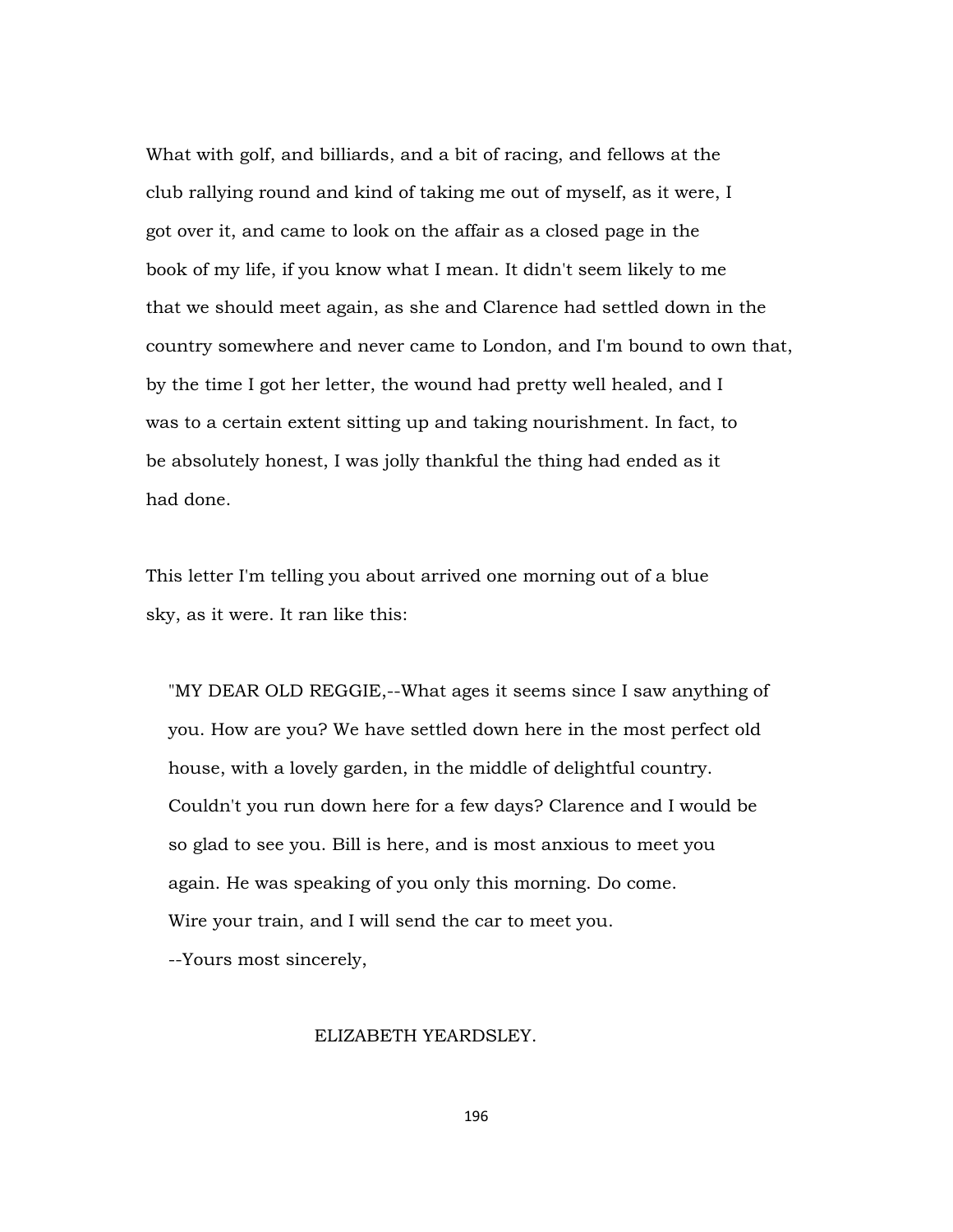What with golf, and billiards, and a bit of racing, and fellows at the club rallying round and kind of taking me out of myself, as it were, I got over it, and came to look on the affair as a closed page in the book of my life, if you know what I mean. It didn't seem likely to me that we should meet again, as she and Clarence had settled down in the country somewhere and never came to London, and I'm bound to own that, by the time I got her letter, the wound had pretty well healed, and I was to a certain extent sitting up and taking nourishment. In fact, to be absolutely honest, I was jolly thankful the thing had ended as it had done.

This letter I'm telling you about arrived one morning out of a blue sky, as it were. It ran like this:

> "MY DEAR OLD REGGIE,--What ages it seems since I saw anything of you. How are you? We have settled down here in the most perfect old house, with a lovely garden, in the middle of delightful country. Couldn't you run down here for a few days? Clarence and I would be so glad to see you. Bill is here, and is most anxious to meet you again. He was speaking of you only this morning. Do come. Wire your train, and I will send the car to meet you.
> --Yours most sincerely,
>
> ELIZABETH YEARDSLEY.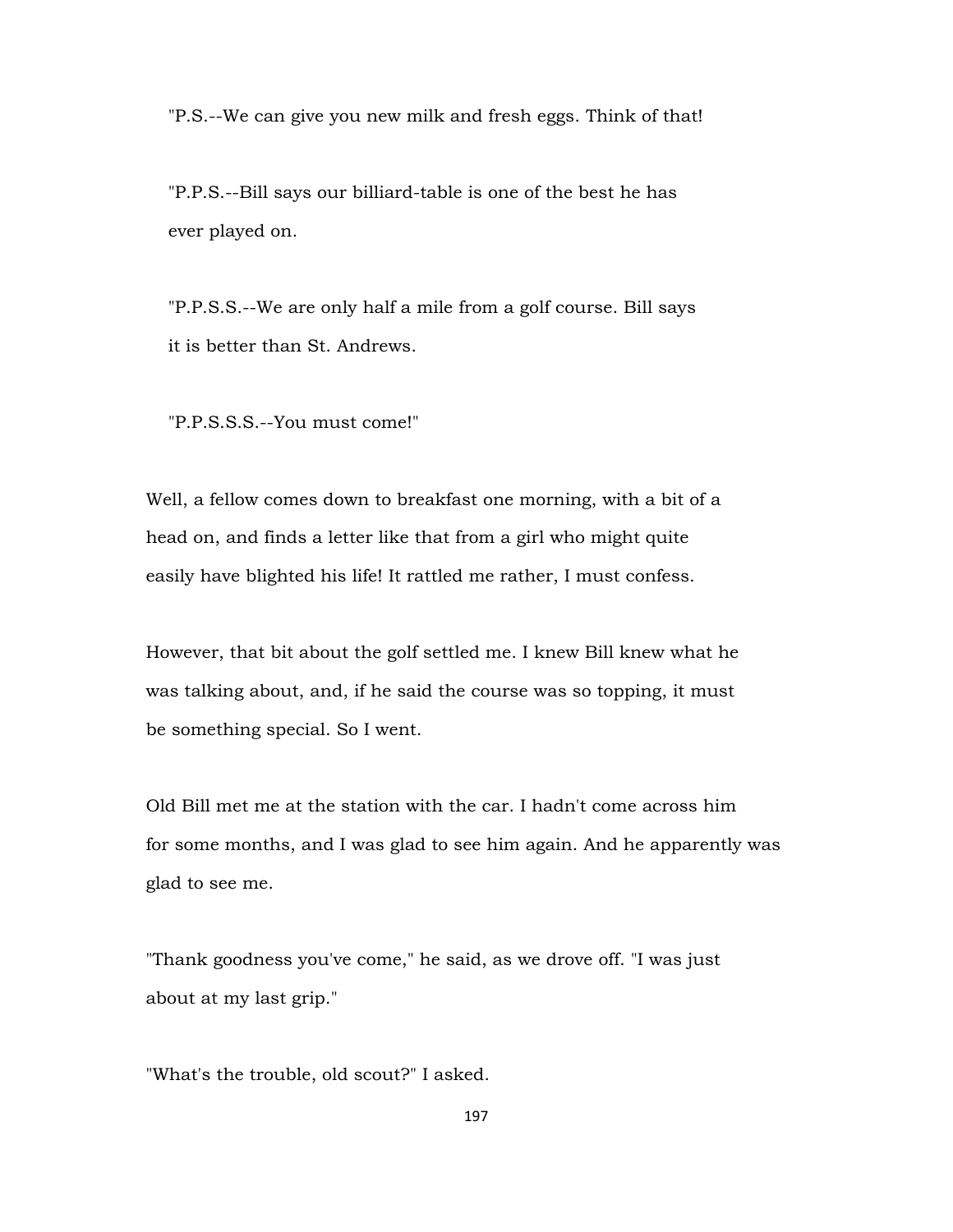"P.S.--We can give you new milk and fresh eggs. Think of that!

"P.P.S.--Bill says our billiard-table is one of the best he has ever played on.

"P.P.S.S.--We are only half a mile from a golf course. Bill says it is better than St. Andrews.

"P.P.S.S.S.--You must come!"

Well, a fellow comes down to breakfast one morning, with a bit of a head on, and finds a letter like that from a girl who might quite easily have blighted his life! It rattled me rather, I must confess.

However, that bit about the golf settled me. I knew Bill knew what he was talking about, and, if he said the course was so topping, it must be something special. So I went.

Old Bill met me at the station with the car. I hadn't come across him for some months, and I was glad to see him again. And he apparently was glad to see me.

"Thank goodness you've come," he said, as we drove off. "I was just about at my last grip."

"What's the trouble, old scout?" I asked.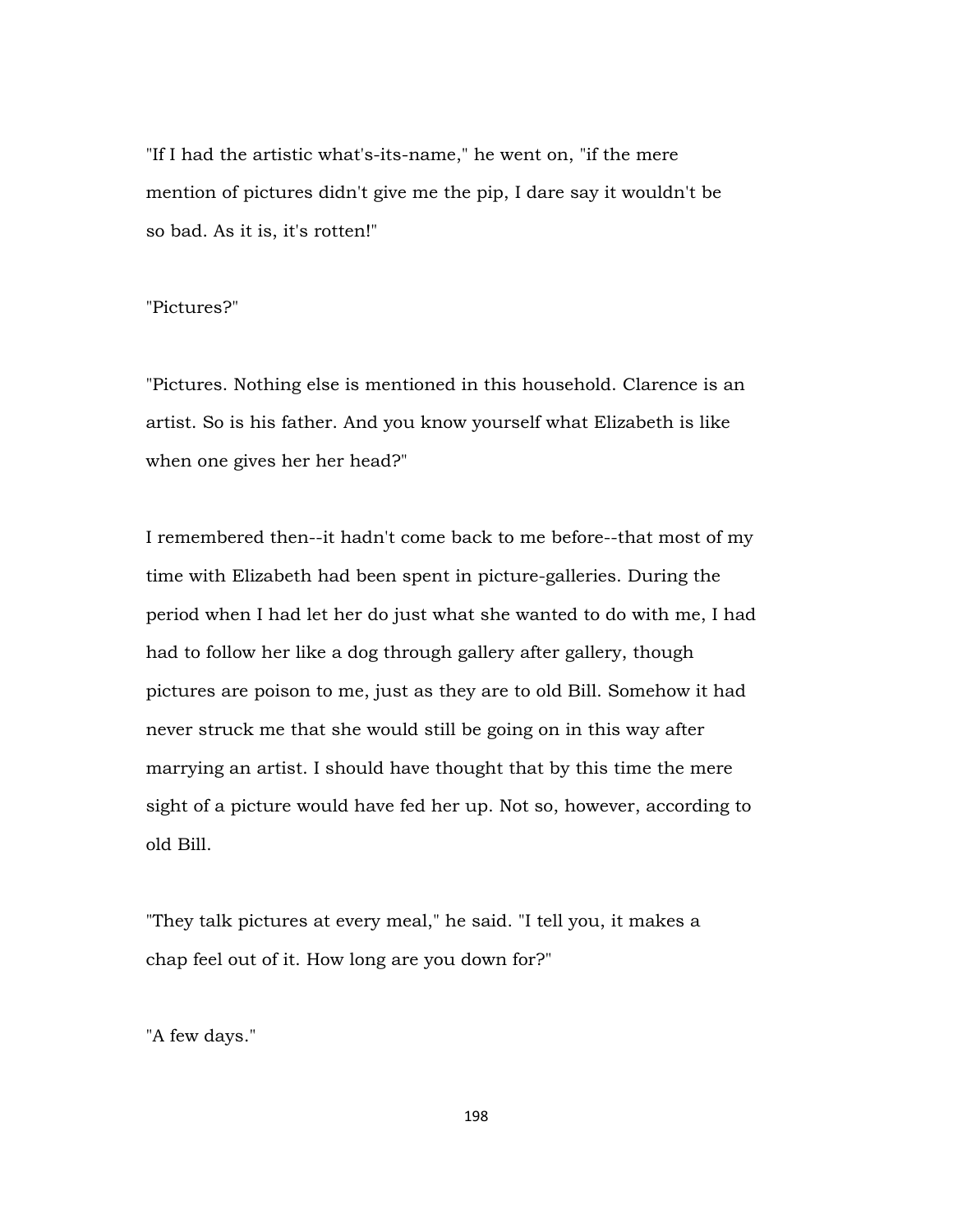"If I had the artistic what's-its-name," he went on, "if the mere mention of pictures didn't give me the pip, I dare say it wouldn't be so bad. As it is, it's rotten!"

"Pictures?"

"Pictures. Nothing else is mentioned in this household. Clarence is an artist. So is his father. And you know yourself what Elizabeth is like when one gives her her head?"

I remembered then--it hadn't come back to me before--that most of my time with Elizabeth had been spent in picture-galleries. During the period when I had let her do just what she wanted to do with me, I had had to follow her like a dog through gallery after gallery, though pictures are poison to me, just as they are to old Bill. Somehow it had never struck me that she would still be going on in this way after marrying an artist. I should have thought that by this time the mere sight of a picture would have fed her up. Not so, however, according to old Bill.

"They talk pictures at every meal," he said. "I tell you, it makes a chap feel out of it. How long are you down for?"

"A few days."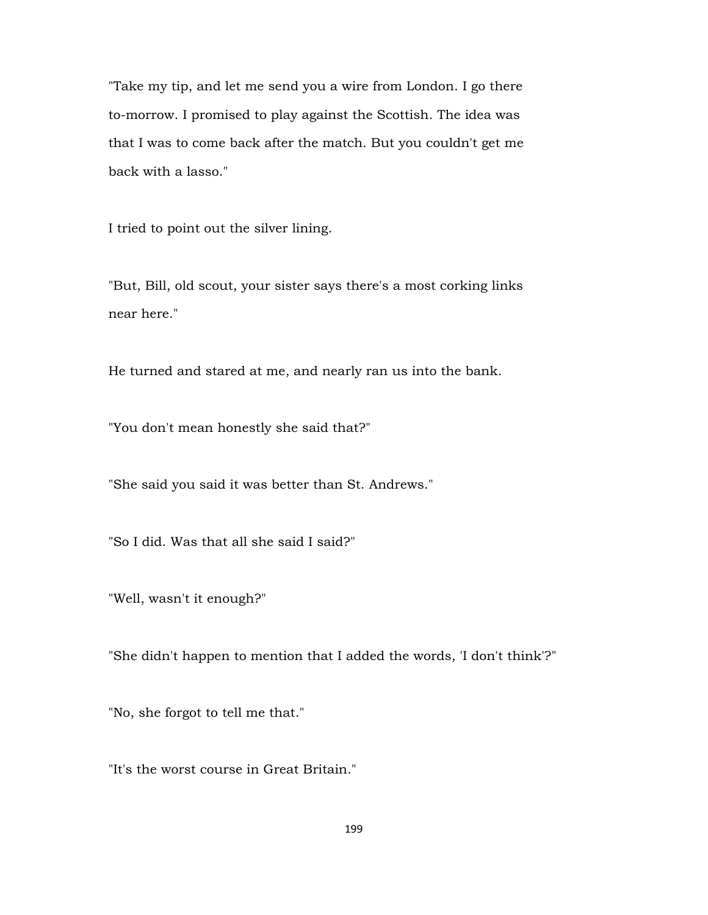"Take my tip, and let me send you a wire from London. I go there to-morrow. I promised to play against the Scottish. The idea was that I was to come back after the match. But you couldn't get me back with a lasso."

I tried to point out the silver lining.

"But, Bill, old scout, your sister says there's a most corking links near here."

He turned and stared at me, and nearly ran us into the bank.

"You don't mean honestly she said that?"

"She said you said it was better than St. Andrews."

"So I did. Was that all she said I said?"

"Well, wasn't it enough?"

"She didn't happen to mention that I added the words, 'I don't think'?"

"No, she forgot to tell me that."

"It's the worst course in Great Britain."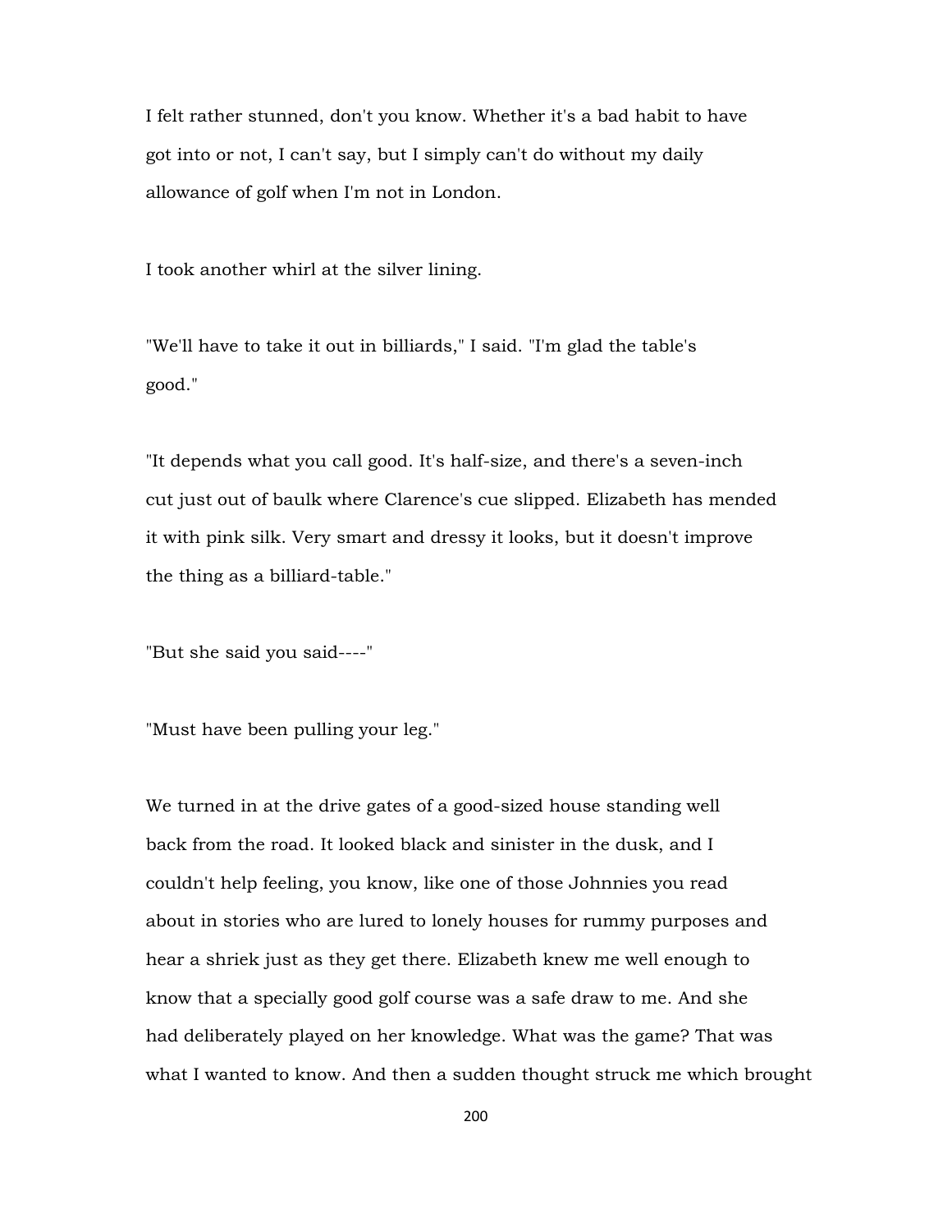I felt rather stunned, don't you know. Whether it's a bad habit to have got into or not, I can't say, but I simply can't do without my daily allowance of golf when I'm not in London.

I took another whirl at the silver lining.

"We'll have to take it out in billiards," I said. "I'm glad the table's good."

"It depends what you call good. It's half-size, and there's a seven-inch cut just out of baulk where Clarence's cue slipped. Elizabeth has mended it with pink silk. Very smart and dressy it looks, but it doesn't improve the thing as a billiard-table."

"But she said you said----"

"Must have been pulling your leg."

We turned in at the drive gates of a good-sized house standing well back from the road. It looked black and sinister in the dusk, and I couldn't help feeling, you know, like one of those Johnnies you read about in stories who are lured to lonely houses for rummy purposes and hear a shriek just as they get there. Elizabeth knew me well enough to know that a specially good golf course was a safe draw to me. And she had deliberately played on her knowledge. What was the game? That was what I wanted to know. And then a sudden thought struck me which brought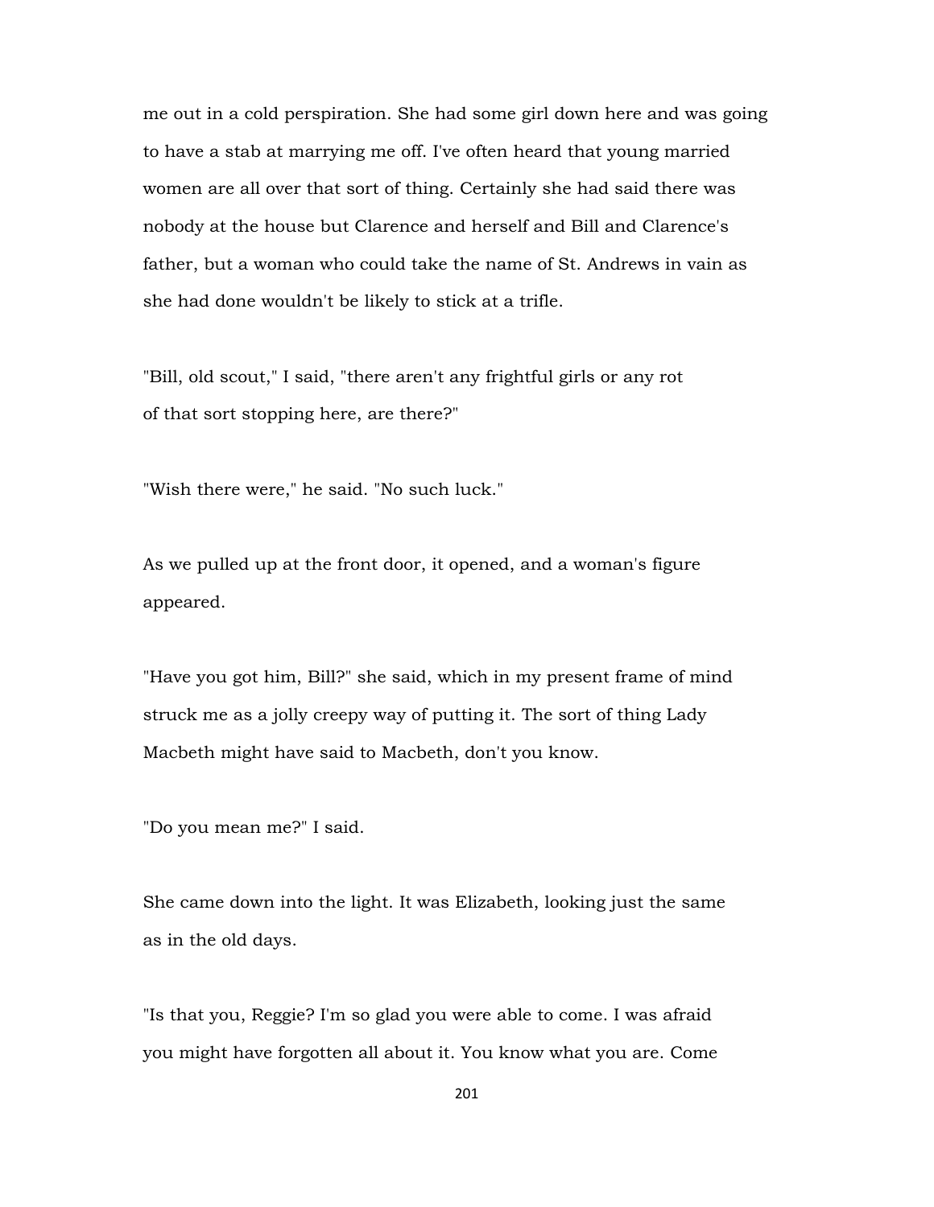me out in a cold perspiration. She had some girl down here and was going to have a stab at marrying me off. I've often heard that young married women are all over that sort of thing. Certainly she had said there was nobody at the house but Clarence and herself and Bill and Clarence's father, but a woman who could take the name of St. Andrews in vain as she had done wouldn't be likely to stick at a trifle.

"Bill, old scout," I said, "there aren't any frightful girls or any rot of that sort stopping here, are there?"

"Wish there were," he said. "No such luck."

As we pulled up at the front door, it opened, and a woman's figure appeared.

"Have you got him, Bill?" she said, which in my present frame of mind struck me as a jolly creepy way of putting it. The sort of thing Lady Macbeth might have said to Macbeth, don't you know.

"Do you mean me?" I said.

She came down into the light. It was Elizabeth, looking just the same as in the old days.

"Is that you, Reggie? I'm so glad you were able to come. I was afraid you might have forgotten all about it. You know what you are. Come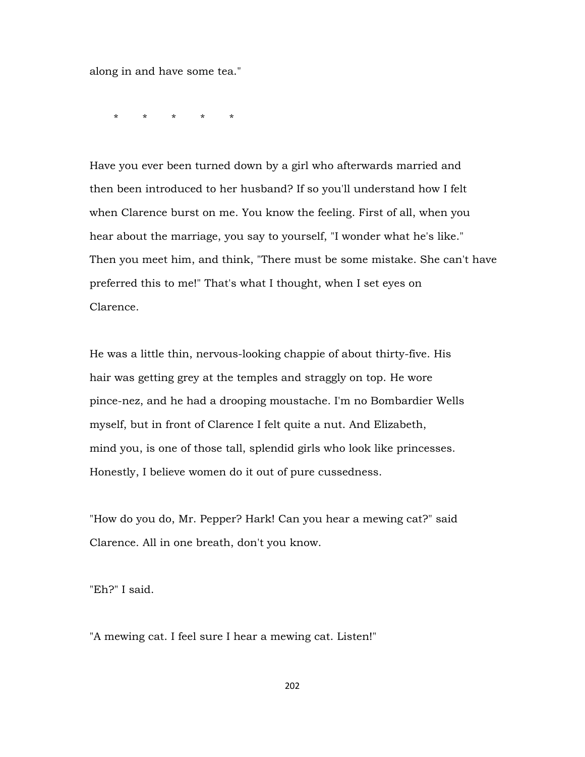along in and have some tea."

\*        \*        \*        \*        \*

Have you ever been turned down by a girl who afterwards married and then been introduced to her husband? If so you'll understand how I felt when Clarence burst on me. You know the feeling. First of all, when you hear about the marriage, you say to yourself, "I wonder what he's like." Then you meet him, and think, "There must be some mistake. She can't have preferred this to me!" That's what I thought, when I set eyes on Clarence.

He was a little thin, nervous-looking chappie of about thirty-five. His hair was getting grey at the temples and straggly on top. He wore pince-nez, and he had a drooping moustache. I'm no Bombardier Wells myself, but in front of Clarence I felt quite a nut. And Elizabeth, mind you, is one of those tall, splendid girls who look like princesses. Honestly, I believe women do it out of pure cussedness.

"How do you do, Mr. Pepper? Hark! Can you hear a mewing cat?" said Clarence. All in one breath, don't you know.

"Eh?" I said.

"A mewing cat. I feel sure I hear a mewing cat. Listen!"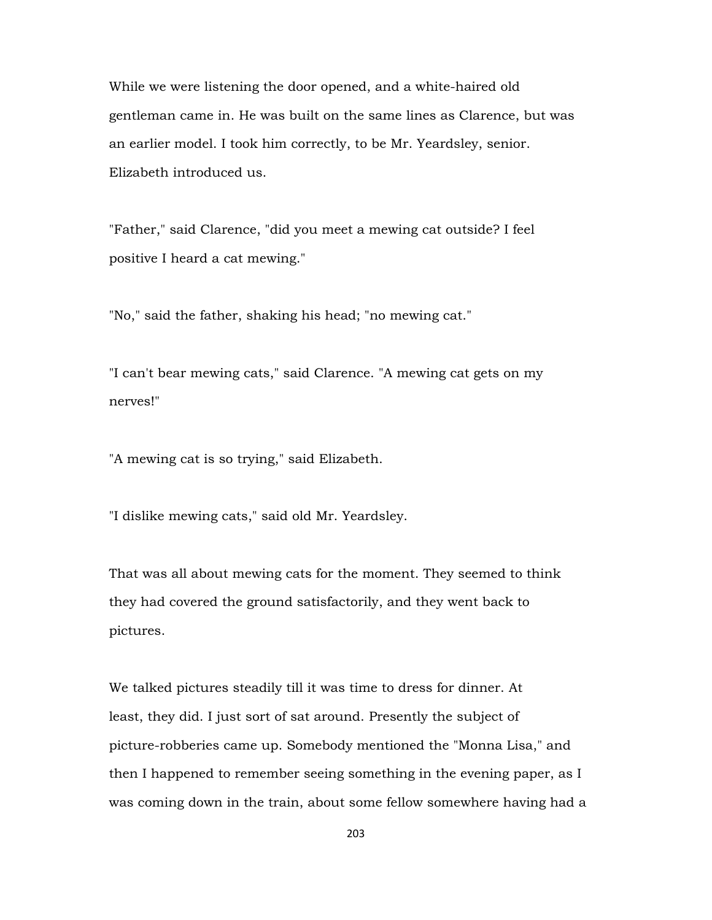While we were listening the door opened, and a white-haired old gentleman came in. He was built on the same lines as Clarence, but was an earlier model. I took him correctly, to be Mr. Yeardsley, senior. Elizabeth introduced us.

"Father," said Clarence, "did you meet a mewing cat outside? I feel positive I heard a cat mewing."

"No," said the father, shaking his head; "no mewing cat."

"I can't bear mewing cats," said Clarence. "A mewing cat gets on my nerves!"

"A mewing cat is so trying," said Elizabeth.

"I dislike mewing cats," said old Mr. Yeardsley.

That was all about mewing cats for the moment. They seemed to think they had covered the ground satisfactorily, and they went back to pictures.

We talked pictures steadily till it was time to dress for dinner. At least, they did. I just sort of sat around. Presently the subject of picture-robberies came up. Somebody mentioned the "Monna Lisa," and then I happened to remember seeing something in the evening paper, as I was coming down in the train, about some fellow somewhere having had a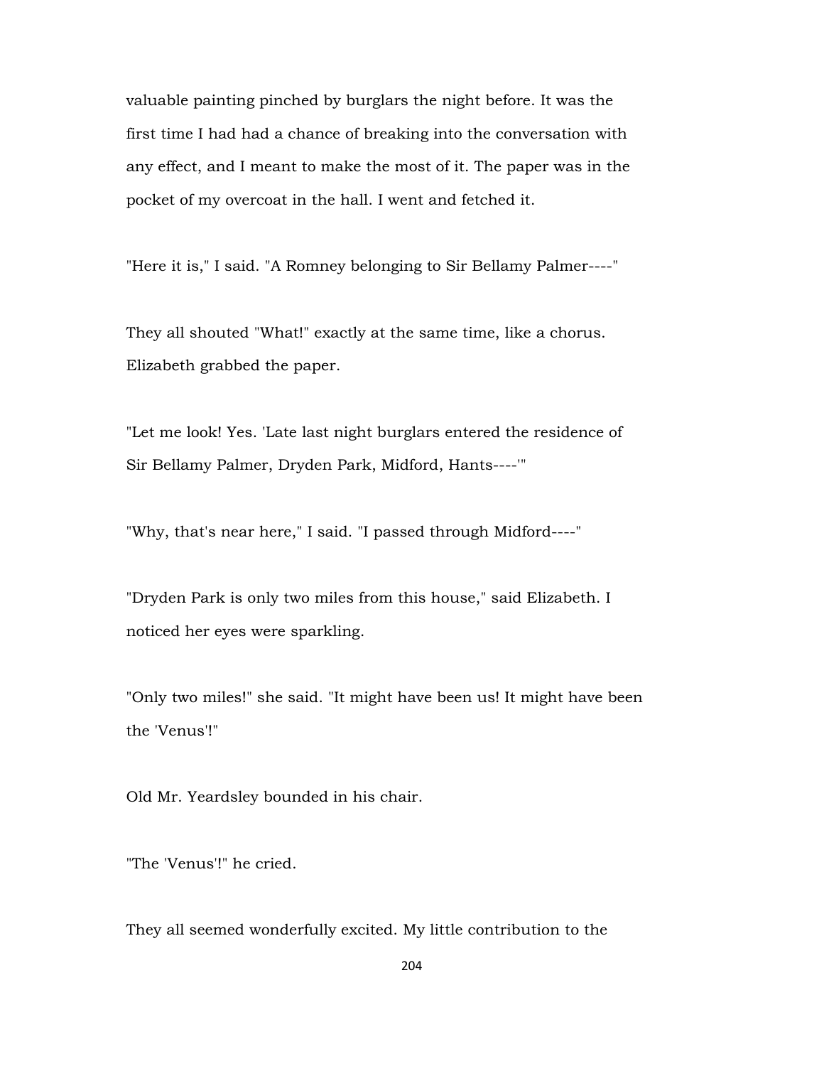valuable painting pinched by burglars the night before. It was the first time I had had a chance of breaking into the conversation with any effect, and I meant to make the most of it. The paper was in the pocket of my overcoat in the hall. I went and fetched it.

"Here it is," I said. "A Romney belonging to Sir Bellamy Palmer----"

They all shouted "What!" exactly at the same time, like a chorus. Elizabeth grabbed the paper.

"Let me look! Yes. 'Late last night burglars entered the residence of Sir Bellamy Palmer, Dryden Park, Midford, Hants----'"

"Why, that's near here," I said. "I passed through Midford----"

"Dryden Park is only two miles from this house," said Elizabeth. I noticed her eyes were sparkling.

"Only two miles!" she said. "It might have been us! It might have been the 'Venus'!"

Old Mr. Yeardsley bounded in his chair.

"The 'Venus'!" he cried.

They all seemed wonderfully excited. My little contribution to the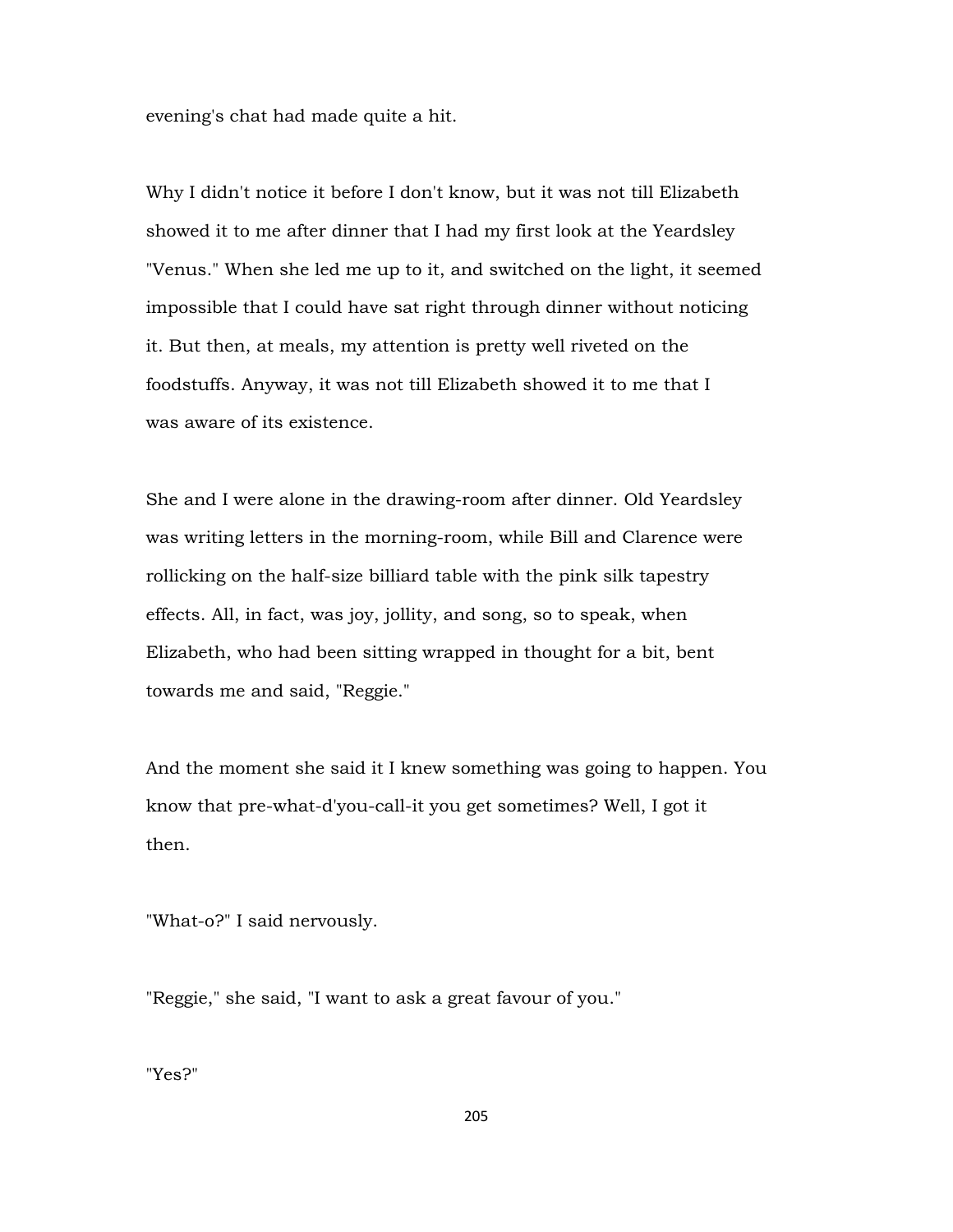evening's chat had made quite a hit.

Why I didn't notice it before I don't know, but it was not till Elizabeth showed it to me after dinner that I had my first look at the Yeardsley "Venus." When she led me up to it, and switched on the light, it seemed impossible that I could have sat right through dinner without noticing it. But then, at meals, my attention is pretty well riveted on the foodstuffs. Anyway, it was not till Elizabeth showed it to me that I was aware of its existence.

She and I were alone in the drawing-room after dinner. Old Yeardsley was writing letters in the morning-room, while Bill and Clarence were rollicking on the half-size billiard table with the pink silk tapestry effects. All, in fact, was joy, jollity, and song, so to speak, when Elizabeth, who had been sitting wrapped in thought for a bit, bent towards me and said, "Reggie."

And the moment she said it I knew something was going to happen. You know that pre-what-d'you-call-it you get sometimes? Well, I got it then.

"What-o?" I said nervously.

"Reggie," she said, "I want to ask a great favour of you."

"Yes?"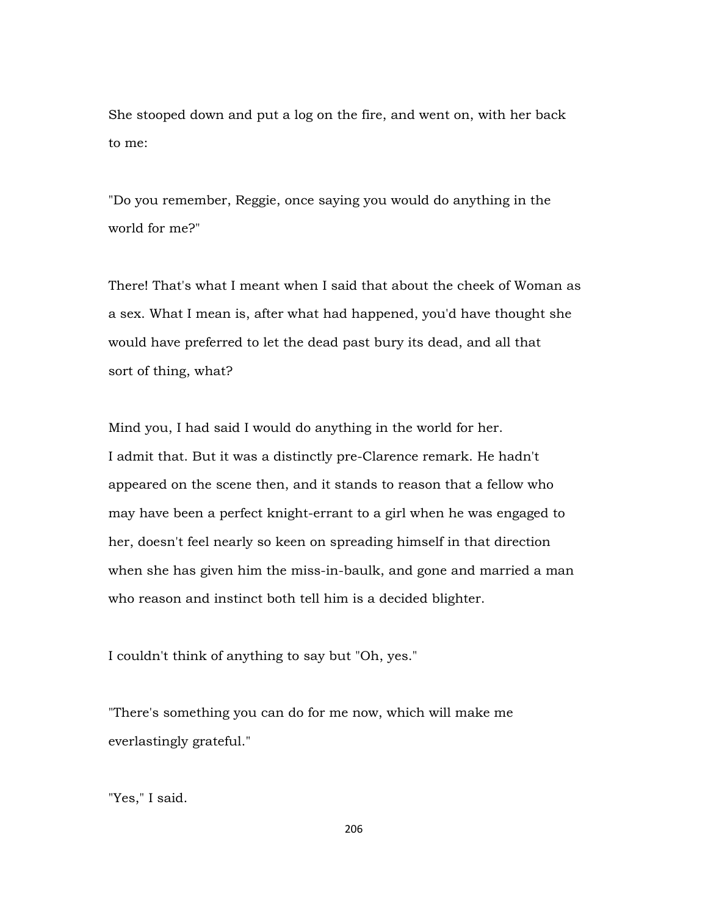She stooped down and put a log on the fire, and went on, with her back to me:

"Do you remember, Reggie, once saying you would do anything in the world for me?"

There! That's what I meant when I said that about the cheek of Woman as a sex. What I mean is, after what had happened, you'd have thought she would have preferred to let the dead past bury its dead, and all that sort of thing, what?

Mind you, I had said I would do anything in the world for her. I admit that. But it was a distinctly pre-Clarence remark. He hadn't appeared on the scene then, and it stands to reason that a fellow who may have been a perfect knight-errant to a girl when he was engaged to her, doesn't feel nearly so keen on spreading himself in that direction when she has given him the miss-in-baulk, and gone and married a man who reason and instinct both tell him is a decided blighter.

I couldn't think of anything to say but "Oh, yes."

"There's something you can do for me now, which will make me everlastingly grateful."

"Yes," I said.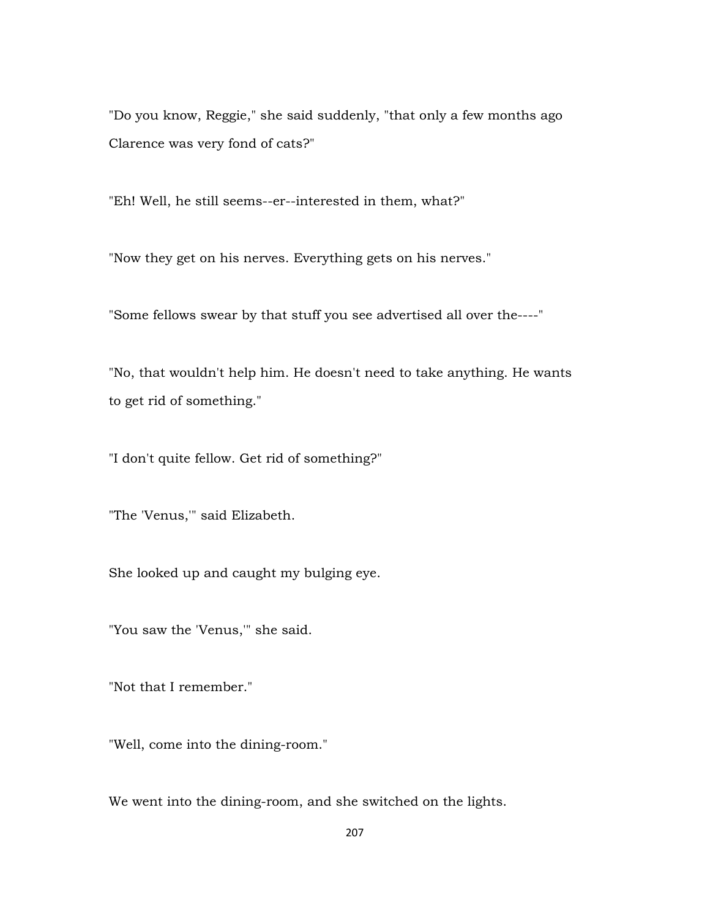"Do you know, Reggie," she said suddenly, "that only a few months ago Clarence was very fond of cats?"

"Eh! Well, he still seems--er--interested in them, what?"

"Now they get on his nerves. Everything gets on his nerves."

"Some fellows swear by that stuff you see advertised all over the----"

"No, that wouldn't help him. He doesn't need to take anything. He wants to get rid of something."

"I don't quite fellow. Get rid of something?"

"The 'Venus,'" said Elizabeth.

She looked up and caught my bulging eye.

"You saw the 'Venus,'" she said.

"Not that I remember."

"Well, come into the dining-room."

We went into the dining-room, and she switched on the lights.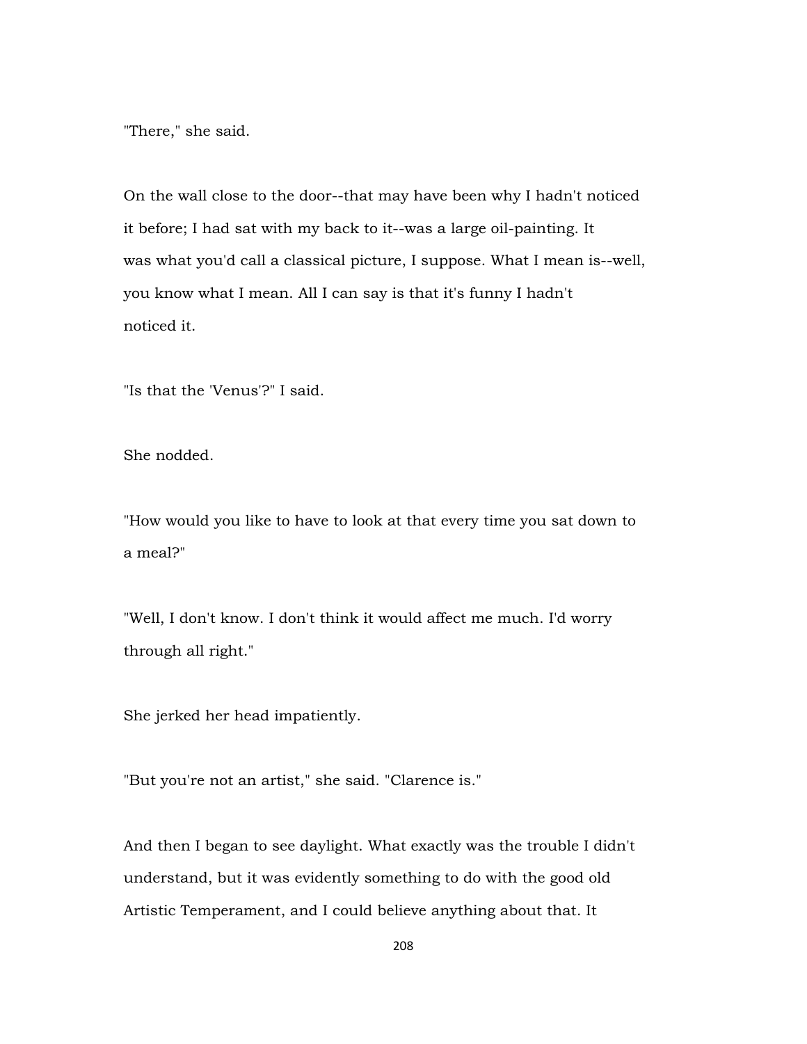"There," she said.

On the wall close to the door--that may have been why I hadn't noticed it before; I had sat with my back to it--was a large oil-painting. It was what you'd call a classical picture, I suppose. What I mean is--well, you know what I mean. All I can say is that it's funny I hadn't noticed it.

"Is that the 'Venus'?" I said.

She nodded.

"How would you like to have to look at that every time you sat down to a meal?"

"Well, I don't know. I don't think it would affect me much. I'd worry through all right."

She jerked her head impatiently.

"But you're not an artist," she said. "Clarence is."

And then I began to see daylight. What exactly was the trouble I didn't understand, but it was evidently something to do with the good old Artistic Temperament, and I could believe anything about that. It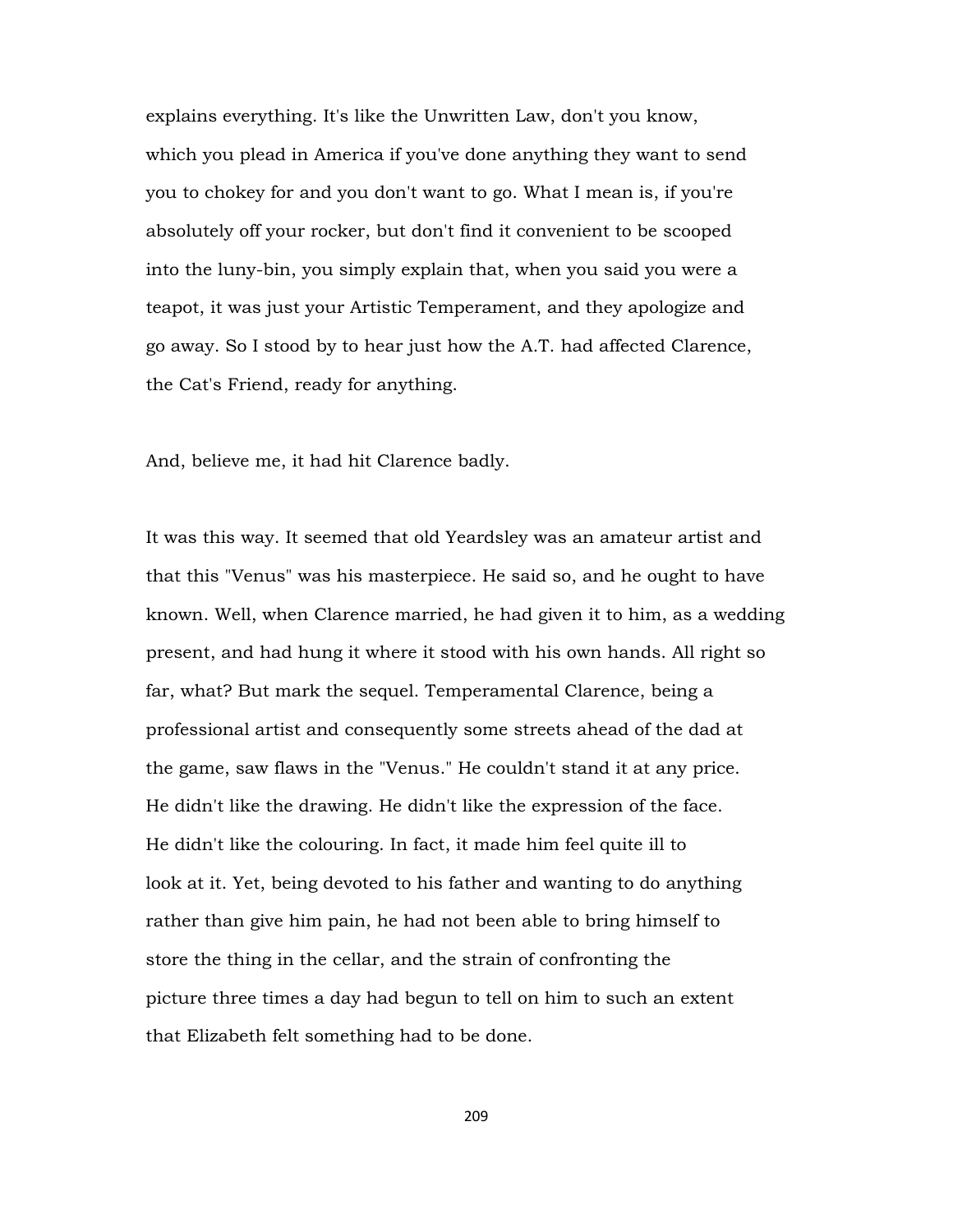explains everything. It's like the Unwritten Law, don't you know, which you plead in America if you've done anything they want to send you to chokey for and you don't want to go. What I mean is, if you're absolutely off your rocker, but don't find it convenient to be scooped into the luny-bin, you simply explain that, when you said you were a teapot, it was just your Artistic Temperament, and they apologize and go away. So I stood by to hear just how the A.T. had affected Clarence, the Cat's Friend, ready for anything.

And, believe me, it had hit Clarence badly.

It was this way. It seemed that old Yeardsley was an amateur artist and that this "Venus" was his masterpiece. He said so, and he ought to have known. Well, when Clarence married, he had given it to him, as a wedding present, and had hung it where it stood with his own hands. All right so far, what? But mark the sequel. Temperamental Clarence, being a professional artist and consequently some streets ahead of the dad at the game, saw flaws in the "Venus." He couldn't stand it at any price. He didn't like the drawing. He didn't like the expression of the face. He didn't like the colouring. In fact, it made him feel quite ill to look at it. Yet, being devoted to his father and wanting to do anything rather than give him pain, he had not been able to bring himself to store the thing in the cellar, and the strain of confronting the picture three times a day had begun to tell on him to such an extent that Elizabeth felt something had to be done.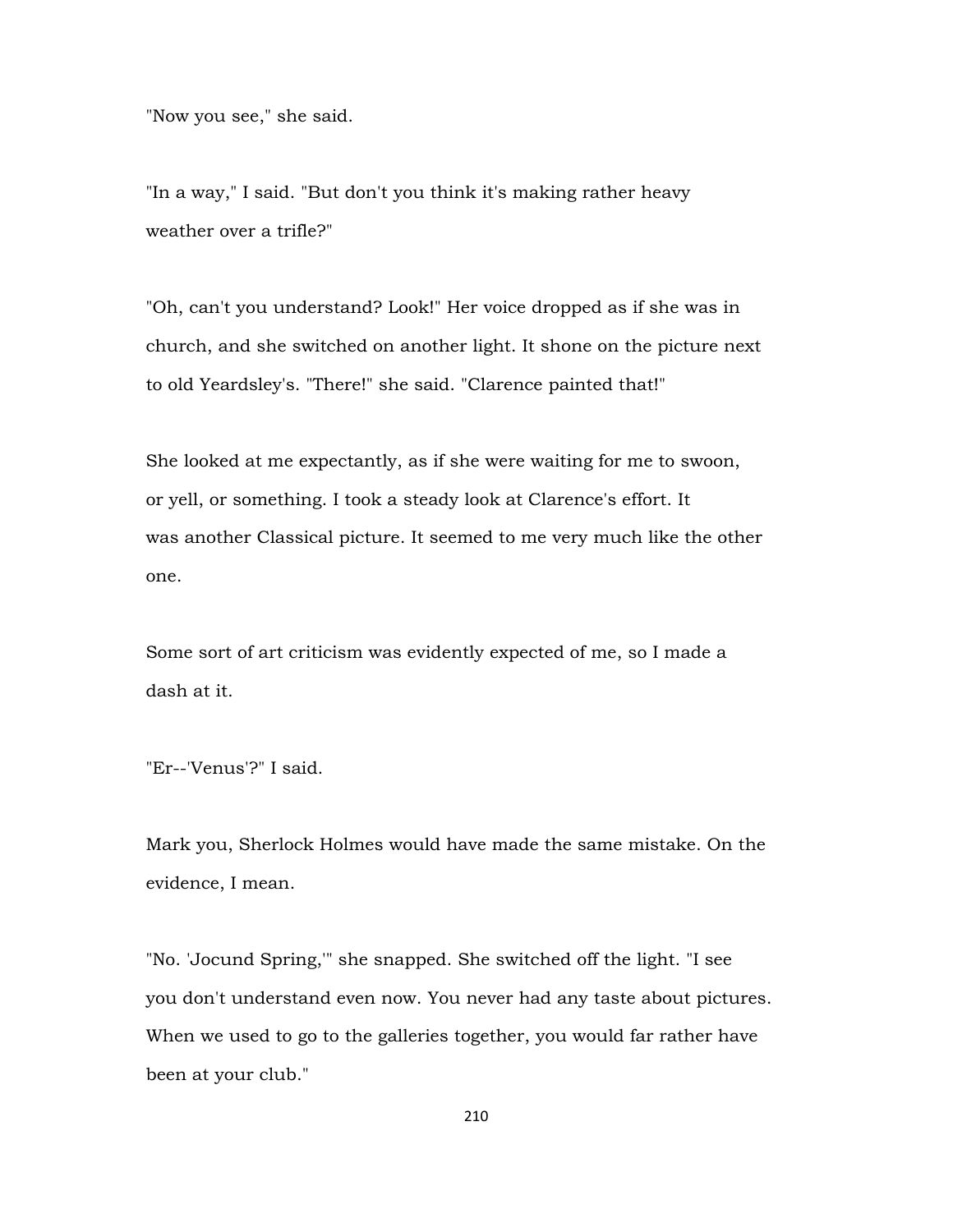"Now you see," she said.

"In a way," I said. "But don't you think it's making rather heavy weather over a trifle?"

"Oh, can't you understand? Look!" Her voice dropped as if she was in church, and she switched on another light. It shone on the picture next to old Yeardsley's. "There!" she said. "Clarence painted that!"

She looked at me expectantly, as if she were waiting for me to swoon, or yell, or something. I took a steady look at Clarence's effort. It was another Classical picture. It seemed to me very much like the other one.

Some sort of art criticism was evidently expected of me, so I made a dash at it.

"Er--'Venus'?" I said.

Mark you, Sherlock Holmes would have made the same mistake. On the evidence, I mean.

"No. 'Jocund Spring,'" she snapped. She switched off the light. "I see you don't understand even now. You never had any taste about pictures. When we used to go to the galleries together, you would far rather have been at your club."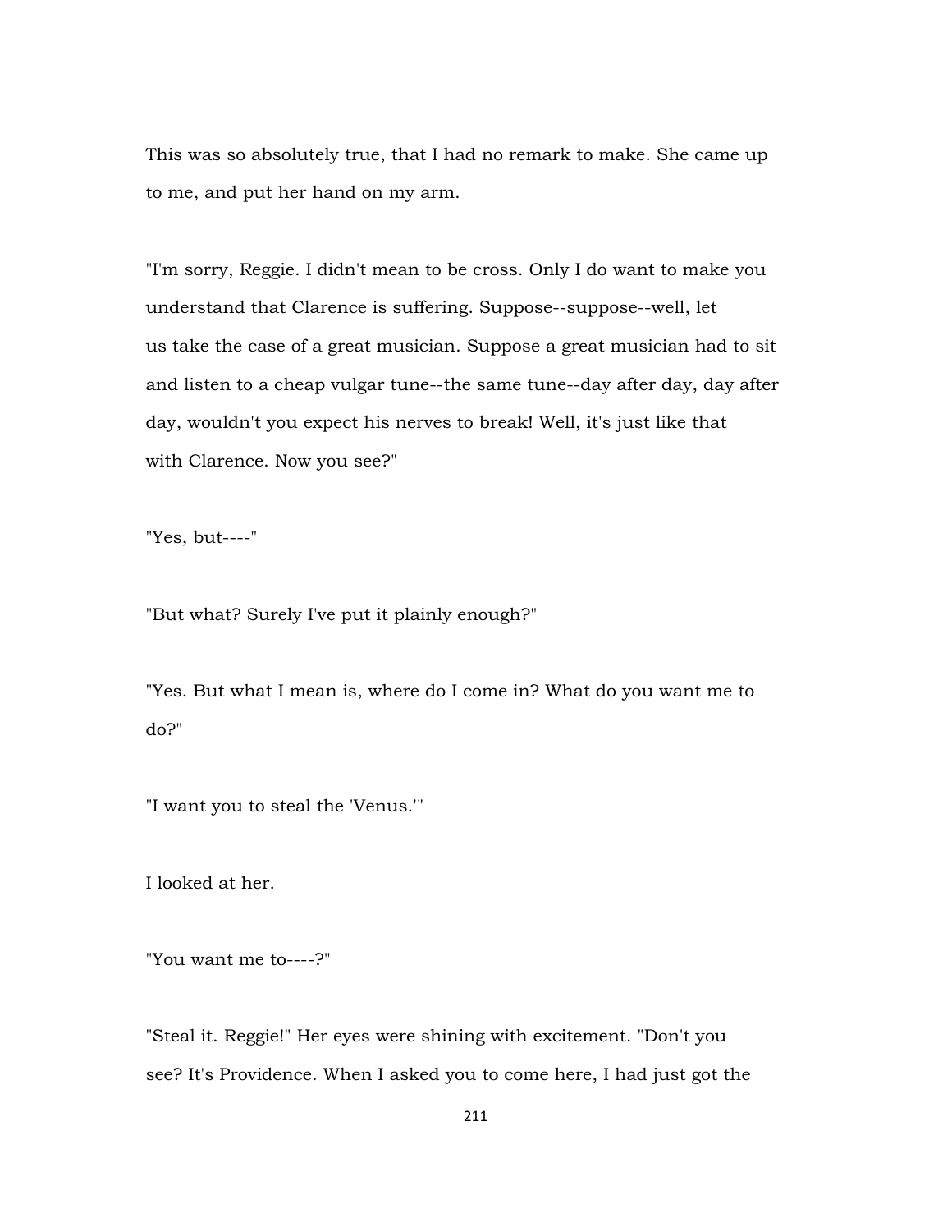This was so absolutely true, that I had no remark to make. She came up to me, and put her hand on my arm.

"I'm sorry, Reggie. I didn't mean to be cross. Only I do want to make you understand that Clarence is suffering. Suppose--suppose--well, let us take the case of a great musician. Suppose a great musician had to sit and listen to a cheap vulgar tune--the same tune--day after day, day after day, wouldn't you expect his nerves to break! Well, it's just like that with Clarence. Now you see?"

"Yes, but----"

"But what? Surely I've put it plainly enough?"

"Yes. But what I mean is, where do I come in? What do you want me to do?"

"I want you to steal the 'Venus.'"

I looked at her.

"You want me to----?"

"Steal it. Reggie!" Her eyes were shining with excitement. "Don't you see? It's Providence. When I asked you to come here, I had just got the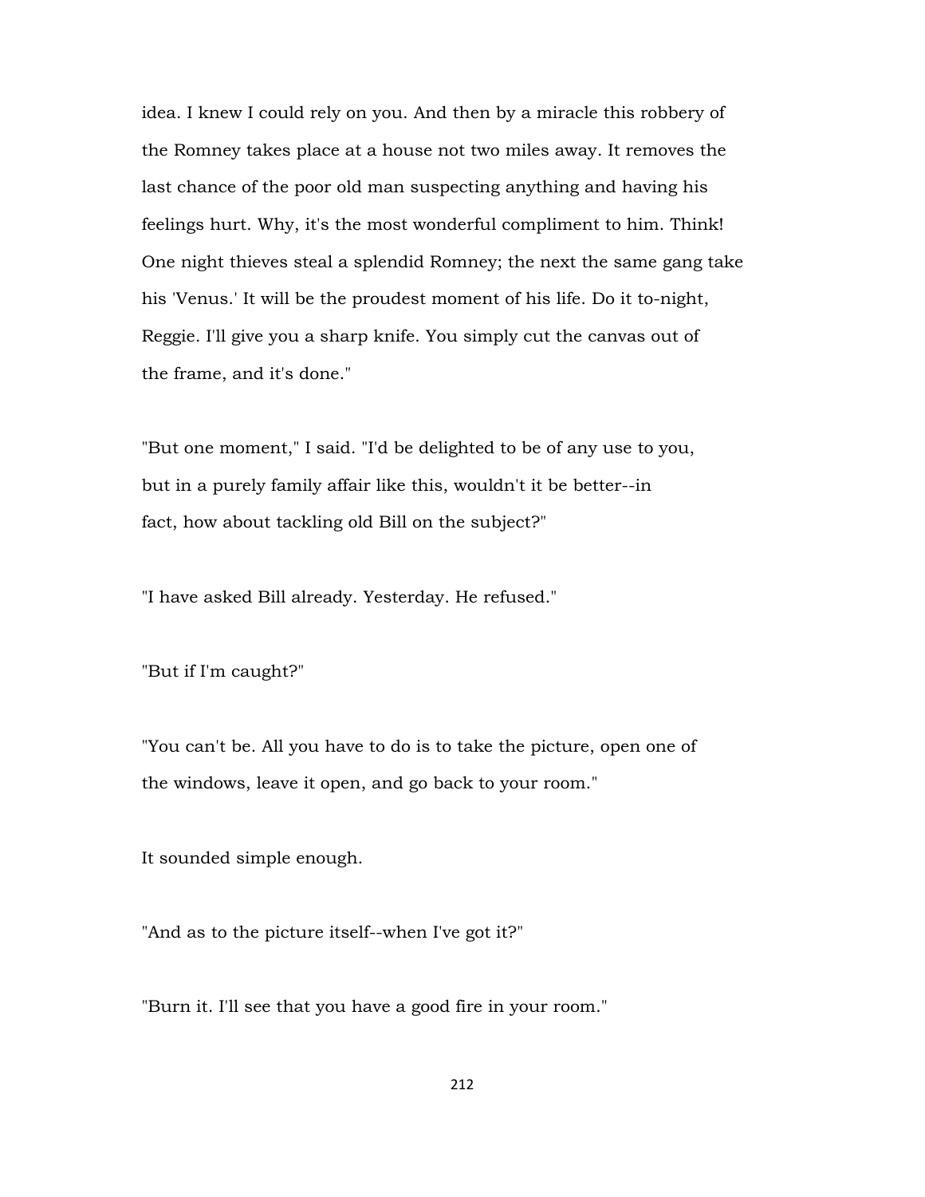idea. I knew I could rely on you. And then by a miracle this robbery of the Romney takes place at a house not two miles away. It removes the last chance of the poor old man suspecting anything and having his feelings hurt. Why, it's the most wonderful compliment to him. Think! One night thieves steal a splendid Romney; the next the same gang take his 'Venus.' It will be the proudest moment of his life. Do it to-night, Reggie. I'll give you a sharp knife. You simply cut the canvas out of the frame, and it's done."

"But one moment," I said. "I'd be delighted to be of any use to you, but in a purely family affair like this, wouldn't it be better--in fact, how about tackling old Bill on the subject?"

"I have asked Bill already. Yesterday. He refused."

"But if I'm caught?"

"You can't be. All you have to do is to take the picture, open one of the windows, leave it open, and go back to your room."

It sounded simple enough.

"And as to the picture itself--when I've got it?"

"Burn it. I'll see that you have a good fire in your room."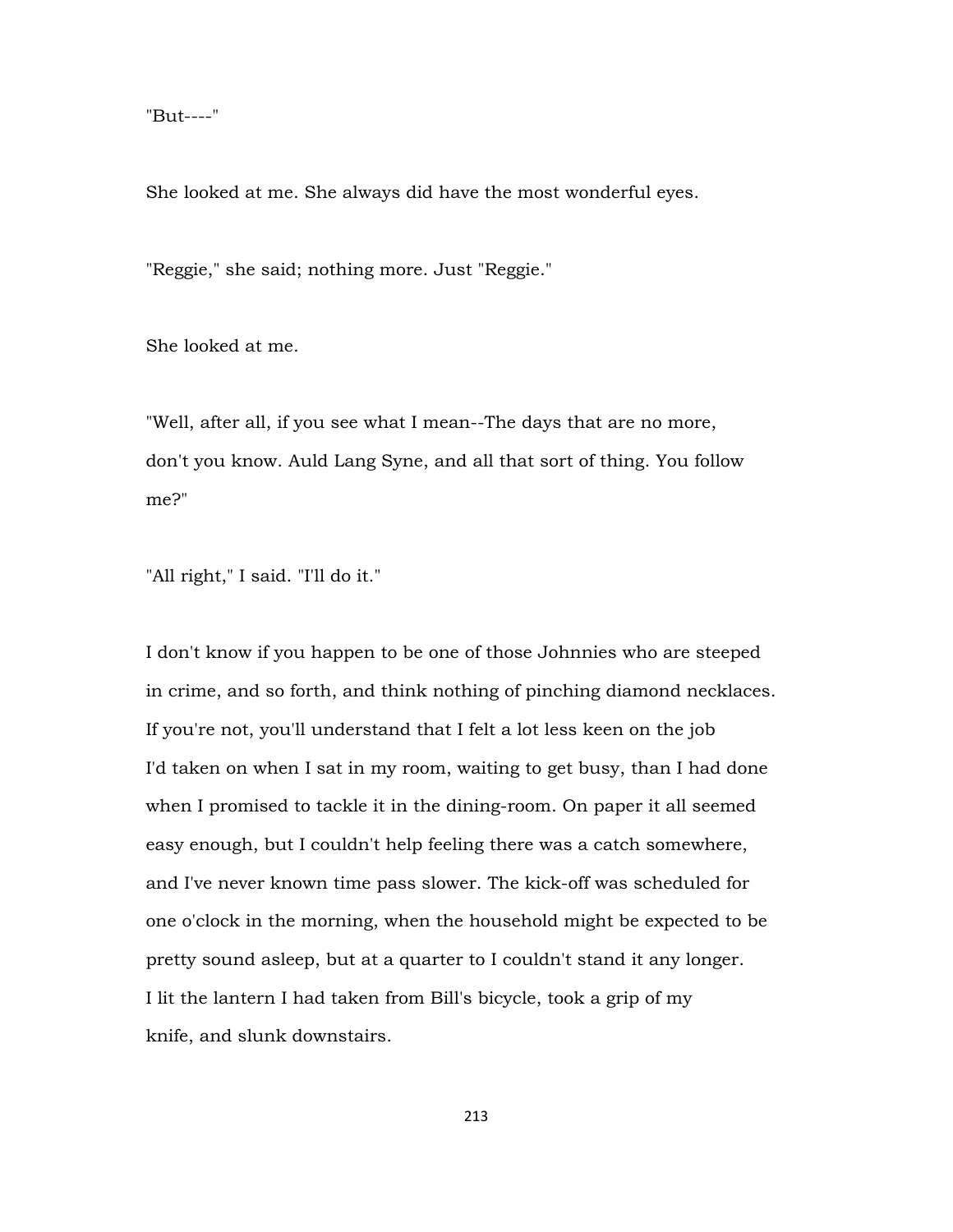"But----"

She looked at me. She always did have the most wonderful eyes.

"Reggie," she said; nothing more. Just "Reggie."

She looked at me.

"Well, after all, if you see what I mean--The days that are no more, don't you know. Auld Lang Syne, and all that sort of thing. You follow me?"

"All right," I said. "I'll do it."

I don't know if you happen to be one of those Johnnies who are steeped in crime, and so forth, and think nothing of pinching diamond necklaces. If you're not, you'll understand that I felt a lot less keen on the job I'd taken on when I sat in my room, waiting to get busy, than I had done when I promised to tackle it in the dining-room. On paper it all seemed easy enough, but I couldn't help feeling there was a catch somewhere, and I've never known time pass slower. The kick-off was scheduled for one o'clock in the morning, when the household might be expected to be pretty sound asleep, but at a quarter to I couldn't stand it any longer. I lit the lantern I had taken from Bill's bicycle, took a grip of my knife, and slunk downstairs.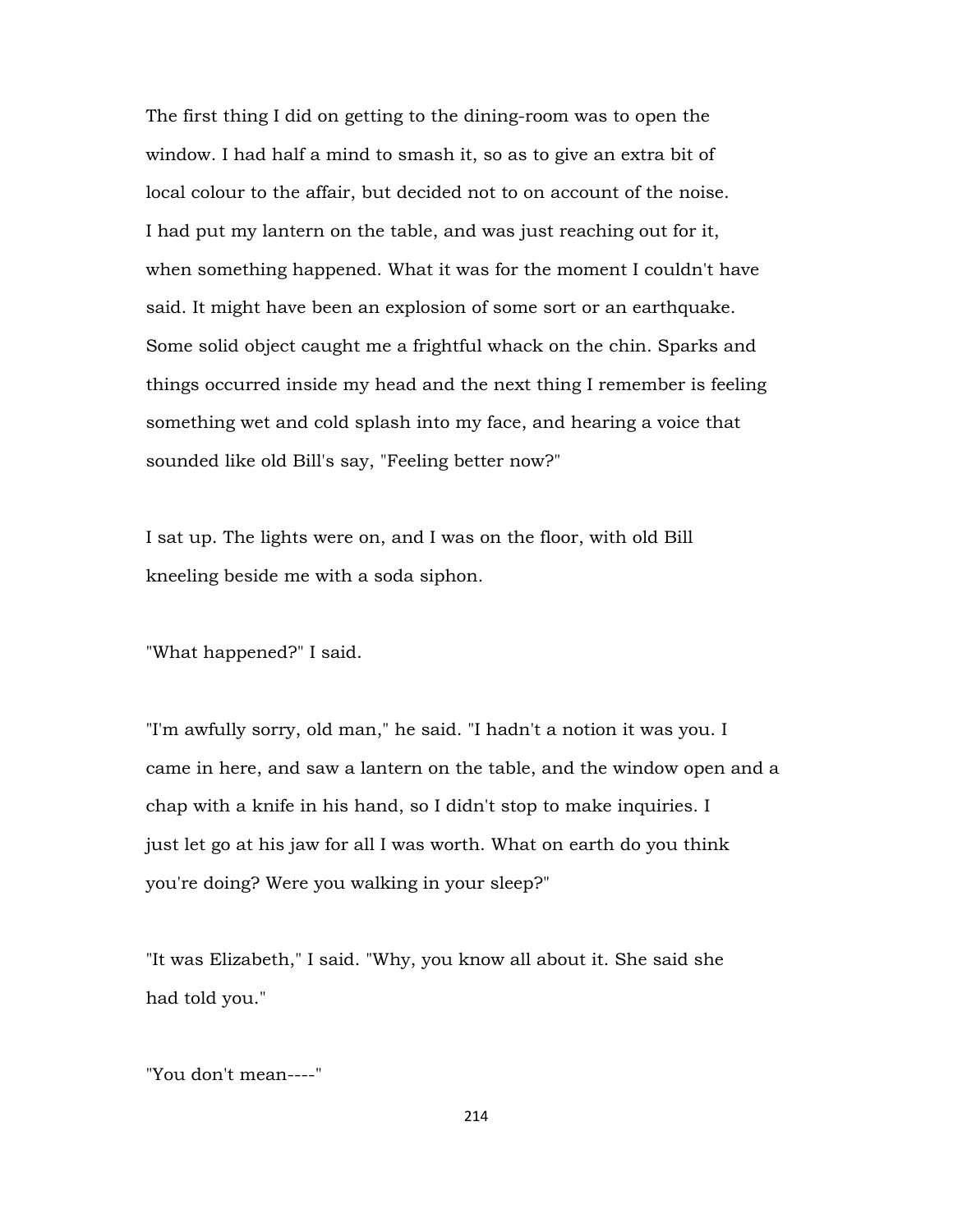The first thing I did on getting to the dining-room was to open the window. I had half a mind to smash it, so as to give an extra bit of local colour to the affair, but decided not to on account of the noise. I had put my lantern on the table, and was just reaching out for it, when something happened. What it was for the moment I couldn't have said. It might have been an explosion of some sort or an earthquake. Some solid object caught me a frightful whack on the chin. Sparks and things occurred inside my head and the next thing I remember is feeling something wet and cold splash into my face, and hearing a voice that sounded like old Bill's say, "Feeling better now?"

I sat up. The lights were on, and I was on the floor, with old Bill kneeling beside me with a soda siphon.

"What happened?" I said.

"I'm awfully sorry, old man," he said. "I hadn't a notion it was you. I came in here, and saw a lantern on the table, and the window open and a chap with a knife in his hand, so I didn't stop to make inquiries. I just let go at his jaw for all I was worth. What on earth do you think you're doing? Were you walking in your sleep?"

"It was Elizabeth," I said. "Why, you know all about it. She said she had told you."

"You don't mean----"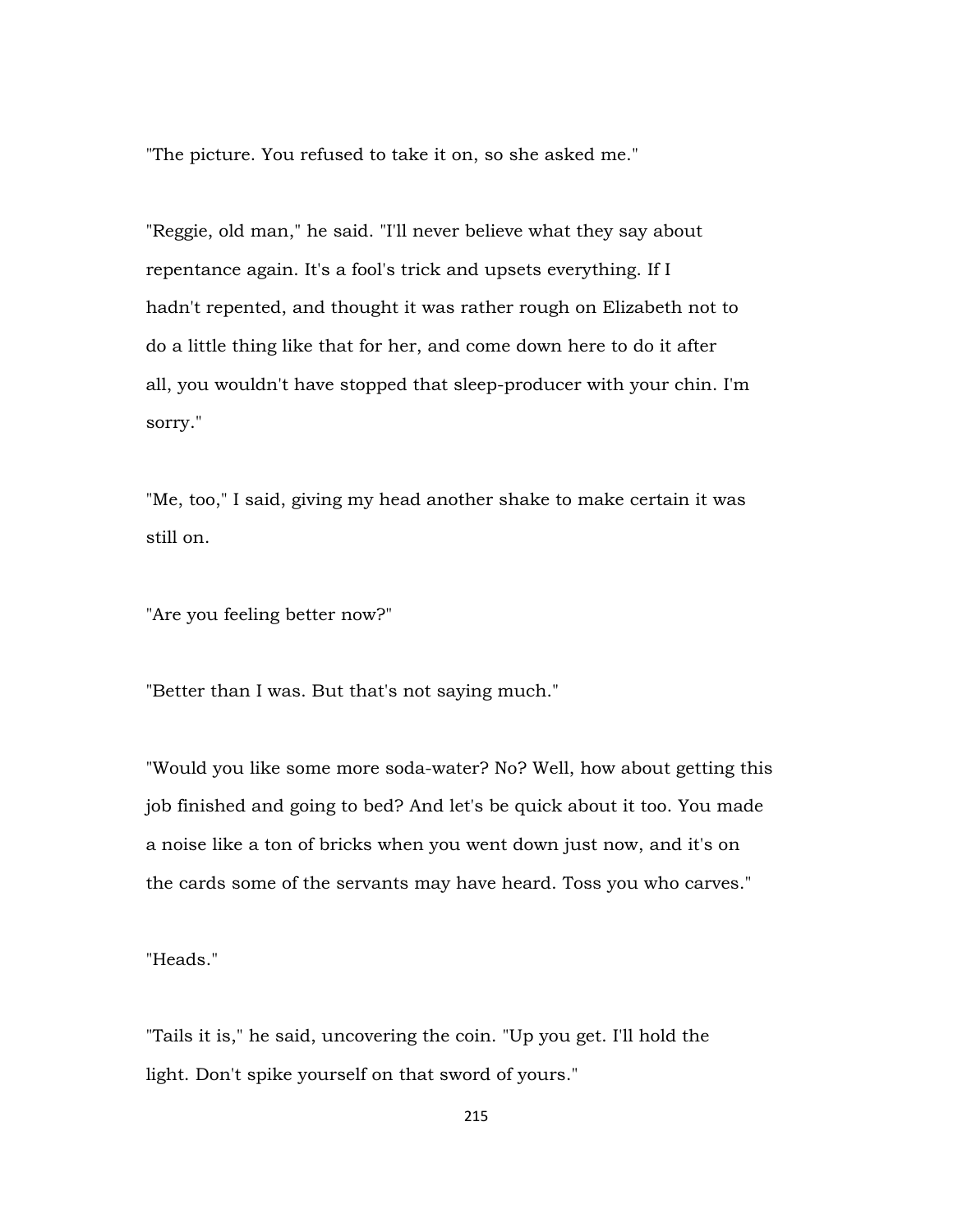"The picture. You refused to take it on, so she asked me."

"Reggie, old man," he said. "I'll never believe what they say about repentance again. It's a fool's trick and upsets everything. If I hadn't repented, and thought it was rather rough on Elizabeth not to do a little thing like that for her, and come down here to do it after all, you wouldn't have stopped that sleep-producer with your chin. I'm sorry."

"Me, too," I said, giving my head another shake to make certain it was still on.

"Are you feeling better now?"

"Better than I was. But that's not saying much."

"Would you like some more soda-water? No? Well, how about getting this job finished and going to bed? And let's be quick about it too. You made a noise like a ton of bricks when you went down just now, and it's on the cards some of the servants may have heard. Toss you who carves."

"Heads."

"Tails it is," he said, uncovering the coin. "Up you get. I'll hold the light. Don't spike yourself on that sword of yours."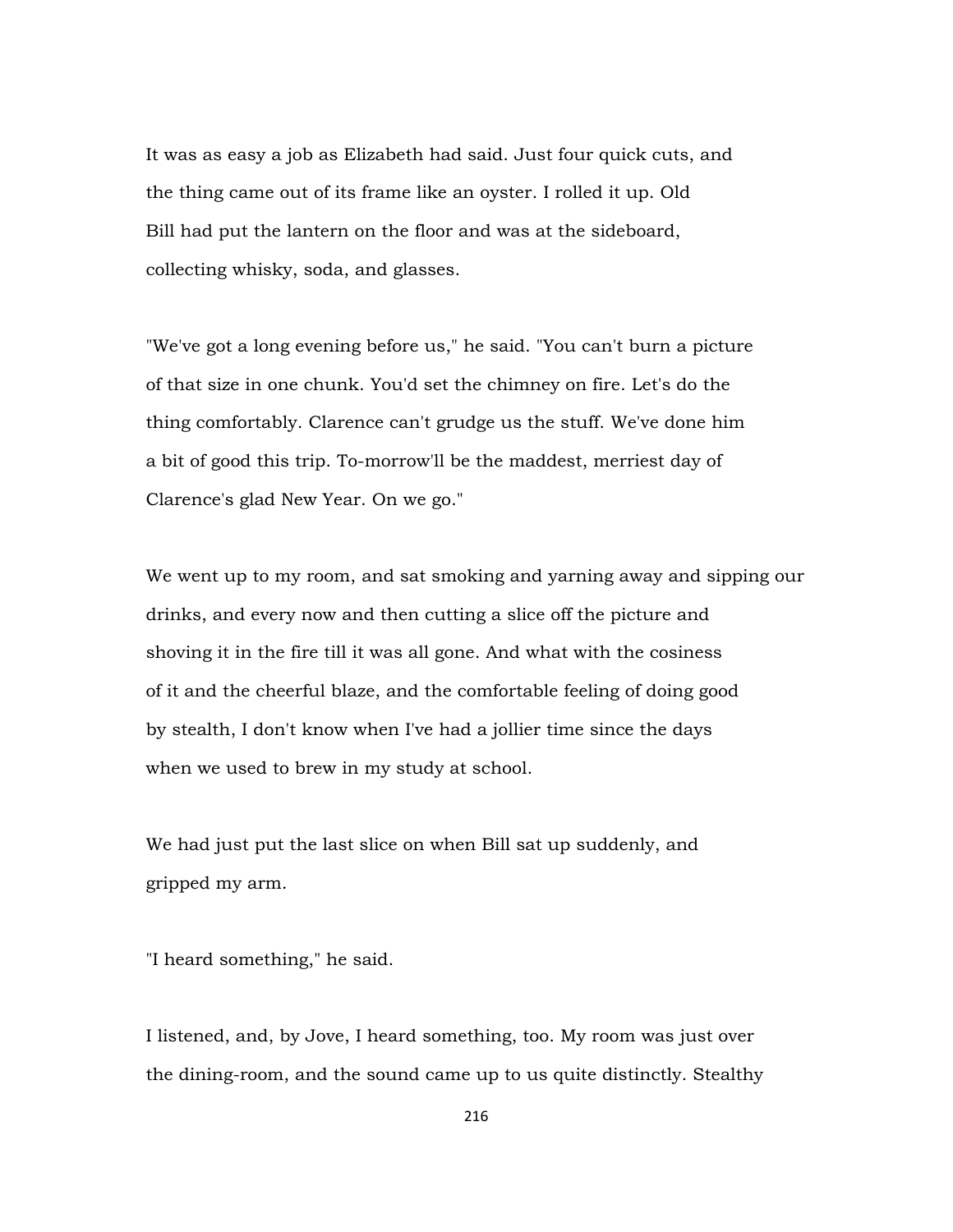It was as easy a job as Elizabeth had said. Just four quick cuts, and the thing came out of its frame like an oyster. I rolled it up. Old Bill had put the lantern on the floor and was at the sideboard, collecting whisky, soda, and glasses.

"We've got a long evening before us," he said. "You can't burn a picture of that size in one chunk. You'd set the chimney on fire. Let's do the thing comfortably. Clarence can't grudge us the stuff. We've done him a bit of good this trip. To-morrow'll be the maddest, merriest day of Clarence's glad New Year. On we go."

We went up to my room, and sat smoking and yarning away and sipping our drinks, and every now and then cutting a slice off the picture and shoving it in the fire till it was all gone. And what with the cosiness of it and the cheerful blaze, and the comfortable feeling of doing good by stealth, I don't know when I've had a jollier time since the days when we used to brew in my study at school.

We had just put the last slice on when Bill sat up suddenly, and gripped my arm.

"I heard something," he said.

I listened, and, by Jove, I heard something, too. My room was just over the dining-room, and the sound came up to us quite distinctly. Stealthy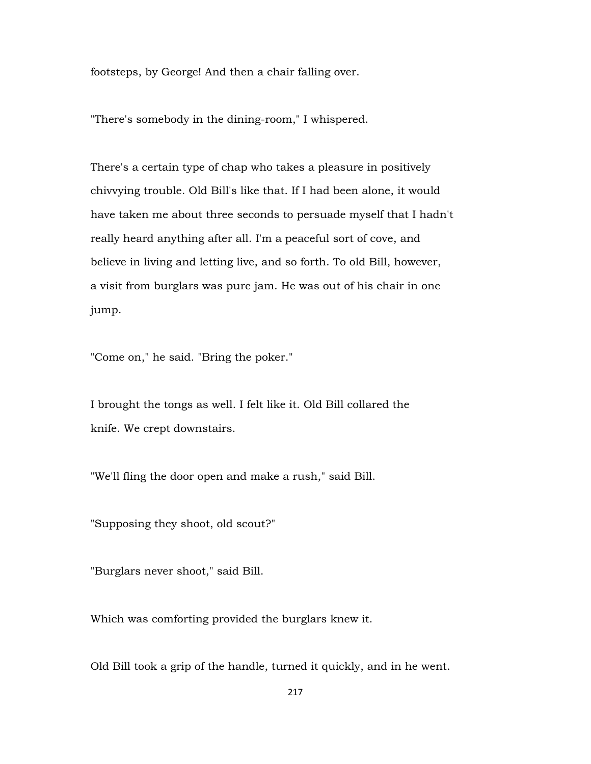footsteps, by George! And then a chair falling over.

"There's somebody in the dining-room," I whispered.

There's a certain type of chap who takes a pleasure in positively chivvying trouble. Old Bill's like that. If I had been alone, it would have taken me about three seconds to persuade myself that I hadn't really heard anything after all. I'm a peaceful sort of cove, and believe in living and letting live, and so forth. To old Bill, however, a visit from burglars was pure jam. He was out of his chair in one jump.

"Come on," he said. "Bring the poker."

I brought the tongs as well. I felt like it. Old Bill collared the knife. We crept downstairs.

"We'll fling the door open and make a rush," said Bill.

"Supposing they shoot, old scout?"

"Burglars never shoot," said Bill.

Which was comforting provided the burglars knew it.

Old Bill took a grip of the handle, turned it quickly, and in he went.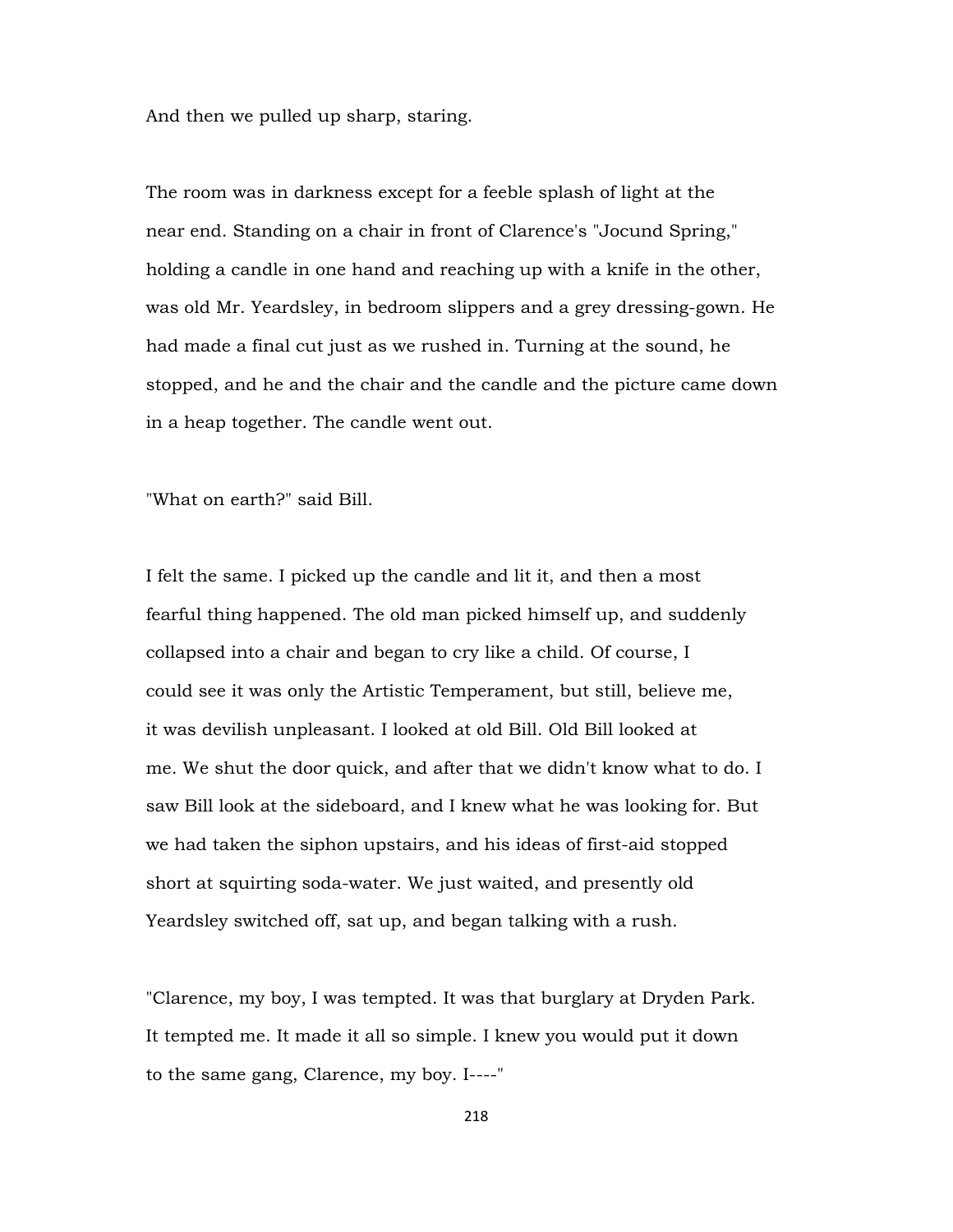And then we pulled up sharp, staring.

The room was in darkness except for a feeble splash of light at the near end. Standing on a chair in front of Clarence's "Jocund Spring," holding a candle in one hand and reaching up with a knife in the other, was old Mr. Yeardsley, in bedroom slippers and a grey dressing-gown. He had made a final cut just as we rushed in. Turning at the sound, he stopped, and he and the chair and the candle and the picture came down in a heap together. The candle went out.

"What on earth?" said Bill.

I felt the same. I picked up the candle and lit it, and then a most fearful thing happened. The old man picked himself up, and suddenly collapsed into a chair and began to cry like a child. Of course, I could see it was only the Artistic Temperament, but still, believe me, it was devilish unpleasant. I looked at old Bill. Old Bill looked at me. We shut the door quick, and after that we didn't know what to do. I saw Bill look at the sideboard, and I knew what he was looking for. But we had taken the siphon upstairs, and his ideas of first-aid stopped short at squirting soda-water. We just waited, and presently old Yeardsley switched off, sat up, and began talking with a rush.

"Clarence, my boy, I was tempted. It was that burglary at Dryden Park. It tempted me. It made it all so simple. I knew you would put it down to the same gang, Clarence, my boy. I----"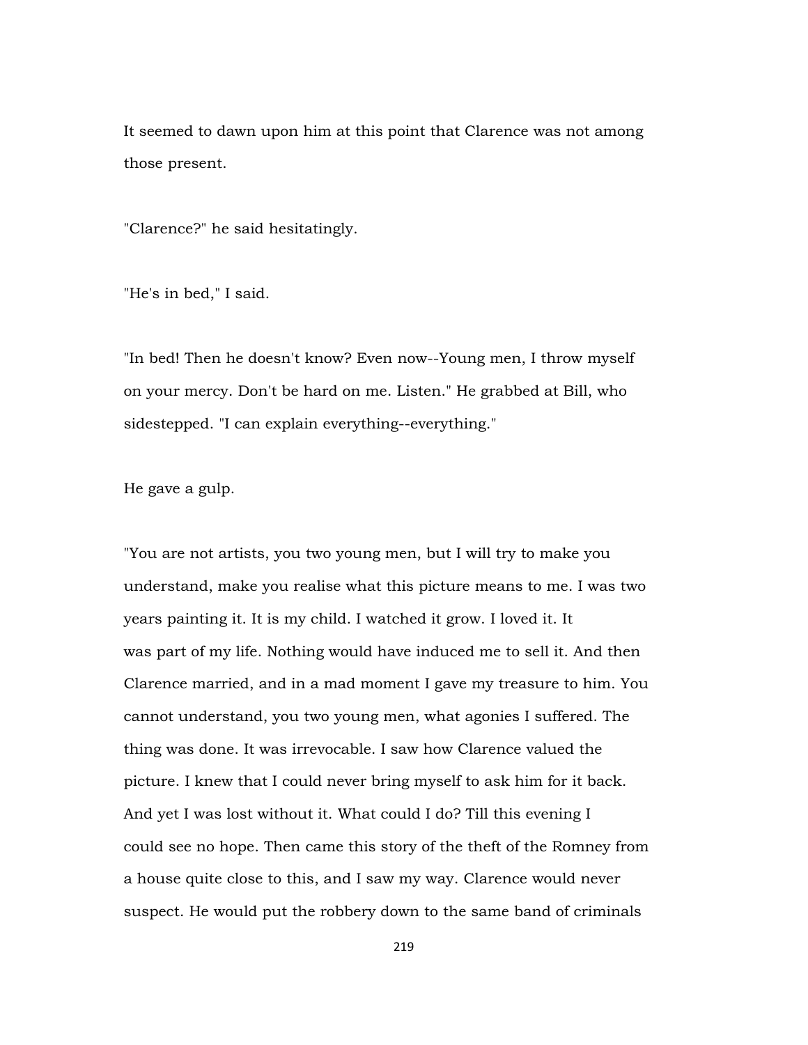It seemed to dawn upon him at this point that Clarence was not among those present.

"Clarence?" he said hesitatingly.

"He's in bed," I said.

"In bed! Then he doesn't know? Even now--Young men, I throw myself on your mercy. Don't be hard on me. Listen." He grabbed at Bill, who sidestepped. "I can explain everything--everything."

He gave a gulp.

"You are not artists, you two young men, but I will try to make you understand, make you realise what this picture means to me. I was two years painting it. It is my child. I watched it grow. I loved it. It was part of my life. Nothing would have induced me to sell it. And then Clarence married, and in a mad moment I gave my treasure to him. You cannot understand, you two young men, what agonies I suffered. The thing was done. It was irrevocable. I saw how Clarence valued the picture. I knew that I could never bring myself to ask him for it back. And yet I was lost without it. What could I do? Till this evening I could see no hope. Then came this story of the theft of the Romney from a house quite close to this, and I saw my way. Clarence would never suspect. He would put the robbery down to the same band of criminals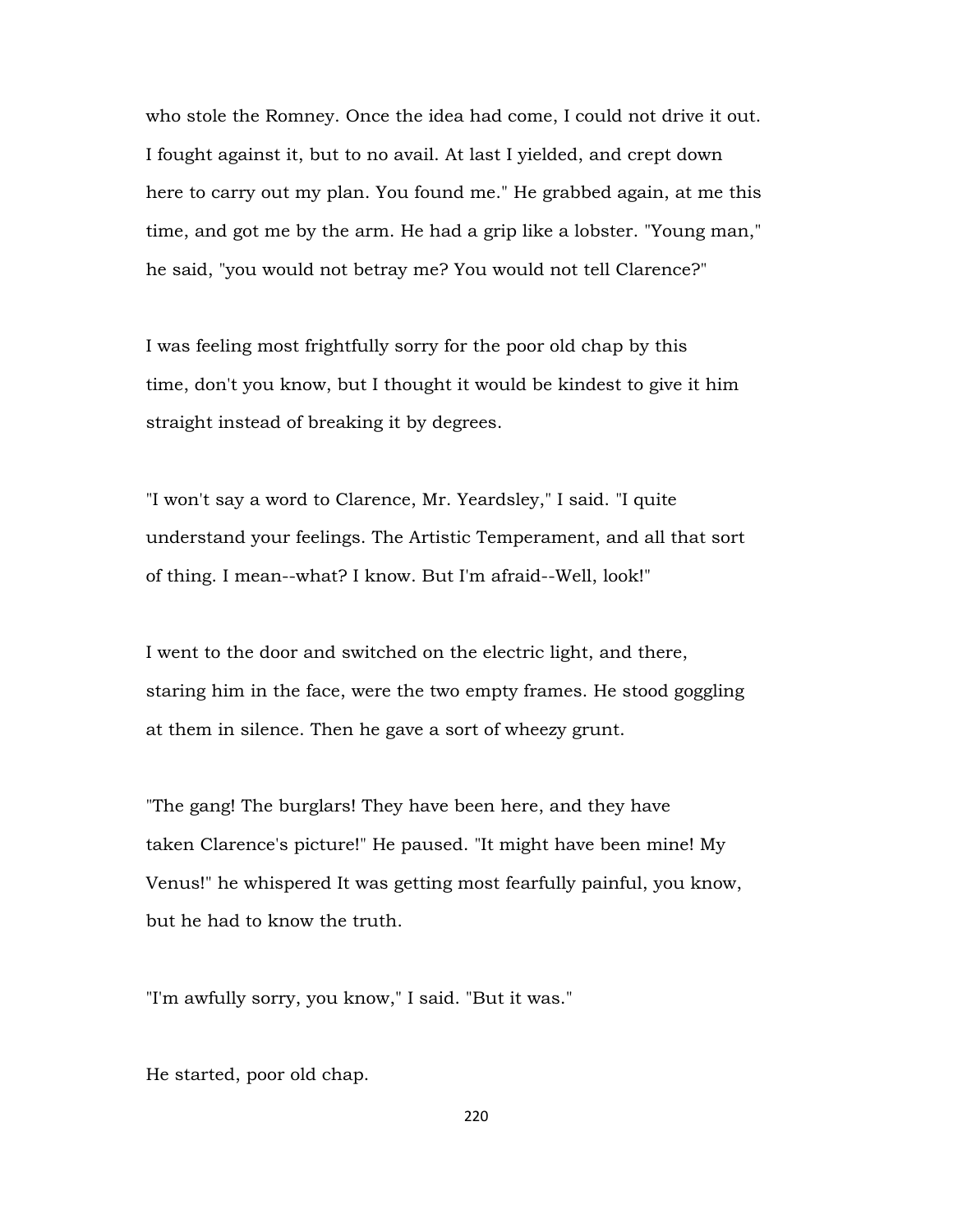who stole the Romney. Once the idea had come, I could not drive it out. I fought against it, but to no avail. At last I yielded, and crept down here to carry out my plan. You found me." He grabbed again, at me this time, and got me by the arm. He had a grip like a lobster. "Young man," he said, "you would not betray me? You would not tell Clarence?"

I was feeling most frightfully sorry for the poor old chap by this time, don't you know, but I thought it would be kindest to give it him straight instead of breaking it by degrees.

"I won't say a word to Clarence, Mr. Yeardsley," I said. "I quite understand your feelings. The Artistic Temperament, and all that sort of thing. I mean--what? I know. But I'm afraid--Well, look!"

I went to the door and switched on the electric light, and there, staring him in the face, were the two empty frames. He stood goggling at them in silence. Then he gave a sort of wheezy grunt.

"The gang! The burglars! They have been here, and they have taken Clarence's picture!" He paused. "It might have been mine! My Venus!" he whispered It was getting most fearfully painful, you know, but he had to know the truth.

"I'm awfully sorry, you know," I said. "But it was."

He started, poor old chap.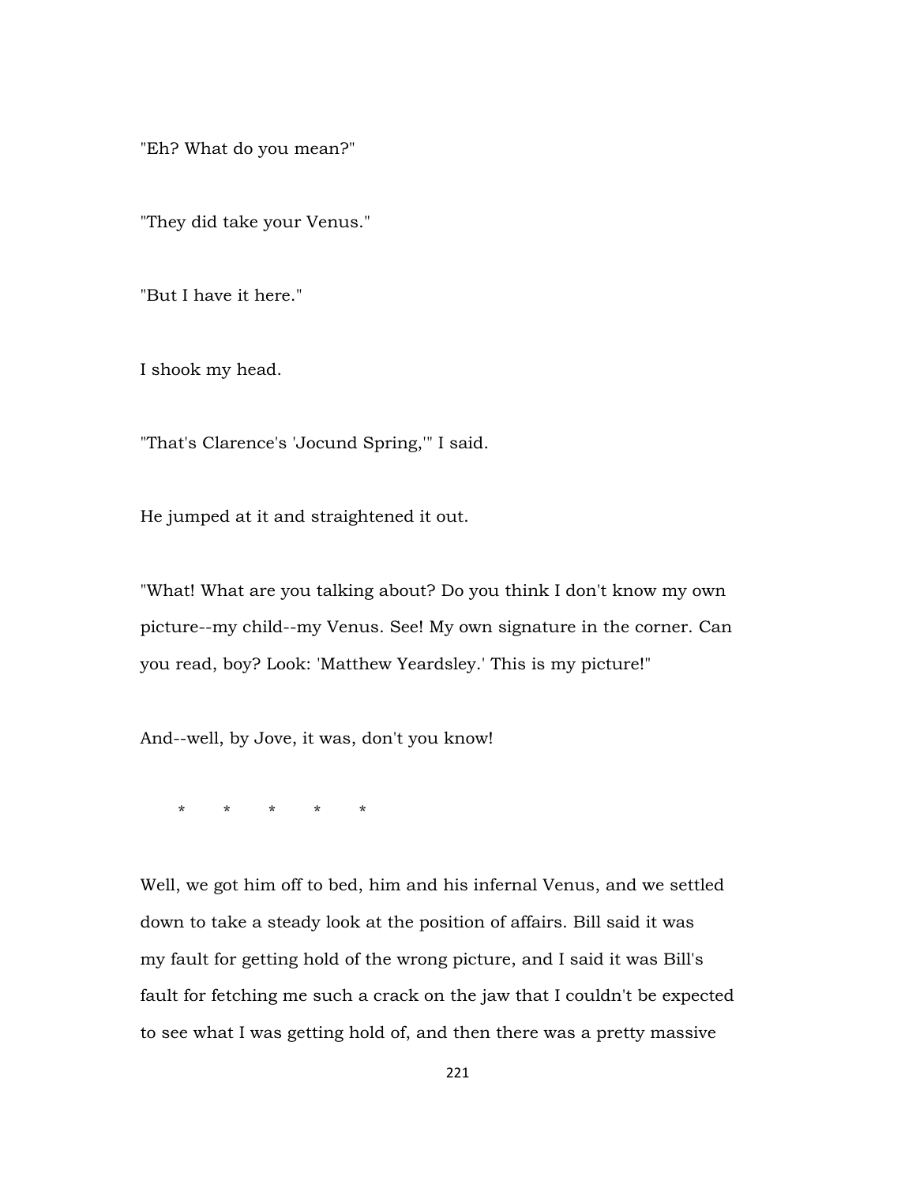"Eh? What do you mean?"

"They did take your Venus."

"But I have it here."

I shook my head.

"That's Clarence's 'Jocund Spring,'" I said.

He jumped at it and straightened it out.

"What! What are you talking about? Do you think I don't know my own picture--my child--my Venus. See! My own signature in the corner. Can you read, boy? Look: 'Matthew Yeardsley.' This is my picture!"

And--well, by Jove, it was, don't you know!

\*       \*       \*       \*       \*

Well, we got him off to bed, him and his infernal Venus, and we settled down to take a steady look at the position of affairs. Bill said it was my fault for getting hold of the wrong picture, and I said it was Bill's fault for fetching me such a crack on the jaw that I couldn't be expected to see what I was getting hold of, and then there was a pretty massive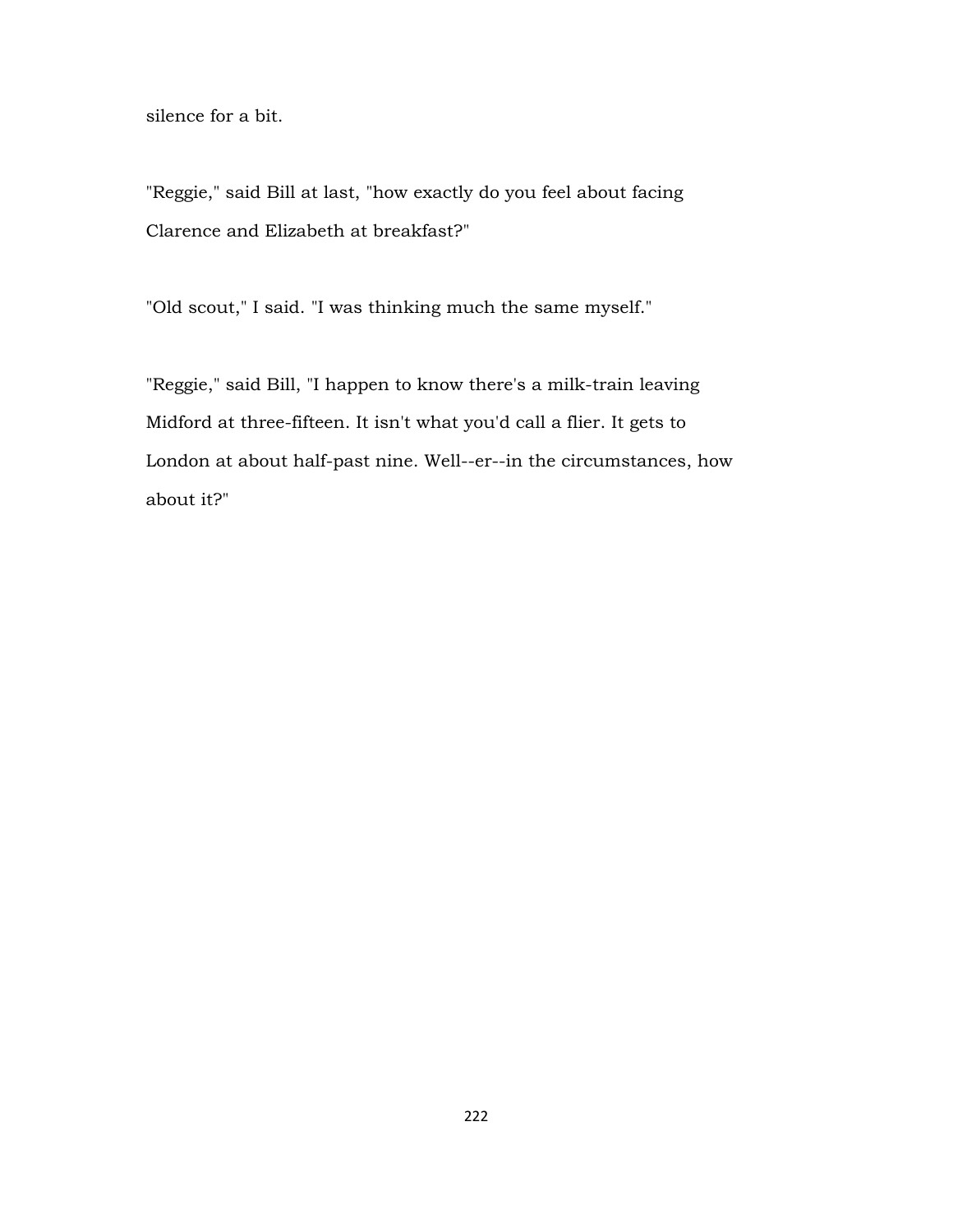silence for a bit.

"Reggie," said Bill at last, "how exactly do you feel about facing Clarence and Elizabeth at breakfast?"

"Old scout," I said. "I was thinking much the same myself."

"Reggie," said Bill, "I happen to know there's a milk-train leaving Midford at three-fifteen. It isn't what you'd call a flier. It gets to London at about half-past nine. Well--er--in the circumstances, how about it?"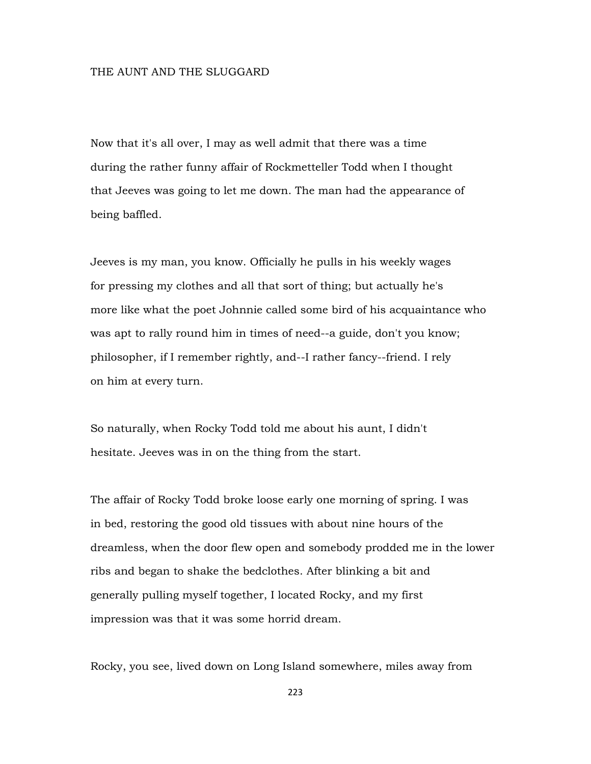## THE AUNT AND THE SLUGGARD

Now that it's all over, I may as well admit that there was a time during the rather funny affair of Rockmetteller Todd when I thought that Jeeves was going to let me down. The man had the appearance of being baffled.

Jeeves is my man, you know. Officially he pulls in his weekly wages for pressing my clothes and all that sort of thing; but actually he's more like what the poet Johnnie called some bird of his acquaintance who was apt to rally round him in times of need--a guide, don't you know; philosopher, if I remember rightly, and--I rather fancy--friend. I rely on him at every turn.

So naturally, when Rocky Todd told me about his aunt, I didn't hesitate. Jeeves was in on the thing from the start.

The affair of Rocky Todd broke loose early one morning of spring. I was in bed, restoring the good old tissues with about nine hours of the dreamless, when the door flew open and somebody prodded me in the lower ribs and began to shake the bedclothes. After blinking a bit and generally pulling myself together, I located Rocky, and my first impression was that it was some horrid dream.

Rocky, you see, lived down on Long Island somewhere, miles away from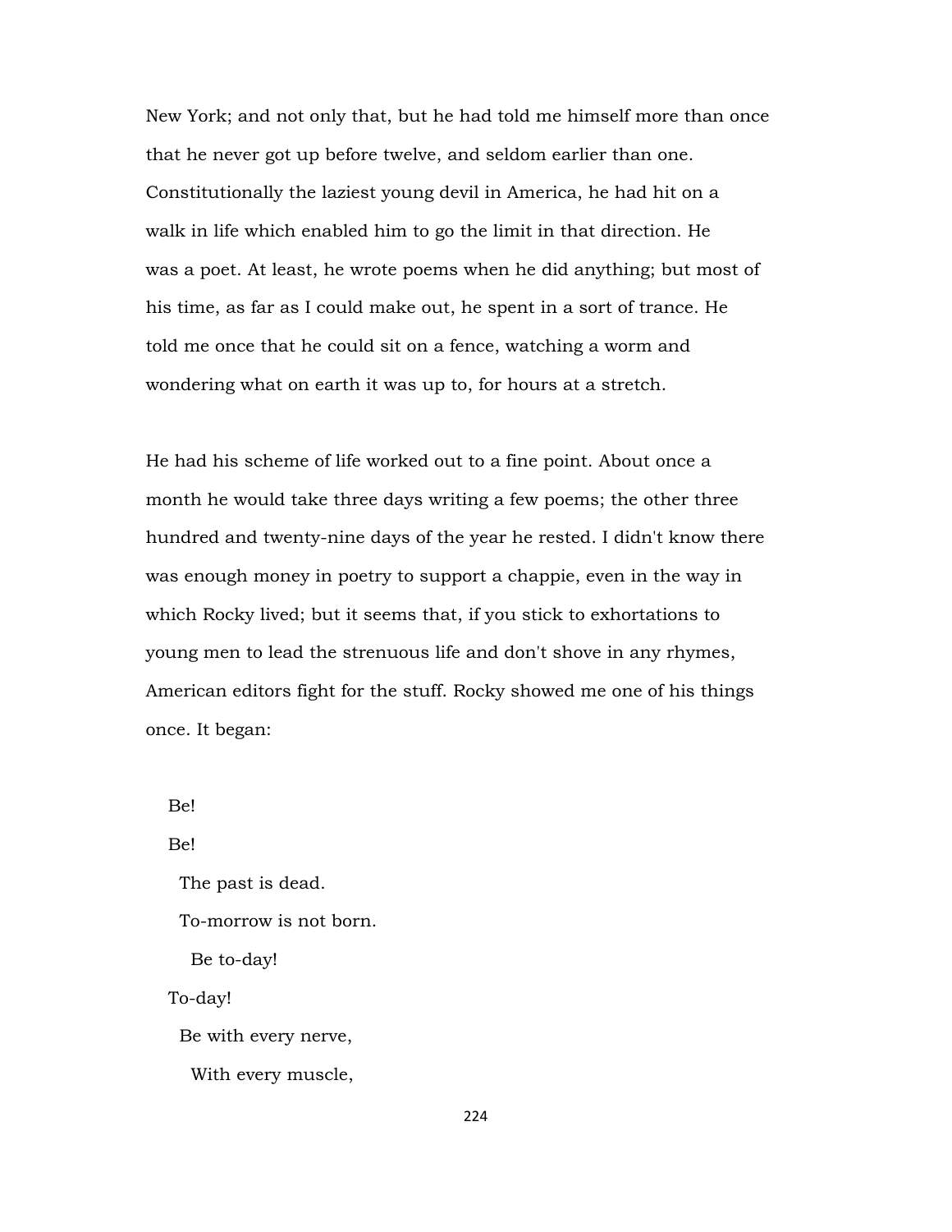New York; and not only that, but he had told me himself more than once that he never got up before twelve, and seldom earlier than one. Constitutionally the laziest young devil in America, he had hit on a walk in life which enabled him to go the limit in that direction. He was a poet. At least, he wrote poems when he did anything; but most of his time, as far as I could make out, he spent in a sort of trance. He told me once that he could sit on a fence, watching a worm and wondering what on earth it was up to, for hours at a stretch.

He had his scheme of life worked out to a fine point. About once a month he would take three days writing a few poems; the other three hundred and twenty-nine days of the year he rested. I didn't know there was enough money in poetry to support a chappie, even in the way in which Rocky lived; but it seems that, if you stick to exhortations to young men to lead the strenuous life and don't shove in any rhymes, American editors fight for the stuff. Rocky showed me one of his things once. It began:

> Be!
>
> Be!
>
> &nbsp;&nbsp;The past is dead.
>
> &nbsp;&nbsp;To-morrow is not born.
>
> &nbsp;&nbsp;&nbsp;&nbsp;Be to-day!
>
> To-day!
>
> &nbsp;&nbsp;Be with every nerve,
>
> &nbsp;&nbsp;&nbsp;&nbsp;With every muscle,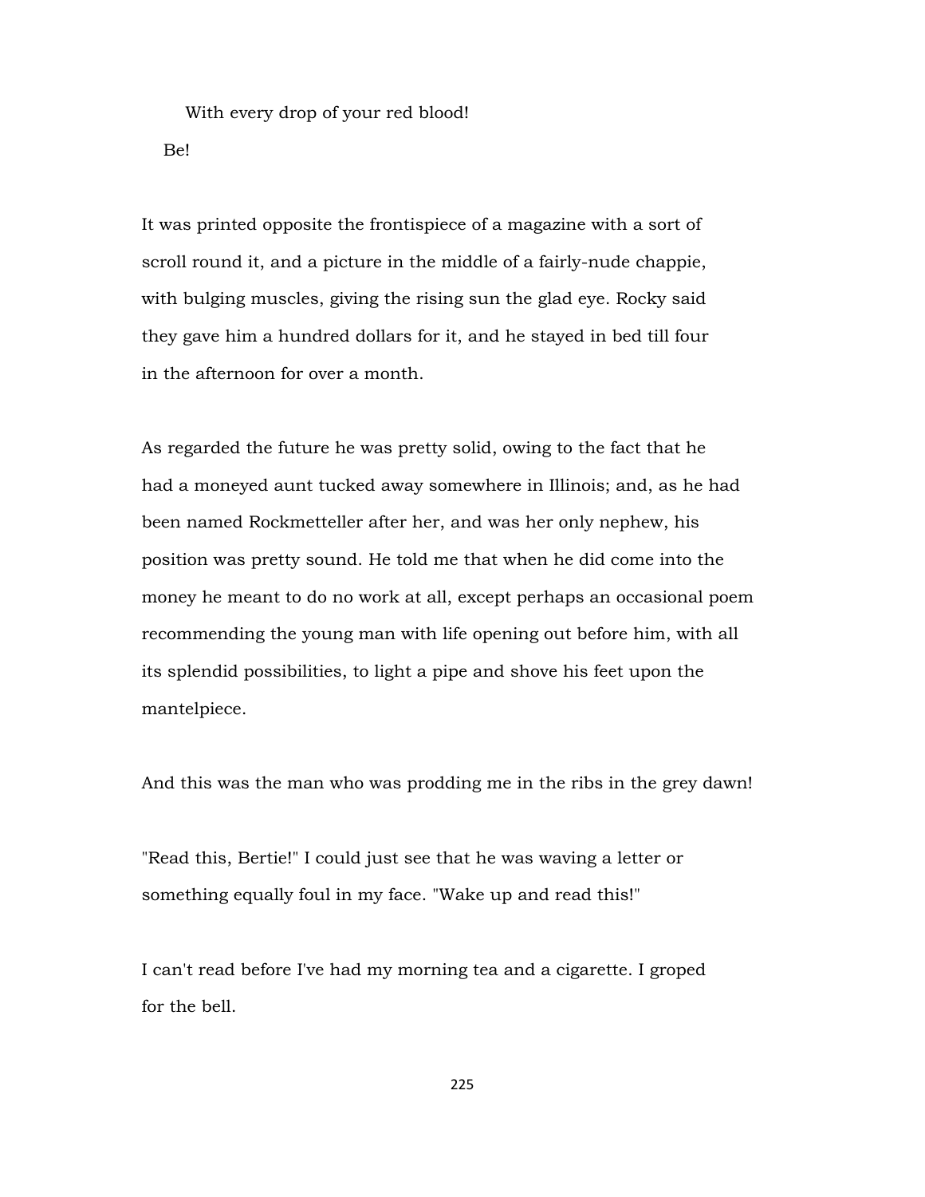With every drop of your red blood!

Be!

It was printed opposite the frontispiece of a magazine with a sort of scroll round it, and a picture in the middle of a fairly-nude chappie, with bulging muscles, giving the rising sun the glad eye. Rocky said they gave him a hundred dollars for it, and he stayed in bed till four in the afternoon for over a month.

As regarded the future he was pretty solid, owing to the fact that he had a moneyed aunt tucked away somewhere in Illinois; and, as he had been named Rockmetteller after her, and was her only nephew, his position was pretty sound. He told me that when he did come into the money he meant to do no work at all, except perhaps an occasional poem recommending the young man with life opening out before him, with all its splendid possibilities, to light a pipe and shove his feet upon the mantelpiece.

And this was the man who was prodding me in the ribs in the grey dawn!

"Read this, Bertie!" I could just see that he was waving a letter or something equally foul in my face. "Wake up and read this!"

I can't read before I've had my morning tea and a cigarette. I groped for the bell.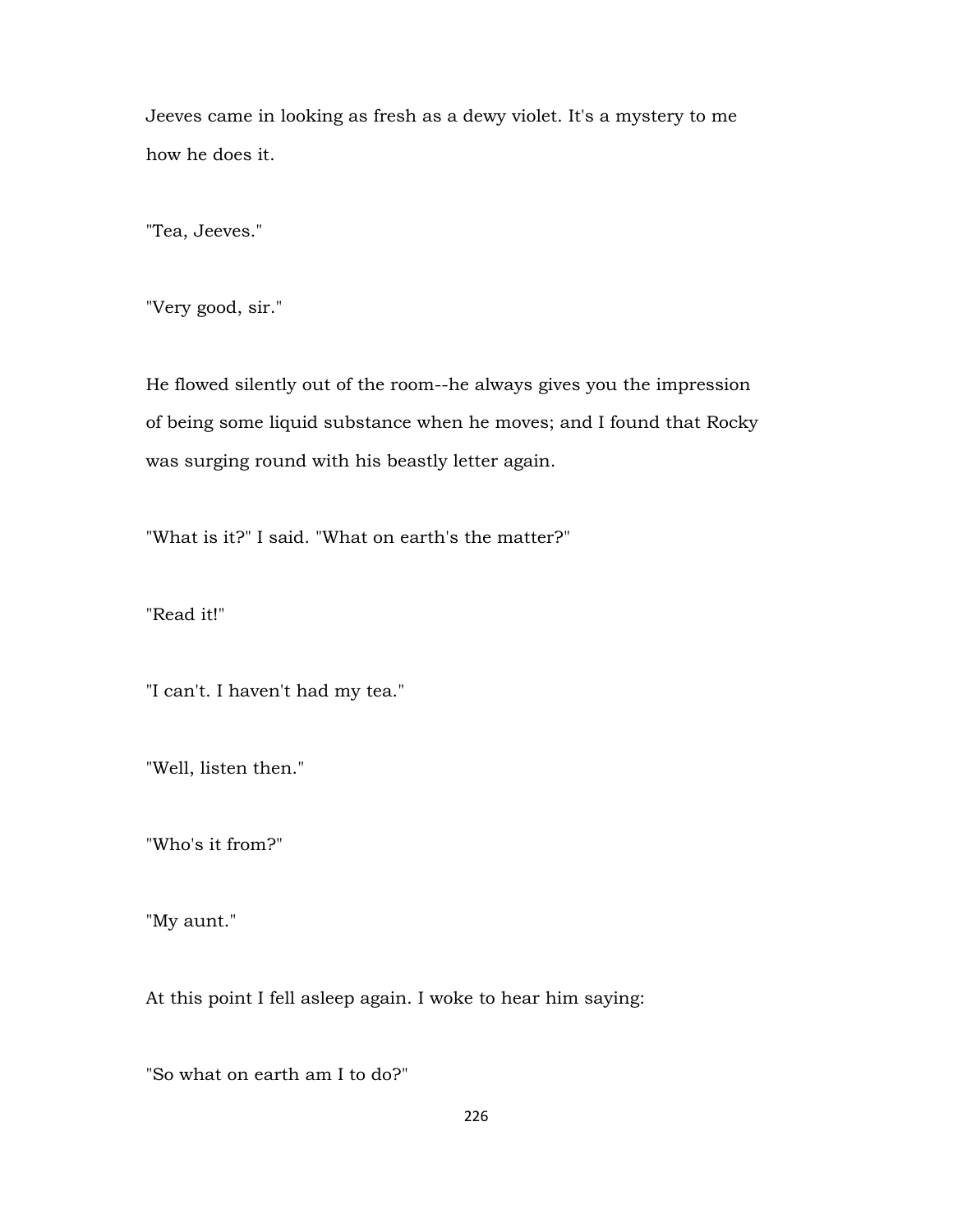Jeeves came in looking as fresh as a dewy violet. It's a mystery to me how he does it.

"Tea, Jeeves."

"Very good, sir."

He flowed silently out of the room--he always gives you the impression of being some liquid substance when he moves; and I found that Rocky was surging round with his beastly letter again.

"What is it?" I said. "What on earth's the matter?"

"Read it!"

"I can't. I haven't had my tea."

"Well, listen then."

"Who's it from?"

"My aunt."

At this point I fell asleep again. I woke to hear him saying:

"So what on earth am I to do?"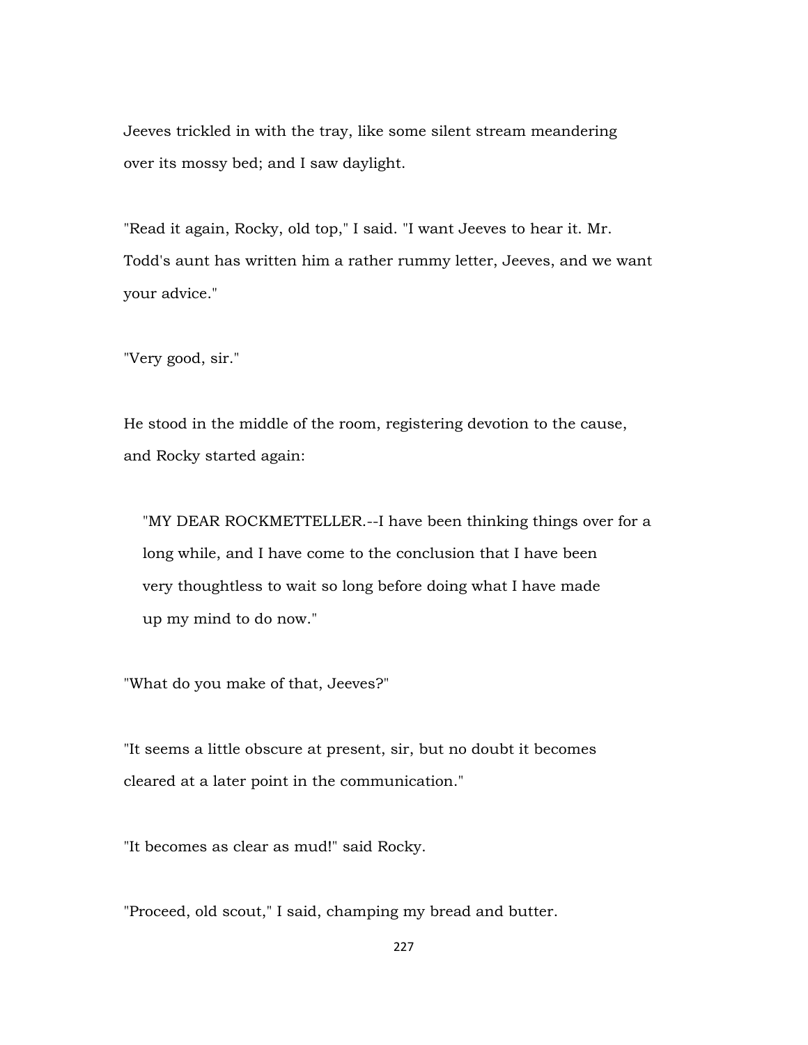Jeeves trickled in with the tray, like some silent stream meandering over its mossy bed; and I saw daylight.

"Read it again, Rocky, old top," I said. "I want Jeeves to hear it. Mr. Todd's aunt has written him a rather rummy letter, Jeeves, and we want your advice."

"Very good, sir."

He stood in the middle of the room, registering devotion to the cause, and Rocky started again:

> "MY DEAR ROCKMETTELLER.--I have been thinking things over for a long while, and I have come to the conclusion that I have been very thoughtless to wait so long before doing what I have made up my mind to do now."

"What do you make of that, Jeeves?"

"It seems a little obscure at present, sir, but no doubt it becomes cleared at a later point in the communication."

"It becomes as clear as mud!" said Rocky.

"Proceed, old scout," I said, champing my bread and butter.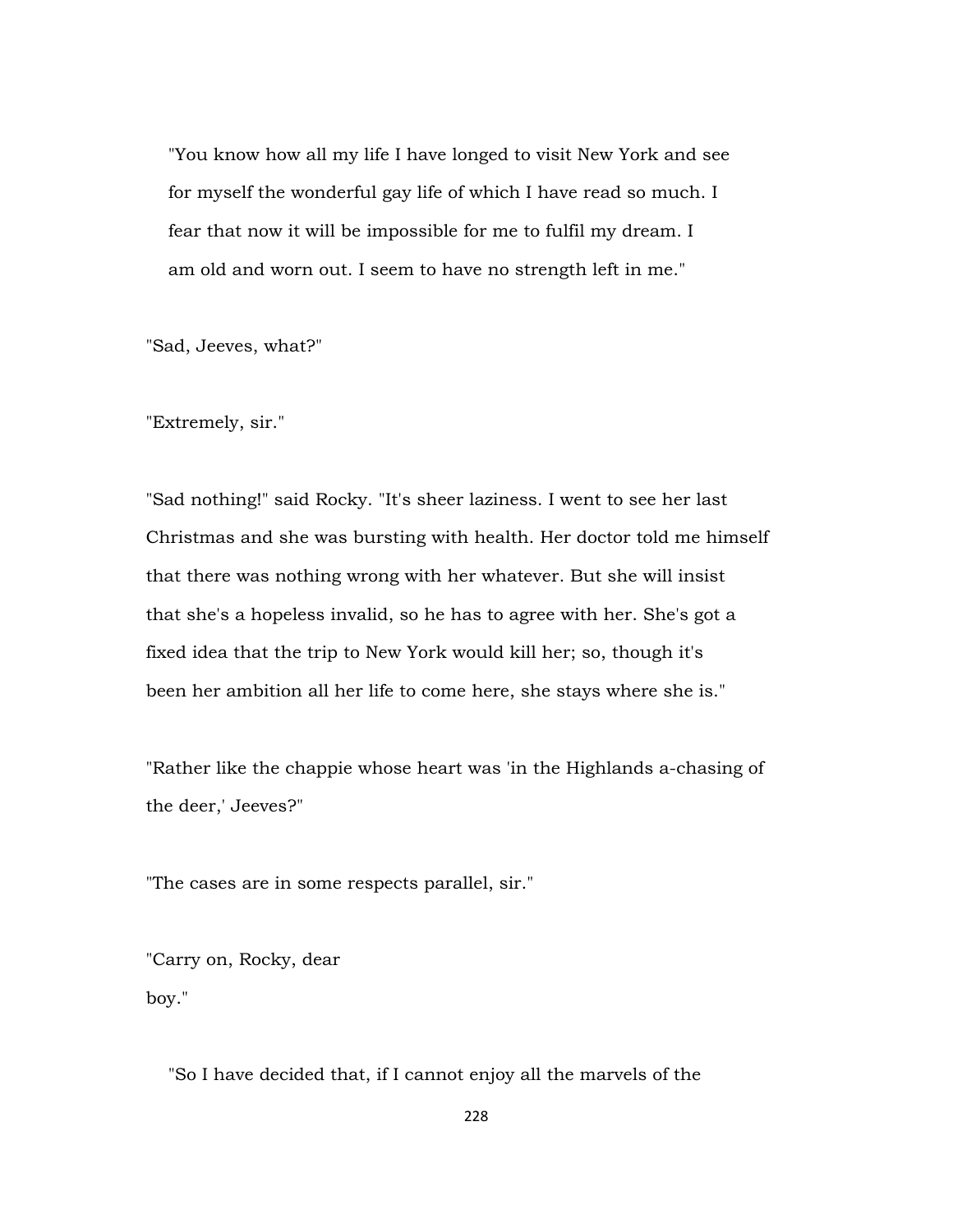> "You know how all my life I have longed to visit New York and see for myself the wonderful gay life of which I have read so much. I fear that now it will be impossible for me to fulfil my dream. I am old and worn out. I seem to have no strength left in me."

"Sad, Jeeves, what?"

"Extremely, sir."

"Sad nothing!" said Rocky. "It's sheer laziness. I went to see her last Christmas and she was bursting with health. Her doctor told me himself that there was nothing wrong with her whatever. But she will insist that she's a hopeless invalid, so he has to agree with her. She's got a fixed idea that the trip to New York would kill her; so, though it's been her ambition all her life to come here, she stays where she is."

"Rather like the chappie whose heart was 'in the Highlands a-chasing of the deer,' Jeeves?"

"The cases are in some respects parallel, sir."

"Carry on, Rocky, dear boy."

> "So I have decided that, if I cannot enjoy all the marvels of the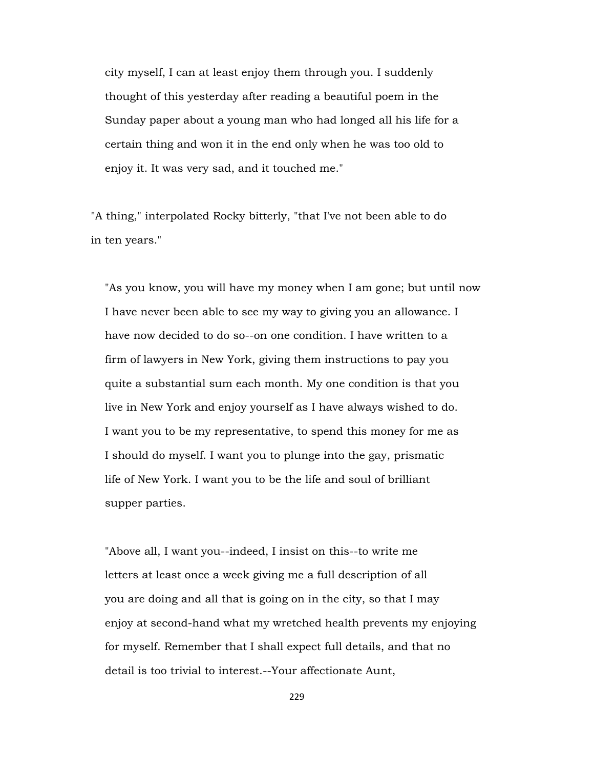city myself, I can at least enjoy them through you. I suddenly thought of this yesterday after reading a beautiful poem in the Sunday paper about a young man who had longed all his life for a certain thing and won it in the end only when he was too old to enjoy it. It was very sad, and it touched me."

"A thing," interpolated Rocky bitterly, "that I've not been able to do in ten years."

"As you know, you will have my money when I am gone; but until now I have never been able to see my way to giving you an allowance. I have now decided to do so--on one condition. I have written to a firm of lawyers in New York, giving them instructions to pay you quite a substantial sum each month. My one condition is that you live in New York and enjoy yourself as I have always wished to do. I want you to be my representative, to spend this money for me as I should do myself. I want you to plunge into the gay, prismatic life of New York. I want you to be the life and soul of brilliant supper parties.

"Above all, I want you--indeed, I insist on this--to write me letters at least once a week giving me a full description of all you are doing and all that is going on in the city, so that I may enjoy at second-hand what my wretched health prevents my enjoying for myself. Remember that I shall expect full details, and that no detail is too trivial to interest.--Your affectionate Aunt,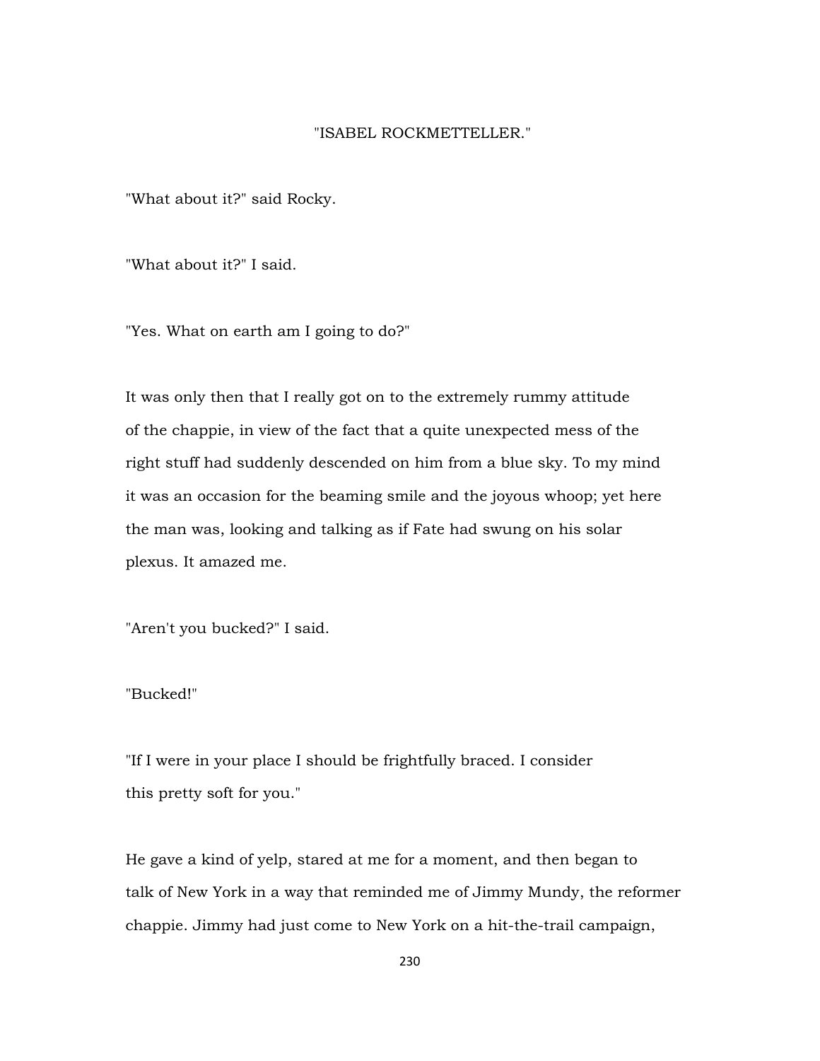"ISABEL ROCKMETTELLER."

"What about it?" said Rocky.

"What about it?" I said.

"Yes. What on earth am I going to do?"

It was only then that I really got on to the extremely rummy attitude of the chappie, in view of the fact that a quite unexpected mess of the right stuff had suddenly descended on him from a blue sky. To my mind it was an occasion for the beaming smile and the joyous whoop; yet here the man was, looking and talking as if Fate had swung on his solar plexus. It amazed me.

"Aren't you bucked?" I said.

"Bucked!"

"If I were in your place I should be frightfully braced. I consider this pretty soft for you."

He gave a kind of yelp, stared at me for a moment, and then began to talk of New York in a way that reminded me of Jimmy Mundy, the reformer chappie. Jimmy had just come to New York on a hit-the-trail campaign,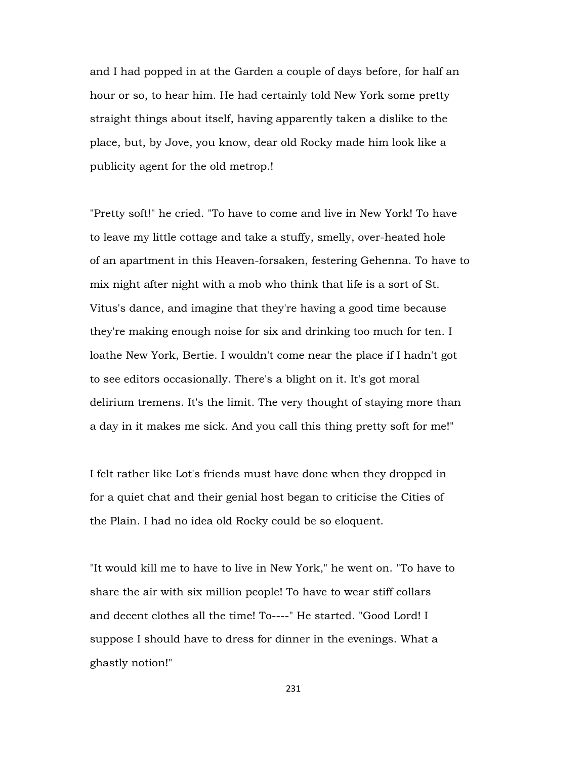and I had popped in at the Garden a couple of days before, for half an hour or so, to hear him. He had certainly told New York some pretty straight things about itself, having apparently taken a dislike to the place, but, by Jove, you know, dear old Rocky made him look like a publicity agent for the old metrop.!

"Pretty soft!" he cried. "To have to come and live in New York! To have to leave my little cottage and take a stuffy, smelly, over-heated hole of an apartment in this Heaven-forsaken, festering Gehenna. To have to mix night after night with a mob who think that life is a sort of St. Vitus's dance, and imagine that they're having a good time because they're making enough noise for six and drinking too much for ten. I loathe New York, Bertie. I wouldn't come near the place if I hadn't got to see editors occasionally. There's a blight on it. It's got moral delirium tremens. It's the limit. The very thought of staying more than a day in it makes me sick. And you call this thing pretty soft for me!"

I felt rather like Lot's friends must have done when they dropped in for a quiet chat and their genial host began to criticise the Cities of the Plain. I had no idea old Rocky could be so eloquent.

"It would kill me to have to live in New York," he went on. "To have to share the air with six million people! To have to wear stiff collars and decent clothes all the time! To----" He started. "Good Lord! I suppose I should have to dress for dinner in the evenings. What a ghastly notion!"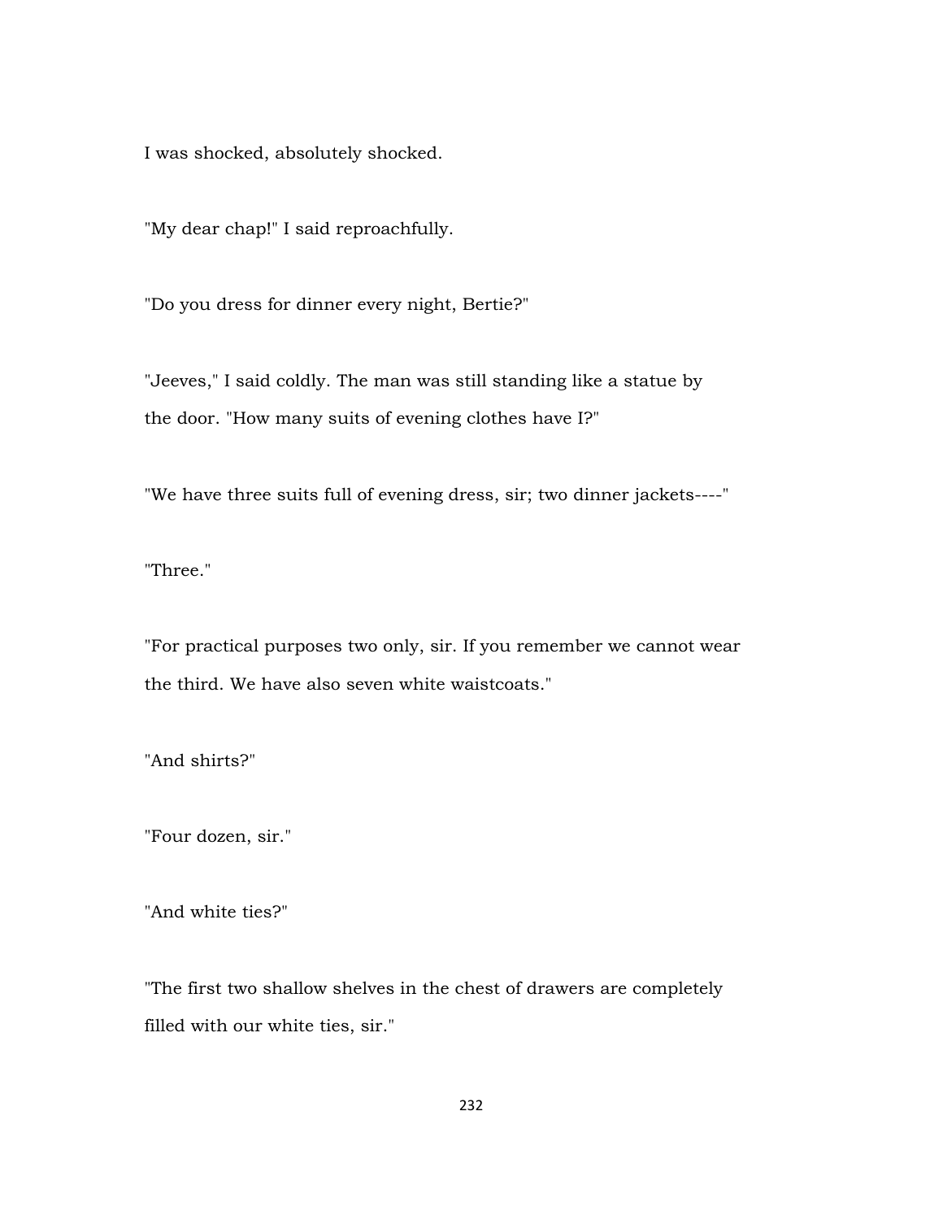I was shocked, absolutely shocked.

"My dear chap!" I said reproachfully.

"Do you dress for dinner every night, Bertie?"

"Jeeves," I said coldly. The man was still standing like a statue by the door. "How many suits of evening clothes have I?"

"We have three suits full of evening dress, sir; two dinner jackets----"

"Three."

"For practical purposes two only, sir. If you remember we cannot wear the third. We have also seven white waistcoats."

"And shirts?"

"Four dozen, sir."

"And white ties?"

"The first two shallow shelves in the chest of drawers are completely filled with our white ties, sir."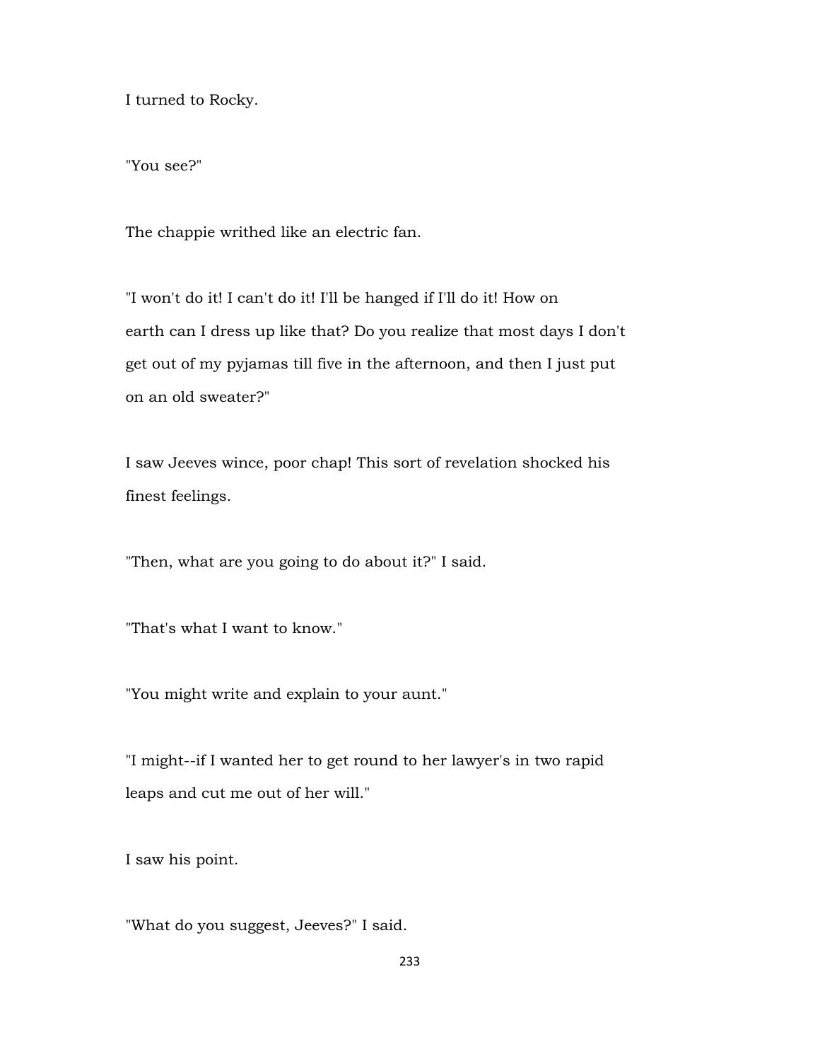I turned to Rocky.

"You see?"

The chappie writhed like an electric fan.

"I won't do it! I can't do it! I'll be hanged if I'll do it! How on earth can I dress up like that? Do you realize that most days I don't get out of my pyjamas till five in the afternoon, and then I just put on an old sweater?"

I saw Jeeves wince, poor chap! This sort of revelation shocked his finest feelings.

"Then, what are you going to do about it?" I said.

"That's what I want to know."

"You might write and explain to your aunt."

"I might--if I wanted her to get round to her lawyer's in two rapid leaps and cut me out of her will."

I saw his point.

"What do you suggest, Jeeves?" I said.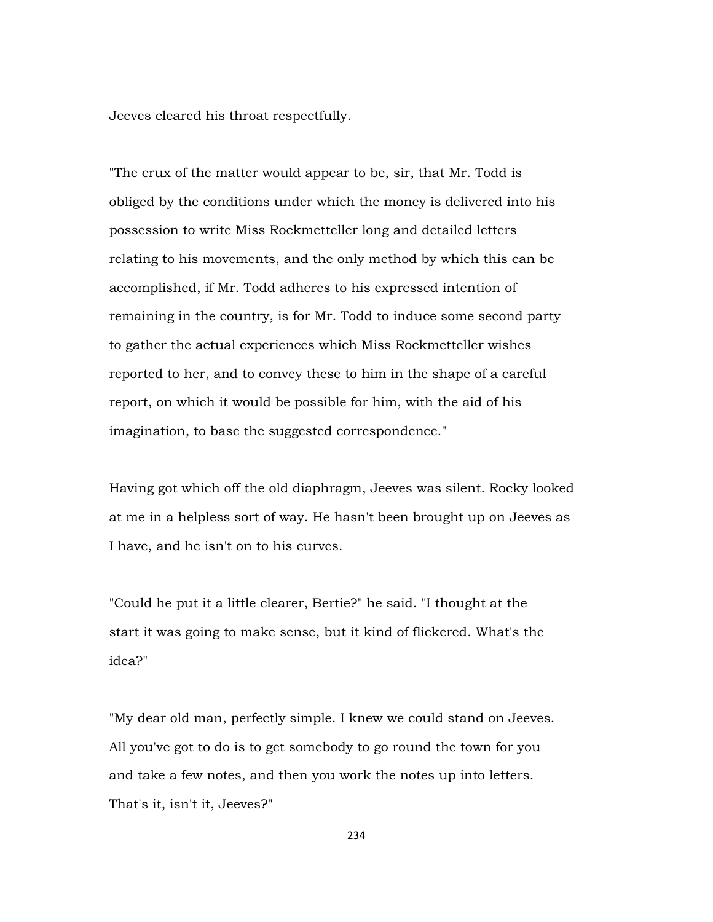Jeeves cleared his throat respectfully.

"The crux of the matter would appear to be, sir, that Mr. Todd is obliged by the conditions under which the money is delivered into his possession to write Miss Rockmetteller long and detailed letters relating to his movements, and the only method by which this can be accomplished, if Mr. Todd adheres to his expressed intention of remaining in the country, is for Mr. Todd to induce some second party to gather the actual experiences which Miss Rockmetteller wishes reported to her, and to convey these to him in the shape of a careful report, on which it would be possible for him, with the aid of his imagination, to base the suggested correspondence."

Having got which off the old diaphragm, Jeeves was silent. Rocky looked at me in a helpless sort of way. He hasn't been brought up on Jeeves as I have, and he isn't on to his curves.

"Could he put it a little clearer, Bertie?" he said. "I thought at the start it was going to make sense, but it kind of flickered. What's the idea?"

"My dear old man, perfectly simple. I knew we could stand on Jeeves. All you've got to do is to get somebody to go round the town for you and take a few notes, and then you work the notes up into letters. That's it, isn't it, Jeeves?"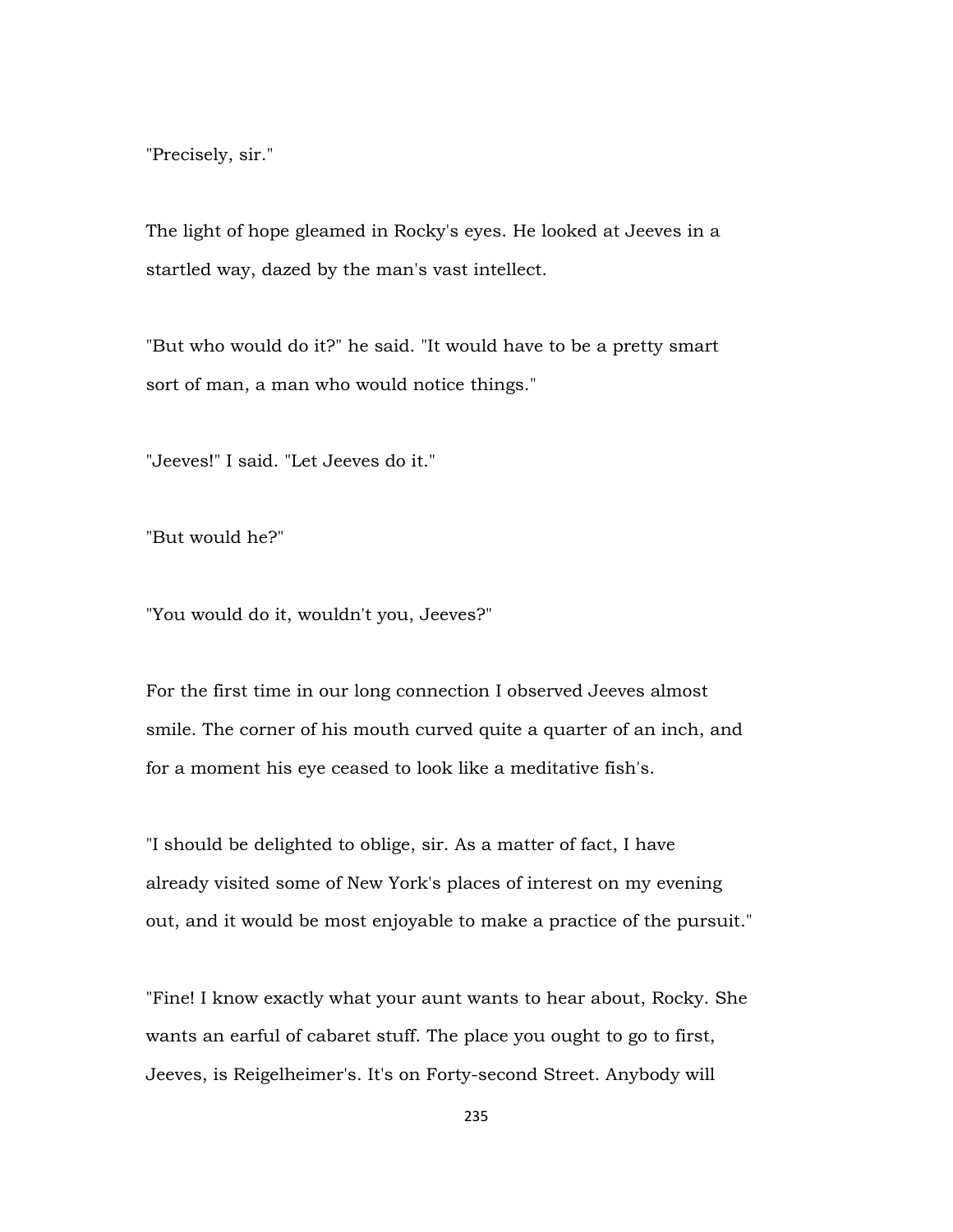"Precisely, sir."

The light of hope gleamed in Rocky's eyes. He looked at Jeeves in a startled way, dazed by the man's vast intellect.

"But who would do it?" he said. "It would have to be a pretty smart sort of man, a man who would notice things."

"Jeeves!" I said. "Let Jeeves do it."

"But would he?"

"You would do it, wouldn't you, Jeeves?"

For the first time in our long connection I observed Jeeves almost smile. The corner of his mouth curved quite a quarter of an inch, and for a moment his eye ceased to look like a meditative fish's.

"I should be delighted to oblige, sir. As a matter of fact, I have already visited some of New York's places of interest on my evening out, and it would be most enjoyable to make a practice of the pursuit."

"Fine! I know exactly what your aunt wants to hear about, Rocky. She wants an earful of cabaret stuff. The place you ought to go to first, Jeeves, is Reigelheimer's. It's on Forty-second Street. Anybody will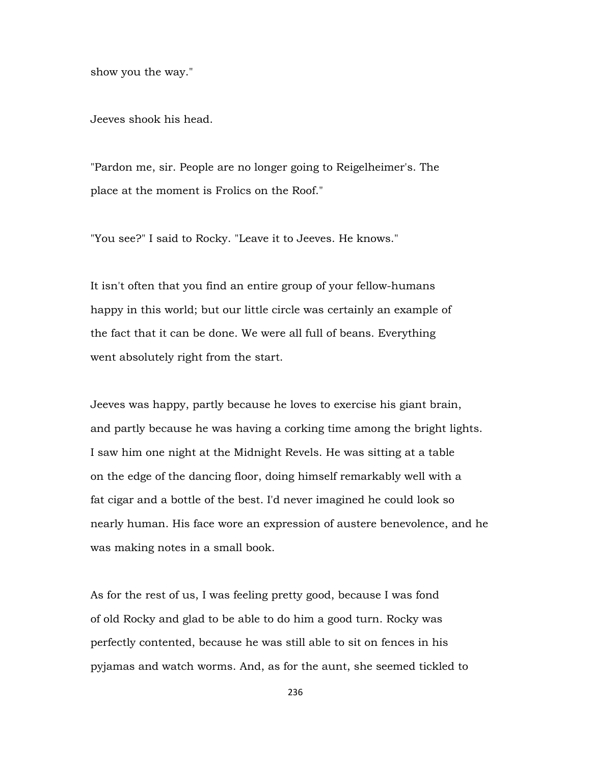show you the way."

Jeeves shook his head.

"Pardon me, sir. People are no longer going to Reigelheimer's. The place at the moment is Frolics on the Roof."

"You see?" I said to Rocky. "Leave it to Jeeves. He knows."

It isn't often that you find an entire group of your fellow-humans happy in this world; but our little circle was certainly an example of the fact that it can be done. We were all full of beans. Everything went absolutely right from the start.

Jeeves was happy, partly because he loves to exercise his giant brain, and partly because he was having a corking time among the bright lights. I saw him one night at the Midnight Revels. He was sitting at a table on the edge of the dancing floor, doing himself remarkably well with a fat cigar and a bottle of the best. I'd never imagined he could look so nearly human. His face wore an expression of austere benevolence, and he was making notes in a small book.

As for the rest of us, I was feeling pretty good, because I was fond of old Rocky and glad to be able to do him a good turn. Rocky was perfectly contented, because he was still able to sit on fences in his pyjamas and watch worms. And, as for the aunt, she seemed tickled to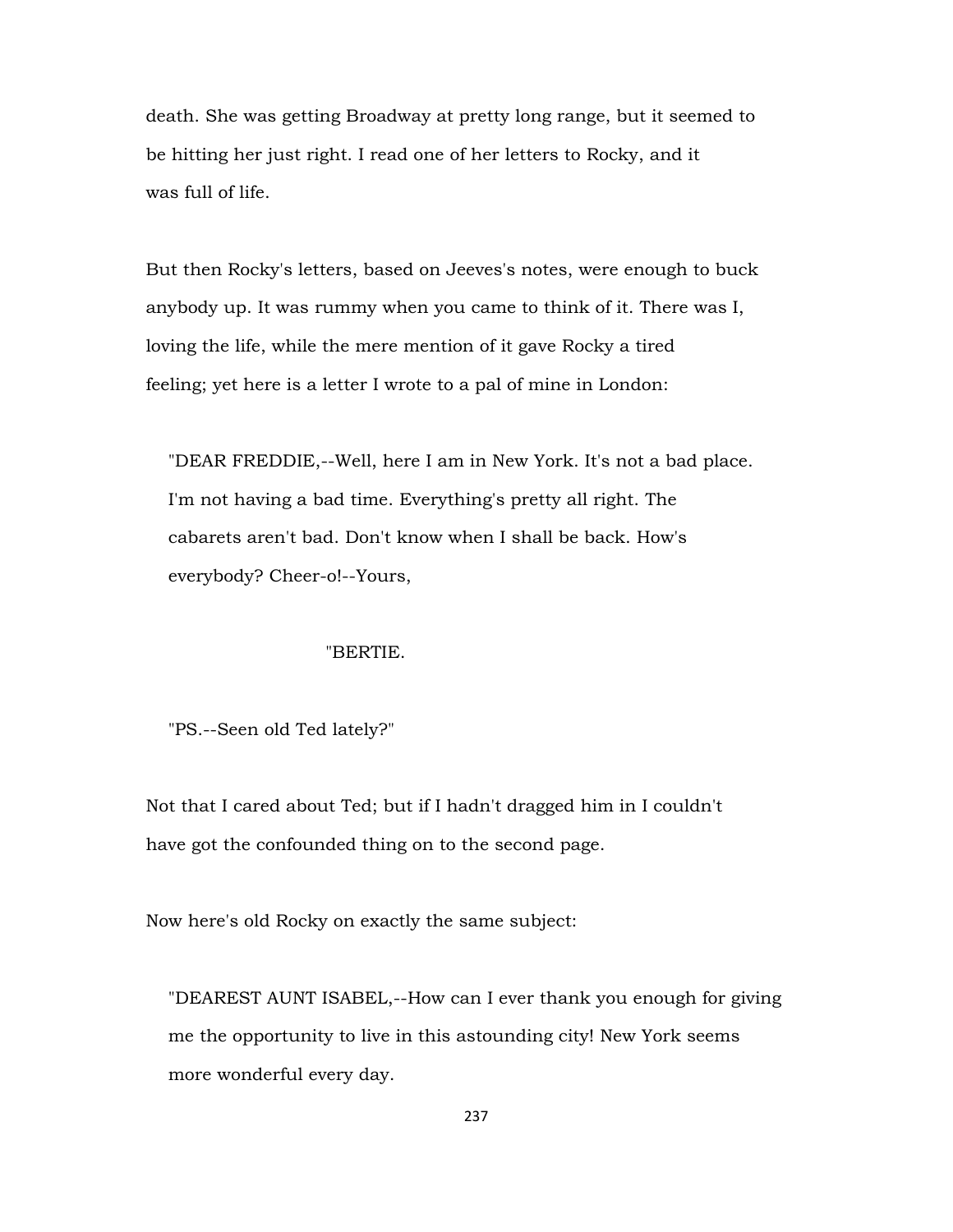death. She was getting Broadway at pretty long range, but it seemed to be hitting her just right. I read one of her letters to Rocky, and it was full of life.

But then Rocky's letters, based on Jeeves's notes, were enough to buck anybody up. It was rummy when you came to think of it. There was I, loving the life, while the mere mention of it gave Rocky a tired feeling; yet here is a letter I wrote to a pal of mine in London:

> "DEAR FREDDIE,--Well, here I am in New York. It's not a bad place. I'm not having a bad time. Everything's pretty all right. The cabarets aren't bad. Don't know when I shall be back. How's everybody? Cheer-o!--Yours,
>
> "BERTIE.
>
> "PS.--Seen old Ted lately?"

Not that I cared about Ted; but if I hadn't dragged him in I couldn't have got the confounded thing on to the second page.

Now here's old Rocky on exactly the same subject:

> "DEAREST AUNT ISABEL,--How can I ever thank you enough for giving me the opportunity to live in this astounding city! New York seems more wonderful every day.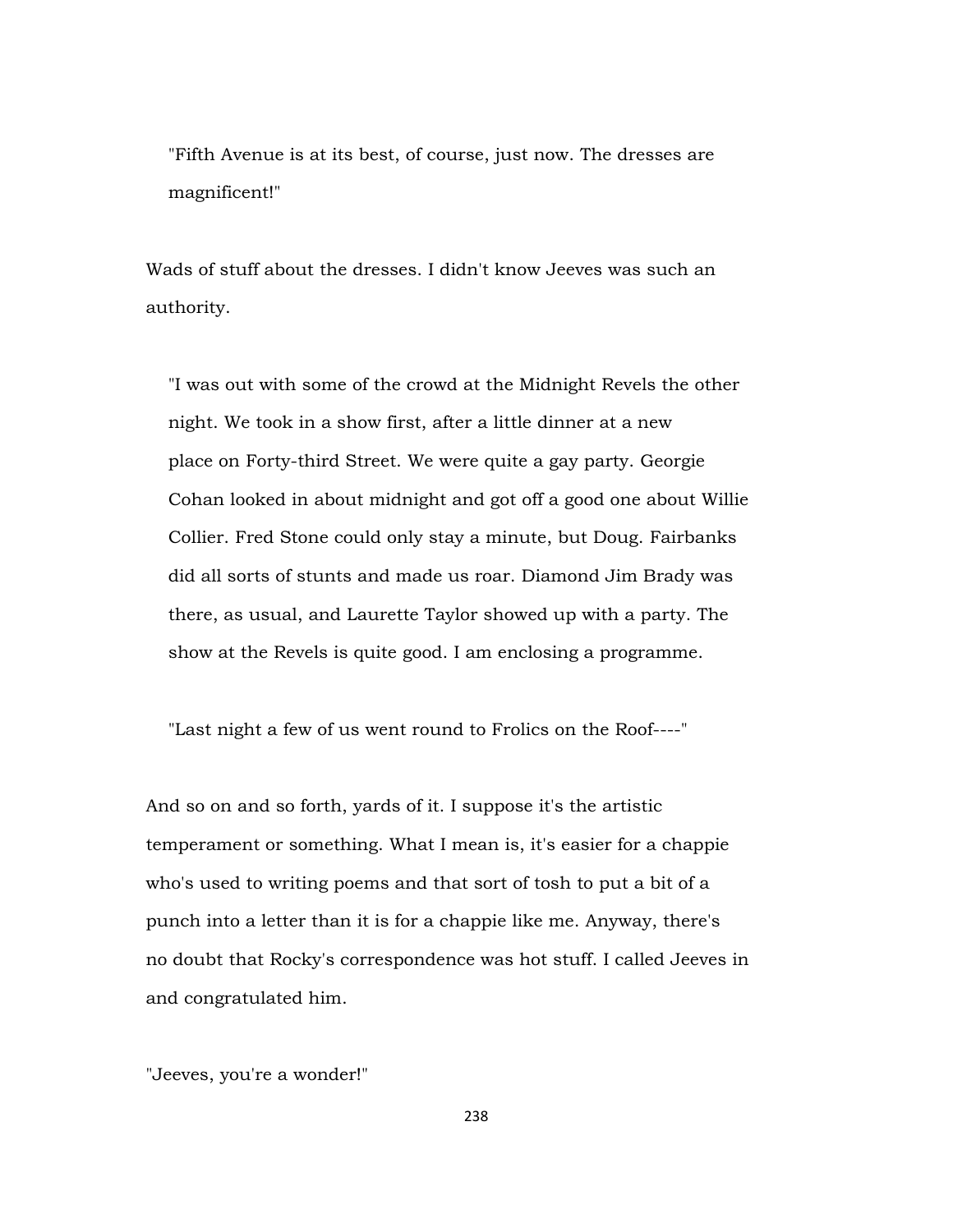> "Fifth Avenue is at its best, of course, just now. The dresses are magnificent!"

Wads of stuff about the dresses. I didn't know Jeeves was such an authority.

> "I was out with some of the crowd at the Midnight Revels the other night. We took in a show first, after a little dinner at a new place on Forty-third Street. We were quite a gay party. Georgie Cohan looked in about midnight and got off a good one about Willie Collier. Fred Stone could only stay a minute, but Doug. Fairbanks did all sorts of stunts and made us roar. Diamond Jim Brady was there, as usual, and Laurette Taylor showed up with a party. The show at the Revels is quite good. I am enclosing a programme.
>
> "Last night a few of us went round to Frolics on the Roof----"

And so on and so forth, yards of it. I suppose it's the artistic temperament or something. What I mean is, it's easier for a chappie who's used to writing poems and that sort of tosh to put a bit of a punch into a letter than it is for a chappie like me. Anyway, there's no doubt that Rocky's correspondence was hot stuff. I called Jeeves in and congratulated him.

"Jeeves, you're a wonder!"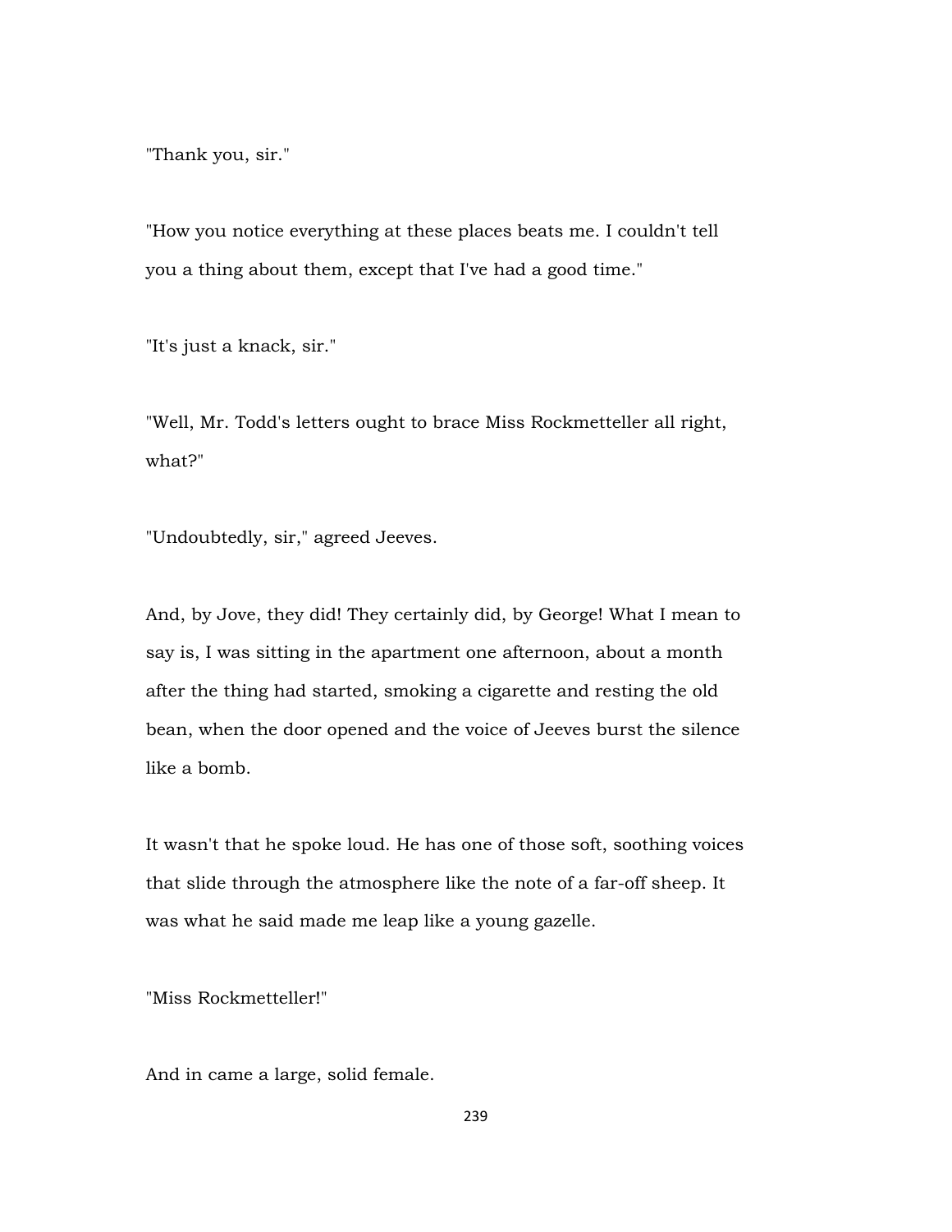"Thank you, sir."

"How you notice everything at these places beats me. I couldn't tell you a thing about them, except that I've had a good time."

"It's just a knack, sir."

"Well, Mr. Todd's letters ought to brace Miss Rockmetteller all right, what?"

"Undoubtedly, sir," agreed Jeeves.

And, by Jove, they did! They certainly did, by George! What I mean to say is, I was sitting in the apartment one afternoon, about a month after the thing had started, smoking a cigarette and resting the old bean, when the door opened and the voice of Jeeves burst the silence like a bomb.

It wasn't that he spoke loud. He has one of those soft, soothing voices that slide through the atmosphere like the note of a far-off sheep. It was what he said made me leap like a young gazelle.

"Miss Rockmetteller!"

And in came a large, solid female.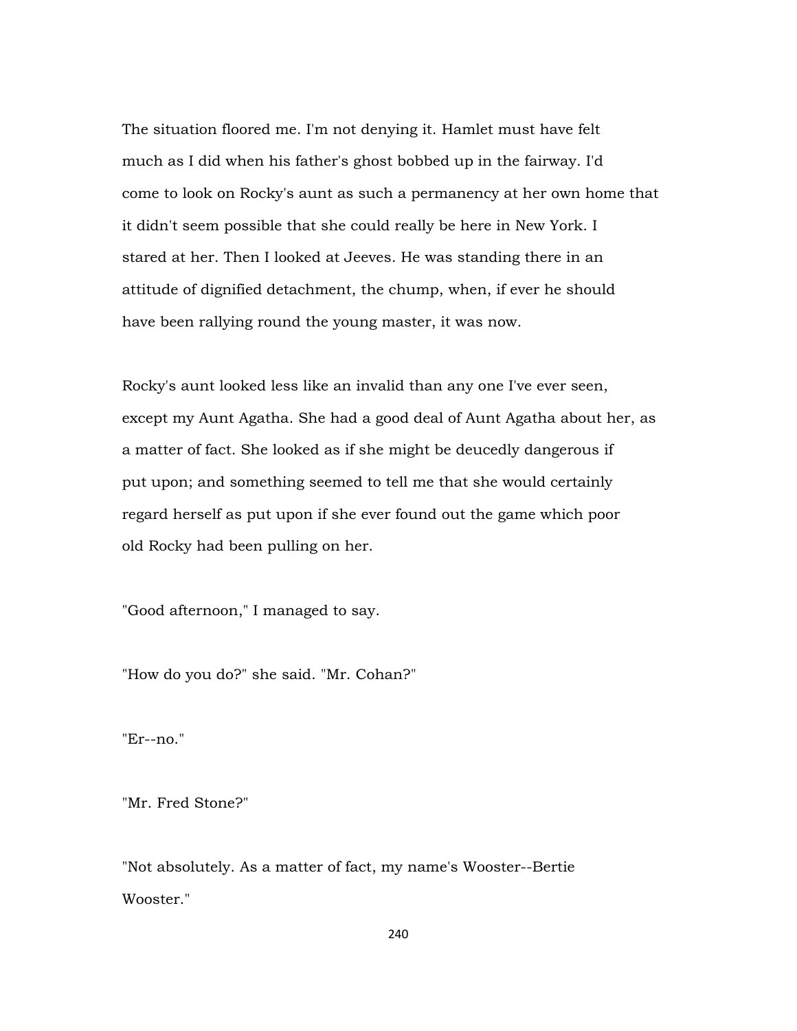The situation floored me. I'm not denying it. Hamlet must have felt much as I did when his father's ghost bobbed up in the fairway. I'd come to look on Rocky's aunt as such a permanency at her own home that it didn't seem possible that she could really be here in New York. I stared at her. Then I looked at Jeeves. He was standing there in an attitude of dignified detachment, the chump, when, if ever he should have been rallying round the young master, it was now.

Rocky's aunt looked less like an invalid than any one I've ever seen, except my Aunt Agatha. She had a good deal of Aunt Agatha about her, as a matter of fact. She looked as if she might be deucedly dangerous if put upon; and something seemed to tell me that she would certainly regard herself as put upon if she ever found out the game which poor old Rocky had been pulling on her.

"Good afternoon," I managed to say.

"How do you do?" she said. "Mr. Cohan?"

"Er--no."

"Mr. Fred Stone?"

"Not absolutely. As a matter of fact, my name's Wooster--Bertie Wooster."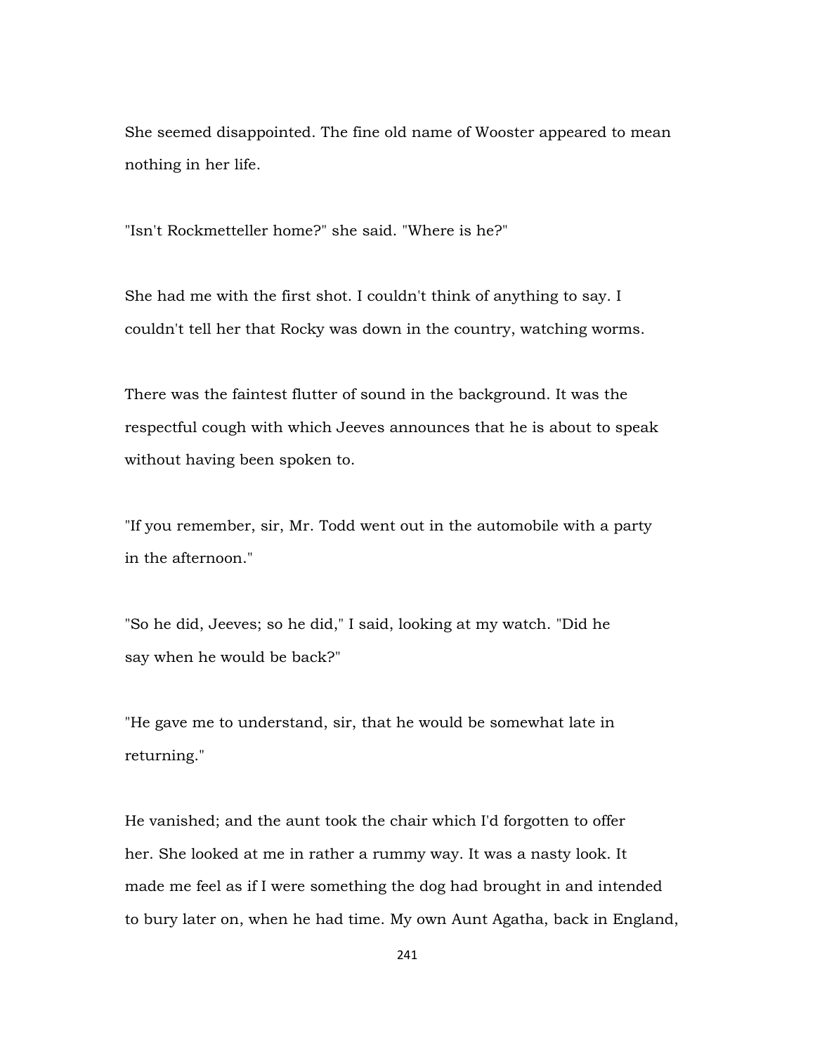She seemed disappointed. The fine old name of Wooster appeared to mean nothing in her life.

"Isn't Rockmetteller home?" she said. "Where is he?"

She had me with the first shot. I couldn't think of anything to say. I couldn't tell her that Rocky was down in the country, watching worms.

There was the faintest flutter of sound in the background. It was the respectful cough with which Jeeves announces that he is about to speak without having been spoken to.

"If you remember, sir, Mr. Todd went out in the automobile with a party in the afternoon."

"So he did, Jeeves; so he did," I said, looking at my watch. "Did he say when he would be back?"

"He gave me to understand, sir, that he would be somewhat late in returning."

He vanished; and the aunt took the chair which I'd forgotten to offer her. She looked at me in rather a rummy way. It was a nasty look. It made me feel as if I were something the dog had brought in and intended to bury later on, when he had time. My own Aunt Agatha, back in England,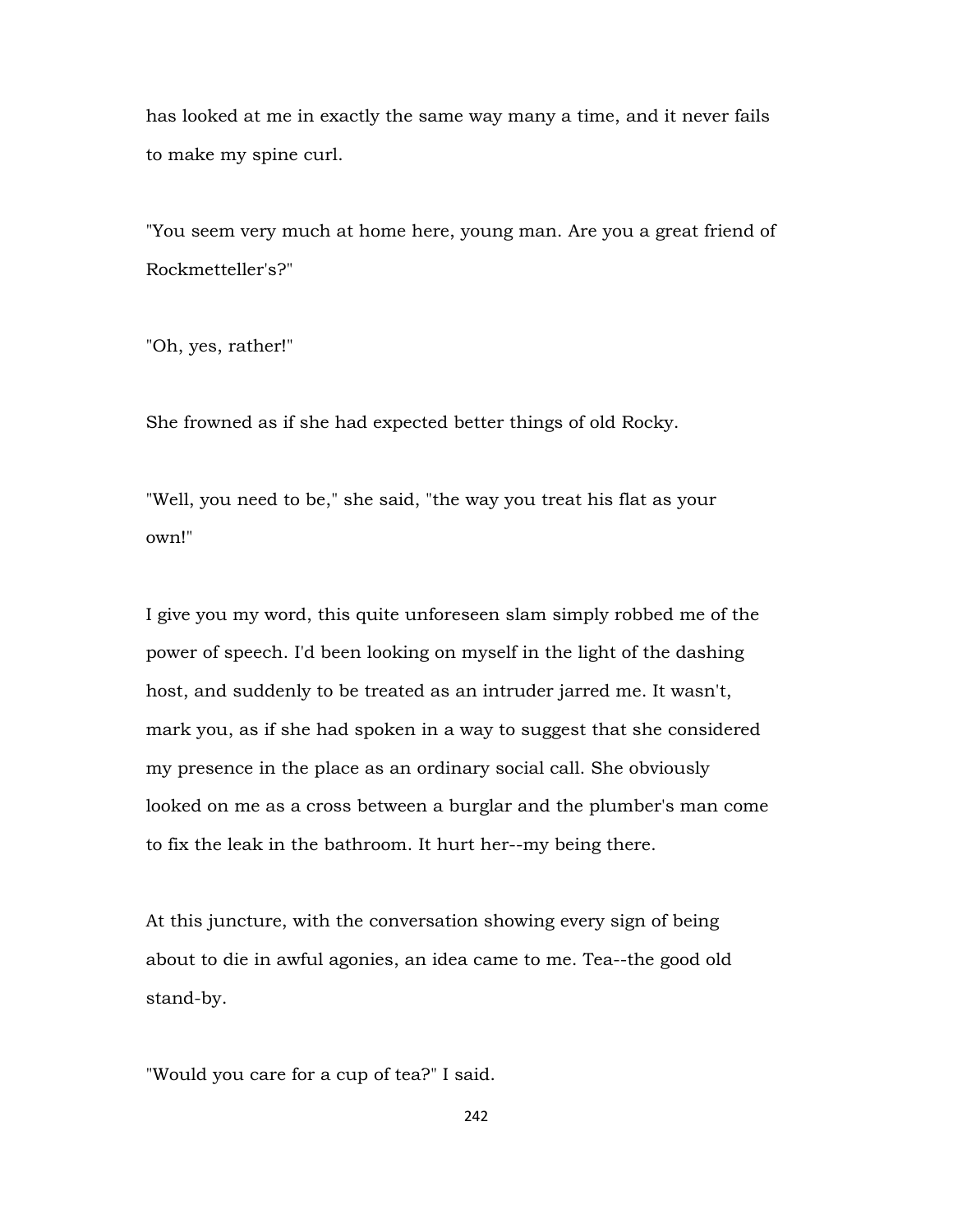has looked at me in exactly the same way many a time, and it never fails to make my spine curl.

"You seem very much at home here, young man. Are you a great friend of Rockmetteller's?"

"Oh, yes, rather!"

She frowned as if she had expected better things of old Rocky.

"Well, you need to be," she said, "the way you treat his flat as your own!"

I give you my word, this quite unforeseen slam simply robbed me of the power of speech. I'd been looking on myself in the light of the dashing host, and suddenly to be treated as an intruder jarred me. It wasn't, mark you, as if she had spoken in a way to suggest that she considered my presence in the place as an ordinary social call. She obviously looked on me as a cross between a burglar and the plumber's man come to fix the leak in the bathroom. It hurt her--my being there.

At this juncture, with the conversation showing every sign of being about to die in awful agonies, an idea came to me. Tea--the good old stand-by.

"Would you care for a cup of tea?" I said.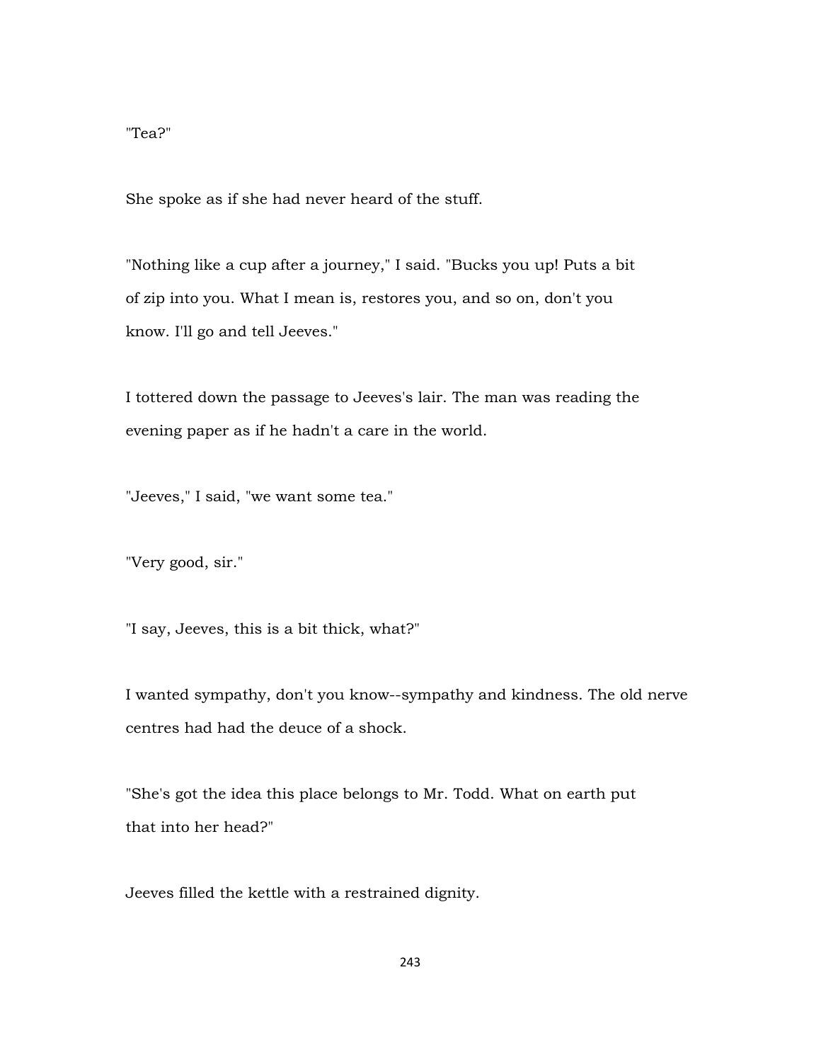"Tea?"

She spoke as if she had never heard of the stuff.

"Nothing like a cup after a journey," I said. "Bucks you up! Puts a bit of zip into you. What I mean is, restores you, and so on, don't you know. I'll go and tell Jeeves."

I tottered down the passage to Jeeves's lair. The man was reading the evening paper as if he hadn't a care in the world.

"Jeeves," I said, "we want some tea."

"Very good, sir."

"I say, Jeeves, this is a bit thick, what?"

I wanted sympathy, don't you know--sympathy and kindness. The old nerve centres had had the deuce of a shock.

"She's got the idea this place belongs to Mr. Todd. What on earth put that into her head?"

Jeeves filled the kettle with a restrained dignity.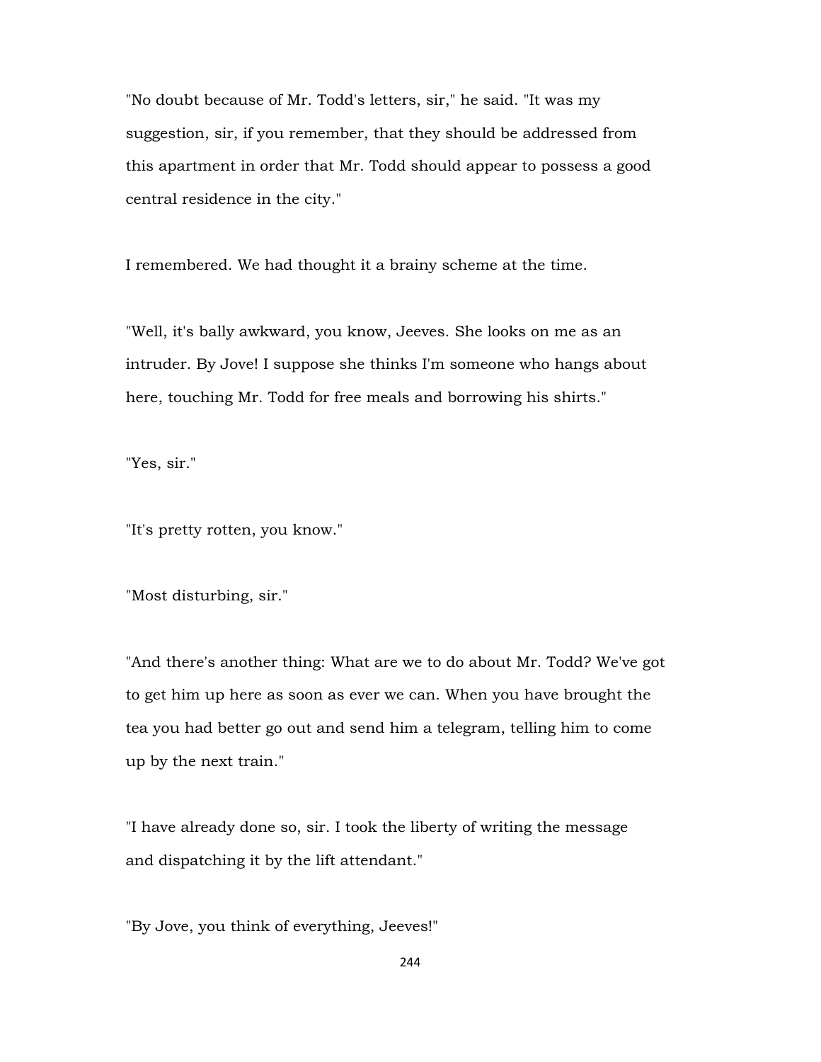"No doubt because of Mr. Todd's letters, sir," he said. "It was my suggestion, sir, if you remember, that they should be addressed from this apartment in order that Mr. Todd should appear to possess a good central residence in the city."

I remembered. We had thought it a brainy scheme at the time.

"Well, it's bally awkward, you know, Jeeves. She looks on me as an intruder. By Jove! I suppose she thinks I'm someone who hangs about here, touching Mr. Todd for free meals and borrowing his shirts."

"Yes, sir."

"It's pretty rotten, you know."

"Most disturbing, sir."

"And there's another thing: What are we to do about Mr. Todd? We've got to get him up here as soon as ever we can. When you have brought the tea you had better go out and send him a telegram, telling him to come up by the next train."

"I have already done so, sir. I took the liberty of writing the message and dispatching it by the lift attendant."

"By Jove, you think of everything, Jeeves!"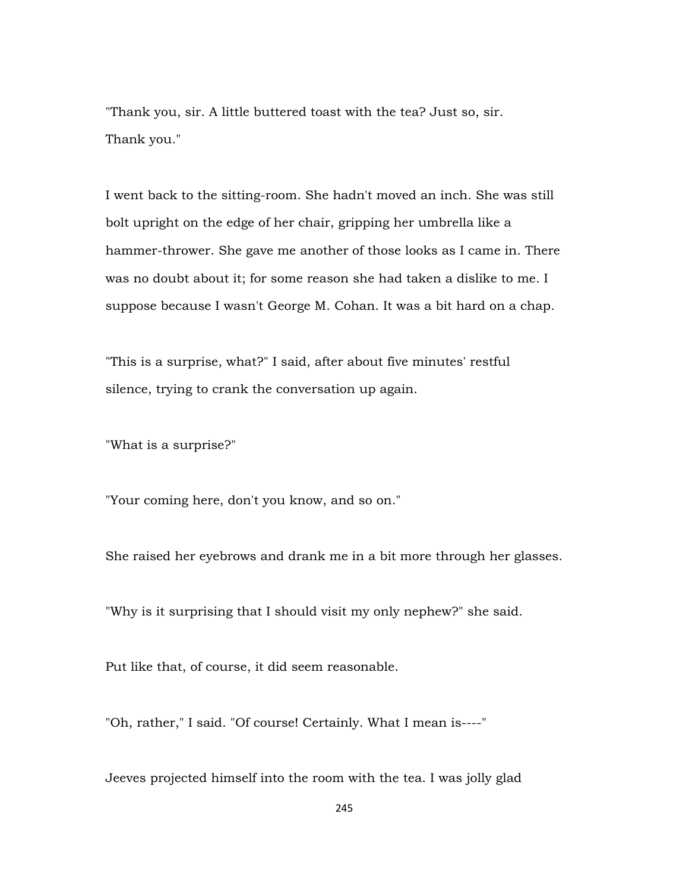"Thank you, sir. A little buttered toast with the tea? Just so, sir. Thank you."

I went back to the sitting-room. She hadn't moved an inch. She was still bolt upright on the edge of her chair, gripping her umbrella like a hammer-thrower. She gave me another of those looks as I came in. There was no doubt about it; for some reason she had taken a dislike to me. I suppose because I wasn't George M. Cohan. It was a bit hard on a chap.

"This is a surprise, what?" I said, after about five minutes' restful silence, trying to crank the conversation up again.

"What is a surprise?"

"Your coming here, don't you know, and so on."

She raised her eyebrows and drank me in a bit more through her glasses.

"Why is it surprising that I should visit my only nephew?" she said.

Put like that, of course, it did seem reasonable.

"Oh, rather," I said. "Of course! Certainly. What I mean is----"

Jeeves projected himself into the room with the tea. I was jolly glad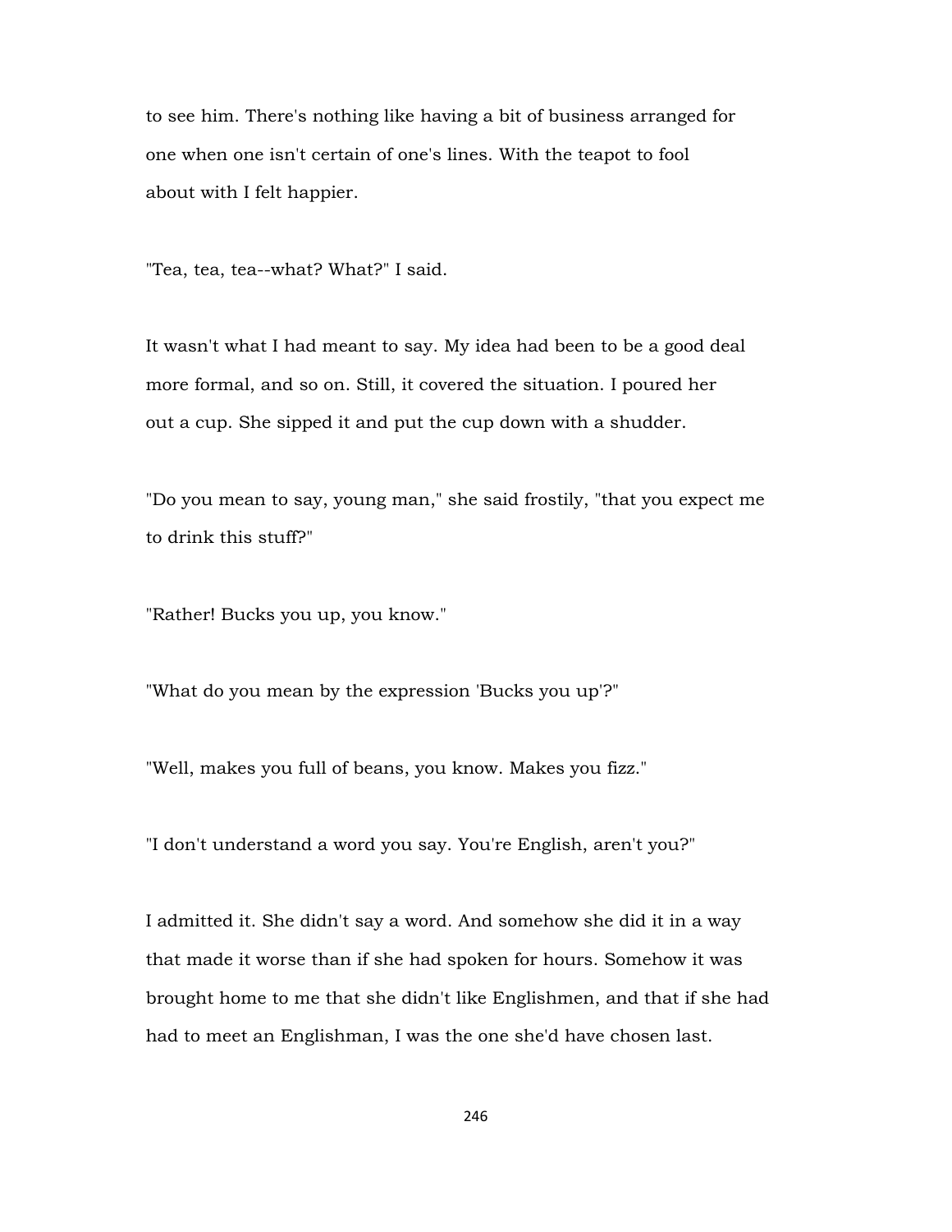to see him. There's nothing like having a bit of business arranged for one when one isn't certain of one's lines. With the teapot to fool about with I felt happier.

"Tea, tea, tea--what? What?" I said.

It wasn't what I had meant to say. My idea had been to be a good deal more formal, and so on. Still, it covered the situation. I poured her out a cup. She sipped it and put the cup down with a shudder.

"Do you mean to say, young man," she said frostily, "that you expect me to drink this stuff?"

"Rather! Bucks you up, you know."

"What do you mean by the expression 'Bucks you up'?"

"Well, makes you full of beans, you know. Makes you fizz."

"I don't understand a word you say. You're English, aren't you?"

I admitted it. She didn't say a word. And somehow she did it in a way that made it worse than if she had spoken for hours. Somehow it was brought home to me that she didn't like Englishmen, and that if she had had to meet an Englishman, I was the one she'd have chosen last.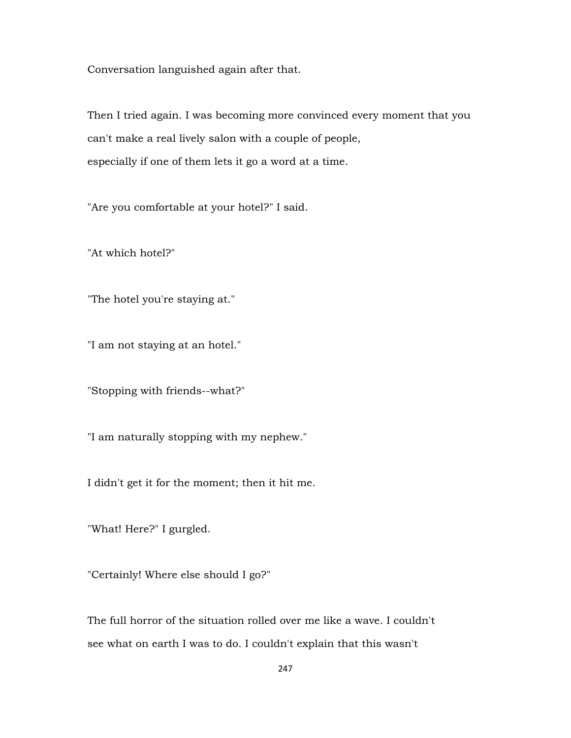Conversation languished again after that.

Then I tried again. I was becoming more convinced every moment that you can't make a real lively salon with a couple of people, especially if one of them lets it go a word at a time.

"Are you comfortable at your hotel?" I said.

"At which hotel?"

"The hotel you're staying at."

"I am not staying at an hotel."

"Stopping with friends--what?"

"I am naturally stopping with my nephew."

I didn't get it for the moment; then it hit me.

"What! Here?" I gurgled.

"Certainly! Where else should I go?"

The full horror of the situation rolled over me like a wave. I couldn't see what on earth I was to do. I couldn't explain that this wasn't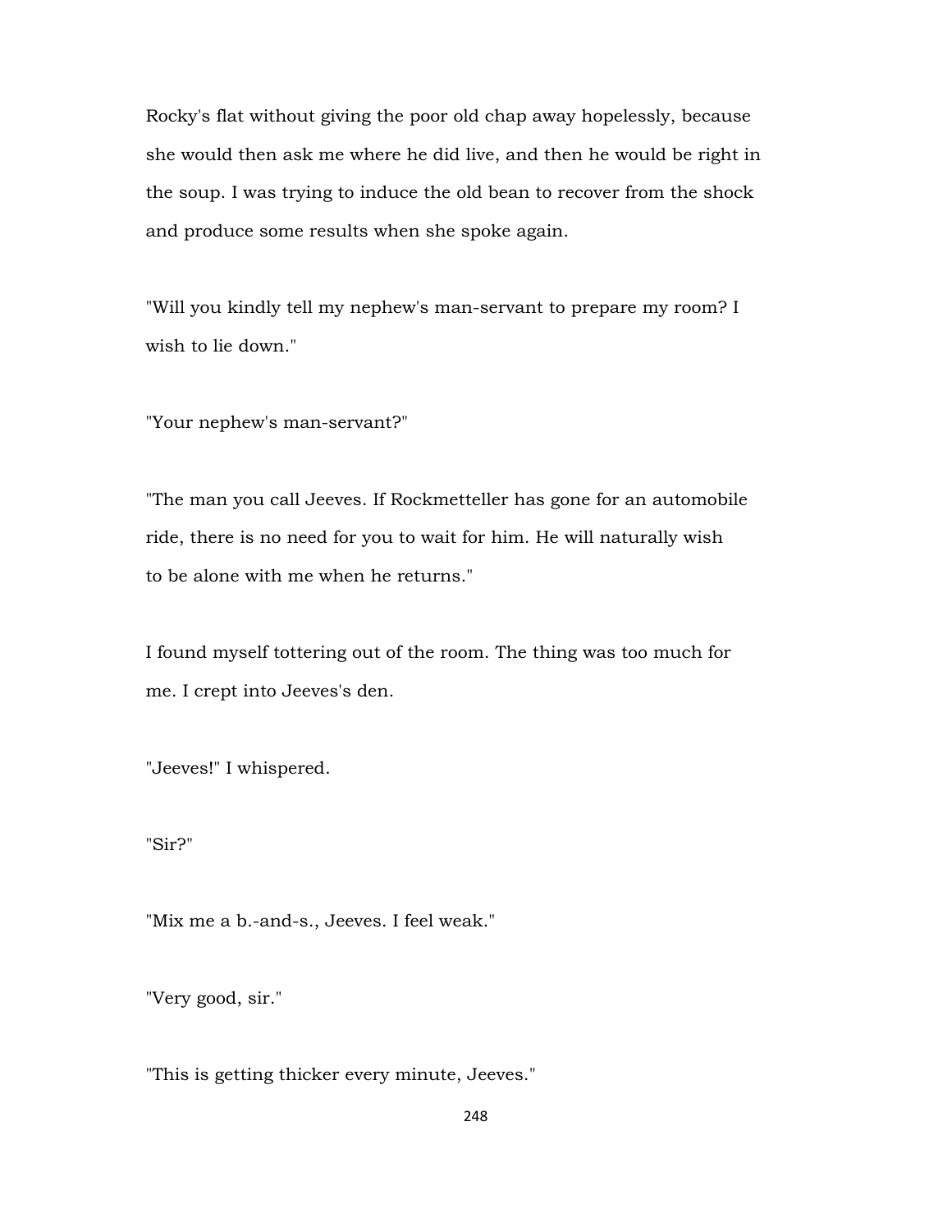Rocky's flat without giving the poor old chap away hopelessly, because she would then ask me where he did live, and then he would be right in the soup. I was trying to induce the old bean to recover from the shock and produce some results when she spoke again.

"Will you kindly tell my nephew's man-servant to prepare my room? I wish to lie down."

"Your nephew's man-servant?"

"The man you call Jeeves. If Rockmetteller has gone for an automobile ride, there is no need for you to wait for him. He will naturally wish to be alone with me when he returns."

I found myself tottering out of the room. The thing was too much for me. I crept into Jeeves's den.

"Jeeves!" I whispered.

"Sir?"

"Mix me a b.-and-s., Jeeves. I feel weak."

"Very good, sir."

"This is getting thicker every minute, Jeeves."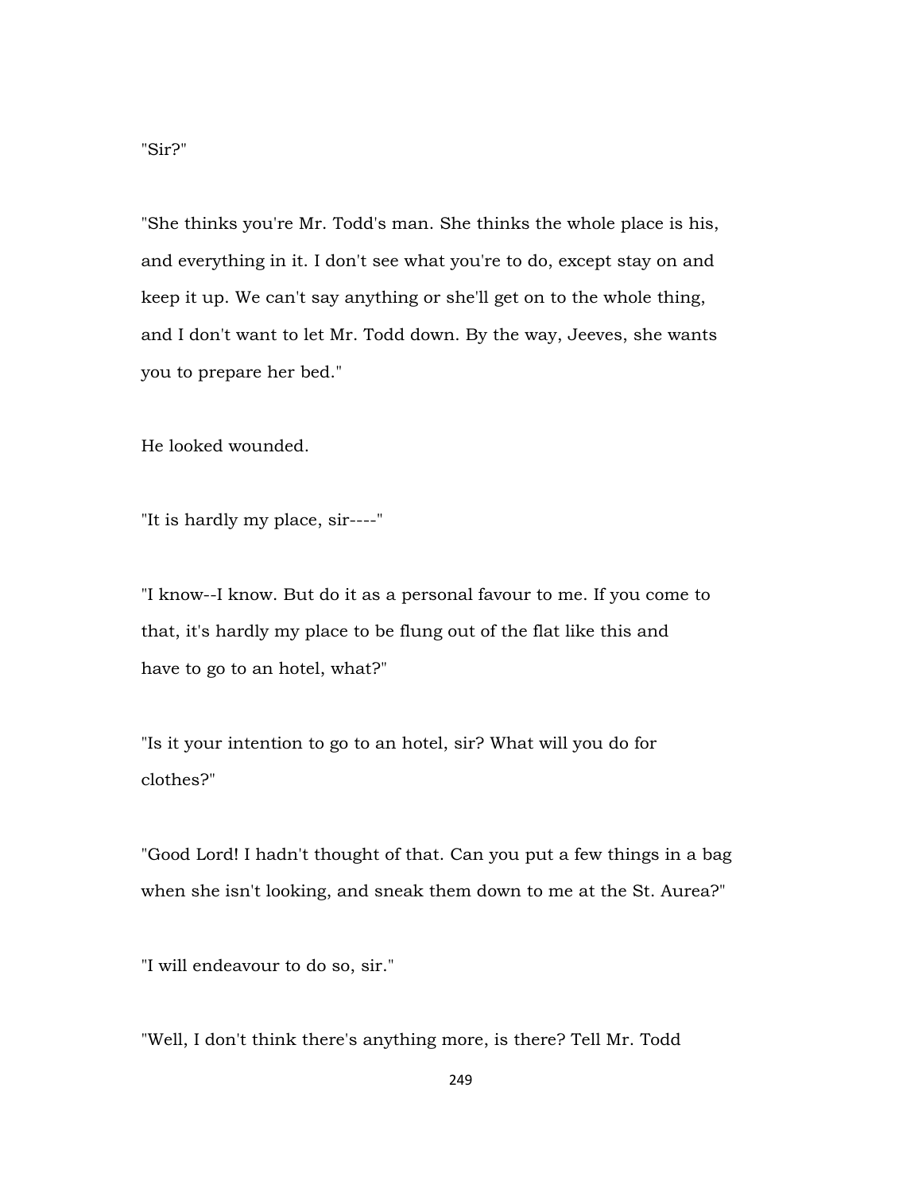"Sir?"

"She thinks you're Mr. Todd's man. She thinks the whole place is his, and everything in it. I don't see what you're to do, except stay on and keep it up. We can't say anything or she'll get on to the whole thing, and I don't want to let Mr. Todd down. By the way, Jeeves, she wants you to prepare her bed."

He looked wounded.

"It is hardly my place, sir----"

"I know--I know. But do it as a personal favour to me. If you come to that, it's hardly my place to be flung out of the flat like this and have to go to an hotel, what?"

"Is it your intention to go to an hotel, sir? What will you do for clothes?"

"Good Lord! I hadn't thought of that. Can you put a few things in a bag when she isn't looking, and sneak them down to me at the St. Aurea?"

"I will endeavour to do so, sir."

"Well, I don't think there's anything more, is there? Tell Mr. Todd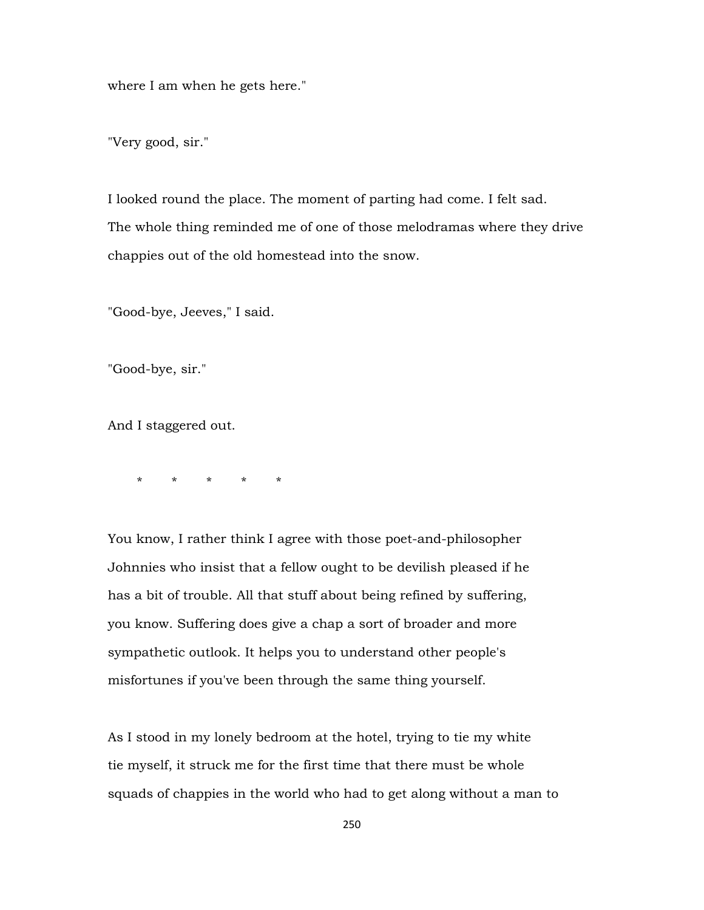where I am when he gets here."

"Very good, sir."

I looked round the place. The moment of parting had come. I felt sad. The whole thing reminded me of one of those melodramas where they drive chappies out of the old homestead into the snow.

"Good-bye, Jeeves," I said.

"Good-bye, sir."

And I staggered out.

\*       \*       \*       \*       \*

You know, I rather think I agree with those poet-and-philosopher Johnnies who insist that a fellow ought to be devilish pleased if he has a bit of trouble. All that stuff about being refined by suffering, you know. Suffering does give a chap a sort of broader and more sympathetic outlook. It helps you to understand other people's misfortunes if you've been through the same thing yourself.

As I stood in my lonely bedroom at the hotel, trying to tie my white tie myself, it struck me for the first time that there must be whole squads of chappies in the world who had to get along without a man to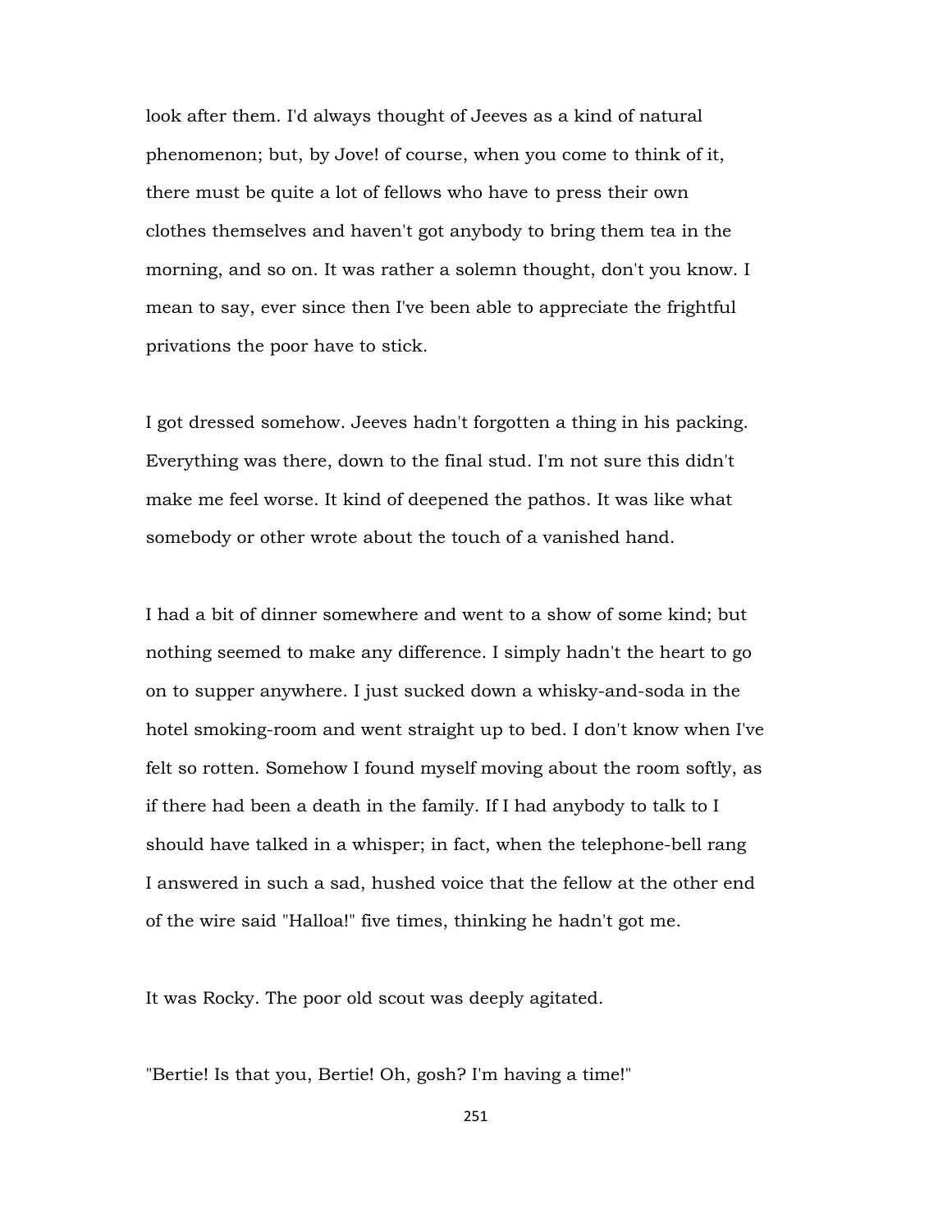look after them. I'd always thought of Jeeves as a kind of natural phenomenon; but, by Jove! of course, when you come to think of it, there must be quite a lot of fellows who have to press their own clothes themselves and haven't got anybody to bring them tea in the morning, and so on. It was rather a solemn thought, don't you know. I mean to say, ever since then I've been able to appreciate the frightful privations the poor have to stick.

I got dressed somehow. Jeeves hadn't forgotten a thing in his packing. Everything was there, down to the final stud. I'm not sure this didn't make me feel worse. It kind of deepened the pathos. It was like what somebody or other wrote about the touch of a vanished hand.

I had a bit of dinner somewhere and went to a show of some kind; but nothing seemed to make any difference. I simply hadn't the heart to go on to supper anywhere. I just sucked down a whisky-and-soda in the hotel smoking-room and went straight up to bed. I don't know when I've felt so rotten. Somehow I found myself moving about the room softly, as if there had been a death in the family. If I had anybody to talk to I should have talked in a whisper; in fact, when the telephone-bell rang I answered in such a sad, hushed voice that the fellow at the other end of the wire said "Halloa!" five times, thinking he hadn't got me.

It was Rocky. The poor old scout was deeply agitated.

"Bertie! Is that you, Bertie! Oh, gosh? I'm having a time!"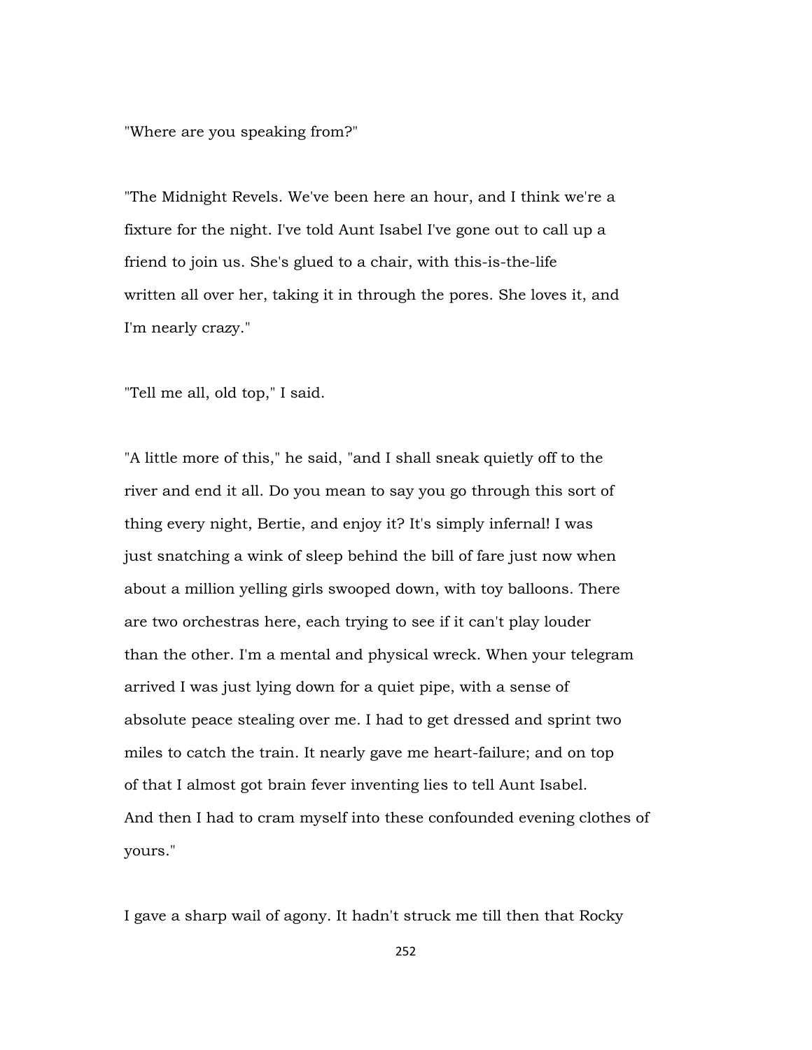"Where are you speaking from?"

"The Midnight Revels. We've been here an hour, and I think we're a fixture for the night. I've told Aunt Isabel I've gone out to call up a friend to join us. She's glued to a chair, with this-is-the-life written all over her, taking it in through the pores. She loves it, and I'm nearly crazy."

"Tell me all, old top," I said.

"A little more of this," he said, "and I shall sneak quietly off to the river and end it all. Do you mean to say you go through this sort of thing every night, Bertie, and enjoy it? It's simply infernal! I was just snatching a wink of sleep behind the bill of fare just now when about a million yelling girls swooped down, with toy balloons. There are two orchestras here, each trying to see if it can't play louder than the other. I'm a mental and physical wreck. When your telegram arrived I was just lying down for a quiet pipe, with a sense of absolute peace stealing over me. I had to get dressed and sprint two miles to catch the train. It nearly gave me heart-failure; and on top of that I almost got brain fever inventing lies to tell Aunt Isabel. And then I had to cram myself into these confounded evening clothes of yours."

I gave a sharp wail of agony. It hadn't struck me till then that Rocky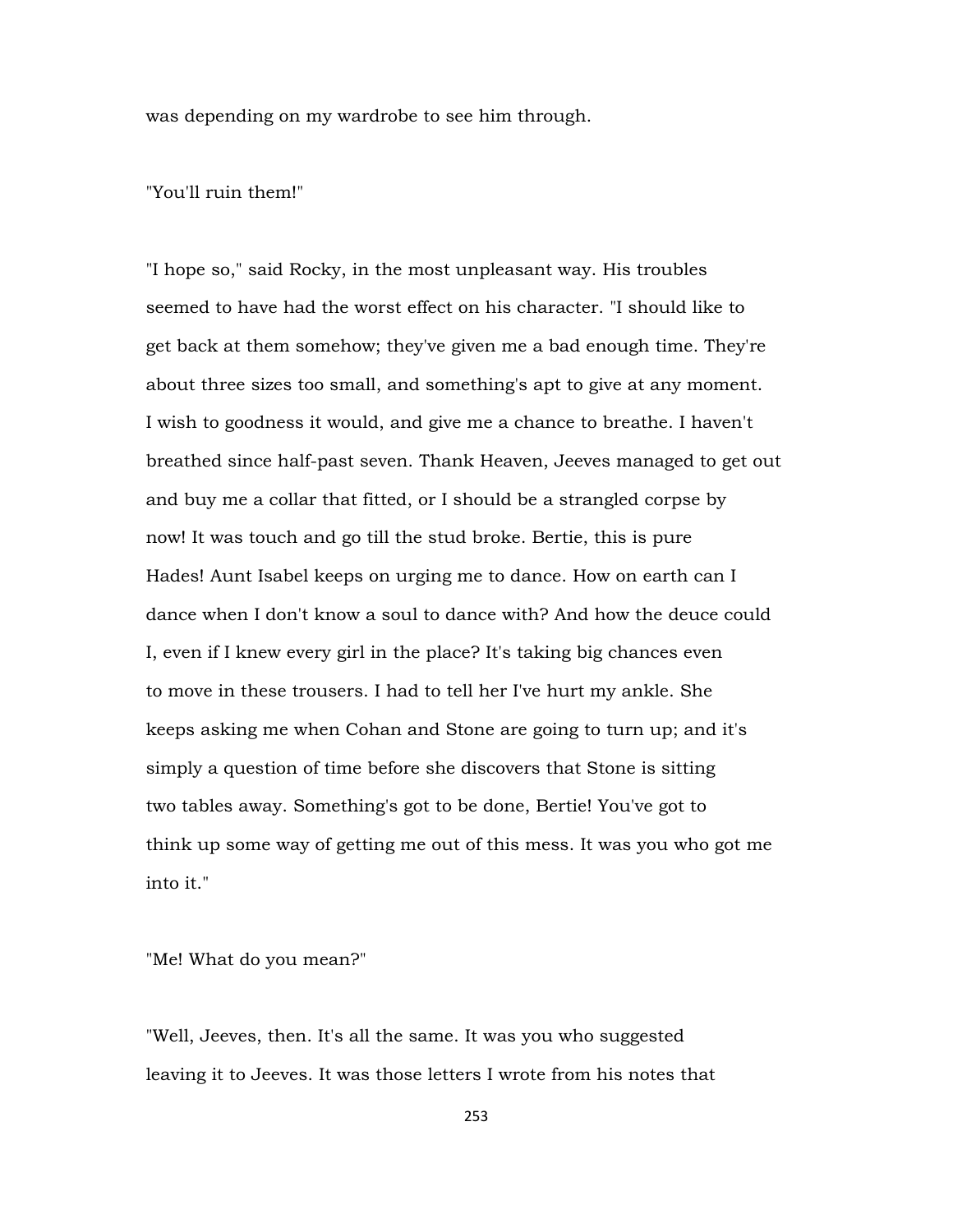was depending on my wardrobe to see him through.

"You'll ruin them!"

"I hope so," said Rocky, in the most unpleasant way. His troubles seemed to have had the worst effect on his character. "I should like to get back at them somehow; they've given me a bad enough time. They're about three sizes too small, and something's apt to give at any moment. I wish to goodness it would, and give me a chance to breathe. I haven't breathed since half-past seven. Thank Heaven, Jeeves managed to get out and buy me a collar that fitted, or I should be a strangled corpse by now! It was touch and go till the stud broke. Bertie, this is pure Hades! Aunt Isabel keeps on urging me to dance. How on earth can I dance when I don't know a soul to dance with? And how the deuce could I, even if I knew every girl in the place? It's taking big chances even to move in these trousers. I had to tell her I've hurt my ankle. She keeps asking me when Cohan and Stone are going to turn up; and it's simply a question of time before she discovers that Stone is sitting two tables away. Something's got to be done, Bertie! You've got to think up some way of getting me out of this mess. It was you who got me into it."

"Me! What do you mean?"

"Well, Jeeves, then. It's all the same. It was you who suggested leaving it to Jeeves. It was those letters I wrote from his notes that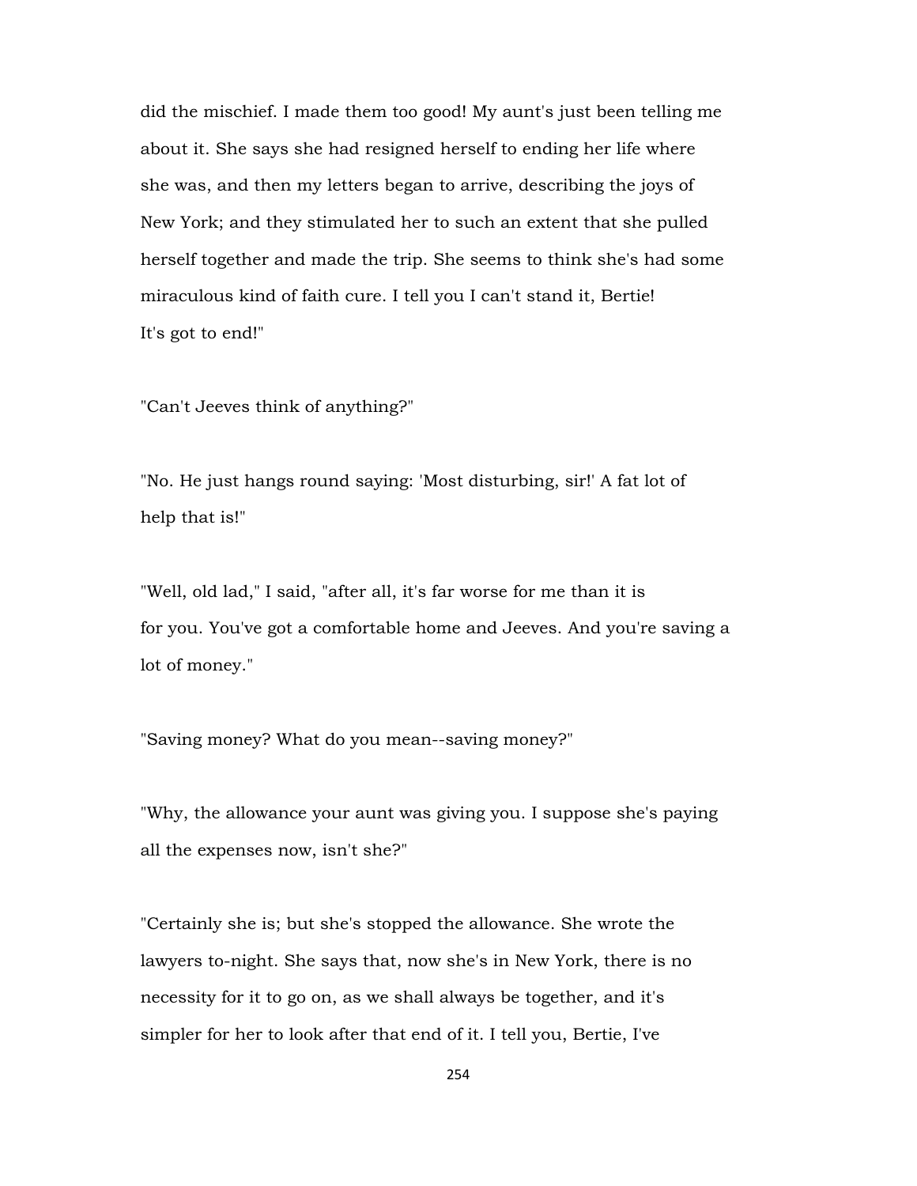did the mischief. I made them too good! My aunt's just been telling me about it. She says she had resigned herself to ending her life where she was, and then my letters began to arrive, describing the joys of New York; and they stimulated her to such an extent that she pulled herself together and made the trip. She seems to think she's had some miraculous kind of faith cure. I tell you I can't stand it, Bertie! It's got to end!"

"Can't Jeeves think of anything?"

"No. He just hangs round saying: 'Most disturbing, sir!' A fat lot of help that is!"

"Well, old lad," I said, "after all, it's far worse for me than it is for you. You've got a comfortable home and Jeeves. And you're saving a lot of money."

"Saving money? What do you mean--saving money?"

"Why, the allowance your aunt was giving you. I suppose she's paying all the expenses now, isn't she?"

"Certainly she is; but she's stopped the allowance. She wrote the lawyers to-night. She says that, now she's in New York, there is no necessity for it to go on, as we shall always be together, and it's simpler for her to look after that end of it. I tell you, Bertie, I've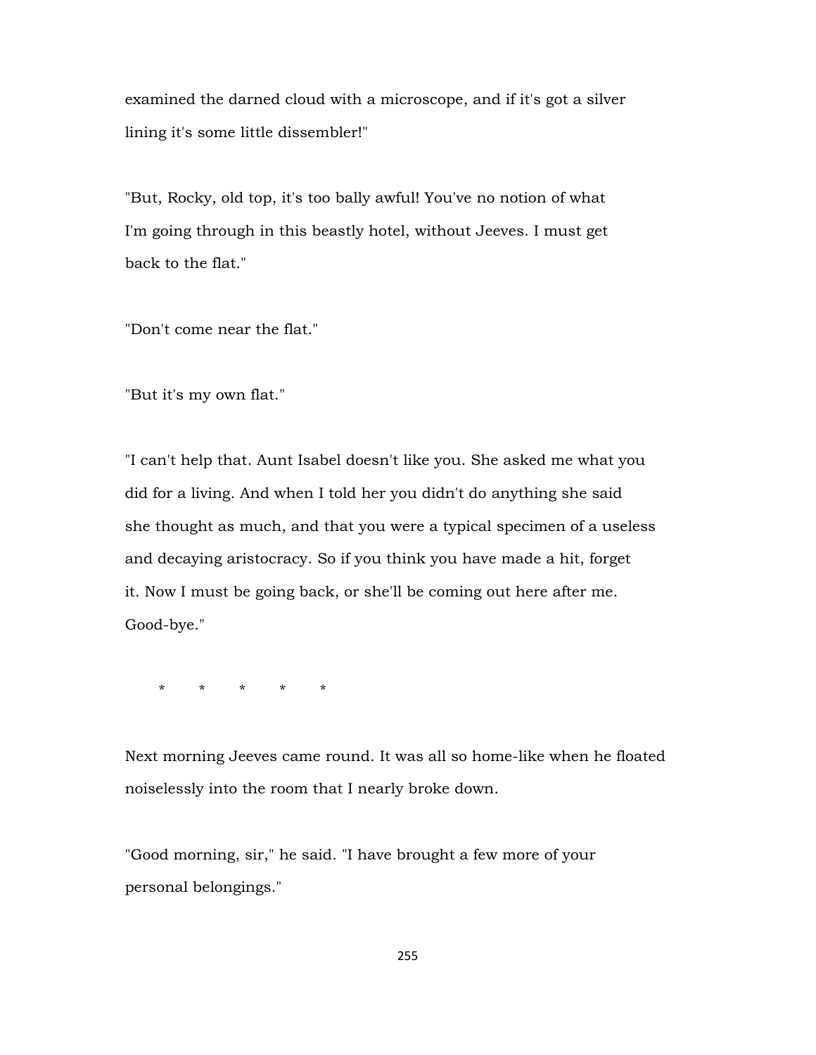examined the darned cloud with a microscope, and if it's got a silver lining it's some little dissembler!"

"But, Rocky, old top, it's too bally awful! You've no notion of what I'm going through in this beastly hotel, without Jeeves. I must get back to the flat."

"Don't come near the flat."

"But it's my own flat."

"I can't help that. Aunt Isabel doesn't like you. She asked me what you did for a living. And when I told her you didn't do anything she said she thought as much, and that you were a typical specimen of a useless and decaying aristocracy. So if you think you have made a hit, forget it. Now I must be going back, or she'll be coming out here after me. Good-bye."

\* \* \* \* \*

Next morning Jeeves came round. It was all so home-like when he floated noiselessly into the room that I nearly broke down.

"Good morning, sir," he said. "I have brought a few more of your personal belongings."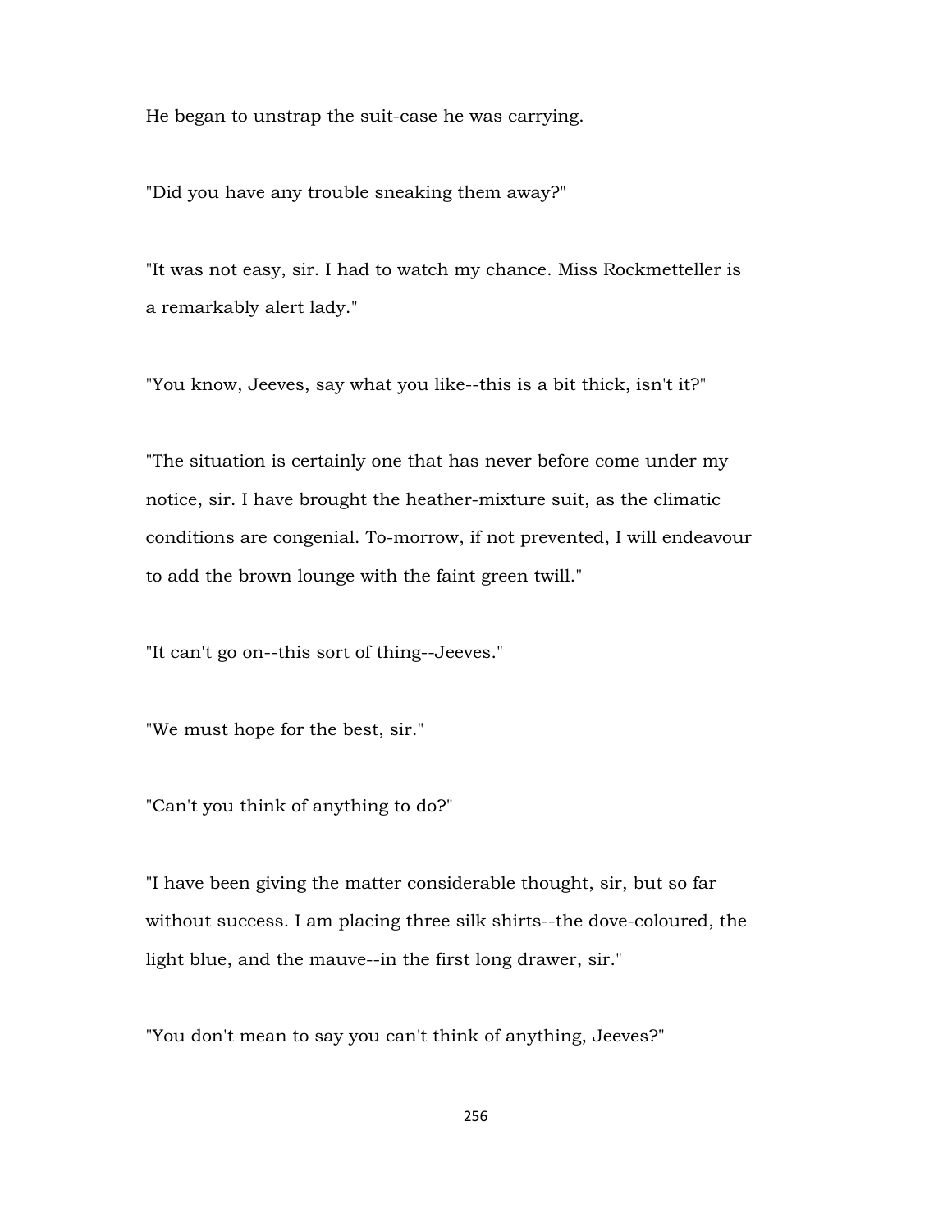He began to unstrap the suit-case he was carrying.

"Did you have any trouble sneaking them away?"

"It was not easy, sir. I had to watch my chance. Miss Rockmetteller is a remarkably alert lady."

"You know, Jeeves, say what you like--this is a bit thick, isn't it?"

"The situation is certainly one that has never before come under my notice, sir. I have brought the heather-mixture suit, as the climatic conditions are congenial. To-morrow, if not prevented, I will endeavour to add the brown lounge with the faint green twill."

"It can't go on--this sort of thing--Jeeves."

"We must hope for the best, sir."

"Can't you think of anything to do?"

"I have been giving the matter considerable thought, sir, but so far without success. I am placing three silk shirts--the dove-coloured, the light blue, and the mauve--in the first long drawer, sir."

"You don't mean to say you can't think of anything, Jeeves?"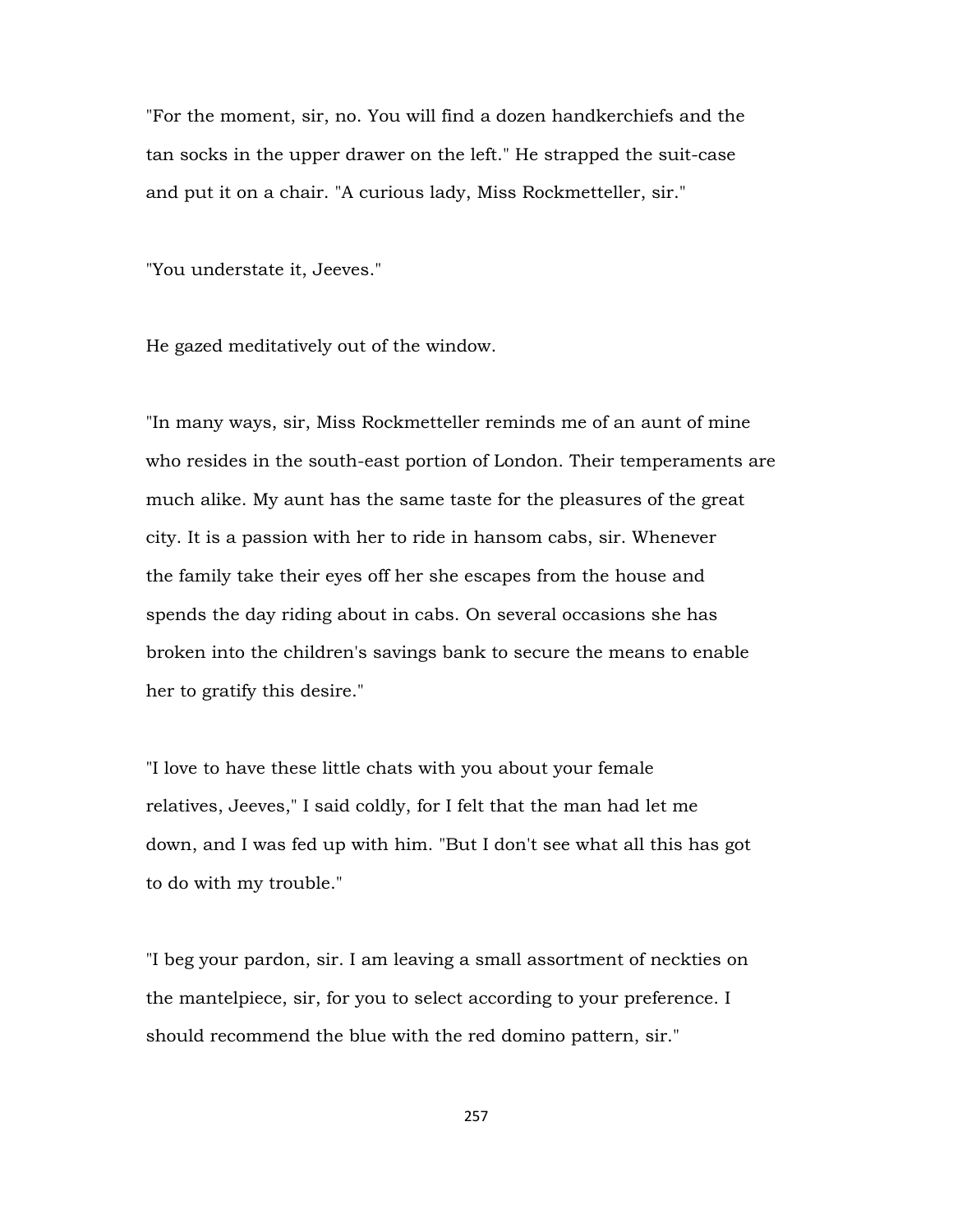"For the moment, sir, no. You will find a dozen handkerchiefs and the tan socks in the upper drawer on the left." He strapped the suit-case and put it on a chair. "A curious lady, Miss Rockmetteller, sir."

"You understate it, Jeeves."

He gazed meditatively out of the window.

"In many ways, sir, Miss Rockmetteller reminds me of an aunt of mine who resides in the south-east portion of London. Their temperaments are much alike. My aunt has the same taste for the pleasures of the great city. It is a passion with her to ride in hansom cabs, sir. Whenever the family take their eyes off her she escapes from the house and spends the day riding about in cabs. On several occasions she has broken into the children's savings bank to secure the means to enable her to gratify this desire."

"I love to have these little chats with you about your female relatives, Jeeves," I said coldly, for I felt that the man had let me down, and I was fed up with him. "But I don't see what all this has got to do with my trouble."

"I beg your pardon, sir. I am leaving a small assortment of neckties on the mantelpiece, sir, for you to select according to your preference. I should recommend the blue with the red domino pattern, sir."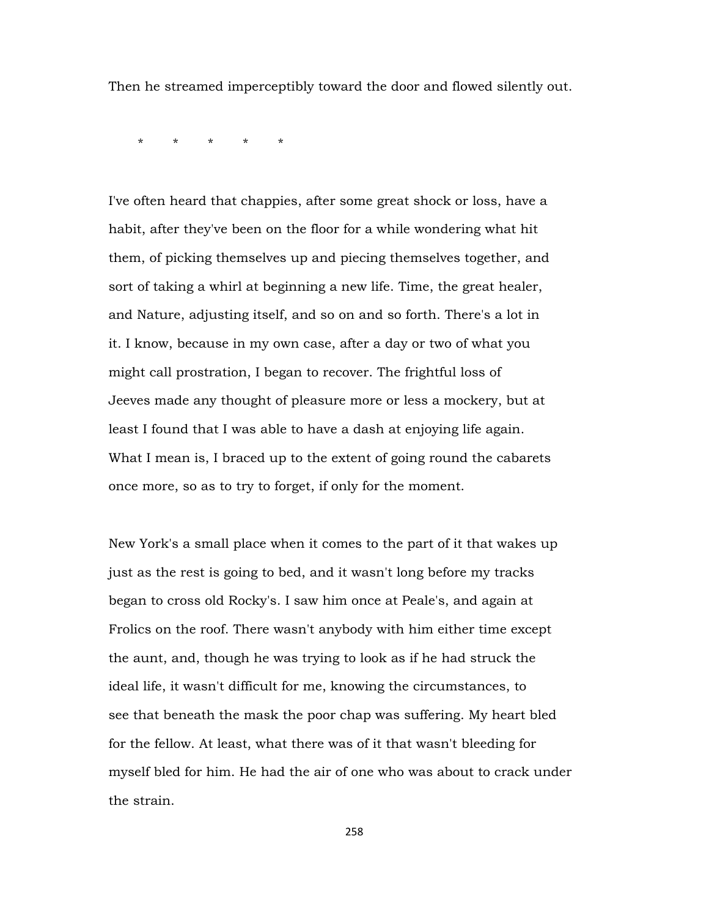Then he streamed imperceptibly toward the door and flowed silently out.

\*       \*       \*       \*       \*

I've often heard that chappies, after some great shock or loss, have a habit, after they've been on the floor for a while wondering what hit them, of picking themselves up and piecing themselves together, and sort of taking a whirl at beginning a new life. Time, the great healer, and Nature, adjusting itself, and so on and so forth. There's a lot in it. I know, because in my own case, after a day or two of what you might call prostration, I began to recover. The frightful loss of Jeeves made any thought of pleasure more or less a mockery, but at least I found that I was able to have a dash at enjoying life again. What I mean is, I braced up to the extent of going round the cabarets once more, so as to try to forget, if only for the moment.

New York's a small place when it comes to the part of it that wakes up just as the rest is going to bed, and it wasn't long before my tracks began to cross old Rocky's. I saw him once at Peale's, and again at Frolics on the roof. There wasn't anybody with him either time except the aunt, and, though he was trying to look as if he had struck the ideal life, it wasn't difficult for me, knowing the circumstances, to see that beneath the mask the poor chap was suffering. My heart bled for the fellow. At least, what there was of it that wasn't bleeding for myself bled for him. He had the air of one who was about to crack under the strain.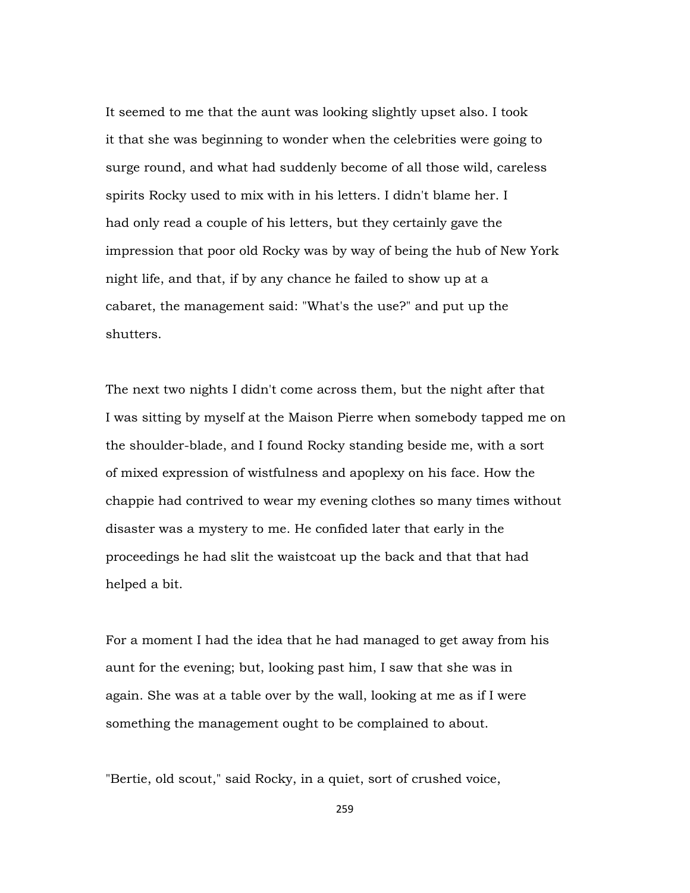It seemed to me that the aunt was looking slightly upset also. I took it that she was beginning to wonder when the celebrities were going to surge round, and what had suddenly become of all those wild, careless spirits Rocky used to mix with in his letters. I didn't blame her. I had only read a couple of his letters, but they certainly gave the impression that poor old Rocky was by way of being the hub of New York night life, and that, if by any chance he failed to show up at a cabaret, the management said: "What's the use?" and put up the shutters.

The next two nights I didn't come across them, but the night after that I was sitting by myself at the Maison Pierre when somebody tapped me on the shoulder-blade, and I found Rocky standing beside me, with a sort of mixed expression of wistfulness and apoplexy on his face. How the chappie had contrived to wear my evening clothes so many times without disaster was a mystery to me. He confided later that early in the proceedings he had slit the waistcoat up the back and that that had helped a bit.

For a moment I had the idea that he had managed to get away from his aunt for the evening; but, looking past him, I saw that she was in again. She was at a table over by the wall, looking at me as if I were something the management ought to be complained to about.

"Bertie, old scout," said Rocky, in a quiet, sort of crushed voice,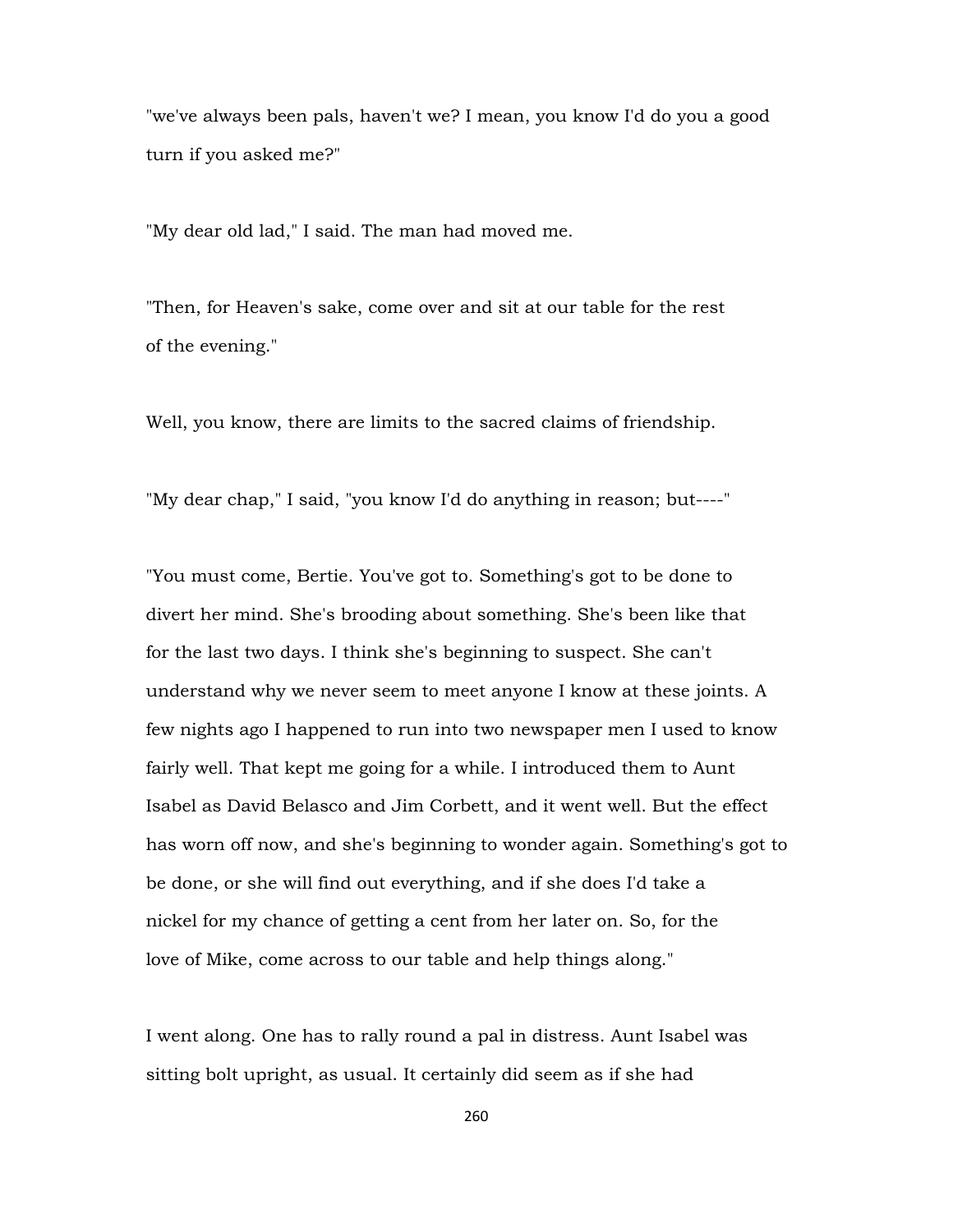"we've always been pals, haven't we? I mean, you know I'd do you a good turn if you asked me?"

"My dear old lad," I said. The man had moved me.

"Then, for Heaven's sake, come over and sit at our table for the rest of the evening."

Well, you know, there are limits to the sacred claims of friendship.

"My dear chap," I said, "you know I'd do anything in reason; but----"

"You must come, Bertie. You've got to. Something's got to be done to divert her mind. She's brooding about something. She's been like that for the last two days. I think she's beginning to suspect. She can't understand why we never seem to meet anyone I know at these joints. A few nights ago I happened to run into two newspaper men I used to know fairly well. That kept me going for a while. I introduced them to Aunt Isabel as David Belasco and Jim Corbett, and it went well. But the effect has worn off now, and she's beginning to wonder again. Something's got to be done, or she will find out everything, and if she does I'd take a nickel for my chance of getting a cent from her later on. So, for the love of Mike, come across to our table and help things along."

I went along. One has to rally round a pal in distress. Aunt Isabel was sitting bolt upright, as usual. It certainly did seem as if she had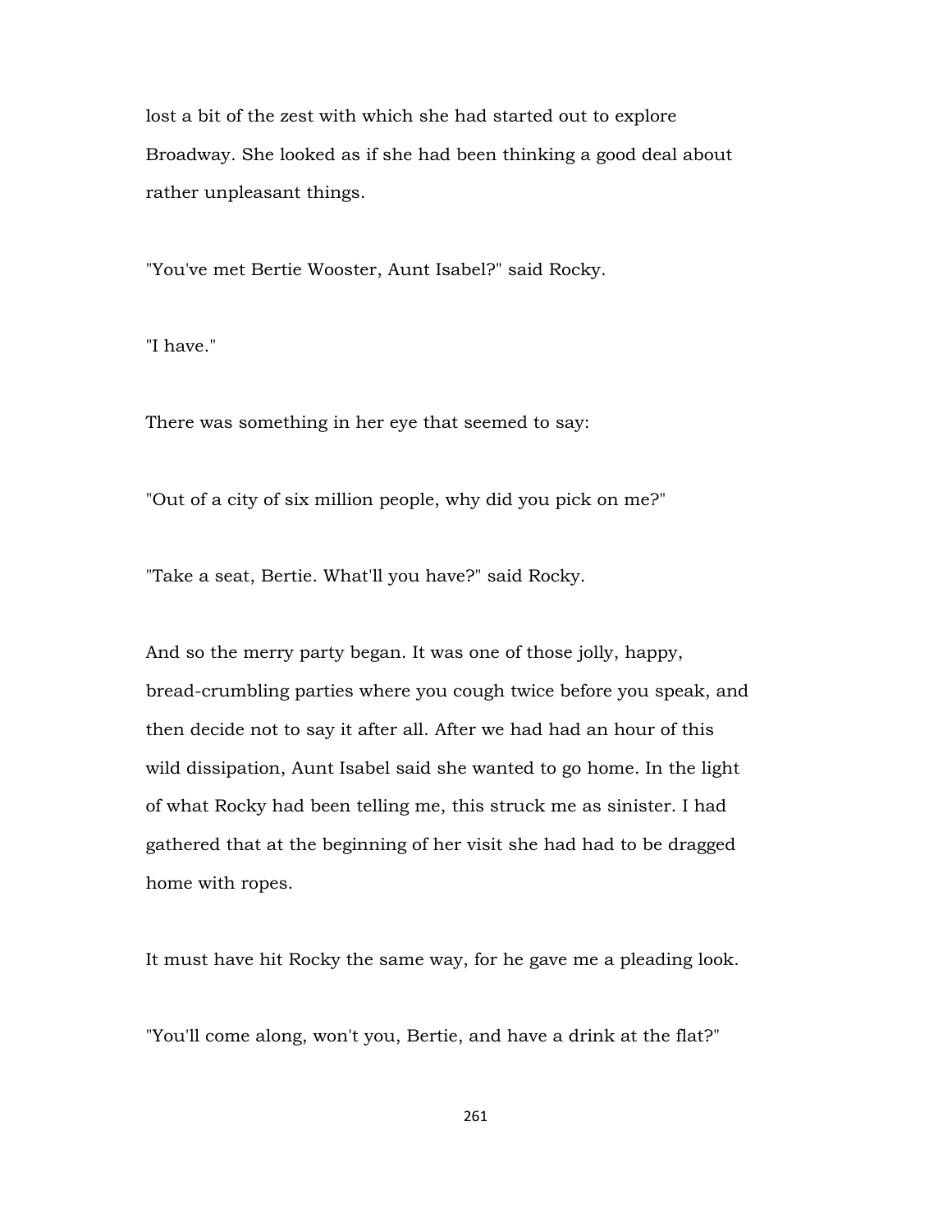lost a bit of the zest with which she had started out to explore Broadway. She looked as if she had been thinking a good deal about rather unpleasant things.

"You've met Bertie Wooster, Aunt Isabel?" said Rocky.

"I have."

There was something in her eye that seemed to say:

"Out of a city of six million people, why did you pick on me?"

"Take a seat, Bertie. What'll you have?" said Rocky.

And so the merry party began. It was one of those jolly, happy, bread-crumbling parties where you cough twice before you speak, and then decide not to say it after all. After we had had an hour of this wild dissipation, Aunt Isabel said she wanted to go home. In the light of what Rocky had been telling me, this struck me as sinister. I had gathered that at the beginning of her visit she had had to be dragged home with ropes.

It must have hit Rocky the same way, for he gave me a pleading look.

"You'll come along, won't you, Bertie, and have a drink at the flat?"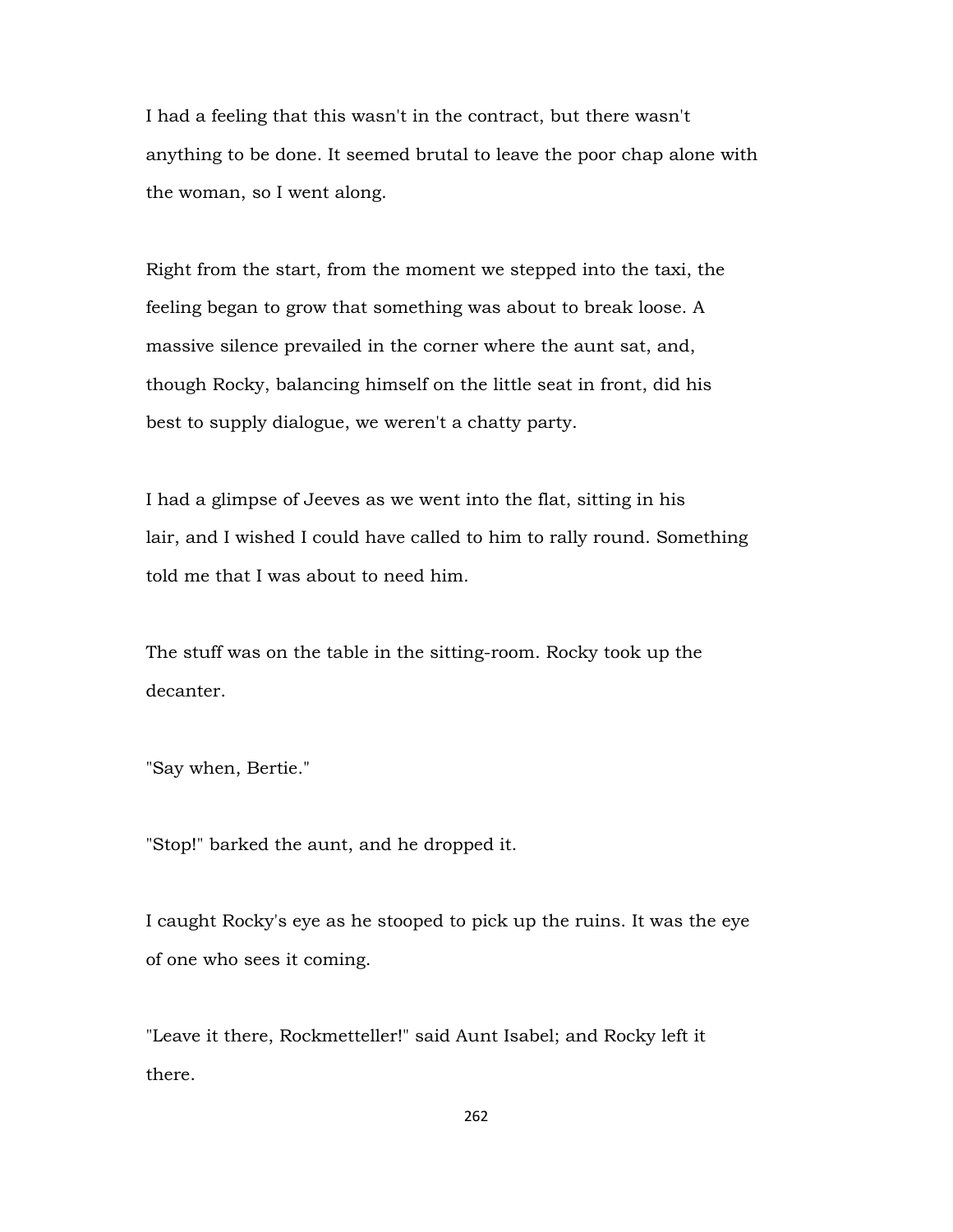I had a feeling that this wasn't in the contract, but there wasn't anything to be done. It seemed brutal to leave the poor chap alone with the woman, so I went along.

Right from the start, from the moment we stepped into the taxi, the feeling began to grow that something was about to break loose. A massive silence prevailed in the corner where the aunt sat, and, though Rocky, balancing himself on the little seat in front, did his best to supply dialogue, we weren't a chatty party.

I had a glimpse of Jeeves as we went into the flat, sitting in his lair, and I wished I could have called to him to rally round. Something told me that I was about to need him.

The stuff was on the table in the sitting-room. Rocky took up the decanter.

"Say when, Bertie."

"Stop!" barked the aunt, and he dropped it.

I caught Rocky's eye as he stooped to pick up the ruins. It was the eye of one who sees it coming.

"Leave it there, Rockmetteller!" said Aunt Isabel; and Rocky left it there.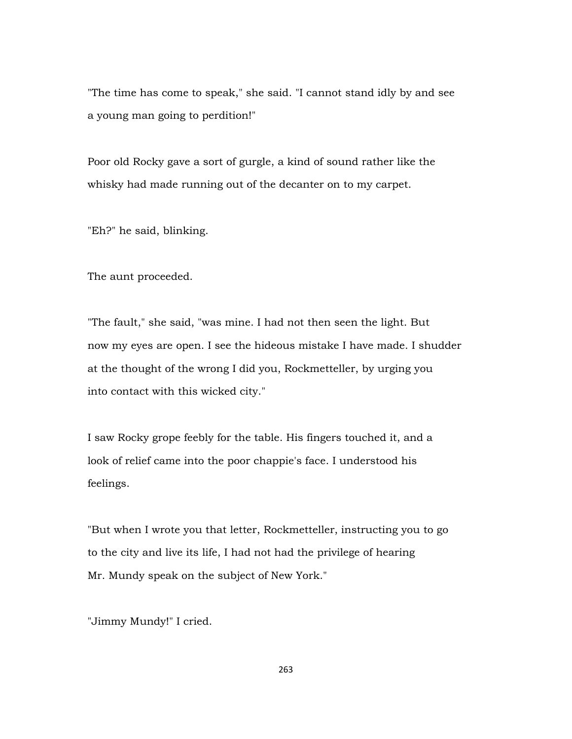"The time has come to speak," she said. "I cannot stand idly by and see a young man going to perdition!"

Poor old Rocky gave a sort of gurgle, a kind of sound rather like the whisky had made running out of the decanter on to my carpet.

"Eh?" he said, blinking.

The aunt proceeded.

"The fault," she said, "was mine. I had not then seen the light. But now my eyes are open. I see the hideous mistake I have made. I shudder at the thought of the wrong I did you, Rockmetteller, by urging you into contact with this wicked city."

I saw Rocky grope feebly for the table. His fingers touched it, and a look of relief came into the poor chappie's face. I understood his feelings.

"But when I wrote you that letter, Rockmetteller, instructing you to go to the city and live its life, I had not had the privilege of hearing Mr. Mundy speak on the subject of New York."

"Jimmy Mundy!" I cried.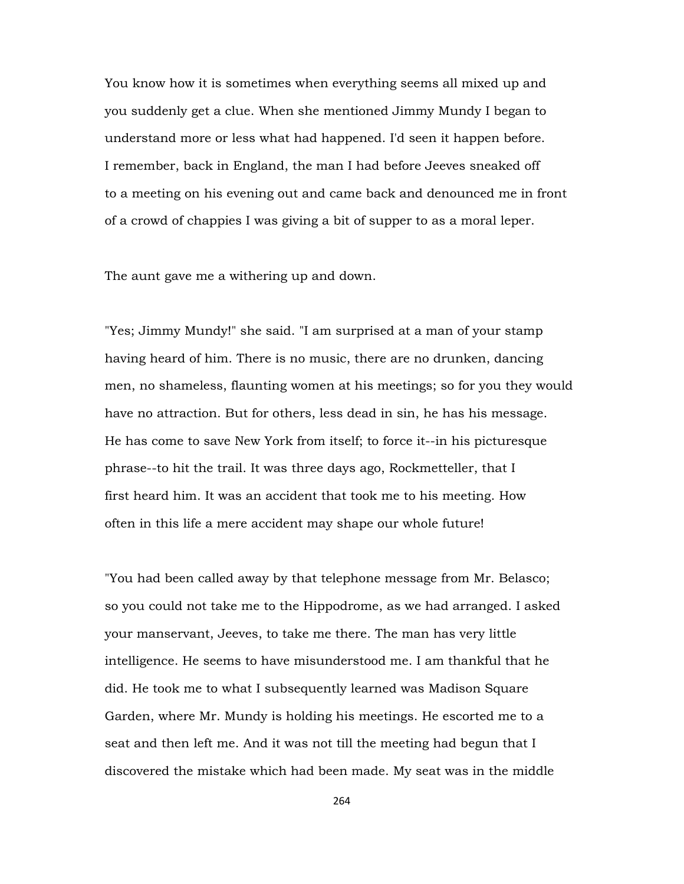You know how it is sometimes when everything seems all mixed up and you suddenly get a clue. When she mentioned Jimmy Mundy I began to understand more or less what had happened. I'd seen it happen before. I remember, back in England, the man I had before Jeeves sneaked off to a meeting on his evening out and came back and denounced me in front of a crowd of chappies I was giving a bit of supper to as a moral leper.

The aunt gave me a withering up and down.

"Yes; Jimmy Mundy!" she said. "I am surprised at a man of your stamp having heard of him. There is no music, there are no drunken, dancing men, no shameless, flaunting women at his meetings; so for you they would have no attraction. But for others, less dead in sin, he has his message. He has come to save New York from itself; to force it--in his picturesque phrase--to hit the trail. It was three days ago, Rockmetteller, that I first heard him. It was an accident that took me to his meeting. How often in this life a mere accident may shape our whole future!

"You had been called away by that telephone message from Mr. Belasco; so you could not take me to the Hippodrome, as we had arranged. I asked your manservant, Jeeves, to take me there. The man has very little intelligence. He seems to have misunderstood me. I am thankful that he did. He took me to what I subsequently learned was Madison Square Garden, where Mr. Mundy is holding his meetings. He escorted me to a seat and then left me. And it was not till the meeting had begun that I discovered the mistake which had been made. My seat was in the middle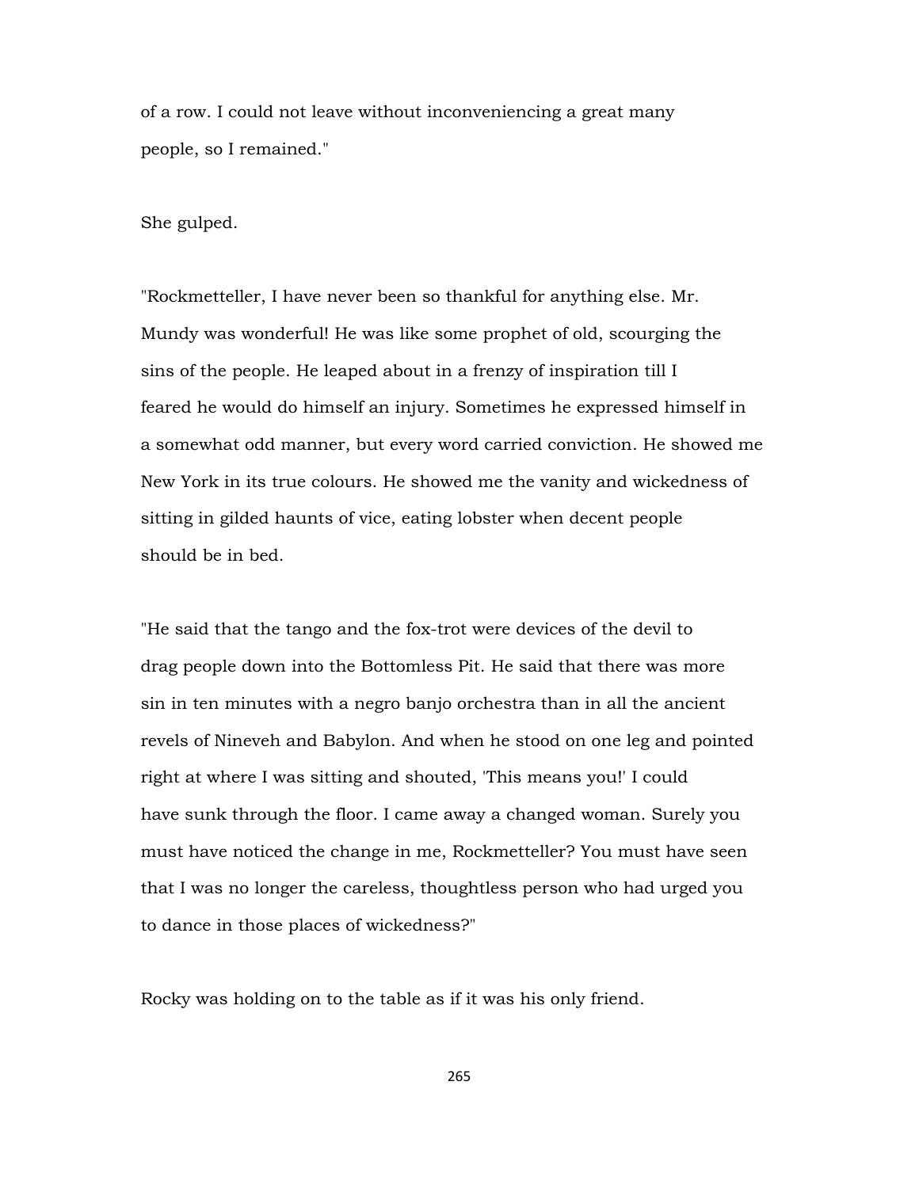of a row. I could not leave without inconveniencing a great many people, so I remained."

She gulped.

"Rockmetteller, I have never been so thankful for anything else. Mr. Mundy was wonderful! He was like some prophet of old, scourging the sins of the people. He leaped about in a frenzy of inspiration till I feared he would do himself an injury. Sometimes he expressed himself in a somewhat odd manner, but every word carried conviction. He showed me New York in its true colours. He showed me the vanity and wickedness of sitting in gilded haunts of vice, eating lobster when decent people should be in bed.

"He said that the tango and the fox-trot were devices of the devil to drag people down into the Bottomless Pit. He said that there was more sin in ten minutes with a negro banjo orchestra than in all the ancient revels of Nineveh and Babylon. And when he stood on one leg and pointed right at where I was sitting and shouted, 'This means you!' I could have sunk through the floor. I came away a changed woman. Surely you must have noticed the change in me, Rockmetteller? You must have seen that I was no longer the careless, thoughtless person who had urged you to dance in those places of wickedness?"

Rocky was holding on to the table as if it was his only friend.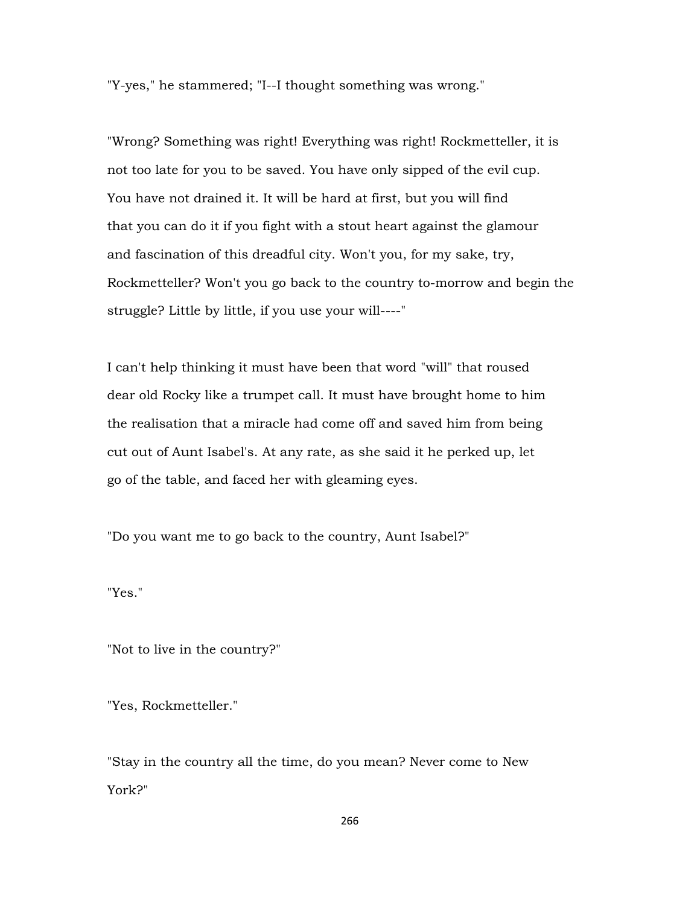"Y-yes," he stammered; "I--I thought something was wrong."

"Wrong? Something was right! Everything was right! Rockmetteller, it is not too late for you to be saved. You have only sipped of the evil cup. You have not drained it. It will be hard at first, but you will find that you can do it if you fight with a stout heart against the glamour and fascination of this dreadful city. Won't you, for my sake, try, Rockmetteller? Won't you go back to the country to-morrow and begin the struggle? Little by little, if you use your will----"

I can't help thinking it must have been that word "will" that roused dear old Rocky like a trumpet call. It must have brought home to him the realisation that a miracle had come off and saved him from being cut out of Aunt Isabel's. At any rate, as she said it he perked up, let go of the table, and faced her with gleaming eyes.

"Do you want me to go back to the country, Aunt Isabel?"

"Yes."

"Not to live in the country?"

"Yes, Rockmetteller."

"Stay in the country all the time, do you mean? Never come to New York?"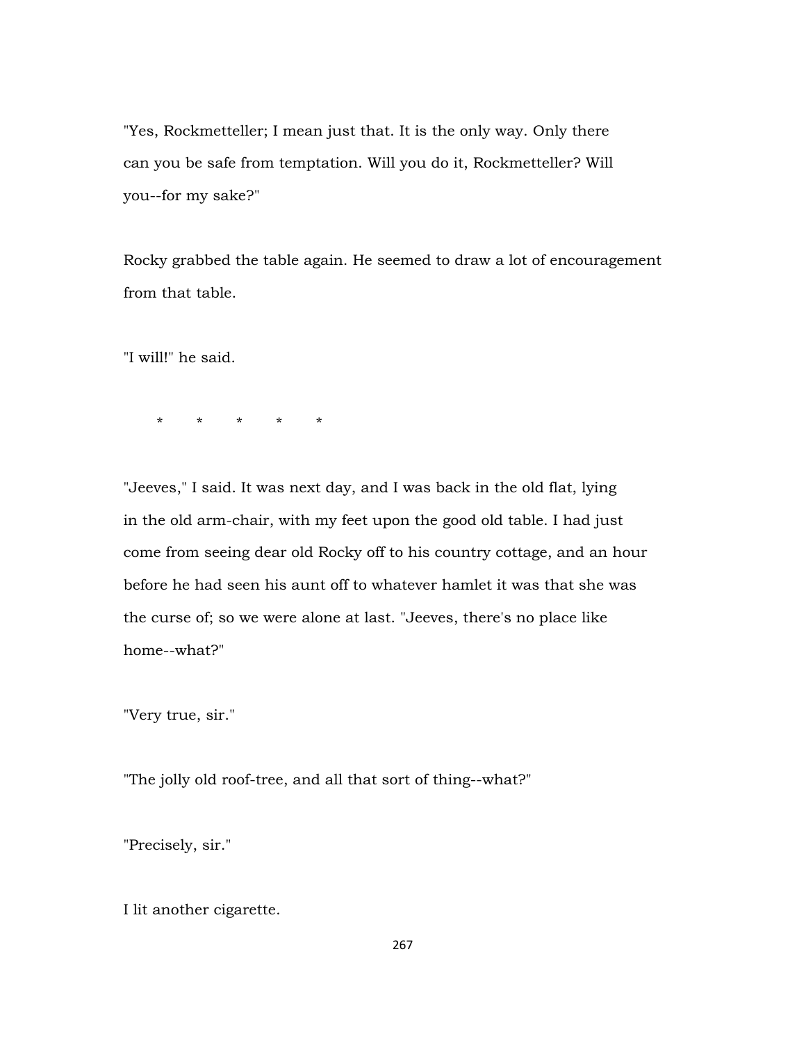"Yes, Rockmetteller; I mean just that. It is the only way. Only there can you be safe from temptation. Will you do it, Rockmetteller? Will you--for my sake?"

Rocky grabbed the table again. He seemed to draw a lot of encouragement from that table.

"I will!" he said.

\*        \*        \*        \*        \*

"Jeeves," I said. It was next day, and I was back in the old flat, lying in the old arm-chair, with my feet upon the good old table. I had just come from seeing dear old Rocky off to his country cottage, and an hour before he had seen his aunt off to whatever hamlet it was that she was the curse of; so we were alone at last. "Jeeves, there's no place like home--what?"

"Very true, sir."

"The jolly old roof-tree, and all that sort of thing--what?"

"Precisely, sir."

I lit another cigarette.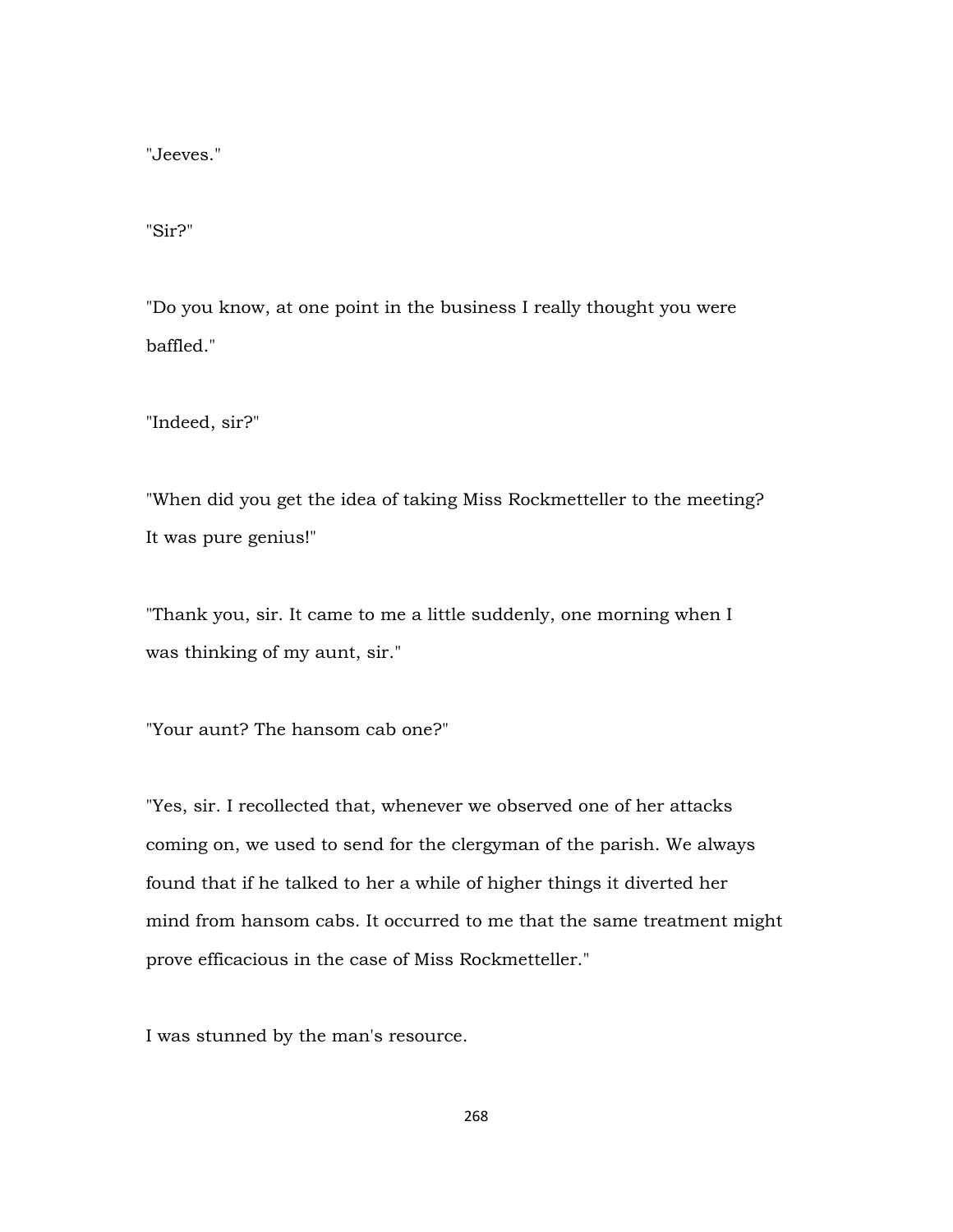"Jeeves."

"Sir?"

"Do you know, at one point in the business I really thought you were baffled."

"Indeed, sir?"

"When did you get the idea of taking Miss Rockmetteller to the meeting? It was pure genius!"

"Thank you, sir. It came to me a little suddenly, one morning when I was thinking of my aunt, sir."

"Your aunt? The hansom cab one?"

"Yes, sir. I recollected that, whenever we observed one of her attacks coming on, we used to send for the clergyman of the parish. We always found that if he talked to her a while of higher things it diverted her mind from hansom cabs. It occurred to me that the same treatment might prove efficacious in the case of Miss Rockmetteller."

I was stunned by the man's resource.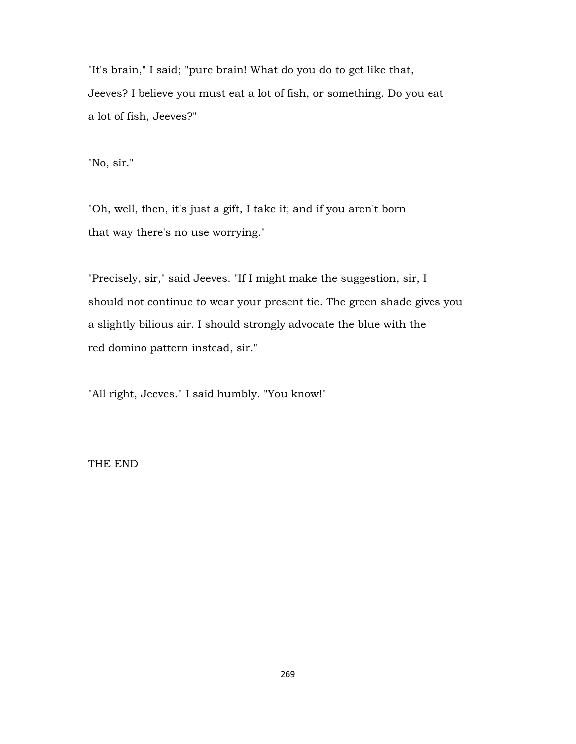"It's brain," I said; "pure brain! What do you do to get like that, Jeeves? I believe you must eat a lot of fish, or something. Do you eat a lot of fish, Jeeves?"

"No, sir."

"Oh, well, then, it's just a gift, I take it; and if you aren't born that way there's no use worrying."

"Precisely, sir," said Jeeves. "If I might make the suggestion, sir, I should not continue to wear your present tie. The green shade gives you a slightly bilious air. I should strongly advocate the blue with the red domino pattern instead, sir."

"All right, Jeeves." I said humbly. "You know!"

THE END